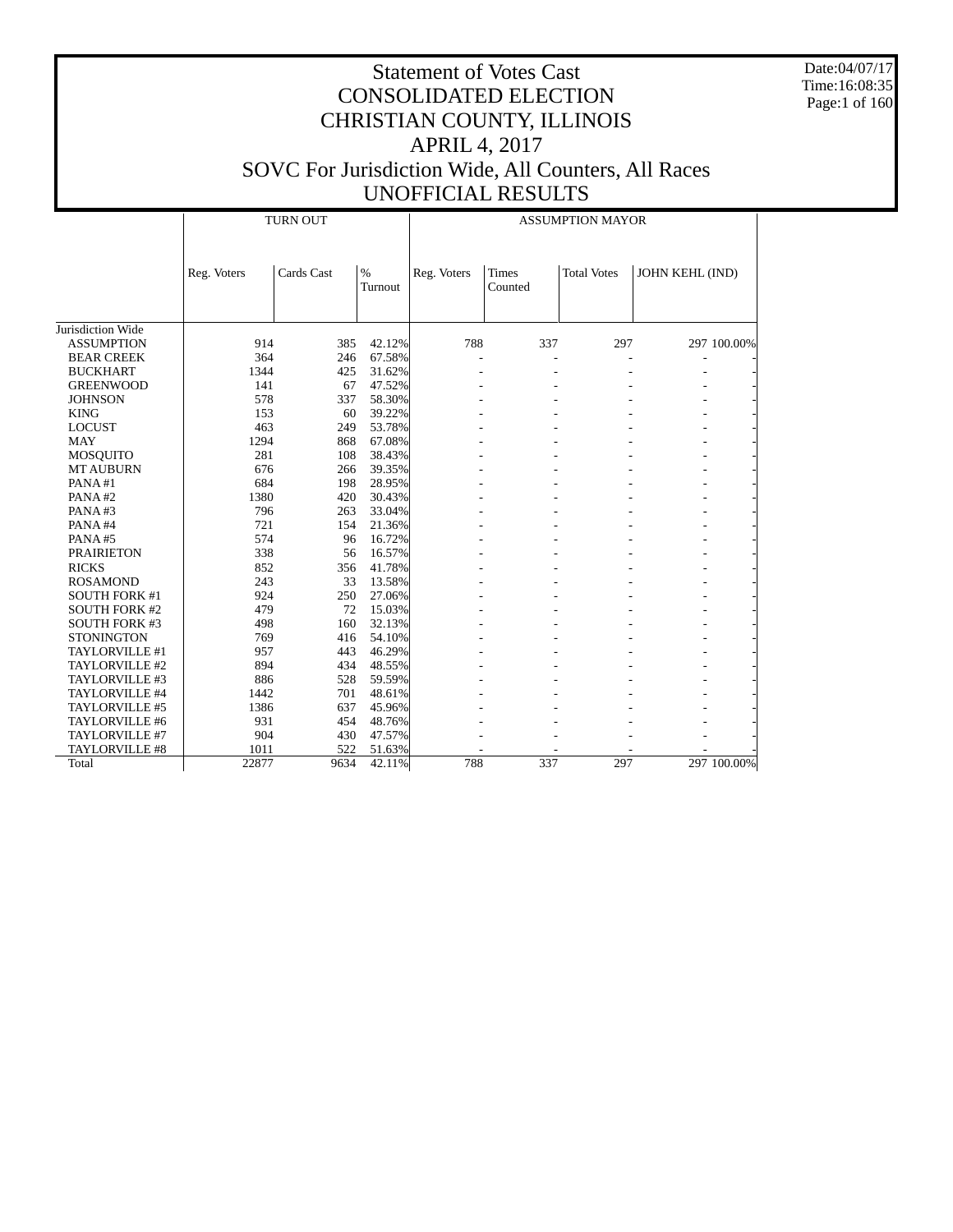# Statement of Votes Cast
# CONSOLIDATED ELECTION
# CHRISTIAN COUNTY, ILLINOIS
# APRIL 4, 2017
# SOVC For Jurisdiction Wide, All Counters, All Races
# UNOFFICIAL RESULTS

Date:04/07/17
Time:16:08:35

| | TURN OUT | | | ASSUMPTION MAYOR | | | | |
|---|---|---|---|---|---|---|---|---|
| | Reg. Voters | Cards Cast | % Turnout | Reg. Voters | Times Counted | Total Votes | JOHN KEHL (IND) | |
| Jurisdiction Wide | | | | | | | | |
| ASSUMPTION | 914 | 385 | 42.12% | 788 | 337 | 297 | 297 | 100.00% |
| BEAR CREEK | 364 | 246 | 67.58% | - | - | - | - | - |
| BUCKHART | 1344 | 425 | 31.62% | - | - | - | - | - |
| GREENWOOD | 141 | 67 | 47.52% | - | - | - | - | - |
| JOHNSON | 578 | 337 | 58.30% | - | - | - | - | - |
| KING | 153 | 60 | 39.22% | - | - | - | - | - |
| LOCUST | 463 | 249 | 53.78% | - | - | - | - | - |
| MAY | 1294 | 868 | 67.08% | - | - | - | - | - |
| MOSQUITO | 281 | 108 | 38.43% | - | - | - | - | - |
| MT AUBURN | 676 | 266 | 39.35% | - | - | - | - | - |
| PANA #1 | 684 | 198 | 28.95% | - | - | - | - | - |
| PANA #2 | 1380 | 420 | 30.43% | - | - | - | - | - |
| PANA #3 | 796 | 263 | 33.04% | - | - | - | - | - |
| PANA #4 | 721 | 154 | 21.36% | - | - | - | - | - |
| PANA #5 | 574 | 96 | 16.72% | - | - | - | - | - |
| PRAIRIETON | 338 | 56 | 16.57% | - | - | - | - | - |
| RICKS | 852 | 356 | 41.78% | - | - | - | - | - |
| ROSAMOND | 243 | 33 | 13.58% | - | - | - | - | - |
| SOUTH FORK #1 | 924 | 250 | 27.06% | - | - | - | - | - |
| SOUTH FORK #2 | 479 | 72 | 15.03% | - | - | - | - | - |
| SOUTH FORK #3 | 498 | 160 | 32.13% | - | - | - | - | - |
| STONINGTON | 769 | 416 | 54.10% | - | - | - | - | - |
| TAYLORVILLE #1 | 957 | 443 | 46.29% | - | - | - | - | - |
| TAYLORVILLE #2 | 894 | 434 | 48.55% | - | - | - | - | - |
| TAYLORVILLE #3 | 886 | 528 | 59.59% | - | - | - | - | - |
| TAYLORVILLE #4 | 1442 | 701 | 48.61% | - | - | - | - | - |
| TAYLORVILLE #5 | 1386 | 637 | 45.96% | - | - | - | - | - |
| TAYLORVILLE #6 | 931 | 454 | 48.76% | - | - | - | - | - |
| TAYLORVILLE #7 | 904 | 430 | 47.57% | - | - | - | - | - |
| TAYLORVILLE #8 | 1011 | 522 | 51.63% | - | - | - | - | - |
| Total | 22877 | 9634 | 42.11% | 788 | 337 | 297 | 297 | 100.00% |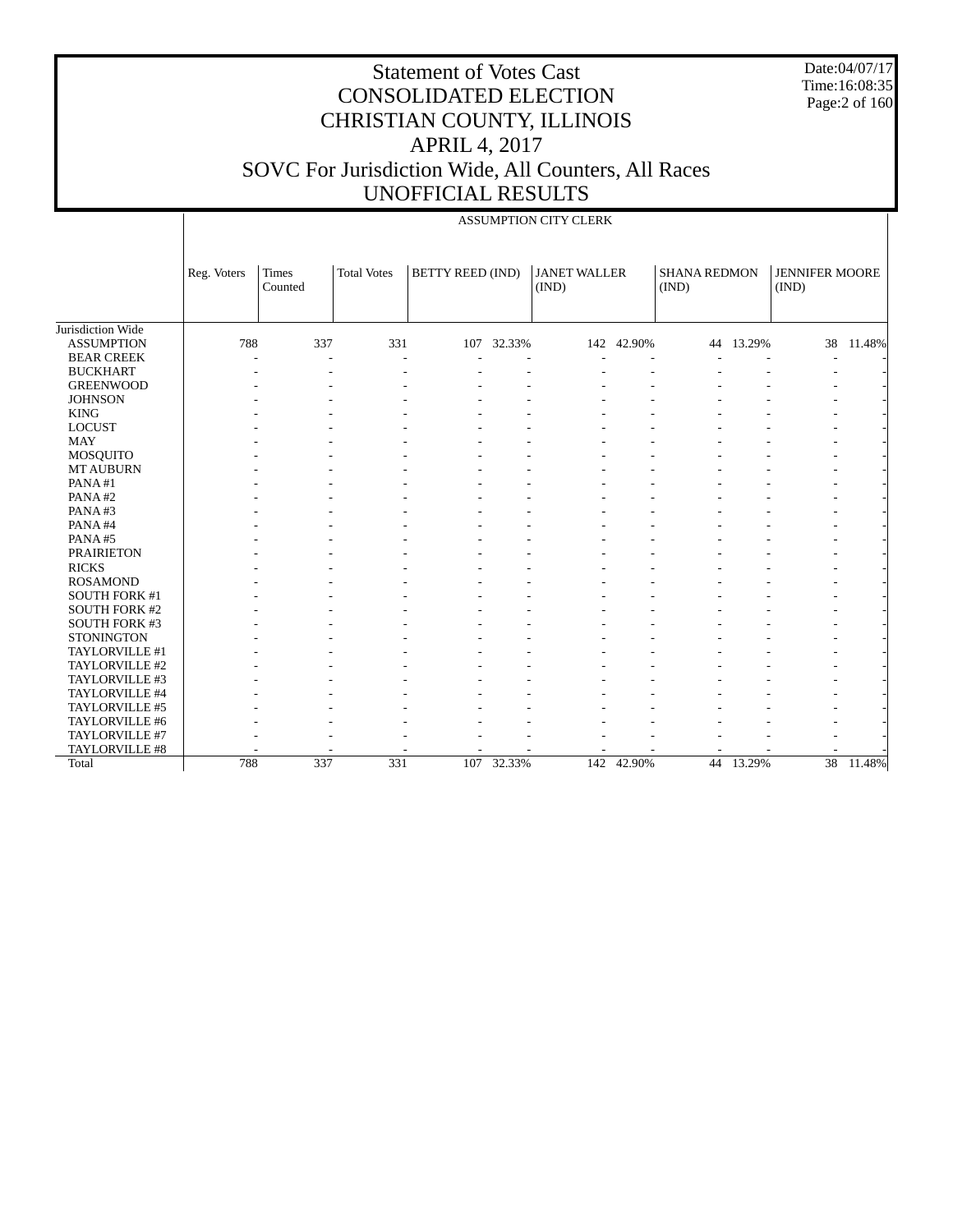# Statement of Votes Cast
# CONSOLIDATED ELECTION
# CHRISTIAN COUNTY, ILLINOIS
# APRIL 4, 2017
# SOVC For Jurisdiction Wide, All Counters, All Races
# UNOFFICIAL RESULTS

Date:04/07/17
Time:16:08:35

ASSUMPTION CITY CLERK

| | Reg. Voters | Times Counted | Total Votes | BETTY REED (IND) | | JANET WALLER (IND) | | SHANA REDMON (IND) | | JENNIFER MOORE (IND) | |
|---|---|---|---|---|---|---|---|---|---|---|---|
| Jurisdiction Wide | | | | | | | | | | | |
| ASSUMPTION | 788 | 337 | 331 | 107 | 32.33% | 142 | 42.90% | 44 | 13.29% | 38 | 11.48% |
| BEAR CREEK | - | - | - | - | - | - | - | - | - | - | - |
| BUCKHART | - | - | - | - | - | - | - | - | - | - | - |
| GREENWOOD | - | - | - | - | - | - | - | - | - | - | - |
| JOHNSON | - | - | - | - | - | - | - | - | - | - | - |
| KING | - | - | - | - | - | - | - | - | - | - | - |
| LOCUST | - | - | - | - | - | - | - | - | - | - | - |
| MAY | - | - | - | - | - | - | - | - | - | - | - |
| MOSQUITO | - | - | - | - | - | - | - | - | - | - | - |
| MT AUBURN | - | - | - | - | - | - | - | - | - | - | - |
| PANA #1 | - | - | - | - | - | - | - | - | - | - | - |
| PANA #2 | - | - | - | - | - | - | - | - | - | - | - |
| PANA #3 | - | - | - | - | - | - | - | - | - | - | - |
| PANA #4 | - | - | - | - | - | - | - | - | - | - | - |
| PANA #5 | - | - | - | - | - | - | - | - | - | - | - |
| PRAIRIETON | - | - | - | - | - | - | - | - | - | - | - |
| RICKS | - | - | - | - | - | - | - | - | - | - | - |
| ROSAMOND | - | - | - | - | - | - | - | - | - | - | - |
| SOUTH FORK #1 | - | - | - | - | - | - | - | - | - | - | - |
| SOUTH FORK #2 | - | - | - | - | - | - | - | - | - | - | - |
| SOUTH FORK #3 | - | - | - | - | - | - | - | - | - | - | - |
| STONINGTON | - | - | - | - | - | - | - | - | - | - | - |
| TAYLORVILLE #1 | - | - | - | - | - | - | - | - | - | - | - |
| TAYLORVILLE #2 | - | - | - | - | - | - | - | - | - | - | - |
| TAYLORVILLE #3 | - | - | - | - | - | - | - | - | - | - | - |
| TAYLORVILLE #4 | - | - | - | - | - | - | - | - | - | - | - |
| TAYLORVILLE #5 | - | - | - | - | - | - | - | - | - | - | - |
| TAYLORVILLE #6 | - | - | - | - | - | - | - | - | - | - | - |
| TAYLORVILLE #7 | - | - | - | - | - | - | - | - | - | - | - |
| TAYLORVILLE #8 | - | - | - | - | - | - | - | - | - | - | - |
| Total | 788 | 337 | 331 | 107 | 32.33% | 142 | 42.90% | 44 | 13.29% | 38 | 11.48% |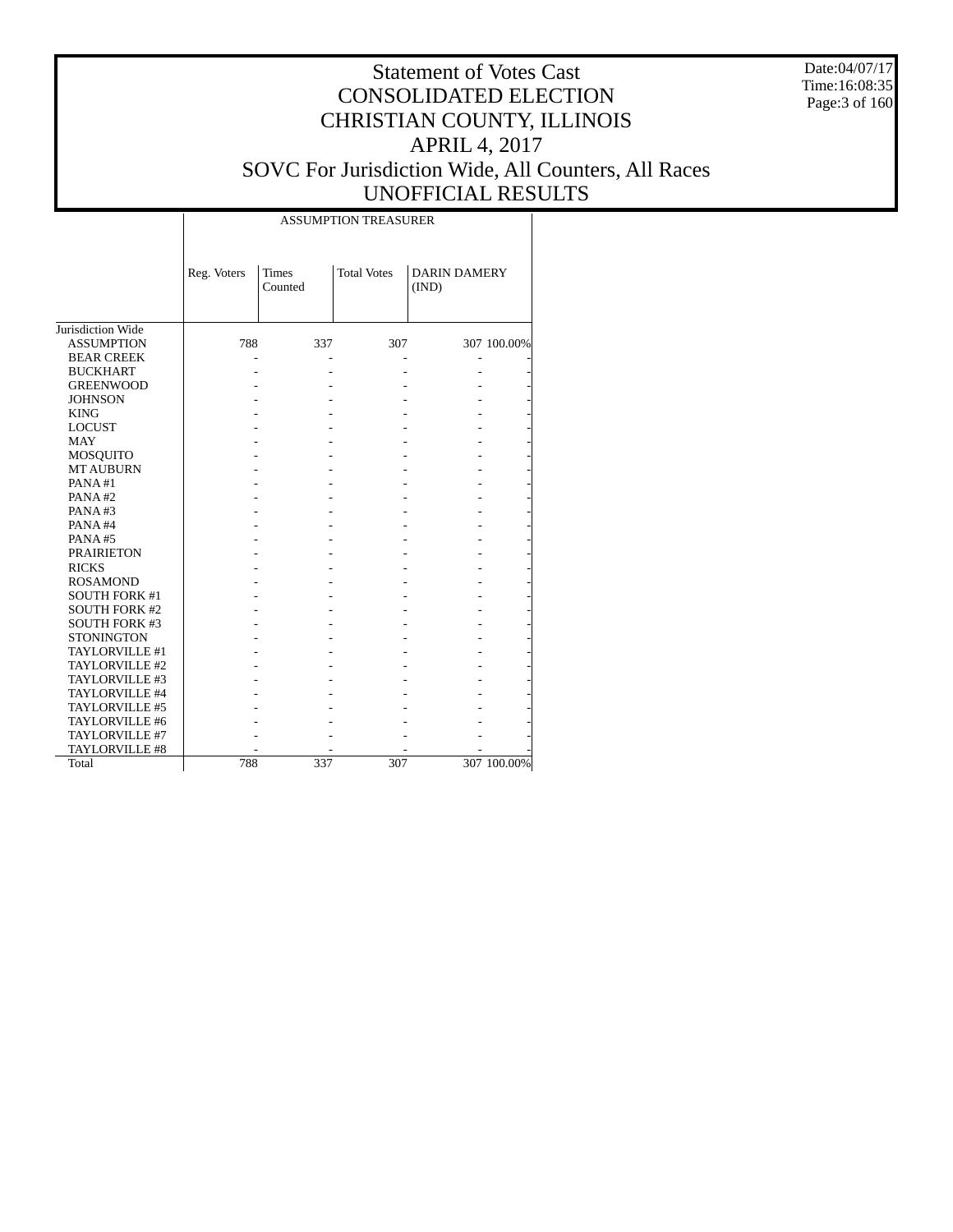# Statement of Votes Cast
# CONSOLIDATED ELECTION
# CHRISTIAN COUNTY, ILLINOIS
# APRIL 4, 2017
# SOVC For Jurisdiction Wide, All Counters, All Races
# UNOFFICIAL RESULTS

Date:04/07/17
Time:16:08:35

| | ASSUMPTION TREASURER | | | | |
|---|---|---|---|---|---|
| | Reg. Voters | Times Counted | Total Votes | DARIN DAMERY (IND) | |
| Jurisdiction Wide | | | | | |
| ASSUMPTION | 788 | 337 | 307 | 307 | 100.00% |
| BEAR CREEK | - | - | - | - | - |
| BUCKHART | - | - | - | - | - |
| GREENWOOD | - | - | - | - | - |
| JOHNSON | - | - | - | - | - |
| KING | - | - | - | - | - |
| LOCUST | - | - | - | - | - |
| MAY | - | - | - | - | - |
| MOSQUITO | - | - | - | - | - |
| MT AUBURN | - | - | - | - | - |
| PANA #1 | - | - | - | - | - |
| PANA #2 | - | - | - | - | - |
| PANA #3 | - | - | - | - | - |
| PANA #4 | - | - | - | - | - |
| PANA #5 | - | - | - | - | - |
| PRAIRIETON | - | - | - | - | - |
| RICKS | - | - | - | - | - |
| ROSAMOND | - | - | - | - | - |
| SOUTH FORK #1 | - | - | - | - | - |
| SOUTH FORK #2 | - | - | - | - | - |
| SOUTH FORK #3 | - | - | - | - | - |
| STONINGTON | - | - | - | - | - |
| TAYLORVILLE #1 | - | - | - | - | - |
| TAYLORVILLE #2 | - | - | - | - | - |
| TAYLORVILLE #3 | - | - | - | - | - |
| TAYLORVILLE #4 | - | - | - | - | - |
| TAYLORVILLE #5 | - | - | - | - | - |
| TAYLORVILLE #6 | - | - | - | - | - |
| TAYLORVILLE #7 | - | - | - | - | - |
| TAYLORVILLE #8 | - | - | - | - | - |
| Total | 788 | 337 | 307 | 307 | 100.00% |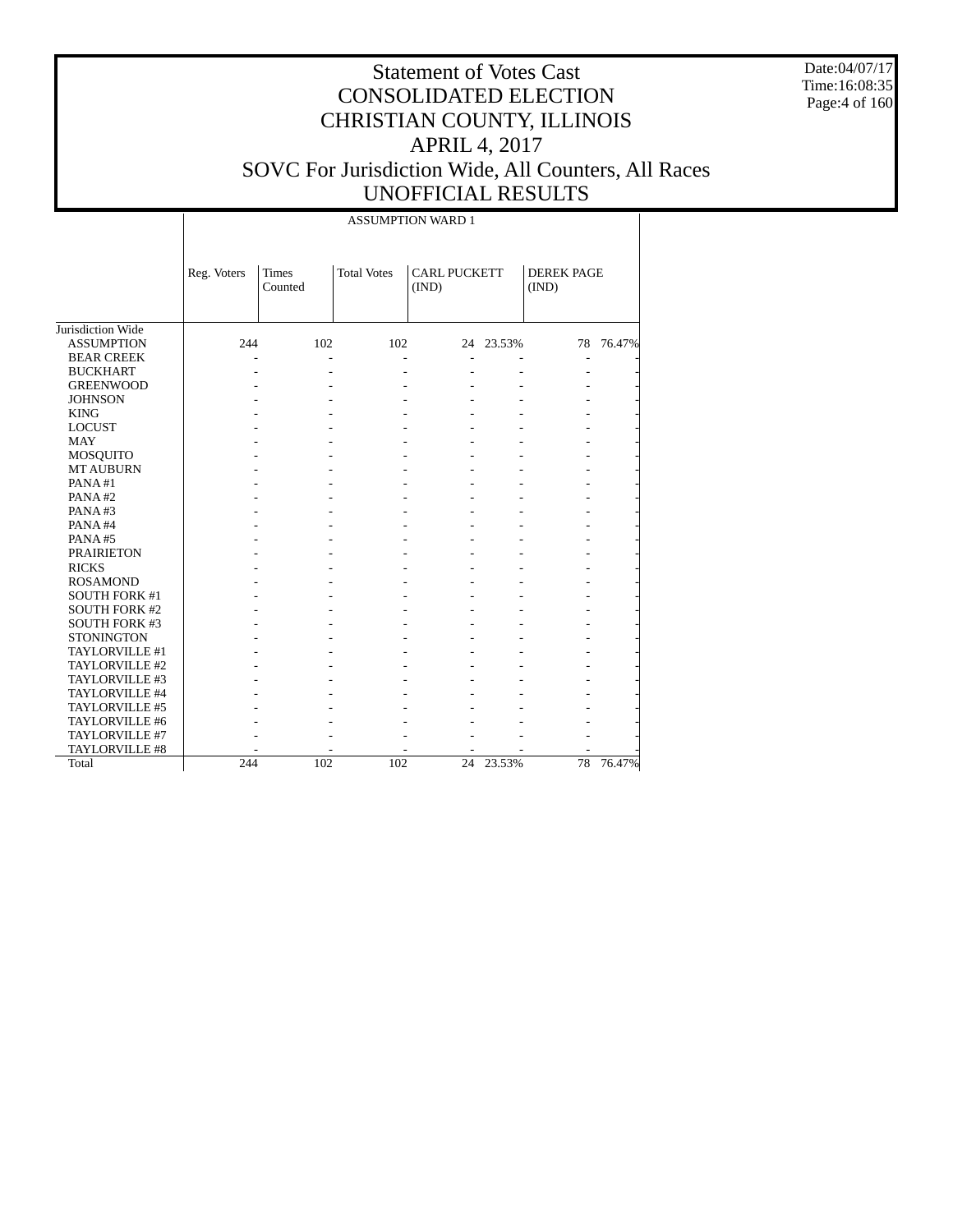# Statement of Votes Cast
# CONSOLIDATED ELECTION
# CHRISTIAN COUNTY, ILLINOIS
# APRIL 4, 2017
# SOVC For Jurisdiction Wide, All Counters, All Races
# UNOFFICIAL RESULTS

Date:04/07/17
Time:16:08:35

ASSUMPTION WARD 1

| | Reg. Voters | Times Counted | Total Votes | CARL PUCKETT (IND) | | DEREK PAGE (IND) | |
|---|---|---|---|---|---|---|---|
| Jurisdiction Wide | | | | | | | |
| ASSUMPTION | 244 | 102 | 102 | 24 | 23.53% | 78 | 76.47% |
| BEAR CREEK | - | - | - | - | - | - | - |
| BUCKHART | - | - | - | - | - | - | - |
| GREENWOOD | - | - | - | - | - | - | - |
| JOHNSON | - | - | - | - | - | - | - |
| KING | - | - | - | - | - | - | - |
| LOCUST | - | - | - | - | - | - | - |
| MAY | - | - | - | - | - | - | - |
| MOSQUITO | - | - | - | - | - | - | - |
| MT AUBURN | - | - | - | - | - | - | - |
| PANA #1 | - | - | - | - | - | - | - |
| PANA #2 | - | - | - | - | - | - | - |
| PANA #3 | - | - | - | - | - | - | - |
| PANA #4 | - | - | - | - | - | - | - |
| PANA #5 | - | - | - | - | - | - | - |
| PRAIRIETON | - | - | - | - | - | - | - |
| RICKS | - | - | - | - | - | - | - |
| ROSAMOND | - | - | - | - | - | - | - |
| SOUTH FORK #1 | - | - | - | - | - | - | - |
| SOUTH FORK #2 | - | - | - | - | - | - | - |
| SOUTH FORK #3 | - | - | - | - | - | - | - |
| STONINGTON | - | - | - | - | - | - | - |
| TAYLORVILLE #1 | - | - | - | - | - | - | - |
| TAYLORVILLE #2 | - | - | - | - | - | - | - |
| TAYLORVILLE #3 | - | - | - | - | - | - | - |
| TAYLORVILLE #4 | - | - | - | - | - | - | - |
| TAYLORVILLE #5 | - | - | - | - | - | - | - |
| TAYLORVILLE #6 | - | - | - | - | - | - | - |
| TAYLORVILLE #7 | - | - | - | - | - | - | - |
| TAYLORVILLE #8 | - | - | - | - | - | - | - |
| Total | 244 | 102 | 102 | 24 | 23.53% | 78 | 76.47% |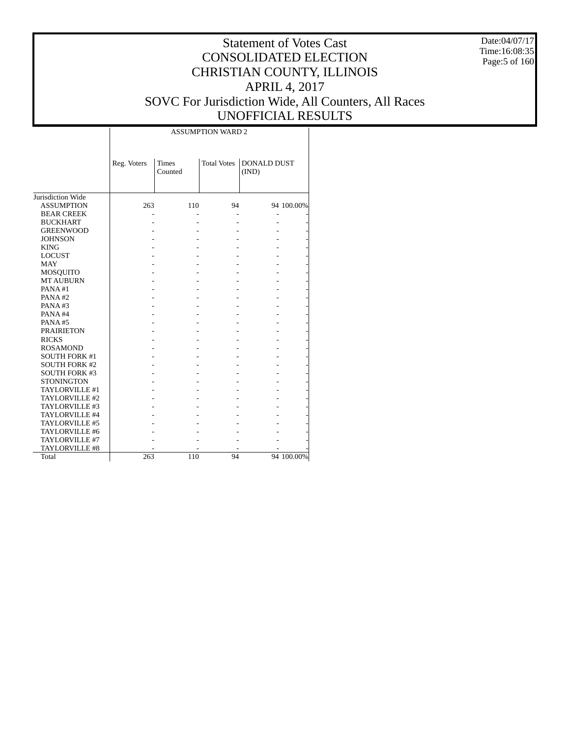# Statement of Votes Cast
# CONSOLIDATED ELECTION
# CHRISTIAN COUNTY, ILLINOIS
# APRIL 4, 2017
# SOVC For Jurisdiction Wide, All Counters, All Races
# UNOFFICIAL RESULTS

Date:04/07/17
Time:16:08:35

| | ASSUMPTION WARD 2 | | | | |
|---|---|---|---|---|---|
| | Reg. Voters | Times Counted | Total Votes | DONALD DUST (IND) | |
| Jurisdiction Wide | | | | | |
| ASSUMPTION | 263 | 110 | 94 | 94 | 100.00% |
| BEAR CREEK | - | - | - | - | - |
| BUCKHART | - | - | - | - | - |
| GREENWOOD | - | - | - | - | - |
| JOHNSON | - | - | - | - | - |
| KING | - | - | - | - | - |
| LOCUST | - | - | - | - | - |
| MAY | - | - | - | - | - |
| MOSQUITO | - | - | - | - | - |
| MT AUBURN | - | - | - | - | - |
| PANA #1 | - | - | - | - | - |
| PANA #2 | - | - | - | - | - |
| PANA #3 | - | - | - | - | - |
| PANA #4 | - | - | - | - | - |
| PANA #5 | - | - | - | - | - |
| PRAIRIETON | - | - | - | - | - |
| RICKS | - | - | - | - | - |
| ROSAMOND | - | - | - | - | - |
| SOUTH FORK #1 | - | - | - | - | - |
| SOUTH FORK #2 | - | - | - | - | - |
| SOUTH FORK #3 | - | - | - | - | - |
| STONINGTON | - | - | - | - | - |
| TAYLORVILLE #1 | - | - | - | - | - |
| TAYLORVILLE #2 | - | - | - | - | - |
| TAYLORVILLE #3 | - | - | - | - | - |
| TAYLORVILLE #4 | - | - | - | - | - |
| TAYLORVILLE #5 | - | - | - | - | - |
| TAYLORVILLE #6 | - | - | - | - | - |
| TAYLORVILLE #7 | - | - | - | - | - |
| TAYLORVILLE #8 | - | - | - | - | - |
| Total | 263 | 110 | 94 | 94 | 100.00% |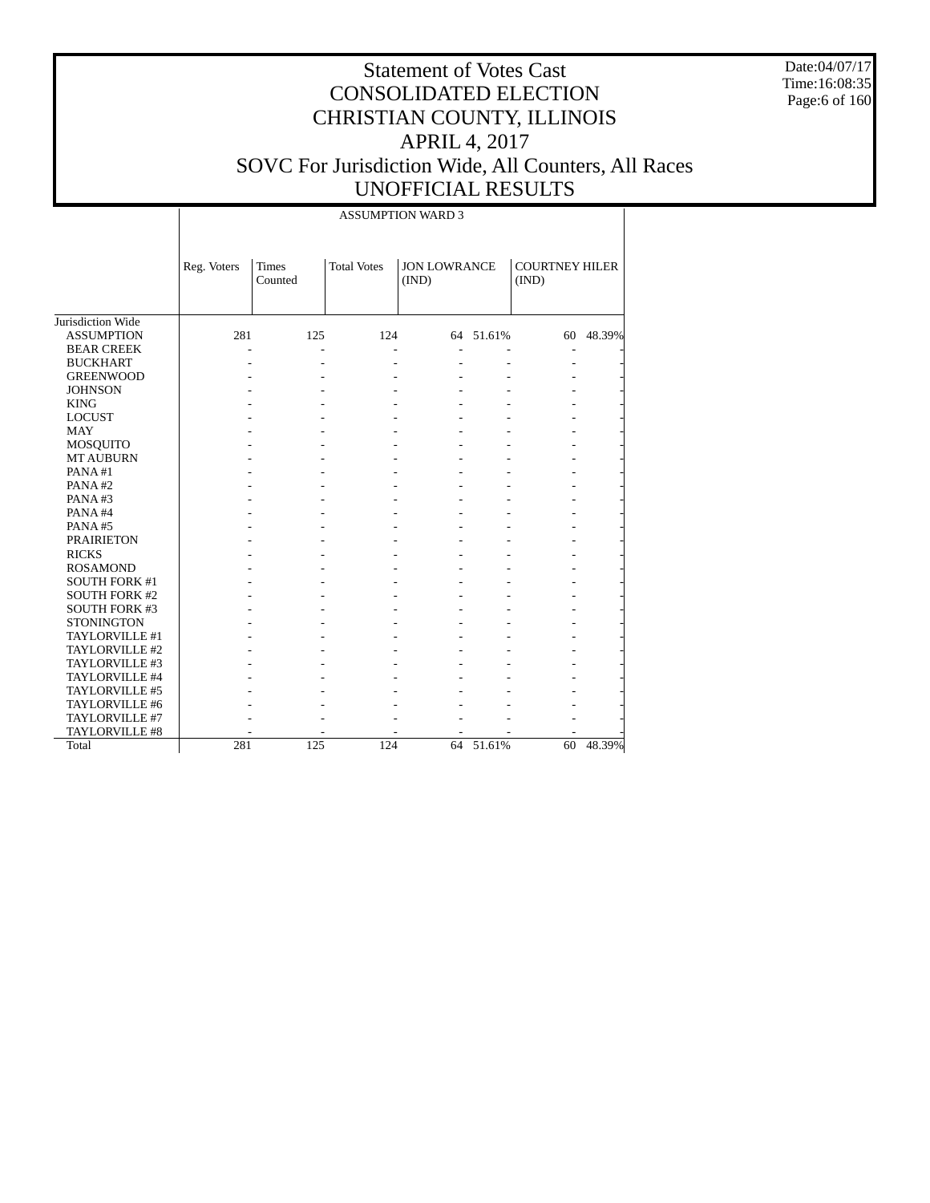# Statement of Votes Cast
# CONSOLIDATED ELECTION
# CHRISTIAN COUNTY, ILLINOIS
# APRIL 4, 2017
# SOVC For Jurisdiction Wide, All Counters, All Races
# UNOFFICIAL RESULTS

Date:04/07/17
Time:16:08:35

| | ASSUMPTION WARD 3 | | | | | | |
|---|---|---|---|---|---|---|---|
| | Reg. Voters | Times Counted | Total Votes | JON LOWRANCE (IND) | | COURTNEY HILER (IND) | |
| Jurisdiction Wide | | | | | | | |
| ASSUMPTION | 281 | 125 | 124 | 64 | 51.61% | 60 | 48.39% |
| BEAR CREEK | - | - | - | - | - | - | - |
| BUCKHART | - | - | - | - | - | - | - |
| GREENWOOD | - | - | - | - | - | - | - |
| JOHNSON | - | - | - | - | - | - | - |
| KING | - | - | - | - | - | - | - |
| LOCUST | - | - | - | - | - | - | - |
| MAY | - | - | - | - | - | - | - |
| MOSQUITO | - | - | - | - | - | - | - |
| MT AUBURN | - | - | - | - | - | - | - |
| PANA #1 | - | - | - | - | - | - | - |
| PANA #2 | - | - | - | - | - | - | - |
| PANA #3 | - | - | - | - | - | - | - |
| PANA #4 | - | - | - | - | - | - | - |
| PANA #5 | - | - | - | - | - | - | - |
| PRAIRIETON | - | - | - | - | - | - | - |
| RICKS | - | - | - | - | - | - | - |
| ROSAMOND | - | - | - | - | - | - | - |
| SOUTH FORK #1 | - | - | - | - | - | - | - |
| SOUTH FORK #2 | - | - | - | - | - | - | - |
| SOUTH FORK #3 | - | - | - | - | - | - | - |
| STONINGTON | - | - | - | - | - | - | - |
| TAYLORVILLE #1 | - | - | - | - | - | - | - |
| TAYLORVILLE #2 | - | - | - | - | - | - | - |
| TAYLORVILLE #3 | - | - | - | - | - | - | - |
| TAYLORVILLE #4 | - | - | - | - | - | - | - |
| TAYLORVILLE #5 | - | - | - | - | - | - | - |
| TAYLORVILLE #6 | - | - | - | - | - | - | - |
| TAYLORVILLE #7 | - | - | - | - | - | - | - |
| TAYLORVILLE #8 | - | - | - | - | - | - | - |
| Total | 281 | 125 | 124 | 64 | 51.61% | 60 | 48.39% |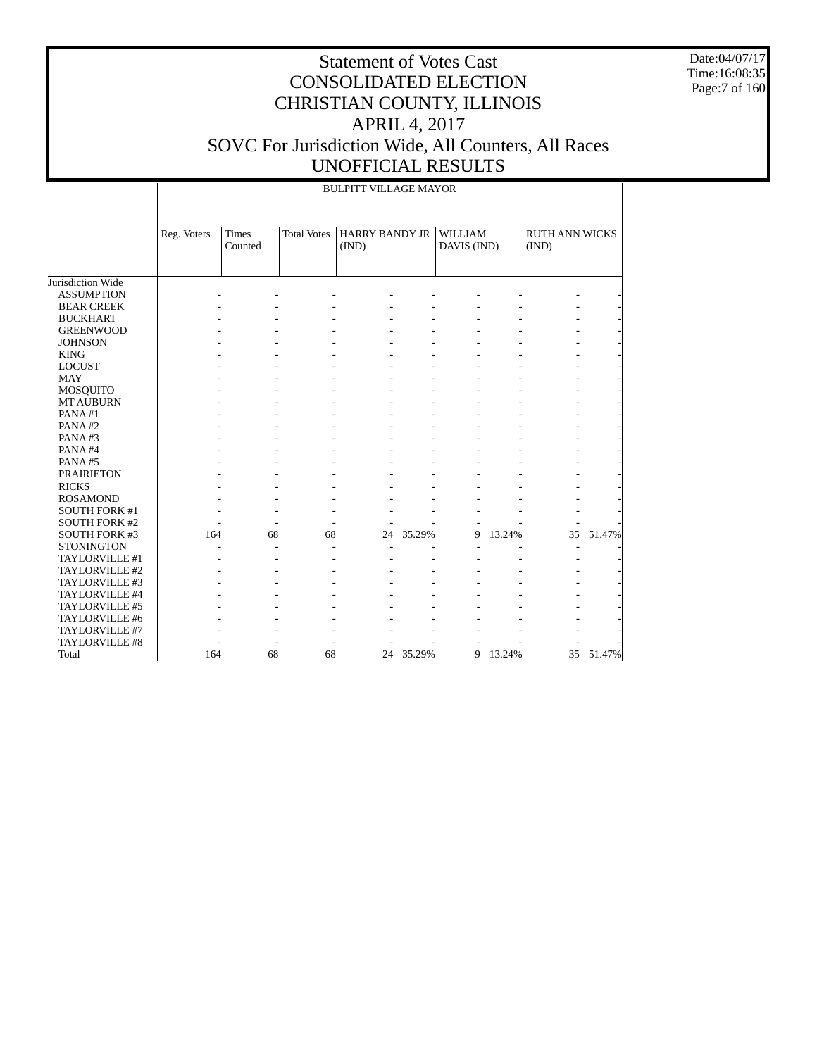# Statement of Votes Cast
# CONSOLIDATED ELECTION
# CHRISTIAN COUNTY, ILLINOIS
# APRIL 4, 2017
# SOVC For Jurisdiction Wide, All Counters, All Races
# UNOFFICIAL RESULTS

Date:04/07/17
Time:16:08:35

BULPITT VILLAGE MAYOR

| | Reg. Voters | Times Counted | Total Votes | HARRY BANDY JR (IND) | | WILLIAM DAVIS (IND) | | RUTH ANN WICKS (IND) | |
|---|---|---|---|---|---|---|---|---|---|
| Jurisdiction Wide | | | | | | | | | |
| ASSUMPTION | - | - | - | - | - | - | - | - | - |
| BEAR CREEK | - | - | - | - | - | - | - | - | - |
| BUCKHART | - | - | - | - | - | - | - | - | - |
| GREENWOOD | - | - | - | - | - | - | - | - | - |
| JOHNSON | - | - | - | - | - | - | - | - | - |
| KING | - | - | - | - | - | - | - | - | - |
| LOCUST | - | - | - | - | - | - | - | - | - |
| MAY | - | - | - | - | - | - | - | - | - |
| MOSQUITO | - | - | - | - | - | - | - | - | - |
| MT AUBURN | - | - | - | - | - | - | - | - | - |
| PANA #1 | - | - | - | - | - | - | - | - | - |
| PANA #2 | - | - | - | - | - | - | - | - | - |
| PANA #3 | - | - | - | - | - | - | - | - | - |
| PANA #4 | - | - | - | - | - | - | - | - | - |
| PANA #5 | - | - | - | - | - | - | - | - | - |
| PRAIRIETON | - | - | - | - | - | - | - | - | - |
| RICKS | - | - | - | - | - | - | - | - | - |
| ROSAMOND | - | - | - | - | - | - | - | - | - |
| SOUTH FORK #1 | - | - | - | - | - | - | - | - | - |
| SOUTH FORK #2 | - | - | - | - | - | - | - | - | - |
| SOUTH FORK #3 | 164 | 68 | 68 | 24 | 35.29% | 9 | 13.24% | 35 | 51.47% |
| STONINGTON | - | - | - | - | - | - | - | - | - |
| TAYLORVILLE #1 | - | - | - | - | - | - | - | - | - |
| TAYLORVILLE #2 | - | - | - | - | - | - | - | - | - |
| TAYLORVILLE #3 | - | - | - | - | - | - | - | - | - |
| TAYLORVILLE #4 | - | - | - | - | - | - | - | - | - |
| TAYLORVILLE #5 | - | - | - | - | - | - | - | - | - |
| TAYLORVILLE #6 | - | - | - | - | - | - | - | - | - |
| TAYLORVILLE #7 | - | - | - | - | - | - | - | - | - |
| TAYLORVILLE #8 | - | - | - | - | - | - | - | - | - |
| Total | 164 | 68 | 68 | 24 | 35.29% | 9 | 13.24% | 35 | 51.47% |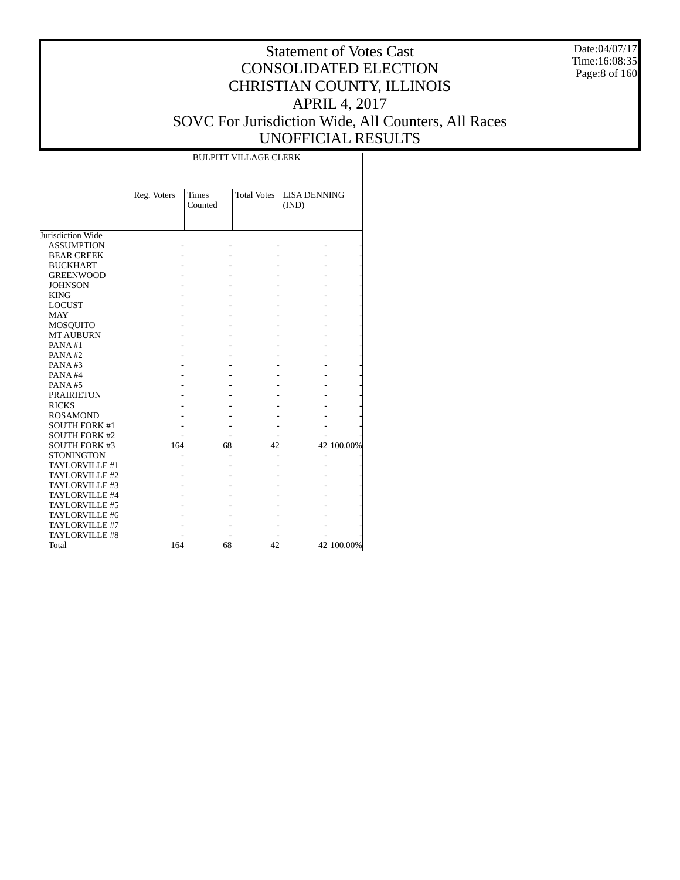# Statement of Votes Cast
# CONSOLIDATED ELECTION
# CHRISTIAN COUNTY, ILLINOIS
# APRIL 4, 2017
# SOVC For Jurisdiction Wide, All Counters, All Races
# UNOFFICIAL RESULTS

Date:04/07/17
Time:16:08:35

| | BULPITT VILLAGE CLERK | | | | |
|---|---|---|---|---|---|
| | Reg. Voters | Times Counted | Total Votes | LISA DENNING (IND) | |
| Jurisdiction Wide | | | | | |
| ASSUMPTION | - | - | - | - | - |
| BEAR CREEK | - | - | - | - | - |
| BUCKHART | - | - | - | - | - |
| GREENWOOD | - | - | - | - | - |
| JOHNSON | - | - | - | - | - |
| KING | - | - | - | - | - |
| LOCUST | - | - | - | - | - |
| MAY | - | - | - | - | - |
| MOSQUITO | - | - | - | - | - |
| MT AUBURN | - | - | - | - | - |
| PANA #1 | - | - | - | - | - |
| PANA #2 | - | - | - | - | - |
| PANA #3 | - | - | - | - | - |
| PANA #4 | - | - | - | - | - |
| PANA #5 | - | - | - | - | - |
| PRAIRIETON | - | - | - | - | - |
| RICKS | - | - | - | - | - |
| ROSAMOND | - | - | - | - | - |
| SOUTH FORK #1 | - | - | - | - | - |
| SOUTH FORK #2 | - | - | - | - | - |
| SOUTH FORK #3 | 164 | 68 | 42 | 42 | 100.00% |
| STONINGTON | - | - | - | - | - |
| TAYLORVILLE #1 | - | - | - | - | - |
| TAYLORVILLE #2 | - | - | - | - | - |
| TAYLORVILLE #3 | - | - | - | - | - |
| TAYLORVILLE #4 | - | - | - | - | - |
| TAYLORVILLE #5 | - | - | - | - | - |
| TAYLORVILLE #6 | - | - | - | - | - |
| TAYLORVILLE #7 | - | - | - | - | - |
| TAYLORVILLE #8 | - | - | - | - | - |
| Total | 164 | 68 | 42 | 42 | 100.00% |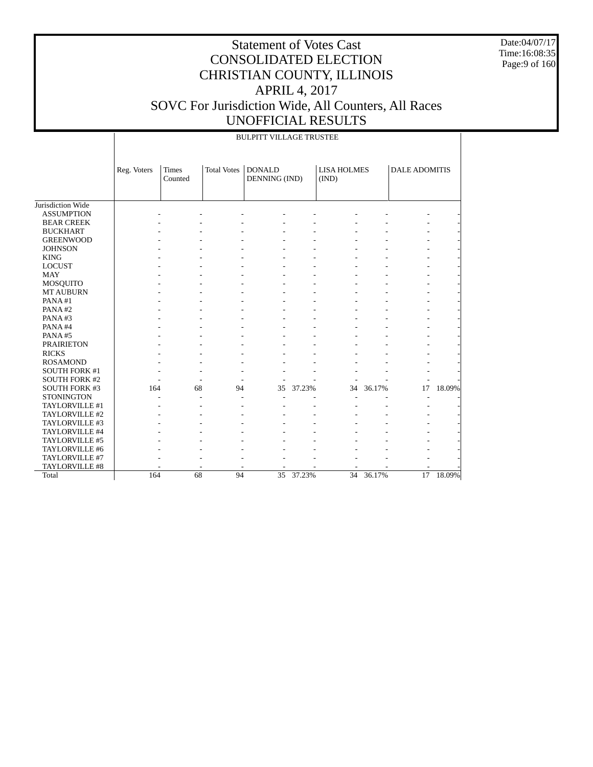# Statement of Votes Cast
# CONSOLIDATED ELECTION
# CHRISTIAN COUNTY, ILLINOIS
# APRIL 4, 2017
# SOVC For Jurisdiction Wide, All Counters, All Races
# UNOFFICIAL RESULTS

Date:04/07/17
Time:16:08:35

BULPITT VILLAGE TRUSTEE

| | Reg. Voters | Times Counted | Total Votes | DONALD DENNING (IND) | | LISA HOLMES (IND) | | DALE ADOMITIS | |
|---|---|---|---|---|---|---|---|---|---|
| Jurisdiction Wide | | | | | | | | | |
| ASSUMPTION | - | - | - | - | - | - | - | - | - |
| BEAR CREEK | - | - | - | - | - | - | - | - | - |
| BUCKHART | - | - | - | - | - | - | - | - | - |
| GREENWOOD | - | - | - | - | - | - | - | - | - |
| JOHNSON | - | - | - | - | - | - | - | - | - |
| KING | - | - | - | - | - | - | - | - | - |
| LOCUST | - | - | - | - | - | - | - | - | - |
| MAY | - | - | - | - | - | - | - | - | - |
| MOSQUITO | - | - | - | - | - | - | - | - | - |
| MT AUBURN | - | - | - | - | - | - | - | - | - |
| PANA #1 | - | - | - | - | - | - | - | - | - |
| PANA #2 | - | - | - | - | - | - | - | - | - |
| PANA #3 | - | - | - | - | - | - | - | - | - |
| PANA #4 | - | - | - | - | - | - | - | - | - |
| PANA #5 | - | - | - | - | - | - | - | - | - |
| PRAIRIETON | - | - | - | - | - | - | - | - | - |
| RICKS | - | - | - | - | - | - | - | - | - |
| ROSAMOND | - | - | - | - | - | - | - | - | - |
| SOUTH FORK #1 | - | - | - | - | - | - | - | - | - |
| SOUTH FORK #2 | - | - | - | - | - | - | - | - | - |
| SOUTH FORK #3 | 164 | 68 | 94 | 35 | 37.23% | 34 | 36.17% | 17 | 18.09% |
| STONINGTON | - | - | - | - | - | - | - | - | - |
| TAYLORVILLE #1 | - | - | - | - | - | - | - | - | - |
| TAYLORVILLE #2 | - | - | - | - | - | - | - | - | - |
| TAYLORVILLE #3 | - | - | - | - | - | - | - | - | - |
| TAYLORVILLE #4 | - | - | - | - | - | - | - | - | - |
| TAYLORVILLE #5 | - | - | - | - | - | - | - | - | - |
| TAYLORVILLE #6 | - | - | - | - | - | - | - | - | - |
| TAYLORVILLE #7 | - | - | - | - | - | - | - | - | - |
| TAYLORVILLE #8 | - | - | - | - | - | - | - | - | - |
| Total | 164 | 68 | 94 | 35 | 37.23% | 34 | 36.17% | 17 | 18.09% |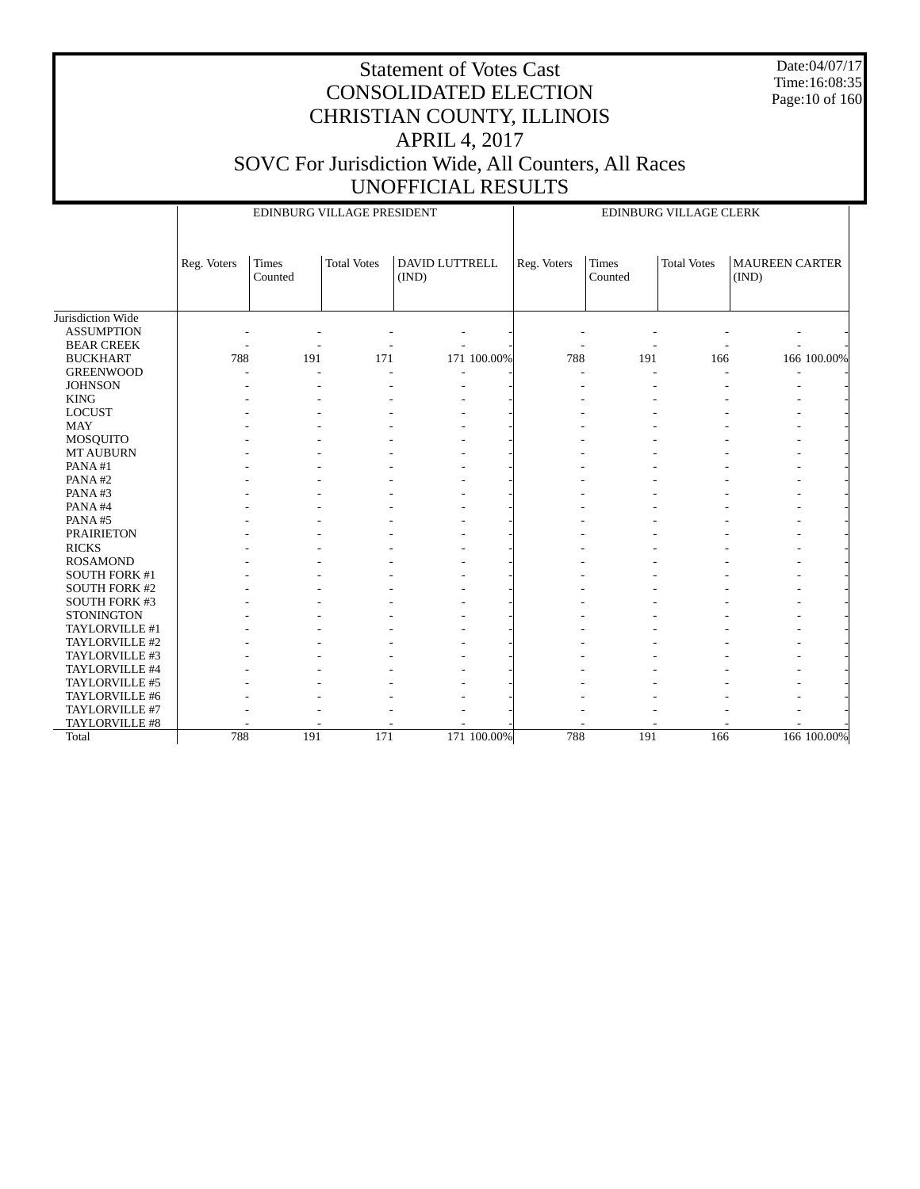# Statement of Votes Cast
# CONSOLIDATED ELECTION
# CHRISTIAN COUNTY, ILLINOIS
# APRIL 4, 2017
# SOVC For Jurisdiction Wide, All Counters, All Races
# UNOFFICIAL RESULTS

Date:04/07/17
Time:16:08:35

| | EDINBURG VILLAGE PRESIDENT | | | | | EDINBURG VILLAGE CLERK | | | | |
|---|---|---|---|---|---|---|---|---|---|---|
| | Reg. Voters | Times Counted | Total Votes | DAVID LUTTRELL (IND) | | Reg. Voters | Times Counted | Total Votes | MAUREEN CARTER (IND) | |
| Jurisdiction Wide | | | | | | | | | | |
| ASSUMPTION | - | - | - | - | - | - | - | - | - | - |
| BEAR CREEK | - | - | - | - | - | - | - | - | - | - |
| BUCKHART | 788 | 191 | 171 | 171 | 100.00% | 788 | 191 | 166 | 166 | 100.00% |
| GREENWOOD | - | - | - | - | - | - | - | - | - | - |
| JOHNSON | - | - | - | - | - | - | - | - | - | - |
| KING | - | - | - | - | - | - | - | - | - | - |
| LOCUST | - | - | - | - | - | - | - | - | - | - |
| MAY | - | - | - | - | - | - | - | - | - | - |
| MOSQUITO | - | - | - | - | - | - | - | - | - | - |
| MT AUBURN | - | - | - | - | - | - | - | - | - | - |
| PANA #1 | - | - | - | - | - | - | - | - | - | - |
| PANA #2 | - | - | - | - | - | - | - | - | - | - |
| PANA #3 | - | - | - | - | - | - | - | - | - | - |
| PANA #4 | - | - | - | - | - | - | - | - | - | - |
| PANA #5 | - | - | - | - | - | - | - | - | - | - |
| PRAIRIETON | - | - | - | - | - | - | - | - | - | - |
| RICKS | - | - | - | - | - | - | - | - | - | - |
| ROSAMOND | - | - | - | - | - | - | - | - | - | - |
| SOUTH FORK #1 | - | - | - | - | - | - | - | - | - | - |
| SOUTH FORK #2 | - | - | - | - | - | - | - | - | - | - |
| SOUTH FORK #3 | - | - | - | - | - | - | - | - | - | - |
| STONINGTON | - | - | - | - | - | - | - | - | - | - |
| TAYLORVILLE #1 | - | - | - | - | - | - | - | - | - | - |
| TAYLORVILLE #2 | - | - | - | - | - | - | - | - | - | - |
| TAYLORVILLE #3 | - | - | - | - | - | - | - | - | - | - |
| TAYLORVILLE #4 | - | - | - | - | - | - | - | - | - | - |
| TAYLORVILLE #5 | - | - | - | - | - | - | - | - | - | - |
| TAYLORVILLE #6 | - | - | - | - | - | - | - | - | - | - |
| TAYLORVILLE #7 | - | - | - | - | - | - | - | - | - | - |
| TAYLORVILLE #8 | - | - | - | - | - | - | - | - | - | - |
| Total | 788 | 191 | 171 | 171 | 100.00% | 788 | 191 | 166 | 166 | 100.00% |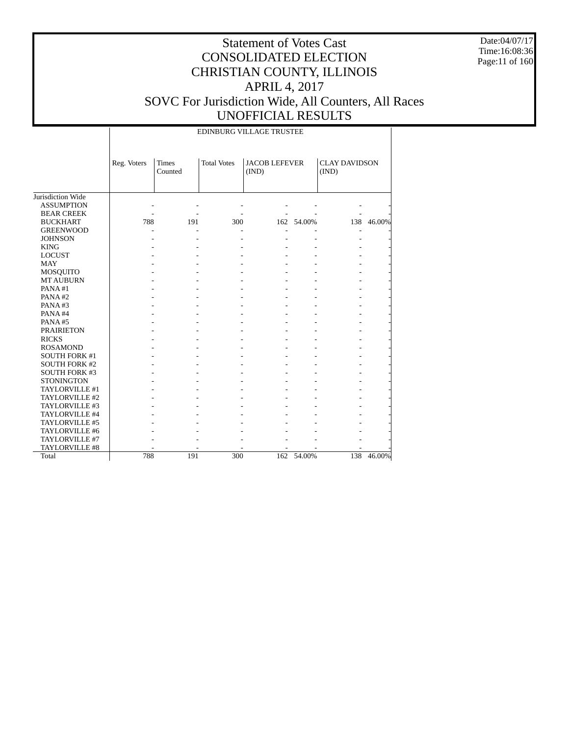# Statement of Votes Cast
# CONSOLIDATED ELECTION
# CHRISTIAN COUNTY, ILLINOIS
# APRIL 4, 2017
# SOVC For Jurisdiction Wide, All Counters, All Races
# UNOFFICIAL RESULTS

Date:04/07/17
Time:16:08:36

EDINBURG VILLAGE TRUSTEE

| | Reg. Voters | Times Counted | Total Votes | JACOB LEFEVER (IND) | | CLAY DAVIDSON (IND) | |
|---|---|---|---|---|---|---|---|
| Jurisdiction Wide | | | | | | | |
| ASSUMPTION | - | - | - | - | - | - | - |
| BEAR CREEK | - | - | - | - | - | - | - |
| BUCKHART | 788 | 191 | 300 | 162 | 54.00% | 138 | 46.00% |
| GREENWOOD | - | - | - | - | - | - | - |
| JOHNSON | - | - | - | - | - | - | - |
| KING | - | - | - | - | - | - | - |
| LOCUST | - | - | - | - | - | - | - |
| MAY | - | - | - | - | - | - | - |
| MOSQUITO | - | - | - | - | - | - | - |
| MT AUBURN | - | - | - | - | - | - | - |
| PANA #1 | - | - | - | - | - | - | - |
| PANA #2 | - | - | - | - | - | - | - |
| PANA #3 | - | - | - | - | - | - | - |
| PANA #4 | - | - | - | - | - | - | - |
| PANA #5 | - | - | - | - | - | - | - |
| PRAIRIETON | - | - | - | - | - | - | - |
| RICKS | - | - | - | - | - | - | - |
| ROSAMOND | - | - | - | - | - | - | - |
| SOUTH FORK #1 | - | - | - | - | - | - | - |
| SOUTH FORK #2 | - | - | - | - | - | - | - |
| SOUTH FORK #3 | - | - | - | - | - | - | - |
| STONINGTON | - | - | - | - | - | - | - |
| TAYLORVILLE #1 | - | - | - | - | - | - | - |
| TAYLORVILLE #2 | - | - | - | - | - | - | - |
| TAYLORVILLE #3 | - | - | - | - | - | - | - |
| TAYLORVILLE #4 | - | - | - | - | - | - | - |
| TAYLORVILLE #5 | - | - | - | - | - | - | - |
| TAYLORVILLE #6 | - | - | - | - | - | - | - |
| TAYLORVILLE #7 | - | - | - | - | - | - | - |
| TAYLORVILLE #8 | - | - | - | - | - | - | - |
| Total | 788 | 191 | 300 | 162 | 54.00% | 138 | 46.00% |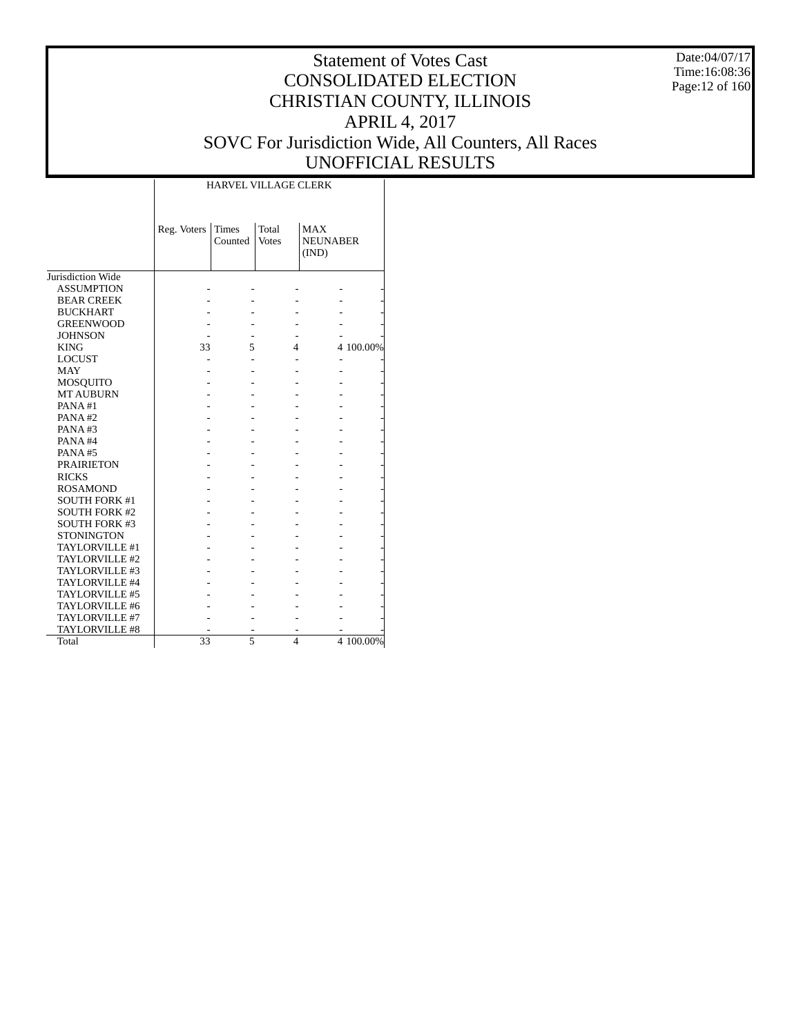# Statement of Votes Cast
## CONSOLIDATED ELECTION
## CHRISTIAN COUNTY, ILLINOIS
## APRIL 4, 2017
## SOVC For Jurisdiction Wide, All Counters, All Races
## UNOFFICIAL RESULTS

Date:04/07/17
Time:16:08:36

| | HARVEL VILLAGE CLERK | | | | |
|---|---|---|---|---|---|
| | Reg. Voters | Times Counted | Total Votes | MAX NEUNABER (IND) | |
| Jurisdiction Wide | | | | | |
| ASSUMPTION | - | - | - | - | - |
| BEAR CREEK | - | - | - | - | - |
| BUCKHART | - | - | - | - | - |
| GREENWOOD | - | - | - | - | - |
| JOHNSON | - | - | - | - | - |
| KING | 33 | 5 | 4 | 4 | 100.00% |
| LOCUST | - | - | - | - | - |
| MAY | - | - | - | - | - |
| MOSQUITO | - | - | - | - | - |
| MT AUBURN | - | - | - | - | - |
| PANA #1 | - | - | - | - | - |
| PANA #2 | - | - | - | - | - |
| PANA #3 | - | - | - | - | - |
| PANA #4 | - | - | - | - | - |
| PANA #5 | - | - | - | - | - |
| PRAIRIETON | - | - | - | - | - |
| RICKS | - | - | - | - | - |
| ROSAMOND | - | - | - | - | - |
| SOUTH FORK #1 | - | - | - | - | - |
| SOUTH FORK #2 | - | - | - | - | - |
| SOUTH FORK #3 | - | - | - | - | - |
| STONINGTON | - | - | - | - | - |
| TAYLORVILLE #1 | - | - | - | - | - |
| TAYLORVILLE #2 | - | - | - | - | - |
| TAYLORVILLE #3 | - | - | - | - | - |
| TAYLORVILLE #4 | - | - | - | - | - |
| TAYLORVILLE #5 | - | - | - | - | - |
| TAYLORVILLE #6 | - | - | - | - | - |
| TAYLORVILLE #7 | - | - | - | - | - |
| TAYLORVILLE #8 | - | - | - | - | - |
| Total | 33 | 5 | 4 | 4 | 100.00% |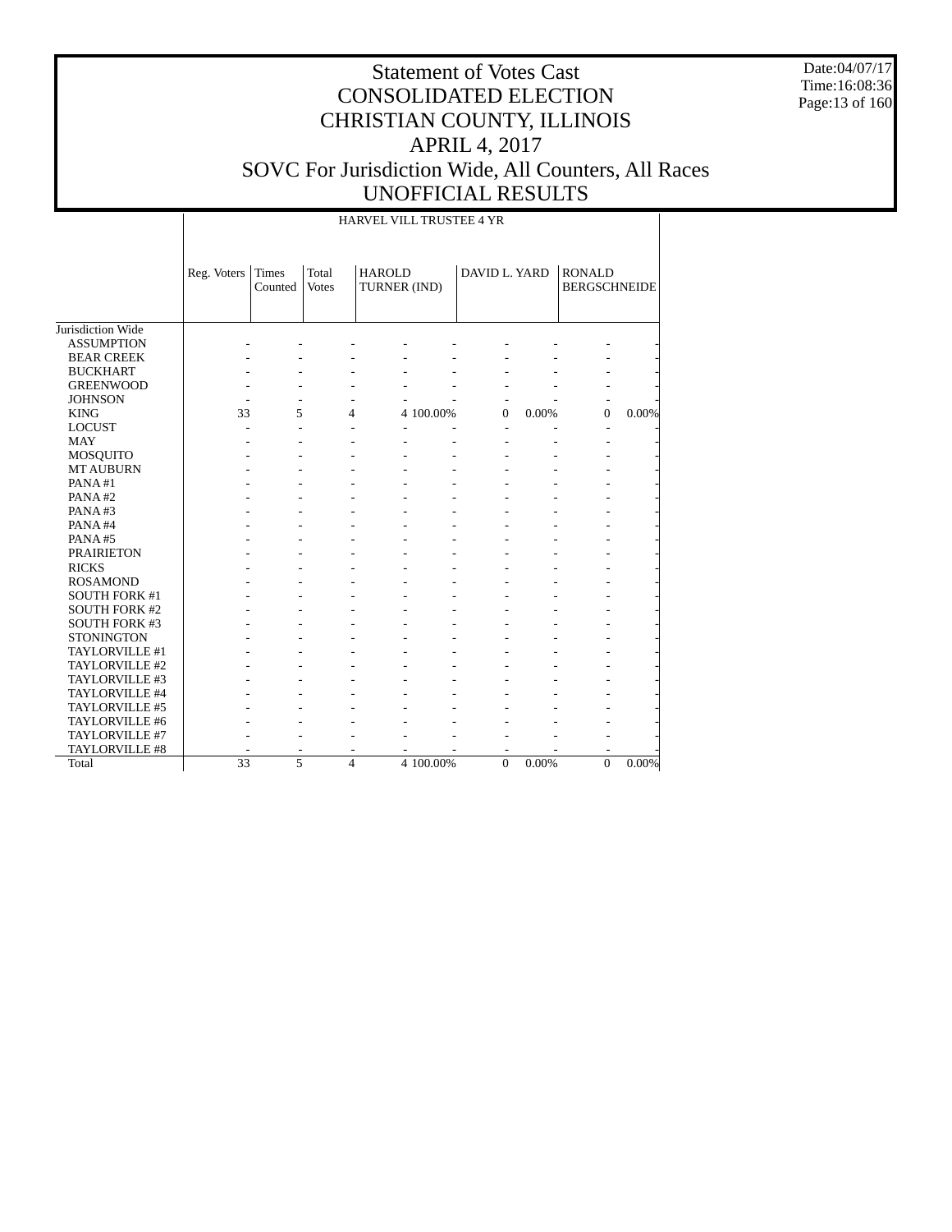# Statement of Votes Cast
# CONSOLIDATED ELECTION
# CHRISTIAN COUNTY, ILLINOIS
# APRIL 4, 2017
# SOVC For Jurisdiction Wide, All Counters, All Races
# UNOFFICIAL RESULTS

Date:04/07/17
Time:16:08:36

HARVEL VILL TRUSTEE 4 YR

| | Reg. Voters | Times Counted | Total Votes | HAROLD TURNER (IND) | | DAVID L. YARD | | RONALD BERGSCHNEIDE | |
|---|---|---|---|---|---|---|---|---|---|
| Jurisdiction Wide | | | | | | | | | |
| ASSUMPTION | - | - | - | - | - | - | - | - | - |
| BEAR CREEK | - | - | - | - | - | - | - | - | - |
| BUCKHART | - | - | - | - | - | - | - | - | - |
| GREENWOOD | - | - | - | - | - | - | - | - | - |
| JOHNSON | - | - | - | - | - | - | - | - | - |
| KING | 33 | 5 | 4 | 4 | 100.00% | 0 | 0.00% | 0 | 0.00% |
| LOCUST | - | - | - | - | - | - | - | - | - |
| MAY | - | - | - | - | - | - | - | - | - |
| MOSQUITO | - | - | - | - | - | - | - | - | - |
| MT AUBURN | - | - | - | - | - | - | - | - | - |
| PANA #1 | - | - | - | - | - | - | - | - | - |
| PANA #2 | - | - | - | - | - | - | - | - | - |
| PANA #3 | - | - | - | - | - | - | - | - | - |
| PANA #4 | - | - | - | - | - | - | - | - | - |
| PANA #5 | - | - | - | - | - | - | - | - | - |
| PRAIRIETON | - | - | - | - | - | - | - | - | - |
| RICKS | - | - | - | - | - | - | - | - | - |
| ROSAMOND | - | - | - | - | - | - | - | - | - |
| SOUTH FORK #1 | - | - | - | - | - | - | - | - | - |
| SOUTH FORK #2 | - | - | - | - | - | - | - | - | - |
| SOUTH FORK #3 | - | - | - | - | - | - | - | - | - |
| STONINGTON | - | - | - | - | - | - | - | - | - |
| TAYLORVILLE #1 | - | - | - | - | - | - | - | - | - |
| TAYLORVILLE #2 | - | - | - | - | - | - | - | - | - |
| TAYLORVILLE #3 | - | - | - | - | - | - | - | - | - |
| TAYLORVILLE #4 | - | - | - | - | - | - | - | - | - |
| TAYLORVILLE #5 | - | - | - | - | - | - | - | - | - |
| TAYLORVILLE #6 | - | - | - | - | - | - | - | - | - |
| TAYLORVILLE #7 | - | - | - | - | - | - | - | - | - |
| TAYLORVILLE #8 | - | - | - | - | - | - | - | - | - |
| Total | 33 | 5 | 4 | 4 | 100.00% | 0 | 0.00% | 0 | 0.00% |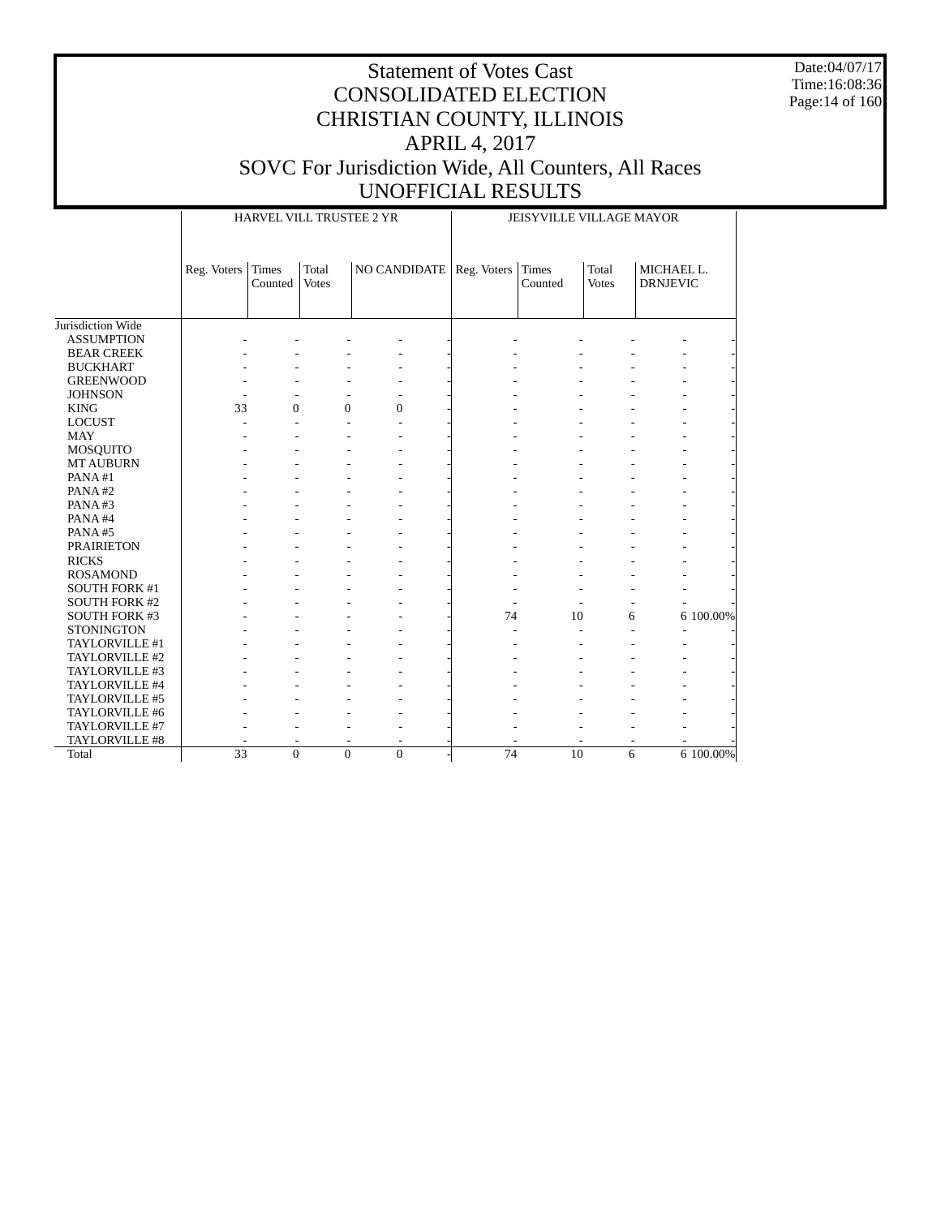# Statement of Votes Cast
# CONSOLIDATED ELECTION
# CHRISTIAN COUNTY, ILLINOIS
# APRIL 4, 2017
# SOVC For Jurisdiction Wide, All Counters, All Races
# UNOFFICIAL RESULTS

Date:04/07/17
Time:16:08:36

| | HARVEL VILL TRUSTEE 2 YR | | | | | JEISYVILLE VILLAGE MAYOR | | | | |
|---|---|---|---|---|---|---|---|---|---|---|
| | Reg. Voters | Times Counted | Total Votes | NO CANDIDATE | | Reg. Voters | Times Counted | Total Votes | MICHAEL L. DRNJEVIC | |
| Jurisdiction Wide | | | | | | | | | | |
| ASSUMPTION | - | - | - | - | - | - | - | - | - | - |
| BEAR CREEK | - | - | - | - | - | - | - | - | - | - |
| BUCKHART | - | - | - | - | - | - | - | - | - | - |
| GREENWOOD | - | - | - | - | - | - | - | - | - | - |
| JOHNSON | - | - | - | - | - | - | - | - | - | - |
| KING | 33 | 0 | 0 | 0 | - | - | - | - | - | - |
| LOCUST | - | - | - | - | - | - | - | - | - | - |
| MAY | - | - | - | - | - | - | - | - | - | - |
| MOSQUITO | - | - | - | - | - | - | - | - | - | - |
| MT AUBURN | - | - | - | - | - | - | - | - | - | - |
| PANA #1 | - | - | - | - | - | - | - | - | - | - |
| PANA #2 | - | - | - | - | - | - | - | - | - | - |
| PANA #3 | - | - | - | - | - | - | - | - | - | - |
| PANA #4 | - | - | - | - | - | - | - | - | - | - |
| PANA #5 | - | - | - | - | - | - | - | - | - | - |
| PRAIRIETON | - | - | - | - | - | - | - | - | - | - |
| RICKS | - | - | - | - | - | - | - | - | - | - |
| ROSAMOND | - | - | - | - | - | - | - | - | - | - |
| SOUTH FORK #1 | - | - | - | - | - | - | - | - | - | - |
| SOUTH FORK #2 | - | - | - | - | - | - | - | - | - | - |
| SOUTH FORK #3 | - | - | - | - | - | 74 | 10 | 6 | 6 | 100.00% |
| STONINGTON | - | - | - | - | - | - | - | - | - | - |
| TAYLORVILLE #1 | - | - | - | - | - | - | - | - | - | - |
| TAYLORVILLE #2 | - | - | - | - | - | - | - | - | - | - |
| TAYLORVILLE #3 | - | - | - | - | - | - | - | - | - | - |
| TAYLORVILLE #4 | - | - | - | - | - | - | - | - | - | - |
| TAYLORVILLE #5 | - | - | - | - | - | - | - | - | - | - |
| TAYLORVILLE #6 | - | - | - | - | - | - | - | - | - | - |
| TAYLORVILLE #7 | - | - | - | - | - | - | - | - | - | - |
| TAYLORVILLE #8 | - | - | - | - | - | - | - | - | - | - |
| Total | 33 | 0 | 0 | 0 | - | 74 | 10 | 6 | 6 | 100.00% |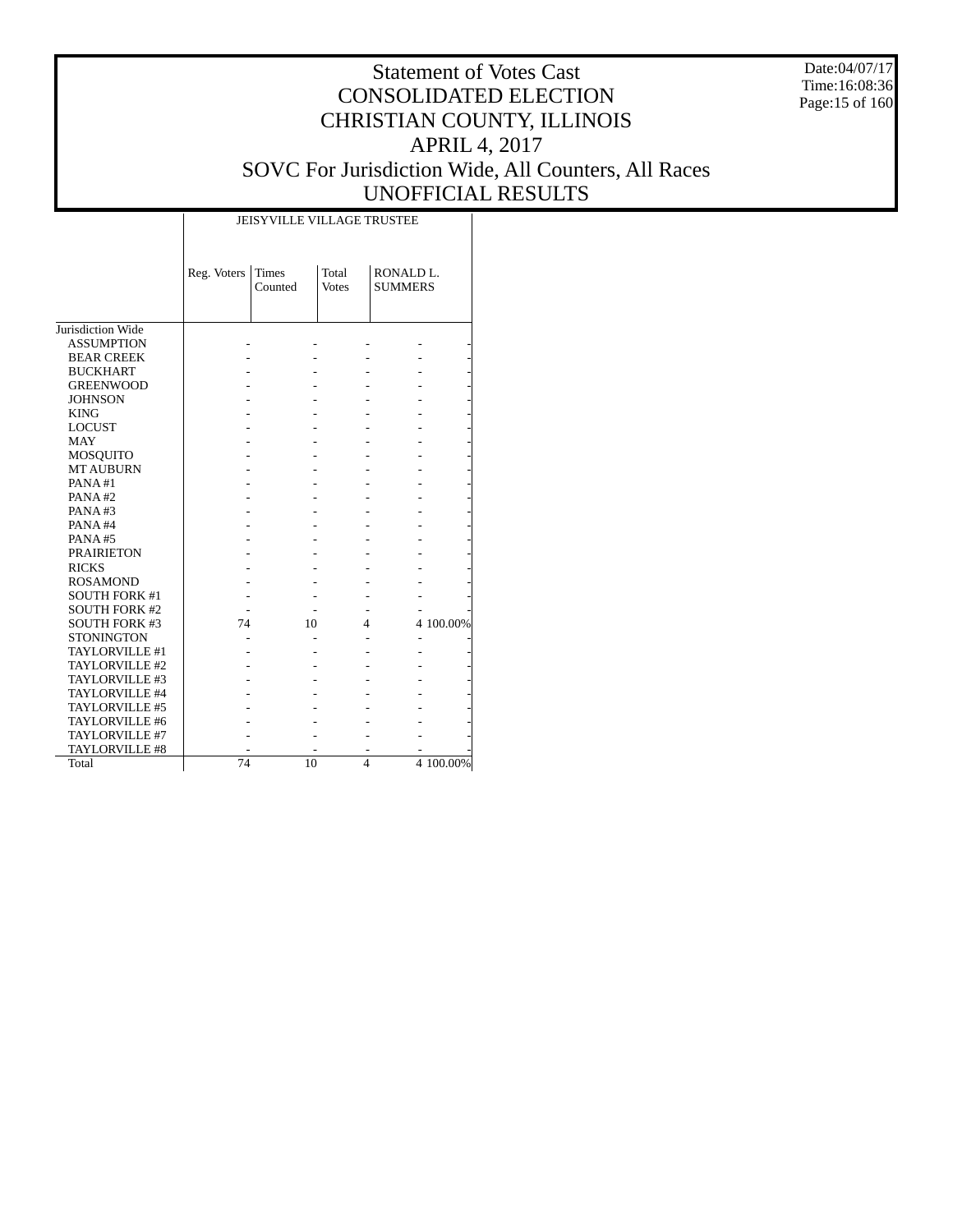# Statement of Votes Cast
# CONSOLIDATED ELECTION
# CHRISTIAN COUNTY, ILLINOIS
# APRIL 4, 2017
# SOVC For Jurisdiction Wide, All Counters, All Races
# UNOFFICIAL RESULTS

Date:04/07/17
Time:16:08:36

| | JEISYVILLE VILLAGE TRUSTEE | | | | |
|---|---|---|---|---|---|
| | Reg. Voters | Times Counted | Total Votes | RONALD L. SUMMERS | |
| Jurisdiction Wide | | | | | |
| ASSUMPTION | - | - | - | - | - |
| BEAR CREEK | - | - | - | - | - |
| BUCKHART | - | - | - | - | - |
| GREENWOOD | - | - | - | - | - |
| JOHNSON | - | - | - | - | - |
| KING | - | - | - | - | - |
| LOCUST | - | - | - | - | - |
| MAY | - | - | - | - | - |
| MOSQUITO | - | - | - | - | - |
| MT AUBURN | - | - | - | - | - |
| PANA #1 | - | - | - | - | - |
| PANA #2 | - | - | - | - | - |
| PANA #3 | - | - | - | - | - |
| PANA #4 | - | - | - | - | - |
| PANA #5 | - | - | - | - | - |
| PRAIRIETON | - | - | - | - | - |
| RICKS | - | - | - | - | - |
| ROSAMOND | - | - | - | - | - |
| SOUTH FORK #1 | - | - | - | - | - |
| SOUTH FORK #2 | - | - | - | - | - |
| SOUTH FORK #3 | 74 | 10 | 4 | 4 | 100.00% |
| STONINGTON | - | - | - | - | - |
| TAYLORVILLE #1 | - | - | - | - | - |
| TAYLORVILLE #2 | - | - | - | - | - |
| TAYLORVILLE #3 | - | - | - | - | - |
| TAYLORVILLE #4 | - | - | - | - | - |
| TAYLORVILLE #5 | - | - | - | - | - |
| TAYLORVILLE #6 | - | - | - | - | - |
| TAYLORVILLE #7 | - | - | - | - | - |
| TAYLORVILLE #8 | - | - | - | - | - |
| Total | 74 | 10 | 4 | 4 | 100.00% |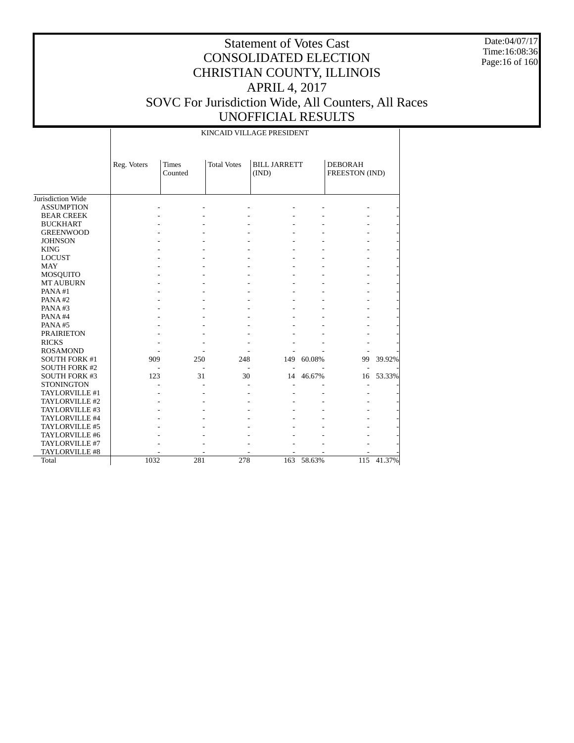# Statement of Votes Cast
# CONSOLIDATED ELECTION
# CHRISTIAN COUNTY, ILLINOIS
# APRIL 4, 2017
# SOVC For Jurisdiction Wide, All Counters, All Races
# UNOFFICIAL RESULTS

Date:04/07/17
Time:16:08:36

| | KINCAID VILLAGE PRESIDENT | | | | | | |
|---|---|---|---|---|---|---|---|
| | Reg. Voters | Times Counted | Total Votes | BILL JARRETT (IND) | | DEBORAH FREESTON (IND) | |
| Jurisdiction Wide | | | | | | | |
| ASSUMPTION | - | - | - | - | - | - | - |
| BEAR CREEK | - | - | - | - | - | - | - |
| BUCKHART | - | - | - | - | - | - | - |
| GREENWOOD | - | - | - | - | - | - | - |
| JOHNSON | - | - | - | - | - | - | - |
| KING | - | - | - | - | - | - | - |
| LOCUST | - | - | - | - | - | - | - |
| MAY | - | - | - | - | - | - | - |
| MOSQUITO | - | - | - | - | - | - | - |
| MT AUBURN | - | - | - | - | - | - | - |
| PANA #1 | - | - | - | - | - | - | - |
| PANA #2 | - | - | - | - | - | - | - |
| PANA #3 | - | - | - | - | - | - | - |
| PANA #4 | - | - | - | - | - | - | - |
| PANA #5 | - | - | - | - | - | - | - |
| PRAIRIETON | - | - | - | - | - | - | - |
| RICKS | - | - | - | - | - | - | - |
| ROSAMOND | - | - | - | - | - | - | - |
| SOUTH FORK #1 | 909 | 250 | 248 | 149 | 60.08% | 99 | 39.92% |
| SOUTH FORK #2 | - | - | - | - | - | - | - |
| SOUTH FORK #3 | 123 | 31 | 30 | 14 | 46.67% | 16 | 53.33% |
| STONINGTON | - | - | - | - | - | - | - |
| TAYLORVILLE #1 | - | - | - | - | - | - | - |
| TAYLORVILLE #2 | - | - | - | - | - | - | - |
| TAYLORVILLE #3 | - | - | - | - | - | - | - |
| TAYLORVILLE #4 | - | - | - | - | - | - | - |
| TAYLORVILLE #5 | - | - | - | - | - | - | - |
| TAYLORVILLE #6 | - | - | - | - | - | - | - |
| TAYLORVILLE #7 | - | - | - | - | - | - | - |
| TAYLORVILLE #8 | - | - | - | - | - | - | - |
| Total | 1032 | 281 | 278 | 163 | 58.63% | 115 | 41.37% |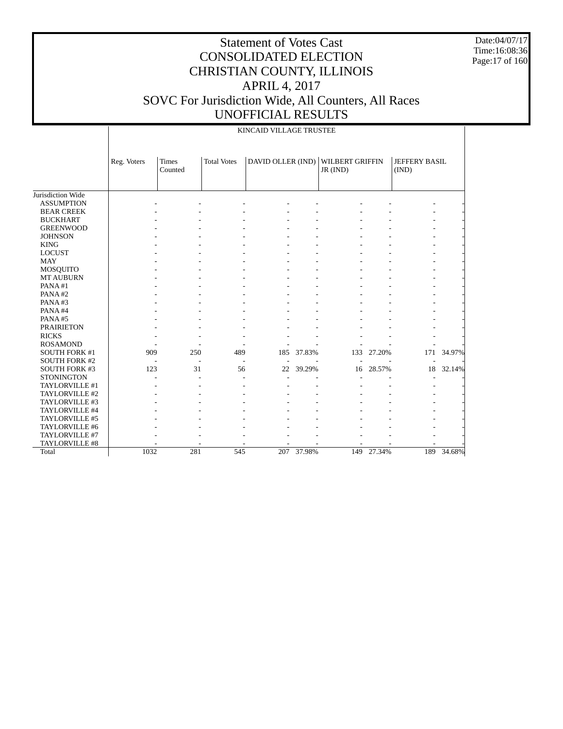# Statement of Votes Cast
# CONSOLIDATED ELECTION
# CHRISTIAN COUNTY, ILLINOIS
# APRIL 4, 2017
# SOVC For Jurisdiction Wide, All Counters, All Races
# UNOFFICIAL RESULTS

Date:04/07/17
Time:16:08:36

KINCAID VILLAGE TRUSTEE

| | Reg. Voters | Times Counted | Total Votes | DAVID OLLER (IND) | | WILBERT GRIFFIN JR (IND) | | JEFFERY BASIL (IND) | |
|---|---|---|---|---|---|---|---|---|---|
| Jurisdiction Wide | | | | | | | | | |
| ASSUMPTION | - | - | - | - | - | - | - | - | - |
| BEAR CREEK | - | - | - | - | - | - | - | - | - |
| BUCKHART | - | - | - | - | - | - | - | - | - |
| GREENWOOD | - | - | - | - | - | - | - | - | - |
| JOHNSON | - | - | - | - | - | - | - | - | - |
| KING | - | - | - | - | - | - | - | - | - |
| LOCUST | - | - | - | - | - | - | - | - | - |
| MAY | - | - | - | - | - | - | - | - | - |
| MOSQUITO | - | - | - | - | - | - | - | - | - |
| MT AUBURN | - | - | - | - | - | - | - | - | - |
| PANA #1 | - | - | - | - | - | - | - | - | - |
| PANA #2 | - | - | - | - | - | - | - | - | - |
| PANA #3 | - | - | - | - | - | - | - | - | - |
| PANA #4 | - | - | - | - | - | - | - | - | - |
| PANA #5 | - | - | - | - | - | - | - | - | - |
| PRAIRIETON | - | - | - | - | - | - | - | - | - |
| RICKS | - | - | - | - | - | - | - | - | - |
| ROSAMOND | - | - | - | - | - | - | - | - | - |
| SOUTH FORK #1 | 909 | 250 | 489 | 185 | 37.83% | 133 | 27.20% | 171 | 34.97% |
| SOUTH FORK #2 | - | - | - | - | - | - | - | - | - |
| SOUTH FORK #3 | 123 | 31 | 56 | 22 | 39.29% | 16 | 28.57% | 18 | 32.14% |
| STONINGTON | - | - | - | - | - | - | - | - | - |
| TAYLORVILLE #1 | - | - | - | - | - | - | - | - | - |
| TAYLORVILLE #2 | - | - | - | - | - | - | - | - | - |
| TAYLORVILLE #3 | - | - | - | - | - | - | - | - | - |
| TAYLORVILLE #4 | - | - | - | - | - | - | - | - | - |
| TAYLORVILLE #5 | - | - | - | - | - | - | - | - | - |
| TAYLORVILLE #6 | - | - | - | - | - | - | - | - | - |
| TAYLORVILLE #7 | - | - | - | - | - | - | - | - | - |
| TAYLORVILLE #8 | - | - | - | - | - | - | - | - | - |
| Total | 1032 | 281 | 545 | 207 | 37.98% | 149 | 27.34% | 189 | 34.68% |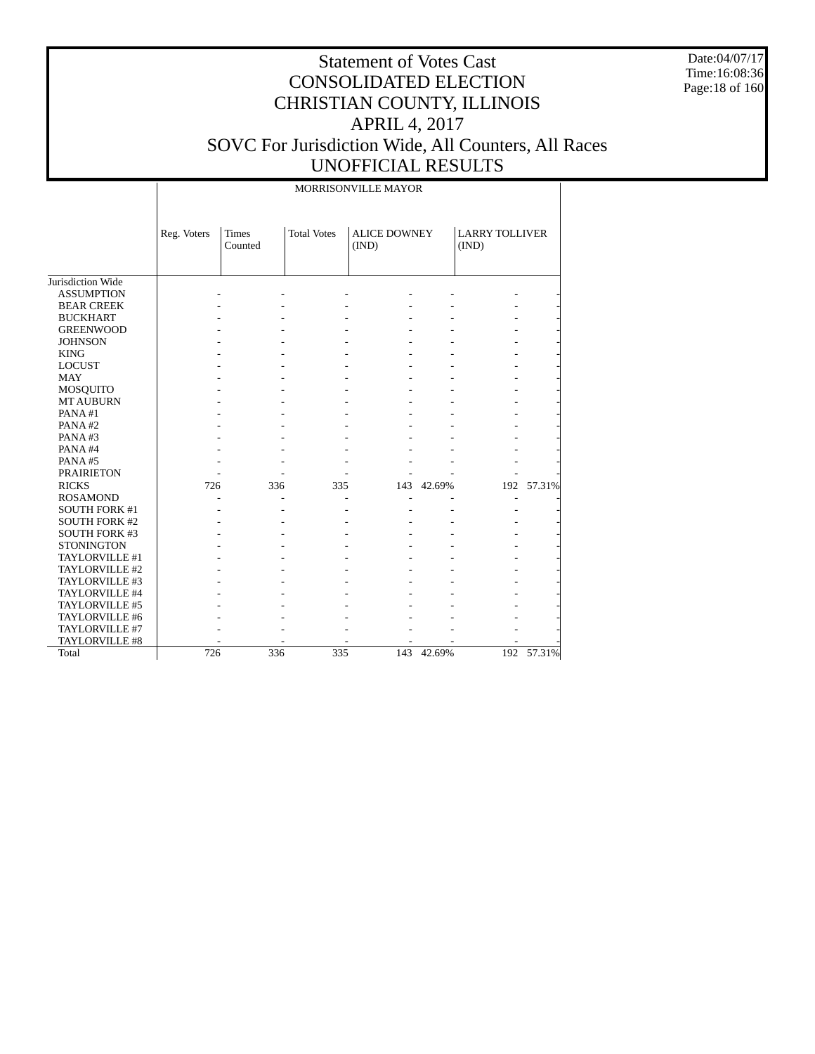# Statement of Votes Cast
# CONSOLIDATED ELECTION
# CHRISTIAN COUNTY, ILLINOIS
# APRIL 4, 2017
# SOVC For Jurisdiction Wide, All Counters, All Races
# UNOFFICIAL RESULTS

Date:04/07/17
Time:16:08:36

MORRISONVILLE MAYOR

| | Reg. Voters | Times Counted | Total Votes | ALICE DOWNEY (IND) | | LARRY TOLLIVER (IND) | |
|---|---|---|---|---|---|---|---|
| Jurisdiction Wide | | | | | | | |
| ASSUMPTION | - | - | - | - | - | - | - |
| BEAR CREEK | - | - | - | - | - | - | - |
| BUCKHART | - | - | - | - | - | - | - |
| GREENWOOD | - | - | - | - | - | - | - |
| JOHNSON | - | - | - | - | - | - | - |
| KING | - | - | - | - | - | - | - |
| LOCUST | - | - | - | - | - | - | - |
| MAY | - | - | - | - | - | - | - |
| MOSQUITO | - | - | - | - | - | - | - |
| MT AUBURN | - | - | - | - | - | - | - |
| PANA #1 | - | - | - | - | - | - | - |
| PANA #2 | - | - | - | - | - | - | - |
| PANA #3 | - | - | - | - | - | - | - |
| PANA #4 | - | - | - | - | - | - | - |
| PANA #5 | - | - | - | - | - | - | - |
| PRAIRIETON | - | - | - | - | - | - | - |
| RICKS | 726 | 336 | 335 | 143 | 42.69% | 192 | 57.31% |
| ROSAMOND | - | - | - | - | - | - | - |
| SOUTH FORK #1 | - | - | - | - | - | - | - |
| SOUTH FORK #2 | - | - | - | - | - | - | - |
| SOUTH FORK #3 | - | - | - | - | - | - | - |
| STONINGTON | - | - | - | - | - | - | - |
| TAYLORVILLE #1 | - | - | - | - | - | - | - |
| TAYLORVILLE #2 | - | - | - | - | - | - | - |
| TAYLORVILLE #3 | - | - | - | - | - | - | - |
| TAYLORVILLE #4 | - | - | - | - | - | - | - |
| TAYLORVILLE #5 | - | - | - | - | - | - | - |
| TAYLORVILLE #6 | - | - | - | - | - | - | - |
| TAYLORVILLE #7 | - | - | - | - | - | - | - |
| TAYLORVILLE #8 | - | - | - | - | - | - | - |
| Total | 726 | 336 | 335 | 143 | 42.69% | 192 | 57.31% |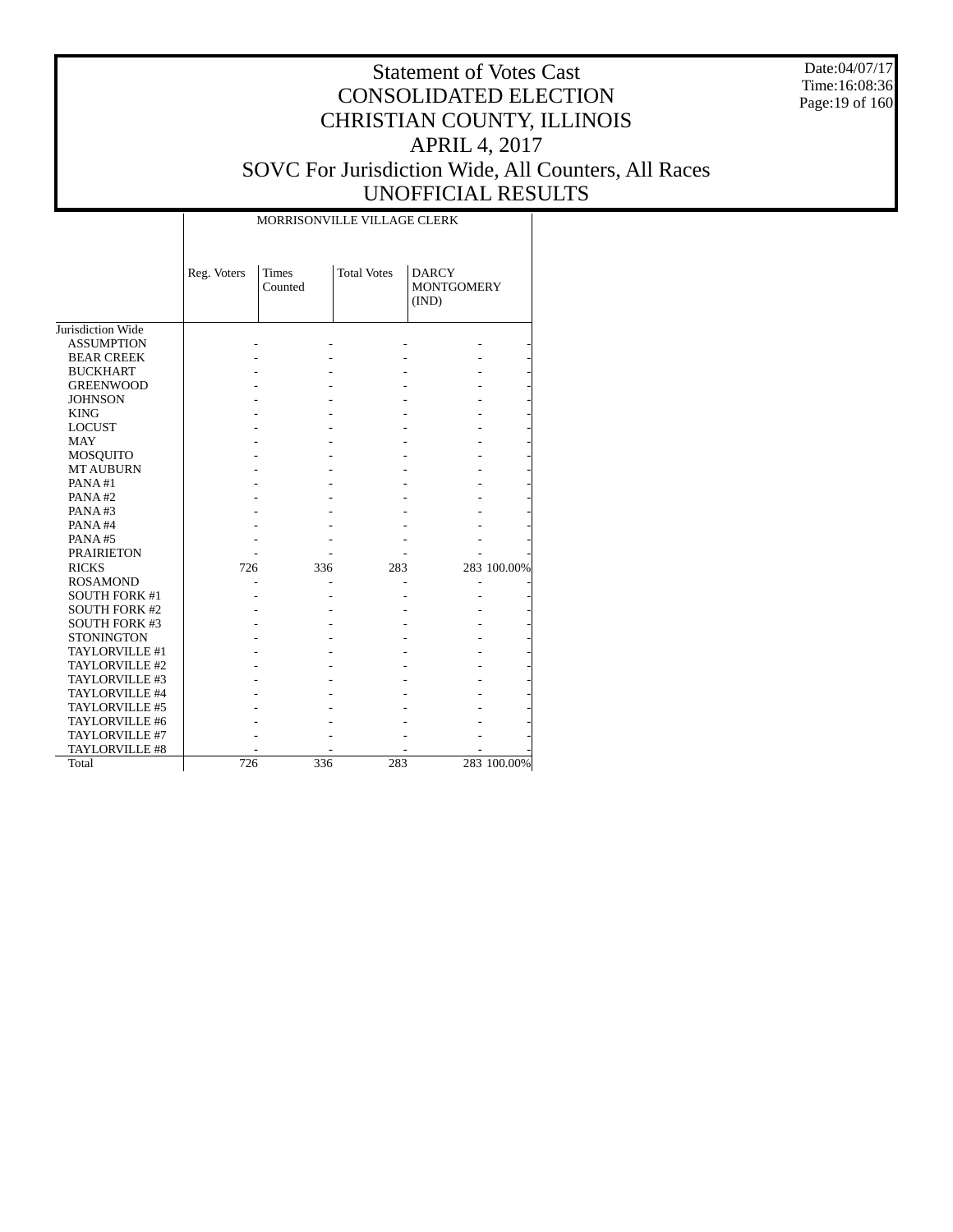# Statement of Votes Cast
# CONSOLIDATED ELECTION
# CHRISTIAN COUNTY, ILLINOIS
# APRIL 4, 2017
# SOVC For Jurisdiction Wide, All Counters, All Races
# UNOFFICIAL RESULTS

Date:04/07/17
Time:16:08:36

| | MORRISONVILLE VILLAGE CLERK | | | | |
|---|---|---|---|---|---|
| | Reg. Voters | Times Counted | Total Votes | DARCY MONTGOMERY (IND) | |
| Jurisdiction Wide | | | | | |
| ASSUMPTION | - | - | - | - | - |
| BEAR CREEK | - | - | - | - | - |
| BUCKHART | - | - | - | - | - |
| GREENWOOD | - | - | - | - | - |
| JOHNSON | - | - | - | - | - |
| KING | - | - | - | - | - |
| LOCUST | - | - | - | - | - |
| MAY | - | - | - | - | - |
| MOSQUITO | - | - | - | - | - |
| MT AUBURN | - | - | - | - | - |
| PANA #1 | - | - | - | - | - |
| PANA #2 | - | - | - | - | - |
| PANA #3 | - | - | - | - | - |
| PANA #4 | - | - | - | - | - |
| PANA #5 | - | - | - | - | - |
| PRAIRIETON | - | - | - | - | - |
| RICKS | 726 | 336 | 283 | 283 | 100.00% |
| ROSAMOND | - | - | - | - | - |
| SOUTH FORK #1 | - | - | - | - | - |
| SOUTH FORK #2 | - | - | - | - | - |
| SOUTH FORK #3 | - | - | - | - | - |
| STONINGTON | - | - | - | - | - |
| TAYLORVILLE #1 | - | - | - | - | - |
| TAYLORVILLE #2 | - | - | - | - | - |
| TAYLORVILLE #3 | - | - | - | - | - |
| TAYLORVILLE #4 | - | - | - | - | - |
| TAYLORVILLE #5 | - | - | - | - | - |
| TAYLORVILLE #6 | - | - | - | - | - |
| TAYLORVILLE #7 | - | - | - | - | - |
| TAYLORVILLE #8 | - | - | - | - | - |
| Total | 726 | 336 | 283 | 283 | 100.00% |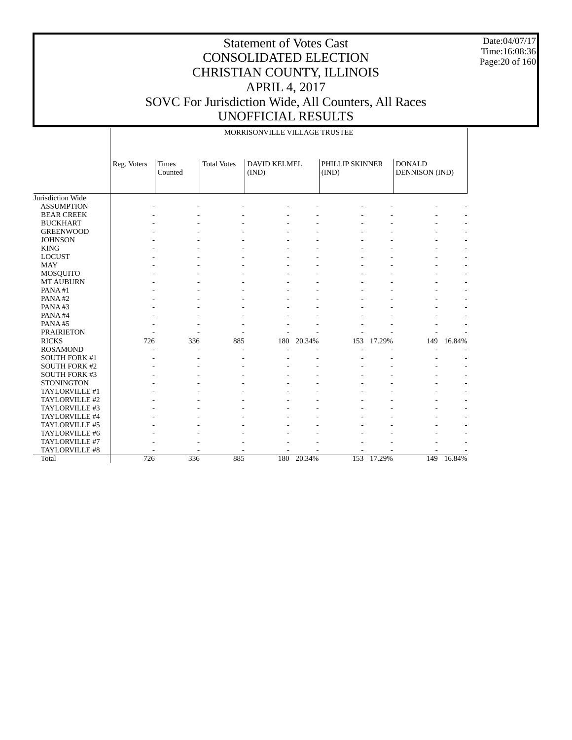# Statement of Votes Cast
# CONSOLIDATED ELECTION
# CHRISTIAN COUNTY, ILLINOIS
# APRIL 4, 2017
# SOVC For Jurisdiction Wide, All Counters, All Races
# UNOFFICIAL RESULTS

Date:04/07/17
Time:16:08:36

MORRISONVILLE VILLAGE TRUSTEE

| | Reg. Voters | Times Counted | Total Votes | DAVID KELMEL (IND) | | PHILLIP SKINNER (IND) | | DONALD DENNISON (IND) | |
|---|---|---|---|---|---|---|---|---|---|
| Jurisdiction Wide | | | | | | | | | |
| ASSUMPTION | - | - | - | - | - | - | - | - | - |
| BEAR CREEK | - | - | - | - | - | - | - | - | - |
| BUCKHART | - | - | - | - | - | - | - | - | - |
| GREENWOOD | - | - | - | - | - | - | - | - | - |
| JOHNSON | - | - | - | - | - | - | - | - | - |
| KING | - | - | - | - | - | - | - | - | - |
| LOCUST | - | - | - | - | - | - | - | - | - |
| MAY | - | - | - | - | - | - | - | - | - |
| MOSQUITO | - | - | - | - | - | - | - | - | - |
| MT AUBURN | - | - | - | - | - | - | - | - | - |
| PANA #1 | - | - | - | - | - | - | - | - | - |
| PANA #2 | - | - | - | - | - | - | - | - | - |
| PANA #3 | - | - | - | - | - | - | - | - | - |
| PANA #4 | - | - | - | - | - | - | - | - | - |
| PANA #5 | - | - | - | - | - | - | - | - | - |
| PRAIRIETON | - | - | - | - | - | - | - | - | - |
| RICKS | 726 | 336 | 885 | 180 | 20.34% | 153 | 17.29% | 149 | 16.84% |
| ROSAMOND | - | - | - | - | - | - | - | - | - |
| SOUTH FORK #1 | - | - | - | - | - | - | - | - | - |
| SOUTH FORK #2 | - | - | - | - | - | - | - | - | - |
| SOUTH FORK #3 | - | - | - | - | - | - | - | - | - |
| STONINGTON | - | - | - | - | - | - | - | - | - |
| TAYLORVILLE #1 | - | - | - | - | - | - | - | - | - |
| TAYLORVILLE #2 | - | - | - | - | - | - | - | - | - |
| TAYLORVILLE #3 | - | - | - | - | - | - | - | - | - |
| TAYLORVILLE #4 | - | - | - | - | - | - | - | - | - |
| TAYLORVILLE #5 | - | - | - | - | - | - | - | - | - |
| TAYLORVILLE #6 | - | - | - | - | - | - | - | - | - |
| TAYLORVILLE #7 | - | - | - | - | - | - | - | - | - |
| TAYLORVILLE #8 | - | - | - | - | - | - | - | - | - |
| Total | 726 | 336 | 885 | 180 | 20.34% | 153 | 17.29% | 149 | 16.84% |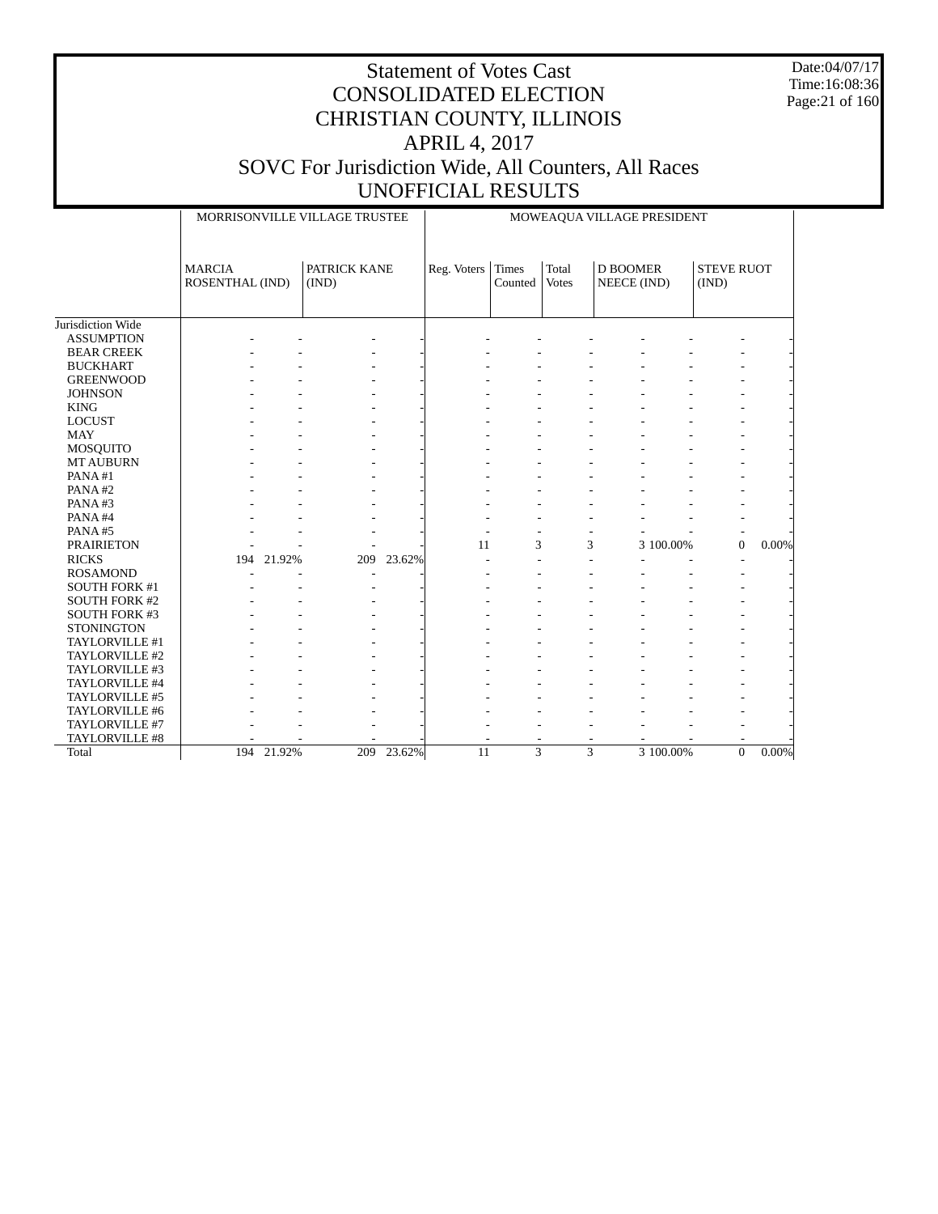# Statement of Votes Cast
# CONSOLIDATED ELECTION
# CHRISTIAN COUNTY, ILLINOIS
# APRIL 4, 2017
# SOVC For Jurisdiction Wide, All Counters, All Races
# UNOFFICIAL RESULTS

Date:04/07/17
Time:16:08:36

| | MORRISONVILLE VILLAGE TRUSTEE | | | | MOWEAQUA VILLAGE PRESIDENT | | | | | | |
|---|---|---|---|---|---|---|---|---|---|---|---|
| | MARCIA ROSENTHAL (IND) | | PATRICK KANE (IND) | | Reg. Voters | Times Counted | Total Votes | D BOOMER NEECE (IND) | | STEVE RUOT (IND) | |
| Jurisdiction Wide | | | | | | | | | | | |
| ASSUMPTION | - | - | - | - | - | - | - | - | - | - | - |
| BEAR CREEK | - | - | - | - | - | - | - | - | - | - | - |
| BUCKHART | - | - | - | - | - | - | - | - | - | - | - |
| GREENWOOD | - | - | - | - | - | - | - | - | - | - | - |
| JOHNSON | - | - | - | - | - | - | - | - | - | - | - |
| KING | - | - | - | - | - | - | - | - | - | - | - |
| LOCUST | - | - | - | - | - | - | - | - | - | - | - |
| MAY | - | - | - | - | - | - | - | - | - | - | - |
| MOSQUITO | - | - | - | - | - | - | - | - | - | - | - |
| MT AUBURN | - | - | - | - | - | - | - | - | - | - | - |
| PANA #1 | - | - | - | - | - | - | - | - | - | - | - |
| PANA #2 | - | - | - | - | - | - | - | - | - | - | - |
| PANA #3 | - | - | - | - | - | - | - | - | - | - | - |
| PANA #4 | - | - | - | - | - | - | - | - | - | - | - |
| PANA #5 | - | - | - | - | - | - | - | - | - | - | - |
| PRAIRIETON | - | - | - | - | 11 | 3 | 3 | 3 | 100.00% | 0 | 0.00% |
| RICKS | 194 | 21.92% | 209 | 23.62% | - | - | - | - | - | - | - |
| ROSAMOND | - | - | - | - | - | - | - | - | - | - | - |
| SOUTH FORK #1 | - | - | - | - | - | - | - | - | - | - | - |
| SOUTH FORK #2 | - | - | - | - | - | - | - | - | - | - | - |
| SOUTH FORK #3 | - | - | - | - | - | - | - | - | - | - | - |
| STONINGTON | - | - | - | - | - | - | - | - | - | - | - |
| TAYLORVILLE #1 | - | - | - | - | - | - | - | - | - | - | - |
| TAYLORVILLE #2 | - | - | - | - | - | - | - | - | - | - | - |
| TAYLORVILLE #3 | - | - | - | - | - | - | - | - | - | - | - |
| TAYLORVILLE #4 | - | - | - | - | - | - | - | - | - | - | - |
| TAYLORVILLE #5 | - | - | - | - | - | - | - | - | - | - | - |
| TAYLORVILLE #6 | - | - | - | - | - | - | - | - | - | - | - |
| TAYLORVILLE #7 | - | - | - | - | - | - | - | - | - | - | - |
| TAYLORVILLE #8 | - | - | - | - | - | - | - | - | - | - | - |
| Total | 194 | 21.92% | 209 | 23.62% | 11 | 3 | 3 | 3 | 100.00% | 0 | 0.00% |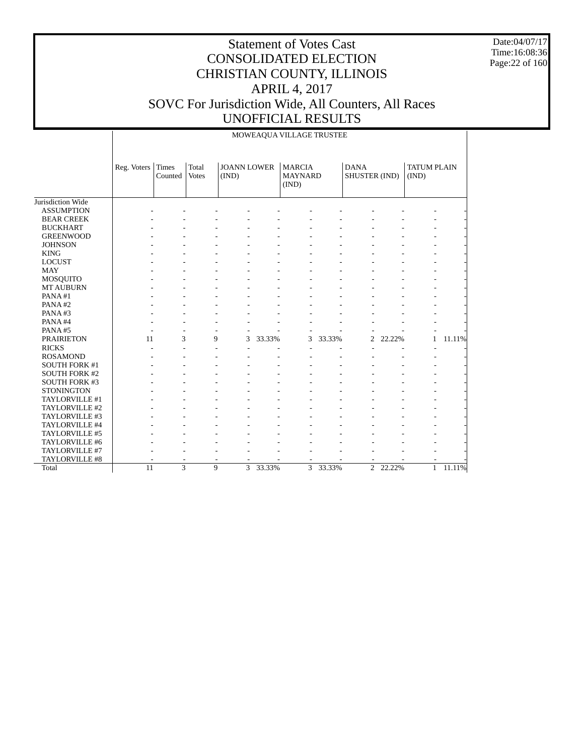# Statement of Votes Cast
# CONSOLIDATED ELECTION
# CHRISTIAN COUNTY, ILLINOIS
# APRIL 4, 2017
# SOVC For Jurisdiction Wide, All Counters, All Races
# UNOFFICIAL RESULTS

Date:04/07/17
Time:16:08:36

MOWEAQUA VILLAGE TRUSTEE

| | Reg. Voters | Times Counted | Total Votes | JOANN LOWER (IND) | | MARCIA MAYNARD (IND) | | DANA SHUSTER (IND) | | TATUM PLAIN (IND) | |
|---|---|---|---|---|---|---|---|---|---|---|---|
| Jurisdiction Wide | | | | | | | | | | | |
| ASSUMPTION | - | - | - | - | - | - | - | - | - | - | - |
| BEAR CREEK | - | - | - | - | - | - | - | - | - | - | - |
| BUCKHART | - | - | - | - | - | - | - | - | - | - | - |
| GREENWOOD | - | - | - | - | - | - | - | - | - | - | - |
| JOHNSON | - | - | - | - | - | - | - | - | - | - | - |
| KING | - | - | - | - | - | - | - | - | - | - | - |
| LOCUST | - | - | - | - | - | - | - | - | - | - | - |
| MAY | - | - | - | - | - | - | - | - | - | - | - |
| MOSQUITO | - | - | - | - | - | - | - | - | - | - | - |
| MT AUBURN | - | - | - | - | - | - | - | - | - | - | - |
| PANA #1 | - | - | - | - | - | - | - | - | - | - | - |
| PANA #2 | - | - | - | - | - | - | - | - | - | - | - |
| PANA #3 | - | - | - | - | - | - | - | - | - | - | - |
| PANA #4 | - | - | - | - | - | - | - | - | - | - | - |
| PANA #5 | - | - | - | - | - | - | - | - | - | - | - |
| PRAIRIETON | 11 | 3 | 9 | 3 | 33.33% | 3 | 33.33% | 2 | 22.22% | 1 | 11.11% |
| RICKS | - | - | - | - | - | - | - | - | - | - | - |
| ROSAMOND | - | - | - | - | - | - | - | - | - | - | - |
| SOUTH FORK #1 | - | - | - | - | - | - | - | - | - | - | - |
| SOUTH FORK #2 | - | - | - | - | - | - | - | - | - | - | - |
| SOUTH FORK #3 | - | - | - | - | - | - | - | - | - | - | - |
| STONINGTON | - | - | - | - | - | - | - | - | - | - | - |
| TAYLORVILLE #1 | - | - | - | - | - | - | - | - | - | - | - |
| TAYLORVILLE #2 | - | - | - | - | - | - | - | - | - | - | - |
| TAYLORVILLE #3 | - | - | - | - | - | - | - | - | - | - | - |
| TAYLORVILLE #4 | - | - | - | - | - | - | - | - | - | - | - |
| TAYLORVILLE #5 | - | - | - | - | - | - | - | - | - | - | - |
| TAYLORVILLE #6 | - | - | - | - | - | - | - | - | - | - | - |
| TAYLORVILLE #7 | - | - | - | - | - | - | - | - | - | - | - |
| TAYLORVILLE #8 | - | - | - | - | - | - | - | - | - | - | - |
| Total | 11 | 3 | 9 | 3 | 33.33% | 3 | 33.33% | 2 | 22.22% | 1 | 11.11% |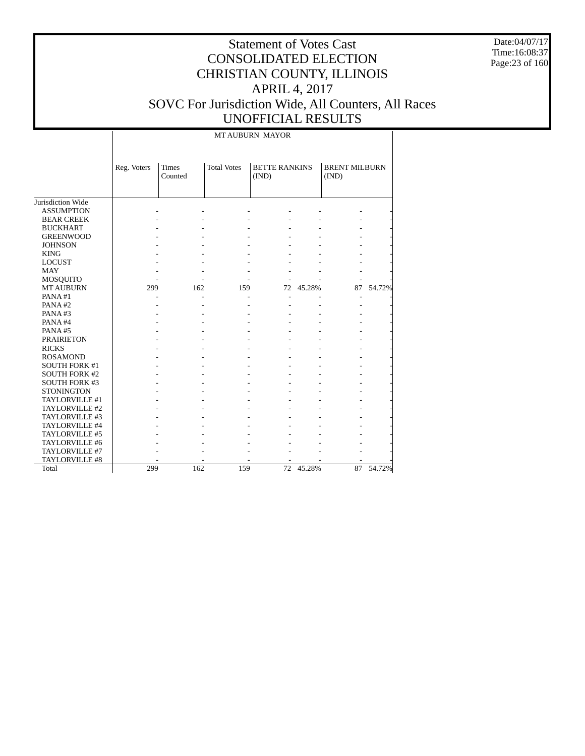# Statement of Votes Cast
# CONSOLIDATED ELECTION
# CHRISTIAN COUNTY, ILLINOIS
# APRIL 4, 2017
# SOVC For Jurisdiction Wide, All Counters, All Races
# UNOFFICIAL RESULTS

Date:04/07/17
Time:16:08:37

MT AUBURN MAYOR

| | Reg. Voters | Times Counted | Total Votes | BETTE RANKINS (IND) | | BRENT MILBURN (IND) | |
|---|---|---|---|---|---|---|---|
| Jurisdiction Wide | | | | | | | |
| ASSUMPTION | - | - | - | - | - | - | - |
| BEAR CREEK | - | - | - | - | - | - | - |
| BUCKHART | - | - | - | - | - | - | - |
| GREENWOOD | - | - | - | - | - | - | - |
| JOHNSON | - | - | - | - | - | - | - |
| KING | - | - | - | - | - | - | - |
| LOCUST | - | - | - | - | - | - | - |
| MAY | - | - | - | - | - | - | - |
| MOSQUITO | - | - | - | - | - | - | - |
| MT AUBURN | 299 | 162 | 159 | 72 | 45.28% | 87 | 54.72% |
| PANA #1 | - | - | - | - | - | - | - |
| PANA #2 | - | - | - | - | - | - | - |
| PANA #3 | - | - | - | - | - | - | - |
| PANA #4 | - | - | - | - | - | - | - |
| PANA #5 | - | - | - | - | - | - | - |
| PRAIRIETON | - | - | - | - | - | - | - |
| RICKS | - | - | - | - | - | - | - |
| ROSAMOND | - | - | - | - | - | - | - |
| SOUTH FORK #1 | - | - | - | - | - | - | - |
| SOUTH FORK #2 | - | - | - | - | - | - | - |
| SOUTH FORK #3 | - | - | - | - | - | - | - |
| STONINGTON | - | - | - | - | - | - | - |
| TAYLORVILLE #1 | - | - | - | - | - | - | - |
| TAYLORVILLE #2 | - | - | - | - | - | - | - |
| TAYLORVILLE #3 | - | - | - | - | - | - | - |
| TAYLORVILLE #4 | - | - | - | - | - | - | - |
| TAYLORVILLE #5 | - | - | - | - | - | - | - |
| TAYLORVILLE #6 | - | - | - | - | - | - | - |
| TAYLORVILLE #7 | - | - | - | - | - | - | - |
| TAYLORVILLE #8 | - | - | - | - | - | - | - |
| Total | 299 | 162 | 159 | 72 | 45.28% | 87 | 54.72% |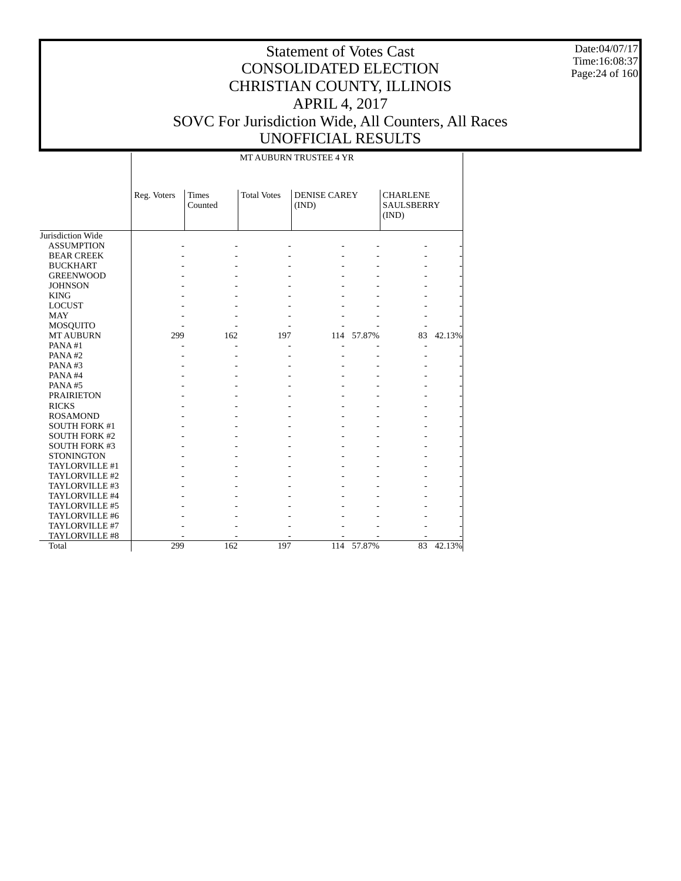# Statement of Votes Cast
# CONSOLIDATED ELECTION
# CHRISTIAN COUNTY, ILLINOIS
# APRIL 4, 2017
# SOVC For Jurisdiction Wide, All Counters, All Races
# UNOFFICIAL RESULTS

Date:04/07/17
Time:16:08:37

| | MT AUBURN TRUSTEE 4 YR | | | | | | |
|---|---|---|---|---|---|---|---|
| | Reg. Voters | Times Counted | Total Votes | DENISE CAREY (IND) | | CHARLENE SAULSBERRY (IND) | |
| Jurisdiction Wide | | | | | | | |
| ASSUMPTION | - | - | - | - | - | - | - |
| BEAR CREEK | - | - | - | - | - | - | - |
| BUCKHART | - | - | - | - | - | - | - |
| GREENWOOD | - | - | - | - | - | - | - |
| JOHNSON | - | - | - | - | - | - | - |
| KING | - | - | - | - | - | - | - |
| LOCUST | - | - | - | - | - | - | - |
| MAY | - | - | - | - | - | - | - |
| MOSQUITO | - | - | - | - | - | - | - |
| MT AUBURN | 299 | 162 | 197 | 114 | 57.87% | 83 | 42.13% |
| PANA #1 | - | - | - | - | - | - | - |
| PANA #2 | - | - | - | - | - | - | - |
| PANA #3 | - | - | - | - | - | - | - |
| PANA #4 | - | - | - | - | - | - | - |
| PANA #5 | - | - | - | - | - | - | - |
| PRAIRIETON | - | - | - | - | - | - | - |
| RICKS | - | - | - | - | - | - | - |
| ROSAMOND | - | - | - | - | - | - | - |
| SOUTH FORK #1 | - | - | - | - | - | - | - |
| SOUTH FORK #2 | - | - | - | - | - | - | - |
| SOUTH FORK #3 | - | - | - | - | - | - | - |
| STONINGTON | - | - | - | - | - | - | - |
| TAYLORVILLE #1 | - | - | - | - | - | - | - |
| TAYLORVILLE #2 | - | - | - | - | - | - | - |
| TAYLORVILLE #3 | - | - | - | - | - | - | - |
| TAYLORVILLE #4 | - | - | - | - | - | - | - |
| TAYLORVILLE #5 | - | - | - | - | - | - | - |
| TAYLORVILLE #6 | - | - | - | - | - | - | - |
| TAYLORVILLE #7 | - | - | - | - | - | - | - |
| TAYLORVILLE #8 | - | - | - | - | - | - | - |
| Total | 299 | 162 | 197 | 114 | 57.87% | 83 | 42.13% |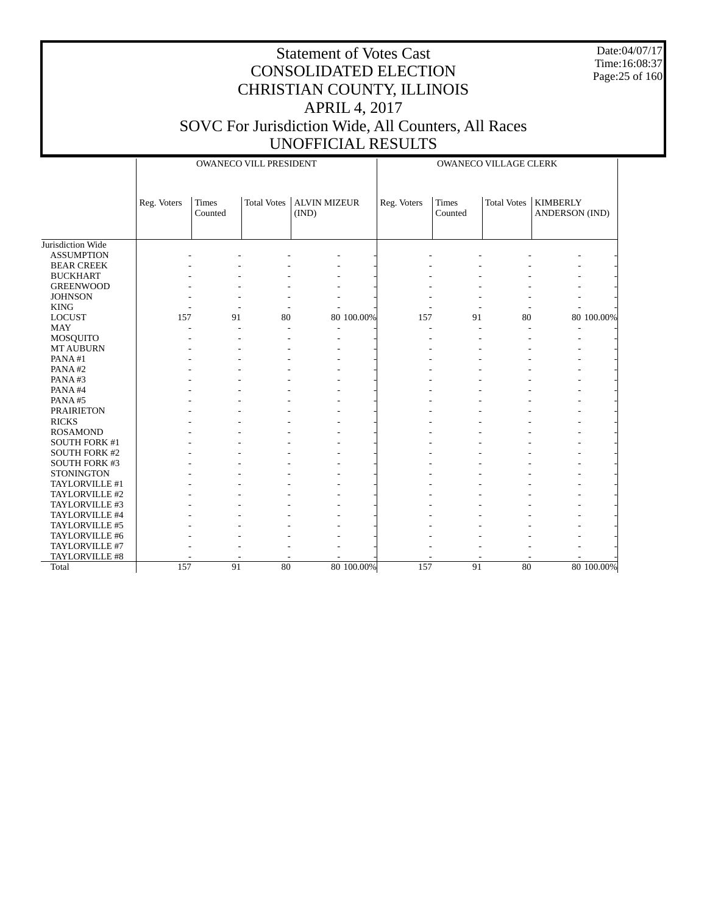# Statement of Votes Cast
# CONSOLIDATED ELECTION
# CHRISTIAN COUNTY, ILLINOIS
# APRIL 4, 2017
# SOVC For Jurisdiction Wide, All Counters, All Races
# UNOFFICIAL RESULTS

Date:04/07/17
Time:16:08:37

| | OWANECO VILL PRESIDENT | | | | | OWANECO VILLAGE CLERK | | | | |
|---|---|---|---|---|---|---|---|---|---|---|
| | Reg. Voters | Times Counted | Total Votes | ALVIN MIZEUR (IND) | | Reg. Voters | Times Counted | Total Votes | KIMBERLY ANDERSON (IND) | |
| Jurisdiction Wide | | | | | | | | | | |
| ASSUMPTION | - | - | - | - | - | - | - | - | - | - |
| BEAR CREEK | - | - | - | - | - | - | - | - | - | - |
| BUCKHART | - | - | - | - | - | - | - | - | - | - |
| GREENWOOD | - | - | - | - | - | - | - | - | - | - |
| JOHNSON | - | - | - | - | - | - | - | - | - | - |
| KING | - | - | - | - | - | - | - | - | - | - |
| LOCUST | 157 | 91 | 80 | 80 | 100.00% | 157 | 91 | 80 | 80 | 100.00% |
| MAY | - | - | - | - | - | - | - | - | - | - |
| MOSQUITO | - | - | - | - | - | - | - | - | - | - |
| MT AUBURN | - | - | - | - | - | - | - | - | - | - |
| PANA #1 | - | - | - | - | - | - | - | - | - | - |
| PANA #2 | - | - | - | - | - | - | - | - | - | - |
| PANA #3 | - | - | - | - | - | - | - | - | - | - |
| PANA #4 | - | - | - | - | - | - | - | - | - | - |
| PANA #5 | - | - | - | - | - | - | - | - | - | - |
| PRAIRIETON | - | - | - | - | - | - | - | - | - | - |
| RICKS | - | - | - | - | - | - | - | - | - | - |
| ROSAMOND | - | - | - | - | - | - | - | - | - | - |
| SOUTH FORK #1 | - | - | - | - | - | - | - | - | - | - |
| SOUTH FORK #2 | - | - | - | - | - | - | - | - | - | - |
| SOUTH FORK #3 | - | - | - | - | - | - | - | - | - | - |
| STONINGTON | - | - | - | - | - | - | - | - | - | - |
| TAYLORVILLE #1 | - | - | - | - | - | - | - | - | - | - |
| TAYLORVILLE #2 | - | - | - | - | - | - | - | - | - | - |
| TAYLORVILLE #3 | - | - | - | - | - | - | - | - | - | - |
| TAYLORVILLE #4 | - | - | - | - | - | - | - | - | - | - |
| TAYLORVILLE #5 | - | - | - | - | - | - | - | - | - | - |
| TAYLORVILLE #6 | - | - | - | - | - | - | - | - | - | - |
| TAYLORVILLE #7 | - | - | - | - | - | - | - | - | - | - |
| TAYLORVILLE #8 | - | - | - | - | - | - | - | - | - | - |
| Total | 157 | 91 | 80 | 80 | 100.00% | 157 | 91 | 80 | 80 | 100.00% |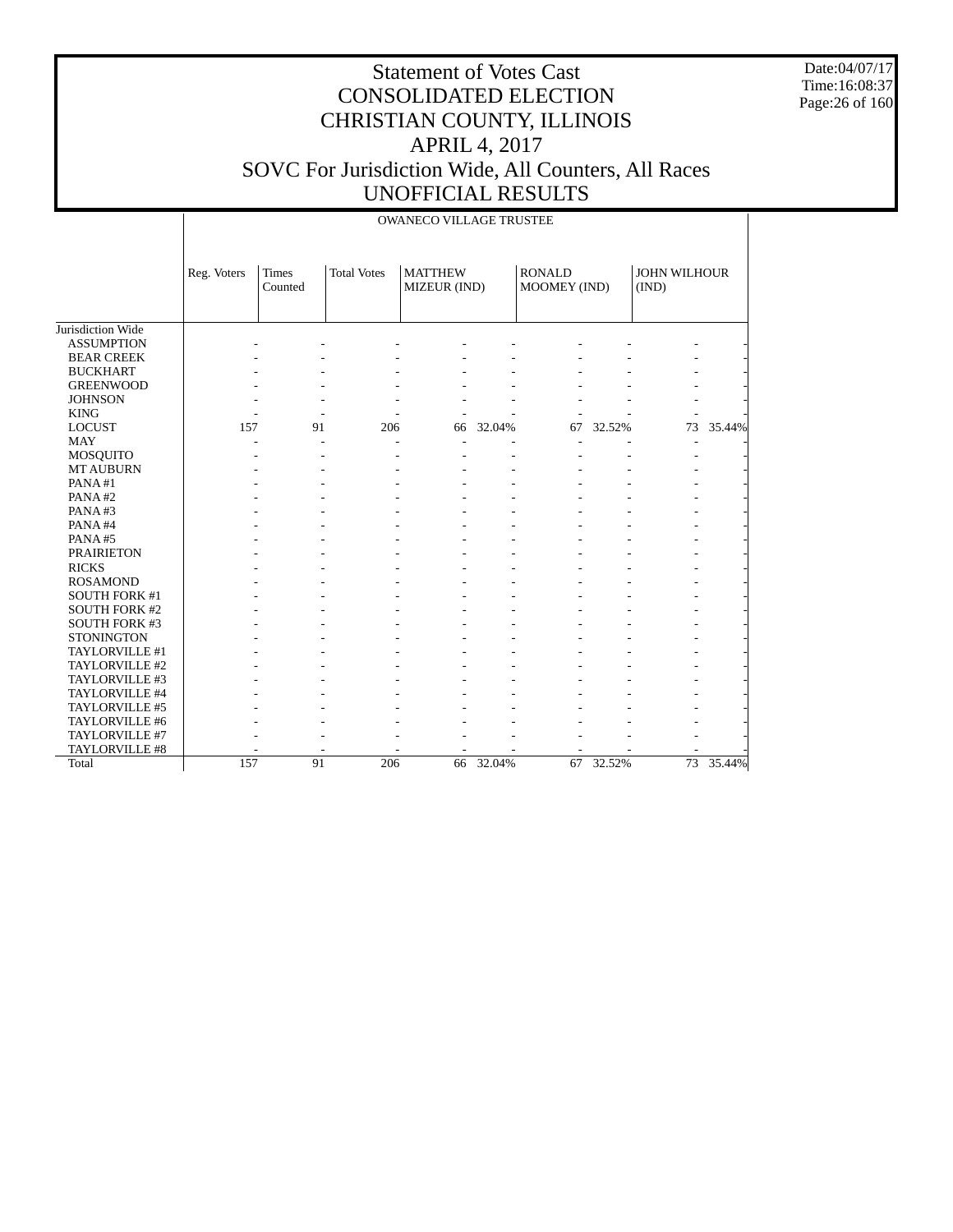# Statement of Votes Cast
# CONSOLIDATED ELECTION
# CHRISTIAN COUNTY, ILLINOIS
# APRIL 4, 2017
# SOVC For Jurisdiction Wide, All Counters, All Races
# UNOFFICIAL RESULTS

Date:04/07/17
Time:16:08:37

OWANECO VILLAGE TRUSTEE

| | Reg. Voters | Times Counted | Total Votes | MATTHEW MIZEUR (IND) | | RONALD MOOMEY (IND) | | JOHN WILHOUR (IND) | |
|---|---|---|---|---|---|---|---|---|---|
| Jurisdiction Wide | | | | | | | | | |
| ASSUMPTION | - | - | - | - | - | - | - | - | - |
| BEAR CREEK | - | - | - | - | - | - | - | - | - |
| BUCKHART | - | - | - | - | - | - | - | - | - |
| GREENWOOD | - | - | - | - | - | - | - | - | - |
| JOHNSON | - | - | - | - | - | - | - | - | - |
| KING | - | - | - | - | - | - | - | - | - |
| LOCUST | 157 | 91 | 206 | 66 | 32.04% | 67 | 32.52% | 73 | 35.44% |
| MAY | - | - | - | - | - | - | - | - | - |
| MOSQUITO | - | - | - | - | - | - | - | - | - |
| MT AUBURN | - | - | - | - | - | - | - | - | - |
| PANA #1 | - | - | - | - | - | - | - | - | - |
| PANA #2 | - | - | - | - | - | - | - | - | - |
| PANA #3 | - | - | - | - | - | - | - | - | - |
| PANA #4 | - | - | - | - | - | - | - | - | - |
| PANA #5 | - | - | - | - | - | - | - | - | - |
| PRAIRIETON | - | - | - | - | - | - | - | - | - |
| RICKS | - | - | - | - | - | - | - | - | - |
| ROSAMOND | - | - | - | - | - | - | - | - | - |
| SOUTH FORK #1 | - | - | - | - | - | - | - | - | - |
| SOUTH FORK #2 | - | - | - | - | - | - | - | - | - |
| SOUTH FORK #3 | - | - | - | - | - | - | - | - | - |
| STONINGTON | - | - | - | - | - | - | - | - | - |
| TAYLORVILLE #1 | - | - | - | - | - | - | - | - | - |
| TAYLORVILLE #2 | - | - | - | - | - | - | - | - | - |
| TAYLORVILLE #3 | - | - | - | - | - | - | - | - | - |
| TAYLORVILLE #4 | - | - | - | - | - | - | - | - | - |
| TAYLORVILLE #5 | - | - | - | - | - | - | - | - | - |
| TAYLORVILLE #6 | - | - | - | - | - | - | - | - | - |
| TAYLORVILLE #7 | - | - | - | - | - | - | - | - | - |
| TAYLORVILLE #8 | - | - | - | - | - | - | - | - | - |
| Total | 157 | 91 | 206 | 66 | 32.04% | 67 | 32.52% | 73 | 35.44% |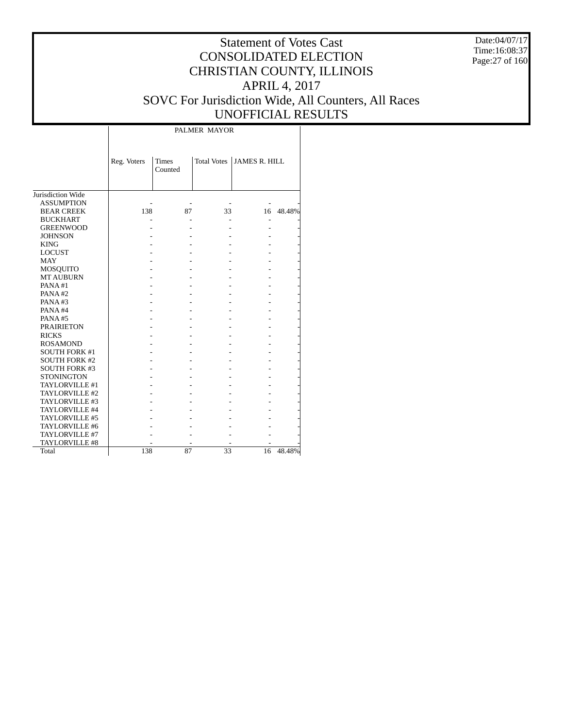# Statement of Votes Cast
## CONSOLIDATED ELECTION
## CHRISTIAN COUNTY, ILLINOIS
## APRIL 4, 2017
## SOVC For Jurisdiction Wide, All Counters, All Races
## UNOFFICIAL RESULTS

Date:04/07/17
Time:16:08:37

| | PALMER MAYOR | | | | |
|---|---|---|---|---|---|
| | Reg. Voters | Times Counted | Total Votes | JAMES R. HILL | |
| Jurisdiction Wide | | | | | |
| ASSUMPTION | - | - | - | - | - |
| BEAR CREEK | 138 | 87 | 33 | 16 | 48.48% |
| BUCKHART | - | - | - | - | - |
| GREENWOOD | - | - | - | - | - |
| JOHNSON | - | - | - | - | - |
| KING | - | - | - | - | - |
| LOCUST | - | - | - | - | - |
| MAY | - | - | - | - | - |
| MOSQUITO | - | - | - | - | - |
| MT AUBURN | - | - | - | - | - |
| PANA #1 | - | - | - | - | - |
| PANA #2 | - | - | - | - | - |
| PANA #3 | - | - | - | - | - |
| PANA #4 | - | - | - | - | - |
| PANA #5 | - | - | - | - | - |
| PRAIRIETON | - | - | - | - | - |
| RICKS | - | - | - | - | - |
| ROSAMOND | - | - | - | - | - |
| SOUTH FORK #1 | - | - | - | - | - |
| SOUTH FORK #2 | - | - | - | - | - |
| SOUTH FORK #3 | - | - | - | - | - |
| STONINGTON | - | - | - | - | - |
| TAYLORVILLE #1 | - | - | - | - | - |
| TAYLORVILLE #2 | - | - | - | - | - |
| TAYLORVILLE #3 | - | - | - | - | - |
| TAYLORVILLE #4 | - | - | - | - | - |
| TAYLORVILLE #5 | - | - | - | - | - |
| TAYLORVILLE #6 | - | - | - | - | - |
| TAYLORVILLE #7 | - | - | - | - | - |
| TAYLORVILLE #8 | - | - | - | - | - |
| Total | 138 | 87 | 33 | 16 | 48.48% |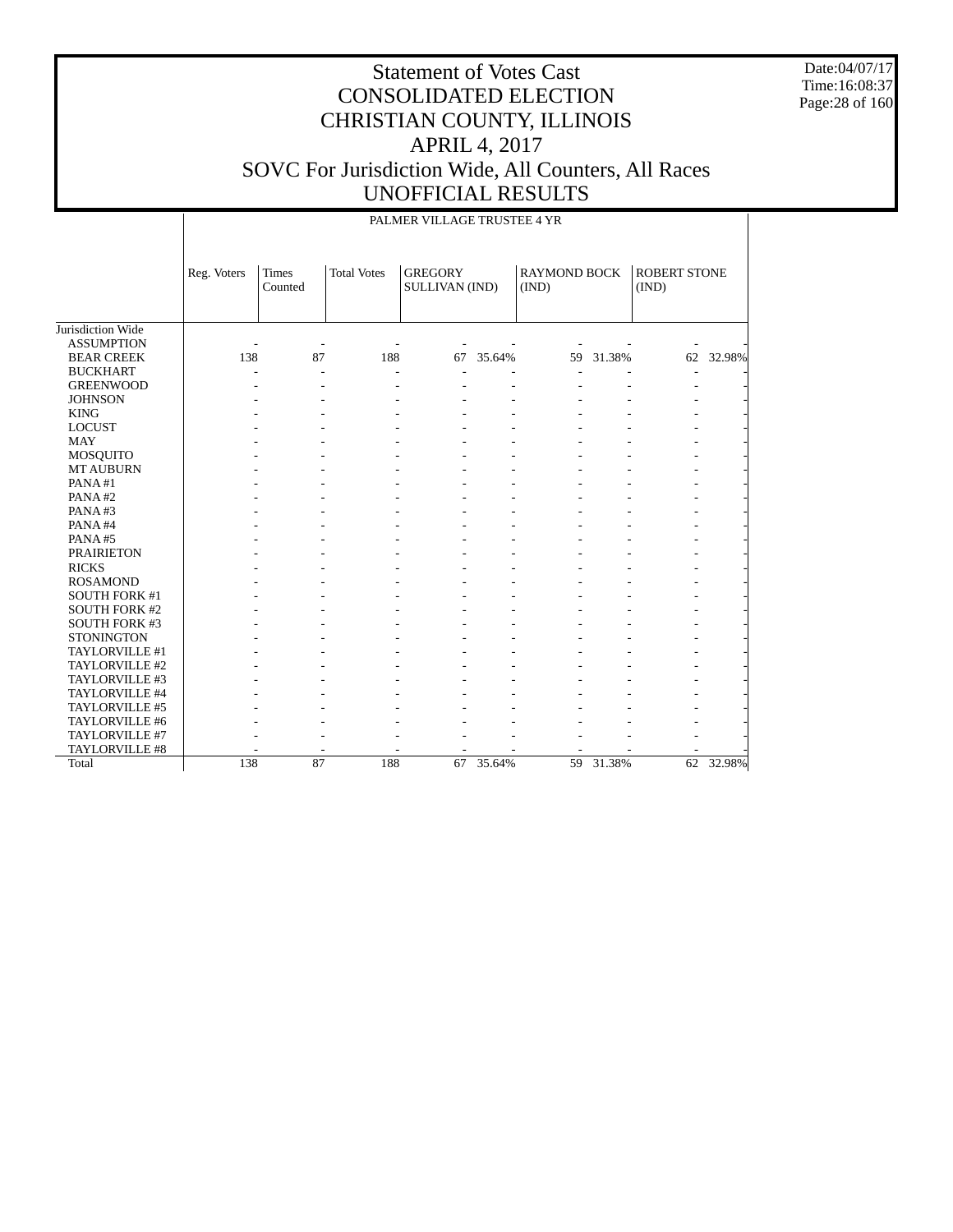# Statement of Votes Cast
# CONSOLIDATED ELECTION
# CHRISTIAN COUNTY, ILLINOIS
# APRIL 4, 2017
# SOVC For Jurisdiction Wide, All Counters, All Races
# UNOFFICIAL RESULTS

Date:04/07/17
Time:16:08:37

## PALMER VILLAGE TRUSTEE 4 YR

| | Reg. Voters | Times Counted | Total Votes | GREGORY SULLIVAN (IND) | | RAYMOND BOCK (IND) | | ROBERT STONE (IND) | |
|---|---|---|---|---|---|---|---|---|---|
| Jurisdiction Wide | | | | | | | | | |
| ASSUMPTION | - | - | - | - | - | - | - | - | - |
| BEAR CREEK | 138 | 87 | 188 | 67 | 35.64% | 59 | 31.38% | 62 | 32.98% |
| BUCKHART | - | - | - | - | - | - | - | - | - |
| GREENWOOD | - | - | - | - | - | - | - | - | - |
| JOHNSON | - | - | - | - | - | - | - | - | - |
| KING | - | - | - | - | - | - | - | - | - |
| LOCUST | - | - | - | - | - | - | - | - | - |
| MAY | - | - | - | - | - | - | - | - | - |
| MOSQUITO | - | - | - | - | - | - | - | - | - |
| MT AUBURN | - | - | - | - | - | - | - | - | - |
| PANA #1 | - | - | - | - | - | - | - | - | - |
| PANA #2 | - | - | - | - | - | - | - | - | - |
| PANA #3 | - | - | - | - | - | - | - | - | - |
| PANA #4 | - | - | - | - | - | - | - | - | - |
| PANA #5 | - | - | - | - | - | - | - | - | - |
| PRAIRIETON | - | - | - | - | - | - | - | - | - |
| RICKS | - | - | - | - | - | - | - | - | - |
| ROSAMOND | - | - | - | - | - | - | - | - | - |
| SOUTH FORK #1 | - | - | - | - | - | - | - | - | - |
| SOUTH FORK #2 | - | - | - | - | - | - | - | - | - |
| SOUTH FORK #3 | - | - | - | - | - | - | - | - | - |
| STONINGTON | - | - | - | - | - | - | - | - | - |
| TAYLORVILLE #1 | - | - | - | - | - | - | - | - | - |
| TAYLORVILLE #2 | - | - | - | - | - | - | - | - | - |
| TAYLORVILLE #3 | - | - | - | - | - | - | - | - | - |
| TAYLORVILLE #4 | - | - | - | - | - | - | - | - | - |
| TAYLORVILLE #5 | - | - | - | - | - | - | - | - | - |
| TAYLORVILLE #6 | - | - | - | - | - | - | - | - | - |
| TAYLORVILLE #7 | - | - | - | - | - | - | - | - | - |
| TAYLORVILLE #8 | - | - | - | - | - | - | - | - | - |
| Total | 138 | 87 | 188 | 67 | 35.64% | 59 | 31.38% | 62 | 32.98% |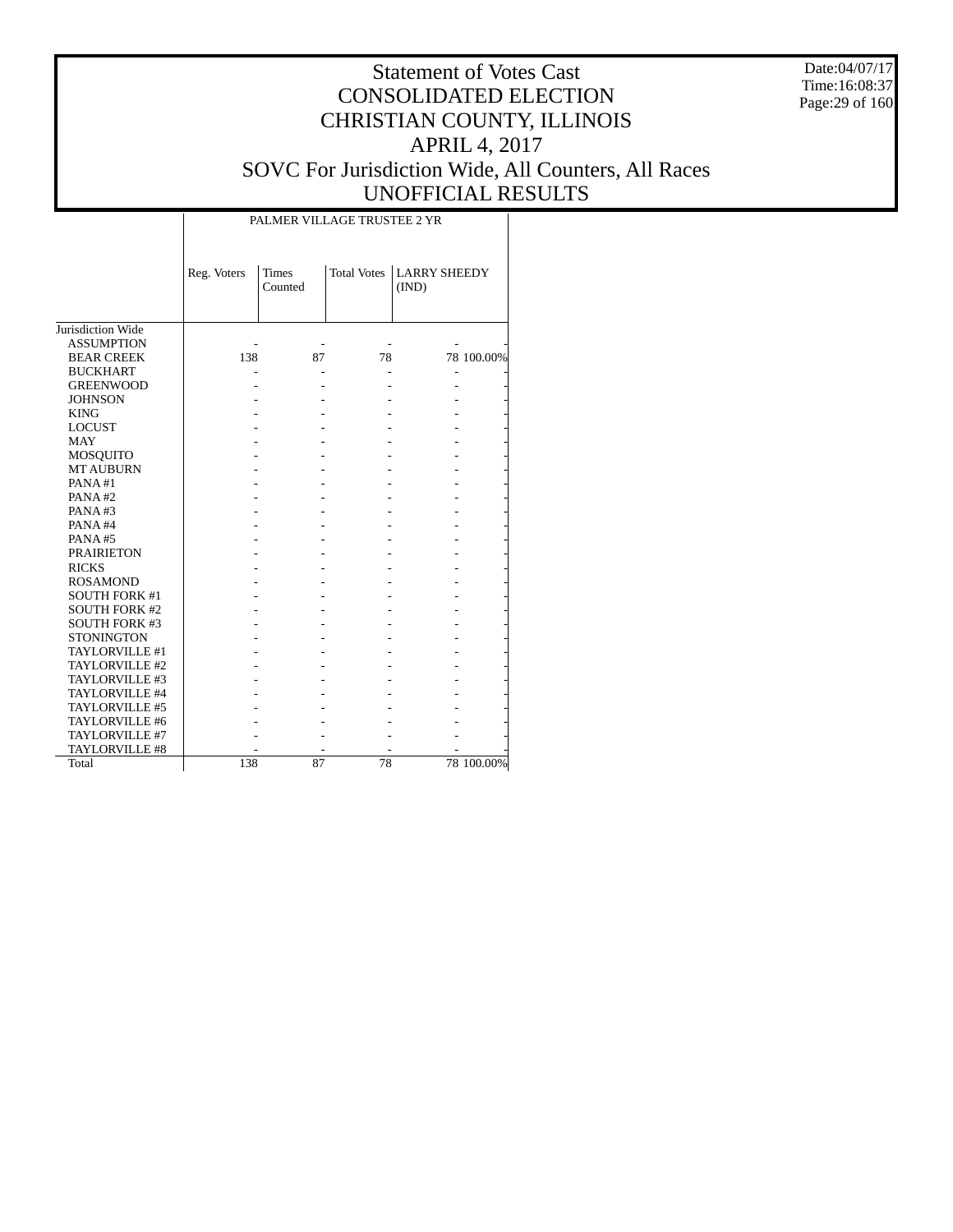# Statement of Votes Cast
# CONSOLIDATED ELECTION
# CHRISTIAN COUNTY, ILLINOIS
# APRIL 4, 2017
# SOVC For Jurisdiction Wide, All Counters, All Races
# UNOFFICIAL RESULTS

Date:04/07/17
Time:16:08:37

| | PALMER VILLAGE TRUSTEE 2 YR | | | | |
|---|---|---|---|---|---|
| | Reg. Voters | Times Counted | Total Votes | LARRY SHEEDY (IND) | |
| Jurisdiction Wide | | | | | |
| ASSUMPTION | - | - | - | - | - |
| BEAR CREEK | 138 | 87 | 78 | 78 | 100.00% |
| BUCKHART | - | - | - | - | - |
| GREENWOOD | - | - | - | - | - |
| JOHNSON | - | - | - | - | - |
| KING | - | - | - | - | - |
| LOCUST | - | - | - | - | - |
| MAY | - | - | - | - | - |
| MOSQUITO | - | - | - | - | - |
| MT AUBURN | - | - | - | - | - |
| PANA #1 | - | - | - | - | - |
| PANA #2 | - | - | - | - | - |
| PANA #3 | - | - | - | - | - |
| PANA #4 | - | - | - | - | - |
| PANA #5 | - | - | - | - | - |
| PRAIRIETON | - | - | - | - | - |
| RICKS | - | - | - | - | - |
| ROSAMOND | - | - | - | - | - |
| SOUTH FORK #1 | - | - | - | - | - |
| SOUTH FORK #2 | - | - | - | - | - |
| SOUTH FORK #3 | - | - | - | - | - |
| STONINGTON | - | - | - | - | - |
| TAYLORVILLE #1 | - | - | - | - | - |
| TAYLORVILLE #2 | - | - | - | - | - |
| TAYLORVILLE #3 | - | - | - | - | - |
| TAYLORVILLE #4 | - | - | - | - | - |
| TAYLORVILLE #5 | - | - | - | - | - |
| TAYLORVILLE #6 | - | - | - | - | - |
| TAYLORVILLE #7 | - | - | - | - | - |
| TAYLORVILLE #8 | - | - | - | - | - |
| Total | 138 | 87 | 78 | 78 | 100.00% |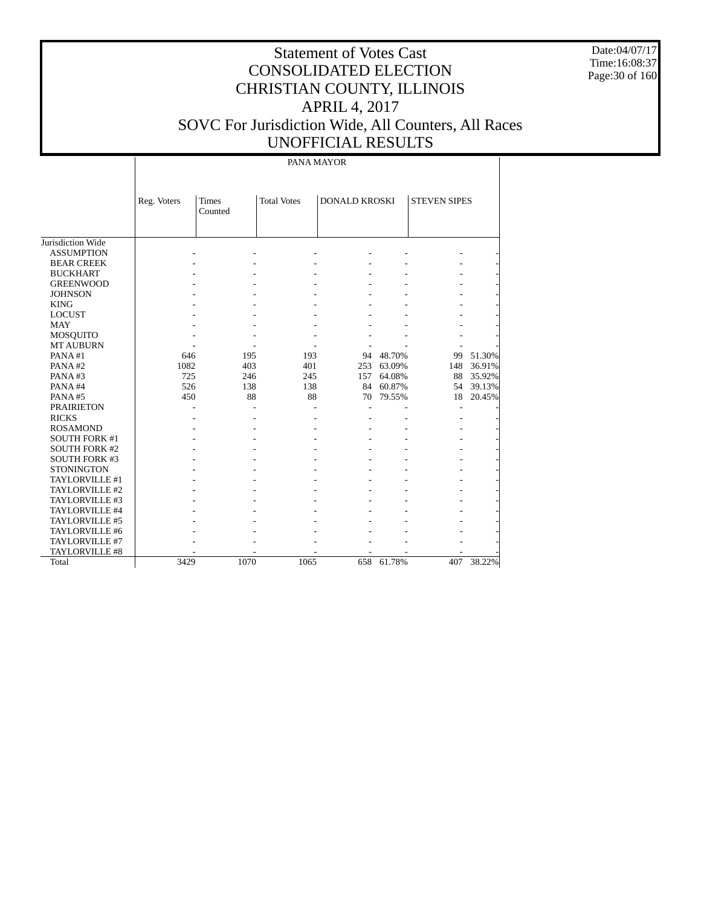# Statement of Votes Cast
## CONSOLIDATED ELECTION
## CHRISTIAN COUNTY, ILLINOIS
## APRIL 4, 2017
## SOVC For Jurisdiction Wide, All Counters, All Races
## UNOFFICIAL RESULTS

Date:04/07/17
Time:16:08:37

PANA MAYOR

| | Reg. Voters | Times Counted | Total Votes | DONALD KROSKI | | STEVEN SIPES | |
|---|---|---|---|---|---|---|---|
| Jurisdiction Wide | | | | | | | |
| ASSUMPTION | - | - | - | - | - | - | - |
| BEAR CREEK | - | - | - | - | - | - | - |
| BUCKHART | - | - | - | - | - | - | - |
| GREENWOOD | - | - | - | - | - | - | - |
| JOHNSON | - | - | - | - | - | - | - |
| KING | - | - | - | - | - | - | - |
| LOCUST | - | - | - | - | - | - | - |
| MAY | - | - | - | - | - | - | - |
| MOSQUITO | - | - | - | - | - | - | - |
| MT AUBURN | - | - | - | - | - | - | - |
| PANA #1 | 646 | 195 | 193 | 94 | 48.70% | 99 | 51.30% |
| PANA #2 | 1082 | 403 | 401 | 253 | 63.09% | 148 | 36.91% |
| PANA #3 | 725 | 246 | 245 | 157 | 64.08% | 88 | 35.92% |
| PANA #4 | 526 | 138 | 138 | 84 | 60.87% | 54 | 39.13% |
| PANA #5 | 450 | 88 | 88 | 70 | 79.55% | 18 | 20.45% |
| PRAIRIETON | - | - | - | - | - | - | - |
| RICKS | - | - | - | - | - | - | - |
| ROSAMOND | - | - | - | - | - | - | - |
| SOUTH FORK #1 | - | - | - | - | - | - | - |
| SOUTH FORK #2 | - | - | - | - | - | - | - |
| SOUTH FORK #3 | - | - | - | - | - | - | - |
| STONINGTON | - | - | - | - | - | - | - |
| TAYLORVILLE #1 | - | - | - | - | - | - | - |
| TAYLORVILLE #2 | - | - | - | - | - | - | - |
| TAYLORVILLE #3 | - | - | - | - | - | - | - |
| TAYLORVILLE #4 | - | - | - | - | - | - | - |
| TAYLORVILLE #5 | - | - | - | - | - | - | - |
| TAYLORVILLE #6 | - | - | - | - | - | - | - |
| TAYLORVILLE #7 | - | - | - | - | - | - | - |
| TAYLORVILLE #8 | - | - | - | - | - | - | - |
| Total | 3429 | 1070 | 1065 | 658 | 61.78% | 407 | 38.22% |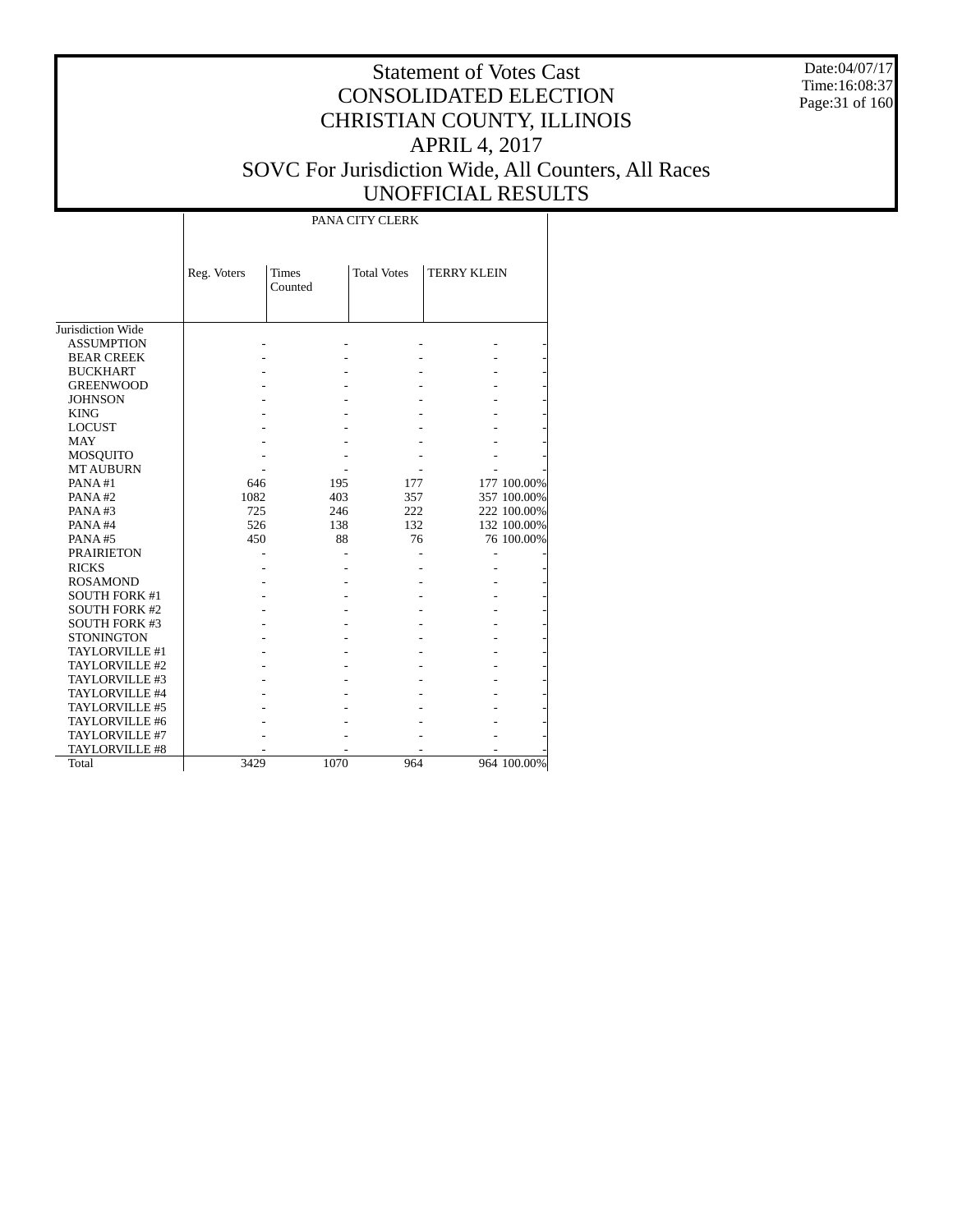# Statement of Votes Cast
## CONSOLIDATED ELECTION
## CHRISTIAN COUNTY, ILLINOIS
## APRIL 4, 2017
## SOVC For Jurisdiction Wide, All Counters, All Races
## UNOFFICIAL RESULTS

Date:04/07/17
Time:16:08:37

| | PANA CITY CLERK | | | | |
|---|---|---|---|---|---|
| | Reg. Voters | Times Counted | Total Votes | TERRY KLEIN | |
| Jurisdiction Wide | | | | | |
| ASSUMPTION | - | - | - | - | - |
| BEAR CREEK | - | - | - | - | - |
| BUCKHART | - | - | - | - | - |
| GREENWOOD | - | - | - | - | - |
| JOHNSON | - | - | - | - | - |
| KING | - | - | - | - | - |
| LOCUST | - | - | - | - | - |
| MAY | - | - | - | - | - |
| MOSQUITO | - | - | - | - | - |
| MT AUBURN | - | - | - | - | - |
| PANA #1 | 646 | 195 | 177 | 177 | 100.00% |
| PANA #2 | 1082 | 403 | 357 | 357 | 100.00% |
| PANA #3 | 725 | 246 | 222 | 222 | 100.00% |
| PANA #4 | 526 | 138 | 132 | 132 | 100.00% |
| PANA #5 | 450 | 88 | 76 | 76 | 100.00% |
| PRAIRIETON | - | - | - | - | - |
| RICKS | - | - | - | - | - |
| ROSAMOND | - | - | - | - | - |
| SOUTH FORK #1 | - | - | - | - | - |
| SOUTH FORK #2 | - | - | - | - | - |
| SOUTH FORK #3 | - | - | - | - | - |
| STONINGTON | - | - | - | - | - |
| TAYLORVILLE #1 | - | - | - | - | - |
| TAYLORVILLE #2 | - | - | - | - | - |
| TAYLORVILLE #3 | - | - | - | - | - |
| TAYLORVILLE #4 | - | - | - | - | - |
| TAYLORVILLE #5 | - | - | - | - | - |
| TAYLORVILLE #6 | - | - | - | - | - |
| TAYLORVILLE #7 | - | - | - | - | - |
| TAYLORVILLE #8 | - | - | - | - | - |
| Total | 3429 | 1070 | 964 | 964 | 100.00% |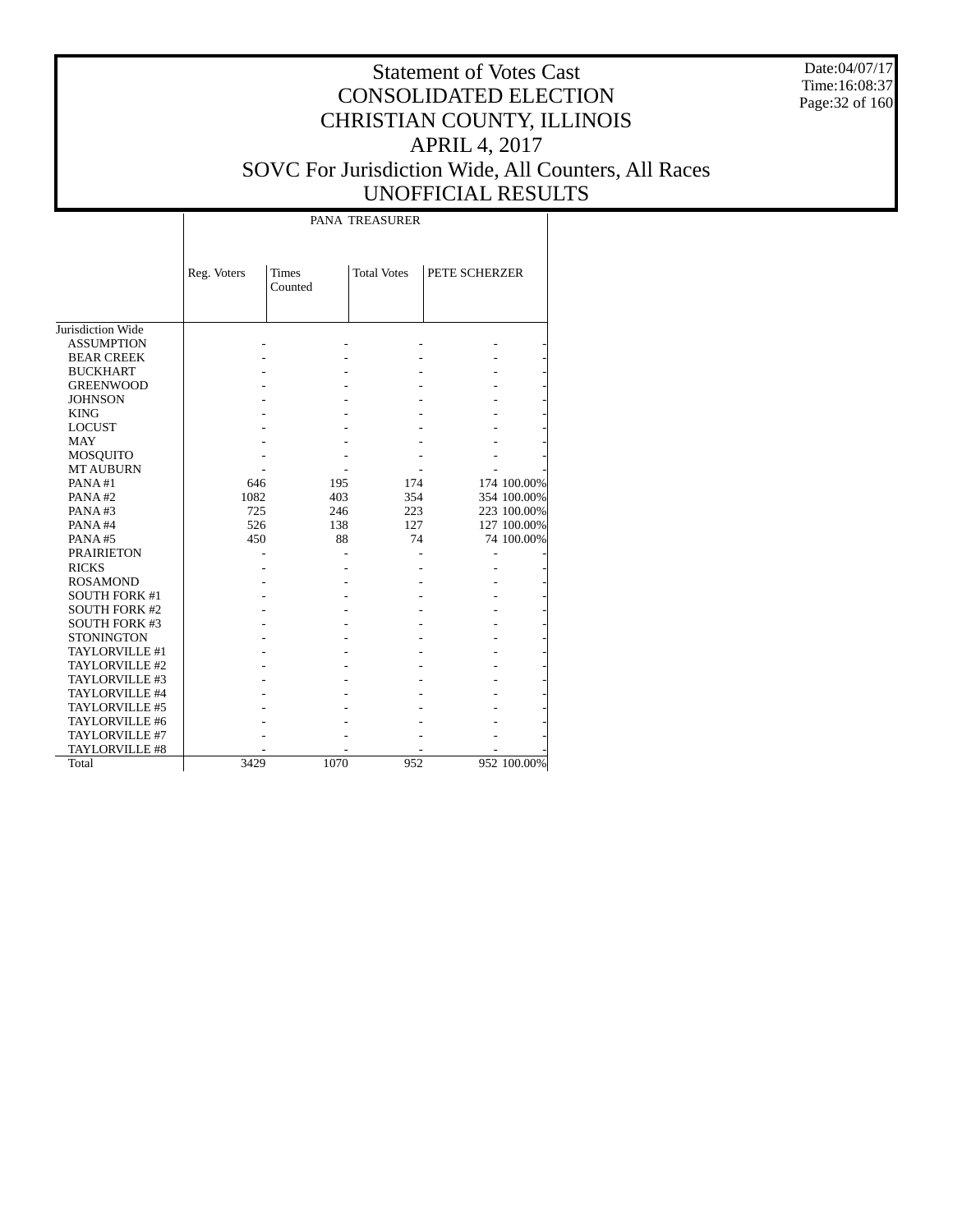# Statement of Votes Cast
## CONSOLIDATED ELECTION
## CHRISTIAN COUNTY, ILLINOIS
## APRIL 4, 2017
## SOVC For Jurisdiction Wide, All Counters, All Races
## UNOFFICIAL RESULTS

Date:04/07/17
Time:16:08:37

| | PANA TREASURER | | | | |
|---|---|---|---|---|---|
| | Reg. Voters | Times Counted | Total Votes | PETE SCHERZER | |
| Jurisdiction Wide | | | | | |
| ASSUMPTION | - | - | - | - | - |
| BEAR CREEK | - | - | - | - | - |
| BUCKHART | - | - | - | - | - |
| GREENWOOD | - | - | - | - | - |
| JOHNSON | - | - | - | - | - |
| KING | - | - | - | - | - |
| LOCUST | - | - | - | - | - |
| MAY | - | - | - | - | - |
| MOSQUITO | - | - | - | - | - |
| MT AUBURN | - | - | - | - | - |
| PANA #1 | 646 | 195 | 174 | 174 | 100.00% |
| PANA #2 | 1082 | 403 | 354 | 354 | 100.00% |
| PANA #3 | 725 | 246 | 223 | 223 | 100.00% |
| PANA #4 | 526 | 138 | 127 | 127 | 100.00% |
| PANA #5 | 450 | 88 | 74 | 74 | 100.00% |
| PRAIRIETON | - | - | - | - | - |
| RICKS | - | - | - | - | - |
| ROSAMOND | - | - | - | - | - |
| SOUTH FORK #1 | - | - | - | - | - |
| SOUTH FORK #2 | - | - | - | - | - |
| SOUTH FORK #3 | - | - | - | - | - |
| STONINGTON | - | - | - | - | - |
| TAYLORVILLE #1 | - | - | - | - | - |
| TAYLORVILLE #2 | - | - | - | - | - |
| TAYLORVILLE #3 | - | - | - | - | - |
| TAYLORVILLE #4 | - | - | - | - | - |
| TAYLORVILLE #5 | - | - | - | - | - |
| TAYLORVILLE #6 | - | - | - | - | - |
| TAYLORVILLE #7 | - | - | - | - | - |
| TAYLORVILLE #8 | - | - | - | - | - |
| Total | 3429 | 1070 | 952 | 952 | 100.00% |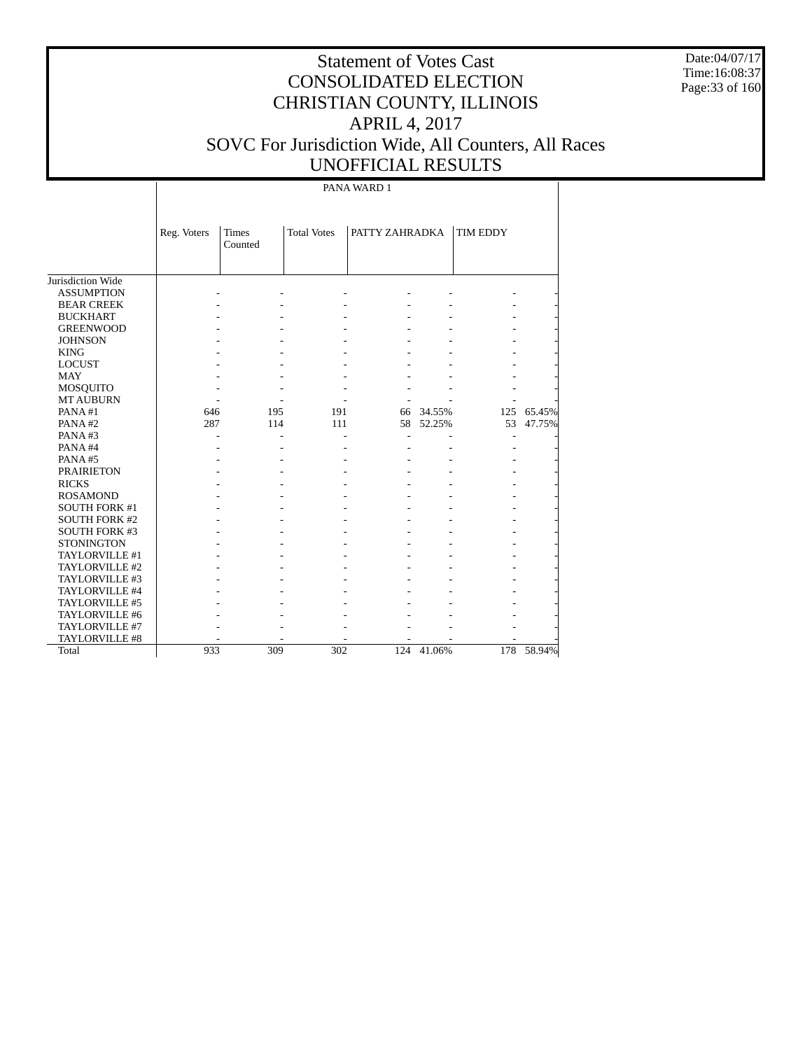# Statement of Votes Cast
# CONSOLIDATED ELECTION
# CHRISTIAN COUNTY, ILLINOIS
# APRIL 4, 2017
# SOVC For Jurisdiction Wide, All Counters, All Races
# UNOFFICIAL RESULTS

Date:04/07/17
Time:16:08:37

| | PANA WARD 1 | | | | | | |
|---|---|---|---|---|---|---|---|
| | Reg. Voters | Times Counted | Total Votes | PATTY ZAHRADKA | | TIM EDDY | |
| Jurisdiction Wide | | | | | | | |
| ASSUMPTION | - | - | - | - | - | - | - |
| BEAR CREEK | - | - | - | - | - | - | - |
| BUCKHART | - | - | - | - | - | - | - |
| GREENWOOD | - | - | - | - | - | - | - |
| JOHNSON | - | - | - | - | - | - | - |
| KING | - | - | - | - | - | - | - |
| LOCUST | - | - | - | - | - | - | - |
| MAY | - | - | - | - | - | - | - |
| MOSQUITO | - | - | - | - | - | - | - |
| MT AUBURN | - | - | - | - | - | - | - |
| PANA #1 | 646 | 195 | 191 | 66 | 34.55% | 125 | 65.45% |
| PANA #2 | 287 | 114 | 111 | 58 | 52.25% | 53 | 47.75% |
| PANA #3 | - | - | - | - | - | - | - |
| PANA #4 | - | - | - | - | - | - | - |
| PANA #5 | - | - | - | - | - | - | - |
| PRAIRIETON | - | - | - | - | - | - | - |
| RICKS | - | - | - | - | - | - | - |
| ROSAMOND | - | - | - | - | - | - | - |
| SOUTH FORK #1 | - | - | - | - | - | - | - |
| SOUTH FORK #2 | - | - | - | - | - | - | - |
| SOUTH FORK #3 | - | - | - | - | - | - | - |
| STONINGTON | - | - | - | - | - | - | - |
| TAYLORVILLE #1 | - | - | - | - | - | - | - |
| TAYLORVILLE #2 | - | - | - | - | - | - | - |
| TAYLORVILLE #3 | - | - | - | - | - | - | - |
| TAYLORVILLE #4 | - | - | - | - | - | - | - |
| TAYLORVILLE #5 | - | - | - | - | - | - | - |
| TAYLORVILLE #6 | - | - | - | - | - | - | - |
| TAYLORVILLE #7 | - | - | - | - | - | - | - |
| TAYLORVILLE #8 | - | - | - | - | - | - | - |
| Total | 933 | 309 | 302 | 124 | 41.06% | 178 | 58.94% |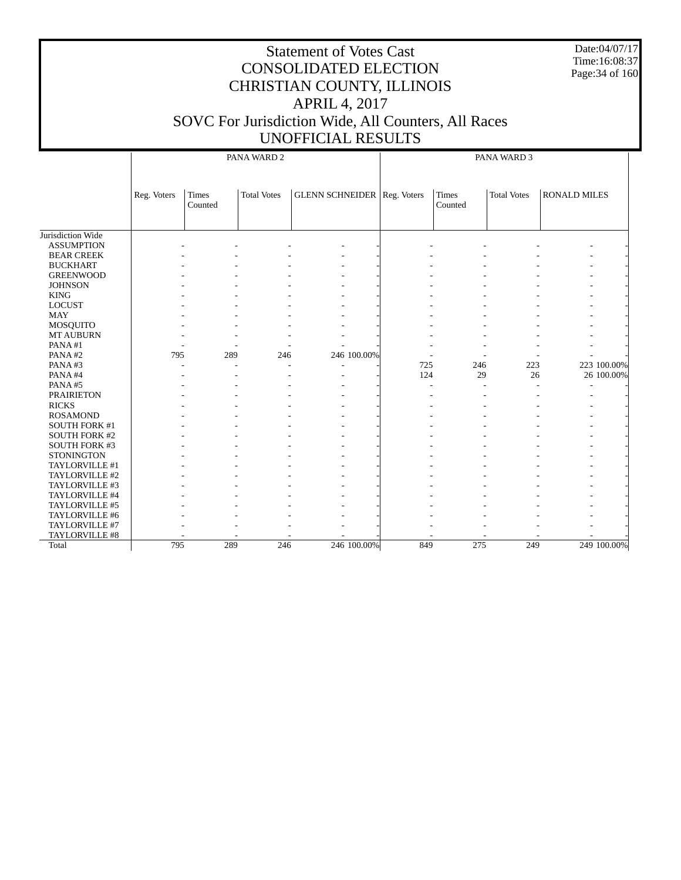# Statement of Votes Cast
# CONSOLIDATED ELECTION
# CHRISTIAN COUNTY, ILLINOIS
# APRIL 4, 2017
# SOVC For Jurisdiction Wide, All Counters, All Races
# UNOFFICIAL RESULTS

Date:04/07/17
Time:16:08:37

| | PANA WARD 2 | | | | | PANA WARD 3 | | | | |
|---|---|---|---|---|---|---|---|---|---|---|
| | Reg. Voters | Times Counted | Total Votes | GLENN SCHNEIDER | | Reg. Voters | Times Counted | Total Votes | RONALD MILES | |
| Jurisdiction Wide | | | | | | | | | | |
| ASSUMPTION | - | - | - | - | - | - | - | - | - | - |
| BEAR CREEK | - | - | - | - | - | - | - | - | - | - |
| BUCKHART | - | - | - | - | - | - | - | - | - | - |
| GREENWOOD | - | - | - | - | - | - | - | - | - | - |
| JOHNSON | - | - | - | - | - | - | - | - | - | - |
| KING | - | - | - | - | - | - | - | - | - | - |
| LOCUST | - | - | - | - | - | - | - | - | - | - |
| MAY | - | - | - | - | - | - | - | - | - | - |
| MOSQUITO | - | - | - | - | - | - | - | - | - | - |
| MT AUBURN | - | - | - | - | - | - | - | - | - | - |
| PANA #1 | - | - | - | - | - | - | - | - | - | - |
| PANA #2 | 795 | 289 | 246 | 246 | 100.00% | - | - | - | - | - |
| PANA #3 | - | - | - | - | - | 725 | 246 | 223 | 223 | 100.00% |
| PANA #4 | - | - | - | - | - | 124 | 29 | 26 | 26 | 100.00% |
| PANA #5 | - | - | - | - | - | - | - | - | - | - |
| PRAIRIETON | - | - | - | - | - | - | - | - | - | - |
| RICKS | - | - | - | - | - | - | - | - | - | - |
| ROSAMOND | - | - | - | - | - | - | - | - | - | - |
| SOUTH FORK #1 | - | - | - | - | - | - | - | - | - | - |
| SOUTH FORK #2 | - | - | - | - | - | - | - | - | - | - |
| SOUTH FORK #3 | - | - | - | - | - | - | - | - | - | - |
| STONINGTON | - | - | - | - | - | - | - | - | - | - |
| TAYLORVILLE #1 | - | - | - | - | - | - | - | - | - | - |
| TAYLORVILLE #2 | - | - | - | - | - | - | - | - | - | - |
| TAYLORVILLE #3 | - | - | - | - | - | - | - | - | - | - |
| TAYLORVILLE #4 | - | - | - | - | - | - | - | - | - | - |
| TAYLORVILLE #5 | - | - | - | - | - | - | - | - | - | - |
| TAYLORVILLE #6 | - | - | - | - | - | - | - | - | - | - |
| TAYLORVILLE #7 | - | - | - | - | - | - | - | - | - | - |
| TAYLORVILLE #8 | - | - | - | - | - | - | - | - | - | - |
| Total | 795 | 289 | 246 | 246 | 100.00% | 849 | 275 | 249 | 249 | 100.00% |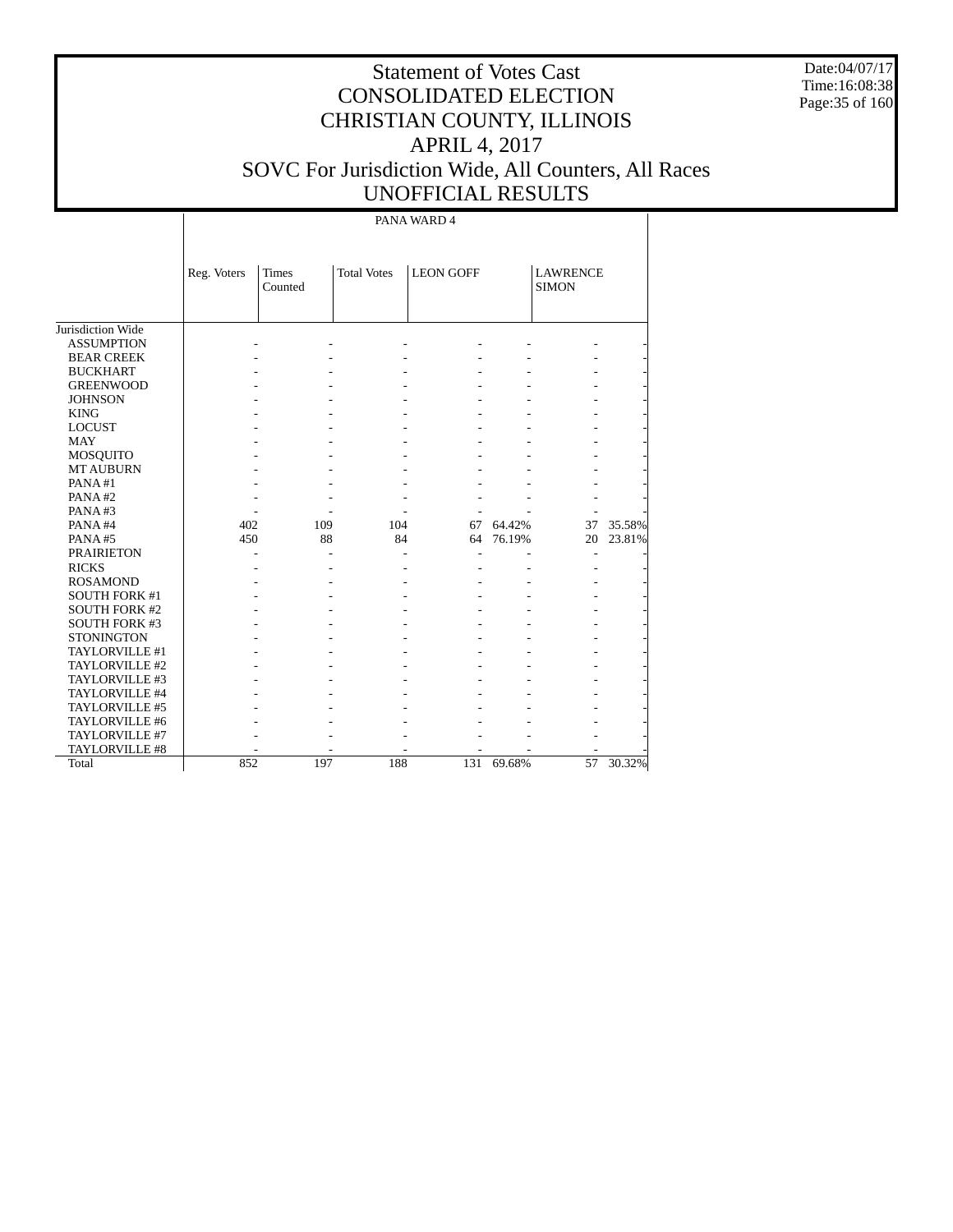# Statement of Votes Cast
# CONSOLIDATED ELECTION
# CHRISTIAN COUNTY, ILLINOIS
# APRIL 4, 2017
# SOVC For Jurisdiction Wide, All Counters, All Races
# UNOFFICIAL RESULTS

Date:04/07/17
Time:16:08:38

| | PANA WARD 4 | | | | | | |
|---|---|---|---|---|---|---|---|
| | Reg. Voters | Times Counted | Total Votes | LEON GOFF | | LAWRENCE SIMON | |
| Jurisdiction Wide | | | | | | | |
| ASSUMPTION | - | - | - | - | - | - | - |
| BEAR CREEK | - | - | - | - | - | - | - |
| BUCKHART | - | - | - | - | - | - | - |
| GREENWOOD | - | - | - | - | - | - | - |
| JOHNSON | - | - | - | - | - | - | - |
| KING | - | - | - | - | - | - | - |
| LOCUST | - | - | - | - | - | - | - |
| MAY | - | - | - | - | - | - | - |
| MOSQUITO | - | - | - | - | - | - | - |
| MT AUBURN | - | - | - | - | - | - | - |
| PANA #1 | - | - | - | - | - | - | - |
| PANA #2 | - | - | - | - | - | - | - |
| PANA #3 | - | - | - | - | - | - | - |
| PANA #4 | 402 | 109 | 104 | 67 | 64.42% | 37 | 35.58% |
| PANA #5 | 450 | 88 | 84 | 64 | 76.19% | 20 | 23.81% |
| PRAIRIETON | - | - | - | - | - | - | - |
| RICKS | - | - | - | - | - | - | - |
| ROSAMOND | - | - | - | - | - | - | - |
| SOUTH FORK #1 | - | - | - | - | - | - | - |
| SOUTH FORK #2 | - | - | - | - | - | - | - |
| SOUTH FORK #3 | - | - | - | - | - | - | - |
| STONINGTON | - | - | - | - | - | - | - |
| TAYLORVILLE #1 | - | - | - | - | - | - | - |
| TAYLORVILLE #2 | - | - | - | - | - | - | - |
| TAYLORVILLE #3 | - | - | - | - | - | - | - |
| TAYLORVILLE #4 | - | - | - | - | - | - | - |
| TAYLORVILLE #5 | - | - | - | - | - | - | - |
| TAYLORVILLE #6 | - | - | - | - | - | - | - |
| TAYLORVILLE #7 | - | - | - | - | - | - | - |
| TAYLORVILLE #8 | - | - | - | - | - | - | - |
| Total | 852 | 197 | 188 | 131 | 69.68% | 57 | 30.32% |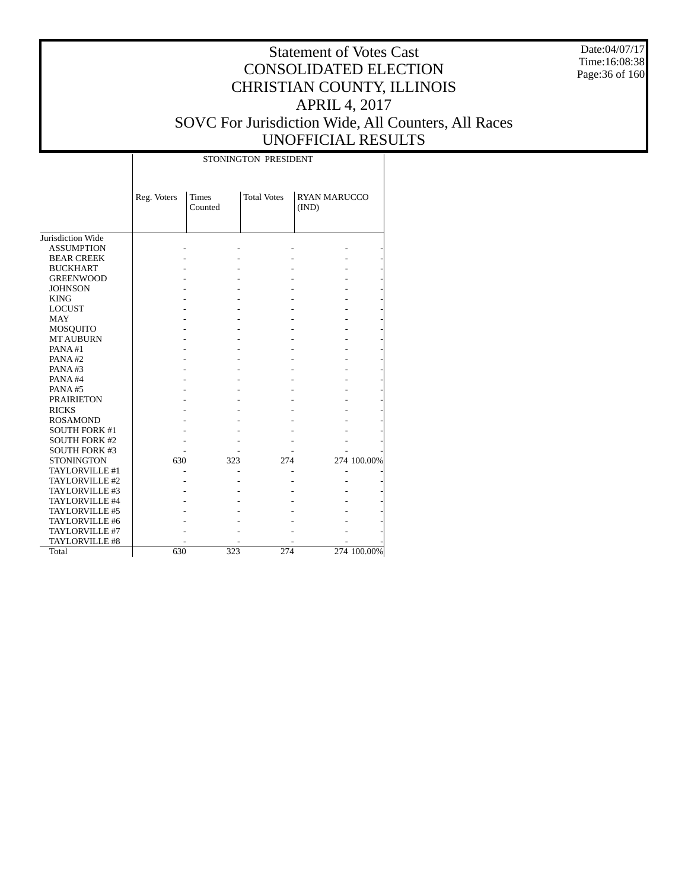# Statement of Votes Cast
# CONSOLIDATED ELECTION
# CHRISTIAN COUNTY, ILLINOIS
# APRIL 4, 2017
# SOVC For Jurisdiction Wide, All Counters, All Races
# UNOFFICIAL RESULTS

Date:04/07/17
Time:16:08:38

| | STONINGTON PRESIDENT | | | | |
|---|---|---|---|---|---|
| | Reg. Voters | Times Counted | Total Votes | RYAN MARUCCO (IND) | |
| Jurisdiction Wide | | | | | |
| ASSUMPTION | - | - | - | - | - |
| BEAR CREEK | - | - | - | - | - |
| BUCKHART | - | - | - | - | - |
| GREENWOOD | - | - | - | - | - |
| JOHNSON | - | - | - | - | - |
| KING | - | - | - | - | - |
| LOCUST | - | - | - | - | - |
| MAY | - | - | - | - | - |
| MOSQUITO | - | - | - | - | - |
| MT AUBURN | - | - | - | - | - |
| PANA #1 | - | - | - | - | - |
| PANA #2 | - | - | - | - | - |
| PANA #3 | - | - | - | - | - |
| PANA #4 | - | - | - | - | - |
| PANA #5 | - | - | - | - | - |
| PRAIRIETON | - | - | - | - | - |
| RICKS | - | - | - | - | - |
| ROSAMOND | - | - | - | - | - |
| SOUTH FORK #1 | - | - | - | - | - |
| SOUTH FORK #2 | - | - | - | - | - |
| SOUTH FORK #3 | - | - | - | - | - |
| STONINGTON | 630 | 323 | 274 | 274 | 100.00% |
| TAYLORVILLE #1 | - | - | - | - | - |
| TAYLORVILLE #2 | - | - | - | - | - |
| TAYLORVILLE #3 | - | - | - | - | - |
| TAYLORVILLE #4 | - | - | - | - | - |
| TAYLORVILLE #5 | - | - | - | - | - |
| TAYLORVILLE #6 | - | - | - | - | - |
| TAYLORVILLE #7 | - | - | - | - | - |
| TAYLORVILLE #8 | - | - | - | - | - |
| Total | 630 | 323 | 274 | 274 | 100.00% |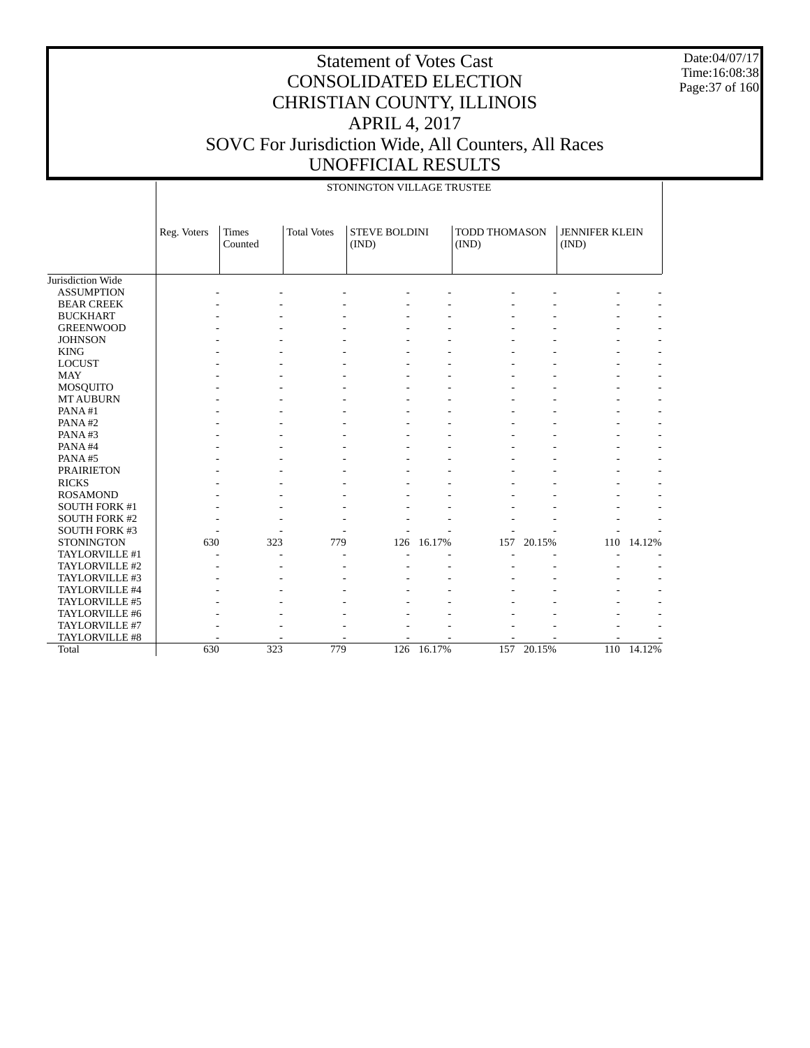# Statement of Votes Cast
# CONSOLIDATED ELECTION
# CHRISTIAN COUNTY, ILLINOIS
# APRIL 4, 2017
# SOVC For Jurisdiction Wide, All Counters, All Races
# UNOFFICIAL RESULTS

Date:04/07/17
Time:16:08:38

STONINGTON VILLAGE TRUSTEE

| | Reg. Voters | Times Counted | Total Votes | STEVE BOLDINI (IND) | | TODD THOMASON (IND) | | JENNIFER KLEIN (IND) | |
|---|---|---|---|---|---|---|---|---|---|
| Jurisdiction Wide | | | | | | | | | |
| ASSUMPTION | - | - | - | - | - | - | - | - | - |
| BEAR CREEK | - | - | - | - | - | - | - | - | - |
| BUCKHART | - | - | - | - | - | - | - | - | - |
| GREENWOOD | - | - | - | - | - | - | - | - | - |
| JOHNSON | - | - | - | - | - | - | - | - | - |
| KING | - | - | - | - | - | - | - | - | - |
| LOCUST | - | - | - | - | - | - | - | - | - |
| MAY | - | - | - | - | - | - | - | - | - |
| MOSQUITO | - | - | - | - | - | - | - | - | - |
| MT AUBURN | - | - | - | - | - | - | - | - | - |
| PANA #1 | - | - | - | - | - | - | - | - | - |
| PANA #2 | - | - | - | - | - | - | - | - | - |
| PANA #3 | - | - | - | - | - | - | - | - | - |
| PANA #4 | - | - | - | - | - | - | - | - | - |
| PANA #5 | - | - | - | - | - | - | - | - | - |
| PRAIRIETON | - | - | - | - | - | - | - | - | - |
| RICKS | - | - | - | - | - | - | - | - | - |
| ROSAMOND | - | - | - | - | - | - | - | - | - |
| SOUTH FORK #1 | - | - | - | - | - | - | - | - | - |
| SOUTH FORK #2 | - | - | - | - | - | - | - | - | - |
| SOUTH FORK #3 | - | - | - | - | - | - | - | - | - |
| STONINGTON | 630 | 323 | 779 | 126 | 16.17% | 157 | 20.15% | 110 | 14.12% |
| TAYLORVILLE #1 | - | - | - | - | - | - | - | - | - |
| TAYLORVILLE #2 | - | - | - | - | - | - | - | - | - |
| TAYLORVILLE #3 | - | - | - | - | - | - | - | - | - |
| TAYLORVILLE #4 | - | - | - | - | - | - | - | - | - |
| TAYLORVILLE #5 | - | - | - | - | - | - | - | - | - |
| TAYLORVILLE #6 | - | - | - | - | - | - | - | - | - |
| TAYLORVILLE #7 | - | - | - | - | - | - | - | - | - |
| TAYLORVILLE #8 | - | - | - | - | - | - | - | - | - |
| Total | 630 | 323 | 779 | 126 | 16.17% | 157 | 20.15% | 110 | 14.12% |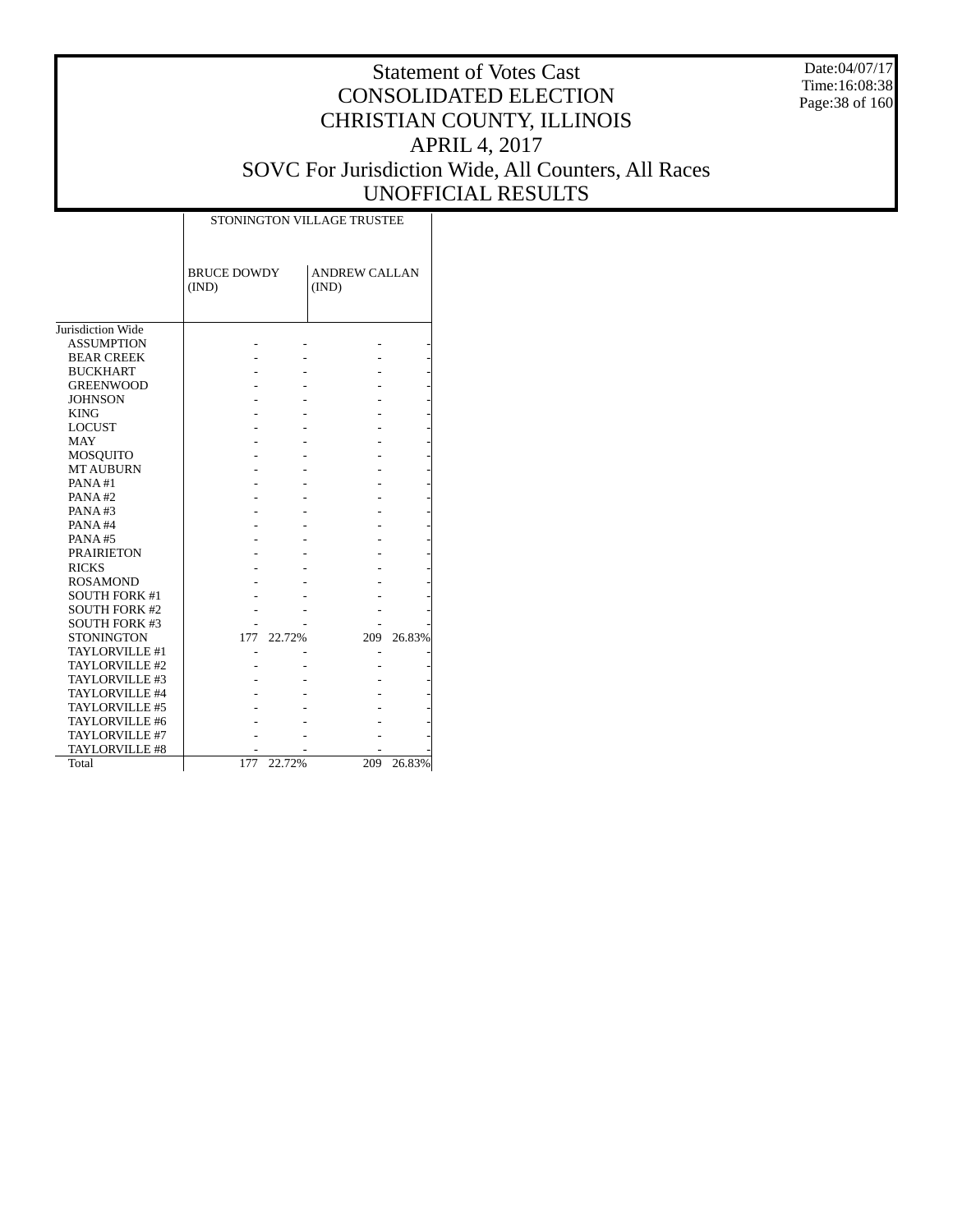# Statement of Votes Cast
# CONSOLIDATED ELECTION
# CHRISTIAN COUNTY, ILLINOIS
# APRIL 4, 2017
# SOVC For Jurisdiction Wide, All Counters, All Races
# UNOFFICIAL RESULTS

Date:04/07/17
Time:16:08:38

| | STONINGTON VILLAGE TRUSTEE | | | |
|---|---|---|---|---|
| | BRUCE DOWDY (IND) | | ANDREW CALLAN (IND) | |
| Jurisdiction Wide | | | | |
| ASSUMPTION | - | - | - | - |
| BEAR CREEK | - | - | - | - |
| BUCKHART | - | - | - | - |
| GREENWOOD | - | - | - | - |
| JOHNSON | - | - | - | - |
| KING | - | - | - | - |
| LOCUST | - | - | - | - |
| MAY | - | - | - | - |
| MOSQUITO | - | - | - | - |
| MT AUBURN | - | - | - | - |
| PANA #1 | - | - | - | - |
| PANA #2 | - | - | - | - |
| PANA #3 | - | - | - | - |
| PANA #4 | - | - | - | - |
| PANA #5 | - | - | - | - |
| PRAIRIETON | - | - | - | - |
| RICKS | - | - | - | - |
| ROSAMOND | - | - | - | - |
| SOUTH FORK #1 | - | - | - | - |
| SOUTH FORK #2 | - | - | - | - |
| SOUTH FORK #3 | - | - | - | - |
| STONINGTON | 177 | 22.72% | 209 | 26.83% |
| TAYLORVILLE #1 | - | - | - | - |
| TAYLORVILLE #2 | - | - | - | - |
| TAYLORVILLE #3 | - | - | - | - |
| TAYLORVILLE #4 | - | - | - | - |
| TAYLORVILLE #5 | - | - | - | - |
| TAYLORVILLE #6 | - | - | - | - |
| TAYLORVILLE #7 | - | - | - | - |
| TAYLORVILLE #8 | - | - | - | - |
| Total | 177 | 22.72% | 209 | 26.83% |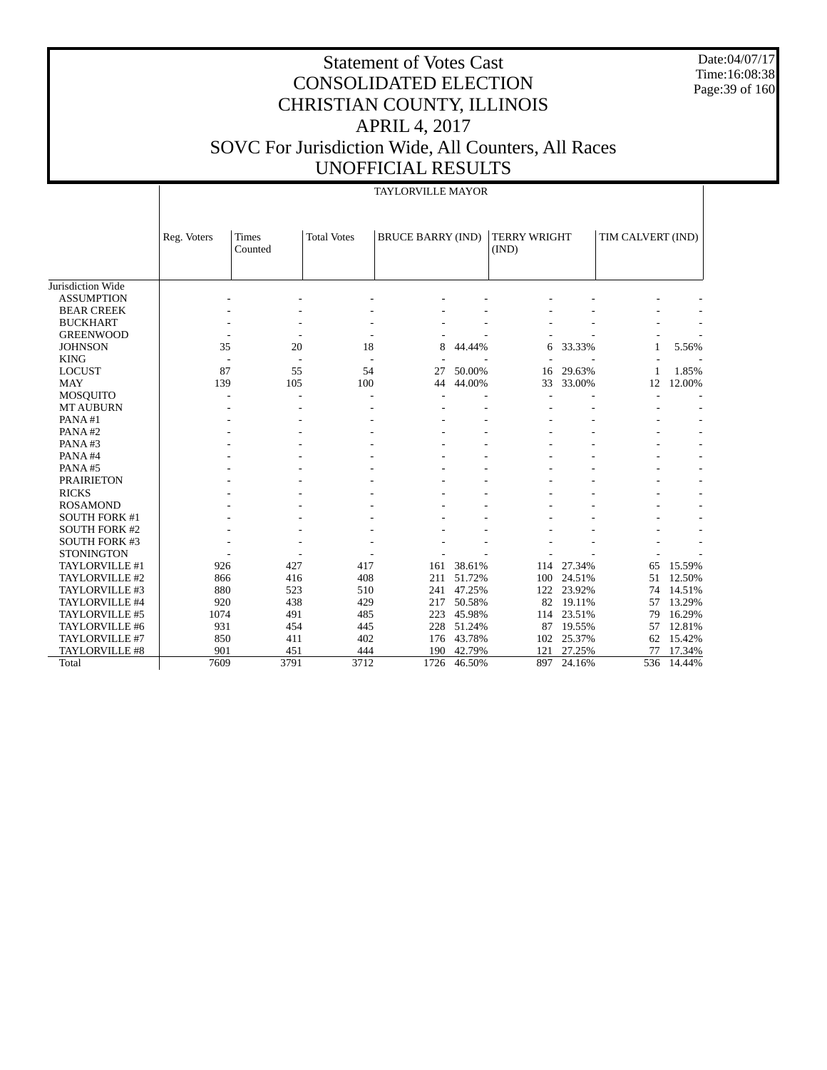# Statement of Votes Cast
# CONSOLIDATED ELECTION
# CHRISTIAN COUNTY, ILLINOIS
# APRIL 4, 2017
# SOVC For Jurisdiction Wide, All Counters, All Races
# UNOFFICIAL RESULTS

Date:04/07/17
Time:16:08:38

| | TAYLORVILLE MAYOR | | | | | | | | |
|---|---|---|---|---|---|---|---|---|---|
| | Reg. Voters | Times Counted | Total Votes | BRUCE BARRY (IND) | | TERRY WRIGHT (IND) | | TIM CALVERT (IND) | |
| Jurisdiction Wide | | | | | | | | | |
| ASSUMPTION | - | - | - | - | - | - | - | - | - |
| BEAR CREEK | - | - | - | - | - | - | - | - | - |
| BUCKHART | - | - | - | - | - | - | - | - | - |
| GREENWOOD | - | - | - | - | - | - | - | - | - |
| JOHNSON | 35 | 20 | 18 | 8 | 44.44% | 6 | 33.33% | 1 | 5.56% |
| KING | - | - | - | - | - | - | - | - | - |
| LOCUST | 87 | 55 | 54 | 27 | 50.00% | 16 | 29.63% | 1 | 1.85% |
| MAY | 139 | 105 | 100 | 44 | 44.00% | 33 | 33.00% | 12 | 12.00% |
| MOSQUITO | - | - | - | - | - | - | - | - | - |
| MT AUBURN | - | - | - | - | - | - | - | - | - |
| PANA #1 | - | - | - | - | - | - | - | - | - |
| PANA #2 | - | - | - | - | - | - | - | - | - |
| PANA #3 | - | - | - | - | - | - | - | - | - |
| PANA #4 | - | - | - | - | - | - | - | - | - |
| PANA #5 | - | - | - | - | - | - | - | - | - |
| PRAIRIETON | - | - | - | - | - | - | - | - | - |
| RICKS | - | - | - | - | - | - | - | - | - |
| ROSAMOND | - | - | - | - | - | - | - | - | - |
| SOUTH FORK #1 | - | - | - | - | - | - | - | - | - |
| SOUTH FORK #2 | - | - | - | - | - | - | - | - | - |
| SOUTH FORK #3 | - | - | - | - | - | - | - | - | - |
| STONINGTON | - | - | - | - | - | - | - | - | - |
| TAYLORVILLE #1 | 926 | 427 | 417 | 161 | 38.61% | 114 | 27.34% | 65 | 15.59% |
| TAYLORVILLE #2 | 866 | 416 | 408 | 211 | 51.72% | 100 | 24.51% | 51 | 12.50% |
| TAYLORVILLE #3 | 880 | 523 | 510 | 241 | 47.25% | 122 | 23.92% | 74 | 14.51% |
| TAYLORVILLE #4 | 920 | 438 | 429 | 217 | 50.58% | 82 | 19.11% | 57 | 13.29% |
| TAYLORVILLE #5 | 1074 | 491 | 485 | 223 | 45.98% | 114 | 23.51% | 79 | 16.29% |
| TAYLORVILLE #6 | 931 | 454 | 445 | 228 | 51.24% | 87 | 19.55% | 57 | 12.81% |
| TAYLORVILLE #7 | 850 | 411 | 402 | 176 | 43.78% | 102 | 25.37% | 62 | 15.42% |
| TAYLORVILLE #8 | 901 | 451 | 444 | 190 | 42.79% | 121 | 27.25% | 77 | 17.34% |
| Total | 7609 | 3791 | 3712 | 1726 | 46.50% | 897 | 24.16% | 536 | 14.44% |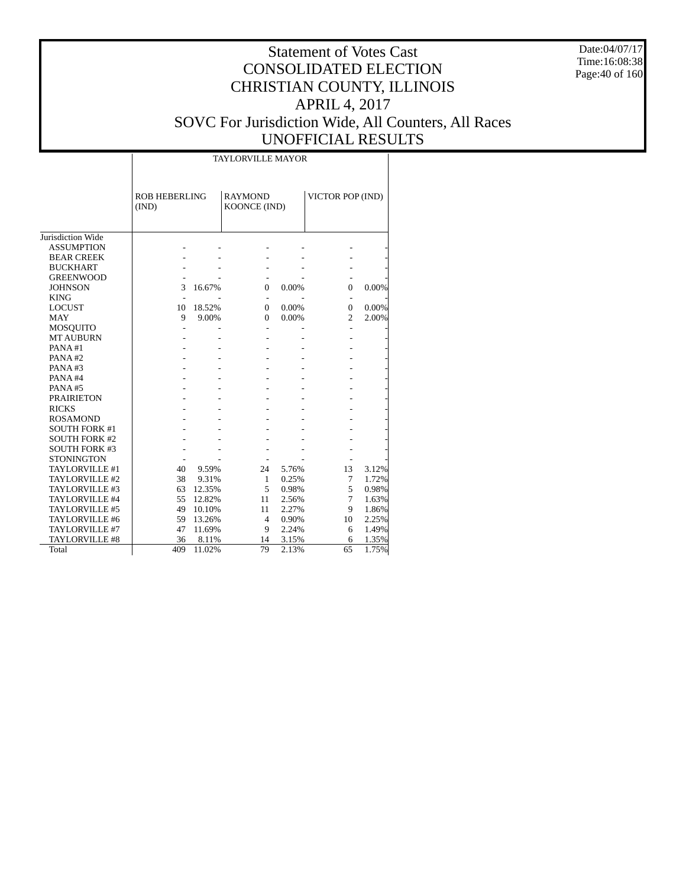# Statement of Votes Cast
# CONSOLIDATED ELECTION
# CHRISTIAN COUNTY, ILLINOIS
# APRIL 4, 2017
# SOVC For Jurisdiction Wide, All Counters, All Races
# UNOFFICIAL RESULTS

Date:04/07/17
Time:16:08:38

| | TAYLORVILLE MAYOR | | | | | |
|---|---|---|---|---|---|---|
| | ROB HEBERLING (IND) | | RAYMOND KOONCE (IND) | | VICTOR POP (IND) | |
| Jurisdiction Wide | | | | | | |
| ASSUMPTION | - | - | - | - | - | - |
| BEAR CREEK | - | - | - | - | - | - |
| BUCKHART | - | - | - | - | - | - |
| GREENWOOD | - | - | - | - | - | - |
| JOHNSON | 3 | 16.67% | 0 | 0.00% | 0 | 0.00% |
| KING | - | - | - | - | - | - |
| LOCUST | 10 | 18.52% | 0 | 0.00% | 0 | 0.00% |
| MAY | 9 | 9.00% | 0 | 0.00% | 2 | 2.00% |
| MOSQUITO | - | - | - | - | - | - |
| MT AUBURN | - | - | - | - | - | - |
| PANA #1 | - | - | - | - | - | - |
| PANA #2 | - | - | - | - | - | - |
| PANA #3 | - | - | - | - | - | - |
| PANA #4 | - | - | - | - | - | - |
| PANA #5 | - | - | - | - | - | - |
| PRAIRIETON | - | - | - | - | - | - |
| RICKS | - | - | - | - | - | - |
| ROSAMOND | - | - | - | - | - | - |
| SOUTH FORK #1 | - | - | - | - | - | - |
| SOUTH FORK #2 | - | - | - | - | - | - |
| SOUTH FORK #3 | - | - | - | - | - | - |
| STONINGTON | - | - | - | - | - | - |
| TAYLORVILLE #1 | 40 | 9.59% | 24 | 5.76% | 13 | 3.12% |
| TAYLORVILLE #2 | 38 | 9.31% | 1 | 0.25% | 7 | 1.72% |
| TAYLORVILLE #3 | 63 | 12.35% | 5 | 0.98% | 5 | 0.98% |
| TAYLORVILLE #4 | 55 | 12.82% | 11 | 2.56% | 7 | 1.63% |
| TAYLORVILLE #5 | 49 | 10.10% | 11 | 2.27% | 9 | 1.86% |
| TAYLORVILLE #6 | 59 | 13.26% | 4 | 0.90% | 10 | 2.25% |
| TAYLORVILLE #7 | 47 | 11.69% | 9 | 2.24% | 6 | 1.49% |
| TAYLORVILLE #8 | 36 | 8.11% | 14 | 3.15% | 6 | 1.35% |
| Total | 409 | 11.02% | 79 | 2.13% | 65 | 1.75% |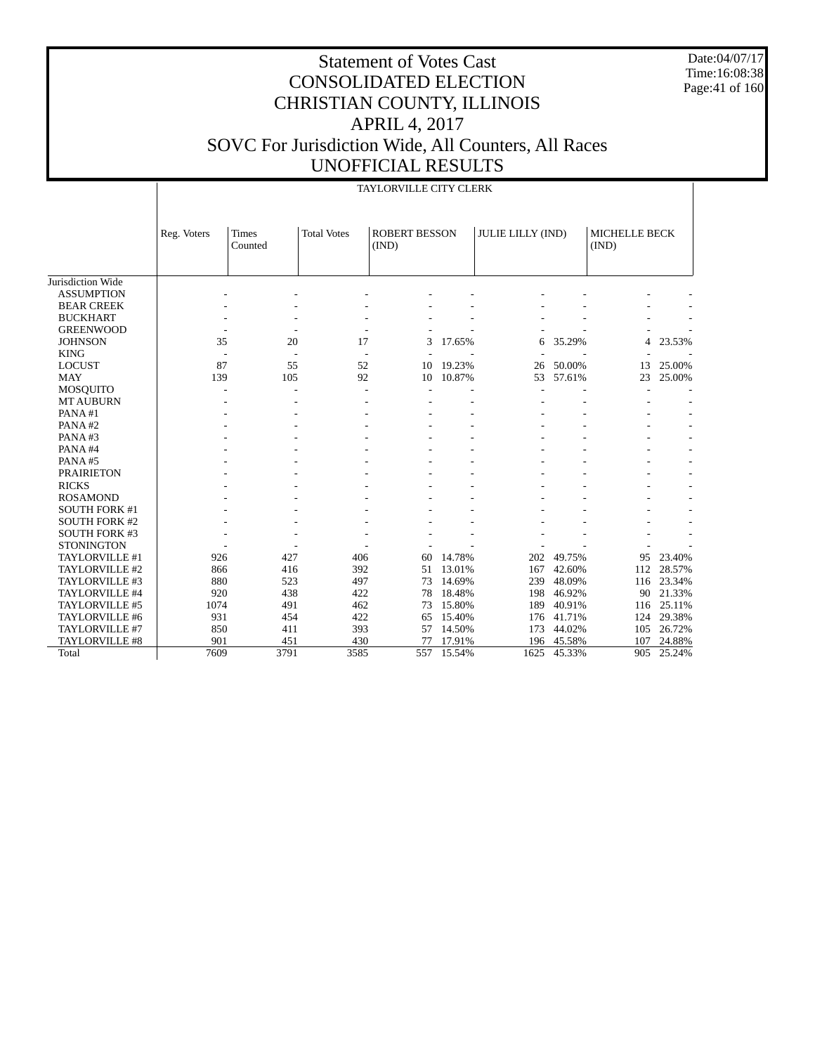# Statement of Votes Cast
# CONSOLIDATED ELECTION
# CHRISTIAN COUNTY, ILLINOIS
# APRIL 4, 2017
# SOVC For Jurisdiction Wide, All Counters, All Races
# UNOFFICIAL RESULTS

Date:04/07/17
Time:16:08:38

TAYLORVILLE CITY CLERK

| | Reg. Voters | Times Counted | Total Votes | ROBERT BESSON (IND) | | JULIE LILLY (IND) | | MICHELLE BECK (IND) | |
|---|---|---|---|---|---|---|---|---|---|
| Jurisdiction Wide | | | | | | | | | |
| ASSUMPTION | - | - | - | - | - | - | - | - | - |
| BEAR CREEK | - | - | - | - | - | - | - | - | - |
| BUCKHART | - | - | - | - | - | - | - | - | - |
| GREENWOOD | - | - | - | - | - | - | - | - | - |
| JOHNSON | 35 | 20 | 17 | 3 | 17.65% | 6 | 35.29% | 4 | 23.53% |
| KING | - | - | - | - | - | - | - | - | - |
| LOCUST | 87 | 55 | 52 | 10 | 19.23% | 26 | 50.00% | 13 | 25.00% |
| MAY | 139 | 105 | 92 | 10 | 10.87% | 53 | 57.61% | 23 | 25.00% |
| MOSQUITO | - | - | - | - | - | - | - | - | - |
| MT AUBURN | - | - | - | - | - | - | - | - | - |
| PANA #1 | - | - | - | - | - | - | - | - | - |
| PANA #2 | - | - | - | - | - | - | - | - | - |
| PANA #3 | - | - | - | - | - | - | - | - | - |
| PANA #4 | - | - | - | - | - | - | - | - | - |
| PANA #5 | - | - | - | - | - | - | - | - | - |
| PRAIRIETON | - | - | - | - | - | - | - | - | - |
| RICKS | - | - | - | - | - | - | - | - | - |
| ROSAMOND | - | - | - | - | - | - | - | - | - |
| SOUTH FORK #1 | - | - | - | - | - | - | - | - | - |
| SOUTH FORK #2 | - | - | - | - | - | - | - | - | - |
| SOUTH FORK #3 | - | - | - | - | - | - | - | - | - |
| STONINGTON | - | - | - | - | - | - | - | - | - |
| TAYLORVILLE #1 | 926 | 427 | 406 | 60 | 14.78% | 202 | 49.75% | 95 | 23.40% |
| TAYLORVILLE #2 | 866 | 416 | 392 | 51 | 13.01% | 167 | 42.60% | 112 | 28.57% |
| TAYLORVILLE #3 | 880 | 523 | 497 | 73 | 14.69% | 239 | 48.09% | 116 | 23.34% |
| TAYLORVILLE #4 | 920 | 438 | 422 | 78 | 18.48% | 198 | 46.92% | 90 | 21.33% |
| TAYLORVILLE #5 | 1074 | 491 | 462 | 73 | 15.80% | 189 | 40.91% | 116 | 25.11% |
| TAYLORVILLE #6 | 931 | 454 | 422 | 65 | 15.40% | 176 | 41.71% | 124 | 29.38% |
| TAYLORVILLE #7 | 850 | 411 | 393 | 57 | 14.50% | 173 | 44.02% | 105 | 26.72% |
| TAYLORVILLE #8 | 901 | 451 | 430 | 77 | 17.91% | 196 | 45.58% | 107 | 24.88% |
| Total | 7609 | 3791 | 3585 | 557 | 15.54% | 1625 | 45.33% | 905 | 25.24% |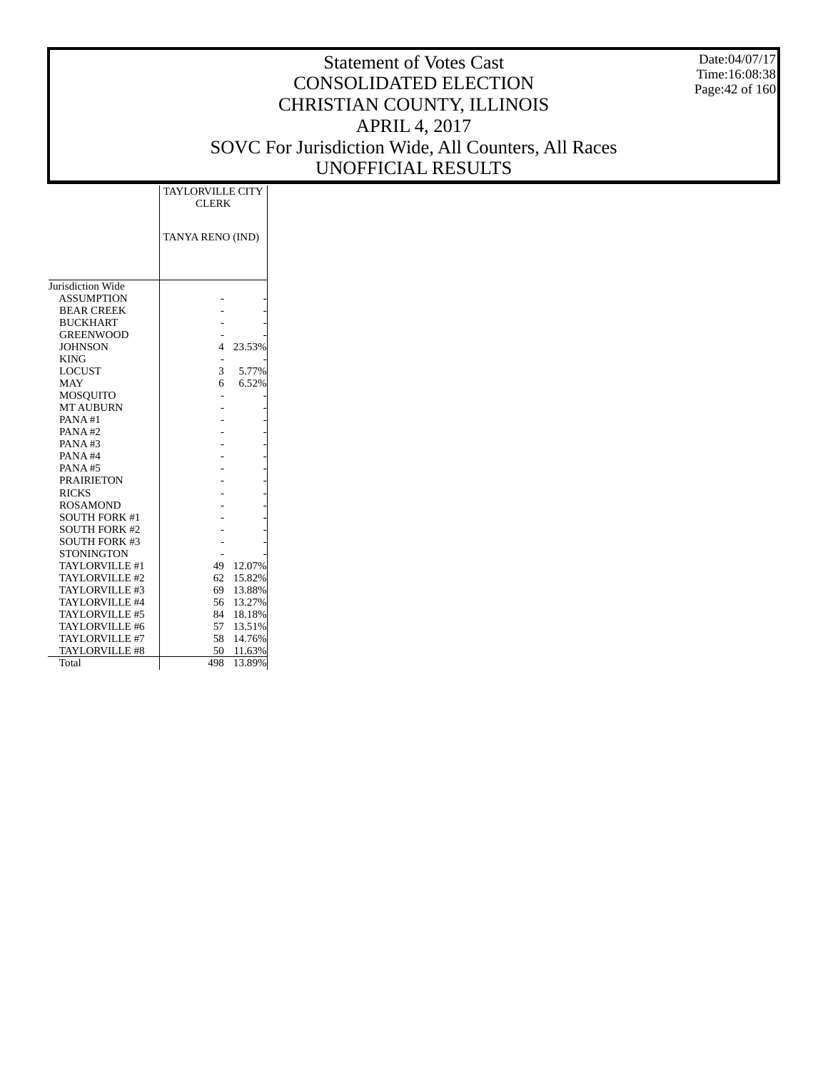# Statement of Votes Cast
## CONSOLIDATED ELECTION
## CHRISTIAN COUNTY, ILLINOIS
## APRIL 4, 2017
## SOVC For Jurisdiction Wide, All Counters, All Races
## UNOFFICIAL RESULTS

Date:04/07/17
Time:16:08:38

| | TAYLORVILLE CITY CLERK | |
|---|---|---|
| | TANYA RENO (IND) | |
| Jurisdiction Wide | | |
| ASSUMPTION | - | - |
| BEAR CREEK | - | - |
| BUCKHART | - | - |
| GREENWOOD | - | - |
| JOHNSON | 4 | 23.53% |
| KING | - | - |
| LOCUST | 3 | 5.77% |
| MAY | 6 | 6.52% |
| MOSQUITO | - | - |
| MT AUBURN | - | - |
| PANA #1 | - | - |
| PANA #2 | - | - |
| PANA #3 | - | - |
| PANA #4 | - | - |
| PANA #5 | - | - |
| PRAIRIETON | - | - |
| RICKS | - | - |
| ROSAMOND | - | - |
| SOUTH FORK #1 | - | - |
| SOUTH FORK #2 | - | - |
| SOUTH FORK #3 | - | - |
| STONINGTON | - | - |
| TAYLORVILLE #1 | 49 | 12.07% |
| TAYLORVILLE #2 | 62 | 15.82% |
| TAYLORVILLE #3 | 69 | 13.88% |
| TAYLORVILLE #4 | 56 | 13.27% |
| TAYLORVILLE #5 | 84 | 18.18% |
| TAYLORVILLE #6 | 57 | 13.51% |
| TAYLORVILLE #7 | 58 | 14.76% |
| TAYLORVILLE #8 | 50 | 11.63% |
| Total | 498 | 13.89% |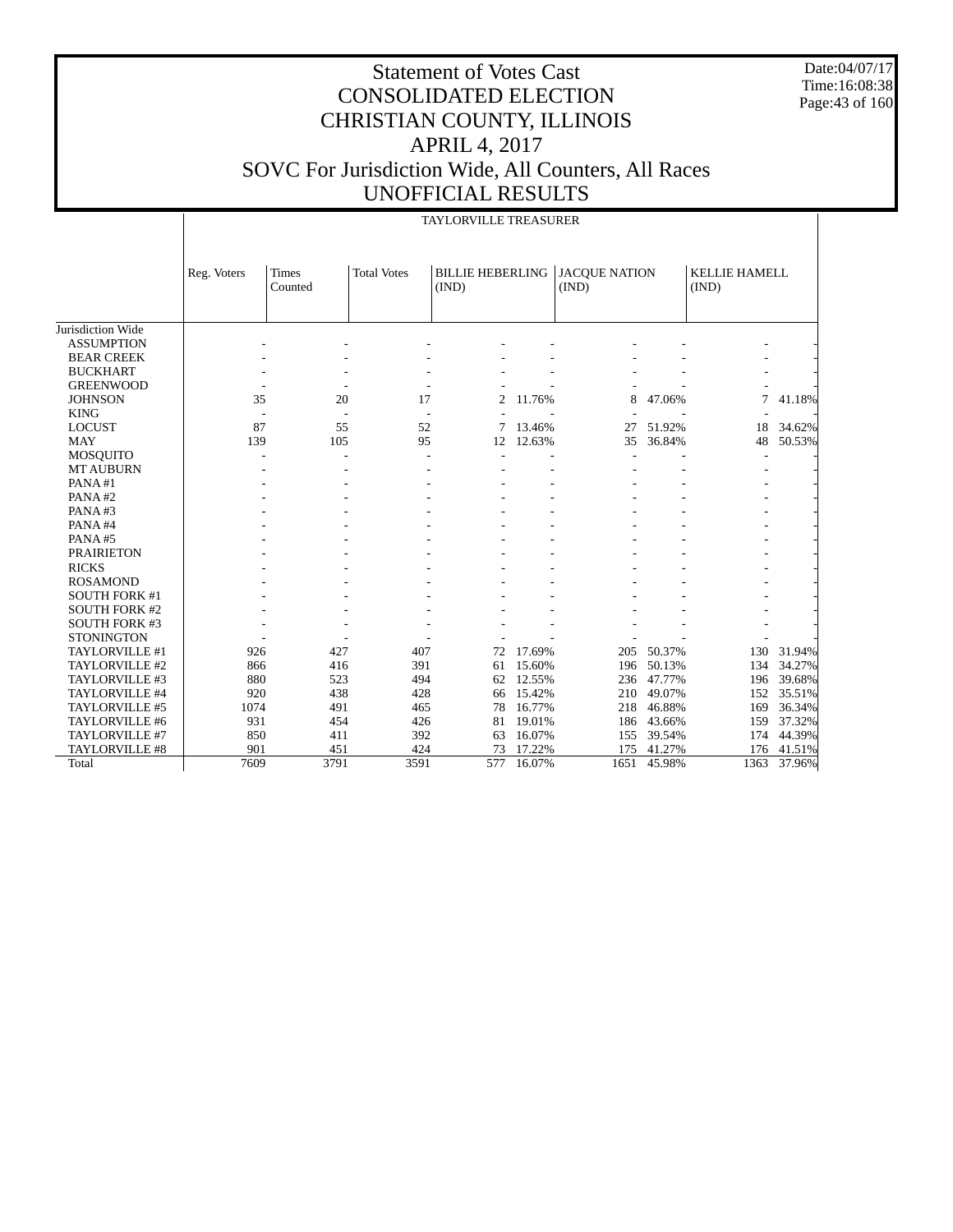# Statement of Votes Cast
# CONSOLIDATED ELECTION
# CHRISTIAN COUNTY, ILLINOIS
# APRIL 4, 2017
# SOVC For Jurisdiction Wide, All Counters, All Races
# UNOFFICIAL RESULTS

Date:04/07/17
Time:16:08:38

TAYLORVILLE TREASURER

| | Reg. Voters | Times Counted | Total Votes | BILLIE HEBERLING (IND) | | JACQUE NATION (IND) | | KELLIE HAMELL (IND) | |
|---|---|---|---|---|---|---|---|---|---|
| Jurisdiction Wide | | | | | | | | | |
| ASSUMPTION | - | - | - | - | - | - | - | - | - |
| BEAR CREEK | - | - | - | - | - | - | - | - | - |
| BUCKHART | - | - | - | - | - | - | - | - | - |
| GREENWOOD | - | - | - | - | - | - | - | - | - |
| JOHNSON | 35 | 20 | 17 | 2 | 11.76% | 8 | 47.06% | 7 | 41.18% |
| KING | - | - | - | - | - | - | - | - | - |
| LOCUST | 87 | 55 | 52 | 7 | 13.46% | 27 | 51.92% | 18 | 34.62% |
| MAY | 139 | 105 | 95 | 12 | 12.63% | 35 | 36.84% | 48 | 50.53% |
| MOSQUITO | - | - | - | - | - | - | - | - | - |
| MT AUBURN | - | - | - | - | - | - | - | - | - |
| PANA #1 | - | - | - | - | - | - | - | - | - |
| PANA #2 | - | - | - | - | - | - | - | - | - |
| PANA #3 | - | - | - | - | - | - | - | - | - |
| PANA #4 | - | - | - | - | - | - | - | - | - |
| PANA #5 | - | - | - | - | - | - | - | - | - |
| PRAIRIETON | - | - | - | - | - | - | - | - | - |
| RICKS | - | - | - | - | - | - | - | - | - |
| ROSAMOND | - | - | - | - | - | - | - | - | - |
| SOUTH FORK #1 | - | - | - | - | - | - | - | - | - |
| SOUTH FORK #2 | - | - | - | - | - | - | - | - | - |
| SOUTH FORK #3 | - | - | - | - | - | - | - | - | - |
| STONINGTON | - | - | - | - | - | - | - | - | - |
| TAYLORVILLE #1 | 926 | 427 | 407 | 72 | 17.69% | 205 | 50.37% | 130 | 31.94% |
| TAYLORVILLE #2 | 866 | 416 | 391 | 61 | 15.60% | 196 | 50.13% | 134 | 34.27% |
| TAYLORVILLE #3 | 880 | 523 | 494 | 62 | 12.55% | 236 | 47.77% | 196 | 39.68% |
| TAYLORVILLE #4 | 920 | 438 | 428 | 66 | 15.42% | 210 | 49.07% | 152 | 35.51% |
| TAYLORVILLE #5 | 1074 | 491 | 465 | 78 | 16.77% | 218 | 46.88% | 169 | 36.34% |
| TAYLORVILLE #6 | 931 | 454 | 426 | 81 | 19.01% | 186 | 43.66% | 159 | 37.32% |
| TAYLORVILLE #7 | 850 | 411 | 392 | 63 | 16.07% | 155 | 39.54% | 174 | 44.39% |
| TAYLORVILLE #8 | 901 | 451 | 424 | 73 | 17.22% | 175 | 41.27% | 176 | 41.51% |
| Total | 7609 | 3791 | 3591 | 577 | 16.07% | 1651 | 45.98% | 1363 | 37.96% |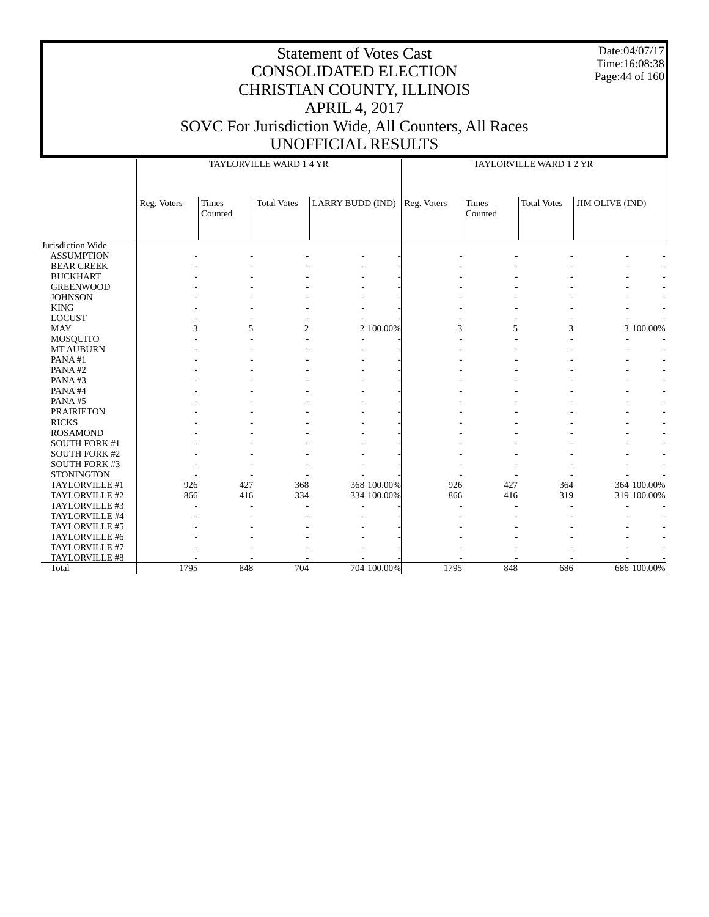# Statement of Votes Cast
# CONSOLIDATED ELECTION
# CHRISTIAN COUNTY, ILLINOIS
# APRIL 4, 2017
# SOVC For Jurisdiction Wide, All Counters, All Races
# UNOFFICIAL RESULTS

Date:04/07/17
Time:16:08:38

| | TAYLORVILLE WARD 1 4 YR | | | | | TAYLORVILLE WARD 1 2 YR | | | | |
|---|---|---|---|---|---|---|---|---|---|---|
| | Reg. Voters | Times Counted | Total Votes | LARRY BUDD (IND) | | Reg. Voters | Times Counted | Total Votes | JIM OLIVE (IND) | |
| Jurisdiction Wide | | | | | | | | | | |
| ASSUMPTION | - | - | - | - | - | - | - | - | - | - |
| BEAR CREEK | - | - | - | - | - | - | - | - | - | - |
| BUCKHART | - | - | - | - | - | - | - | - | - | - |
| GREENWOOD | - | - | - | - | - | - | - | - | - | - |
| JOHNSON | - | - | - | - | - | - | - | - | - | - |
| KING | - | - | - | - | - | - | - | - | - | - |
| LOCUST | - | - | - | - | - | - | - | - | - | - |
| MAY | 3 | 5 | 2 | 2 | 100.00% | 3 | 5 | 3 | 3 | 100.00% |
| MOSQUITO | - | - | - | - | - | - | - | - | - | - |
| MT AUBURN | - | - | - | - | - | - | - | - | - | - |
| PANA #1 | - | - | - | - | - | - | - | - | - | - |
| PANA #2 | - | - | - | - | - | - | - | - | - | - |
| PANA #3 | - | - | - | - | - | - | - | - | - | - |
| PANA #4 | - | - | - | - | - | - | - | - | - | - |
| PANA #5 | - | - | - | - | - | - | - | - | - | - |
| PRAIRIETON | - | - | - | - | - | - | - | - | - | - |
| RICKS | - | - | - | - | - | - | - | - | - | - |
| ROSAMOND | - | - | - | - | - | - | - | - | - | - |
| SOUTH FORK #1 | - | - | - | - | - | - | - | - | - | - |
| SOUTH FORK #2 | - | - | - | - | - | - | - | - | - | - |
| SOUTH FORK #3 | - | - | - | - | - | - | - | - | - | - |
| STONINGTON | - | - | - | - | - | - | - | - | - | - |
| TAYLORVILLE #1 | 926 | 427 | 368 | 368 | 100.00% | 926 | 427 | 364 | 364 | 100.00% |
| TAYLORVILLE #2 | 866 | 416 | 334 | 334 | 100.00% | 866 | 416 | 319 | 319 | 100.00% |
| TAYLORVILLE #3 | - | - | - | - | - | - | - | - | - | - |
| TAYLORVILLE #4 | - | - | - | - | - | - | - | - | - | - |
| TAYLORVILLE #5 | - | - | - | - | - | - | - | - | - | - |
| TAYLORVILLE #6 | - | - | - | - | - | - | - | - | - | - |
| TAYLORVILLE #7 | - | - | - | - | - | - | - | - | - | - |
| TAYLORVILLE #8 | - | - | - | - | - | - | - | - | - | - |
| Total | 1795 | 848 | 704 | 704 | 100.00% | 1795 | 848 | 686 | 686 | 100.00% |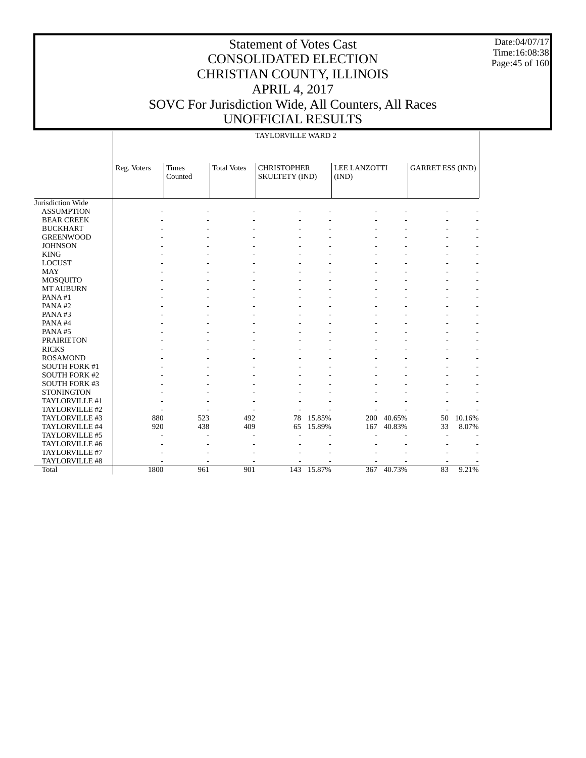# Statement of Votes Cast
# CONSOLIDATED ELECTION
# CHRISTIAN COUNTY, ILLINOIS
# APRIL 4, 2017
# SOVC For Jurisdiction Wide, All Counters, All Races
# UNOFFICIAL RESULTS

Date:04/07/17
Time:16:08:38

TAYLORVILLE WARD 2

| | Reg. Voters | Times Counted | Total Votes | CHRISTOPHER SKULTETY (IND) | | LEE LANZOTTI (IND) | | GARRET ESS (IND) | |
|---|---|---|---|---|---|---|---|---|---|
| Jurisdiction Wide | | | | | | | | | |
| ASSUMPTION | - | - | - | - | - | - | - | - | - |
| BEAR CREEK | - | - | - | - | - | - | - | - | - |
| BUCKHART | - | - | - | - | - | - | - | - | - |
| GREENWOOD | - | - | - | - | - | - | - | - | - |
| JOHNSON | - | - | - | - | - | - | - | - | - |
| KING | - | - | - | - | - | - | - | - | - |
| LOCUST | - | - | - | - | - | - | - | - | - |
| MAY | - | - | - | - | - | - | - | - | - |
| MOSQUITO | - | - | - | - | - | - | - | - | - |
| MT AUBURN | - | - | - | - | - | - | - | - | - |
| PANA #1 | - | - | - | - | - | - | - | - | - |
| PANA #2 | - | - | - | - | - | - | - | - | - |
| PANA #3 | - | - | - | - | - | - | - | - | - |
| PANA #4 | - | - | - | - | - | - | - | - | - |
| PANA #5 | - | - | - | - | - | - | - | - | - |
| PRAIRIETON | - | - | - | - | - | - | - | - | - |
| RICKS | - | - | - | - | - | - | - | - | - |
| ROSAMOND | - | - | - | - | - | - | - | - | - |
| SOUTH FORK #1 | - | - | - | - | - | - | - | - | - |
| SOUTH FORK #2 | - | - | - | - | - | - | - | - | - |
| SOUTH FORK #3 | - | - | - | - | - | - | - | - | - |
| STONINGTON | - | - | - | - | - | - | - | - | - |
| TAYLORVILLE #1 | - | - | - | - | - | - | - | - | - |
| TAYLORVILLE #2 | - | - | - | - | - | - | - | - | - |
| TAYLORVILLE #3 | 880 | 523 | 492 | 78 | 15.85% | 200 | 40.65% | 50 | 10.16% |
| TAYLORVILLE #4 | 920 | 438 | 409 | 65 | 15.89% | 167 | 40.83% | 33 | 8.07% |
| TAYLORVILLE #5 | - | - | - | - | - | - | - | - | - |
| TAYLORVILLE #6 | - | - | - | - | - | - | - | - | - |
| TAYLORVILLE #7 | - | - | - | - | - | - | - | - | - |
| TAYLORVILLE #8 | - | - | - | - | - | - | - | - | - |
| Total | 1800 | 961 | 901 | 143 | 15.87% | 367 | 40.73% | 83 | 9.21% |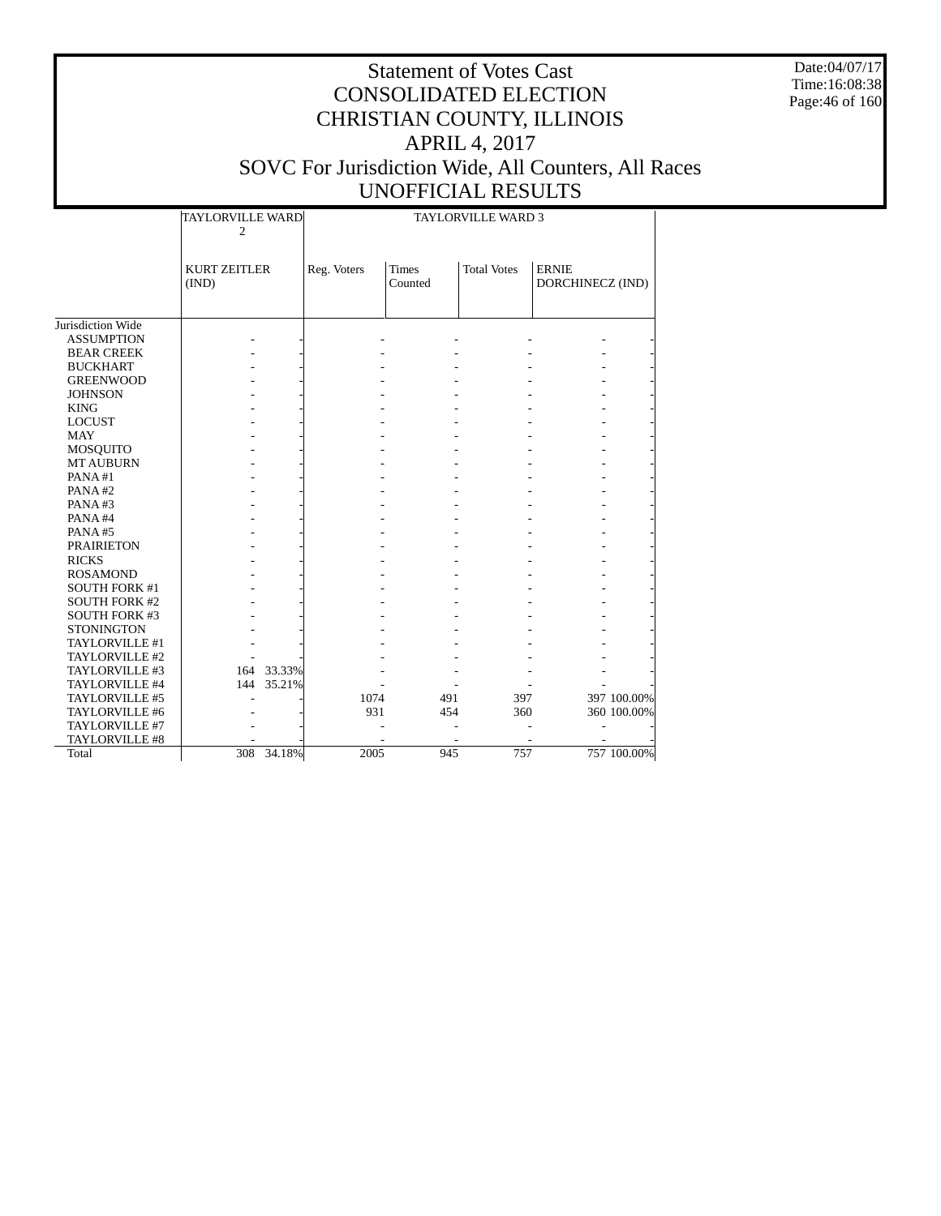# Statement of Votes Cast
# CONSOLIDATED ELECTION
# CHRISTIAN COUNTY, ILLINOIS
# APRIL 4, 2017
# SOVC For Jurisdiction Wide, All Counters, All Races
# UNOFFICIAL RESULTS

Date:04/07/17
Time:16:08:38

| | TAYLORVILLE WARD 2 | | TAYLORVILLE WARD 3 | | | | |
|---|---|---|---|---|---|---|---|
| | KURT ZEITLER (IND) | | Reg. Voters | Times Counted | Total Votes | ERNIE DORCHINECZ (IND) | |
| Jurisdiction Wide | | | | | | | |
| ASSUMPTION | - | - | - | - | - | - | - |
| BEAR CREEK | - | - | - | - | - | - | - |
| BUCKHART | - | - | - | - | - | - | - |
| GREENWOOD | - | - | - | - | - | - | - |
| JOHNSON | - | - | - | - | - | - | - |
| KING | - | - | - | - | - | - | - |
| LOCUST | - | - | - | - | - | - | - |
| MAY | - | - | - | - | - | - | - |
| MOSQUITO | - | - | - | - | - | - | - |
| MT AUBURN | - | - | - | - | - | - | - |
| PANA #1 | - | - | - | - | - | - | - |
| PANA #2 | - | - | - | - | - | - | - |
| PANA #3 | - | - | - | - | - | - | - |
| PANA #4 | - | - | - | - | - | - | - |
| PANA #5 | - | - | - | - | - | - | - |
| PRAIRIETON | - | - | - | - | - | - | - |
| RICKS | - | - | - | - | - | - | - |
| ROSAMOND | - | - | - | - | - | - | - |
| SOUTH FORK #1 | - | - | - | - | - | - | - |
| SOUTH FORK #2 | - | - | - | - | - | - | - |
| SOUTH FORK #3 | - | - | - | - | - | - | - |
| STONINGTON | - | - | - | - | - | - | - |
| TAYLORVILLE #1 | - | - | - | - | - | - | - |
| TAYLORVILLE #2 | - | - | - | - | - | - | - |
| TAYLORVILLE #3 | 164 | 33.33% | - | - | - | - | - |
| TAYLORVILLE #4 | 144 | 35.21% | - | - | - | - | - |
| TAYLORVILLE #5 | - | - | 1074 | 491 | 397 | 397 | 100.00% |
| TAYLORVILLE #6 | - | - | 931 | 454 | 360 | 360 | 100.00% |
| TAYLORVILLE #7 | - | - | - | - | - | - | - |
| TAYLORVILLE #8 | - | - | - | - | - | - | - |
| Total | 308 | 34.18% | 2005 | 945 | 757 | 757 | 100.00% |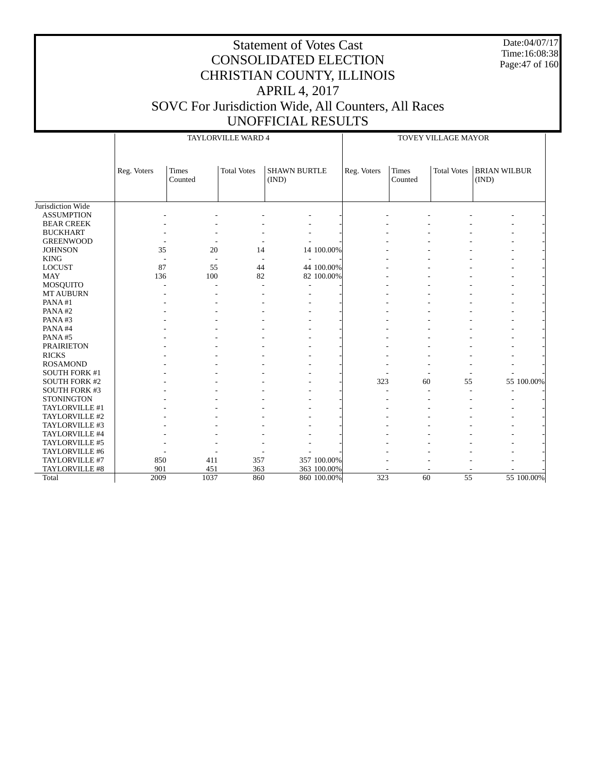# Statement of Votes Cast
# CONSOLIDATED ELECTION
# CHRISTIAN COUNTY, ILLINOIS
# APRIL 4, 2017
# SOVC For Jurisdiction Wide, All Counters, All Races
# UNOFFICIAL RESULTS

Date:04/07/17
Time:16:08:38

| | TAYLORVILLE WARD 4 | | | | | TOVEY VILLAGE MAYOR | | | | |
|---|---|---|---|---|---|---|---|---|---|---|
| | Reg. Voters | Times Counted | Total Votes | SHAWN BURTLE (IND) | | Reg. Voters | Times Counted | Total Votes | BRIAN WILBUR (IND) | |
| Jurisdiction Wide | | | | | | | | | | |
| ASSUMPTION | - | - | - | - | - | - | - | - | - | - |
| BEAR CREEK | - | - | - | - | - | - | - | - | - | - |
| BUCKHART | - | - | - | - | - | - | - | - | - | - |
| GREENWOOD | - | - | - | - | - | - | - | - | - | - |
| JOHNSON | 35 | 20 | 14 | 14 | 100.00% | - | - | - | - | - |
| KING | - | - | - | - | - | - | - | - | - | - |
| LOCUST | 87 | 55 | 44 | 44 | 100.00% | - | - | - | - | - |
| MAY | 136 | 100 | 82 | 82 | 100.00% | - | - | - | - | - |
| MOSQUITO | - | - | - | - | - | - | - | - | - | - |
| MT AUBURN | - | - | - | - | - | - | - | - | - | - |
| PANA #1 | - | - | - | - | - | - | - | - | - | - |
| PANA #2 | - | - | - | - | - | - | - | - | - | - |
| PANA #3 | - | - | - | - | - | - | - | - | - | - |
| PANA #4 | - | - | - | - | - | - | - | - | - | - |
| PANA #5 | - | - | - | - | - | - | - | - | - | - |
| PRAIRIETON | - | - | - | - | - | - | - | - | - | - |
| RICKS | - | - | - | - | - | - | - | - | - | - |
| ROSAMOND | - | - | - | - | - | - | - | - | - | - |
| SOUTH FORK #1 | - | - | - | - | - | - | - | - | - | - |
| SOUTH FORK #2 | - | - | - | - | - | 323 | 60 | 55 | 55 | 100.00% |
| SOUTH FORK #3 | - | - | - | - | - | - | - | - | - | - |
| STONINGTON | - | - | - | - | - | - | - | - | - | - |
| TAYLORVILLE #1 | - | - | - | - | - | - | - | - | - | - |
| TAYLORVILLE #2 | - | - | - | - | - | - | - | - | - | - |
| TAYLORVILLE #3 | - | - | - | - | - | - | - | - | - | - |
| TAYLORVILLE #4 | - | - | - | - | - | - | - | - | - | - |
| TAYLORVILLE #5 | - | - | - | - | - | - | - | - | - | - |
| TAYLORVILLE #6 | - | - | - | - | - | - | - | - | - | - |
| TAYLORVILLE #7 | 850 | 411 | 357 | 357 | 100.00% | - | - | - | - | - |
| TAYLORVILLE #8 | 901 | 451 | 363 | 363 | 100.00% | - | - | - | - | - |
| Total | 2009 | 1037 | 860 | 860 | 100.00% | 323 | 60 | 55 | 55 | 100.00% |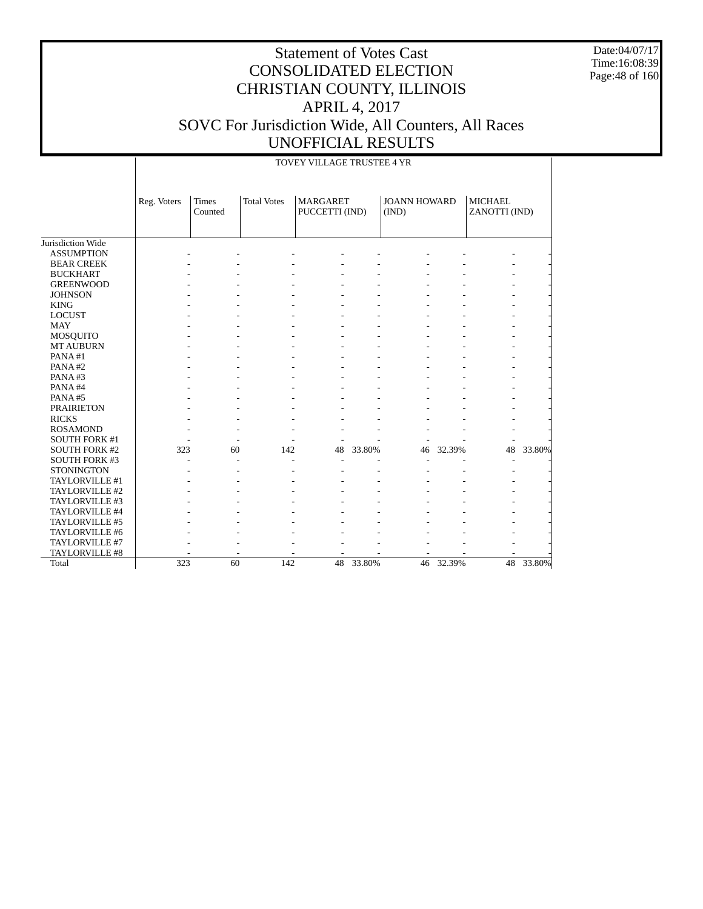# Statement of Votes Cast
# CONSOLIDATED ELECTION
# CHRISTIAN COUNTY, ILLINOIS
# APRIL 4, 2017
# SOVC For Jurisdiction Wide, All Counters, All Races
# UNOFFICIAL RESULTS

Date:04/07/17
Time:16:08:39

TOVEY VILLAGE TRUSTEE 4 YR

| | Reg. Voters | Times Counted | Total Votes | MARGARET PUCCETTI (IND) | | JOANN HOWARD (IND) | | MICHAEL ZANOTTI (IND) | |
|---|---|---|---|---|---|---|---|---|---|
| Jurisdiction Wide | | | | | | | | | |
| ASSUMPTION | - | - | - | - | - | - | - | - | - |
| BEAR CREEK | - | - | - | - | - | - | - | - | - |
| BUCKHART | - | - | - | - | - | - | - | - | - |
| GREENWOOD | - | - | - | - | - | - | - | - | - |
| JOHNSON | - | - | - | - | - | - | - | - | - |
| KING | - | - | - | - | - | - | - | - | - |
| LOCUST | - | - | - | - | - | - | - | - | - |
| MAY | - | - | - | - | - | - | - | - | - |
| MOSQUITO | - | - | - | - | - | - | - | - | - |
| MT AUBURN | - | - | - | - | - | - | - | - | - |
| PANA #1 | - | - | - | - | - | - | - | - | - |
| PANA #2 | - | - | - | - | - | - | - | - | - |
| PANA #3 | - | - | - | - | - | - | - | - | - |
| PANA #4 | - | - | - | - | - | - | - | - | - |
| PANA #5 | - | - | - | - | - | - | - | - | - |
| PRAIRIETON | - | - | - | - | - | - | - | - | - |
| RICKS | - | - | - | - | - | - | - | - | - |
| ROSAMOND | - | - | - | - | - | - | - | - | - |
| SOUTH FORK #1 | - | - | - | - | - | - | - | - | - |
| SOUTH FORK #2 | 323 | 60 | 142 | 48 | 33.80% | 46 | 32.39% | 48 | 33.80% |
| SOUTH FORK #3 | - | - | - | - | - | - | - | - | - |
| STONINGTON | - | - | - | - | - | - | - | - | - |
| TAYLORVILLE #1 | - | - | - | - | - | - | - | - | - |
| TAYLORVILLE #2 | - | - | - | - | - | - | - | - | - |
| TAYLORVILLE #3 | - | - | - | - | - | - | - | - | - |
| TAYLORVILLE #4 | - | - | - | - | - | - | - | - | - |
| TAYLORVILLE #5 | - | - | - | - | - | - | - | - | - |
| TAYLORVILLE #6 | - | - | - | - | - | - | - | - | - |
| TAYLORVILLE #7 | - | - | - | - | - | - | - | - | - |
| TAYLORVILLE #8 | - | - | - | - | - | - | - | - | - |
| Total | 323 | 60 | 142 | 48 | 33.80% | 46 | 32.39% | 48 | 33.80% |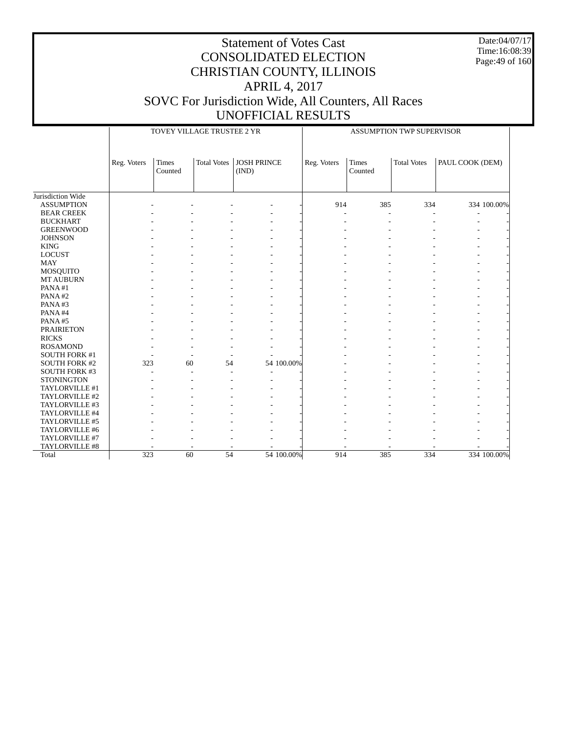# Statement of Votes Cast
## CONSOLIDATED ELECTION
## CHRISTIAN COUNTY, ILLINOIS
## APRIL 4, 2017
## SOVC For Jurisdiction Wide, All Counters, All Races
## UNOFFICIAL RESULTS

Date:04/07/17
Time:16:08:39

| | TOVEY VILLAGE TRUSTEE 2 YR | | | | | ASSUMPTION TWP SUPERVISOR | | | | |
|---|---|---|---|---|---|---|---|---|---|---|
| | Reg. Voters | Times Counted | Total Votes | JOSH PRINCE (IND) | | Reg. Voters | Times Counted | Total Votes | PAUL COOK (DEM) | |
| Jurisdiction Wide | | | | | | | | | | |
| ASSUMPTION | - | - | - | - | - | 914 | 385 | 334 | 334 | 100.00% |
| BEAR CREEK | - | - | - | - | - | - | - | - | - | - |
| BUCKHART | - | - | - | - | - | - | - | - | - | - |
| GREENWOOD | - | - | - | - | - | - | - | - | - | - |
| JOHNSON | - | - | - | - | - | - | - | - | - | - |
| KING | - | - | - | - | - | - | - | - | - | - |
| LOCUST | - | - | - | - | - | - | - | - | - | - |
| MAY | - | - | - | - | - | - | - | - | - | - |
| MOSQUITO | - | - | - | - | - | - | - | - | - | - |
| MT AUBURN | - | - | - | - | - | - | - | - | - | - |
| PANA #1 | - | - | - | - | - | - | - | - | - | - |
| PANA #2 | - | - | - | - | - | - | - | - | - | - |
| PANA #3 | - | - | - | - | - | - | - | - | - | - |
| PANA #4 | - | - | - | - | - | - | - | - | - | - |
| PANA #5 | - | - | - | - | - | - | - | - | - | - |
| PRAIRIETON | - | - | - | - | - | - | - | - | - | - |
| RICKS | - | - | - | - | - | - | - | - | - | - |
| ROSAMOND | - | - | - | - | - | - | - | - | - | - |
| SOUTH FORK #1 | - | - | - | - | - | - | - | - | - | - |
| SOUTH FORK #2 | 323 | 60 | 54 | 54 | 100.00% | - | - | - | - | - |
| SOUTH FORK #3 | - | - | - | - | - | - | - | - | - | - |
| STONINGTON | - | - | - | - | - | - | - | - | - | - |
| TAYLORVILLE #1 | - | - | - | - | - | - | - | - | - | - |
| TAYLORVILLE #2 | - | - | - | - | - | - | - | - | - | - |
| TAYLORVILLE #3 | - | - | - | - | - | - | - | - | - | - |
| TAYLORVILLE #4 | - | - | - | - | - | - | - | - | - | - |
| TAYLORVILLE #5 | - | - | - | - | - | - | - | - | - | - |
| TAYLORVILLE #6 | - | - | - | - | - | - | - | - | - | - |
| TAYLORVILLE #7 | - | - | - | - | - | - | - | - | - | - |
| TAYLORVILLE #8 | - | - | - | - | - | - | - | - | - | - |
| Total | 323 | 60 | 54 | 54 | 100.00% | 914 | 385 | 334 | 334 | 100.00% |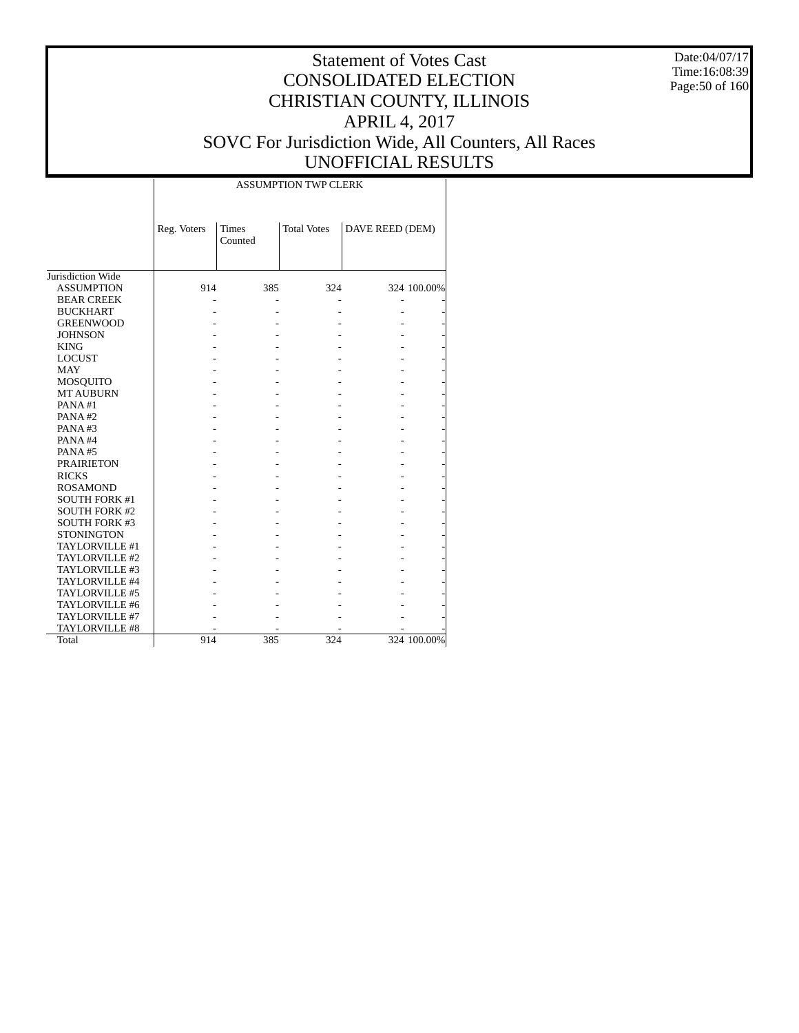# Statement of Votes Cast
# CONSOLIDATED ELECTION
# CHRISTIAN COUNTY, ILLINOIS
# APRIL 4, 2017
# SOVC For Jurisdiction Wide, All Counters, All Races
# UNOFFICIAL RESULTS

Date:04/07/17
Time:16:08:39

| | ASSUMPTION TWP CLERK | | | | |
|---|---|---|---|---|---|
| | Reg. Voters | Times Counted | Total Votes | DAVE REED (DEM) | |
| Jurisdiction Wide | | | | | |
| ASSUMPTION | 914 | 385 | 324 | 324 | 100.00% |
| BEAR CREEK | - | - | - | - | - |
| BUCKHART | - | - | - | - | - |
| GREENWOOD | - | - | - | - | - |
| JOHNSON | - | - | - | - | - |
| KING | - | - | - | - | - |
| LOCUST | - | - | - | - | - |
| MAY | - | - | - | - | - |
| MOSQUITO | - | - | - | - | - |
| MT AUBURN | - | - | - | - | - |
| PANA #1 | - | - | - | - | - |
| PANA #2 | - | - | - | - | - |
| PANA #3 | - | - | - | - | - |
| PANA #4 | - | - | - | - | - |
| PANA #5 | - | - | - | - | - |
| PRAIRIETON | - | - | - | - | - |
| RICKS | - | - | - | - | - |
| ROSAMOND | - | - | - | - | - |
| SOUTH FORK #1 | - | - | - | - | - |
| SOUTH FORK #2 | - | - | - | - | - |
| SOUTH FORK #3 | - | - | - | - | - |
| STONINGTON | - | - | - | - | - |
| TAYLORVILLE #1 | - | - | - | - | - |
| TAYLORVILLE #2 | - | - | - | - | - |
| TAYLORVILLE #3 | - | - | - | - | - |
| TAYLORVILLE #4 | - | - | - | - | - |
| TAYLORVILLE #5 | - | - | - | - | - |
| TAYLORVILLE #6 | - | - | - | - | - |
| TAYLORVILLE #7 | - | - | - | - | - |
| TAYLORVILLE #8 | - | - | - | - | - |
| Total | 914 | 385 | 324 | 324 | 100.00% |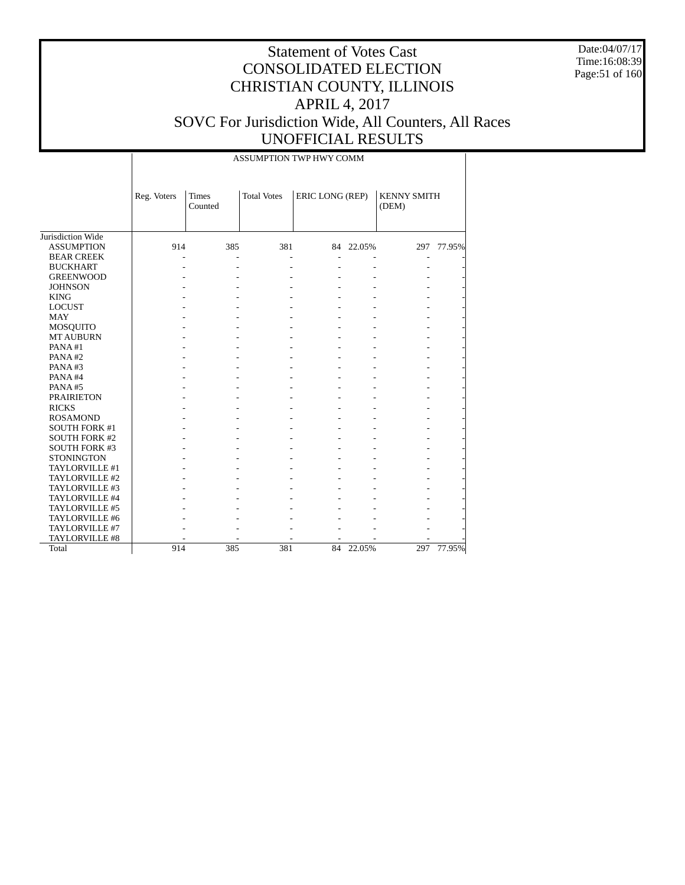# Statement of Votes Cast
# CONSOLIDATED ELECTION
# CHRISTIAN COUNTY, ILLINOIS
# APRIL 4, 2017
# SOVC For Jurisdiction Wide, All Counters, All Races
# UNOFFICIAL RESULTS

Date:04/07/17
Time:16:08:39

| | ASSUMPTION TWP HWY COMM | | | | | | |
|---|---|---|---|---|---|---|---|
| | Reg. Voters | Times Counted | Total Votes | ERIC LONG (REP) | | KENNY SMITH (DEM) | |
| Jurisdiction Wide | | | | | | | |
| ASSUMPTION | 914 | 385 | 381 | 84 | 22.05% | 297 | 77.95% |
| BEAR CREEK | - | - | - | - | - | - | - |
| BUCKHART | - | - | - | - | - | - | - |
| GREENWOOD | - | - | - | - | - | - | - |
| JOHNSON | - | - | - | - | - | - | - |
| KING | - | - | - | - | - | - | - |
| LOCUST | - | - | - | - | - | - | - |
| MAY | - | - | - | - | - | - | - |
| MOSQUITO | - | - | - | - | - | - | - |
| MT AUBURN | - | - | - | - | - | - | - |
| PANA #1 | - | - | - | - | - | - | - |
| PANA #2 | - | - | - | - | - | - | - |
| PANA #3 | - | - | - | - | - | - | - |
| PANA #4 | - | - | - | - | - | - | - |
| PANA #5 | - | - | - | - | - | - | - |
| PRAIRIETON | - | - | - | - | - | - | - |
| RICKS | - | - | - | - | - | - | - |
| ROSAMOND | - | - | - | - | - | - | - |
| SOUTH FORK #1 | - | - | - | - | - | - | - |
| SOUTH FORK #2 | - | - | - | - | - | - | - |
| SOUTH FORK #3 | - | - | - | - | - | - | - |
| STONINGTON | - | - | - | - | - | - | - |
| TAYLORVILLE #1 | - | - | - | - | - | - | - |
| TAYLORVILLE #2 | - | - | - | - | - | - | - |
| TAYLORVILLE #3 | - | - | - | - | - | - | - |
| TAYLORVILLE #4 | - | - | - | - | - | - | - |
| TAYLORVILLE #5 | - | - | - | - | - | - | - |
| TAYLORVILLE #6 | - | - | - | - | - | - | - |
| TAYLORVILLE #7 | - | - | - | - | - | - | - |
| TAYLORVILLE #8 | - | - | - | - | - | - | - |
| Total | 914 | 385 | 381 | 84 | 22.05% | 297 | 77.95% |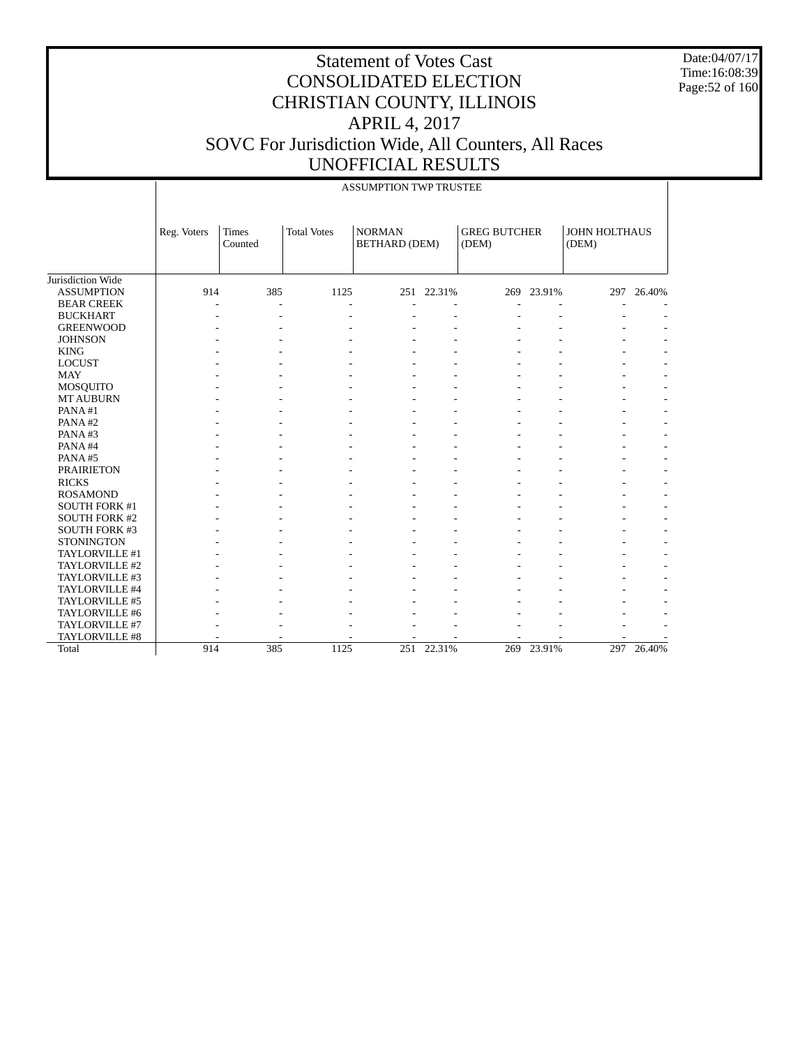# Statement of Votes Cast
# CONSOLIDATED ELECTION
# CHRISTIAN COUNTY, ILLINOIS
# APRIL 4, 2017
# SOVC For Jurisdiction Wide, All Counters, All Races
# UNOFFICIAL RESULTS

Date:04/07/17
Time:16:08:39

| | ASSUMPTION TWP TRUSTEE | | | | | | | | |
|---|---|---|---|---|---|---|---|---|---|
| | Reg. Voters | Times Counted | Total Votes | NORMAN BETHARD (DEM) | | GREG BUTCHER (DEM) | | JOHN HOLTHAUS (DEM) | |
| Jurisdiction Wide | | | | | | | | | |
| ASSUMPTION | 914 | 385 | 1125 | 251 | 22.31% | 269 | 23.91% | 297 | 26.40% |
| BEAR CREEK | - | - | - | - | - | - | - | - | - |
| BUCKHART | - | - | - | - | - | - | - | - | - |
| GREENWOOD | - | - | - | - | - | - | - | - | - |
| JOHNSON | - | - | - | - | - | - | - | - | - |
| KING | - | - | - | - | - | - | - | - | - |
| LOCUST | - | - | - | - | - | - | - | - | - |
| MAY | - | - | - | - | - | - | - | - | - |
| MOSQUITO | - | - | - | - | - | - | - | - | - |
| MT AUBURN | - | - | - | - | - | - | - | - | - |
| PANA #1 | - | - | - | - | - | - | - | - | - |
| PANA #2 | - | - | - | - | - | - | - | - | - |
| PANA #3 | - | - | - | - | - | - | - | - | - |
| PANA #4 | - | - | - | - | - | - | - | - | - |
| PANA #5 | - | - | - | - | - | - | - | - | - |
| PRAIRIETON | - | - | - | - | - | - | - | - | - |
| RICKS | - | - | - | - | - | - | - | - | - |
| ROSAMOND | - | - | - | - | - | - | - | - | - |
| SOUTH FORK #1 | - | - | - | - | - | - | - | - | - |
| SOUTH FORK #2 | - | - | - | - | - | - | - | - | - |
| SOUTH FORK #3 | - | - | - | - | - | - | - | - | - |
| STONINGTON | - | - | - | - | - | - | - | - | - |
| TAYLORVILLE #1 | - | - | - | - | - | - | - | - | - |
| TAYLORVILLE #2 | - | - | - | - | - | - | - | - | - |
| TAYLORVILLE #3 | - | - | - | - | - | - | - | - | - |
| TAYLORVILLE #4 | - | - | - | - | - | - | - | - | - |
| TAYLORVILLE #5 | - | - | - | - | - | - | - | - | - |
| TAYLORVILLE #6 | - | - | - | - | - | - | - | - | - |
| TAYLORVILLE #7 | - | - | - | - | - | - | - | - | - |
| TAYLORVILLE #8 | - | - | - | - | - | - | - | - | - |
| Total | 914 | 385 | 1125 | 251 | 22.31% | 269 | 23.91% | 297 | 26.40% |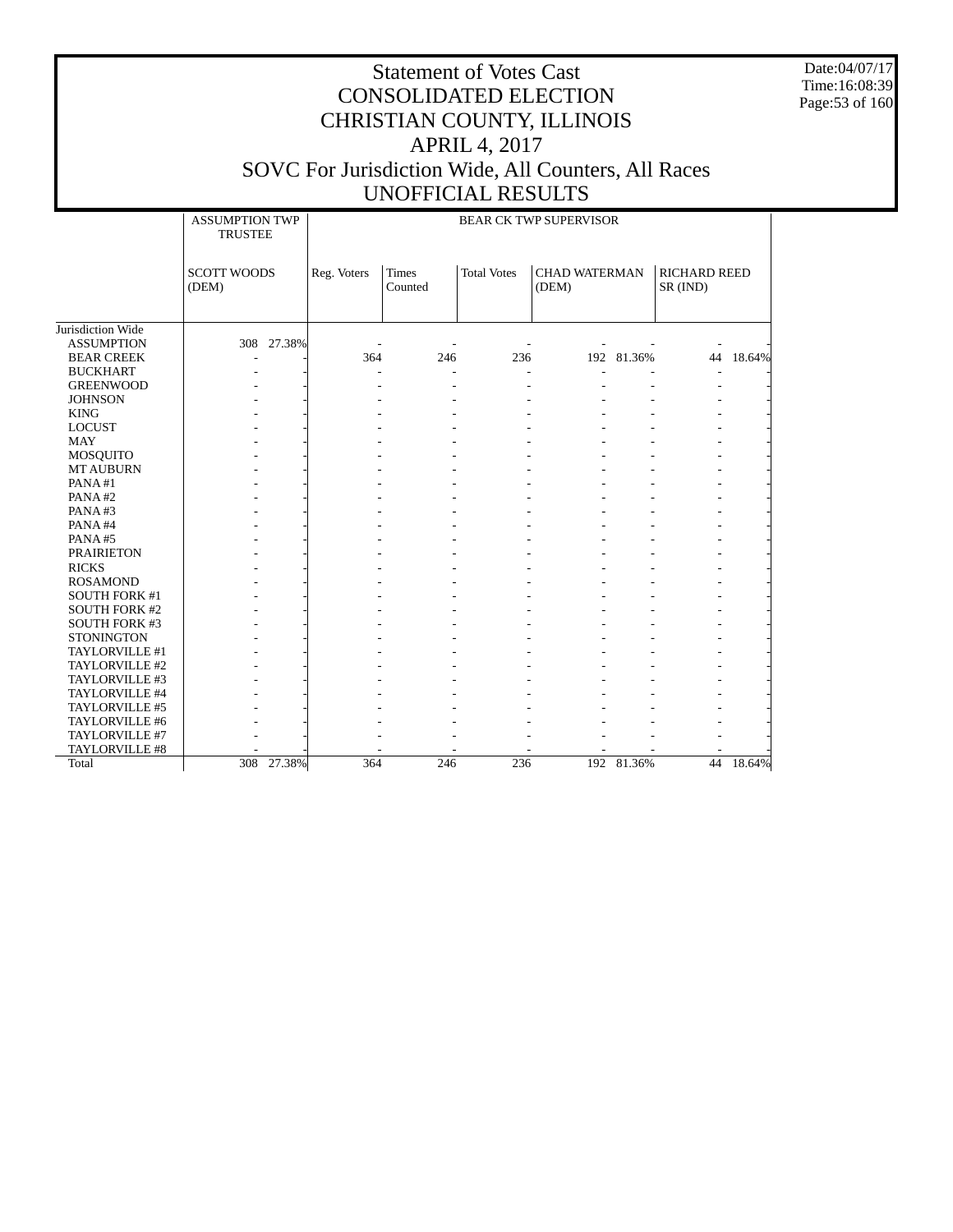# Statement of Votes Cast
# CONSOLIDATED ELECTION
# CHRISTIAN COUNTY, ILLINOIS
# APRIL 4, 2017
# SOVC For Jurisdiction Wide, All Counters, All Races
# UNOFFICIAL RESULTS

Date:04/07/17
Time:16:08:39

| | ASSUMPTION TWP TRUSTEE | | BEAR CK TWP SUPERVISOR | | | | | | |
|---|---|---|---|---|---|---|---|---|---|
| | SCOTT WOODS (DEM) | | Reg. Voters | Times Counted | Total Votes | CHAD WATERMAN (DEM) | | RICHARD REED SR (IND) | |
| Jurisdiction Wide | | | | | | | | | |
| ASSUMPTION | 308 | 27.38% | - | - | - | - | - | - | - |
| BEAR CREEK | - | - | 364 | 246 | 236 | 192 | 81.36% | 44 | 18.64% |
| BUCKHART | - | - | - | - | - | - | - | - | - |
| GREENWOOD | - | - | - | - | - | - | - | - | - |
| JOHNSON | - | - | - | - | - | - | - | - | - |
| KING | - | - | - | - | - | - | - | - | - |
| LOCUST | - | - | - | - | - | - | - | - | - |
| MAY | - | - | - | - | - | - | - | - | - |
| MOSQUITO | - | - | - | - | - | - | - | - | - |
| MT AUBURN | - | - | - | - | - | - | - | - | - |
| PANA #1 | - | - | - | - | - | - | - | - | - |
| PANA #2 | - | - | - | - | - | - | - | - | - |
| PANA #3 | - | - | - | - | - | - | - | - | - |
| PANA #4 | - | - | - | - | - | - | - | - | - |
| PANA #5 | - | - | - | - | - | - | - | - | - |
| PRAIRIETON | - | - | - | - | - | - | - | - | - |
| RICKS | - | - | - | - | - | - | - | - | - |
| ROSAMOND | - | - | - | - | - | - | - | - | - |
| SOUTH FORK #1 | - | - | - | - | - | - | - | - | - |
| SOUTH FORK #2 | - | - | - | - | - | - | - | - | - |
| SOUTH FORK #3 | - | - | - | - | - | - | - | - | - |
| STONINGTON | - | - | - | - | - | - | - | - | - |
| TAYLORVILLE #1 | - | - | - | - | - | - | - | - | - |
| TAYLORVILLE #2 | - | - | - | - | - | - | - | - | - |
| TAYLORVILLE #3 | - | - | - | - | - | - | - | - | - |
| TAYLORVILLE #4 | - | - | - | - | - | - | - | - | - |
| TAYLORVILLE #5 | - | - | - | - | - | - | - | - | - |
| TAYLORVILLE #6 | - | - | - | - | - | - | - | - | - |
| TAYLORVILLE #7 | - | - | - | - | - | - | - | - | - |
| TAYLORVILLE #8 | - | - | - | - | - | - | - | - | - |
| Total | 308 | 27.38% | 364 | 246 | 236 | 192 | 81.36% | 44 | 18.64% |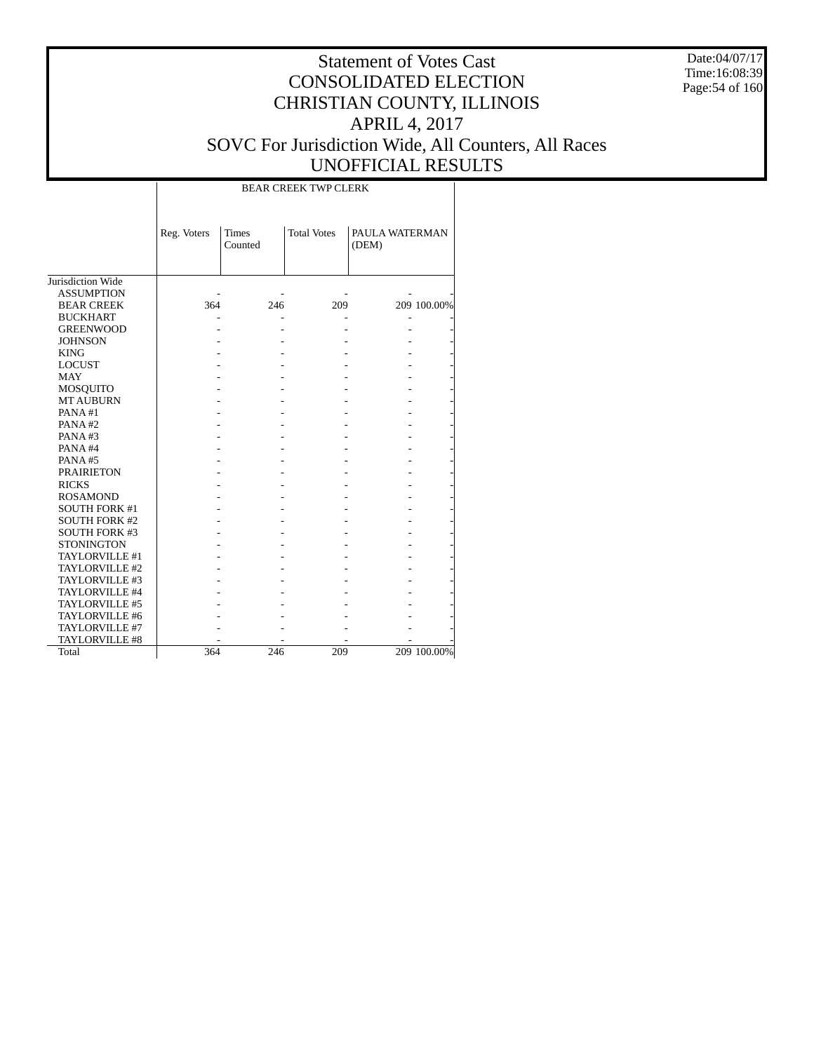# Statement of Votes Cast
# CONSOLIDATED ELECTION
# CHRISTIAN COUNTY, ILLINOIS
# APRIL 4, 2017
# SOVC For Jurisdiction Wide, All Counters, All Races
# UNOFFICIAL RESULTS

Date:04/07/17
Time:16:08:39

| | BEAR CREEK TWP CLERK | | | | |
|---|---|---|---|---|---|
| | Reg. Voters | Times Counted | Total Votes | PAULA WATERMAN (DEM) | |
| Jurisdiction Wide | | | | | |
| ASSUMPTION | - | - | - | - | - |
| BEAR CREEK | 364 | 246 | 209 | 209 | 100.00% |
| BUCKHART | - | - | - | - | - |
| GREENWOOD | - | - | - | - | - |
| JOHNSON | - | - | - | - | - |
| KING | - | - | - | - | - |
| LOCUST | - | - | - | - | - |
| MAY | - | - | - | - | - |
| MOSQUITO | - | - | - | - | - |
| MT AUBURN | - | - | - | - | - |
| PANA #1 | - | - | - | - | - |
| PANA #2 | - | - | - | - | - |
| PANA #3 | - | - | - | - | - |
| PANA #4 | - | - | - | - | - |
| PANA #5 | - | - | - | - | - |
| PRAIRIETON | - | - | - | - | - |
| RICKS | - | - | - | - | - |
| ROSAMOND | - | - | - | - | - |
| SOUTH FORK #1 | - | - | - | - | - |
| SOUTH FORK #2 | - | - | - | - | - |
| SOUTH FORK #3 | - | - | - | - | - |
| STONINGTON | - | - | - | - | - |
| TAYLORVILLE #1 | - | - | - | - | - |
| TAYLORVILLE #2 | - | - | - | - | - |
| TAYLORVILLE #3 | - | - | - | - | - |
| TAYLORVILLE #4 | - | - | - | - | - |
| TAYLORVILLE #5 | - | - | - | - | - |
| TAYLORVILLE #6 | - | - | - | - | - |
| TAYLORVILLE #7 | - | - | - | - | - |
| TAYLORVILLE #8 | - | - | - | - | - |
| Total | 364 | 246 | 209 | 209 | 100.00% |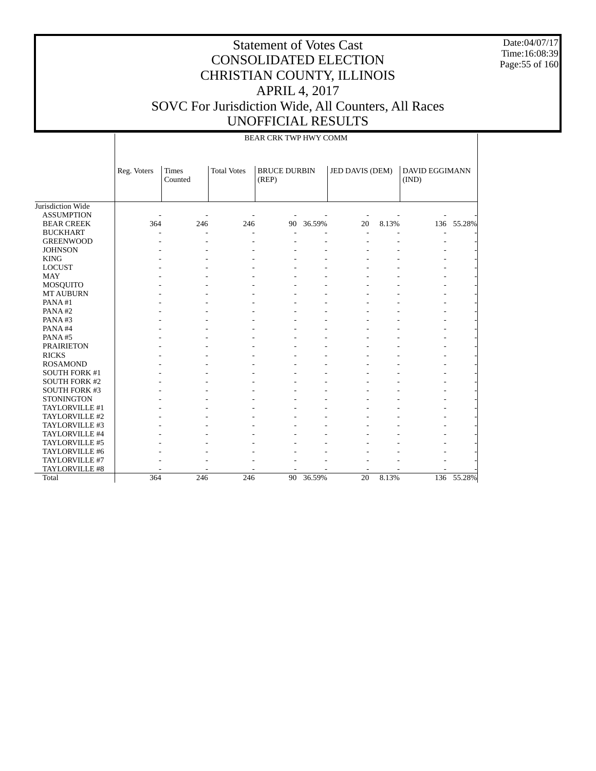# Statement of Votes Cast
# CONSOLIDATED ELECTION
# CHRISTIAN COUNTY, ILLINOIS
# APRIL 4, 2017
# SOVC For Jurisdiction Wide, All Counters, All Races
# UNOFFICIAL RESULTS

Date:04/07/17
Time:16:08:39

BEAR CRK TWP HWY COMM

| | Reg. Voters | Times Counted | Total Votes | BRUCE DURBIN (REP) | | JED DAVIS (DEM) | | DAVID EGGIMANN (IND) | |
|---|---|---|---|---|---|---|---|---|---|
| Jurisdiction Wide | | | | | | | | | |
| ASSUMPTION | - | - | - | - | - | - | - | - | - |
| BEAR CREEK | 364 | 246 | 246 | 90 | 36.59% | 20 | 8.13% | 136 | 55.28% |
| BUCKHART | - | - | - | - | - | - | - | - | - |
| GREENWOOD | - | - | - | - | - | - | - | - | - |
| JOHNSON | - | - | - | - | - | - | - | - | - |
| KING | - | - | - | - | - | - | - | - | - |
| LOCUST | - | - | - | - | - | - | - | - | - |
| MAY | - | - | - | - | - | - | - | - | - |
| MOSQUITO | - | - | - | - | - | - | - | - | - |
| MT AUBURN | - | - | - | - | - | - | - | - | - |
| PANA #1 | - | - | - | - | - | - | - | - | - |
| PANA #2 | - | - | - | - | - | - | - | - | - |
| PANA #3 | - | - | - | - | - | - | - | - | - |
| PANA #4 | - | - | - | - | - | - | - | - | - |
| PANA #5 | - | - | - | - | - | - | - | - | - |
| PRAIRIETON | - | - | - | - | - | - | - | - | - |
| RICKS | - | - | - | - | - | - | - | - | - |
| ROSAMOND | - | - | - | - | - | - | - | - | - |
| SOUTH FORK #1 | - | - | - | - | - | - | - | - | - |
| SOUTH FORK #2 | - | - | - | - | - | - | - | - | - |
| SOUTH FORK #3 | - | - | - | - | - | - | - | - | - |
| STONINGTON | - | - | - | - | - | - | - | - | - |
| TAYLORVILLE #1 | - | - | - | - | - | - | - | - | - |
| TAYLORVILLE #2 | - | - | - | - | - | - | - | - | - |
| TAYLORVILLE #3 | - | - | - | - | - | - | - | - | - |
| TAYLORVILLE #4 | - | - | - | - | - | - | - | - | - |
| TAYLORVILLE #5 | - | - | - | - | - | - | - | - | - |
| TAYLORVILLE #6 | - | - | - | - | - | - | - | - | - |
| TAYLORVILLE #7 | - | - | - | - | - | - | - | - | - |
| TAYLORVILLE #8 | - | - | - | - | - | - | - | - | - |
| Total | 364 | 246 | 246 | 90 | 36.59% | 20 | 8.13% | 136 | 55.28% |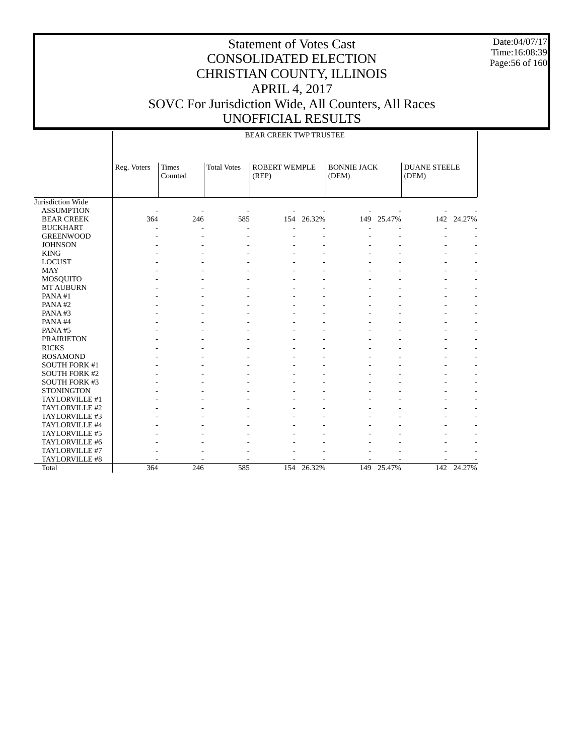# Statement of Votes Cast
# CONSOLIDATED ELECTION
# CHRISTIAN COUNTY, ILLINOIS
# APRIL 4, 2017
# SOVC For Jurisdiction Wide, All Counters, All Races
# UNOFFICIAL RESULTS

Date:04/07/17
Time:16:08:39

BEAR CREEK TWP TRUSTEE

| | Reg. Voters | Times Counted | Total Votes | ROBERT WEMPLE (REP) | | BONNIE JACK (DEM) | | DUANE STEELE (DEM) | |
|---|---|---|---|---|---|---|---|---|---|
| Jurisdiction Wide | | | | | | | | | |
| ASSUMPTION | - | - | - | - | - | - | - | - | - |
| BEAR CREEK | 364 | 246 | 585 | 154 | 26.32% | 149 | 25.47% | 142 | 24.27% |
| BUCKHART | - | - | - | - | - | - | - | - | - |
| GREENWOOD | - | - | - | - | - | - | - | - | - |
| JOHNSON | - | - | - | - | - | - | - | - | - |
| KING | - | - | - | - | - | - | - | - | - |
| LOCUST | - | - | - | - | - | - | - | - | - |
| MAY | - | - | - | - | - | - | - | - | - |
| MOSQUITO | - | - | - | - | - | - | - | - | - |
| MT AUBURN | - | - | - | - | - | - | - | - | - |
| PANA #1 | - | - | - | - | - | - | - | - | - |
| PANA #2 | - | - | - | - | - | - | - | - | - |
| PANA #3 | - | - | - | - | - | - | - | - | - |
| PANA #4 | - | - | - | - | - | - | - | - | - |
| PANA #5 | - | - | - | - | - | - | - | - | - |
| PRAIRIETON | - | - | - | - | - | - | - | - | - |
| RICKS | - | - | - | - | - | - | - | - | - |
| ROSAMOND | - | - | - | - | - | - | - | - | - |
| SOUTH FORK #1 | - | - | - | - | - | - | - | - | - |
| SOUTH FORK #2 | - | - | - | - | - | - | - | - | - |
| SOUTH FORK #3 | - | - | - | - | - | - | - | - | - |
| STONINGTON | - | - | - | - | - | - | - | - | - |
| TAYLORVILLE #1 | - | - | - | - | - | - | - | - | - |
| TAYLORVILLE #2 | - | - | - | - | - | - | - | - | - |
| TAYLORVILLE #3 | - | - | - | - | - | - | - | - | - |
| TAYLORVILLE #4 | - | - | - | - | - | - | - | - | - |
| TAYLORVILLE #5 | - | - | - | - | - | - | - | - | - |
| TAYLORVILLE #6 | - | - | - | - | - | - | - | - | - |
| TAYLORVILLE #7 | - | - | - | - | - | - | - | - | - |
| TAYLORVILLE #8 | - | - | - | - | - | - | - | - | - |
| Total | 364 | 246 | 585 | 154 | 26.32% | 149 | 25.47% | 142 | 24.27% |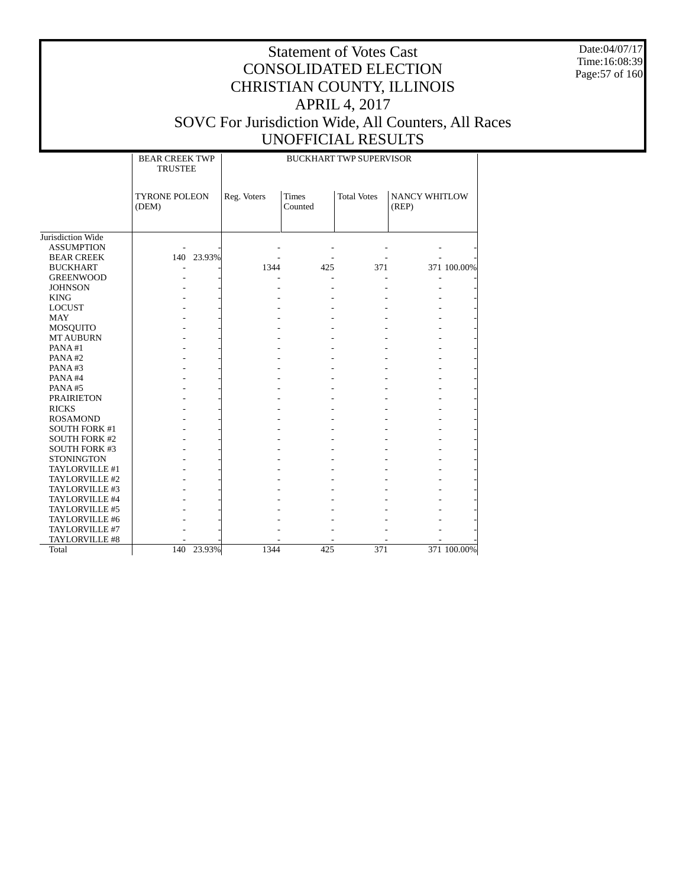# Statement of Votes Cast
# CONSOLIDATED ELECTION
# CHRISTIAN COUNTY, ILLINOIS
# APRIL 4, 2017
# SOVC For Jurisdiction Wide, All Counters, All Races
# UNOFFICIAL RESULTS

Date:04/07/17
Time:16:08:39

| | BEAR CREEK TWP TRUSTEE | | BUCKHART TWP SUPERVISOR | | | | |
|---|---|---|---|---|---|---|---|
| | TYRONE POLEON (DEM) | | Reg. Voters | Times Counted | Total Votes | NANCY WHITLOW (REP) | |
| Jurisdiction Wide | | | | | | | |
| ASSUMPTION | - | - | - | - | - | - | - |
| BEAR CREEK | 140 | 23.93% | - | - | - | - | - |
| BUCKHART | - | - | 1344 | 425 | 371 | 371 | 100.00% |
| GREENWOOD | - | - | - | - | - | - | - |
| JOHNSON | - | - | - | - | - | - | - |
| KING | - | - | - | - | - | - | - |
| LOCUST | - | - | - | - | - | - | - |
| MAY | - | - | - | - | - | - | - |
| MOSQUITO | - | - | - | - | - | - | - |
| MT AUBURN | - | - | - | - | - | - | - |
| PANA #1 | - | - | - | - | - | - | - |
| PANA #2 | - | - | - | - | - | - | - |
| PANA #3 | - | - | - | - | - | - | - |
| PANA #4 | - | - | - | - | - | - | - |
| PANA #5 | - | - | - | - | - | - | - |
| PRAIRIETON | - | - | - | - | - | - | - |
| RICKS | - | - | - | - | - | - | - |
| ROSAMOND | - | - | - | - | - | - | - |
| SOUTH FORK #1 | - | - | - | - | - | - | - |
| SOUTH FORK #2 | - | - | - | - | - | - | - |
| SOUTH FORK #3 | - | - | - | - | - | - | - |
| STONINGTON | - | - | - | - | - | - | - |
| TAYLORVILLE #1 | - | - | - | - | - | - | - |
| TAYLORVILLE #2 | - | - | - | - | - | - | - |
| TAYLORVILLE #3 | - | - | - | - | - | - | - |
| TAYLORVILLE #4 | - | - | - | - | - | - | - |
| TAYLORVILLE #5 | - | - | - | - | - | - | - |
| TAYLORVILLE #6 | - | - | - | - | - | - | - |
| TAYLORVILLE #7 | - | - | - | - | - | - | - |
| TAYLORVILLE #8 | - | - | - | - | - | - | - |
| Total | 140 | 23.93% | 1344 | 425 | 371 | 371 | 100.00% |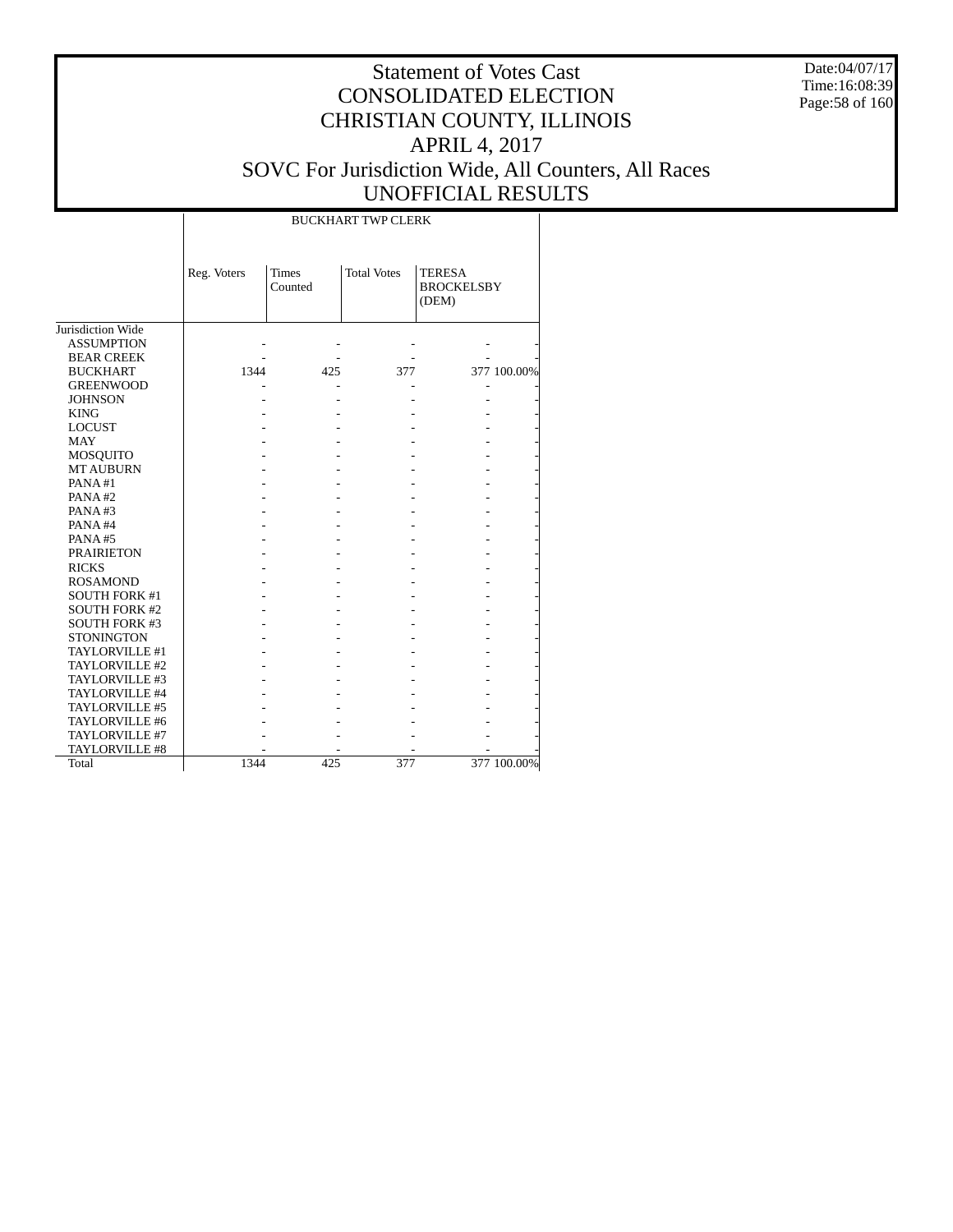# Statement of Votes Cast
# CONSOLIDATED ELECTION
# CHRISTIAN COUNTY, ILLINOIS
# APRIL 4, 2017
# SOVC For Jurisdiction Wide, All Counters, All Races
# UNOFFICIAL RESULTS

Date:04/07/17
Time:16:08:39

| | BUCKHART TWP CLERK | | | | |
|---|---|---|---|---|---|
| | Reg. Voters | Times Counted | Total Votes | TERESA BROCKELSBY (DEM) | |
| Jurisdiction Wide | | | | | |
| ASSUMPTION | - | - | - | - | - |
| BEAR CREEK | - | - | - | - | - |
| BUCKHART | 1344 | 425 | 377 | 377 | 100.00% |
| GREENWOOD | - | - | - | - | - |
| JOHNSON | - | - | - | - | - |
| KING | - | - | - | - | - |
| LOCUST | - | - | - | - | - |
| MAY | - | - | - | - | - |
| MOSQUITO | - | - | - | - | - |
| MT AUBURN | - | - | - | - | - |
| PANA #1 | - | - | - | - | - |
| PANA #2 | - | - | - | - | - |
| PANA #3 | - | - | - | - | - |
| PANA #4 | - | - | - | - | - |
| PANA #5 | - | - | - | - | - |
| PRAIRIETON | - | - | - | - | - |
| RICKS | - | - | - | - | - |
| ROSAMOND | - | - | - | - | - |
| SOUTH FORK #1 | - | - | - | - | - |
| SOUTH FORK #2 | - | - | - | - | - |
| SOUTH FORK #3 | - | - | - | - | - |
| STONINGTON | - | - | - | - | - |
| TAYLORVILLE #1 | - | - | - | - | - |
| TAYLORVILLE #2 | - | - | - | - | - |
| TAYLORVILLE #3 | - | - | - | - | - |
| TAYLORVILLE #4 | - | - | - | - | - |
| TAYLORVILLE #5 | - | - | - | - | - |
| TAYLORVILLE #6 | - | - | - | - | - |
| TAYLORVILLE #7 | - | - | - | - | - |
| TAYLORVILLE #8 | - | - | - | - | - |
| Total | 1344 | 425 | 377 | 377 | 100.00% |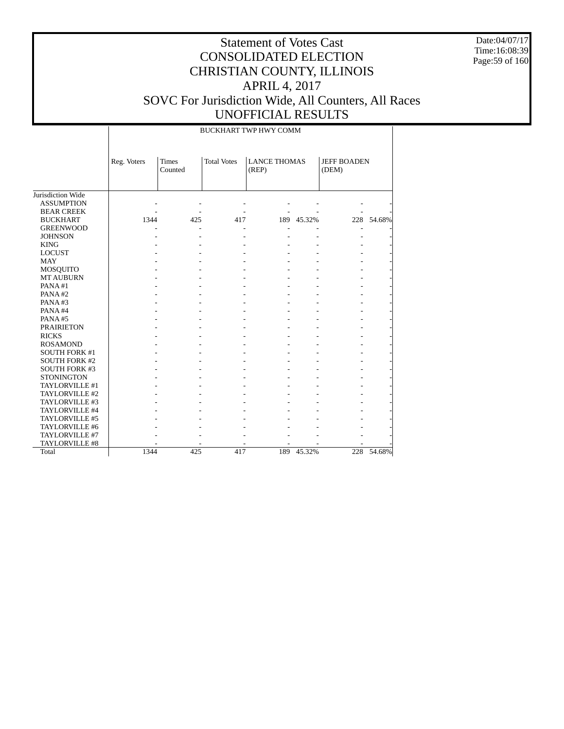# Statement of Votes Cast
# CONSOLIDATED ELECTION
# CHRISTIAN COUNTY, ILLINOIS
# APRIL 4, 2017
# SOVC For Jurisdiction Wide, All Counters, All Races
# UNOFFICIAL RESULTS

Date:04/07/17
Time:16:08:39

| | BUCKHART TWP HWY COMM | | | | | | |
|---|---|---|---|---|---|---|---|
| | Reg. Voters | Times Counted | Total Votes | LANCE THOMAS (REP) | | JEFF BOADEN (DEM) | |
| Jurisdiction Wide | | | | | | | |
| ASSUMPTION | - | - | - | - | - | - | - |
| BEAR CREEK | - | - | - | - | - | - | - |
| BUCKHART | 1344 | 425 | 417 | 189 | 45.32% | 228 | 54.68% |
| GREENWOOD | - | - | - | - | - | - | - |
| JOHNSON | - | - | - | - | - | - | - |
| KING | - | - | - | - | - | - | - |
| LOCUST | - | - | - | - | - | - | - |
| MAY | - | - | - | - | - | - | - |
| MOSQUITO | - | - | - | - | - | - | - |
| MT AUBURN | - | - | - | - | - | - | - |
| PANA #1 | - | - | - | - | - | - | - |
| PANA #2 | - | - | - | - | - | - | - |
| PANA #3 | - | - | - | - | - | - | - |
| PANA #4 | - | - | - | - | - | - | - |
| PANA #5 | - | - | - | - | - | - | - |
| PRAIRIETON | - | - | - | - | - | - | - |
| RICKS | - | - | - | - | - | - | - |
| ROSAMOND | - | - | - | - | - | - | - |
| SOUTH FORK #1 | - | - | - | - | - | - | - |
| SOUTH FORK #2 | - | - | - | - | - | - | - |
| SOUTH FORK #3 | - | - | - | - | - | - | - |
| STONINGTON | - | - | - | - | - | - | - |
| TAYLORVILLE #1 | - | - | - | - | - | - | - |
| TAYLORVILLE #2 | - | - | - | - | - | - | - |
| TAYLORVILLE #3 | - | - | - | - | - | - | - |
| TAYLORVILLE #4 | - | - | - | - | - | - | - |
| TAYLORVILLE #5 | - | - | - | - | - | - | - |
| TAYLORVILLE #6 | - | - | - | - | - | - | - |
| TAYLORVILLE #7 | - | - | - | - | - | - | - |
| TAYLORVILLE #8 | - | - | - | - | - | - | - |
| Total | 1344 | 425 | 417 | 189 | 45.32% | 228 | 54.68% |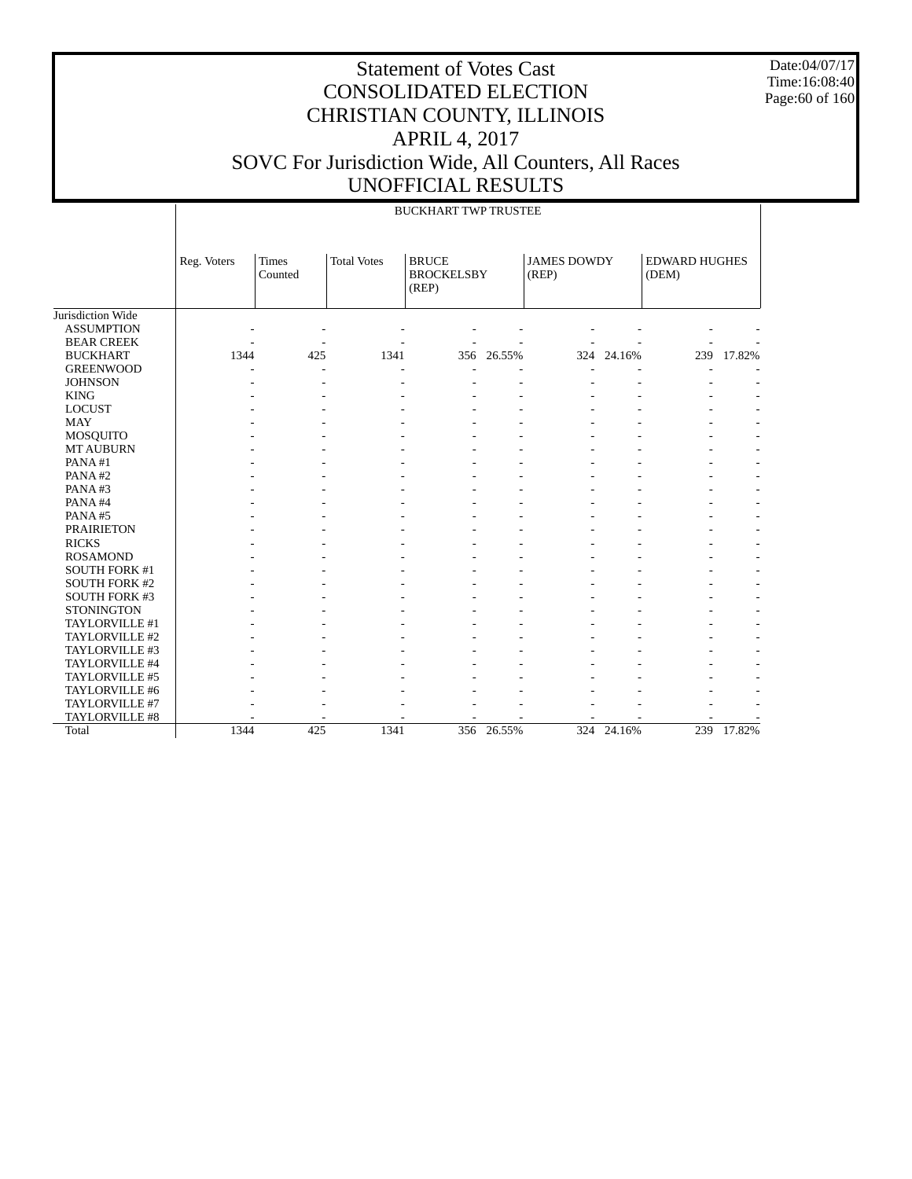# Statement of Votes Cast
# CONSOLIDATED ELECTION
# CHRISTIAN COUNTY, ILLINOIS
# APRIL 4, 2017
# SOVC For Jurisdiction Wide, All Counters, All Races
# UNOFFICIAL RESULTS

Date:04/07/17
Time:16:08:40

BUCKHART TWP TRUSTEE

| | Reg. Voters | Times Counted | Total Votes | BRUCE BROCKELSBY (REP) | | JAMES DOWDY (REP) | | EDWARD HUGHES (DEM) | |
|---|---|---|---|---|---|---|---|---|---|
| Jurisdiction Wide | | | | | | | | | |
| ASSUMPTION | - | - | - | - | - | - | - | - | - |
| BEAR CREEK | - | - | - | - | - | - | - | - | - |
| BUCKHART | 1344 | 425 | 1341 | 356 | 26.55% | 324 | 24.16% | 239 | 17.82% |
| GREENWOOD | - | - | - | - | - | - | - | - | - |
| JOHNSON | - | - | - | - | - | - | - | - | - |
| KING | - | - | - | - | - | - | - | - | - |
| LOCUST | - | - | - | - | - | - | - | - | - |
| MAY | - | - | - | - | - | - | - | - | - |
| MOSQUITO | - | - | - | - | - | - | - | - | - |
| MT AUBURN | - | - | - | - | - | - | - | - | - |
| PANA #1 | - | - | - | - | - | - | - | - | - |
| PANA #2 | - | - | - | - | - | - | - | - | - |
| PANA #3 | - | - | - | - | - | - | - | - | - |
| PANA #4 | - | - | - | - | - | - | - | - | - |
| PANA #5 | - | - | - | - | - | - | - | - | - |
| PRAIRIETON | - | - | - | - | - | - | - | - | - |
| RICKS | - | - | - | - | - | - | - | - | - |
| ROSAMOND | - | - | - | - | - | - | - | - | - |
| SOUTH FORK #1 | - | - | - | - | - | - | - | - | - |
| SOUTH FORK #2 | - | - | - | - | - | - | - | - | - |
| SOUTH FORK #3 | - | - | - | - | - | - | - | - | - |
| STONINGTON | - | - | - | - | - | - | - | - | - |
| TAYLORVILLE #1 | - | - | - | - | - | - | - | - | - |
| TAYLORVILLE #2 | - | - | - | - | - | - | - | - | - |
| TAYLORVILLE #3 | - | - | - | - | - | - | - | - | - |
| TAYLORVILLE #4 | - | - | - | - | - | - | - | - | - |
| TAYLORVILLE #5 | - | - | - | - | - | - | - | - | - |
| TAYLORVILLE #6 | - | - | - | - | - | - | - | - | - |
| TAYLORVILLE #7 | - | - | - | - | - | - | - | - | - |
| TAYLORVILLE #8 | - | - | - | - | - | - | - | - | - |
| Total | 1344 | 425 | 1341 | 356 | 26.55% | 324 | 24.16% | 239 | 17.82% |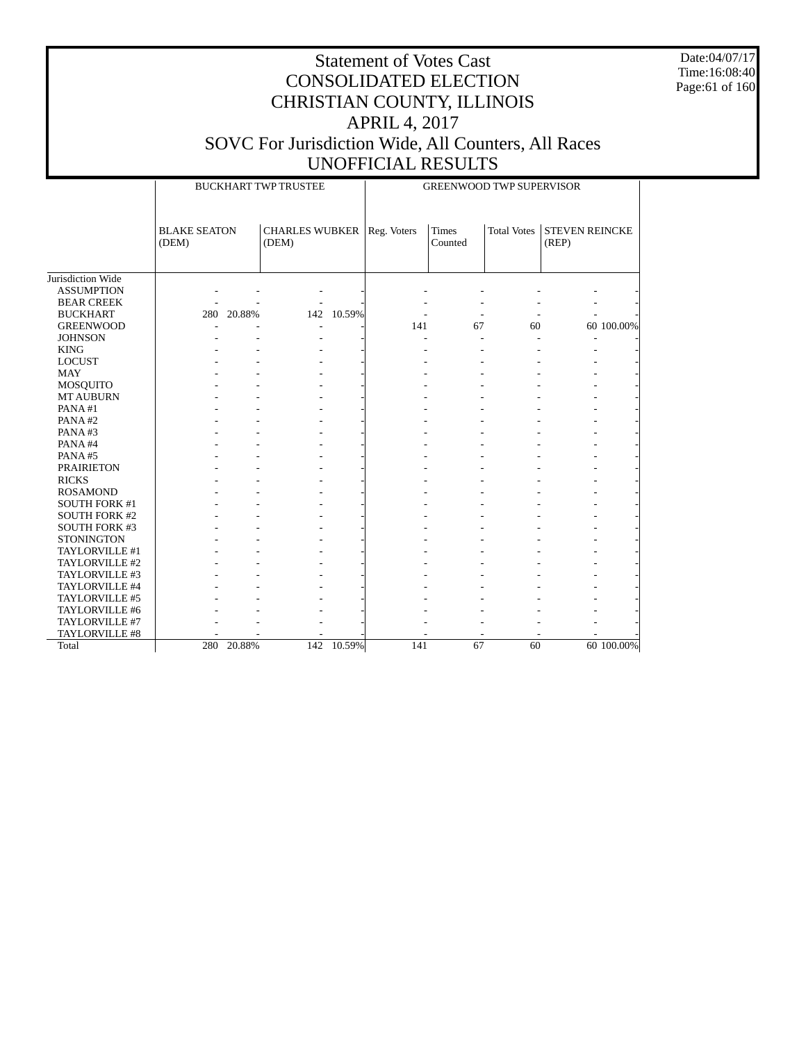# Statement of Votes Cast
# CONSOLIDATED ELECTION
# CHRISTIAN COUNTY, ILLINOIS
# APRIL 4, 2017
# SOVC For Jurisdiction Wide, All Counters, All Races
# UNOFFICIAL RESULTS

Date:04/07/17
Time:16:08:40

| | BUCKHART TWP TRUSTEE | | | | GREENWOOD TWP SUPERVISOR | | | | |
|---|---|---|---|---|---|---|---|---|---|
| | BLAKE SEATON (DEM) | | CHARLES WUBKER (DEM) | | Reg. Voters | Times Counted | Total Votes | STEVEN REINCKE (REP) | |
| Jurisdiction Wide | | | | | | | | | |
| ASSUMPTION | - | - | - | - | - | - | - | - | - |
| BEAR CREEK | - | - | - | - | - | - | - | - | - |
| BUCKHART | 280 | 20.88% | 142 | 10.59% | - | - | - | - | - |
| GREENWOOD | - | - | - | - | 141 | 67 | 60 | 60 | 100.00% |
| JOHNSON | - | - | - | - | - | - | - | - | - |
| KING | - | - | - | - | - | - | - | - | - |
| LOCUST | - | - | - | - | - | - | - | - | - |
| MAY | - | - | - | - | - | - | - | - | - |
| MOSQUITO | - | - | - | - | - | - | - | - | - |
| MT AUBURN | - | - | - | - | - | - | - | - | - |
| PANA #1 | - | - | - | - | - | - | - | - | - |
| PANA #2 | - | - | - | - | - | - | - | - | - |
| PANA #3 | - | - | - | - | - | - | - | - | - |
| PANA #4 | - | - | - | - | - | - | - | - | - |
| PANA #5 | - | - | - | - | - | - | - | - | - |
| PRAIRIETON | - | - | - | - | - | - | - | - | - |
| RICKS | - | - | - | - | - | - | - | - | - |
| ROSAMOND | - | - | - | - | - | - | - | - | - |
| SOUTH FORK #1 | - | - | - | - | - | - | - | - | - |
| SOUTH FORK #2 | - | - | - | - | - | - | - | - | - |
| SOUTH FORK #3 | - | - | - | - | - | - | - | - | - |
| STONINGTON | - | - | - | - | - | - | - | - | - |
| TAYLORVILLE #1 | - | - | - | - | - | - | - | - | - |
| TAYLORVILLE #2 | - | - | - | - | - | - | - | - | - |
| TAYLORVILLE #3 | - | - | - | - | - | - | - | - | - |
| TAYLORVILLE #4 | - | - | - | - | - | - | - | - | - |
| TAYLORVILLE #5 | - | - | - | - | - | - | - | - | - |
| TAYLORVILLE #6 | - | - | - | - | - | - | - | - | - |
| TAYLORVILLE #7 | - | - | - | - | - | - | - | - | - |
| TAYLORVILLE #8 | - | - | - | - | - | - | - | - | - |
| Total | 280 | 20.88% | 142 | 10.59% | 141 | 67 | 60 | 60 | 100.00% |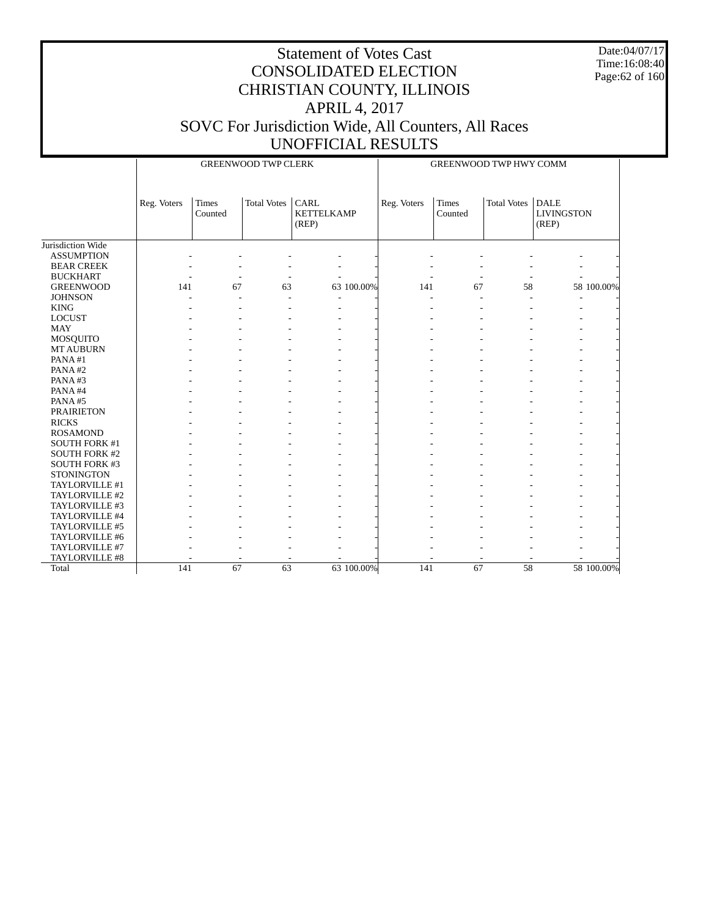# Statement of Votes Cast
# CONSOLIDATED ELECTION
# CHRISTIAN COUNTY, ILLINOIS
# APRIL 4, 2017
# SOVC For Jurisdiction Wide, All Counters, All Races
# UNOFFICIAL RESULTS

Date:04/07/17
Time:16:08:40

| | GREENWOOD TWP CLERK | | | | | GREENWOOD TWP HWY COMM | | | | |
|---|---|---|---|---|---|---|---|---|---|---|
| | Reg. Voters | Times Counted | Total Votes | CARL KETTELKAMP (REP) | | Reg. Voters | Times Counted | Total Votes | DALE LIVINGSTON (REP) | |
| Jurisdiction Wide | | | | | | | | | | |
| ASSUMPTION | - | - | - | - | - | - | - | - | - | - |
| BEAR CREEK | - | - | - | - | - | - | - | - | - | - |
| BUCKHART | - | - | - | - | - | - | - | - | - | - |
| GREENWOOD | 141 | 67 | 63 | 63 | 100.00% | 141 | 67 | 58 | 58 | 100.00% |
| JOHNSON | - | - | - | - | - | - | - | - | - | - |
| KING | - | - | - | - | - | - | - | - | - | - |
| LOCUST | - | - | - | - | - | - | - | - | - | - |
| MAY | - | - | - | - | - | - | - | - | - | - |
| MOSQUITO | - | - | - | - | - | - | - | - | - | - |
| MT AUBURN | - | - | - | - | - | - | - | - | - | - |
| PANA #1 | - | - | - | - | - | - | - | - | - | - |
| PANA #2 | - | - | - | - | - | - | - | - | - | - |
| PANA #3 | - | - | - | - | - | - | - | - | - | - |
| PANA #4 | - | - | - | - | - | - | - | - | - | - |
| PANA #5 | - | - | - | - | - | - | - | - | - | - |
| PRAIRIETON | - | - | - | - | - | - | - | - | - | - |
| RICKS | - | - | - | - | - | - | - | - | - | - |
| ROSAMOND | - | - | - | - | - | - | - | - | - | - |
| SOUTH FORK #1 | - | - | - | - | - | - | - | - | - | - |
| SOUTH FORK #2 | - | - | - | - | - | - | - | - | - | - |
| SOUTH FORK #3 | - | - | - | - | - | - | - | - | - | - |
| STONINGTON | - | - | - | - | - | - | - | - | - | - |
| TAYLORVILLE #1 | - | - | - | - | - | - | - | - | - | - |
| TAYLORVILLE #2 | - | - | - | - | - | - | - | - | - | - |
| TAYLORVILLE #3 | - | - | - | - | - | - | - | - | - | - |
| TAYLORVILLE #4 | - | - | - | - | - | - | - | - | - | - |
| TAYLORVILLE #5 | - | - | - | - | - | - | - | - | - | - |
| TAYLORVILLE #6 | - | - | - | - | - | - | - | - | - | - |
| TAYLORVILLE #7 | - | - | - | - | - | - | - | - | - | - |
| TAYLORVILLE #8 | - | - | - | - | - | - | - | - | - | - |
| Total | 141 | 67 | 63 | 63 | 100.00% | 141 | 67 | 58 | 58 | 100.00% |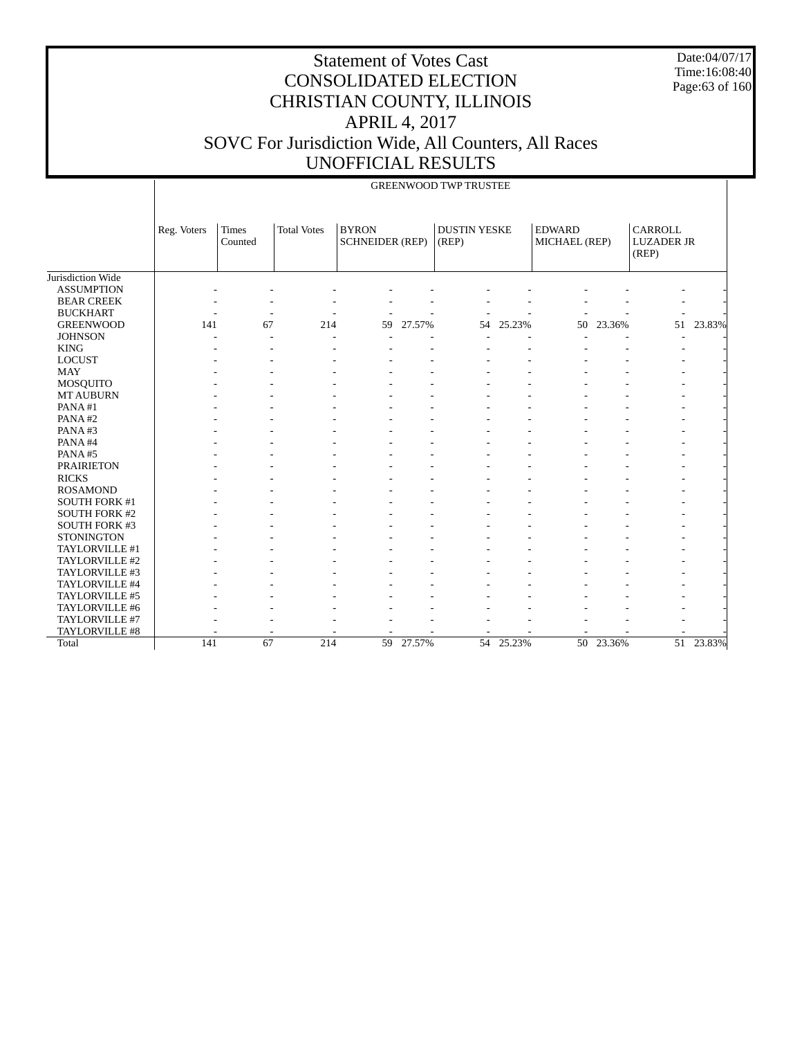# Statement of Votes Cast
# CONSOLIDATED ELECTION
# CHRISTIAN COUNTY, ILLINOIS
# APRIL 4, 2017
# SOVC For Jurisdiction Wide, All Counters, All Races
# UNOFFICIAL RESULTS

Date:04/07/17
Time:16:08:40

GREENWOOD TWP TRUSTEE

| | Reg. Voters | Times Counted | Total Votes | BYRON SCHNEIDER (REP) | | DUSTIN YESKE (REP) | | EDWARD MICHAEL (REP) | | CARROLL LUZADER JR (REP) | |
|---|---|---|---|---|---|---|---|---|---|---|---|
| Jurisdiction Wide | | | | | | | | | | | |
| ASSUMPTION | - | - | - | - | - | - | - | - | - | - | - |
| BEAR CREEK | - | - | - | - | - | - | - | - | - | - | - |
| BUCKHART | - | - | - | - | - | - | - | - | - | - | - |
| GREENWOOD | 141 | 67 | 214 | 59 | 27.57% | 54 | 25.23% | 50 | 23.36% | 51 | 23.83% |
| JOHNSON | - | - | - | - | - | - | - | - | - | - | - |
| KING | - | - | - | - | - | - | - | - | - | - | - |
| LOCUST | - | - | - | - | - | - | - | - | - | - | - |
| MAY | - | - | - | - | - | - | - | - | - | - | - |
| MOSQUITO | - | - | - | - | - | - | - | - | - | - | - |
| MT AUBURN | - | - | - | - | - | - | - | - | - | - | - |
| PANA #1 | - | - | - | - | - | - | - | - | - | - | - |
| PANA #2 | - | - | - | - | - | - | - | - | - | - | - |
| PANA #3 | - | - | - | - | - | - | - | - | - | - | - |
| PANA #4 | - | - | - | - | - | - | - | - | - | - | - |
| PANA #5 | - | - | - | - | - | - | - | - | - | - | - |
| PRAIRIETON | - | - | - | - | - | - | - | - | - | - | - |
| RICKS | - | - | - | - | - | - | - | - | - | - | - |
| ROSAMOND | - | - | - | - | - | - | - | - | - | - | - |
| SOUTH FORK #1 | - | - | - | - | - | - | - | - | - | - | - |
| SOUTH FORK #2 | - | - | - | - | - | - | - | - | - | - | - |
| SOUTH FORK #3 | - | - | - | - | - | - | - | - | - | - | - |
| STONINGTON | - | - | - | - | - | - | - | - | - | - | - |
| TAYLORVILLE #1 | - | - | - | - | - | - | - | - | - | - | - |
| TAYLORVILLE #2 | - | - | - | - | - | - | - | - | - | - | - |
| TAYLORVILLE #3 | - | - | - | - | - | - | - | - | - | - | - |
| TAYLORVILLE #4 | - | - | - | - | - | - | - | - | - | - | - |
| TAYLORVILLE #5 | - | - | - | - | - | - | - | - | - | - | - |
| TAYLORVILLE #6 | - | - | - | - | - | - | - | - | - | - | - |
| TAYLORVILLE #7 | - | - | - | - | - | - | - | - | - | - | - |
| TAYLORVILLE #8 | - | - | - | - | - | - | - | - | - | - | - |
| Total | 141 | 67 | 214 | 59 | 27.57% | 54 | 25.23% | 50 | 23.36% | 51 | 23.83% |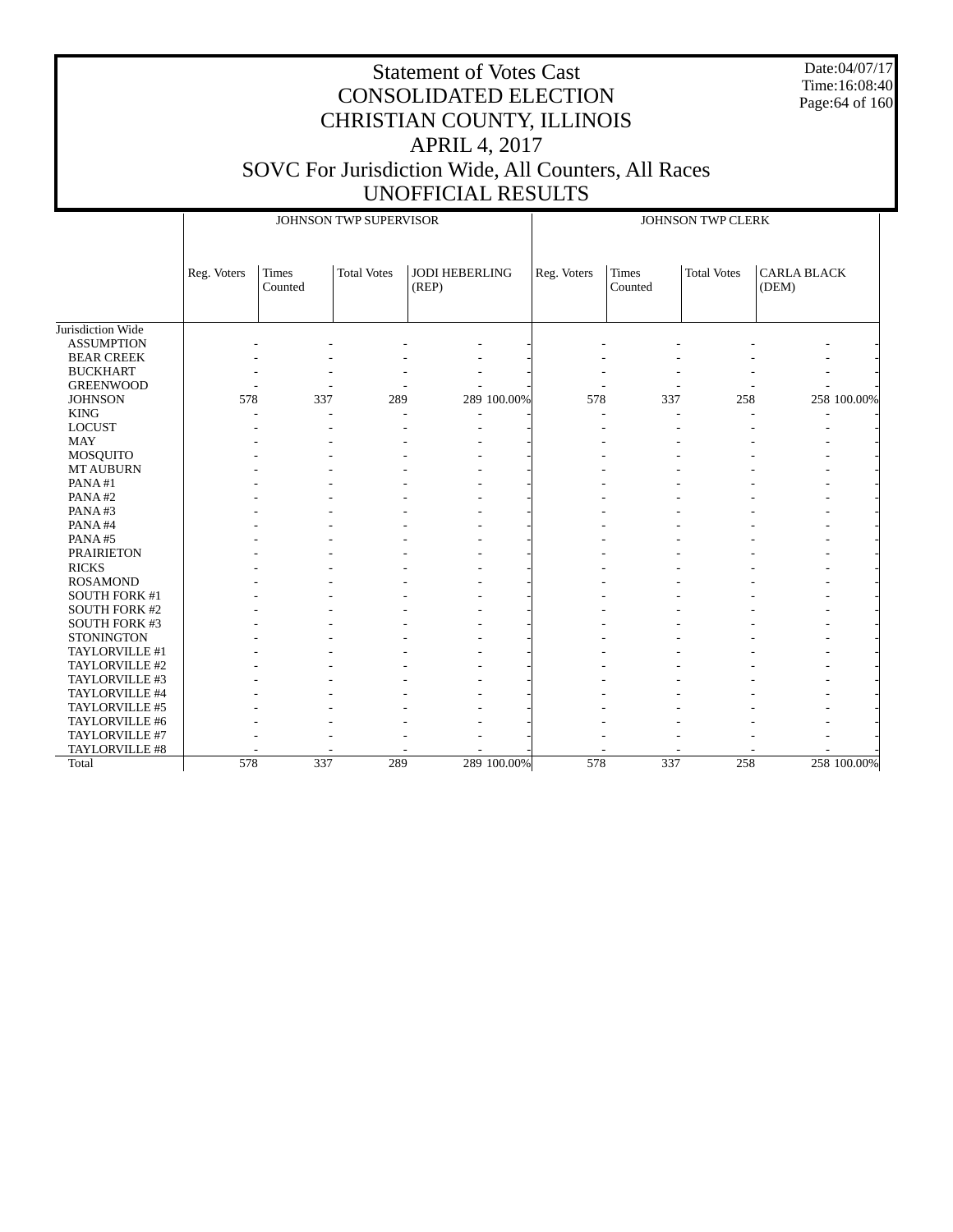# Statement of Votes Cast
# CONSOLIDATED ELECTION
# CHRISTIAN COUNTY, ILLINOIS
# APRIL 4, 2017
# SOVC For Jurisdiction Wide, All Counters, All Races
# UNOFFICIAL RESULTS

Date:04/07/17
Time:16:08:40

| | JOHNSON TWP SUPERVISOR | | | | | JOHNSON TWP CLERK | | | | |
|---|---|---|---|---|---|---|---|---|---|---|
| | Reg. Voters | Times Counted | Total Votes | JODI HEBERLING (REP) | | Reg. Voters | Times Counted | Total Votes | CARLA BLACK (DEM) | |
| Jurisdiction Wide | | | | | | | | | | |
| ASSUMPTION | - | - | - | - | - | - | - | - | - | - |
| BEAR CREEK | - | - | - | - | - | - | - | - | - | - |
| BUCKHART | - | - | - | - | - | - | - | - | - | - |
| GREENWOOD | - | - | - | - | - | - | - | - | - | - |
| JOHNSON | 578 | 337 | 289 | 289 | 100.00% | 578 | 337 | 258 | 258 | 100.00% |
| KING | - | - | - | - | - | - | - | - | - | - |
| LOCUST | - | - | - | - | - | - | - | - | - | - |
| MAY | - | - | - | - | - | - | - | - | - | - |
| MOSQUITO | - | - | - | - | - | - | - | - | - | - |
| MT AUBURN | - | - | - | - | - | - | - | - | - | - |
| PANA #1 | - | - | - | - | - | - | - | - | - | - |
| PANA #2 | - | - | - | - | - | - | - | - | - | - |
| PANA #3 | - | - | - | - | - | - | - | - | - | - |
| PANA #4 | - | - | - | - | - | - | - | - | - | - |
| PANA #5 | - | - | - | - | - | - | - | - | - | - |
| PRAIRIETON | - | - | - | - | - | - | - | - | - | - |
| RICKS | - | - | - | - | - | - | - | - | - | - |
| ROSAMOND | - | - | - | - | - | - | - | - | - | - |
| SOUTH FORK #1 | - | - | - | - | - | - | - | - | - | - |
| SOUTH FORK #2 | - | - | - | - | - | - | - | - | - | - |
| SOUTH FORK #3 | - | - | - | - | - | - | - | - | - | - |
| STONINGTON | - | - | - | - | - | - | - | - | - | - |
| TAYLORVILLE #1 | - | - | - | - | - | - | - | - | - | - |
| TAYLORVILLE #2 | - | - | - | - | - | - | - | - | - | - |
| TAYLORVILLE #3 | - | - | - | - | - | - | - | - | - | - |
| TAYLORVILLE #4 | - | - | - | - | - | - | - | - | - | - |
| TAYLORVILLE #5 | - | - | - | - | - | - | - | - | - | - |
| TAYLORVILLE #6 | - | - | - | - | - | - | - | - | - | - |
| TAYLORVILLE #7 | - | - | - | - | - | - | - | - | - | - |
| TAYLORVILLE #8 | - | - | - | - | - | - | - | - | - | - |
| Total | 578 | 337 | 289 | 289 | 100.00% | 578 | 337 | 258 | 258 | 100.00% |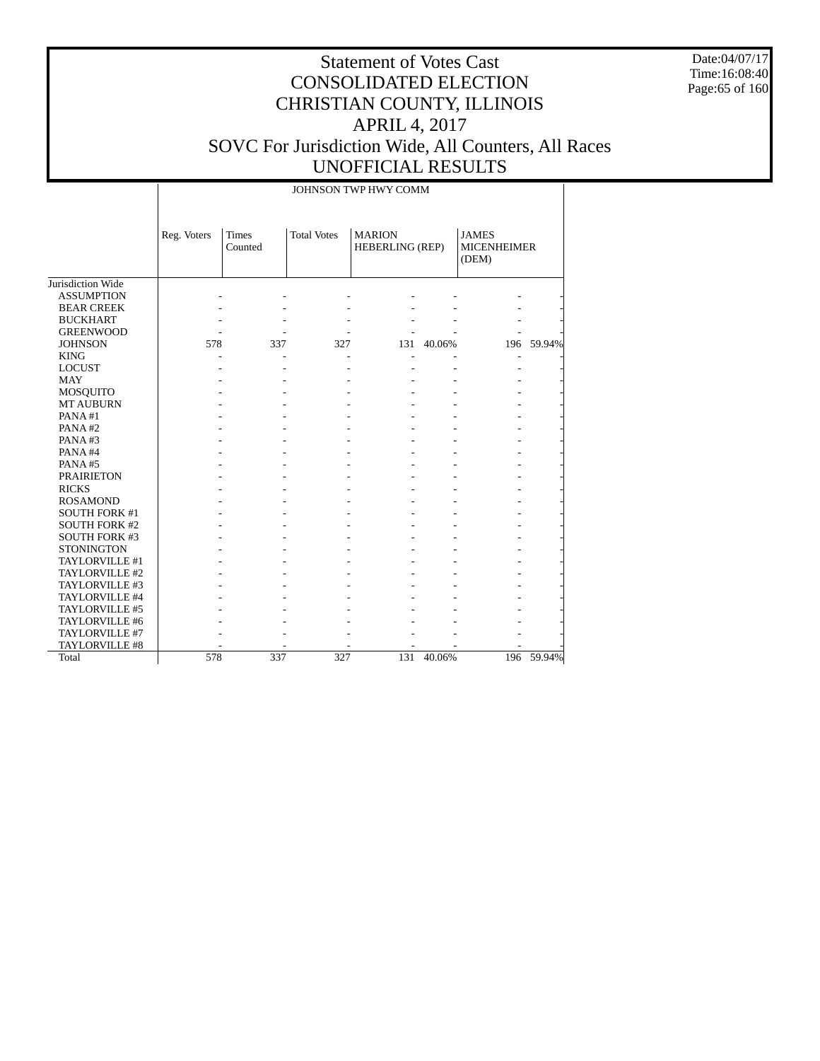# Statement of Votes Cast
# CONSOLIDATED ELECTION
# CHRISTIAN COUNTY, ILLINOIS
# APRIL 4, 2017
# SOVC For Jurisdiction Wide, All Counters, All Races
# UNOFFICIAL RESULTS

Date:04/07/17
Time:16:08:40

JOHNSON TWP HWY COMM

| | Reg. Voters | Times Counted | Total Votes | MARION HEBERLING (REP) | | JAMES MICENHEIMER (DEM) | |
|---|---|---|---|---|---|---|---|
| Jurisdiction Wide | | | | | | | |
| ASSUMPTION | - | - | - | - | - | - | - |
| BEAR CREEK | - | - | - | - | - | - | - |
| BUCKHART | - | - | - | - | - | - | - |
| GREENWOOD | - | - | - | - | - | - | - |
| JOHNSON | 578 | 337 | 327 | 131 | 40.06% | 196 | 59.94% |
| KING | - | - | - | - | - | - | - |
| LOCUST | - | - | - | - | - | - | - |
| MAY | - | - | - | - | - | - | - |
| MOSQUITO | - | - | - | - | - | - | - |
| MT AUBURN | - | - | - | - | - | - | - |
| PANA #1 | - | - | - | - | - | - | - |
| PANA #2 | - | - | - | - | - | - | - |
| PANA #3 | - | - | - | - | - | - | - |
| PANA #4 | - | - | - | - | - | - | - |
| PANA #5 | - | - | - | - | - | - | - |
| PRAIRIETON | - | - | - | - | - | - | - |
| RICKS | - | - | - | - | - | - | - |
| ROSAMOND | - | - | - | - | - | - | - |
| SOUTH FORK #1 | - | - | - | - | - | - | - |
| SOUTH FORK #2 | - | - | - | - | - | - | - |
| SOUTH FORK #3 | - | - | - | - | - | - | - |
| STONINGTON | - | - | - | - | - | - | - |
| TAYLORVILLE #1 | - | - | - | - | - | - | - |
| TAYLORVILLE #2 | - | - | - | - | - | - | - |
| TAYLORVILLE #3 | - | - | - | - | - | - | - |
| TAYLORVILLE #4 | - | - | - | - | - | - | - |
| TAYLORVILLE #5 | - | - | - | - | - | - | - |
| TAYLORVILLE #6 | - | - | - | - | - | - | - |
| TAYLORVILLE #7 | - | - | - | - | - | - | - |
| TAYLORVILLE #8 | - | - | - | - | - | - | - |
| Total | 578 | 337 | 327 | 131 | 40.06% | 196 | 59.94% |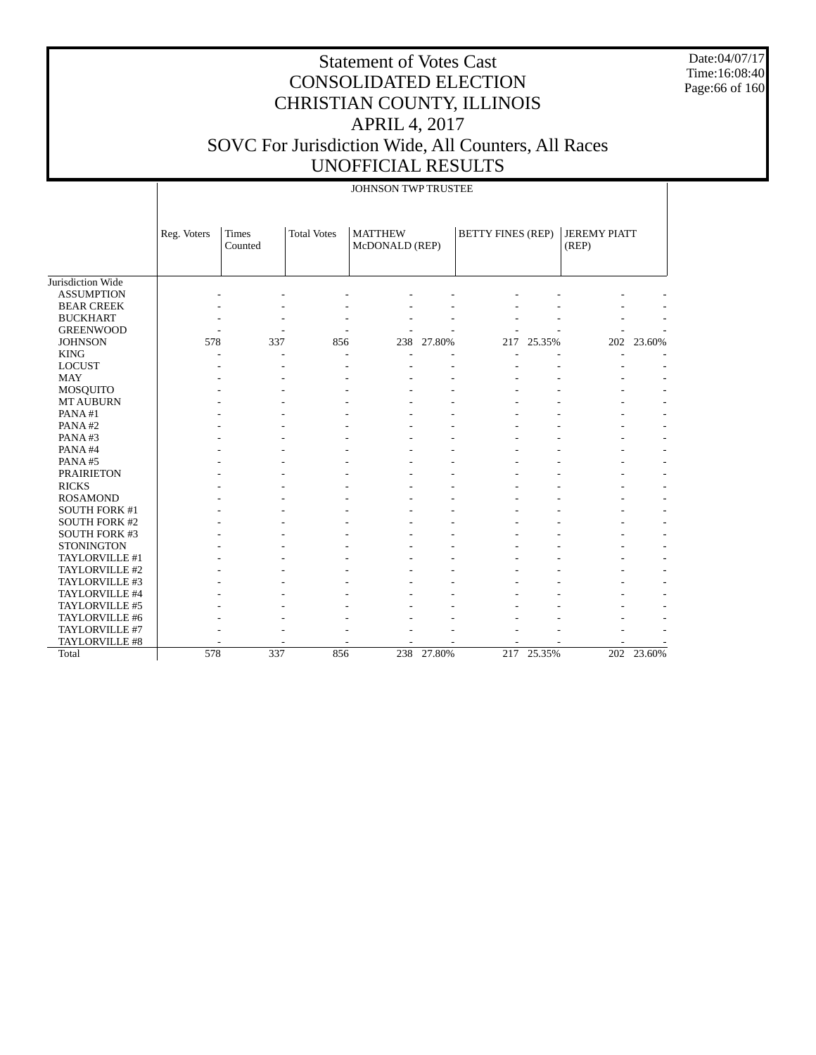# Statement of Votes Cast
# CONSOLIDATED ELECTION
# CHRISTIAN COUNTY, ILLINOIS
# APRIL 4, 2017
# SOVC For Jurisdiction Wide, All Counters, All Races
# UNOFFICIAL RESULTS

Date:04/07/17
Time:16:08:40

| | JOHNSON TWP TRUSTEE | | | | | | | | |
|---|---|---|---|---|---|---|---|---|---|
| | Reg. Voters | Times Counted | Total Votes | MATTHEW McDONALD (REP) | | BETTY FINES (REP) | | JEREMY PIATT (REP) | |
| Jurisdiction Wide | | | | | | | | | |
| ASSUMPTION | - | - | - | - | - | - | - | - | - |
| BEAR CREEK | - | - | - | - | - | - | - | - | - |
| BUCKHART | - | - | - | - | - | - | - | - | - |
| GREENWOOD | - | - | - | - | - | - | - | - | - |
| JOHNSON | 578 | 337 | 856 | 238 | 27.80% | 217 | 25.35% | 202 | 23.60% |
| KING | - | - | - | - | - | - | - | - | - |
| LOCUST | - | - | - | - | - | - | - | - | - |
| MAY | - | - | - | - | - | - | - | - | - |
| MOSQUITO | - | - | - | - | - | - | - | - | - |
| MT AUBURN | - | - | - | - | - | - | - | - | - |
| PANA #1 | - | - | - | - | - | - | - | - | - |
| PANA #2 | - | - | - | - | - | - | - | - | - |
| PANA #3 | - | - | - | - | - | - | - | - | - |
| PANA #4 | - | - | - | - | - | - | - | - | - |
| PANA #5 | - | - | - | - | - | - | - | - | - |
| PRAIRIETON | - | - | - | - | - | - | - | - | - |
| RICKS | - | - | - | - | - | - | - | - | - |
| ROSAMOND | - | - | - | - | - | - | - | - | - |
| SOUTH FORK #1 | - | - | - | - | - | - | - | - | - |
| SOUTH FORK #2 | - | - | - | - | - | - | - | - | - |
| SOUTH FORK #3 | - | - | - | - | - | - | - | - | - |
| STONINGTON | - | - | - | - | - | - | - | - | - |
| TAYLORVILLE #1 | - | - | - | - | - | - | - | - | - |
| TAYLORVILLE #2 | - | - | - | - | - | - | - | - | - |
| TAYLORVILLE #3 | - | - | - | - | - | - | - | - | - |
| TAYLORVILLE #4 | - | - | - | - | - | - | - | - | - |
| TAYLORVILLE #5 | - | - | - | - | - | - | - | - | - |
| TAYLORVILLE #6 | - | - | - | - | - | - | - | - | - |
| TAYLORVILLE #7 | - | - | - | - | - | - | - | - | - |
| TAYLORVILLE #8 | - | - | - | - | - | - | - | - | - |
| Total | 578 | 337 | 856 | 238 | 27.80% | 217 | 25.35% | 202 | 23.60% |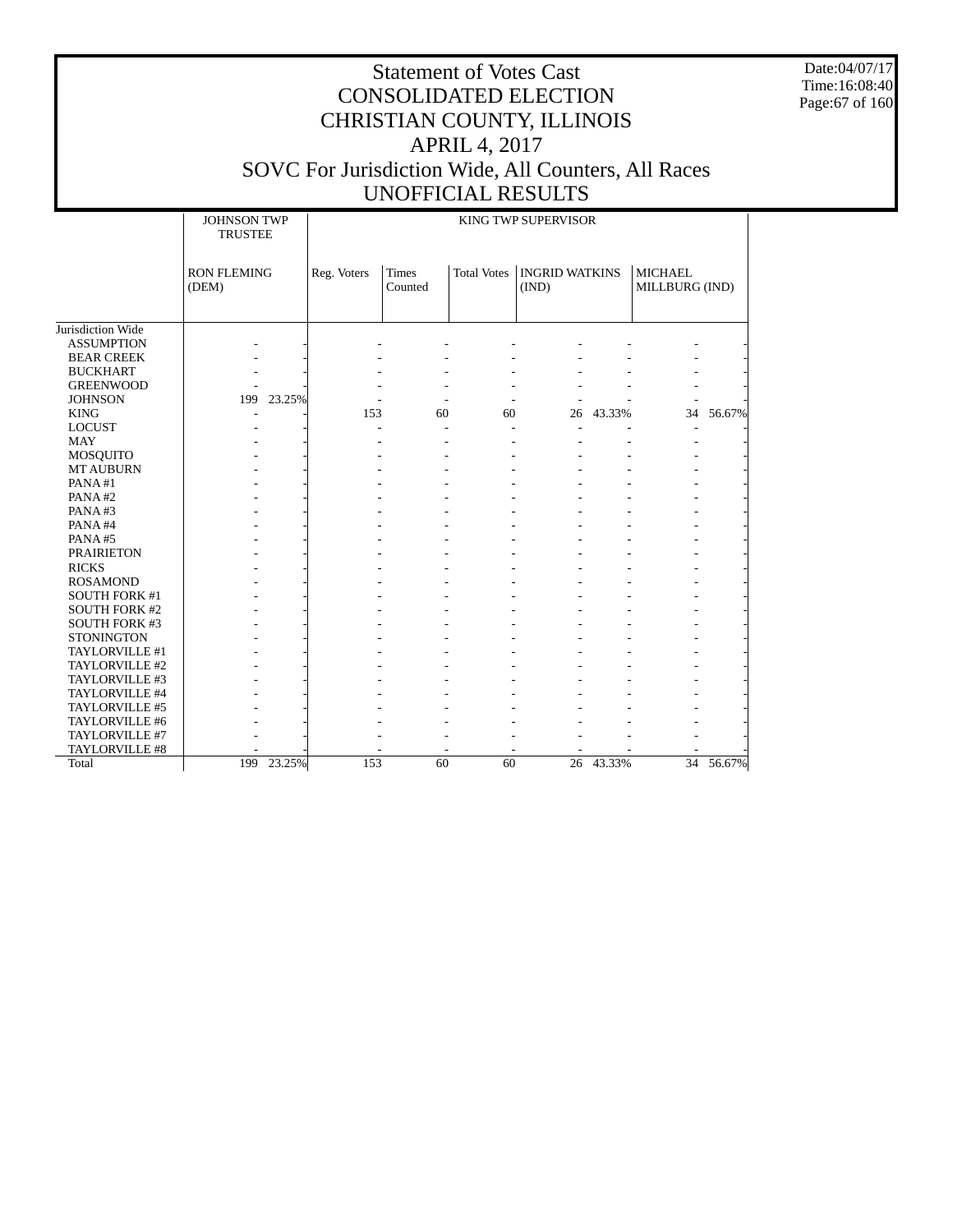# Statement of Votes Cast
# CONSOLIDATED ELECTION
# CHRISTIAN COUNTY, ILLINOIS
# APRIL 4, 2017
# SOVC For Jurisdiction Wide, All Counters, All Races
# UNOFFICIAL RESULTS

Date:04/07/17
Time:16:08:40

| | JOHNSON TWP TRUSTEE | | KING TWP SUPERVISOR | | | | | | |
|---|---|---|---|---|---|---|---|---|---|
| | RON FLEMING (DEM) | | Reg. Voters | Times Counted | Total Votes | INGRID WATKINS (IND) | | MICHAEL MILLBURG (IND) | |
| Jurisdiction Wide | | | | | | | | | |
| ASSUMPTION | - | - | - | - | - | - | - | - | - |
| BEAR CREEK | - | - | - | - | - | - | - | - | - |
| BUCKHART | - | - | - | - | - | - | - | - | - |
| GREENWOOD | - | - | - | - | - | - | - | - | - |
| JOHNSON | 199 | 23.25% | - | - | - | - | - | - | - |
| KING | - | - | 153 | 60 | 60 | 26 | 43.33% | 34 | 56.67% |
| LOCUST | - | - | - | - | - | - | - | - | - |
| MAY | - | - | - | - | - | - | - | - | - |
| MOSQUITO | - | - | - | - | - | - | - | - | - |
| MT AUBURN | - | - | - | - | - | - | - | - | - |
| PANA #1 | - | - | - | - | - | - | - | - | - |
| PANA #2 | - | - | - | - | - | - | - | - | - |
| PANA #3 | - | - | - | - | - | - | - | - | - |
| PANA #4 | - | - | - | - | - | - | - | - | - |
| PANA #5 | - | - | - | - | - | - | - | - | - |
| PRAIRIETON | - | - | - | - | - | - | - | - | - |
| RICKS | - | - | - | - | - | - | - | - | - |
| ROSAMOND | - | - | - | - | - | - | - | - | - |
| SOUTH FORK #1 | - | - | - | - | - | - | - | - | - |
| SOUTH FORK #2 | - | - | - | - | - | - | - | - | - |
| SOUTH FORK #3 | - | - | - | - | - | - | - | - | - |
| STONINGTON | - | - | - | - | - | - | - | - | - |
| TAYLORVILLE #1 | - | - | - | - | - | - | - | - | - |
| TAYLORVILLE #2 | - | - | - | - | - | - | - | - | - |
| TAYLORVILLE #3 | - | - | - | - | - | - | - | - | - |
| TAYLORVILLE #4 | - | - | - | - | - | - | - | - | - |
| TAYLORVILLE #5 | - | - | - | - | - | - | - | - | - |
| TAYLORVILLE #6 | - | - | - | - | - | - | - | - | - |
| TAYLORVILLE #7 | - | - | - | - | - | - | - | - | - |
| TAYLORVILLE #8 | - | - | - | - | - | - | - | - | - |
| Total | 199 | 23.25% | 153 | 60 | 60 | 26 | 43.33% | 34 | 56.67% |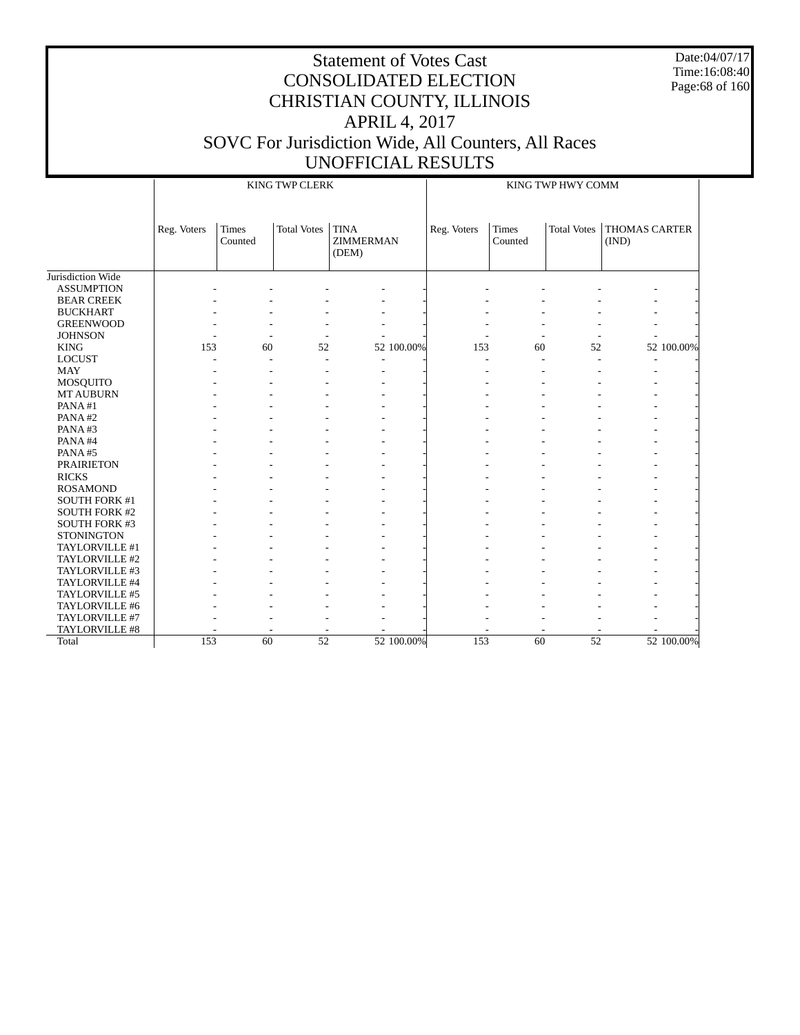# Statement of Votes Cast
## CONSOLIDATED ELECTION
## CHRISTIAN COUNTY, ILLINOIS
## APRIL 4, 2017
## SOVC For Jurisdiction Wide, All Counters, All Races
## UNOFFICIAL RESULTS

Date:04/07/17
Time:16:08:40

| | KING TWP CLERK | | | | | KING TWP HWY COMM | | | | |
|---|---|---|---|---|---|---|---|---|---|---|
| | Reg. Voters | Times Counted | Total Votes | TINA ZIMMERMAN (DEM) | | Reg. Voters | Times Counted | Total Votes | THOMAS CARTER (IND) | |
| Jurisdiction Wide | | | | | | | | | | |
| ASSUMPTION | - | - | - | - | - | - | - | - | - | - |
| BEAR CREEK | - | - | - | - | - | - | - | - | - | - |
| BUCKHART | - | - | - | - | - | - | - | - | - | - |
| GREENWOOD | - | - | - | - | - | - | - | - | - | - |
| JOHNSON | - | - | - | - | - | - | - | - | - | - |
| KING | 153 | 60 | 52 | 52 | 100.00% | 153 | 60 | 52 | 52 | 100.00% |
| LOCUST | - | - | - | - | - | - | - | - | - | - |
| MAY | - | - | - | - | - | - | - | - | - | - |
| MOSQUITO | - | - | - | - | - | - | - | - | - | - |
| MT AUBURN | - | - | - | - | - | - | - | - | - | - |
| PANA #1 | - | - | - | - | - | - | - | - | - | - |
| PANA #2 | - | - | - | - | - | - | - | - | - | - |
| PANA #3 | - | - | - | - | - | - | - | - | - | - |
| PANA #4 | - | - | - | - | - | - | - | - | - | - |
| PANA #5 | - | - | - | - | - | - | - | - | - | - |
| PRAIRIETON | - | - | - | - | - | - | - | - | - | - |
| RICKS | - | - | - | - | - | - | - | - | - | - |
| ROSAMOND | - | - | - | - | - | - | - | - | - | - |
| SOUTH FORK #1 | - | - | - | - | - | - | - | - | - | - |
| SOUTH FORK #2 | - | - | - | - | - | - | - | - | - | - |
| SOUTH FORK #3 | - | - | - | - | - | - | - | - | - | - |
| STONINGTON | - | - | - | - | - | - | - | - | - | - |
| TAYLORVILLE #1 | - | - | - | - | - | - | - | - | - | - |
| TAYLORVILLE #2 | - | - | - | - | - | - | - | - | - | - |
| TAYLORVILLE #3 | - | - | - | - | - | - | - | - | - | - |
| TAYLORVILLE #4 | - | - | - | - | - | - | - | - | - | - |
| TAYLORVILLE #5 | - | - | - | - | - | - | - | - | - | - |
| TAYLORVILLE #6 | - | - | - | - | - | - | - | - | - | - |
| TAYLORVILLE #7 | - | - | - | - | - | - | - | - | - | - |
| TAYLORVILLE #8 | - | - | - | - | - | - | - | - | - | - |
| Total | 153 | 60 | 52 | 52 | 100.00% | 153 | 60 | 52 | 52 | 100.00% |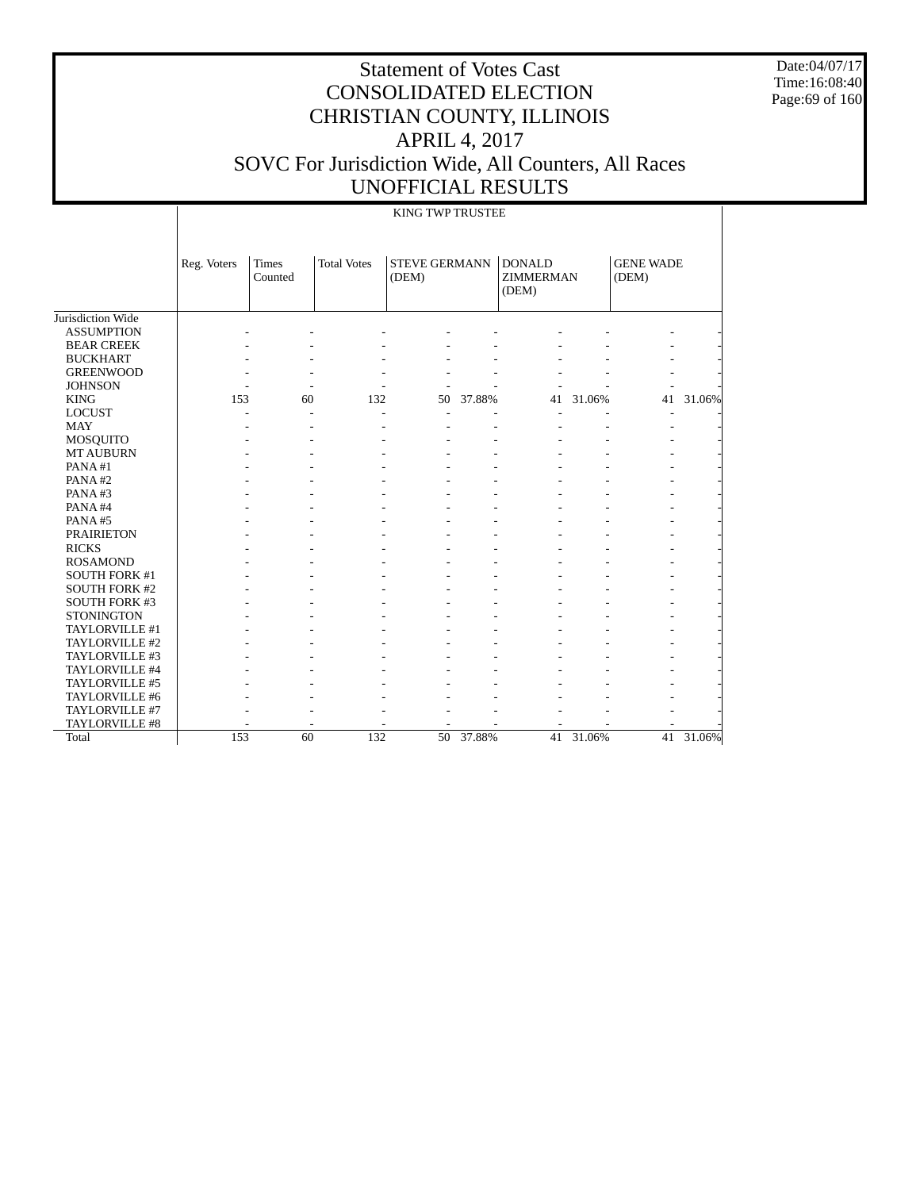# Statement of Votes Cast
# CONSOLIDATED ELECTION
# CHRISTIAN COUNTY, ILLINOIS
# APRIL 4, 2017
# SOVC For Jurisdiction Wide, All Counters, All Races
# UNOFFICIAL RESULTS

Date:04/07/17
Time:16:08:40

KING TWP TRUSTEE

| | Reg. Voters | Times Counted | Total Votes | STEVE GERMANN (DEM) | | DONALD ZIMMERMAN (DEM) | | GENE WADE (DEM) | |
|---|---|---|---|---|---|---|---|---|---|
| Jurisdiction Wide | | | | | | | | | |
| ASSUMPTION | - | - | - | - | - | - | - | - | - |
| BEAR CREEK | - | - | - | - | - | - | - | - | - |
| BUCKHART | - | - | - | - | - | - | - | - | - |
| GREENWOOD | - | - | - | - | - | - | - | - | - |
| JOHNSON | - | - | - | - | - | - | - | - | - |
| KING | 153 | 60 | 132 | 50 | 37.88% | 41 | 31.06% | 41 | 31.06% |
| LOCUST | - | - | - | - | - | - | - | - | - |
| MAY | - | - | - | - | - | - | - | - | - |
| MOSQUITO | - | - | - | - | - | - | - | - | - |
| MT AUBURN | - | - | - | - | - | - | - | - | - |
| PANA #1 | - | - | - | - | - | - | - | - | - |
| PANA #2 | - | - | - | - | - | - | - | - | - |
| PANA #3 | - | - | - | - | - | - | - | - | - |
| PANA #4 | - | - | - | - | - | - | - | - | - |
| PANA #5 | - | - | - | - | - | - | - | - | - |
| PRAIRIETON | - | - | - | - | - | - | - | - | - |
| RICKS | - | - | - | - | - | - | - | - | - |
| ROSAMOND | - | - | - | - | - | - | - | - | - |
| SOUTH FORK #1 | - | - | - | - | - | - | - | - | - |
| SOUTH FORK #2 | - | - | - | - | - | - | - | - | - |
| SOUTH FORK #3 | - | - | - | - | - | - | - | - | - |
| STONINGTON | - | - | - | - | - | - | - | - | - |
| TAYLORVILLE #1 | - | - | - | - | - | - | - | - | - |
| TAYLORVILLE #2 | - | - | - | - | - | - | - | - | - |
| TAYLORVILLE #3 | - | - | - | - | - | - | - | - | - |
| TAYLORVILLE #4 | - | - | - | - | - | - | - | - | - |
| TAYLORVILLE #5 | - | - | - | - | - | - | - | - | - |
| TAYLORVILLE #6 | - | - | - | - | - | - | - | - | - |
| TAYLORVILLE #7 | - | - | - | - | - | - | - | - | - |
| TAYLORVILLE #8 | - | - | - | - | - | - | - | - | - |
| Total | 153 | 60 | 132 | 50 | 37.88% | 41 | 31.06% | 41 | 31.06% |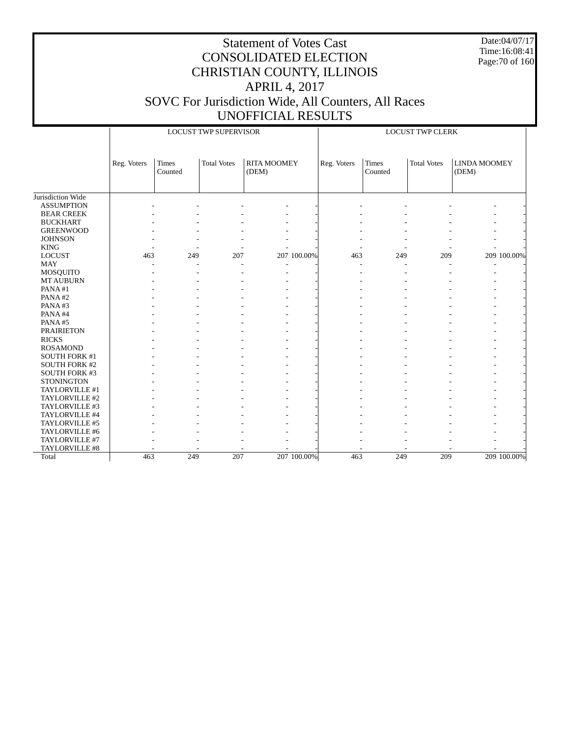# Statement of Votes Cast
# CONSOLIDATED ELECTION
# CHRISTIAN COUNTY, ILLINOIS
# APRIL 4, 2017
# SOVC For Jurisdiction Wide, All Counters, All Races
# UNOFFICIAL RESULTS

Date:04/07/17
Time:16:08:41

| | LOCUST TWP SUPERVISOR | | | | | LOCUST TWP CLERK | | | | |
|---|---|---|---|---|---|---|---|---|---|---|
| | Reg. Voters | Times Counted | Total Votes | RITA MOOMEY (DEM) | | Reg. Voters | Times Counted | Total Votes | LINDA MOOMEY (DEM) | |
| Jurisdiction Wide | | | | | | | | | | |
| ASSUMPTION | - | - | - | - | - | - | - | - | - | - |
| BEAR CREEK | - | - | - | - | - | - | - | - | - | - |
| BUCKHART | - | - | - | - | - | - | - | - | - | - |
| GREENWOOD | - | - | - | - | - | - | - | - | - | - |
| JOHNSON | - | - | - | - | - | - | - | - | - | - |
| KING | - | - | - | - | - | - | - | - | - | - |
| LOCUST | 463 | 249 | 207 | 207 | 100.00% | 463 | 249 | 209 | 209 | 100.00% |
| MAY | - | - | - | - | - | - | - | - | - | - |
| MOSQUITO | - | - | - | - | - | - | - | - | - | - |
| MT AUBURN | - | - | - | - | - | - | - | - | - | - |
| PANA #1 | - | - | - | - | - | - | - | - | - | - |
| PANA #2 | - | - | - | - | - | - | - | - | - | - |
| PANA #3 | - | - | - | - | - | - | - | - | - | - |
| PANA #4 | - | - | - | - | - | - | - | - | - | - |
| PANA #5 | - | - | - | - | - | - | - | - | - | - |
| PRAIRIETON | - | - | - | - | - | - | - | - | - | - |
| RICKS | - | - | - | - | - | - | - | - | - | - |
| ROSAMOND | - | - | - | - | - | - | - | - | - | - |
| SOUTH FORK #1 | - | - | - | - | - | - | - | - | - | - |
| SOUTH FORK #2 | - | - | - | - | - | - | - | - | - | - |
| SOUTH FORK #3 | - | - | - | - | - | - | - | - | - | - |
| STONINGTON | - | - | - | - | - | - | - | - | - | - |
| TAYLORVILLE #1 | - | - | - | - | - | - | - | - | - | - |
| TAYLORVILLE #2 | - | - | - | - | - | - | - | - | - | - |
| TAYLORVILLE #3 | - | - | - | - | - | - | - | - | - | - |
| TAYLORVILLE #4 | - | - | - | - | - | - | - | - | - | - |
| TAYLORVILLE #5 | - | - | - | - | - | - | - | - | - | - |
| TAYLORVILLE #6 | - | - | - | - | - | - | - | - | - | - |
| TAYLORVILLE #7 | - | - | - | - | - | - | - | - | - | - |
| TAYLORVILLE #8 | - | - | - | - | - | - | - | - | - | - |
| Total | 463 | 249 | 207 | 207 | 100.00% | 463 | 249 | 209 | 209 | 100.00% |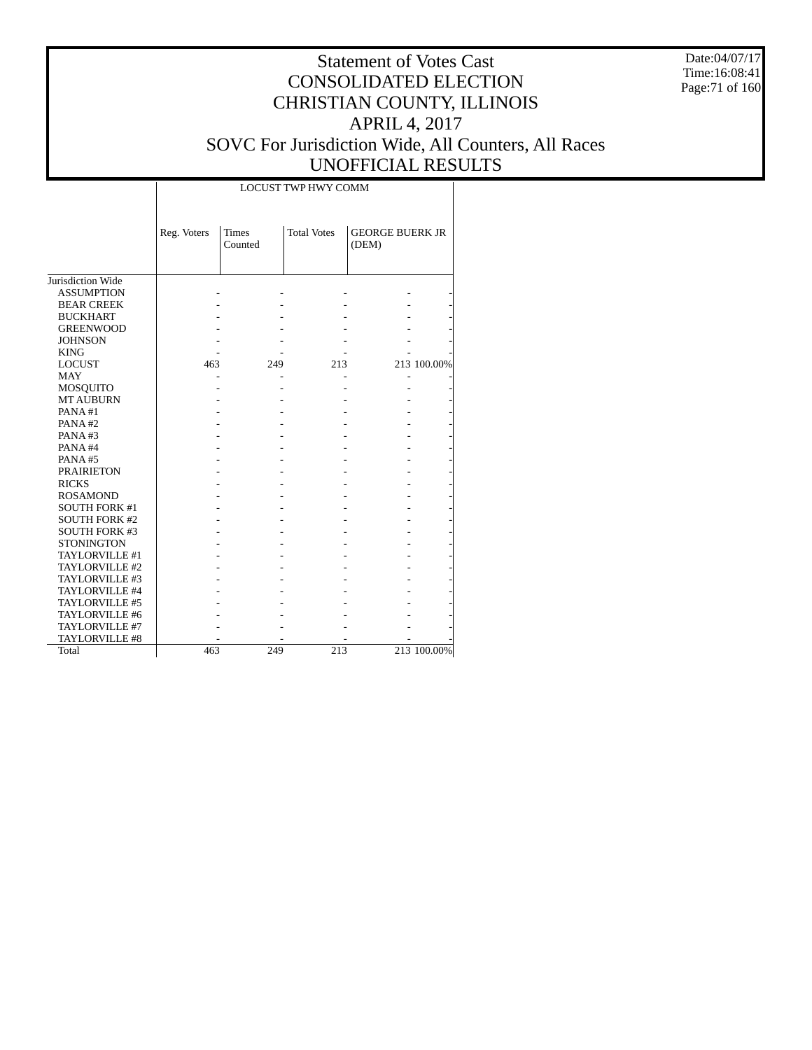# Statement of Votes Cast
# CONSOLIDATED ELECTION
# CHRISTIAN COUNTY, ILLINOIS
# APRIL 4, 2017
# SOVC For Jurisdiction Wide, All Counters, All Races
# UNOFFICIAL RESULTS

Date:04/07/17
Time:16:08:41

| | LOCUST TWP HWY COMM | | | | |
|---|---|---|---|---|---|
| | Reg. Voters | Times Counted | Total Votes | GEORGE BUERK JR (DEM) | |
| Jurisdiction Wide | | | | | |
| ASSUMPTION | - | - | - | - | - |
| BEAR CREEK | - | - | - | - | - |
| BUCKHART | - | - | - | - | - |
| GREENWOOD | - | - | - | - | - |
| JOHNSON | - | - | - | - | - |
| KING | - | - | - | - | - |
| LOCUST | 463 | 249 | 213 | 213 | 100.00% |
| MAY | - | - | - | - | - |
| MOSQUITO | - | - | - | - | - |
| MT AUBURN | - | - | - | - | - |
| PANA #1 | - | - | - | - | - |
| PANA #2 | - | - | - | - | - |
| PANA #3 | - | - | - | - | - |
| PANA #4 | - | - | - | - | - |
| PANA #5 | - | - | - | - | - |
| PRAIRIETON | - | - | - | - | - |
| RICKS | - | - | - | - | - |
| ROSAMOND | - | - | - | - | - |
| SOUTH FORK #1 | - | - | - | - | - |
| SOUTH FORK #2 | - | - | - | - | - |
| SOUTH FORK #3 | - | - | - | - | - |
| STONINGTON | - | - | - | - | - |
| TAYLORVILLE #1 | - | - | - | - | - |
| TAYLORVILLE #2 | - | - | - | - | - |
| TAYLORVILLE #3 | - | - | - | - | - |
| TAYLORVILLE #4 | - | - | - | - | - |
| TAYLORVILLE #5 | - | - | - | - | - |
| TAYLORVILLE #6 | - | - | - | - | - |
| TAYLORVILLE #7 | - | - | - | - | - |
| TAYLORVILLE #8 | - | - | - | - | - |
| Total | 463 | 249 | 213 | 213 | 100.00% |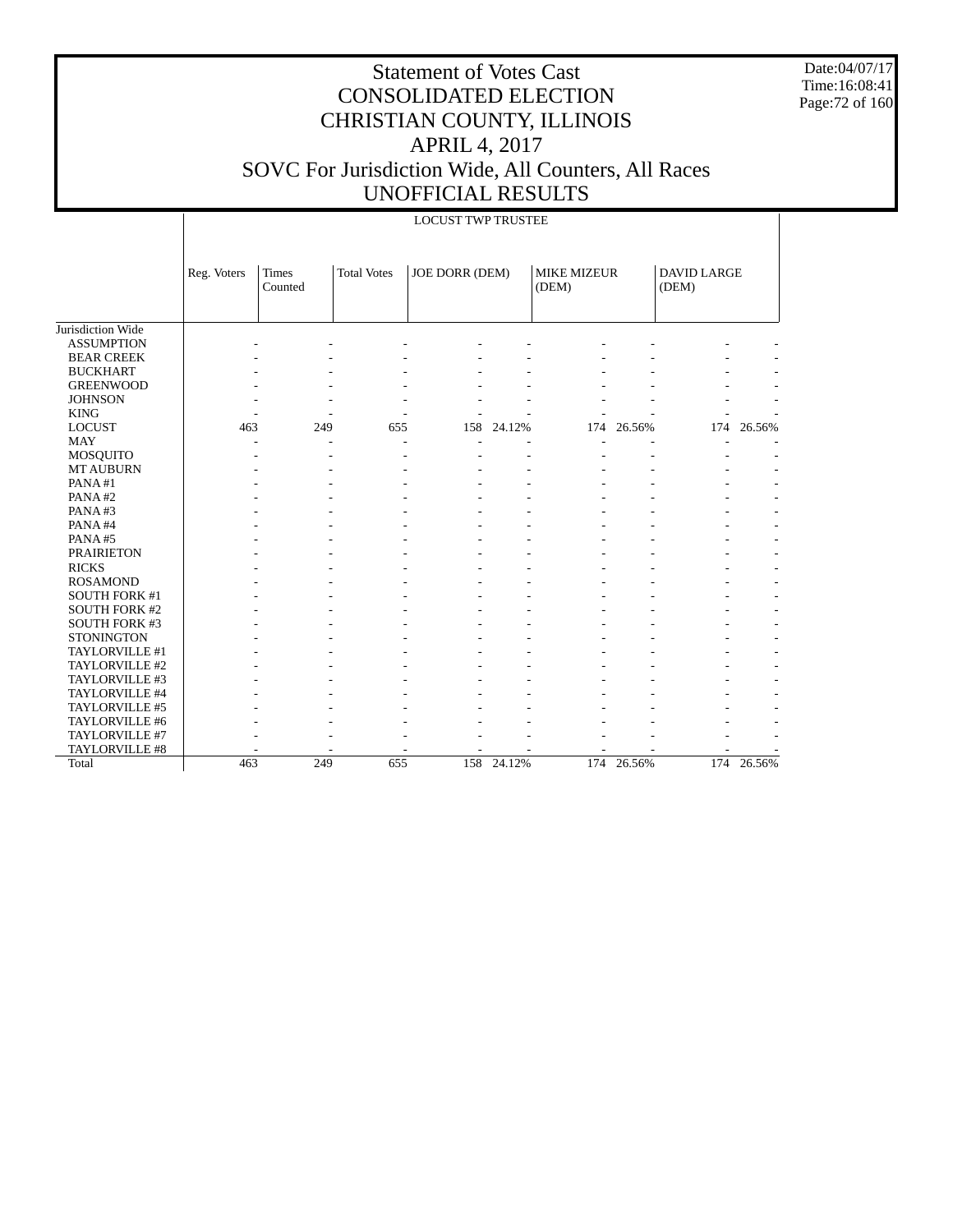# Statement of Votes Cast
# CONSOLIDATED ELECTION
# CHRISTIAN COUNTY, ILLINOIS
# APRIL 4, 2017
# SOVC For Jurisdiction Wide, All Counters, All Races
# UNOFFICIAL RESULTS

Date:04/07/17
Time:16:08:41

LOCUST TWP TRUSTEE

| | Reg. Voters | Times Counted | Total Votes | JOE DORR (DEM) | | MIKE MIZEUR (DEM) | | DAVID LARGE (DEM) | |
|---|---|---|---|---|---|---|---|---|---|
| Jurisdiction Wide | | | | | | | | | |
| ASSUMPTION | - | - | - | - | - | - | - | - | - |
| BEAR CREEK | - | - | - | - | - | - | - | - | - |
| BUCKHART | - | - | - | - | - | - | - | - | - |
| GREENWOOD | - | - | - | - | - | - | - | - | - |
| JOHNSON | - | - | - | - | - | - | - | - | - |
| KING | - | - | - | - | - | - | - | - | - |
| LOCUST | 463 | 249 | 655 | 158 | 24.12% | 174 | 26.56% | 174 | 26.56% |
| MAY | - | - | - | - | - | - | - | - | - |
| MOSQUITO | - | - | - | - | - | - | - | - | - |
| MT AUBURN | - | - | - | - | - | - | - | - | - |
| PANA #1 | - | - | - | - | - | - | - | - | - |
| PANA #2 | - | - | - | - | - | - | - | - | - |
| PANA #3 | - | - | - | - | - | - | - | - | - |
| PANA #4 | - | - | - | - | - | - | - | - | - |
| PANA #5 | - | - | - | - | - | - | - | - | - |
| PRAIRIETON | - | - | - | - | - | - | - | - | - |
| RICKS | - | - | - | - | - | - | - | - | - |
| ROSAMOND | - | - | - | - | - | - | - | - | - |
| SOUTH FORK #1 | - | - | - | - | - | - | - | - | - |
| SOUTH FORK #2 | - | - | - | - | - | - | - | - | - |
| SOUTH FORK #3 | - | - | - | - | - | - | - | - | - |
| STONINGTON | - | - | - | - | - | - | - | - | - |
| TAYLORVILLE #1 | - | - | - | - | - | - | - | - | - |
| TAYLORVILLE #2 | - | - | - | - | - | - | - | - | - |
| TAYLORVILLE #3 | - | - | - | - | - | - | - | - | - |
| TAYLORVILLE #4 | - | - | - | - | - | - | - | - | - |
| TAYLORVILLE #5 | - | - | - | - | - | - | - | - | - |
| TAYLORVILLE #6 | - | - | - | - | - | - | - | - | - |
| TAYLORVILLE #7 | - | - | - | - | - | - | - | - | - |
| TAYLORVILLE #8 | - | - | - | - | - | - | - | - | - |
| Total | 463 | 249 | 655 | 158 | 24.12% | 174 | 26.56% | 174 | 26.56% |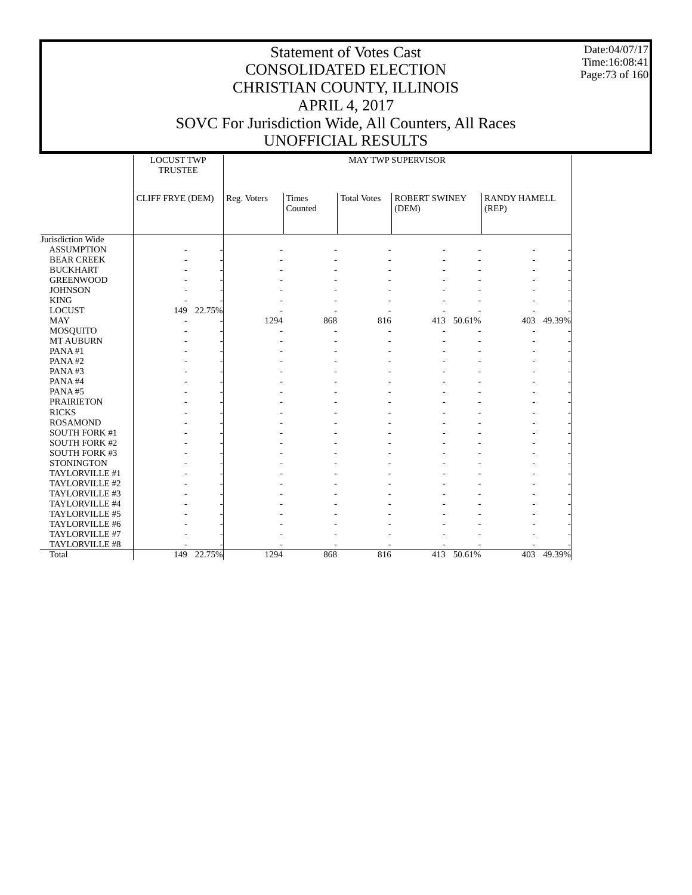# Statement of Votes Cast
# CONSOLIDATED ELECTION
# CHRISTIAN COUNTY, ILLINOIS
# APRIL 4, 2017
# SOVC For Jurisdiction Wide, All Counters, All Races
# UNOFFICIAL RESULTS

Date:04/07/17
Time:16:08:41

| | LOCUST TWP TRUSTEE | | MAY TWP SUPERVISOR | | | | | | |
|---|---|---|---|---|---|---|---|---|---|
| | CLIFF FRYE (DEM) | | Reg. Voters | Times Counted | Total Votes | ROBERT SWINEY (DEM) | | RANDY HAMELL (REP) | |
| Jurisdiction Wide | | | | | | | | | |
| ASSUMPTION | - | - | - | - | - | - | - | - | - |
| BEAR CREEK | - | - | - | - | - | - | - | - | - |
| BUCKHART | - | - | - | - | - | - | - | - | - |
| GREENWOOD | - | - | - | - | - | - | - | - | - |
| JOHNSON | - | - | - | - | - | - | - | - | - |
| KING | - | - | - | - | - | - | - | - | - |
| LOCUST | 149 | 22.75% | - | - | - | - | - | - | - |
| MAY | - | - | 1294 | 868 | 816 | 413 | 50.61% | 403 | 49.39% |
| MOSQUITO | - | - | - | - | - | - | - | - | - |
| MT AUBURN | - | - | - | - | - | - | - | - | - |
| PANA #1 | - | - | - | - | - | - | - | - | - |
| PANA #2 | - | - | - | - | - | - | - | - | - |
| PANA #3 | - | - | - | - | - | - | - | - | - |
| PANA #4 | - | - | - | - | - | - | - | - | - |
| PANA #5 | - | - | - | - | - | - | - | - | - |
| PRAIRIETON | - | - | - | - | - | - | - | - | - |
| RICKS | - | - | - | - | - | - | - | - | - |
| ROSAMOND | - | - | - | - | - | - | - | - | - |
| SOUTH FORK #1 | - | - | - | - | - | - | - | - | - |
| SOUTH FORK #2 | - | - | - | - | - | - | - | - | - |
| SOUTH FORK #3 | - | - | - | - | - | - | - | - | - |
| STONINGTON | - | - | - | - | - | - | - | - | - |
| TAYLORVILLE #1 | - | - | - | - | - | - | - | - | - |
| TAYLORVILLE #2 | - | - | - | - | - | - | - | - | - |
| TAYLORVILLE #3 | - | - | - | - | - | - | - | - | - |
| TAYLORVILLE #4 | - | - | - | - | - | - | - | - | - |
| TAYLORVILLE #5 | - | - | - | - | - | - | - | - | - |
| TAYLORVILLE #6 | - | - | - | - | - | - | - | - | - |
| TAYLORVILLE #7 | - | - | - | - | - | - | - | - | - |
| TAYLORVILLE #8 | - | - | - | - | - | - | - | - | - |
| Total | 149 | 22.75% | 1294 | 868 | 816 | 413 | 50.61% | 403 | 49.39% |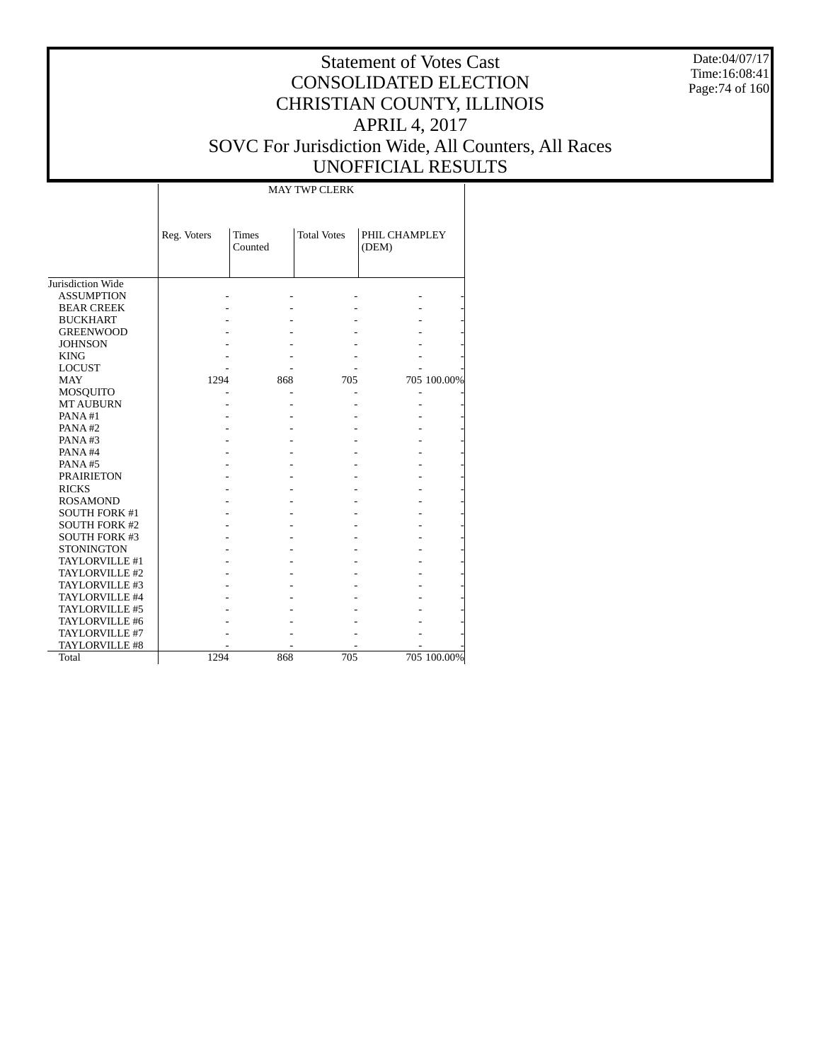# Statement of Votes Cast
# CONSOLIDATED ELECTION
# CHRISTIAN COUNTY, ILLINOIS
# APRIL 4, 2017
# SOVC For Jurisdiction Wide, All Counters, All Races
# UNOFFICIAL RESULTS

Date:04/07/17
Time:16:08:41

| | MAY TWP CLERK | | | | |
|---|---|---|---|---|---|
| | Reg. Voters | Times Counted | Total Votes | PHIL CHAMPLEY (DEM) | |
| Jurisdiction Wide | | | | | |
| ASSUMPTION | - | - | - | - | - |
| BEAR CREEK | - | - | - | - | - |
| BUCKHART | - | - | - | - | - |
| GREENWOOD | - | - | - | - | - |
| JOHNSON | - | - | - | - | - |
| KING | - | - | - | - | - |
| LOCUST | - | - | - | - | - |
| MAY | 1294 | 868 | 705 | 705 | 100.00% |
| MOSQUITO | - | - | - | - | - |
| MT AUBURN | - | - | - | - | - |
| PANA #1 | - | - | - | - | - |
| PANA #2 | - | - | - | - | - |
| PANA #3 | - | - | - | - | - |
| PANA #4 | - | - | - | - | - |
| PANA #5 | - | - | - | - | - |
| PRAIRIETON | - | - | - | - | - |
| RICKS | - | - | - | - | - |
| ROSAMOND | - | - | - | - | - |
| SOUTH FORK #1 | - | - | - | - | - |
| SOUTH FORK #2 | - | - | - | - | - |
| SOUTH FORK #3 | - | - | - | - | - |
| STONINGTON | - | - | - | - | - |
| TAYLORVILLE #1 | - | - | - | - | - |
| TAYLORVILLE #2 | - | - | - | - | - |
| TAYLORVILLE #3 | - | - | - | - | - |
| TAYLORVILLE #4 | - | - | - | - | - |
| TAYLORVILLE #5 | - | - | - | - | - |
| TAYLORVILLE #6 | - | - | - | - | - |
| TAYLORVILLE #7 | - | - | - | - | - |
| TAYLORVILLE #8 | - | - | - | - | - |
| Total | 1294 | 868 | 705 | 705 | 100.00% |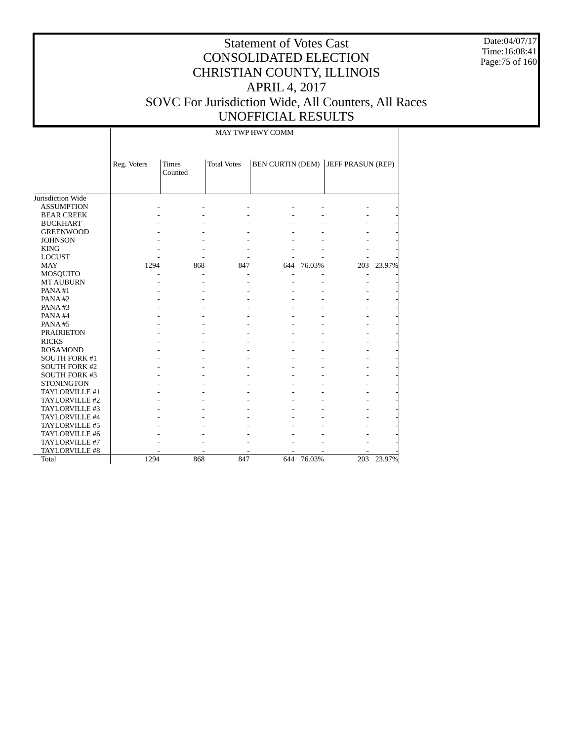# Statement of Votes Cast
# CONSOLIDATED ELECTION
# CHRISTIAN COUNTY, ILLINOIS
# APRIL 4, 2017
# SOVC For Jurisdiction Wide, All Counters, All Races
# UNOFFICIAL RESULTS

Date:04/07/17
Time:16:08:41

| | MAY TWP HWY COMM | | | | | | |
|---|---|---|---|---|---|---|---|
| | Reg. Voters | Times Counted | Total Votes | BEN CURTIN (DEM) | | JEFF PRASUN (REP) | |
| Jurisdiction Wide | | | | | | | |
| ASSUMPTION | - | - | - | - | - | - | - |
| BEAR CREEK | - | - | - | - | - | - | - |
| BUCKHART | - | - | - | - | - | - | - |
| GREENWOOD | - | - | - | - | - | - | - |
| JOHNSON | - | - | - | - | - | - | - |
| KING | - | - | - | - | - | - | - |
| LOCUST | - | - | - | - | - | - | - |
| MAY | 1294 | 868 | 847 | 644 | 76.03% | 203 | 23.97% |
| MOSQUITO | - | - | - | - | - | - | - |
| MT AUBURN | - | - | - | - | - | - | - |
| PANA #1 | - | - | - | - | - | - | - |
| PANA #2 | - | - | - | - | - | - | - |
| PANA #3 | - | - | - | - | - | - | - |
| PANA #4 | - | - | - | - | - | - | - |
| PANA #5 | - | - | - | - | - | - | - |
| PRAIRIETON | - | - | - | - | - | - | - |
| RICKS | - | - | - | - | - | - | - |
| ROSAMOND | - | - | - | - | - | - | - |
| SOUTH FORK #1 | - | - | - | - | - | - | - |
| SOUTH FORK #2 | - | - | - | - | - | - | - |
| SOUTH FORK #3 | - | - | - | - | - | - | - |
| STONINGTON | - | - | - | - | - | - | - |
| TAYLORVILLE #1 | - | - | - | - | - | - | - |
| TAYLORVILLE #2 | - | - | - | - | - | - | - |
| TAYLORVILLE #3 | - | - | - | - | - | - | - |
| TAYLORVILLE #4 | - | - | - | - | - | - | - |
| TAYLORVILLE #5 | - | - | - | - | - | - | - |
| TAYLORVILLE #6 | - | - | - | - | - | - | - |
| TAYLORVILLE #7 | - | - | - | - | - | - | - |
| TAYLORVILLE #8 | - | - | - | - | - | - | - |
| Total | 1294 | 868 | 847 | 644 | 76.03% | 203 | 23.97% |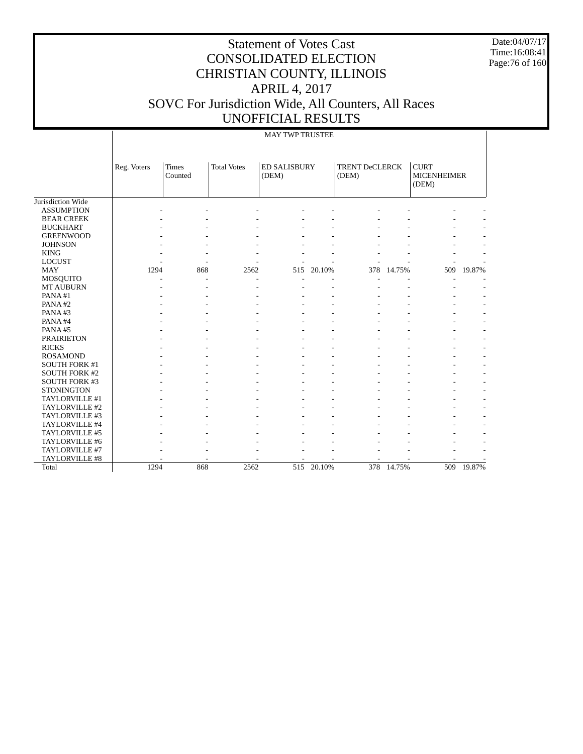# Statement of Votes Cast
# CONSOLIDATED ELECTION
# CHRISTIAN COUNTY, ILLINOIS
# APRIL 4, 2017
# SOVC For Jurisdiction Wide, All Counters, All Races
# UNOFFICIAL RESULTS

Date:04/07/17
Time:16:08:41

MAY TWP TRUSTEE

| | Reg. Voters | Times Counted | Total Votes | ED SALISBURY (DEM) | | TRENT DeCLERCK (DEM) | | CURT MICENHEIMER (DEM) | |
|---|---|---|---|---|---|---|---|---|---|
| Jurisdiction Wide | | | | | | | | | |
| ASSUMPTION | - | - | - | - | - | - | - | - | - |
| BEAR CREEK | - | - | - | - | - | - | - | - | - |
| BUCKHART | - | - | - | - | - | - | - | - | - |
| GREENWOOD | - | - | - | - | - | - | - | - | - |
| JOHNSON | - | - | - | - | - | - | - | - | - |
| KING | - | - | - | - | - | - | - | - | - |
| LOCUST | - | - | - | - | - | - | - | - | - |
| MAY | 1294 | 868 | 2562 | 515 | 20.10% | 378 | 14.75% | 509 | 19.87% |
| MOSQUITO | - | - | - | - | - | - | - | - | - |
| MT AUBURN | - | - | - | - | - | - | - | - | - |
| PANA #1 | - | - | - | - | - | - | - | - | - |
| PANA #2 | - | - | - | - | - | - | - | - | - |
| PANA #3 | - | - | - | - | - | - | - | - | - |
| PANA #4 | - | - | - | - | - | - | - | - | - |
| PANA #5 | - | - | - | - | - | - | - | - | - |
| PRAIRIETON | - | - | - | - | - | - | - | - | - |
| RICKS | - | - | - | - | - | - | - | - | - |
| ROSAMOND | - | - | - | - | - | - | - | - | - |
| SOUTH FORK #1 | - | - | - | - | - | - | - | - | - |
| SOUTH FORK #2 | - | - | - | - | - | - | - | - | - |
| SOUTH FORK #3 | - | - | - | - | - | - | - | - | - |
| STONINGTON | - | - | - | - | - | - | - | - | - |
| TAYLORVILLE #1 | - | - | - | - | - | - | - | - | - |
| TAYLORVILLE #2 | - | - | - | - | - | - | - | - | - |
| TAYLORVILLE #3 | - | - | - | - | - | - | - | - | - |
| TAYLORVILLE #4 | - | - | - | - | - | - | - | - | - |
| TAYLORVILLE #5 | - | - | - | - | - | - | - | - | - |
| TAYLORVILLE #6 | - | - | - | - | - | - | - | - | - |
| TAYLORVILLE #7 | - | - | - | - | - | - | - | - | - |
| TAYLORVILLE #8 | - | - | - | - | - | - | - | - | - |
| Total | 1294 | 868 | 2562 | 515 | 20.10% | 378 | 14.75% | 509 | 19.87% |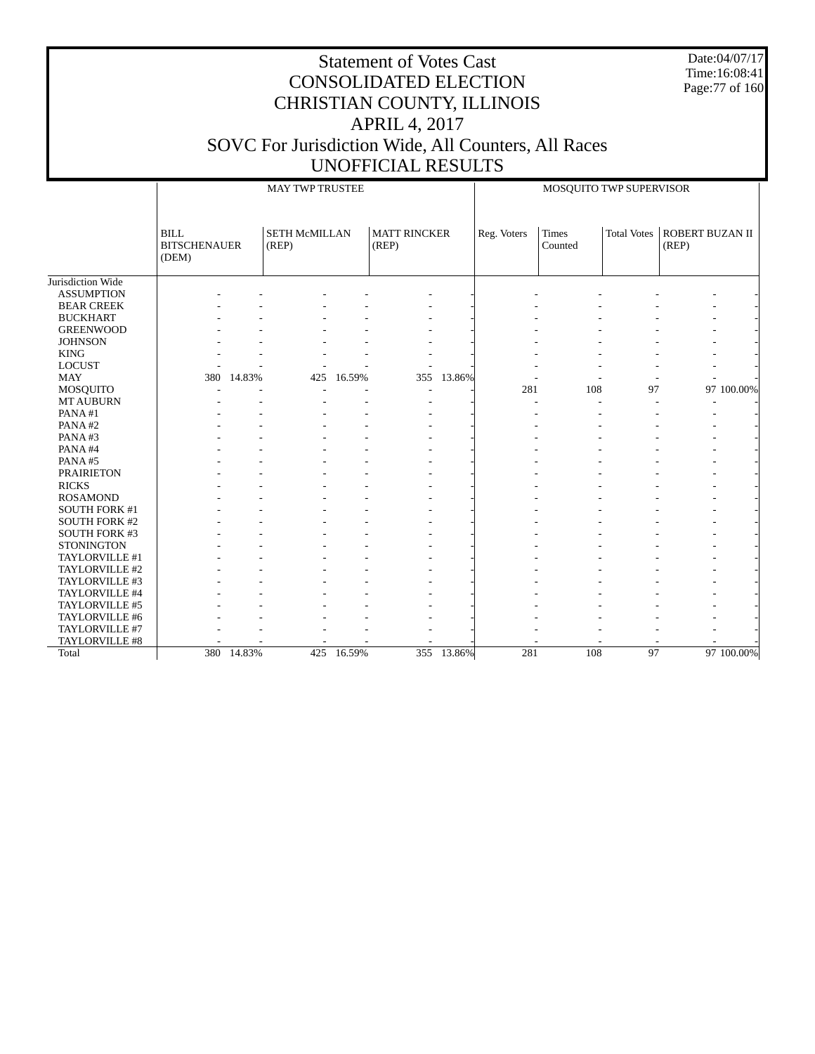# Statement of Votes Cast
# CONSOLIDATED ELECTION
# CHRISTIAN COUNTY, ILLINOIS
# APRIL 4, 2017
# SOVC For Jurisdiction Wide, All Counters, All Races
# UNOFFICIAL RESULTS

Date:04/07/17
Time:16:08:41

| | MAY TWP TRUSTEE | | | | | | MOSQUITO TWP SUPERVISOR | | | | |
|---|---|---|---|---|---|---|---|---|---|---|---|
| | BILL BITSCHENAUER (DEM) | | SETH McMILLAN (REP) | | MATT RINCKER (REP) | | Reg. Voters | Times Counted | Total Votes | ROBERT BUZAN II (REP) | |
| Jurisdiction Wide | | | | | | | | | | | |
| ASSUMPTION | - | - | - | - | - | - | - | - | - | - | - |
| BEAR CREEK | - | - | - | - | - | - | - | - | - | - | - |
| BUCKHART | - | - | - | - | - | - | - | - | - | - | - |
| GREENWOOD | - | - | - | - | - | - | - | - | - | - | - |
| JOHNSON | - | - | - | - | - | - | - | - | - | - | - |
| KING | - | - | - | - | - | - | - | - | - | - | - |
| LOCUST | - | - | - | - | - | - | - | - | - | - | - |
| MAY | 380 | 14.83% | 425 | 16.59% | 355 | 13.86% | - | - | - | - | - |
| MOSQUITO | - | - | - | - | - | - | 281 | 108 | 97 | 97 | 100.00% |
| MT AUBURN | - | - | - | - | - | - | - | - | - | - | - |
| PANA #1 | - | - | - | - | - | - | - | - | - | - | - |
| PANA #2 | - | - | - | - | - | - | - | - | - | - | - |
| PANA #3 | - | - | - | - | - | - | - | - | - | - | - |
| PANA #4 | - | - | - | - | - | - | - | - | - | - | - |
| PANA #5 | - | - | - | - | - | - | - | - | - | - | - |
| PRAIRIETON | - | - | - | - | - | - | - | - | - | - | - |
| RICKS | - | - | - | - | - | - | - | - | - | - | - |
| ROSAMOND | - | - | - | - | - | - | - | - | - | - | - |
| SOUTH FORK #1 | - | - | - | - | - | - | - | - | - | - | - |
| SOUTH FORK #2 | - | - | - | - | - | - | - | - | - | - | - |
| SOUTH FORK #3 | - | - | - | - | - | - | - | - | - | - | - |
| STONINGTON | - | - | - | - | - | - | - | - | - | - | - |
| TAYLORVILLE #1 | - | - | - | - | - | - | - | - | - | - | - |
| TAYLORVILLE #2 | - | - | - | - | - | - | - | - | - | - | - |
| TAYLORVILLE #3 | - | - | - | - | - | - | - | - | - | - | - |
| TAYLORVILLE #4 | - | - | - | - | - | - | - | - | - | - | - |
| TAYLORVILLE #5 | - | - | - | - | - | - | - | - | - | - | - |
| TAYLORVILLE #6 | - | - | - | - | - | - | - | - | - | - | - |
| TAYLORVILLE #7 | - | - | - | - | - | - | - | - | - | - | - |
| TAYLORVILLE #8 | - | - | - | - | - | - | - | - | - | - | - |
| Total | 380 | 14.83% | 425 | 16.59% | 355 | 13.86% | 281 | 108 | 97 | 97 | 100.00% |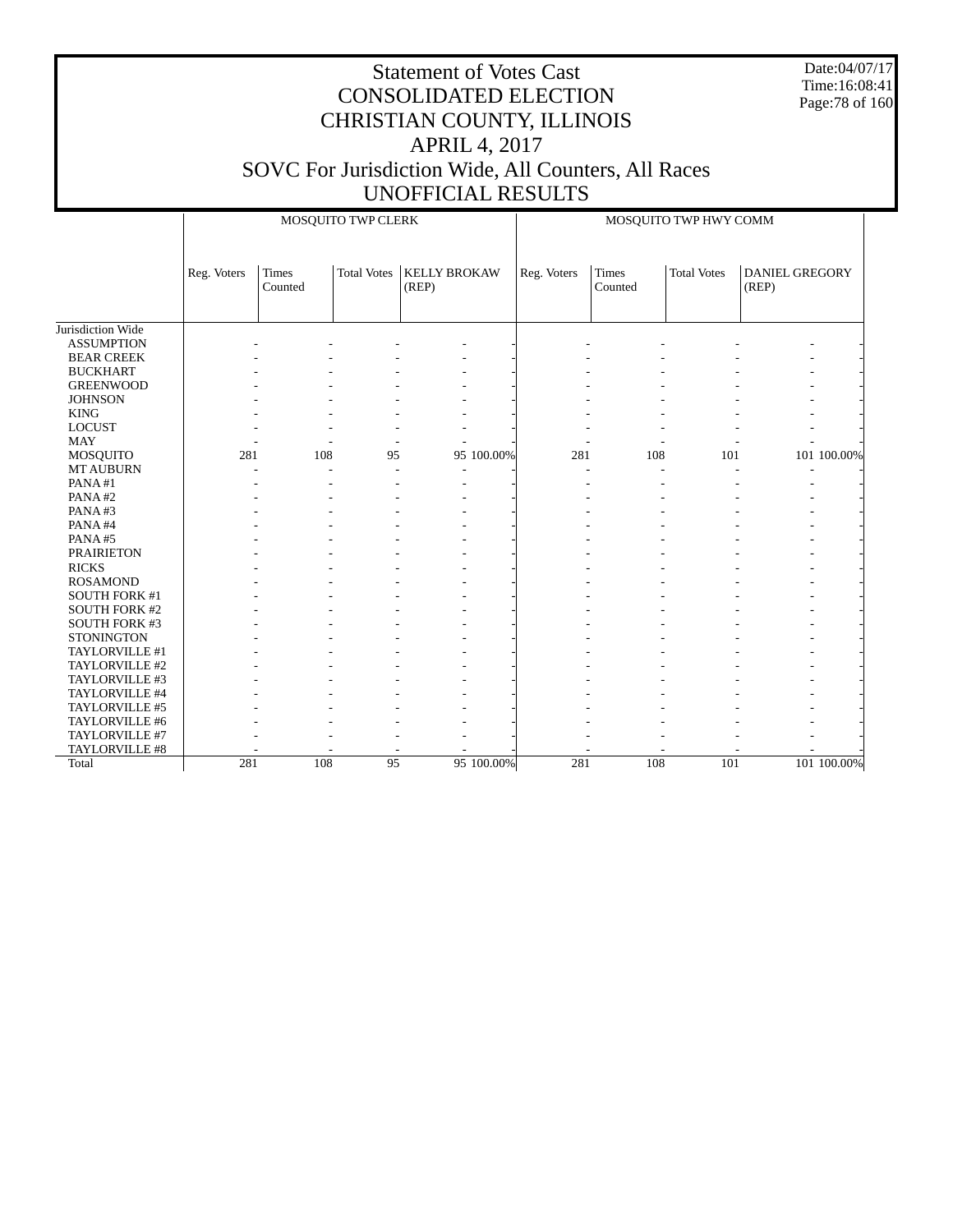# Statement of Votes Cast
# CONSOLIDATED ELECTION
# CHRISTIAN COUNTY, ILLINOIS
# APRIL 4, 2017
# SOVC For Jurisdiction Wide, All Counters, All Races
# UNOFFICIAL RESULTS

Date:04/07/17
Time:16:08:41

| | MOSQUITO TWP CLERK | | | | | MOSQUITO TWP HWY COMM | | | | |
|---|---|---|---|---|---|---|---|---|---|---|
| | Reg. Voters | Times Counted | Total Votes | KELLY BROKAW (REP) | | Reg. Voters | Times Counted | Total Votes | DANIEL GREGORY (REP) | |
| Jurisdiction Wide | | | | | | | | | | |
| ASSUMPTION | - | - | - | - | - | - | - | - | - | - |
| BEAR CREEK | - | - | - | - | - | - | - | - | - | - |
| BUCKHART | - | - | - | - | - | - | - | - | - | - |
| GREENWOOD | - | - | - | - | - | - | - | - | - | - |
| JOHNSON | - | - | - | - | - | - | - | - | - | - |
| KING | - | - | - | - | - | - | - | - | - | - |
| LOCUST | - | - | - | - | - | - | - | - | - | - |
| MAY | - | - | - | - | - | - | - | - | - | - |
| MOSQUITO | 281 | 108 | 95 | 95 | 100.00% | 281 | 108 | 101 | 101 | 100.00% |
| MT AUBURN | - | - | - | - | - | - | - | - | - | - |
| PANA #1 | - | - | - | - | - | - | - | - | - | - |
| PANA #2 | - | - | - | - | - | - | - | - | - | - |
| PANA #3 | - | - | - | - | - | - | - | - | - | - |
| PANA #4 | - | - | - | - | - | - | - | - | - | - |
| PANA #5 | - | - | - | - | - | - | - | - | - | - |
| PRAIRIETON | - | - | - | - | - | - | - | - | - | - |
| RICKS | - | - | - | - | - | - | - | - | - | - |
| ROSAMOND | - | - | - | - | - | - | - | - | - | - |
| SOUTH FORK #1 | - | - | - | - | - | - | - | - | - | - |
| SOUTH FORK #2 | - | - | - | - | - | - | - | - | - | - |
| SOUTH FORK #3 | - | - | - | - | - | - | - | - | - | - |
| STONINGTON | - | - | - | - | - | - | - | - | - | - |
| TAYLORVILLE #1 | - | - | - | - | - | - | - | - | - | - |
| TAYLORVILLE #2 | - | - | - | - | - | - | - | - | - | - |
| TAYLORVILLE #3 | - | - | - | - | - | - | - | - | - | - |
| TAYLORVILLE #4 | - | - | - | - | - | - | - | - | - | - |
| TAYLORVILLE #5 | - | - | - | - | - | - | - | - | - | - |
| TAYLORVILLE #6 | - | - | - | - | - | - | - | - | - | - |
| TAYLORVILLE #7 | - | - | - | - | - | - | - | - | - | - |
| TAYLORVILLE #8 | - | - | - | - | - | - | - | - | - | - |
| Total | 281 | 108 | 95 | 95 | 100.00% | 281 | 108 | 101 | 101 | 100.00% |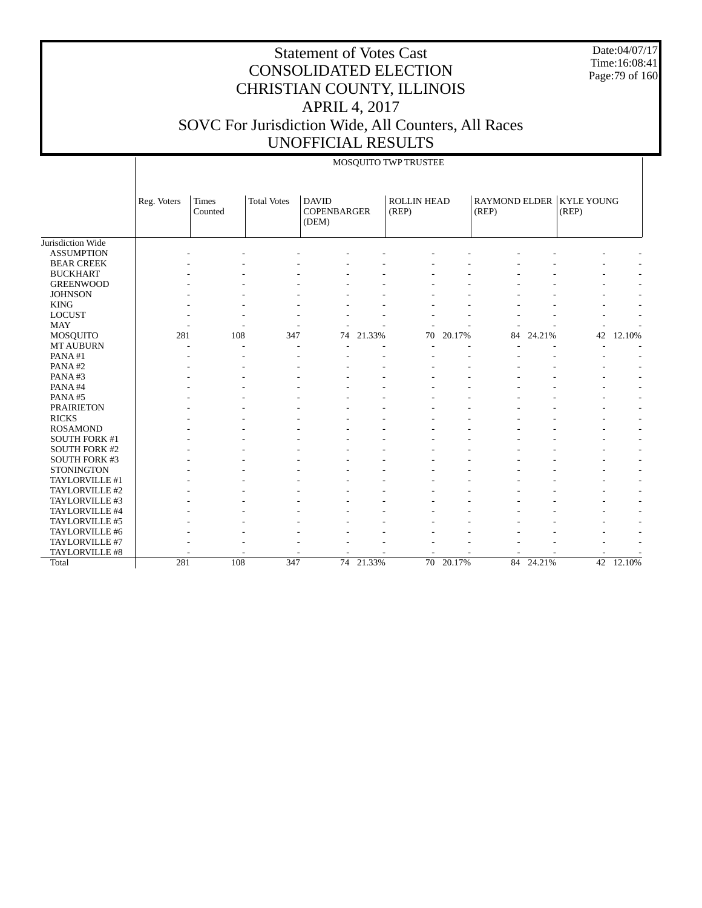# Statement of Votes Cast
# CONSOLIDATED ELECTION
# CHRISTIAN COUNTY, ILLINOIS
# APRIL 4, 2017
# SOVC For Jurisdiction Wide, All Counters, All Races
# UNOFFICIAL RESULTS

Date:04/07/17
Time:16:08:41

MOSQUITO TWP TRUSTEE

| | Reg. Voters | Times Counted | Total Votes | DAVID COPENBARGER (DEM) | | ROLLIN HEAD (REP) | | RAYMOND ELDER (REP) | | KYLE YOUNG (REP) | |
|---|---|---|---|---|---|---|---|---|---|---|---|
| Jurisdiction Wide | | | | | | | | | | | |
| ASSUMPTION | - | - | - | - | - | - | - | - | - | - | - |
| BEAR CREEK | - | - | - | - | - | - | - | - | - | - | - |
| BUCKHART | - | - | - | - | - | - | - | - | - | - | - |
| GREENWOOD | - | - | - | - | - | - | - | - | - | - | - |
| JOHNSON | - | - | - | - | - | - | - | - | - | - | - |
| KING | - | - | - | - | - | - | - | - | - | - | - |
| LOCUST | - | - | - | - | - | - | - | - | - | - | - |
| MAY | - | - | - | - | - | - | - | - | - | - | - |
| MOSQUITO | 281 | 108 | 347 | 74 | 21.33% | 70 | 20.17% | 84 | 24.21% | 42 | 12.10% |
| MT AUBURN | - | - | - | - | - | - | - | - | - | - | - |
| PANA #1 | - | - | - | - | - | - | - | - | - | - | - |
| PANA #2 | - | - | - | - | - | - | - | - | - | - | - |
| PANA #3 | - | - | - | - | - | - | - | - | - | - | - |
| PANA #4 | - | - | - | - | - | - | - | - | - | - | - |
| PANA #5 | - | - | - | - | - | - | - | - | - | - | - |
| PRAIRIETON | - | - | - | - | - | - | - | - | - | - | - |
| RICKS | - | - | - | - | - | - | - | - | - | - | - |
| ROSAMOND | - | - | - | - | - | - | - | - | - | - | - |
| SOUTH FORK #1 | - | - | - | - | - | - | - | - | - | - | - |
| SOUTH FORK #2 | - | - | - | - | - | - | - | - | - | - | - |
| SOUTH FORK #3 | - | - | - | - | - | - | - | - | - | - | - |
| STONINGTON | - | - | - | - | - | - | - | - | - | - | - |
| TAYLORVILLE #1 | - | - | - | - | - | - | - | - | - | - | - |
| TAYLORVILLE #2 | - | - | - | - | - | - | - | - | - | - | - |
| TAYLORVILLE #3 | - | - | - | - | - | - | - | - | - | - | - |
| TAYLORVILLE #4 | - | - | - | - | - | - | - | - | - | - | - |
| TAYLORVILLE #5 | - | - | - | - | - | - | - | - | - | - | - |
| TAYLORVILLE #6 | - | - | - | - | - | - | - | - | - | - | - |
| TAYLORVILLE #7 | - | - | - | - | - | - | - | - | - | - | - |
| TAYLORVILLE #8 | - | - | - | - | - | - | - | - | - | - | - |
| Total | 281 | 108 | 347 | 74 | 21.33% | 70 | 20.17% | 84 | 24.21% | 42 | 12.10% |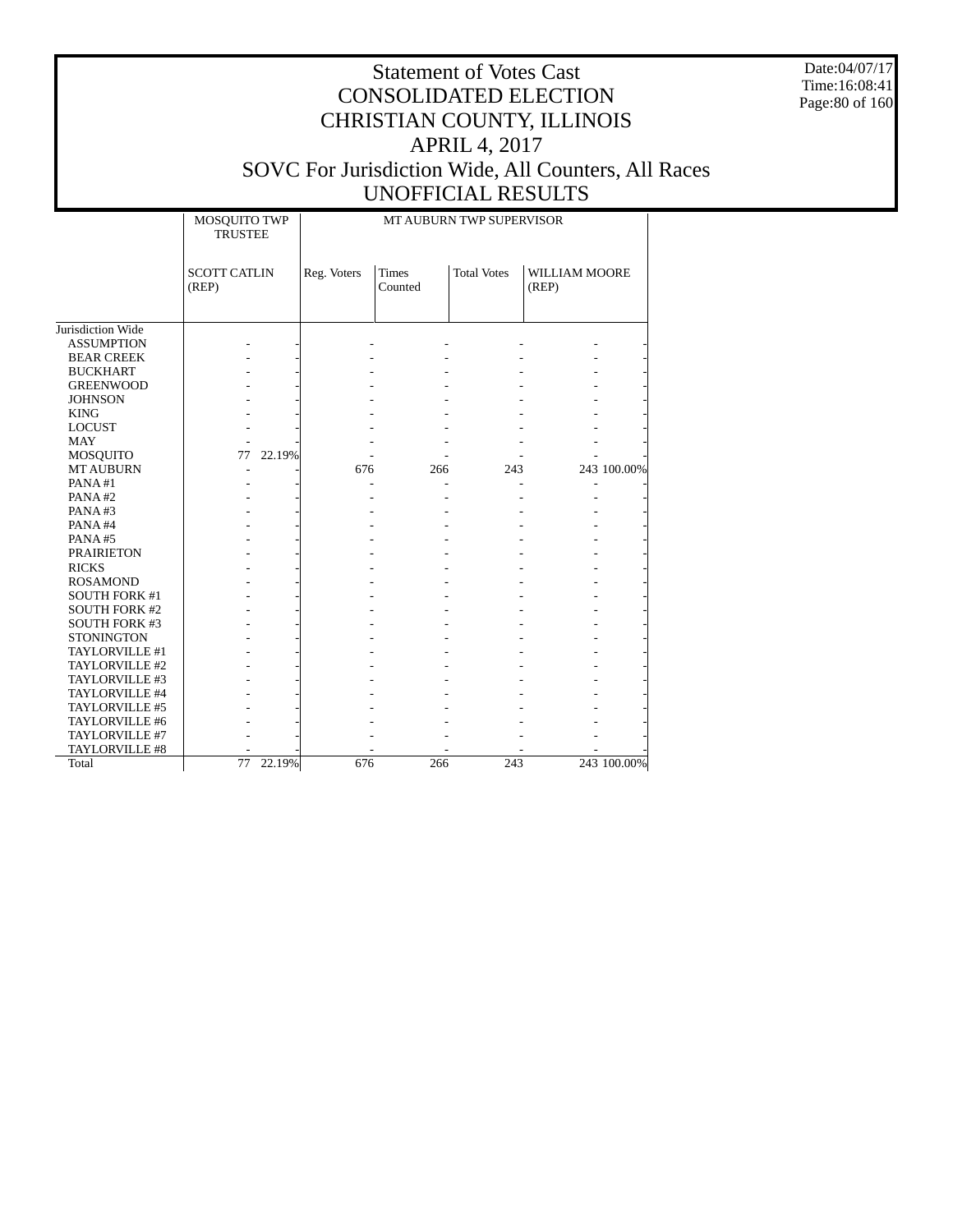# Statement of Votes Cast
# CONSOLIDATED ELECTION
# CHRISTIAN COUNTY, ILLINOIS
# APRIL 4, 2017
# SOVC For Jurisdiction Wide, All Counters, All Races
# UNOFFICIAL RESULTS

Date:04/07/17
Time:16:08:41

| | MOSQUITO TWP TRUSTEE | | MT AUBURN TWP SUPERVISOR | | | | |
|---|---|---|---|---|---|---|---|
| | SCOTT CATLIN (REP) | | Reg. Voters | Times Counted | Total Votes | WILLIAM MOORE (REP) | |
| Jurisdiction Wide | | | | | | | |
| ASSUMPTION | - | - | - | - | - | - | - |
| BEAR CREEK | - | - | - | - | - | - | - |
| BUCKHART | - | - | - | - | - | - | - |
| GREENWOOD | - | - | - | - | - | - | - |
| JOHNSON | - | - | - | - | - | - | - |
| KING | - | - | - | - | - | - | - |
| LOCUST | - | - | - | - | - | - | - |
| MAY | - | - | - | - | - | - | - |
| MOSQUITO | 77 | 22.19% | - | - | - | - | - |
| MT AUBURN | - | - | 676 | 266 | 243 | 243 | 100.00% |
| PANA #1 | - | - | - | - | - | - | - |
| PANA #2 | - | - | - | - | - | - | - |
| PANA #3 | - | - | - | - | - | - | - |
| PANA #4 | - | - | - | - | - | - | - |
| PANA #5 | - | - | - | - | - | - | - |
| PRAIRIETON | - | - | - | - | - | - | - |
| RICKS | - | - | - | - | - | - | - |
| ROSAMOND | - | - | - | - | - | - | - |
| SOUTH FORK #1 | - | - | - | - | - | - | - |
| SOUTH FORK #2 | - | - | - | - | - | - | - |
| SOUTH FORK #3 | - | - | - | - | - | - | - |
| STONINGTON | - | - | - | - | - | - | - |
| TAYLORVILLE #1 | - | - | - | - | - | - | - |
| TAYLORVILLE #2 | - | - | - | - | - | - | - |
| TAYLORVILLE #3 | - | - | - | - | - | - | - |
| TAYLORVILLE #4 | - | - | - | - | - | - | - |
| TAYLORVILLE #5 | - | - | - | - | - | - | - |
| TAYLORVILLE #6 | - | - | - | - | - | - | - |
| TAYLORVILLE #7 | - | - | - | - | - | - | - |
| TAYLORVILLE #8 | - | - | - | - | - | - | - |
| Total | 77 | 22.19% | 676 | 266 | 243 | 243 | 100.00% |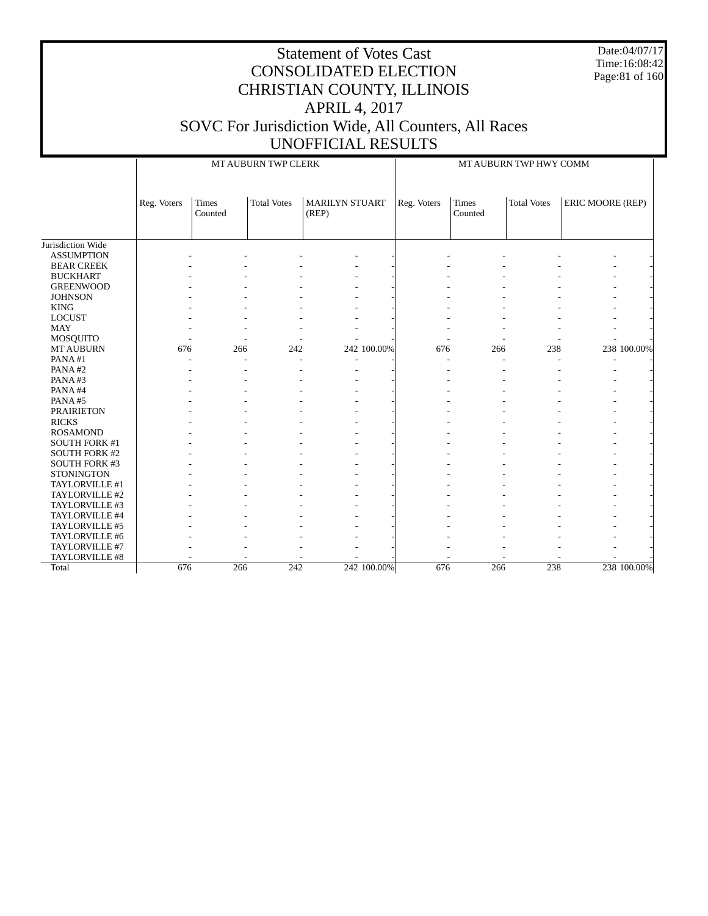# Statement of Votes Cast
# CONSOLIDATED ELECTION
# CHRISTIAN COUNTY, ILLINOIS
# APRIL 4, 2017
# SOVC For Jurisdiction Wide, All Counters, All Races
# UNOFFICIAL RESULTS

Date:04/07/17
Time:16:08:42

| | MT AUBURN TWP CLERK | | | | | MT AUBURN TWP HWY COMM | | | | |
|---|---|---|---|---|---|---|---|---|---|---|
| | Reg. Voters | Times Counted | Total Votes | MARILYN STUART (REP) | | Reg. Voters | Times Counted | Total Votes | ERIC MOORE (REP) | |
| Jurisdiction Wide | | | | | | | | | | |
| ASSUMPTION | - | - | - | - | - | - | - | - | - | - |
| BEAR CREEK | - | - | - | - | - | - | - | - | - | - |
| BUCKHART | - | - | - | - | - | - | - | - | - | - |
| GREENWOOD | - | - | - | - | - | - | - | - | - | - |
| JOHNSON | - | - | - | - | - | - | - | - | - | - |
| KING | - | - | - | - | - | - | - | - | - | - |
| LOCUST | - | - | - | - | - | - | - | - | - | - |
| MAY | - | - | - | - | - | - | - | - | - | - |
| MOSQUITO | - | - | - | - | - | - | - | - | - | - |
| MT AUBURN | 676 | 266 | 242 | 242 | 100.00% | 676 | 266 | 238 | 238 | 100.00% |
| PANA #1 | - | - | - | - | - | - | - | - | - | - |
| PANA #2 | - | - | - | - | - | - | - | - | - | - |
| PANA #3 | - | - | - | - | - | - | - | - | - | - |
| PANA #4 | - | - | - | - | - | - | - | - | - | - |
| PANA #5 | - | - | - | - | - | - | - | - | - | - |
| PRAIRIETON | - | - | - | - | - | - | - | - | - | - |
| RICKS | - | - | - | - | - | - | - | - | - | - |
| ROSAMOND | - | - | - | - | - | - | - | - | - | - |
| SOUTH FORK #1 | - | - | - | - | - | - | - | - | - | - |
| SOUTH FORK #2 | - | - | - | - | - | - | - | - | - | - |
| SOUTH FORK #3 | - | - | - | - | - | - | - | - | - | - |
| STONINGTON | - | - | - | - | - | - | - | - | - | - |
| TAYLORVILLE #1 | - | - | - | - | - | - | - | - | - | - |
| TAYLORVILLE #2 | - | - | - | - | - | - | - | - | - | - |
| TAYLORVILLE #3 | - | - | - | - | - | - | - | - | - | - |
| TAYLORVILLE #4 | - | - | - | - | - | - | - | - | - | - |
| TAYLORVILLE #5 | - | - | - | - | - | - | - | - | - | - |
| TAYLORVILLE #6 | - | - | - | - | - | - | - | - | - | - |
| TAYLORVILLE #7 | - | - | - | - | - | - | - | - | - | - |
| TAYLORVILLE #8 | - | - | - | - | - | - | - | - | - | - |
| Total | 676 | 266 | 242 | 242 | 100.00% | 676 | 266 | 238 | 238 | 100.00% |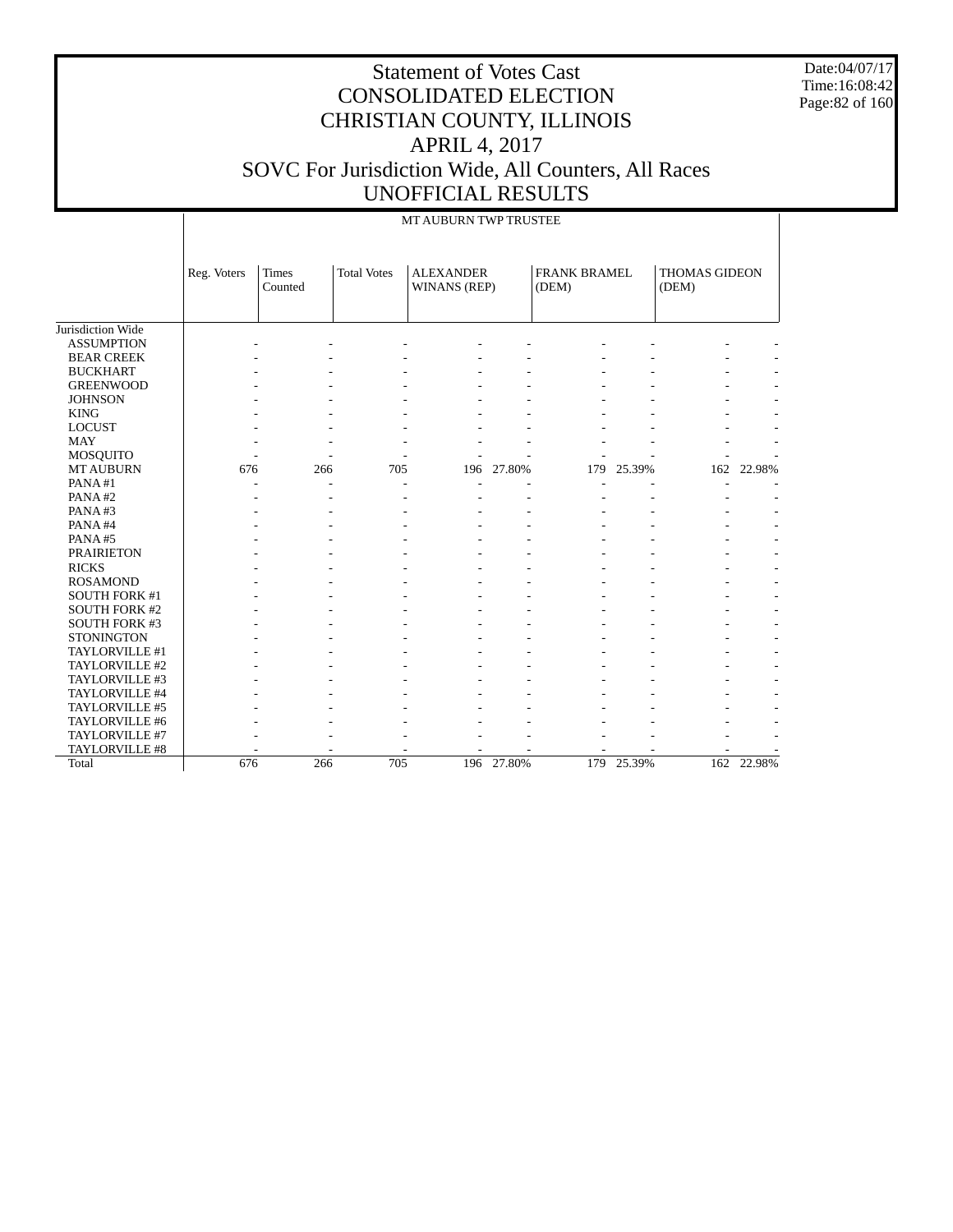# Statement of Votes Cast
# CONSOLIDATED ELECTION
# CHRISTIAN COUNTY, ILLINOIS
# APRIL 4, 2017
# SOVC For Jurisdiction Wide, All Counters, All Races
# UNOFFICIAL RESULTS

Date:04/07/17
Time:16:08:42

| | MT AUBURN TWP TRUSTEE | | | | | | | | |
|---|---|---|---|---|---|---|---|---|---|
| | Reg. Voters | Times Counted | Total Votes | ALEXANDER WINANS (REP) | | FRANK BRAMEL (DEM) | | THOMAS GIDEON (DEM) | |
| Jurisdiction Wide | | | | | | | | | |
| ASSUMPTION | - | - | - | - | - | - | - | - | - |
| BEAR CREEK | - | - | - | - | - | - | - | - | - |
| BUCKHART | - | - | - | - | - | - | - | - | - |
| GREENWOOD | - | - | - | - | - | - | - | - | - |
| JOHNSON | - | - | - | - | - | - | - | - | - |
| KING | - | - | - | - | - | - | - | - | - |
| LOCUST | - | - | - | - | - | - | - | - | - |
| MAY | - | - | - | - | - | - | - | - | - |
| MOSQUITO | - | - | - | - | - | - | - | - | - |
| MT AUBURN | 676 | 266 | 705 | 196 | 27.80% | 179 | 25.39% | 162 | 22.98% |
| PANA #1 | - | - | - | - | - | - | - | - | - |
| PANA #2 | - | - | - | - | - | - | - | - | - |
| PANA #3 | - | - | - | - | - | - | - | - | - |
| PANA #4 | - | - | - | - | - | - | - | - | - |
| PANA #5 | - | - | - | - | - | - | - | - | - |
| PRAIRIETON | - | - | - | - | - | - | - | - | - |
| RICKS | - | - | - | - | - | - | - | - | - |
| ROSAMOND | - | - | - | - | - | - | - | - | - |
| SOUTH FORK #1 | - | - | - | - | - | - | - | - | - |
| SOUTH FORK #2 | - | - | - | - | - | - | - | - | - |
| SOUTH FORK #3 | - | - | - | - | - | - | - | - | - |
| STONINGTON | - | - | - | - | - | - | - | - | - |
| TAYLORVILLE #1 | - | - | - | - | - | - | - | - | - |
| TAYLORVILLE #2 | - | - | - | - | - | - | - | - | - |
| TAYLORVILLE #3 | - | - | - | - | - | - | - | - | - |
| TAYLORVILLE #4 | - | - | - | - | - | - | - | - | - |
| TAYLORVILLE #5 | - | - | - | - | - | - | - | - | - |
| TAYLORVILLE #6 | - | - | - | - | - | - | - | - | - |
| TAYLORVILLE #7 | - | - | - | - | - | - | - | - | - |
| TAYLORVILLE #8 | - | - | - | - | - | - | - | - | - |
| Total | 676 | 266 | 705 | 196 | 27.80% | 179 | 25.39% | 162 | 22.98% |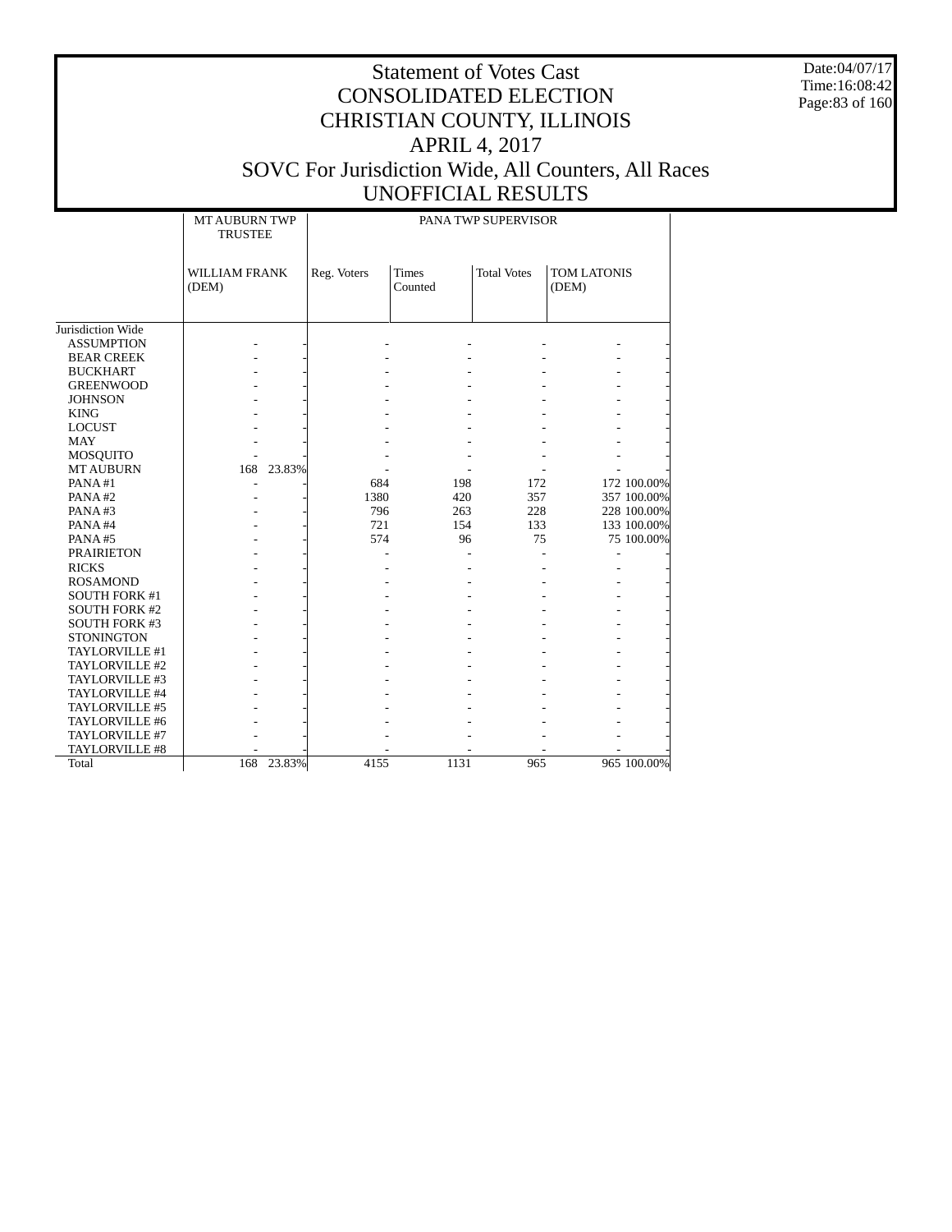# Statement of Votes Cast
# CONSOLIDATED ELECTION
# CHRISTIAN COUNTY, ILLINOIS
# APRIL 4, 2017
# SOVC For Jurisdiction Wide, All Counters, All Races
# UNOFFICIAL RESULTS

Date:04/07/17
Time:16:08:42

| | MT AUBURN TWP TRUSTEE | | PANA TWP SUPERVISOR | | | | |
|---|---|---|---|---|---|---|---|
| | WILLIAM FRANK (DEM) | | Reg. Voters | Times Counted | Total Votes | TOM LATONIS (DEM) | |
| Jurisdiction Wide | | | | | | | |
| ASSUMPTION | - | - | - | - | - | - | - |
| BEAR CREEK | - | - | - | - | - | - | - |
| BUCKHART | - | - | - | - | - | - | - |
| GREENWOOD | - | - | - | - | - | - | - |
| JOHNSON | - | - | - | - | - | - | - |
| KING | - | - | - | - | - | - | - |
| LOCUST | - | - | - | - | - | - | - |
| MAY | - | - | - | - | - | - | - |
| MOSQUITO | - | - | - | - | - | - | - |
| MT AUBURN | 168 | 23.83% | - | - | - | - | - |
| PANA #1 | - | - | 684 | 198 | 172 | 172 | 100.00% |
| PANA #2 | - | - | 1380 | 420 | 357 | 357 | 100.00% |
| PANA #3 | - | - | 796 | 263 | 228 | 228 | 100.00% |
| PANA #4 | - | - | 721 | 154 | 133 | 133 | 100.00% |
| PANA #5 | - | - | 574 | 96 | 75 | 75 | 100.00% |
| PRAIRIETON | - | - | - | - | - | - | - |
| RICKS | - | - | - | - | - | - | - |
| ROSAMOND | - | - | - | - | - | - | - |
| SOUTH FORK #1 | - | - | - | - | - | - | - |
| SOUTH FORK #2 | - | - | - | - | - | - | - |
| SOUTH FORK #3 | - | - | - | - | - | - | - |
| STONINGTON | - | - | - | - | - | - | - |
| TAYLORVILLE #1 | - | - | - | - | - | - | - |
| TAYLORVILLE #2 | - | - | - | - | - | - | - |
| TAYLORVILLE #3 | - | - | - | - | - | - | - |
| TAYLORVILLE #4 | - | - | - | - | - | - | - |
| TAYLORVILLE #5 | - | - | - | - | - | - | - |
| TAYLORVILLE #6 | - | - | - | - | - | - | - |
| TAYLORVILLE #7 | - | - | - | - | - | - | - |
| TAYLORVILLE #8 | - | - | - | - | - | - | - |
| Total | 168 | 23.83% | 4155 | 1131 | 965 | 965 | 100.00% |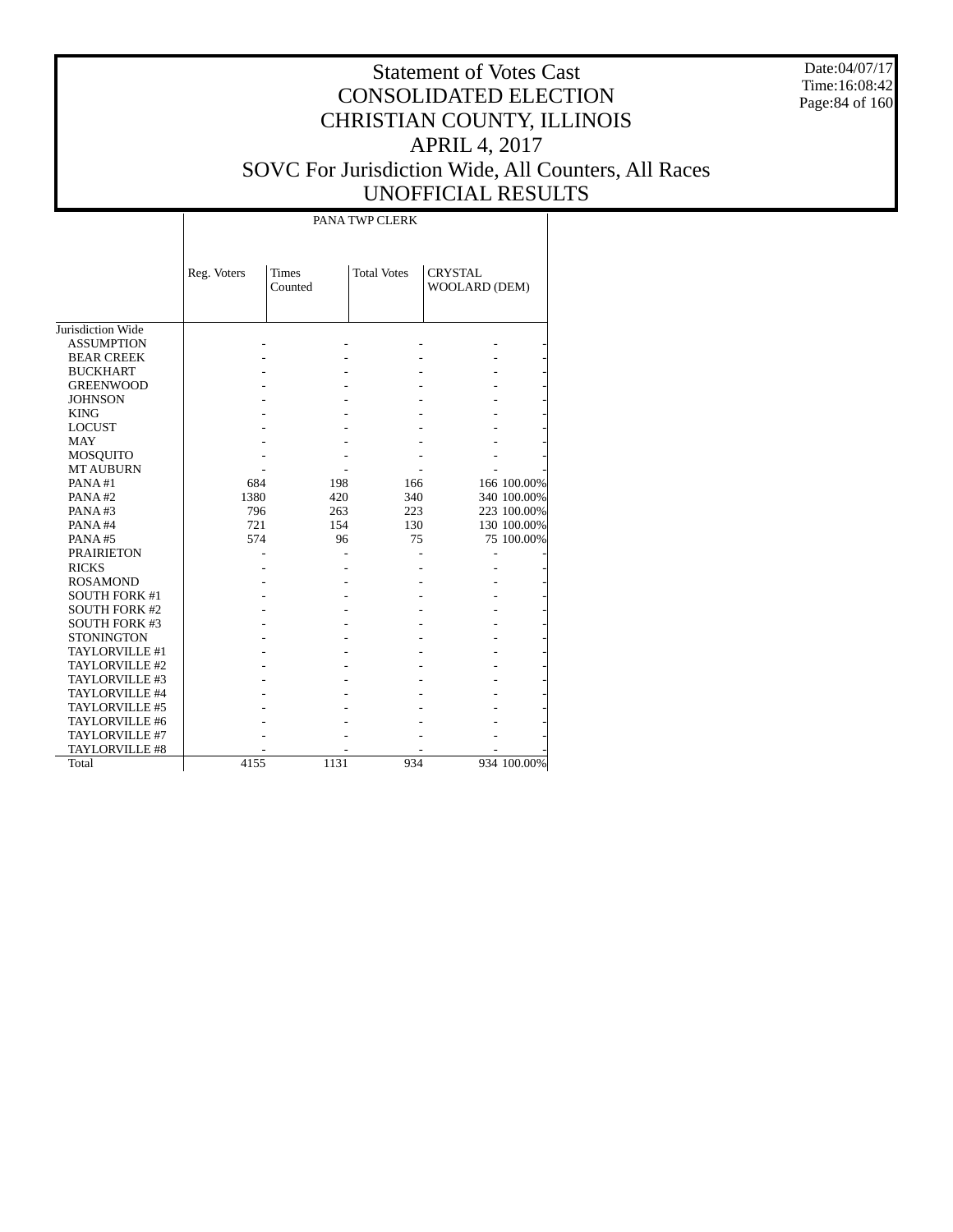# Statement of Votes Cast
# CONSOLIDATED ELECTION
# CHRISTIAN COUNTY, ILLINOIS
# APRIL 4, 2017
# SOVC For Jurisdiction Wide, All Counters, All Races
# UNOFFICIAL RESULTS

Date:04/07/17
Time:16:08:42

| | PANA TWP CLERK | | | | |
|---|---|---|---|---|---|
| | Reg. Voters | Times Counted | Total Votes | CRYSTAL WOOLARD (DEM) | |
| Jurisdiction Wide | | | | | |
| ASSUMPTION | - | - | - | - | - |
| BEAR CREEK | - | - | - | - | - |
| BUCKHART | - | - | - | - | - |
| GREENWOOD | - | - | - | - | - |
| JOHNSON | - | - | - | - | - |
| KING | - | - | - | - | - |
| LOCUST | - | - | - | - | - |
| MAY | - | - | - | - | - |
| MOSQUITO | - | - | - | - | - |
| MT AUBURN | - | - | - | - | - |
| PANA #1 | 684 | 198 | 166 | 166 | 100.00% |
| PANA #2 | 1380 | 420 | 340 | 340 | 100.00% |
| PANA #3 | 796 | 263 | 223 | 223 | 100.00% |
| PANA #4 | 721 | 154 | 130 | 130 | 100.00% |
| PANA #5 | 574 | 96 | 75 | 75 | 100.00% |
| PRAIRIETON | - | - | - | - | - |
| RICKS | - | - | - | - | - |
| ROSAMOND | - | - | - | - | - |
| SOUTH FORK #1 | - | - | - | - | - |
| SOUTH FORK #2 | - | - | - | - | - |
| SOUTH FORK #3 | - | - | - | - | - |
| STONINGTON | - | - | - | - | - |
| TAYLORVILLE #1 | - | - | - | - | - |
| TAYLORVILLE #2 | - | - | - | - | - |
| TAYLORVILLE #3 | - | - | - | - | - |
| TAYLORVILLE #4 | - | - | - | - | - |
| TAYLORVILLE #5 | - | - | - | - | - |
| TAYLORVILLE #6 | - | - | - | - | - |
| TAYLORVILLE #7 | - | - | - | - | - |
| TAYLORVILLE #8 | - | - | - | - | - |
| Total | 4155 | 1131 | 934 | 934 | 100.00% |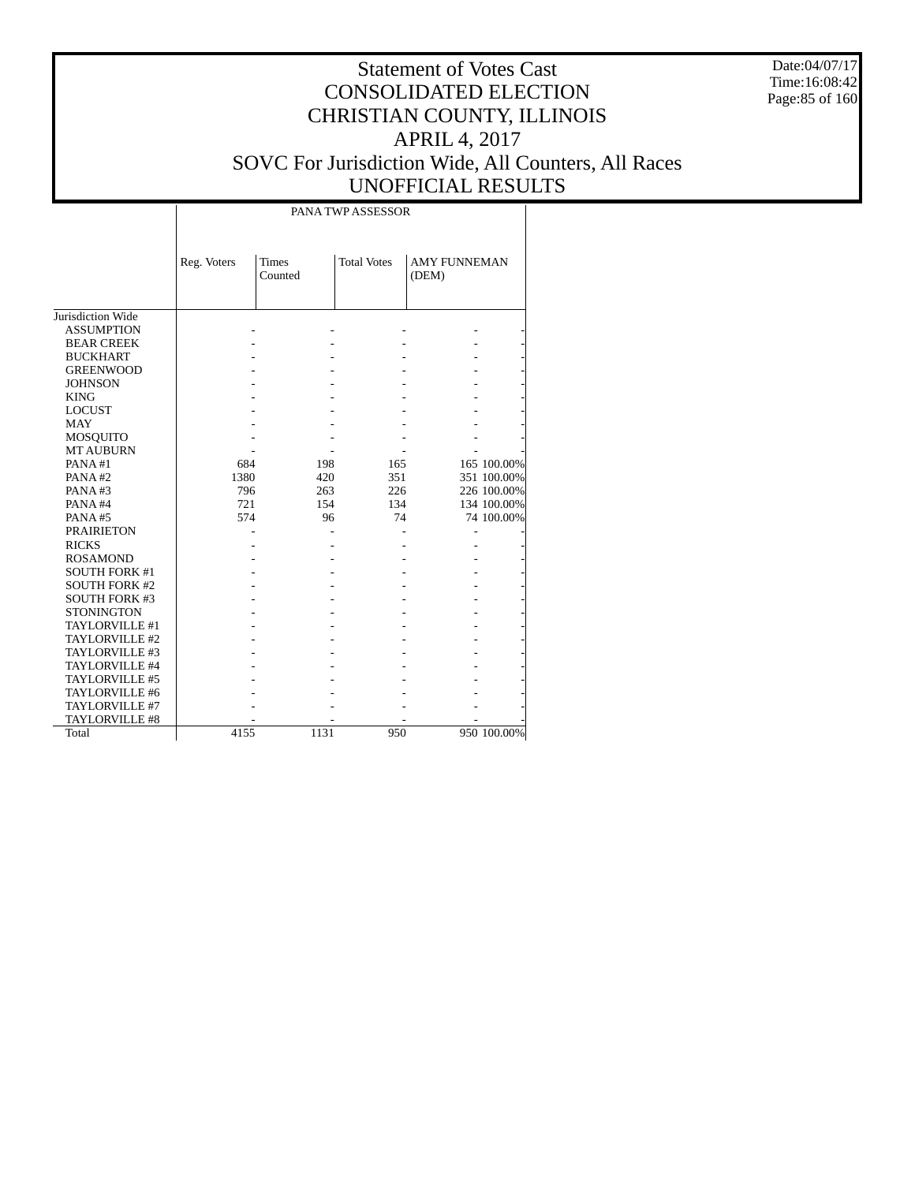# Statement of Votes Cast
# CONSOLIDATED ELECTION
# CHRISTIAN COUNTY, ILLINOIS
# APRIL 4, 2017
# SOVC For Jurisdiction Wide, All Counters, All Races
# UNOFFICIAL RESULTS

Date:04/07/17
Time:16:08:42

| | PANA TWP ASSESSOR | | | | |
|---|---|---|---|---|---|
| | Reg. Voters | Times Counted | Total Votes | AMY FUNNEMAN (DEM) | |
| Jurisdiction Wide | | | | | |
| ASSUMPTION | - | - | - | - | - |
| BEAR CREEK | - | - | - | - | - |
| BUCKHART | - | - | - | - | - |
| GREENWOOD | - | - | - | - | - |
| JOHNSON | - | - | - | - | - |
| KING | - | - | - | - | - |
| LOCUST | - | - | - | - | - |
| MAY | - | - | - | - | - |
| MOSQUITO | - | - | - | - | - |
| MT AUBURN | - | - | - | - | - |
| PANA #1 | 684 | 198 | 165 | 165 | 100.00% |
| PANA #2 | 1380 | 420 | 351 | 351 | 100.00% |
| PANA #3 | 796 | 263 | 226 | 226 | 100.00% |
| PANA #4 | 721 | 154 | 134 | 134 | 100.00% |
| PANA #5 | 574 | 96 | 74 | 74 | 100.00% |
| PRAIRIETON | - | - | - | - | - |
| RICKS | - | - | - | - | - |
| ROSAMOND | - | - | - | - | - |
| SOUTH FORK #1 | - | - | - | - | - |
| SOUTH FORK #2 | - | - | - | - | - |
| SOUTH FORK #3 | - | - | - | - | - |
| STONINGTON | - | - | - | - | - |
| TAYLORVILLE #1 | - | - | - | - | - |
| TAYLORVILLE #2 | - | - | - | - | - |
| TAYLORVILLE #3 | - | - | - | - | - |
| TAYLORVILLE #4 | - | - | - | - | - |
| TAYLORVILLE #5 | - | - | - | - | - |
| TAYLORVILLE #6 | - | - | - | - | - |
| TAYLORVILLE #7 | - | - | - | - | - |
| TAYLORVILLE #8 | - | - | - | - | - |
| Total | 4155 | 1131 | 950 | 950 | 100.00% |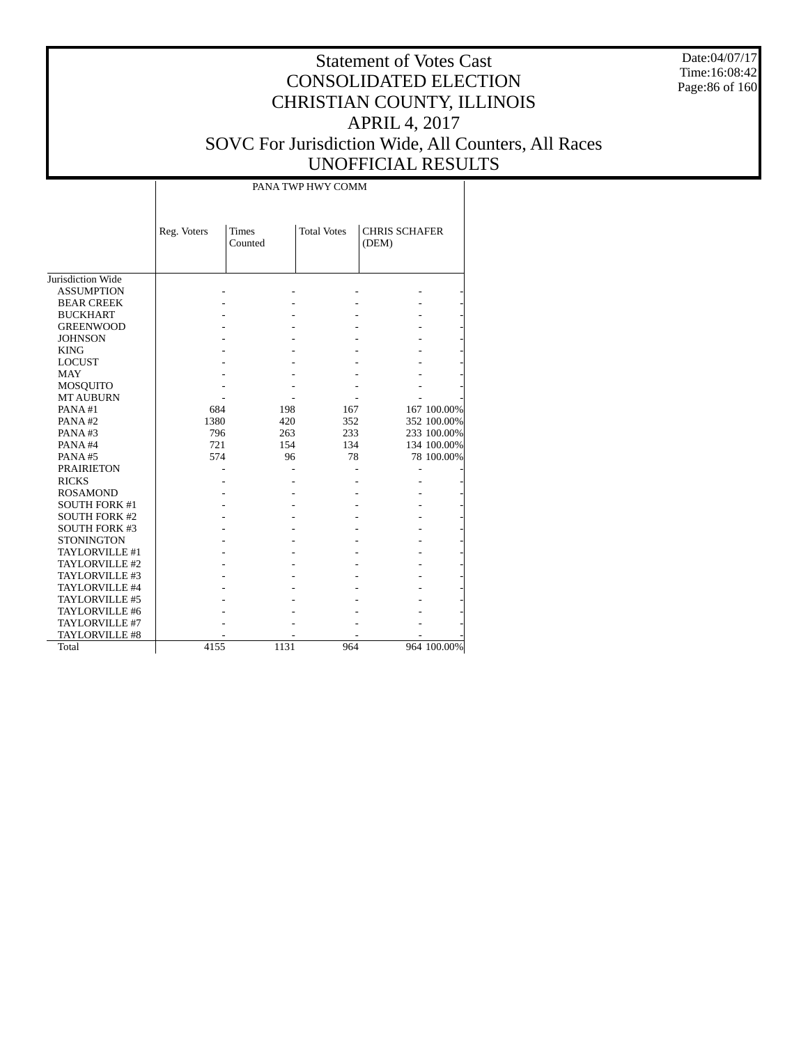# Statement of Votes Cast
# CONSOLIDATED ELECTION
# CHRISTIAN COUNTY, ILLINOIS
# APRIL 4, 2017
# SOVC For Jurisdiction Wide, All Counters, All Races
# UNOFFICIAL RESULTS

Date:04/07/17
Time:16:08:42

| | PANA TWP HWY COMM | | | | |
|---|---|---|---|---|---|
| | Reg. Voters | Times Counted | Total Votes | CHRIS SCHAFER (DEM) | |
| Jurisdiction Wide | | | | | |
| ASSUMPTION | - | - | - | - | - |
| BEAR CREEK | - | - | - | - | - |
| BUCKHART | - | - | - | - | - |
| GREENWOOD | - | - | - | - | - |
| JOHNSON | - | - | - | - | - |
| KING | - | - | - | - | - |
| LOCUST | - | - | - | - | - |
| MAY | - | - | - | - | - |
| MOSQUITO | - | - | - | - | - |
| MT AUBURN | - | - | - | - | - |
| PANA #1 | 684 | 198 | 167 | 167 | 100.00% |
| PANA #2 | 1380 | 420 | 352 | 352 | 100.00% |
| PANA #3 | 796 | 263 | 233 | 233 | 100.00% |
| PANA #4 | 721 | 154 | 134 | 134 | 100.00% |
| PANA #5 | 574 | 96 | 78 | 78 | 100.00% |
| PRAIRIETON | - | - | - | - | - |
| RICKS | - | - | - | - | - |
| ROSAMOND | - | - | - | - | - |
| SOUTH FORK #1 | - | - | - | - | - |
| SOUTH FORK #2 | - | - | - | - | - |
| SOUTH FORK #3 | - | - | - | - | - |
| STONINGTON | - | - | - | - | - |
| TAYLORVILLE #1 | - | - | - | - | - |
| TAYLORVILLE #2 | - | - | - | - | - |
| TAYLORVILLE #3 | - | - | - | - | - |
| TAYLORVILLE #4 | - | - | - | - | - |
| TAYLORVILLE #5 | - | - | - | - | - |
| TAYLORVILLE #6 | - | - | - | - | - |
| TAYLORVILLE #7 | - | - | - | - | - |
| TAYLORVILLE #8 | - | - | - | - | - |
| Total | 4155 | 1131 | 964 | 964 | 100.00% |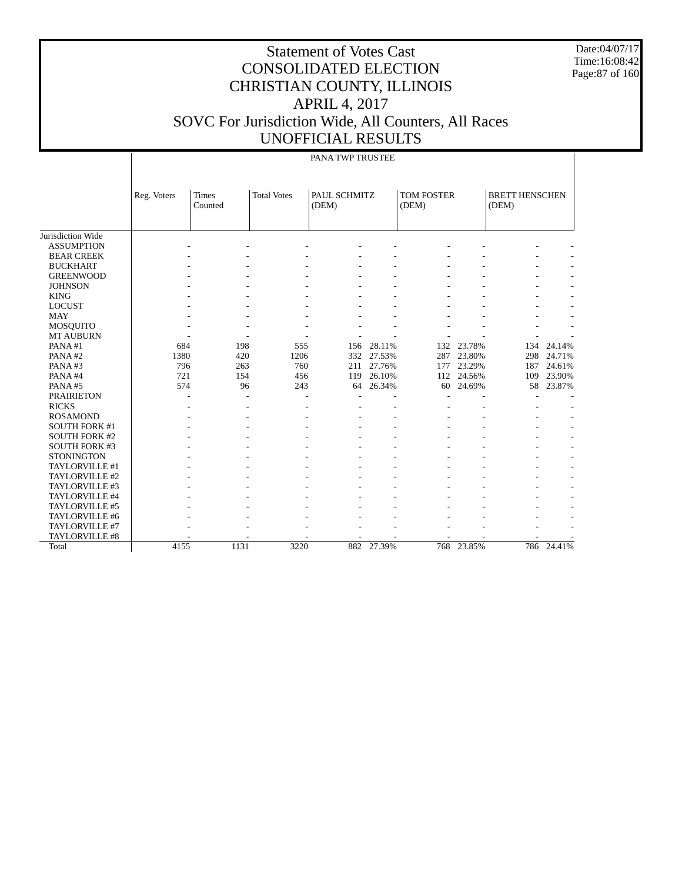# Statement of Votes Cast
# CONSOLIDATED ELECTION
# CHRISTIAN COUNTY, ILLINOIS
# APRIL 4, 2017
# SOVC For Jurisdiction Wide, All Counters, All Races
# UNOFFICIAL RESULTS

Date:04/07/17
Time:16:08:42

PANA TWP TRUSTEE

| | Reg. Voters | Times Counted | Total Votes | PAUL SCHMITZ (DEM) | | TOM FOSTER (DEM) | | BRETT HENSCHEN (DEM) | |
|---|---|---|---|---|---|---|---|---|---|
| Jurisdiction Wide | | | | | | | | | |
| ASSUMPTION | - | - | - | - | - | - | - | - | - |
| BEAR CREEK | - | - | - | - | - | - | - | - | - |
| BUCKHART | - | - | - | - | - | - | - | - | - |
| GREENWOOD | - | - | - | - | - | - | - | - | - |
| JOHNSON | - | - | - | - | - | - | - | - | - |
| KING | - | - | - | - | - | - | - | - | - |
| LOCUST | - | - | - | - | - | - | - | - | - |
| MAY | - | - | - | - | - | - | - | - | - |
| MOSQUITO | - | - | - | - | - | - | - | - | - |
| MT AUBURN | - | - | - | - | - | - | - | - | - |
| PANA #1 | 684 | 198 | 555 | 156 | 28.11% | 132 | 23.78% | 134 | 24.14% |
| PANA #2 | 1380 | 420 | 1206 | 332 | 27.53% | 287 | 23.80% | 298 | 24.71% |
| PANA #3 | 796 | 263 | 760 | 211 | 27.76% | 177 | 23.29% | 187 | 24.61% |
| PANA #4 | 721 | 154 | 456 | 119 | 26.10% | 112 | 24.56% | 109 | 23.90% |
| PANA #5 | 574 | 96 | 243 | 64 | 26.34% | 60 | 24.69% | 58 | 23.87% |
| PRAIRIETON | - | - | - | - | - | - | - | - | - |
| RICKS | - | - | - | - | - | - | - | - | - |
| ROSAMOND | - | - | - | - | - | - | - | - | - |
| SOUTH FORK #1 | - | - | - | - | - | - | - | - | - |
| SOUTH FORK #2 | - | - | - | - | - | - | - | - | - |
| SOUTH FORK #3 | - | - | - | - | - | - | - | - | - |
| STONINGTON | - | - | - | - | - | - | - | - | - |
| TAYLORVILLE #1 | - | - | - | - | - | - | - | - | - |
| TAYLORVILLE #2 | - | - | - | - | - | - | - | - | - |
| TAYLORVILLE #3 | - | - | - | - | - | - | - | - | - |
| TAYLORVILLE #4 | - | - | - | - | - | - | - | - | - |
| TAYLORVILLE #5 | - | - | - | - | - | - | - | - | - |
| TAYLORVILLE #6 | - | - | - | - | - | - | - | - | - |
| TAYLORVILLE #7 | - | - | - | - | - | - | - | - | - |
| TAYLORVILLE #8 | - | - | - | - | - | - | - | - | - |
| Total | 4155 | 1131 | 3220 | 882 | 27.39% | 768 | 23.85% | 786 | 24.41% |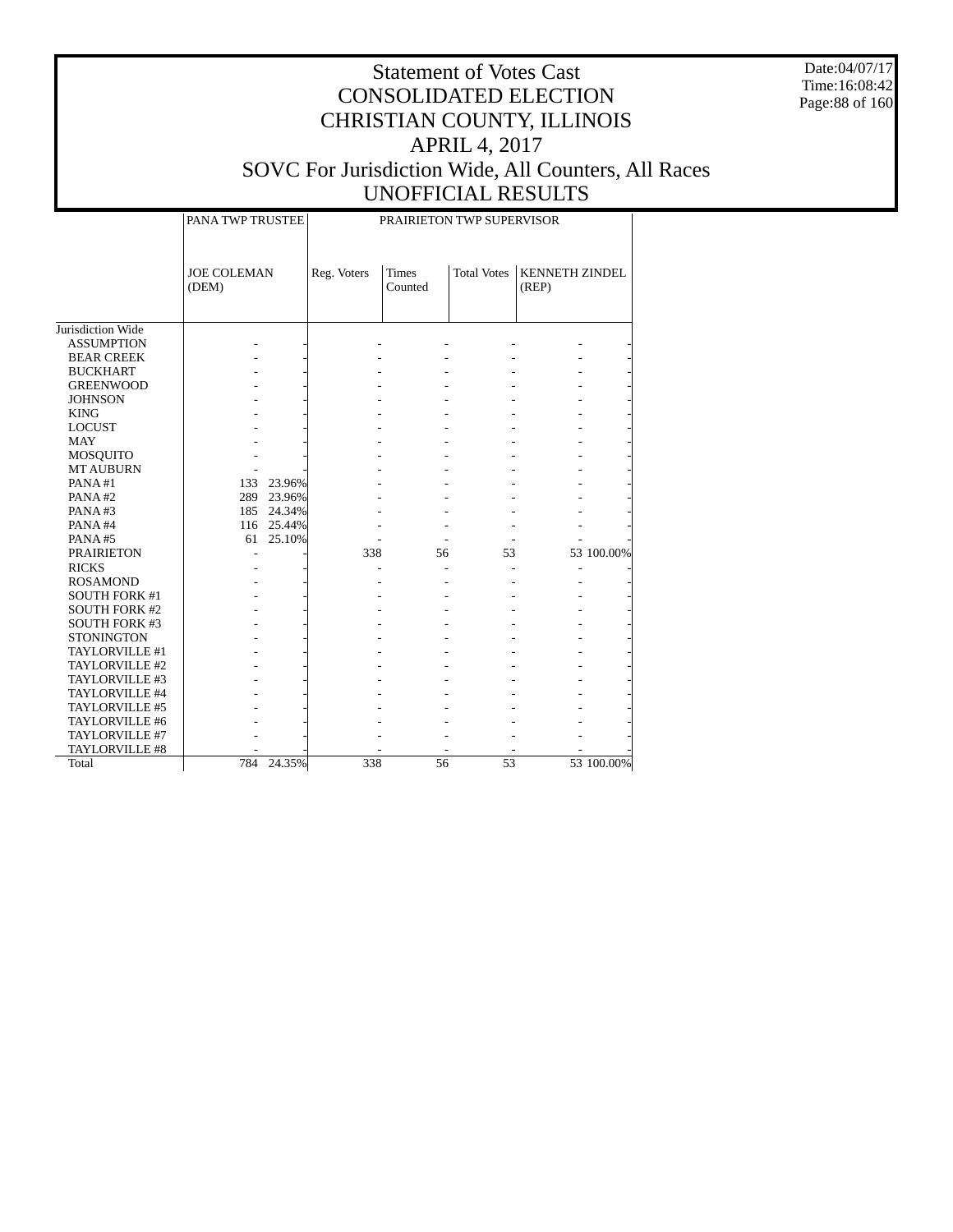# Statement of Votes Cast
# CONSOLIDATED ELECTION
# CHRISTIAN COUNTY, ILLINOIS
# APRIL 4, 2017
# SOVC For Jurisdiction Wide, All Counters, All Races
# UNOFFICIAL RESULTS

Date:04/07/17
Time:16:08:42

| | PANA TWP TRUSTEE | | PRAIRIETON TWP SUPERVISOR | | | | |
|---|---|---|---|---|---|---|---|
| | JOE COLEMAN (DEM) | | Reg. Voters | Times Counted | Total Votes | KENNETH ZINDEL (REP) | |
| Jurisdiction Wide | | | | | | | |
| ASSUMPTION | - | - | - | - | - | - | - |
| BEAR CREEK | - | - | - | - | - | - | - |
| BUCKHART | - | - | - | - | - | - | - |
| GREENWOOD | - | - | - | - | - | - | - |
| JOHNSON | - | - | - | - | - | - | - |
| KING | - | - | - | - | - | - | - |
| LOCUST | - | - | - | - | - | - | - |
| MAY | - | - | - | - | - | - | - |
| MOSQUITO | - | - | - | - | - | - | - |
| MT AUBURN | - | - | - | - | - | - | - |
| PANA #1 | 133 | 23.96% | - | - | - | - | - |
| PANA #2 | 289 | 23.96% | - | - | - | - | - |
| PANA #3 | 185 | 24.34% | - | - | - | - | - |
| PANA #4 | 116 | 25.44% | - | - | - | - | - |
| PANA #5 | 61 | 25.10% | - | - | - | - | - |
| PRAIRIETON | - | - | 338 | 56 | 53 | 53 | 100.00% |
| RICKS | - | - | - | - | - | - | - |
| ROSAMOND | - | - | - | - | - | - | - |
| SOUTH FORK #1 | - | - | - | - | - | - | - |
| SOUTH FORK #2 | - | - | - | - | - | - | - |
| SOUTH FORK #3 | - | - | - | - | - | - | - |
| STONINGTON | - | - | - | - | - | - | - |
| TAYLORVILLE #1 | - | - | - | - | - | - | - |
| TAYLORVILLE #2 | - | - | - | - | - | - | - |
| TAYLORVILLE #3 | - | - | - | - | - | - | - |
| TAYLORVILLE #4 | - | - | - | - | - | - | - |
| TAYLORVILLE #5 | - | - | - | - | - | - | - |
| TAYLORVILLE #6 | - | - | - | - | - | - | - |
| TAYLORVILLE #7 | - | - | - | - | - | - | - |
| TAYLORVILLE #8 | - | - | - | - | - | - | - |
| Total | 784 | 24.35% | 338 | 56 | 53 | 53 | 100.00% |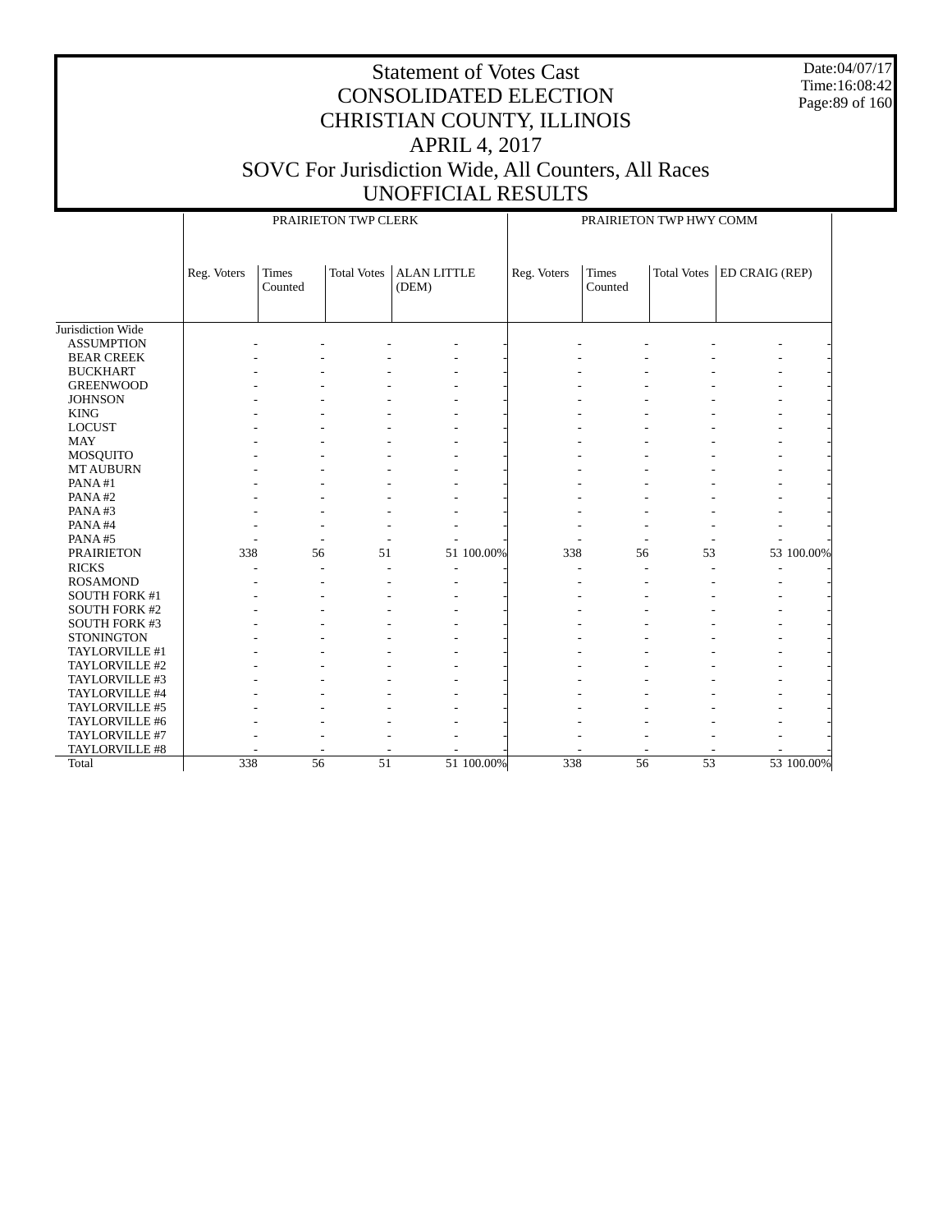# Statement of Votes Cast
# CONSOLIDATED ELECTION
# CHRISTIAN COUNTY, ILLINOIS
# APRIL 4, 2017
# SOVC For Jurisdiction Wide, All Counters, All Races
# UNOFFICIAL RESULTS

Date:04/07/17
Time:16:08:42

| | PRAIRIETON TWP CLERK | | | | | PRAIRIETON TWP HWY COMM | | | | |
|---|---|---|---|---|---|---|---|---|---|---|
| | Reg. Voters | Times Counted | Total Votes | ALAN LITTLE (DEM) | | Reg. Voters | Times Counted | Total Votes | ED CRAIG (REP) | |
| Jurisdiction Wide | | | | | | | | | | |
| ASSUMPTION | - | - | - | - | - | - | - | - | - | - |
| BEAR CREEK | - | - | - | - | - | - | - | - | - | - |
| BUCKHART | - | - | - | - | - | - | - | - | - | - |
| GREENWOOD | - | - | - | - | - | - | - | - | - | - |
| JOHNSON | - | - | - | - | - | - | - | - | - | - |
| KING | - | - | - | - | - | - | - | - | - | - |
| LOCUST | - | - | - | - | - | - | - | - | - | - |
| MAY | - | - | - | - | - | - | - | - | - | - |
| MOSQUITO | - | - | - | - | - | - | - | - | - | - |
| MT AUBURN | - | - | - | - | - | - | - | - | - | - |
| PANA #1 | - | - | - | - | - | - | - | - | - | - |
| PANA #2 | - | - | - | - | - | - | - | - | - | - |
| PANA #3 | - | - | - | - | - | - | - | - | - | - |
| PANA #4 | - | - | - | - | - | - | - | - | - | - |
| PANA #5 | - | - | - | - | - | - | - | - | - | - |
| PRAIRIETON | 338 | 56 | 51 | 51 | 100.00% | 338 | 56 | 53 | 53 | 100.00% |
| RICKS | - | - | - | - | - | - | - | - | - | - |
| ROSAMOND | - | - | - | - | - | - | - | - | - | - |
| SOUTH FORK #1 | - | - | - | - | - | - | - | - | - | - |
| SOUTH FORK #2 | - | - | - | - | - | - | - | - | - | - |
| SOUTH FORK #3 | - | - | - | - | - | - | - | - | - | - |
| STONINGTON | - | - | - | - | - | - | - | - | - | - |
| TAYLORVILLE #1 | - | - | - | - | - | - | - | - | - | - |
| TAYLORVILLE #2 | - | - | - | - | - | - | - | - | - | - |
| TAYLORVILLE #3 | - | - | - | - | - | - | - | - | - | - |
| TAYLORVILLE #4 | - | - | - | - | - | - | - | - | - | - |
| TAYLORVILLE #5 | - | - | - | - | - | - | - | - | - | - |
| TAYLORVILLE #6 | - | - | - | - | - | - | - | - | - | - |
| TAYLORVILLE #7 | - | - | - | - | - | - | - | - | - | - |
| TAYLORVILLE #8 | - | - | - | - | - | - | - | - | - | - |
| Total | 338 | 56 | 51 | 51 | 100.00% | 338 | 56 | 53 | 53 | 100.00% |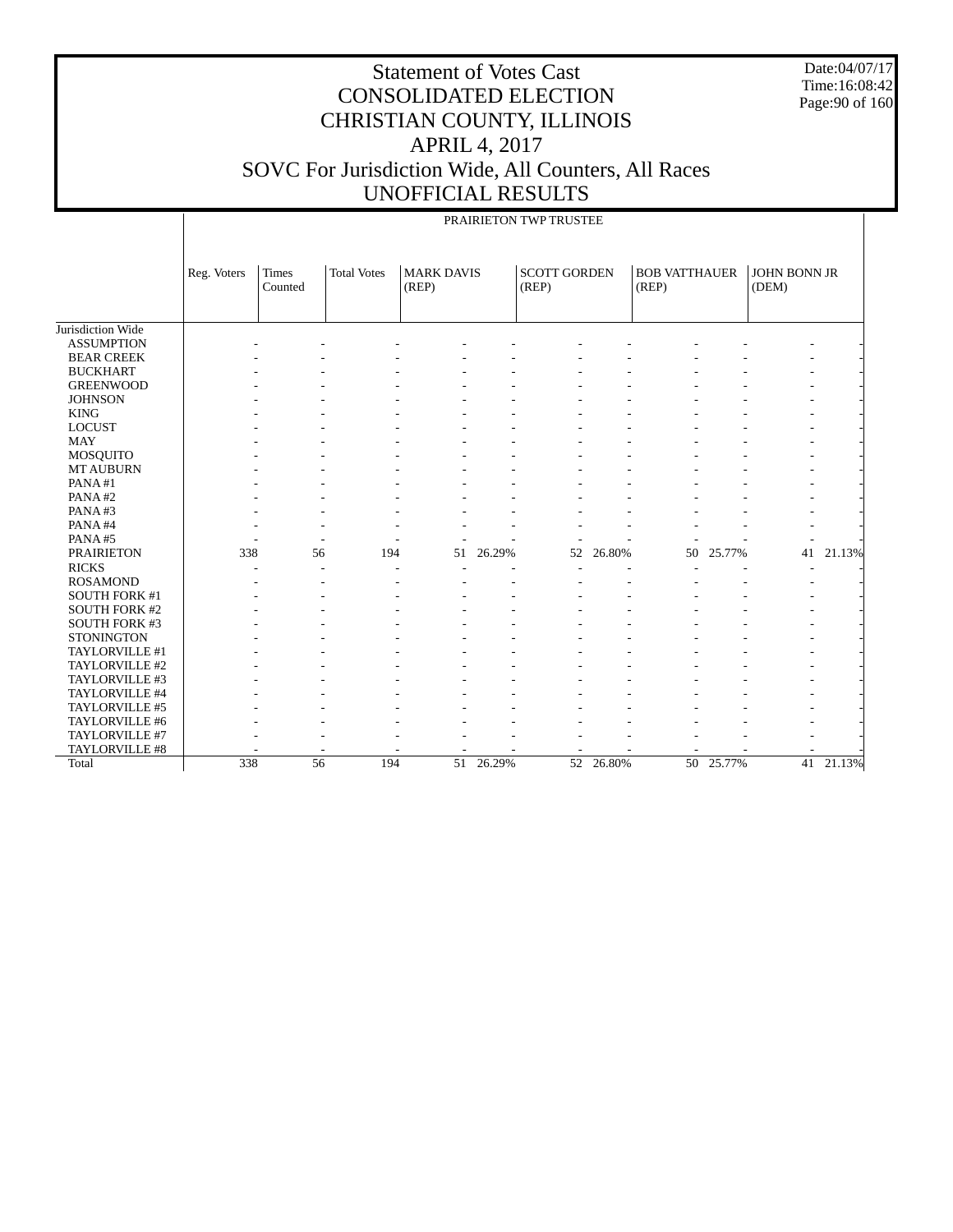# Statement of Votes Cast
# CONSOLIDATED ELECTION
# CHRISTIAN COUNTY, ILLINOIS
# APRIL 4, 2017
# SOVC For Jurisdiction Wide, All Counters, All Races
# UNOFFICIAL RESULTS

Date:04/07/17
Time:16:08:42

PRAIRIETON TWP TRUSTEE

| | Reg. Voters | Times Counted | Total Votes | MARK DAVIS (REP) | | SCOTT GORDEN (REP) | | BOB VATTHAUER (REP) | | JOHN BONN JR (DEM) | |
|---|---|---|---|---|---|---|---|---|---|---|---|
| Jurisdiction Wide | | | | | | | | | | | |
| ASSUMPTION | - | - | - | - | - | - | - | - | - | - | - |
| BEAR CREEK | - | - | - | - | - | - | - | - | - | - | - |
| BUCKHART | - | - | - | - | - | - | - | - | - | - | - |
| GREENWOOD | - | - | - | - | - | - | - | - | - | - | - |
| JOHNSON | - | - | - | - | - | - | - | - | - | - | - |
| KING | - | - | - | - | - | - | - | - | - | - | - |
| LOCUST | - | - | - | - | - | - | - | - | - | - | - |
| MAY | - | - | - | - | - | - | - | - | - | - | - |
| MOSQUITO | - | - | - | - | - | - | - | - | - | - | - |
| MT AUBURN | - | - | - | - | - | - | - | - | - | - | - |
| PANA #1 | - | - | - | - | - | - | - | - | - | - | - |
| PANA #2 | - | - | - | - | - | - | - | - | - | - | - |
| PANA #3 | - | - | - | - | - | - | - | - | - | - | - |
| PANA #4 | - | - | - | - | - | - | - | - | - | - | - |
| PANA #5 | - | - | - | - | - | - | - | - | - | - | - |
| PRAIRIETON | 338 | 56 | 194 | 51 | 26.29% | 52 | 26.80% | 50 | 25.77% | 41 | 21.13% |
| RICKS | - | - | - | - | - | - | - | - | - | - | - |
| ROSAMOND | - | - | - | - | - | - | - | - | - | - | - |
| SOUTH FORK #1 | - | - | - | - | - | - | - | - | - | - | - |
| SOUTH FORK #2 | - | - | - | - | - | - | - | - | - | - | - |
| SOUTH FORK #3 | - | - | - | - | - | - | - | - | - | - | - |
| STONINGTON | - | - | - | - | - | - | - | - | - | - | - |
| TAYLORVILLE #1 | - | - | - | - | - | - | - | - | - | - | - |
| TAYLORVILLE #2 | - | - | - | - | - | - | - | - | - | - | - |
| TAYLORVILLE #3 | - | - | - | - | - | - | - | - | - | - | - |
| TAYLORVILLE #4 | - | - | - | - | - | - | - | - | - | - | - |
| TAYLORVILLE #5 | - | - | - | - | - | - | - | - | - | - | - |
| TAYLORVILLE #6 | - | - | - | - | - | - | - | - | - | - | - |
| TAYLORVILLE #7 | - | - | - | - | - | - | - | - | - | - | - |
| TAYLORVILLE #8 | - | - | - | - | - | - | - | - | - | - | - |
| Total | 338 | 56 | 194 | 51 | 26.29% | 52 | 26.80% | 50 | 25.77% | 41 | 21.13% |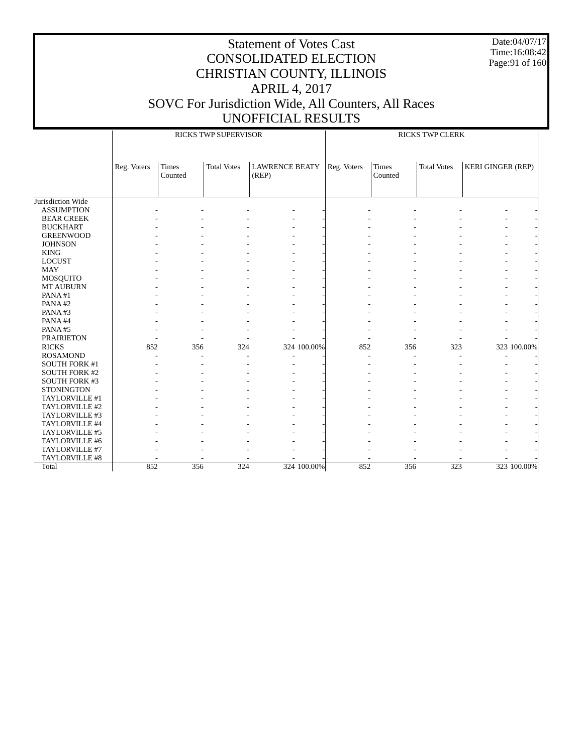# Statement of Votes Cast
# CONSOLIDATED ELECTION
# CHRISTIAN COUNTY, ILLINOIS
# APRIL 4, 2017
# SOVC For Jurisdiction Wide, All Counters, All Races
# UNOFFICIAL RESULTS

Date:04/07/17
Time:16:08:42

| | RICKS TWP SUPERVISOR | | | | | RICKS TWP CLERK | | | | |
|---|---|---|---|---|---|---|---|---|---|---|
| | Reg. Voters | Times Counted | Total Votes | LAWRENCE BEATY (REP) | | Reg. Voters | Times Counted | Total Votes | KERI GINGER (REP) | |
| Jurisdiction Wide | | | | | | | | | | |
| ASSUMPTION | - | - | - | - | - | - | - | - | - | - |
| BEAR CREEK | - | - | - | - | - | - | - | - | - | - |
| BUCKHART | - | - | - | - | - | - | - | - | - | - |
| GREENWOOD | - | - | - | - | - | - | - | - | - | - |
| JOHNSON | - | - | - | - | - | - | - | - | - | - |
| KING | - | - | - | - | - | - | - | - | - | - |
| LOCUST | - | - | - | - | - | - | - | - | - | - |
| MAY | - | - | - | - | - | - | - | - | - | - |
| MOSQUITO | - | - | - | - | - | - | - | - | - | - |
| MT AUBURN | - | - | - | - | - | - | - | - | - | - |
| PANA #1 | - | - | - | - | - | - | - | - | - | - |
| PANA #2 | - | - | - | - | - | - | - | - | - | - |
| PANA #3 | - | - | - | - | - | - | - | - | - | - |
| PANA #4 | - | - | - | - | - | - | - | - | - | - |
| PANA #5 | - | - | - | - | - | - | - | - | - | - |
| PRAIRIETON | - | - | - | - | - | - | - | - | - | - |
| RICKS | 852 | 356 | 324 | 324 | 100.00% | 852 | 356 | 323 | 323 | 100.00% |
| ROSAMOND | - | - | - | - | - | - | - | - | - | - |
| SOUTH FORK #1 | - | - | - | - | - | - | - | - | - | - |
| SOUTH FORK #2 | - | - | - | - | - | - | - | - | - | - |
| SOUTH FORK #3 | - | - | - | - | - | - | - | - | - | - |
| STONINGTON | - | - | - | - | - | - | - | - | - | - |
| TAYLORVILLE #1 | - | - | - | - | - | - | - | - | - | - |
| TAYLORVILLE #2 | - | - | - | - | - | - | - | - | - | - |
| TAYLORVILLE #3 | - | - | - | - | - | - | - | - | - | - |
| TAYLORVILLE #4 | - | - | - | - | - | - | - | - | - | - |
| TAYLORVILLE #5 | - | - | - | - | - | - | - | - | - | - |
| TAYLORVILLE #6 | - | - | - | - | - | - | - | - | - | - |
| TAYLORVILLE #7 | - | - | - | - | - | - | - | - | - | - |
| TAYLORVILLE #8 | - | - | - | - | - | - | - | - | - | - |
| Total | 852 | 356 | 324 | 324 | 100.00% | 852 | 356 | 323 | 323 | 100.00% |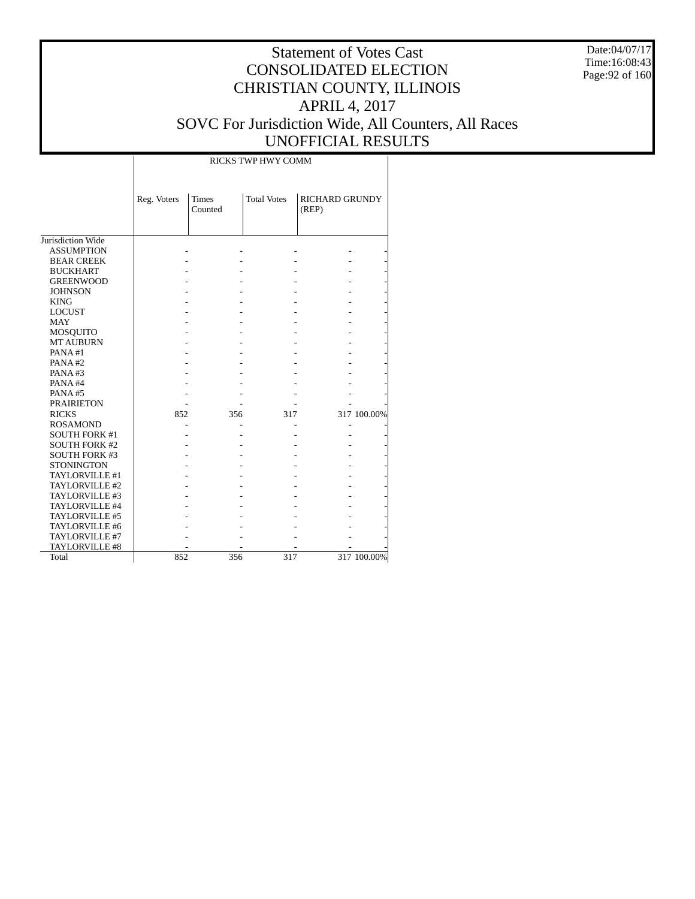# Statement of Votes Cast
# CONSOLIDATED ELECTION
# CHRISTIAN COUNTY, ILLINOIS
# APRIL 4, 2017
# SOVC For Jurisdiction Wide, All Counters, All Races
# UNOFFICIAL RESULTS

Date:04/07/17
Time:16:08:43

| | RICKS TWP HWY COMM | | | | |
|---|---|---|---|---|---|
| | Reg. Voters | Times Counted | Total Votes | RICHARD GRUNDY (REP) | |
| Jurisdiction Wide | | | | | |
| ASSUMPTION | - | - | - | - | - |
| BEAR CREEK | - | - | - | - | - |
| BUCKHART | - | - | - | - | - |
| GREENWOOD | - | - | - | - | - |
| JOHNSON | - | - | - | - | - |
| KING | - | - | - | - | - |
| LOCUST | - | - | - | - | - |
| MAY | - | - | - | - | - |
| MOSQUITO | - | - | - | - | - |
| MT AUBURN | - | - | - | - | - |
| PANA #1 | - | - | - | - | - |
| PANA #2 | - | - | - | - | - |
| PANA #3 | - | - | - | - | - |
| PANA #4 | - | - | - | - | - |
| PANA #5 | - | - | - | - | - |
| PRAIRIETON | - | - | - | - | - |
| RICKS | 852 | 356 | 317 | 317 | 100.00% |
| ROSAMOND | - | - | - | - | - |
| SOUTH FORK #1 | - | - | - | - | - |
| SOUTH FORK #2 | - | - | - | - | - |
| SOUTH FORK #3 | - | - | - | - | - |
| STONINGTON | - | - | - | - | - |
| TAYLORVILLE #1 | - | - | - | - | - |
| TAYLORVILLE #2 | - | - | - | - | - |
| TAYLORVILLE #3 | - | - | - | - | - |
| TAYLORVILLE #4 | - | - | - | - | - |
| TAYLORVILLE #5 | - | - | - | - | - |
| TAYLORVILLE #6 | - | - | - | - | - |
| TAYLORVILLE #7 | - | - | - | - | - |
| TAYLORVILLE #8 | - | - | - | - | - |
| Total | 852 | 356 | 317 | 317 | 100.00% |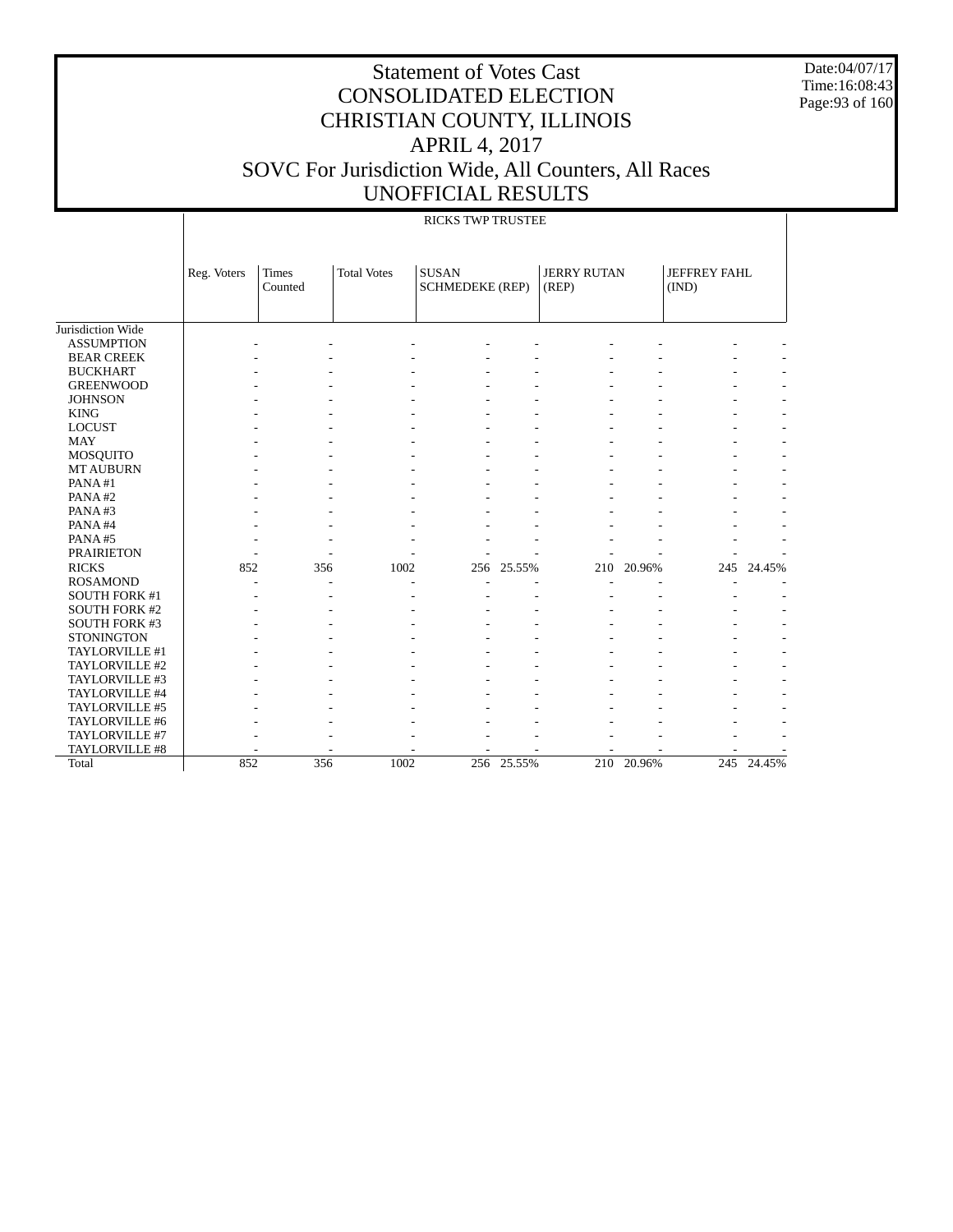# Statement of Votes Cast
# CONSOLIDATED ELECTION
# CHRISTIAN COUNTY, ILLINOIS
# APRIL 4, 2017
# SOVC For Jurisdiction Wide, All Counters, All Races
# UNOFFICIAL RESULTS

Date:04/07/17
Time:16:08:43

| | RICKS TWP TRUSTEE | | | | | | | | |
|---|---|---|---|---|---|---|---|---|---|
| | Reg. Voters | Times Counted | Total Votes | SUSAN SCHMEDEKE (REP) | | JERRY RUTAN (REP) | | JEFFREY FAHL (IND) | |
| Jurisdiction Wide | | | | | | | | | |
| ASSUMPTION | - | - | - | - | - | - | - | - | - |
| BEAR CREEK | - | - | - | - | - | - | - | - | - |
| BUCKHART | - | - | - | - | - | - | - | - | - |
| GREENWOOD | - | - | - | - | - | - | - | - | - |
| JOHNSON | - | - | - | - | - | - | - | - | - |
| KING | - | - | - | - | - | - | - | - | - |
| LOCUST | - | - | - | - | - | - | - | - | - |
| MAY | - | - | - | - | - | - | - | - | - |
| MOSQUITO | - | - | - | - | - | - | - | - | - |
| MT AUBURN | - | - | - | - | - | - | - | - | - |
| PANA #1 | - | - | - | - | - | - | - | - | - |
| PANA #2 | - | - | - | - | - | - | - | - | - |
| PANA #3 | - | - | - | - | - | - | - | - | - |
| PANA #4 | - | - | - | - | - | - | - | - | - |
| PANA #5 | - | - | - | - | - | - | - | - | - |
| PRAIRIETON | - | - | - | - | - | - | - | - | - |
| RICKS | 852 | 356 | 1002 | 256 | 25.55% | 210 | 20.96% | 245 | 24.45% |
| ROSAMOND | - | - | - | - | - | - | - | - | - |
| SOUTH FORK #1 | - | - | - | - | - | - | - | - | - |
| SOUTH FORK #2 | - | - | - | - | - | - | - | - | - |
| SOUTH FORK #3 | - | - | - | - | - | - | - | - | - |
| STONINGTON | - | - | - | - | - | - | - | - | - |
| TAYLORVILLE #1 | - | - | - | - | - | - | - | - | - |
| TAYLORVILLE #2 | - | - | - | - | - | - | - | - | - |
| TAYLORVILLE #3 | - | - | - | - | - | - | - | - | - |
| TAYLORVILLE #4 | - | - | - | - | - | - | - | - | - |
| TAYLORVILLE #5 | - | - | - | - | - | - | - | - | - |
| TAYLORVILLE #6 | - | - | - | - | - | - | - | - | - |
| TAYLORVILLE #7 | - | - | - | - | - | - | - | - | - |
| TAYLORVILLE #8 | - | - | - | - | - | - | - | - | - |
| Total | 852 | 356 | 1002 | 256 | 25.55% | 210 | 20.96% | 245 | 24.45% |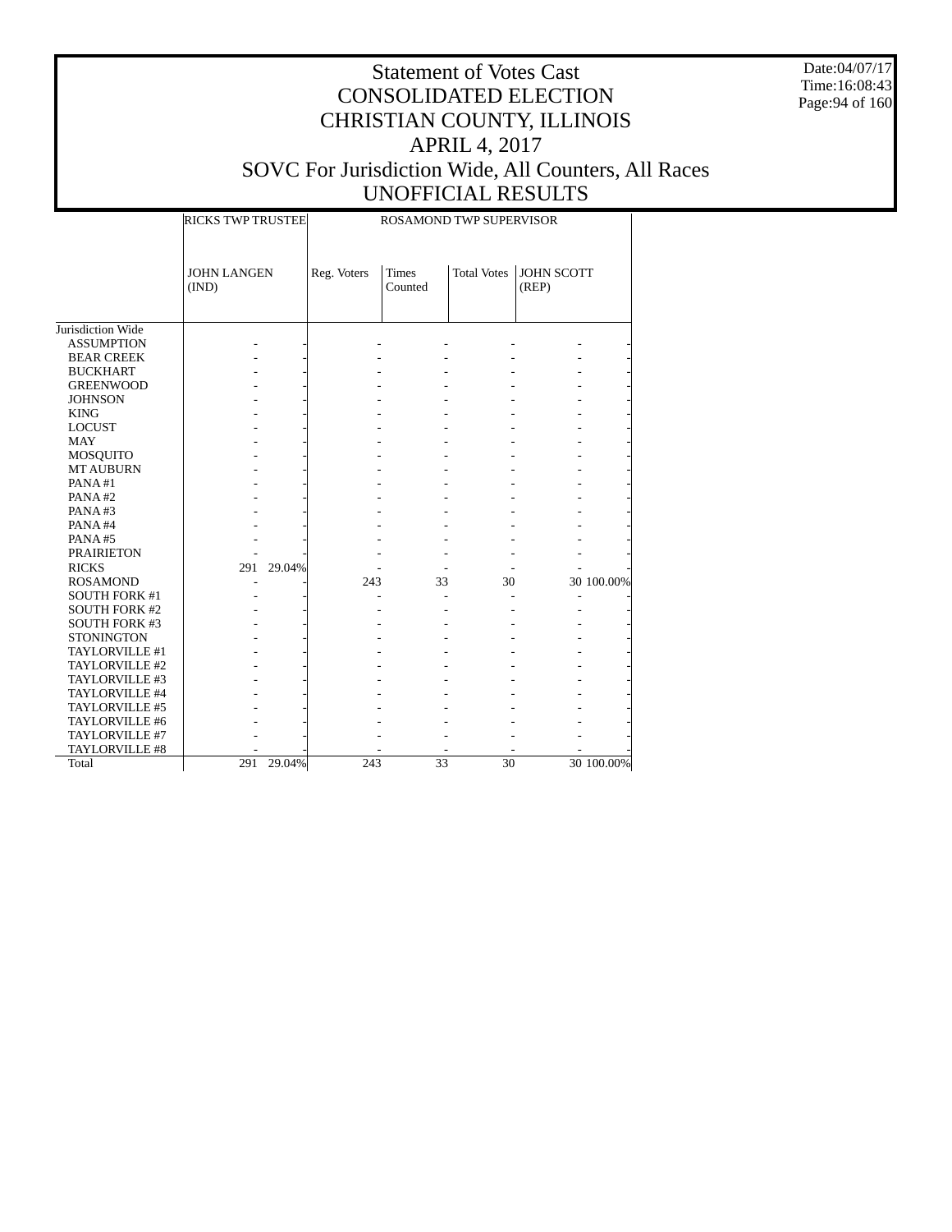# Statement of Votes Cast
# CONSOLIDATED ELECTION
# CHRISTIAN COUNTY, ILLINOIS
# APRIL 4, 2017
# SOVC For Jurisdiction Wide, All Counters, All Races
# UNOFFICIAL RESULTS

Date:04/07/17
Time:16:08:43

| | RICKS TWP TRUSTEE | | ROSAMOND TWP SUPERVISOR | | | | |
|---|---|---|---|---|---|---|---|
| | JOHN LANGEN (IND) | | Reg. Voters | Times Counted | Total Votes | JOHN SCOTT (REP) | |
| Jurisdiction Wide | | | | | | | |
| ASSUMPTION | - | - | - | - | - | - | - |
| BEAR CREEK | - | - | - | - | - | - | - |
| BUCKHART | - | - | - | - | - | - | - |
| GREENWOOD | - | - | - | - | - | - | - |
| JOHNSON | - | - | - | - | - | - | - |
| KING | - | - | - | - | - | - | - |
| LOCUST | - | - | - | - | - | - | - |
| MAY | - | - | - | - | - | - | - |
| MOSQUITO | - | - | - | - | - | - | - |
| MT AUBURN | - | - | - | - | - | - | - |
| PANA #1 | - | - | - | - | - | - | - |
| PANA #2 | - | - | - | - | - | - | - |
| PANA #3 | - | - | - | - | - | - | - |
| PANA #4 | - | - | - | - | - | - | - |
| PANA #5 | - | - | - | - | - | - | - |
| PRAIRIETON | - | - | - | - | - | - | - |
| RICKS | 291 | 29.04% | - | - | - | - | - |
| ROSAMOND | - | - | 243 | 33 | 30 | 30 | 100.00% |
| SOUTH FORK #1 | - | - | - | - | - | - | - |
| SOUTH FORK #2 | - | - | - | - | - | - | - |
| SOUTH FORK #3 | - | - | - | - | - | - | - |
| STONINGTON | - | - | - | - | - | - | - |
| TAYLORVILLE #1 | - | - | - | - | - | - | - |
| TAYLORVILLE #2 | - | - | - | - | - | - | - |
| TAYLORVILLE #3 | - | - | - | - | - | - | - |
| TAYLORVILLE #4 | - | - | - | - | - | - | - |
| TAYLORVILLE #5 | - | - | - | - | - | - | - |
| TAYLORVILLE #6 | - | - | - | - | - | - | - |
| TAYLORVILLE #7 | - | - | - | - | - | - | - |
| TAYLORVILLE #8 | - | - | - | - | - | - | - |
| Total | 291 | 29.04% | 243 | 33 | 30 | 30 | 100.00% |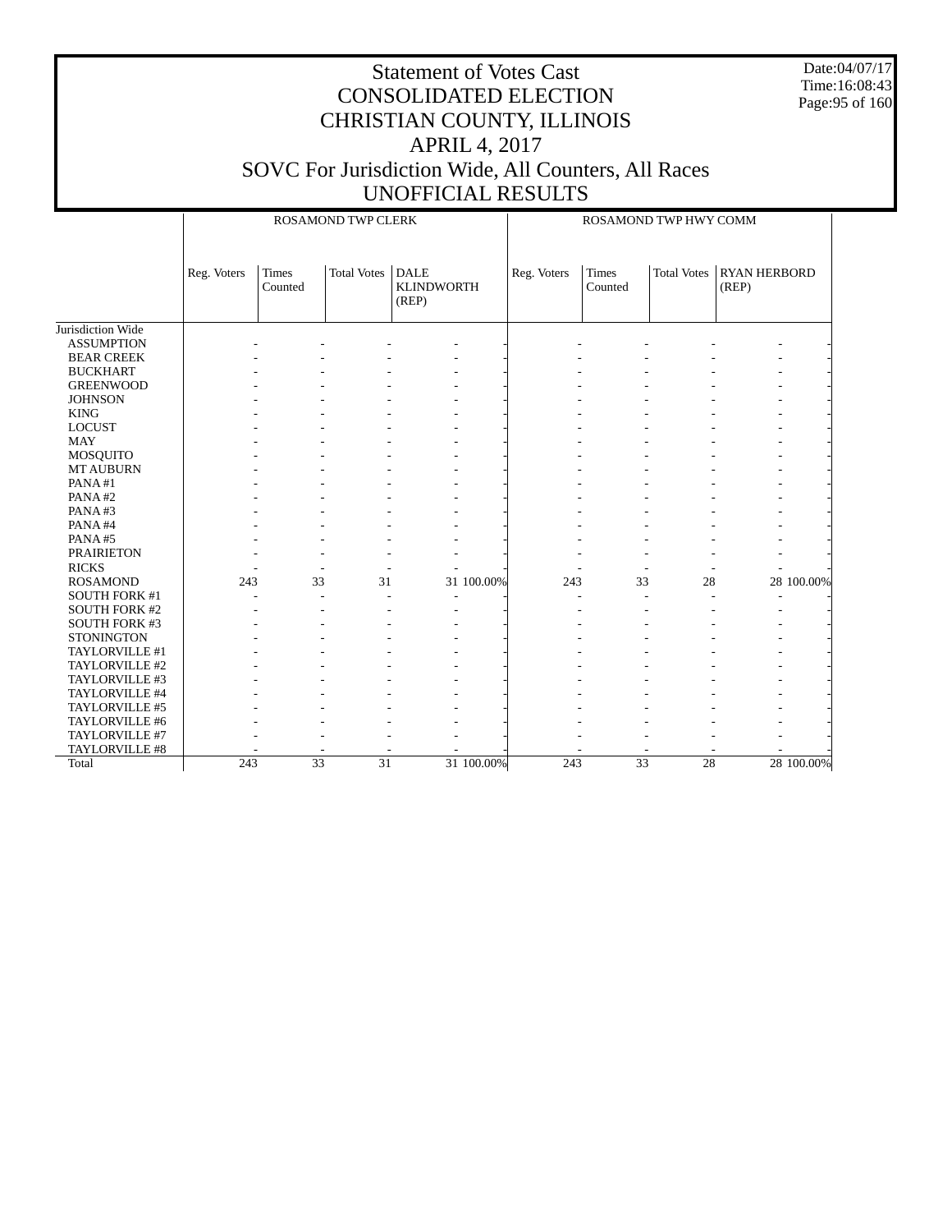# Statement of Votes Cast
# CONSOLIDATED ELECTION
# CHRISTIAN COUNTY, ILLINOIS
# APRIL 4, 2017
# SOVC For Jurisdiction Wide, All Counters, All Races
# UNOFFICIAL RESULTS

Date:04/07/17
Time:16:08:43

| | ROSAMOND TWP CLERK | | | | | ROSAMOND TWP HWY COMM | | | | |
|---|---|---|---|---|---|---|---|---|---|---|
| | Reg. Voters | Times Counted | Total Votes | DALE KLINDWORTH (REP) | | Reg. Voters | Times Counted | Total Votes | RYAN HERBORD (REP) | |
| Jurisdiction Wide | | | | | | | | | | |
| ASSUMPTION | - | - | - | - | - | - | - | - | - | - |
| BEAR CREEK | - | - | - | - | - | - | - | - | - | - |
| BUCKHART | - | - | - | - | - | - | - | - | - | - |
| GREENWOOD | - | - | - | - | - | - | - | - | - | - |
| JOHNSON | - | - | - | - | - | - | - | - | - | - |
| KING | - | - | - | - | - | - | - | - | - | - |
| LOCUST | - | - | - | - | - | - | - | - | - | - |
| MAY | - | - | - | - | - | - | - | - | - | - |
| MOSQUITO | - | - | - | - | - | - | - | - | - | - |
| MT AUBURN | - | - | - | - | - | - | - | - | - | - |
| PANA #1 | - | - | - | - | - | - | - | - | - | - |
| PANA #2 | - | - | - | - | - | - | - | - | - | - |
| PANA #3 | - | - | - | - | - | - | - | - | - | - |
| PANA #4 | - | - | - | - | - | - | - | - | - | - |
| PANA #5 | - | - | - | - | - | - | - | - | - | - |
| PRAIRIETON | - | - | - | - | - | - | - | - | - | - |
| RICKS | - | - | - | - | - | - | - | - | - | - |
| ROSAMOND | 243 | 33 | 31 | 31 | 100.00% | 243 | 33 | 28 | 28 | 100.00% |
| SOUTH FORK #1 | - | - | - | - | - | - | - | - | - | - |
| SOUTH FORK #2 | - | - | - | - | - | - | - | - | - | - |
| SOUTH FORK #3 | - | - | - | - | - | - | - | - | - | - |
| STONINGTON | - | - | - | - | - | - | - | - | - | - |
| TAYLORVILLE #1 | - | - | - | - | - | - | - | - | - | - |
| TAYLORVILLE #2 | - | - | - | - | - | - | - | - | - | - |
| TAYLORVILLE #3 | - | - | - | - | - | - | - | - | - | - |
| TAYLORVILLE #4 | - | - | - | - | - | - | - | - | - | - |
| TAYLORVILLE #5 | - | - | - | - | - | - | - | - | - | - |
| TAYLORVILLE #6 | - | - | - | - | - | - | - | - | - | - |
| TAYLORVILLE #7 | - | - | - | - | - | - | - | - | - | - |
| TAYLORVILLE #8 | - | - | - | - | - | - | - | - | - | - |
| Total | 243 | 33 | 31 | 31 | 100.00% | 243 | 33 | 28 | 28 | 100.00% |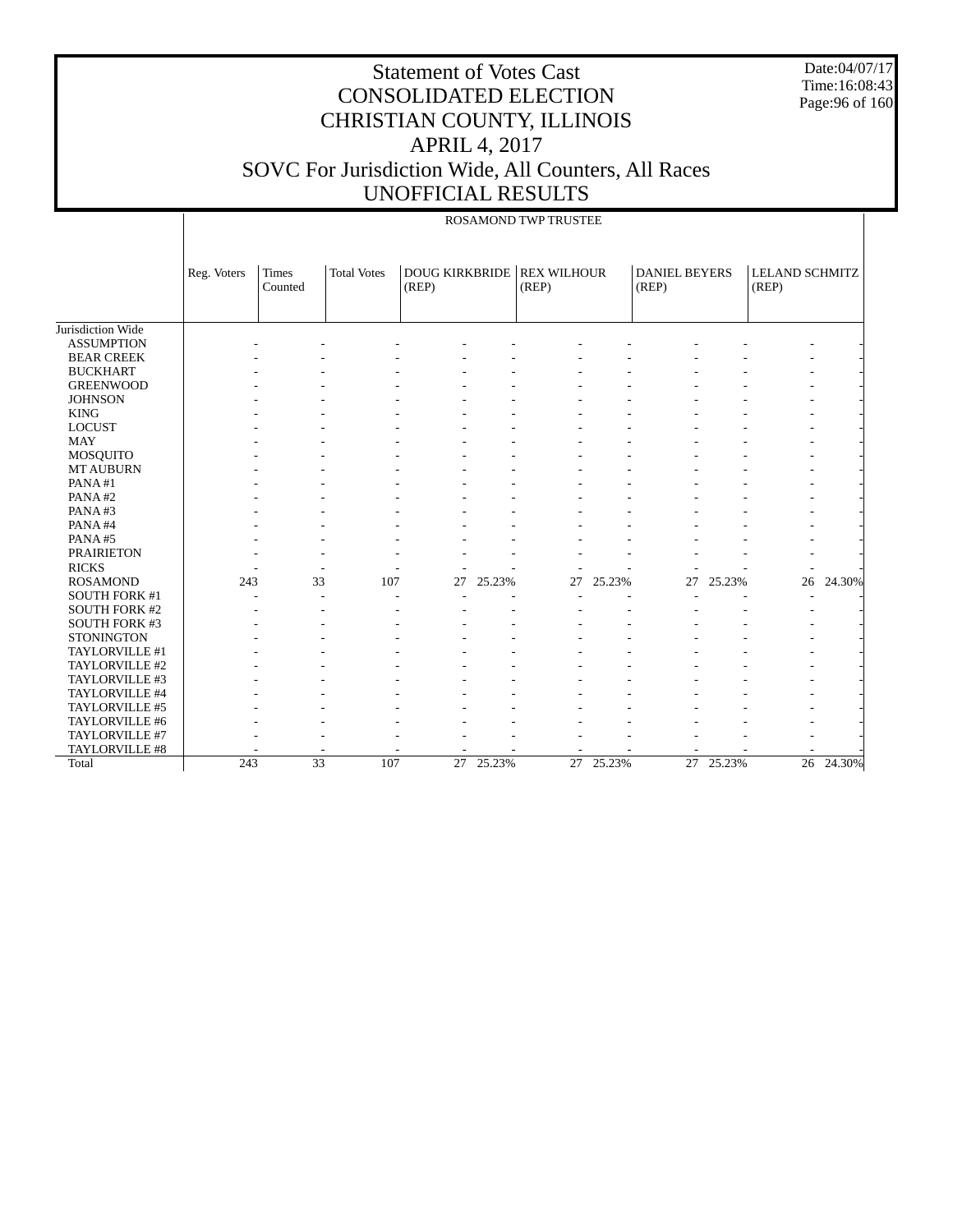# Statement of Votes Cast
# CONSOLIDATED ELECTION
# CHRISTIAN COUNTY, ILLINOIS
# APRIL 4, 2017
# SOVC For Jurisdiction Wide, All Counters, All Races
# UNOFFICIAL RESULTS

Date:04/07/17
Time:16:08:43

ROSAMOND TWP TRUSTEE

| | Reg. Voters | Times Counted | Total Votes | DOUG KIRKBRIDE (REP) | | REX WILHOUR (REP) | | DANIEL BEYERS (REP) | | LELAND SCHMITZ (REP) | |
|---|---|---|---|---|---|---|---|---|---|---|---|
| Jurisdiction Wide | | | | | | | | | | | |
| ASSUMPTION | - | - | - | - | - | - | - | - | - | - | - |
| BEAR CREEK | - | - | - | - | - | - | - | - | - | - | - |
| BUCKHART | - | - | - | - | - | - | - | - | - | - | - |
| GREENWOOD | - | - | - | - | - | - | - | - | - | - | - |
| JOHNSON | - | - | - | - | - | - | - | - | - | - | - |
| KING | - | - | - | - | - | - | - | - | - | - | - |
| LOCUST | - | - | - | - | - | - | - | - | - | - | - |
| MAY | - | - | - | - | - | - | - | - | - | - | - |
| MOSQUITO | - | - | - | - | - | - | - | - | - | - | - |
| MT AUBURN | - | - | - | - | - | - | - | - | - | - | - |
| PANA #1 | - | - | - | - | - | - | - | - | - | - | - |
| PANA #2 | - | - | - | - | - | - | - | - | - | - | - |
| PANA #3 | - | - | - | - | - | - | - | - | - | - | - |
| PANA #4 | - | - | - | - | - | - | - | - | - | - | - |
| PANA #5 | - | - | - | - | - | - | - | - | - | - | - |
| PRAIRIETON | - | - | - | - | - | - | - | - | - | - | - |
| RICKS | - | - | - | - | - | - | - | - | - | - | - |
| ROSAMOND | 243 | 33 | 107 | 27 | 25.23% | 27 | 25.23% | 27 | 25.23% | 26 | 24.30% |
| SOUTH FORK #1 | - | - | - | - | - | - | - | - | - | - | - |
| SOUTH FORK #2 | - | - | - | - | - | - | - | - | - | - | - |
| SOUTH FORK #3 | - | - | - | - | - | - | - | - | - | - | - |
| STONINGTON | - | - | - | - | - | - | - | - | - | - | - |
| TAYLORVILLE #1 | - | - | - | - | - | - | - | - | - | - | - |
| TAYLORVILLE #2 | - | - | - | - | - | - | - | - | - | - | - |
| TAYLORVILLE #3 | - | - | - | - | - | - | - | - | - | - | - |
| TAYLORVILLE #4 | - | - | - | - | - | - | - | - | - | - | - |
| TAYLORVILLE #5 | - | - | - | - | - | - | - | - | - | - | - |
| TAYLORVILLE #6 | - | - | - | - | - | - | - | - | - | - | - |
| TAYLORVILLE #7 | - | - | - | - | - | - | - | - | - | - | - |
| TAYLORVILLE #8 | - | - | - | - | - | - | - | - | - | - | - |
| Total | 243 | 33 | 107 | 27 | 25.23% | 27 | 25.23% | 27 | 25.23% | 26 | 24.30% |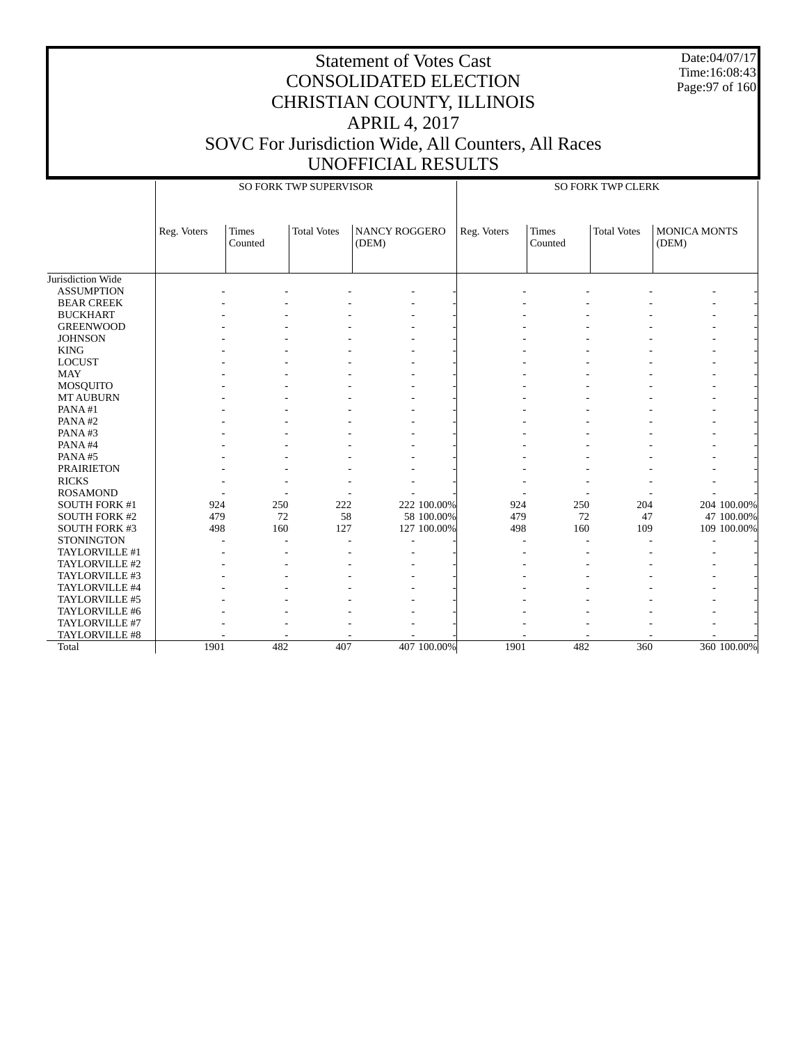# Statement of Votes Cast
# CONSOLIDATED ELECTION
# CHRISTIAN COUNTY, ILLINOIS
# APRIL 4, 2017
# SOVC For Jurisdiction Wide, All Counters, All Races
# UNOFFICIAL RESULTS

Date:04/07/17
Time:16:08:43

| | SO FORK TWP SUPERVISOR | | | | | SO FORK TWP CLERK | | | | |
|---|---|---|---|---|---|---|---|---|---|---|
| | Reg. Voters | Times Counted | Total Votes | NANCY ROGGERO (DEM) | | Reg. Voters | Times Counted | Total Votes | MONICA MONTS (DEM) | |
| Jurisdiction Wide | | | | | | | | | | |
| ASSUMPTION | - | - | - | - | - | - | - | - | - | - |
| BEAR CREEK | - | - | - | - | - | - | - | - | - | - |
| BUCKHART | - | - | - | - | - | - | - | - | - | - |
| GREENWOOD | - | - | - | - | - | - | - | - | - | - |
| JOHNSON | - | - | - | - | - | - | - | - | - | - |
| KING | - | - | - | - | - | - | - | - | - | - |
| LOCUST | - | - | - | - | - | - | - | - | - | - |
| MAY | - | - | - | - | - | - | - | - | - | - |
| MOSQUITO | - | - | - | - | - | - | - | - | - | - |
| MT AUBURN | - | - | - | - | - | - | - | - | - | - |
| PANA #1 | - | - | - | - | - | - | - | - | - | - |
| PANA #2 | - | - | - | - | - | - | - | - | - | - |
| PANA #3 | - | - | - | - | - | - | - | - | - | - |
| PANA #4 | - | - | - | - | - | - | - | - | - | - |
| PANA #5 | - | - | - | - | - | - | - | - | - | - |
| PRAIRIETON | - | - | - | - | - | - | - | - | - | - |
| RICKS | - | - | - | - | - | - | - | - | - | - |
| ROSAMOND | - | - | - | - | - | - | - | - | - | - |
| SOUTH FORK #1 | 924 | 250 | 222 | 222 | 100.00% | 924 | 250 | 204 | 204 | 100.00% |
| SOUTH FORK #2 | 479 | 72 | 58 | 58 | 100.00% | 479 | 72 | 47 | 47 | 100.00% |
| SOUTH FORK #3 | 498 | 160 | 127 | 127 | 100.00% | 498 | 160 | 109 | 109 | 100.00% |
| STONINGTON | - | - | - | - | - | - | - | - | - | - |
| TAYLORVILLE #1 | - | - | - | - | - | - | - | - | - | - |
| TAYLORVILLE #2 | - | - | - | - | - | - | - | - | - | - |
| TAYLORVILLE #3 | - | - | - | - | - | - | - | - | - | - |
| TAYLORVILLE #4 | - | - | - | - | - | - | - | - | - | - |
| TAYLORVILLE #5 | - | - | - | - | - | - | - | - | - | - |
| TAYLORVILLE #6 | - | - | - | - | - | - | - | - | - | - |
| TAYLORVILLE #7 | - | - | - | - | - | - | - | - | - | - |
| TAYLORVILLE #8 | - | - | - | - | - | - | - | - | - | - |
| Total | 1901 | 482 | 407 | 407 | 100.00% | 1901 | 482 | 360 | 360 | 100.00% |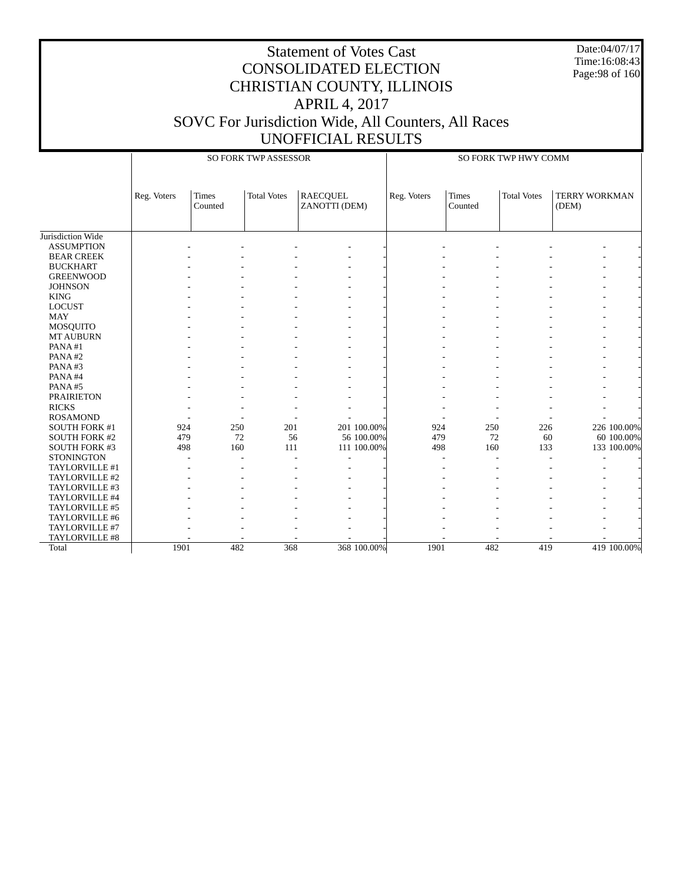# Statement of Votes Cast
# CONSOLIDATED ELECTION
# CHRISTIAN COUNTY, ILLINOIS
# APRIL 4, 2017
# SOVC For Jurisdiction Wide, All Counters, All Races
# UNOFFICIAL RESULTS

Date:04/07/17
Time:16:08:43

| | SO FORK TWP ASSESSOR | | | | | SO FORK TWP HWY COMM | | | | |
|---|---|---|---|---|---|---|---|---|---|---|
| | Reg. Voters | Times Counted | Total Votes | RAECQUEL ZANOTTI (DEM) | | Reg. Voters | Times Counted | Total Votes | TERRY WORKMAN (DEM) | |
| Jurisdiction Wide | | | | | | | | | | |
| ASSUMPTION | - | - | - | - | - | - | - | - | - | - |
| BEAR CREEK | - | - | - | - | - | - | - | - | - | - |
| BUCKHART | - | - | - | - | - | - | - | - | - | - |
| GREENWOOD | - | - | - | - | - | - | - | - | - | - |
| JOHNSON | - | - | - | - | - | - | - | - | - | - |
| KING | - | - | - | - | - | - | - | - | - | - |
| LOCUST | - | - | - | - | - | - | - | - | - | - |
| MAY | - | - | - | - | - | - | - | - | - | - |
| MOSQUITO | - | - | - | - | - | - | - | - | - | - |
| MT AUBURN | - | - | - | - | - | - | - | - | - | - |
| PANA #1 | - | - | - | - | - | - | - | - | - | - |
| PANA #2 | - | - | - | - | - | - | - | - | - | - |
| PANA #3 | - | - | - | - | - | - | - | - | - | - |
| PANA #4 | - | - | - | - | - | - | - | - | - | - |
| PANA #5 | - | - | - | - | - | - | - | - | - | - |
| PRAIRIETON | - | - | - | - | - | - | - | - | - | - |
| RICKS | - | - | - | - | - | - | - | - | - | - |
| ROSAMOND | - | - | - | - | - | - | - | - | - | - |
| SOUTH FORK #1 | 924 | 250 | 201 | 201 | 100.00% | 924 | 250 | 226 | 226 | 100.00% |
| SOUTH FORK #2 | 479 | 72 | 56 | 56 | 100.00% | 479 | 72 | 60 | 60 | 100.00% |
| SOUTH FORK #3 | 498 | 160 | 111 | 111 | 100.00% | 498 | 160 | 133 | 133 | 100.00% |
| STONINGTON | - | - | - | - | - | - | - | - | - | - |
| TAYLORVILLE #1 | - | - | - | - | - | - | - | - | - | - |
| TAYLORVILLE #2 | - | - | - | - | - | - | - | - | - | - |
| TAYLORVILLE #3 | - | - | - | - | - | - | - | - | - | - |
| TAYLORVILLE #4 | - | - | - | - | - | - | - | - | - | - |
| TAYLORVILLE #5 | - | - | - | - | - | - | - | - | - | - |
| TAYLORVILLE #6 | - | - | - | - | - | - | - | - | - | - |
| TAYLORVILLE #7 | - | - | - | - | - | - | - | - | - | - |
| TAYLORVILLE #8 | - | - | - | - | - | - | - | - | - | - |
| Total | 1901 | 482 | 368 | 368 | 100.00% | 1901 | 482 | 419 | 419 | 100.00% |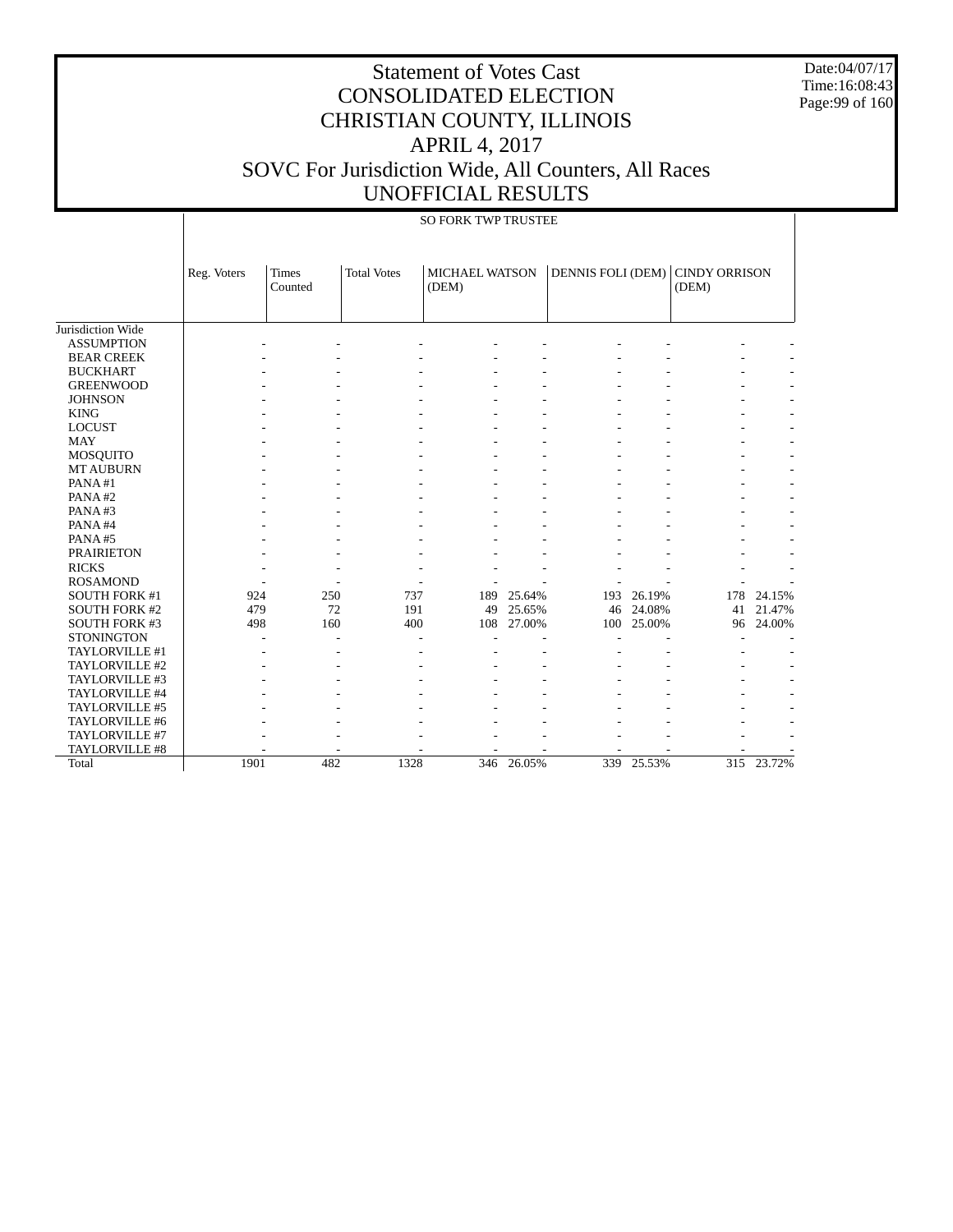# Statement of Votes Cast
# CONSOLIDATED ELECTION
# CHRISTIAN COUNTY, ILLINOIS
# APRIL 4, 2017
# SOVC For Jurisdiction Wide, All Counters, All Races
# UNOFFICIAL RESULTS

Date:04/07/17
Time:16:08:43

SO FORK TWP TRUSTEE

| | Reg. Voters | Times Counted | Total Votes | MICHAEL WATSON (DEM) | | DENNIS FOLI (DEM) | | CINDY ORRISON (DEM) | |
|---|---|---|---|---|---|---|---|---|---|
| Jurisdiction Wide | | | | | | | | | |
| ASSUMPTION | - | - | - | - | - | - | - | - | - |
| BEAR CREEK | - | - | - | - | - | - | - | - | - |
| BUCKHART | - | - | - | - | - | - | - | - | - |
| GREENWOOD | - | - | - | - | - | - | - | - | - |
| JOHNSON | - | - | - | - | - | - | - | - | - |
| KING | - | - | - | - | - | - | - | - | - |
| LOCUST | - | - | - | - | - | - | - | - | - |
| MAY | - | - | - | - | - | - | - | - | - |
| MOSQUITO | - | - | - | - | - | - | - | - | - |
| MT AUBURN | - | - | - | - | - | - | - | - | - |
| PANA #1 | - | - | - | - | - | - | - | - | - |
| PANA #2 | - | - | - | - | - | - | - | - | - |
| PANA #3 | - | - | - | - | - | - | - | - | - |
| PANA #4 | - | - | - | - | - | - | - | - | - |
| PANA #5 | - | - | - | - | - | - | - | - | - |
| PRAIRIETON | - | - | - | - | - | - | - | - | - |
| RICKS | - | - | - | - | - | - | - | - | - |
| ROSAMOND | - | - | - | - | - | - | - | - | - |
| SOUTH FORK #1 | 924 | 250 | 737 | 189 | 25.64% | 193 | 26.19% | 178 | 24.15% |
| SOUTH FORK #2 | 479 | 72 | 191 | 49 | 25.65% | 46 | 24.08% | 41 | 21.47% |
| SOUTH FORK #3 | 498 | 160 | 400 | 108 | 27.00% | 100 | 25.00% | 96 | 24.00% |
| STONINGTON | - | - | - | - | - | - | - | - | - |
| TAYLORVILLE #1 | - | - | - | - | - | - | - | - | - |
| TAYLORVILLE #2 | - | - | - | - | - | - | - | - | - |
| TAYLORVILLE #3 | - | - | - | - | - | - | - | - | - |
| TAYLORVILLE #4 | - | - | - | - | - | - | - | - | - |
| TAYLORVILLE #5 | - | - | - | - | - | - | - | - | - |
| TAYLORVILLE #6 | - | - | - | - | - | - | - | - | - |
| TAYLORVILLE #7 | - | - | - | - | - | - | - | - | - |
| TAYLORVILLE #8 | - | - | - | - | - | - | - | - | - |
| Total | 1901 | 482 | 1328 | 346 | 26.05% | 339 | 25.53% | 315 | 23.72% |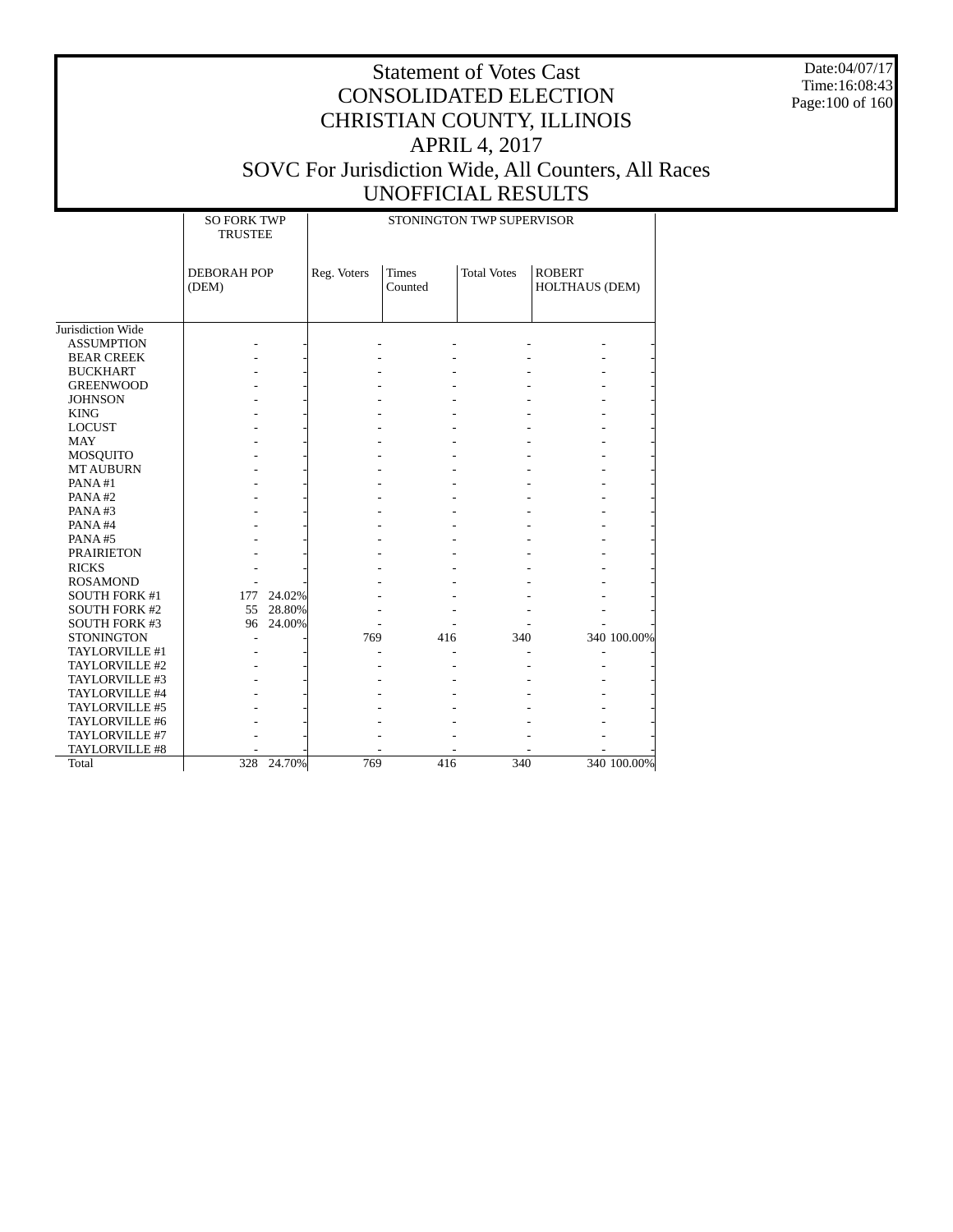# Statement of Votes Cast
# CONSOLIDATED ELECTION
# CHRISTIAN COUNTY, ILLINOIS
# APRIL 4, 2017
# SOVC For Jurisdiction Wide, All Counters, All Races
# UNOFFICIAL RESULTS

Date:04/07/17
Time:16:08:43

| | SO FORK TWP TRUSTEE | | STONINGTON TWP SUPERVISOR | | | | |
|---|---|---|---|---|---|---|---|
| | DEBORAH POP (DEM) | | Reg. Voters | Times Counted | Total Votes | ROBERT HOLTHAUS (DEM) | |
| Jurisdiction Wide | | | | | | | |
| ASSUMPTION | - | - | - | - | - | - | - |
| BEAR CREEK | - | - | - | - | - | - | - |
| BUCKHART | - | - | - | - | - | - | - |
| GREENWOOD | - | - | - | - | - | - | - |
| JOHNSON | - | - | - | - | - | - | - |
| KING | - | - | - | - | - | - | - |
| LOCUST | - | - | - | - | - | - | - |
| MAY | - | - | - | - | - | - | - |
| MOSQUITO | - | - | - | - | - | - | - |
| MT AUBURN | - | - | - | - | - | - | - |
| PANA #1 | - | - | - | - | - | - | - |
| PANA #2 | - | - | - | - | - | - | - |
| PANA #3 | - | - | - | - | - | - | - |
| PANA #4 | - | - | - | - | - | - | - |
| PANA #5 | - | - | - | - | - | - | - |
| PRAIRIETON | - | - | - | - | - | - | - |
| RICKS | - | - | - | - | - | - | - |
| ROSAMOND | - | - | - | - | - | - | - |
| SOUTH FORK #1 | 177 | 24.02% | - | - | - | - | - |
| SOUTH FORK #2 | 55 | 28.80% | - | - | - | - | - |
| SOUTH FORK #3 | 96 | 24.00% | - | - | - | - | - |
| STONINGTON | - | - | 769 | 416 | 340 | 340 | 100.00% |
| TAYLORVILLE #1 | - | - | - | - | - | - | - |
| TAYLORVILLE #2 | - | - | - | - | - | - | - |
| TAYLORVILLE #3 | - | - | - | - | - | - | - |
| TAYLORVILLE #4 | - | - | - | - | - | - | - |
| TAYLORVILLE #5 | - | - | - | - | - | - | - |
| TAYLORVILLE #6 | - | - | - | - | - | - | - |
| TAYLORVILLE #7 | - | - | - | - | - | - | - |
| TAYLORVILLE #8 | - | - | - | - | - | - | - |
| Total | 328 | 24.70% | 769 | 416 | 340 | 340 | 100.00% |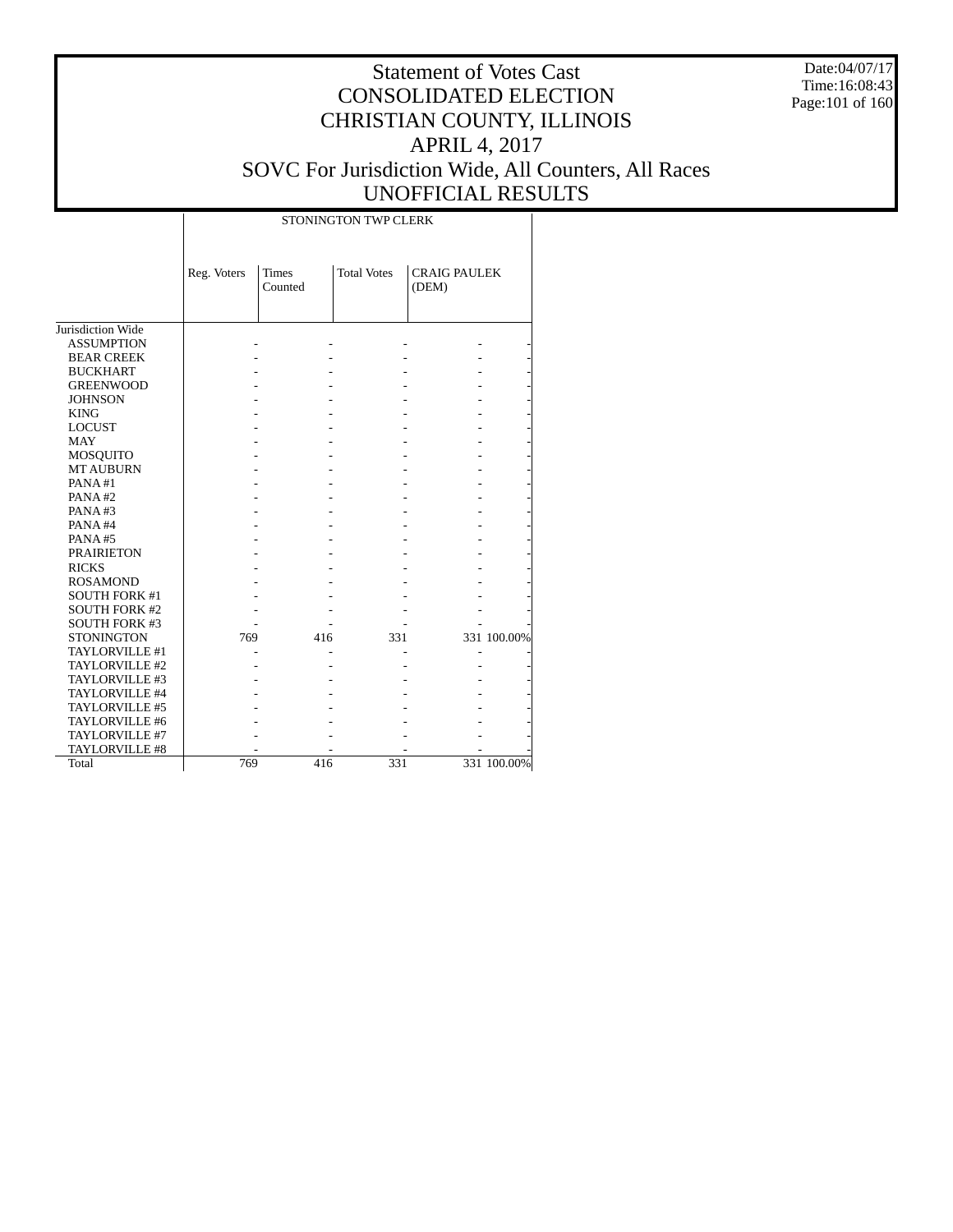# Statement of Votes Cast
# CONSOLIDATED ELECTION
# CHRISTIAN COUNTY, ILLINOIS
# APRIL 4, 2017
# SOVC For Jurisdiction Wide, All Counters, All Races
# UNOFFICIAL RESULTS

Date:04/07/17
Time:16:08:43

| | STONINGTON TWP CLERK | | | | |
|---|---|---|---|---|---|
| | Reg. Voters | Times Counted | Total Votes | CRAIG PAULEK (DEM) | |
| Jurisdiction Wide | | | | | |
| ASSUMPTION | - | - | - | - | - |
| BEAR CREEK | - | - | - | - | - |
| BUCKHART | - | - | - | - | - |
| GREENWOOD | - | - | - | - | - |
| JOHNSON | - | - | - | - | - |
| KING | - | - | - | - | - |
| LOCUST | - | - | - | - | - |
| MAY | - | - | - | - | - |
| MOSQUITO | - | - | - | - | - |
| MT AUBURN | - | - | - | - | - |
| PANA #1 | - | - | - | - | - |
| PANA #2 | - | - | - | - | - |
| PANA #3 | - | - | - | - | - |
| PANA #4 | - | - | - | - | - |
| PANA #5 | - | - | - | - | - |
| PRAIRIETON | - | - | - | - | - |
| RICKS | - | - | - | - | - |
| ROSAMOND | - | - | - | - | - |
| SOUTH FORK #1 | - | - | - | - | - |
| SOUTH FORK #2 | - | - | - | - | - |
| SOUTH FORK #3 | - | - | - | - | - |
| STONINGTON | 769 | 416 | 331 | 331 | 100.00% |
| TAYLORVILLE #1 | - | - | - | - | - |
| TAYLORVILLE #2 | - | - | - | - | - |
| TAYLORVILLE #3 | - | - | - | - | - |
| TAYLORVILLE #4 | - | - | - | - | - |
| TAYLORVILLE #5 | - | - | - | - | - |
| TAYLORVILLE #6 | - | - | - | - | - |
| TAYLORVILLE #7 | - | - | - | - | - |
| TAYLORVILLE #8 | - | - | - | - | - |
| Total | 769 | 416 | 331 | 331 | 100.00% |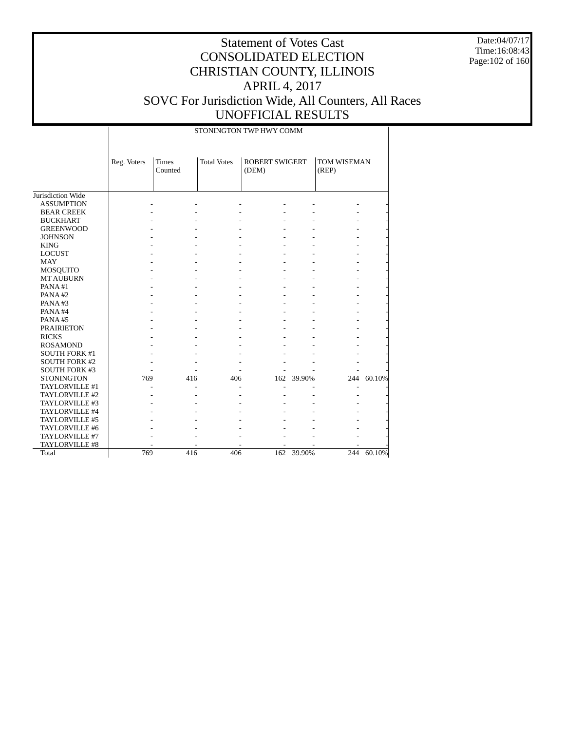# Statement of Votes Cast
# CONSOLIDATED ELECTION
# CHRISTIAN COUNTY, ILLINOIS
# APRIL 4, 2017
# SOVC For Jurisdiction Wide, All Counters, All Races
# UNOFFICIAL RESULTS

Date:04/07/17
Time:16:08:43

| | STONINGTON TWP HWY COMM | | | | | | |
|---|---|---|---|---|---|---|---|
| | Reg. Voters | Times Counted | Total Votes | ROBERT SWIGERT (DEM) | | TOM WISEMAN (REP) | |
| Jurisdiction Wide | | | | | | | |
| ASSUMPTION | - | - | - | - | - | - | - |
| BEAR CREEK | - | - | - | - | - | - | - |
| BUCKHART | - | - | - | - | - | - | - |
| GREENWOOD | - | - | - | - | - | - | - |
| JOHNSON | - | - | - | - | - | - | - |
| KING | - | - | - | - | - | - | - |
| LOCUST | - | - | - | - | - | - | - |
| MAY | - | - | - | - | - | - | - |
| MOSQUITO | - | - | - | - | - | - | - |
| MT AUBURN | - | - | - | - | - | - | - |
| PANA #1 | - | - | - | - | - | - | - |
| PANA #2 | - | - | - | - | - | - | - |
| PANA #3 | - | - | - | - | - | - | - |
| PANA #4 | - | - | - | - | - | - | - |
| PANA #5 | - | - | - | - | - | - | - |
| PRAIRIETON | - | - | - | - | - | - | - |
| RICKS | - | - | - | - | - | - | - |
| ROSAMOND | - | - | - | - | - | - | - |
| SOUTH FORK #1 | - | - | - | - | - | - | - |
| SOUTH FORK #2 | - | - | - | - | - | - | - |
| SOUTH FORK #3 | - | - | - | - | - | - | - |
| STONINGTON | 769 | 416 | 406 | 162 | 39.90% | 244 | 60.10% |
| TAYLORVILLE #1 | - | - | - | - | - | - | - |
| TAYLORVILLE #2 | - | - | - | - | - | - | - |
| TAYLORVILLE #3 | - | - | - | - | - | - | - |
| TAYLORVILLE #4 | - | - | - | - | - | - | - |
| TAYLORVILLE #5 | - | - | - | - | - | - | - |
| TAYLORVILLE #6 | - | - | - | - | - | - | - |
| TAYLORVILLE #7 | - | - | - | - | - | - | - |
| TAYLORVILLE #8 | - | - | - | - | - | - | - |
| Total | 769 | 416 | 406 | 162 | 39.90% | 244 | 60.10% |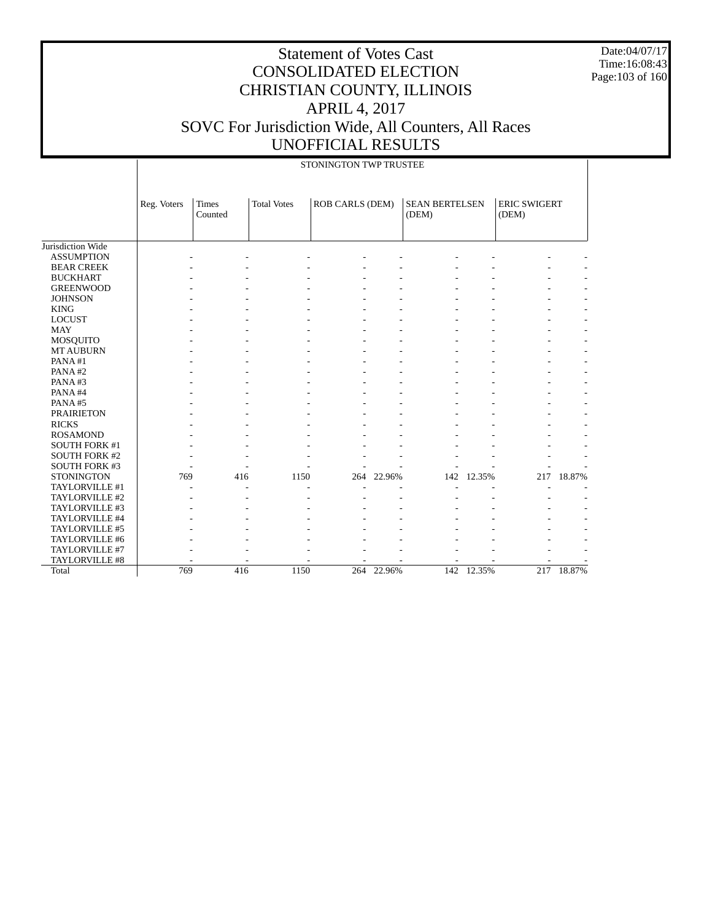# Statement of Votes Cast
# CONSOLIDATED ELECTION
# CHRISTIAN COUNTY, ILLINOIS
# APRIL 4, 2017
# SOVC For Jurisdiction Wide, All Counters, All Races
# UNOFFICIAL RESULTS

Date:04/07/17
Time:16:08:43

STONINGTON TWP TRUSTEE

| | Reg. Voters | Times Counted | Total Votes | ROB CARLS (DEM) | | SEAN BERTELSEN (DEM) | | ERIC SWIGERT (DEM) | |
|---|---|---|---|---|---|---|---|---|---|
| Jurisdiction Wide | | | | | | | | | |
| ASSUMPTION | - | - | - | - | - | - | - | - | - |
| BEAR CREEK | - | - | - | - | - | - | - | - | - |
| BUCKHART | - | - | - | - | - | - | - | - | - |
| GREENWOOD | - | - | - | - | - | - | - | - | - |
| JOHNSON | - | - | - | - | - | - | - | - | - |
| KING | - | - | - | - | - | - | - | - | - |
| LOCUST | - | - | - | - | - | - | - | - | - |
| MAY | - | - | - | - | - | - | - | - | - |
| MOSQUITO | - | - | - | - | - | - | - | - | - |
| MT AUBURN | - | - | - | - | - | - | - | - | - |
| PANA #1 | - | - | - | - | - | - | - | - | - |
| PANA #2 | - | - | - | - | - | - | - | - | - |
| PANA #3 | - | - | - | - | - | - | - | - | - |
| PANA #4 | - | - | - | - | - | - | - | - | - |
| PANA #5 | - | - | - | - | - | - | - | - | - |
| PRAIRIETON | - | - | - | - | - | - | - | - | - |
| RICKS | - | - | - | - | - | - | - | - | - |
| ROSAMOND | - | - | - | - | - | - | - | - | - |
| SOUTH FORK #1 | - | - | - | - | - | - | - | - | - |
| SOUTH FORK #2 | - | - | - | - | - | - | - | - | - |
| SOUTH FORK #3 | - | - | - | - | - | - | - | - | - |
| STONINGTON | 769 | 416 | 1150 | 264 | 22.96% | 142 | 12.35% | 217 | 18.87% |
| TAYLORVILLE #1 | - | - | - | - | - | - | - | - | - |
| TAYLORVILLE #2 | - | - | - | - | - | - | - | - | - |
| TAYLORVILLE #3 | - | - | - | - | - | - | - | - | - |
| TAYLORVILLE #4 | - | - | - | - | - | - | - | - | - |
| TAYLORVILLE #5 | - | - | - | - | - | - | - | - | - |
| TAYLORVILLE #6 | - | - | - | - | - | - | - | - | - |
| TAYLORVILLE #7 | - | - | - | - | - | - | - | - | - |
| TAYLORVILLE #8 | - | - | - | - | - | - | - | - | - |
| Total | 769 | 416 | 1150 | 264 | 22.96% | 142 | 12.35% | 217 | 18.87% |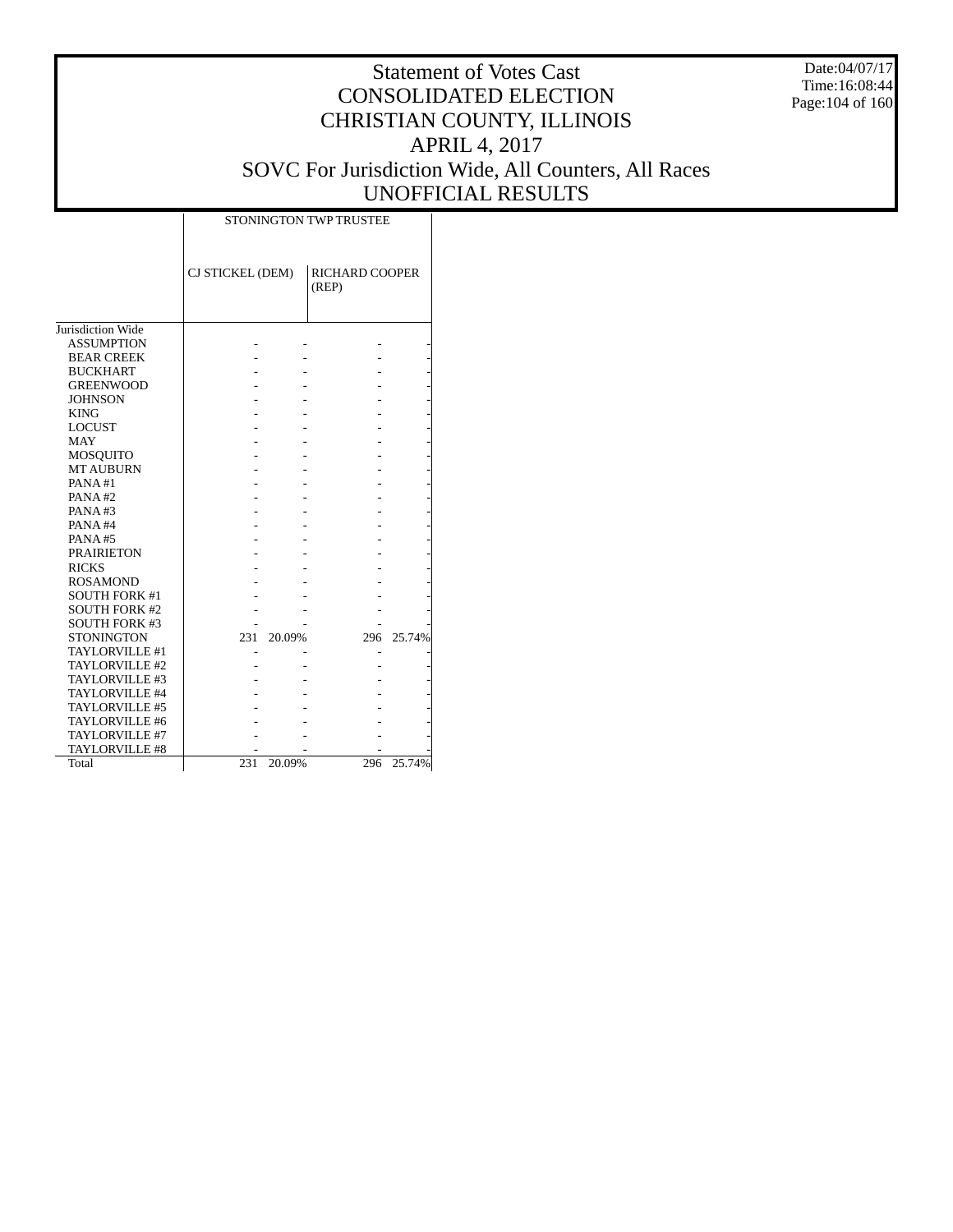# Statement of Votes Cast
# CONSOLIDATED ELECTION
# CHRISTIAN COUNTY, ILLINOIS
# APRIL 4, 2017
# SOVC For Jurisdiction Wide, All Counters, All Races
# UNOFFICIAL RESULTS

Date:04/07/17
Time:16:08:44

| | STONINGTON TWP TRUSTEE | | | |
|---|---|---|---|---|
| | CJ STICKEL (DEM) | | RICHARD COOPER (REP) | |
| Jurisdiction Wide | | | | |
| ASSUMPTION | - | - | - | - |
| BEAR CREEK | - | - | - | - |
| BUCKHART | - | - | - | - |
| GREENWOOD | - | - | - | - |
| JOHNSON | - | - | - | - |
| KING | - | - | - | - |
| LOCUST | - | - | - | - |
| MAY | - | - | - | - |
| MOSQUITO | - | - | - | - |
| MT AUBURN | - | - | - | - |
| PANA #1 | - | - | - | - |
| PANA #2 | - | - | - | - |
| PANA #3 | - | - | - | - |
| PANA #4 | - | - | - | - |
| PANA #5 | - | - | - | - |
| PRAIRIETON | - | - | - | - |
| RICKS | - | - | - | - |
| ROSAMOND | - | - | - | - |
| SOUTH FORK #1 | - | - | - | - |
| SOUTH FORK #2 | - | - | - | - |
| SOUTH FORK #3 | - | - | - | - |
| STONINGTON | 231 | 20.09% | 296 | 25.74% |
| TAYLORVILLE #1 | - | - | - | - |
| TAYLORVILLE #2 | - | - | - | - |
| TAYLORVILLE #3 | - | - | - | - |
| TAYLORVILLE #4 | - | - | - | - |
| TAYLORVILLE #5 | - | - | - | - |
| TAYLORVILLE #6 | - | - | - | - |
| TAYLORVILLE #7 | - | - | - | - |
| TAYLORVILLE #8 | - | - | - | - |
| Total | 231 | 20.09% | 296 | 25.74% |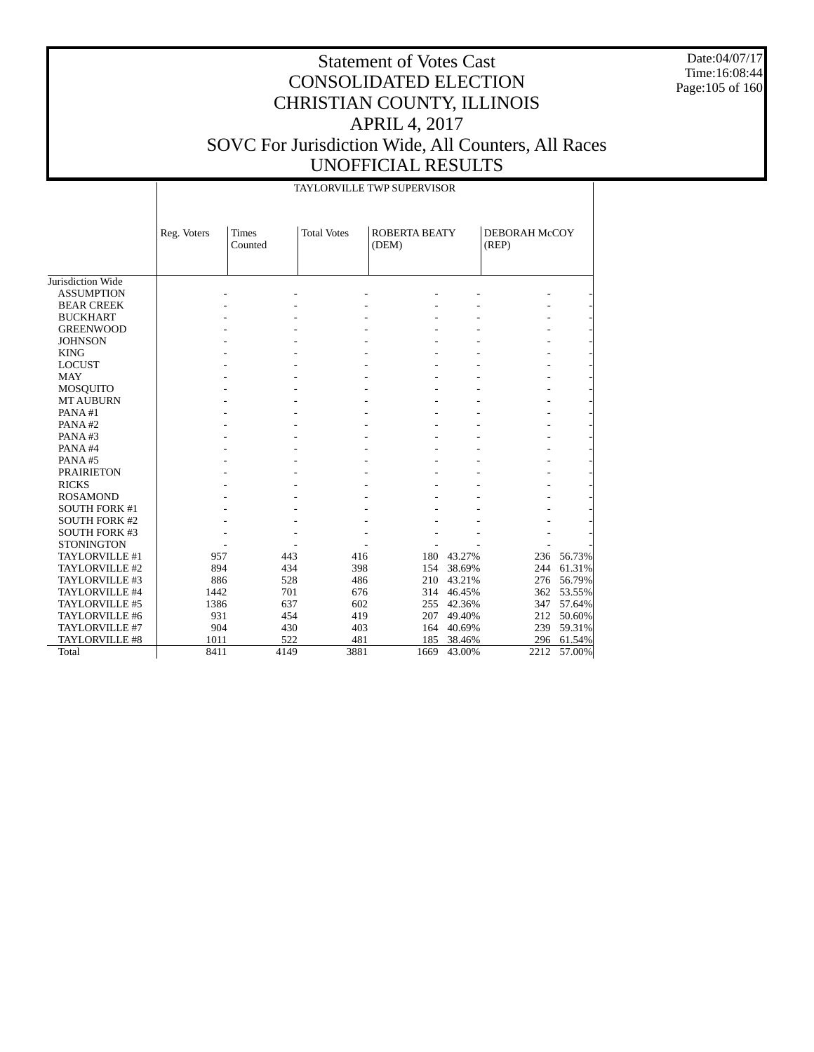# Statement of Votes Cast
# CONSOLIDATED ELECTION
# CHRISTIAN COUNTY, ILLINOIS
# APRIL 4, 2017
# SOVC For Jurisdiction Wide, All Counters, All Races
# UNOFFICIAL RESULTS

Date:04/07/17
Time:16:08:44

TAYLORVILLE TWP SUPERVISOR

| | Reg. Voters | Times Counted | Total Votes | ROBERTA BEATY (DEM) | | DEBORAH McCOY (REP) | |
|---|---|---|---|---|---|---|---|
| Jurisdiction Wide | | | | | | | |
| ASSUMPTION | - | - | - | - | - | - | - |
| BEAR CREEK | - | - | - | - | - | - | - |
| BUCKHART | - | - | - | - | - | - | - |
| GREENWOOD | - | - | - | - | - | - | - |
| JOHNSON | - | - | - | - | - | - | - |
| KING | - | - | - | - | - | - | - |
| LOCUST | - | - | - | - | - | - | - |
| MAY | - | - | - | - | - | - | - |
| MOSQUITO | - | - | - | - | - | - | - |
| MT AUBURN | - | - | - | - | - | - | - |
| PANA #1 | - | - | - | - | - | - | - |
| PANA #2 | - | - | - | - | - | - | - |
| PANA #3 | - | - | - | - | - | - | - |
| PANA #4 | - | - | - | - | - | - | - |
| PANA #5 | - | - | - | - | - | - | - |
| PRAIRIETON | - | - | - | - | - | - | - |
| RICKS | - | - | - | - | - | - | - |
| ROSAMOND | - | - | - | - | - | - | - |
| SOUTH FORK #1 | - | - | - | - | - | - | - |
| SOUTH FORK #2 | - | - | - | - | - | - | - |
| SOUTH FORK #3 | - | - | - | - | - | - | - |
| STONINGTON | - | - | - | - | - | - | - |
| TAYLORVILLE #1 | 957 | 443 | 416 | 180 | 43.27% | 236 | 56.73% |
| TAYLORVILLE #2 | 894 | 434 | 398 | 154 | 38.69% | 244 | 61.31% |
| TAYLORVILLE #3 | 886 | 528 | 486 | 210 | 43.21% | 276 | 56.79% |
| TAYLORVILLE #4 | 1442 | 701 | 676 | 314 | 46.45% | 362 | 53.55% |
| TAYLORVILLE #5 | 1386 | 637 | 602 | 255 | 42.36% | 347 | 57.64% |
| TAYLORVILLE #6 | 931 | 454 | 419 | 207 | 49.40% | 212 | 50.60% |
| TAYLORVILLE #7 | 904 | 430 | 403 | 164 | 40.69% | 239 | 59.31% |
| TAYLORVILLE #8 | 1011 | 522 | 481 | 185 | 38.46% | 296 | 61.54% |
| Total | 8411 | 4149 | 3881 | 1669 | 43.00% | 2212 | 57.00% |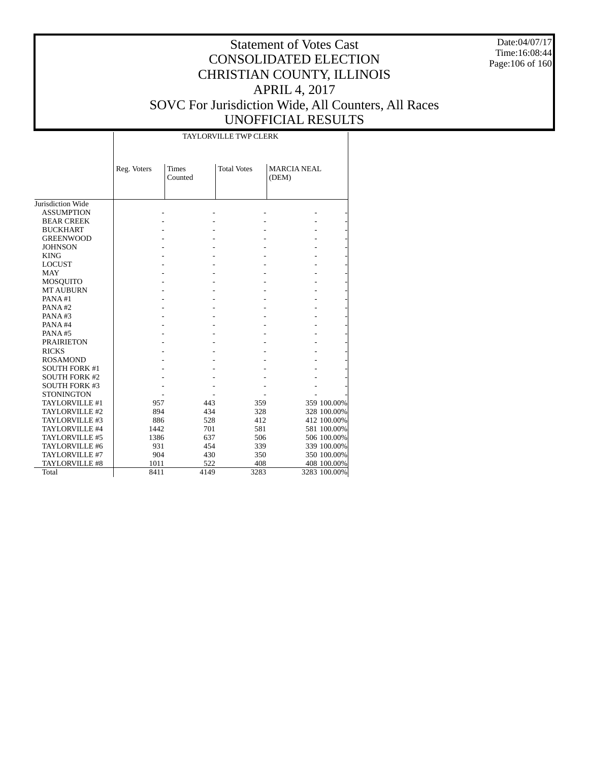# Statement of Votes Cast
## CONSOLIDATED ELECTION
## CHRISTIAN COUNTY, ILLINOIS
## APRIL 4, 2017
## SOVC For Jurisdiction Wide, All Counters, All Races
## UNOFFICIAL RESULTS

Date:04/07/17
Time:16:08:44

| | TAYLORVILLE TWP CLERK | | | | |
|---|---|---|---|---|---|
| | Reg. Voters | Times Counted | Total Votes | MARCIA NEAL (DEM) | |
| Jurisdiction Wide | | | | | |
| ASSUMPTION | - | - | - | - | - |
| BEAR CREEK | - | - | - | - | - |
| BUCKHART | - | - | - | - | - |
| GREENWOOD | - | - | - | - | - |
| JOHNSON | - | - | - | - | - |
| KING | - | - | - | - | - |
| LOCUST | - | - | - | - | - |
| MAY | - | - | - | - | - |
| MOSQUITO | - | - | - | - | - |
| MT AUBURN | - | - | - | - | - |
| PANA #1 | - | - | - | - | - |
| PANA #2 | - | - | - | - | - |
| PANA #3 | - | - | - | - | - |
| PANA #4 | - | - | - | - | - |
| PANA #5 | - | - | - | - | - |
| PRAIRIETON | - | - | - | - | - |
| RICKS | - | - | - | - | - |
| ROSAMOND | - | - | - | - | - |
| SOUTH FORK #1 | - | - | - | - | - |
| SOUTH FORK #2 | - | - | - | - | - |
| SOUTH FORK #3 | - | - | - | - | - |
| STONINGTON | - | - | - | - | - |
| TAYLORVILLE #1 | 957 | 443 | 359 | 359 | 100.00% |
| TAYLORVILLE #2 | 894 | 434 | 328 | 328 | 100.00% |
| TAYLORVILLE #3 | 886 | 528 | 412 | 412 | 100.00% |
| TAYLORVILLE #4 | 1442 | 701 | 581 | 581 | 100.00% |
| TAYLORVILLE #5 | 1386 | 637 | 506 | 506 | 100.00% |
| TAYLORVILLE #6 | 931 | 454 | 339 | 339 | 100.00% |
| TAYLORVILLE #7 | 904 | 430 | 350 | 350 | 100.00% |
| TAYLORVILLE #8 | 1011 | 522 | 408 | 408 | 100.00% |
| Total | 8411 | 4149 | 3283 | 3283 | 100.00% |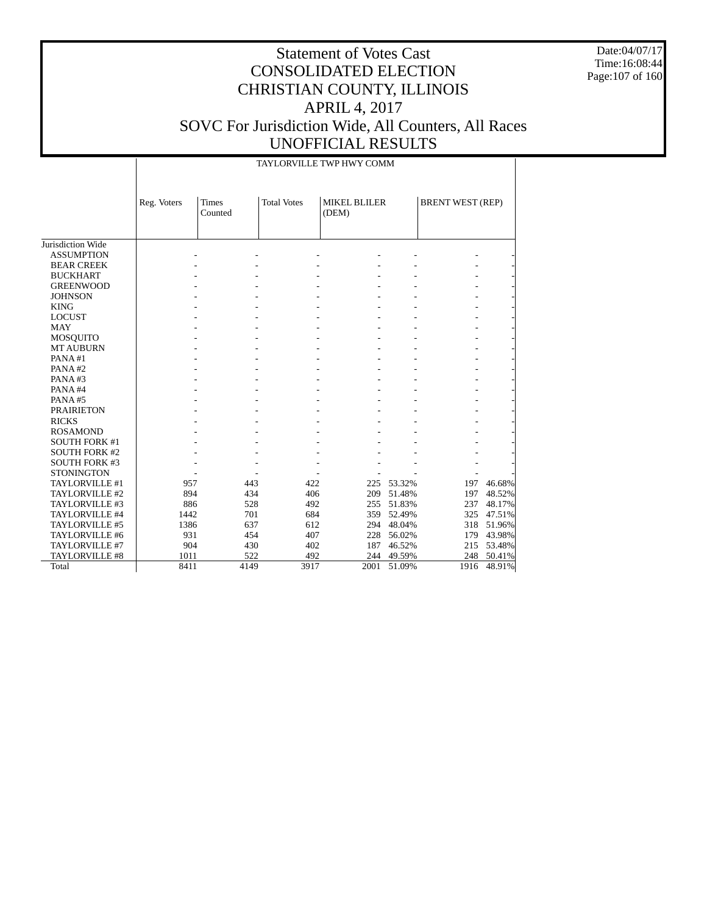# Statement of Votes Cast
# CONSOLIDATED ELECTION
# CHRISTIAN COUNTY, ILLINOIS
# APRIL 4, 2017
# SOVC For Jurisdiction Wide, All Counters, All Races
# UNOFFICIAL RESULTS

Date:04/07/17
Time:16:08:44

TAYLORVILLE TWP HWY COMM

| | Reg. Voters | Times Counted | Total Votes | MIKEL BLILER (DEM) | | BRENT WEST (REP) | |
|---|---|---|---|---|---|---|---|
| Jurisdiction Wide | | | | | | | |
| ASSUMPTION | - | - | - | - | - | - | - |
| BEAR CREEK | - | - | - | - | - | - | - |
| BUCKHART | - | - | - | - | - | - | - |
| GREENWOOD | - | - | - | - | - | - | - |
| JOHNSON | - | - | - | - | - | - | - |
| KING | - | - | - | - | - | - | - |
| LOCUST | - | - | - | - | - | - | - |
| MAY | - | - | - | - | - | - | - |
| MOSQUITO | - | - | - | - | - | - | - |
| MT AUBURN | - | - | - | - | - | - | - |
| PANA #1 | - | - | - | - | - | - | - |
| PANA #2 | - | - | - | - | - | - | - |
| PANA #3 | - | - | - | - | - | - | - |
| PANA #4 | - | - | - | - | - | - | - |
| PANA #5 | - | - | - | - | - | - | - |
| PRAIRIETON | - | - | - | - | - | - | - |
| RICKS | - | - | - | - | - | - | - |
| ROSAMOND | - | - | - | - | - | - | - |
| SOUTH FORK #1 | - | - | - | - | - | - | - |
| SOUTH FORK #2 | - | - | - | - | - | - | - |
| SOUTH FORK #3 | - | - | - | - | - | - | - |
| STONINGTON | - | - | - | - | - | - | - |
| TAYLORVILLE #1 | 957 | 443 | 422 | 225 | 53.32% | 197 | 46.68% |
| TAYLORVILLE #2 | 894 | 434 | 406 | 209 | 51.48% | 197 | 48.52% |
| TAYLORVILLE #3 | 886 | 528 | 492 | 255 | 51.83% | 237 | 48.17% |
| TAYLORVILLE #4 | 1442 | 701 | 684 | 359 | 52.49% | 325 | 47.51% |
| TAYLORVILLE #5 | 1386 | 637 | 612 | 294 | 48.04% | 318 | 51.96% |
| TAYLORVILLE #6 | 931 | 454 | 407 | 228 | 56.02% | 179 | 43.98% |
| TAYLORVILLE #7 | 904 | 430 | 402 | 187 | 46.52% | 215 | 53.48% |
| TAYLORVILLE #8 | 1011 | 522 | 492 | 244 | 49.59% | 248 | 50.41% |
| Total | 8411 | 4149 | 3917 | 2001 | 51.09% | 1916 | 48.91% |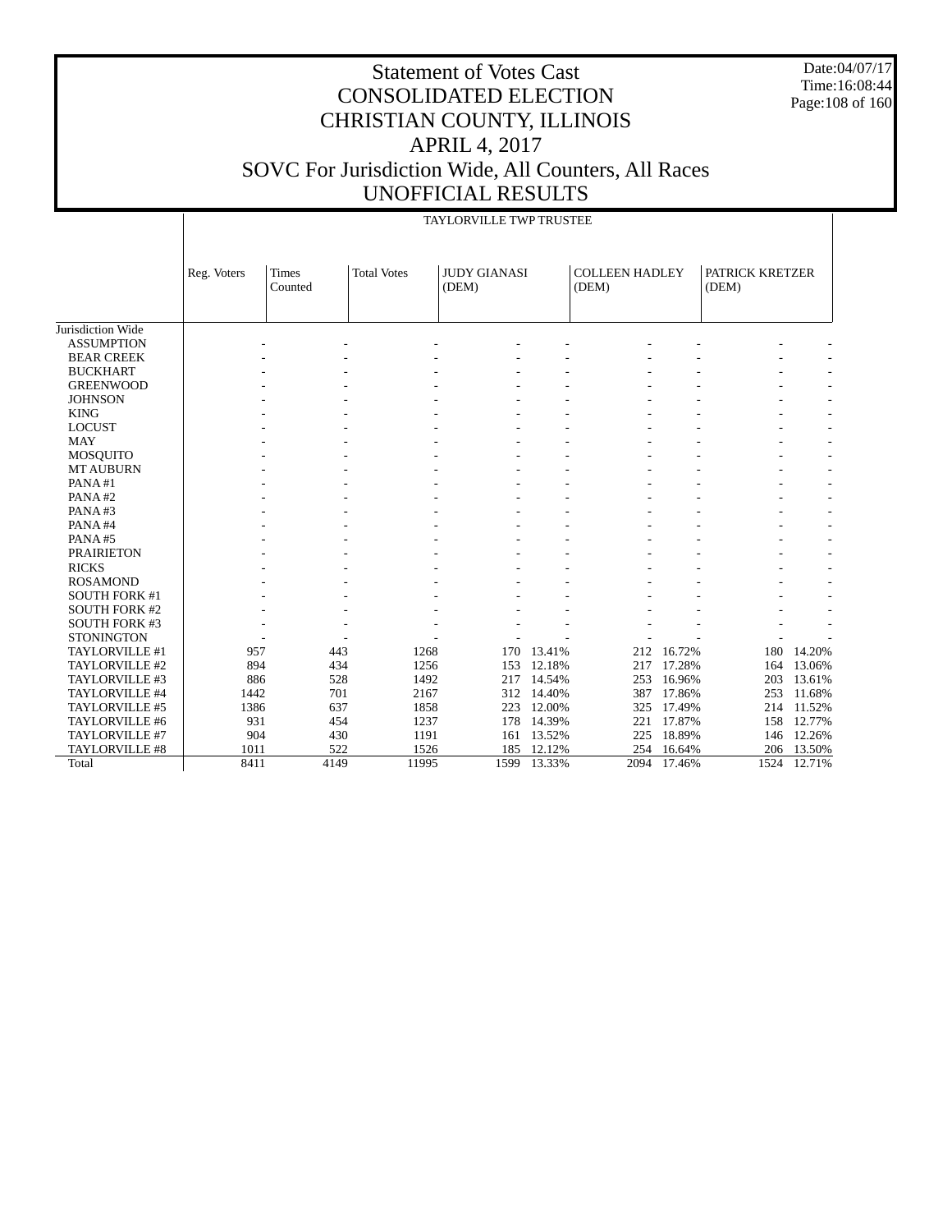# Statement of Votes Cast
# CONSOLIDATED ELECTION
# CHRISTIAN COUNTY, ILLINOIS
# APRIL 4, 2017
# SOVC For Jurisdiction Wide, All Counters, All Races
# UNOFFICIAL RESULTS

Date:04/07/17
Time:16:08:44

## TAYLORVILLE TWP TRUSTEE

| | Reg. Voters | Times Counted | Total Votes | JUDY GIANASI (DEM) | | COLLEEN HADLEY (DEM) | | PATRICK KRETZER (DEM) | |
|---|---|---|---|---|---|---|---|---|---|
| Jurisdiction Wide | | | | | | | | | |
| ASSUMPTION | - | - | - | - | - | - | - | - | - |
| BEAR CREEK | - | - | - | - | - | - | - | - | - |
| BUCKHART | - | - | - | - | - | - | - | - | - |
| GREENWOOD | - | - | - | - | - | - | - | - | - |
| JOHNSON | - | - | - | - | - | - | - | - | - |
| KING | - | - | - | - | - | - | - | - | - |
| LOCUST | - | - | - | - | - | - | - | - | - |
| MAY | - | - | - | - | - | - | - | - | - |
| MOSQUITO | - | - | - | - | - | - | - | - | - |
| MT AUBURN | - | - | - | - | - | - | - | - | - |
| PANA #1 | - | - | - | - | - | - | - | - | - |
| PANA #2 | - | - | - | - | - | - | - | - | - |
| PANA #3 | - | - | - | - | - | - | - | - | - |
| PANA #4 | - | - | - | - | - | - | - | - | - |
| PANA #5 | - | - | - | - | - | - | - | - | - |
| PRAIRIETON | - | - | - | - | - | - | - | - | - |
| RICKS | - | - | - | - | - | - | - | - | - |
| ROSAMOND | - | - | - | - | - | - | - | - | - |
| SOUTH FORK #1 | - | - | - | - | - | - | - | - | - |
| SOUTH FORK #2 | - | - | - | - | - | - | - | - | - |
| SOUTH FORK #3 | - | - | - | - | - | - | - | - | - |
| STONINGTON | - | - | - | - | - | - | - | - | - |
| TAYLORVILLE #1 | 957 | 443 | 1268 | 170 | 13.41% | 212 | 16.72% | 180 | 14.20% |
| TAYLORVILLE #2 | 894 | 434 | 1256 | 153 | 12.18% | 217 | 17.28% | 164 | 13.06% |
| TAYLORVILLE #3 | 886 | 528 | 1492 | 217 | 14.54% | 253 | 16.96% | 203 | 13.61% |
| TAYLORVILLE #4 | 1442 | 701 | 2167 | 312 | 14.40% | 387 | 17.86% | 253 | 11.68% |
| TAYLORVILLE #5 | 1386 | 637 | 1858 | 223 | 12.00% | 325 | 17.49% | 214 | 11.52% |
| TAYLORVILLE #6 | 931 | 454 | 1237 | 178 | 14.39% | 221 | 17.87% | 158 | 12.77% |
| TAYLORVILLE #7 | 904 | 430 | 1191 | 161 | 13.52% | 225 | 18.89% | 146 | 12.26% |
| TAYLORVILLE #8 | 1011 | 522 | 1526 | 185 | 12.12% | 254 | 16.64% | 206 | 13.50% |
| Total | 8411 | 4149 | 11995 | 1599 | 13.33% | 2094 | 17.46% | 1524 | 12.71% |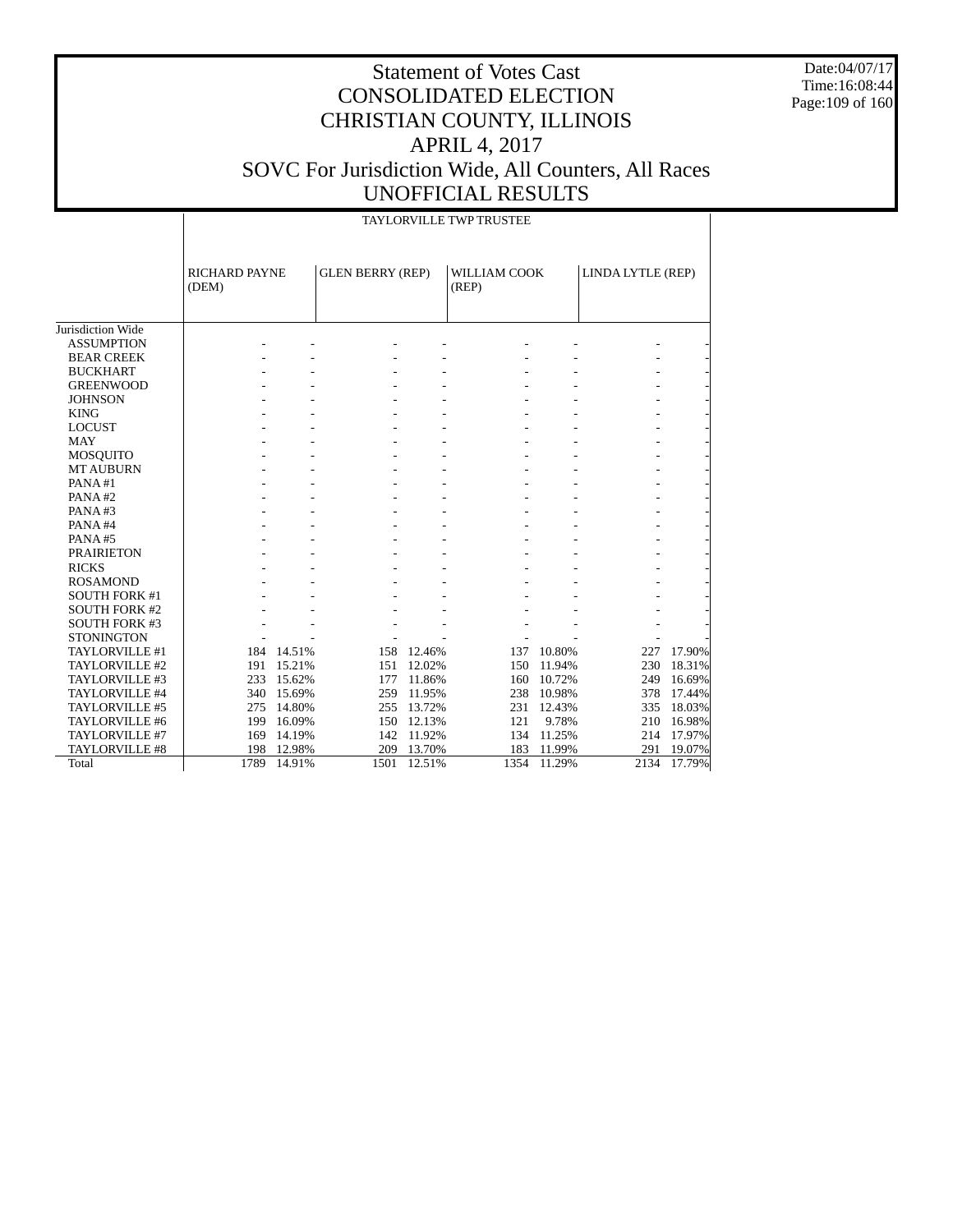# Statement of Votes Cast
# CONSOLIDATED ELECTION
# CHRISTIAN COUNTY, ILLINOIS
# APRIL 4, 2017
# SOVC For Jurisdiction Wide, All Counters, All Races
# UNOFFICIAL RESULTS

Date:04/07/17
Time:16:08:44

| | TAYLORVILLE TWP TRUSTEE | | | | | | | |
|---|---|---|---|---|---|---|---|---|
| | RICHARD PAYNE (DEM) | | GLEN BERRY (REP) | | WILLIAM COOK (REP) | | LINDA LYTLE (REP) | |
| Jurisdiction Wide | | | | | | | | |
| ASSUMPTION | - | - | - | - | - | - | - | - |
| BEAR CREEK | - | - | - | - | - | - | - | - |
| BUCKHART | - | - | - | - | - | - | - | - |
| GREENWOOD | - | - | - | - | - | - | - | - |
| JOHNSON | - | - | - | - | - | - | - | - |
| KING | - | - | - | - | - | - | - | - |
| LOCUST | - | - | - | - | - | - | - | - |
| MAY | - | - | - | - | - | - | - | - |
| MOSQUITO | - | - | - | - | - | - | - | - |
| MT AUBURN | - | - | - | - | - | - | - | - |
| PANA #1 | - | - | - | - | - | - | - | - |
| PANA #2 | - | - | - | - | - | - | - | - |
| PANA #3 | - | - | - | - | - | - | - | - |
| PANA #4 | - | - | - | - | - | - | - | - |
| PANA #5 | - | - | - | - | - | - | - | - |
| PRAIRIETON | - | - | - | - | - | - | - | - |
| RICKS | - | - | - | - | - | - | - | - |
| ROSAMOND | - | - | - | - | - | - | - | - |
| SOUTH FORK #1 | - | - | - | - | - | - | - | - |
| SOUTH FORK #2 | - | - | - | - | - | - | - | - |
| SOUTH FORK #3 | - | - | - | - | - | - | - | - |
| STONINGTON | - | - | - | - | - | - | - | - |
| TAYLORVILLE #1 | 184 | 14.51% | 158 | 12.46% | 137 | 10.80% | 227 | 17.90% |
| TAYLORVILLE #2 | 191 | 15.21% | 151 | 12.02% | 150 | 11.94% | 230 | 18.31% |
| TAYLORVILLE #3 | 233 | 15.62% | 177 | 11.86% | 160 | 10.72% | 249 | 16.69% |
| TAYLORVILLE #4 | 340 | 15.69% | 259 | 11.95% | 238 | 10.98% | 378 | 17.44% |
| TAYLORVILLE #5 | 275 | 14.80% | 255 | 13.72% | 231 | 12.43% | 335 | 18.03% |
| TAYLORVILLE #6 | 199 | 16.09% | 150 | 12.13% | 121 | 9.78% | 210 | 16.98% |
| TAYLORVILLE #7 | 169 | 14.19% | 142 | 11.92% | 134 | 11.25% | 214 | 17.97% |
| TAYLORVILLE #8 | 198 | 12.98% | 209 | 13.70% | 183 | 11.99% | 291 | 19.07% |
| Total | 1789 | 14.91% | 1501 | 12.51% | 1354 | 11.29% | 2134 | 17.79% |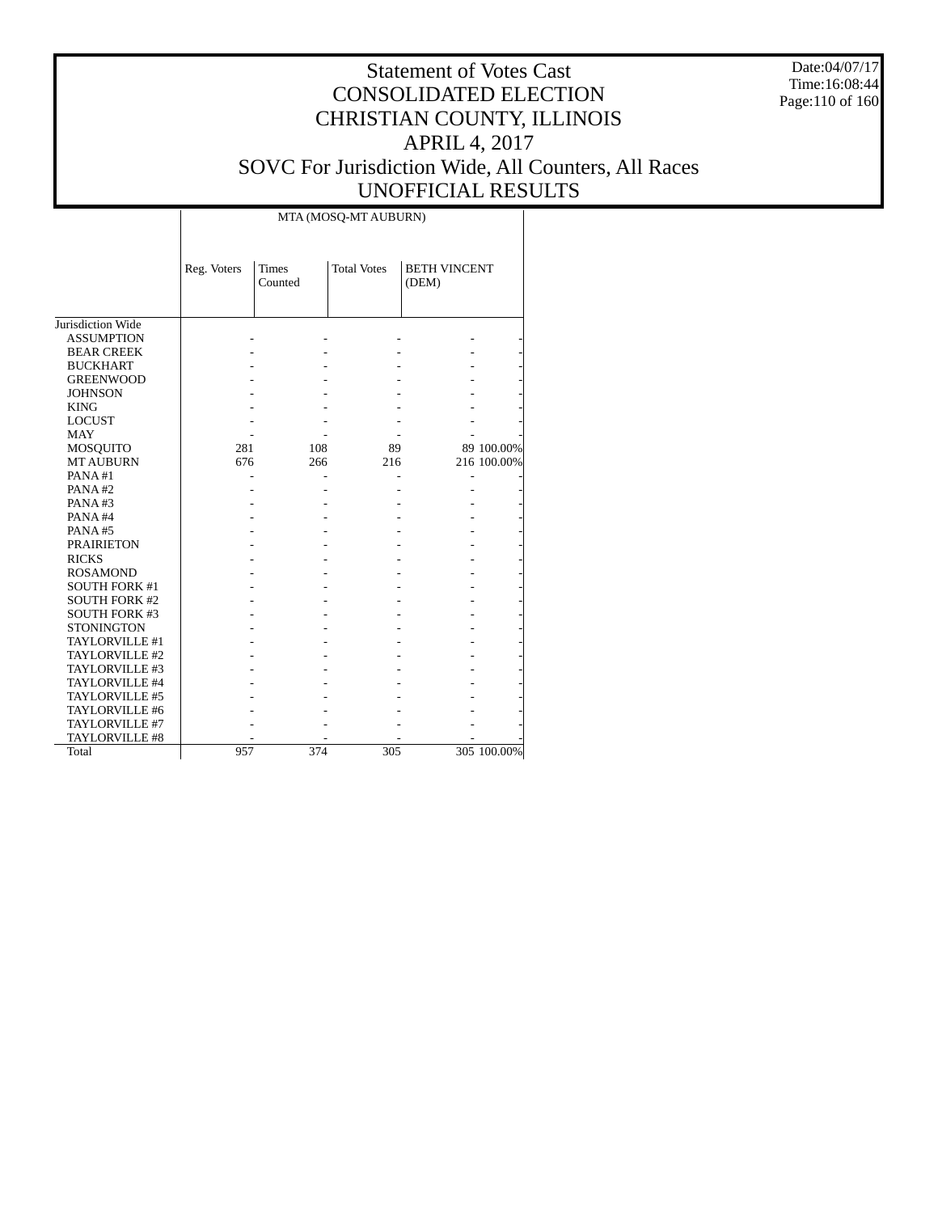# Statement of Votes Cast
# CONSOLIDATED ELECTION
# CHRISTIAN COUNTY, ILLINOIS
# APRIL 4, 2017
# SOVC For Jurisdiction Wide, All Counters, All Races
# UNOFFICIAL RESULTS

Date:04/07/17
Time:16:08:44

| | MTA (MOSQ-MT AUBURN) | | | | |
|---|---|---|---|---|---|
| | Reg. Voters | Times Counted | Total Votes | BETH VINCENT (DEM) | |
| Jurisdiction Wide | | | | | |
| ASSUMPTION | - | - | - | - | - |
| BEAR CREEK | - | - | - | - | - |
| BUCKHART | - | - | - | - | - |
| GREENWOOD | - | - | - | - | - |
| JOHNSON | - | - | - | - | - |
| KING | - | - | - | - | - |
| LOCUST | - | - | - | - | - |
| MAY | - | - | - | - | - |
| MOSQUITO | 281 | 108 | 89 | 89 | 100.00% |
| MT AUBURN | 676 | 266 | 216 | 216 | 100.00% |
| PANA #1 | - | - | - | - | - |
| PANA #2 | - | - | - | - | - |
| PANA #3 | - | - | - | - | - |
| PANA #4 | - | - | - | - | - |
| PANA #5 | - | - | - | - | - |
| PRAIRIETON | - | - | - | - | - |
| RICKS | - | - | - | - | - |
| ROSAMOND | - | - | - | - | - |
| SOUTH FORK #1 | - | - | - | - | - |
| SOUTH FORK #2 | - | - | - | - | - |
| SOUTH FORK #3 | - | - | - | - | - |
| STONINGTON | - | - | - | - | - |
| TAYLORVILLE #1 | - | - | - | - | - |
| TAYLORVILLE #2 | - | - | - | - | - |
| TAYLORVILLE #3 | - | - | - | - | - |
| TAYLORVILLE #4 | - | - | - | - | - |
| TAYLORVILLE #5 | - | - | - | - | - |
| TAYLORVILLE #6 | - | - | - | - | - |
| TAYLORVILLE #7 | - | - | - | - | - |
| TAYLORVILLE #8 | - | - | - | - | - |
| Total | 957 | 374 | 305 | 305 | 100.00% |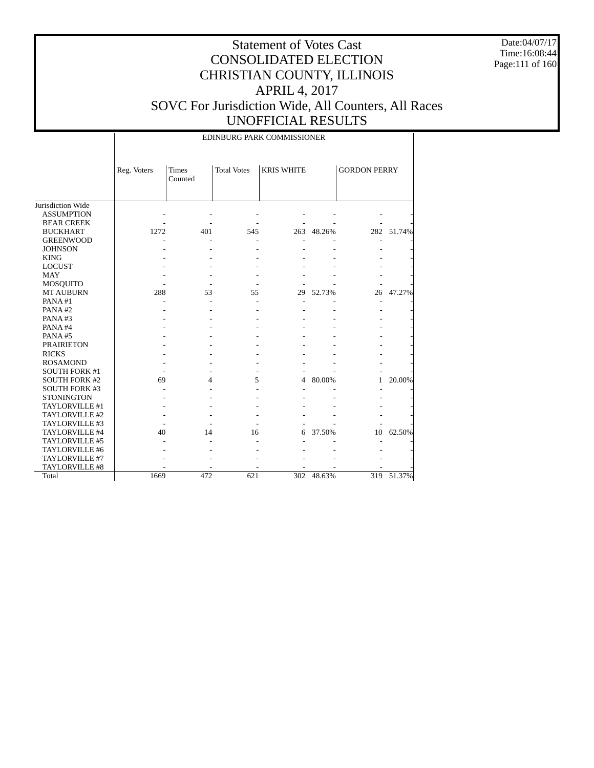# Statement of Votes Cast
# CONSOLIDATED ELECTION
# CHRISTIAN COUNTY, ILLINOIS
# APRIL 4, 2017
# SOVC For Jurisdiction Wide, All Counters, All Races
# UNOFFICIAL RESULTS

Date:04/07/17
Time:16:08:44

EDINBURG PARK COMMISSIONER

| | Reg. Voters | Times Counted | Total Votes | KRIS WHITE | | GORDON PERRY | |
|---|---|---|---|---|---|---|---|
| Jurisdiction Wide | | | | | | | |
| ASSUMPTION | - | - | - | - | - | - | - |
| BEAR CREEK | - | - | - | - | - | - | - |
| BUCKHART | 1272 | 401 | 545 | 263 | 48.26% | 282 | 51.74% |
| GREENWOOD | - | - | - | - | - | - | - |
| JOHNSON | - | - | - | - | - | - | - |
| KING | - | - | - | - | - | - | - |
| LOCUST | - | - | - | - | - | - | - |
| MAY | - | - | - | - | - | - | - |
| MOSQUITO | - | - | - | - | - | - | - |
| MT AUBURN | 288 | 53 | 55 | 29 | 52.73% | 26 | 47.27% |
| PANA #1 | - | - | - | - | - | - | - |
| PANA #2 | - | - | - | - | - | - | - |
| PANA #3 | - | - | - | - | - | - | - |
| PANA #4 | - | - | - | - | - | - | - |
| PANA #5 | - | - | - | - | - | - | - |
| PRAIRIETON | - | - | - | - | - | - | - |
| RICKS | - | - | - | - | - | - | - |
| ROSAMOND | - | - | - | - | - | - | - |
| SOUTH FORK #1 | - | - | - | - | - | - | - |
| SOUTH FORK #2 | 69 | 4 | 5 | 4 | 80.00% | 1 | 20.00% |
| SOUTH FORK #3 | - | - | - | - | - | - | - |
| STONINGTON | - | - | - | - | - | - | - |
| TAYLORVILLE #1 | - | - | - | - | - | - | - |
| TAYLORVILLE #2 | - | - | - | - | - | - | - |
| TAYLORVILLE #3 | - | - | - | - | - | - | - |
| TAYLORVILLE #4 | 40 | 14 | 16 | 6 | 37.50% | 10 | 62.50% |
| TAYLORVILLE #5 | - | - | - | - | - | - | - |
| TAYLORVILLE #6 | - | - | - | - | - | - | - |
| TAYLORVILLE #7 | - | - | - | - | - | - | - |
| TAYLORVILLE #8 | - | - | - | - | - | - | - |
| Total | 1669 | 472 | 621 | 302 | 48.63% | 319 | 51.37% |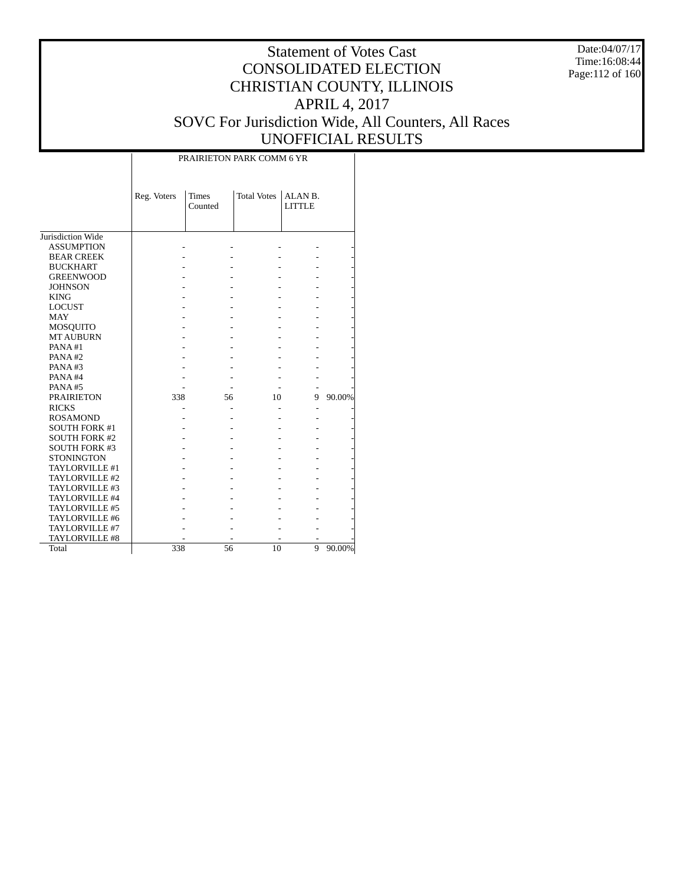# Statement of Votes Cast
# CONSOLIDATED ELECTION
# CHRISTIAN COUNTY, ILLINOIS
# APRIL 4, 2017
# SOVC For Jurisdiction Wide, All Counters, All Races
# UNOFFICIAL RESULTS

Date:04/07/17
Time:16:08:44

| | PRAIRIETON PARK COMM 6 YR | | | | |
|---|---|---|---|---|---|
| | Reg. Voters | Times Counted | Total Votes | ALAN B. LITTLE | |
| Jurisdiction Wide | | | | | |
| ASSUMPTION | - | - | - | - | - |
| BEAR CREEK | - | - | - | - | - |
| BUCKHART | - | - | - | - | - |
| GREENWOOD | - | - | - | - | - |
| JOHNSON | - | - | - | - | - |
| KING | - | - | - | - | - |
| LOCUST | - | - | - | - | - |
| MAY | - | - | - | - | - |
| MOSQUITO | - | - | - | - | - |
| MT AUBURN | - | - | - | - | - |
| PANA #1 | - | - | - | - | - |
| PANA #2 | - | - | - | - | - |
| PANA #3 | - | - | - | - | - |
| PANA #4 | - | - | - | - | - |
| PANA #5 | - | - | - | - | - |
| PRAIRIETON | 338 | 56 | 10 | 9 | 90.00% |
| RICKS | - | - | - | - | - |
| ROSAMOND | - | - | - | - | - |
| SOUTH FORK #1 | - | - | - | - | - |
| SOUTH FORK #2 | - | - | - | - | - |
| SOUTH FORK #3 | - | - | - | - | - |
| STONINGTON | - | - | - | - | - |
| TAYLORVILLE #1 | - | - | - | - | - |
| TAYLORVILLE #2 | - | - | - | - | - |
| TAYLORVILLE #3 | - | - | - | - | - |
| TAYLORVILLE #4 | - | - | - | - | - |
| TAYLORVILLE #5 | - | - | - | - | - |
| TAYLORVILLE #6 | - | - | - | - | - |
| TAYLORVILLE #7 | - | - | - | - | - |
| TAYLORVILLE #8 | - | - | - | - | - |
| Total | 338 | 56 | 10 | 9 | 90.00% |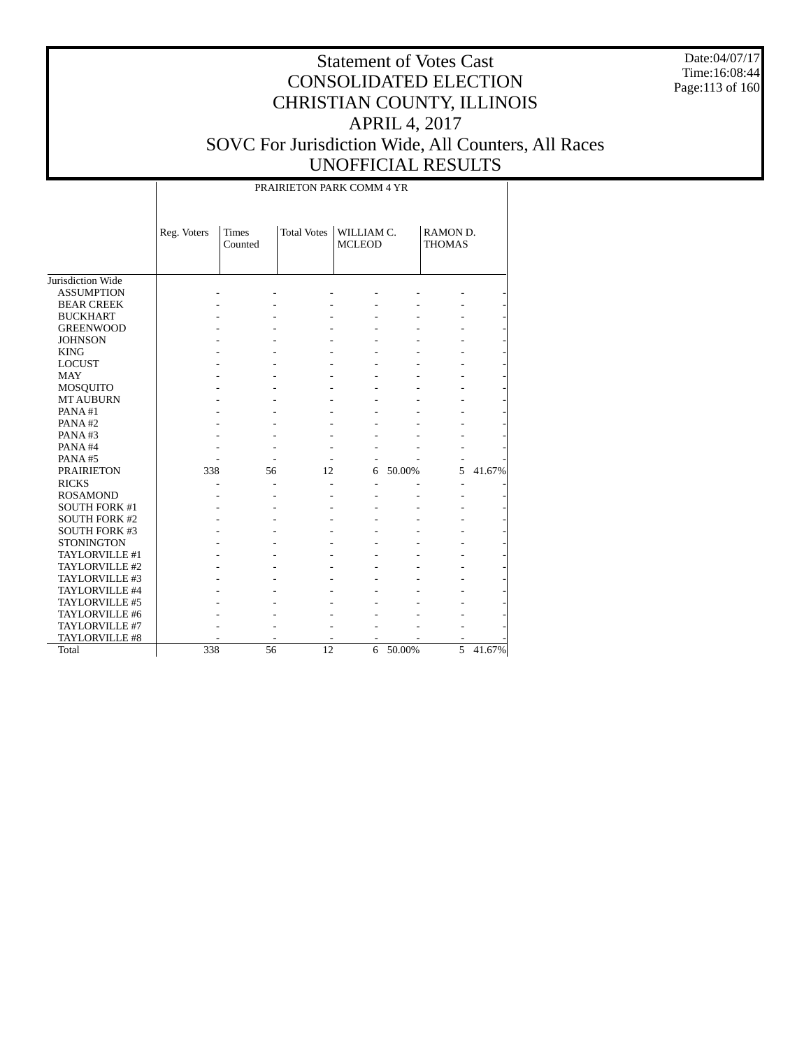# Statement of Votes Cast
# CONSOLIDATED ELECTION
# CHRISTIAN COUNTY, ILLINOIS
# APRIL 4, 2017
# SOVC For Jurisdiction Wide, All Counters, All Races
# UNOFFICIAL RESULTS

Date:04/07/17
Time:16:08:44

PRAIRIETON PARK COMM 4 YR

| | Reg. Voters | Times Counted | Total Votes | WILLIAM C. MCLEOD | | RAMON D. THOMAS | |
|---|---|---|---|---|---|---|---|
| Jurisdiction Wide | | | | | | | |
| ASSUMPTION | - | - | - | - | - | - | - |
| BEAR CREEK | - | - | - | - | - | - | - |
| BUCKHART | - | - | - | - | - | - | - |
| GREENWOOD | - | - | - | - | - | - | - |
| JOHNSON | - | - | - | - | - | - | - |
| KING | - | - | - | - | - | - | - |
| LOCUST | - | - | - | - | - | - | - |
| MAY | - | - | - | - | - | - | - |
| MOSQUITO | - | - | - | - | - | - | - |
| MT AUBURN | - | - | - | - | - | - | - |
| PANA #1 | - | - | - | - | - | - | - |
| PANA #2 | - | - | - | - | - | - | - |
| PANA #3 | - | - | - | - | - | - | - |
| PANA #4 | - | - | - | - | - | - | - |
| PANA #5 | - | - | - | - | - | - | - |
| PRAIRIETON | 338 | 56 | 12 | 6 | 50.00% | 5 | 41.67% |
| RICKS | - | - | - | - | - | - | - |
| ROSAMOND | - | - | - | - | - | - | - |
| SOUTH FORK #1 | - | - | - | - | - | - | - |
| SOUTH FORK #2 | - | - | - | - | - | - | - |
| SOUTH FORK #3 | - | - | - | - | - | - | - |
| STONINGTON | - | - | - | - | - | - | - |
| TAYLORVILLE #1 | - | - | - | - | - | - | - |
| TAYLORVILLE #2 | - | - | - | - | - | - | - |
| TAYLORVILLE #3 | - | - | - | - | - | - | - |
| TAYLORVILLE #4 | - | - | - | - | - | - | - |
| TAYLORVILLE #5 | - | - | - | - | - | - | - |
| TAYLORVILLE #6 | - | - | - | - | - | - | - |
| TAYLORVILLE #7 | - | - | - | - | - | - | - |
| TAYLORVILLE #8 | - | - | - | - | - | - | - |
| Total | 338 | 56 | 12 | 6 | 50.00% | 5 | 41.67% |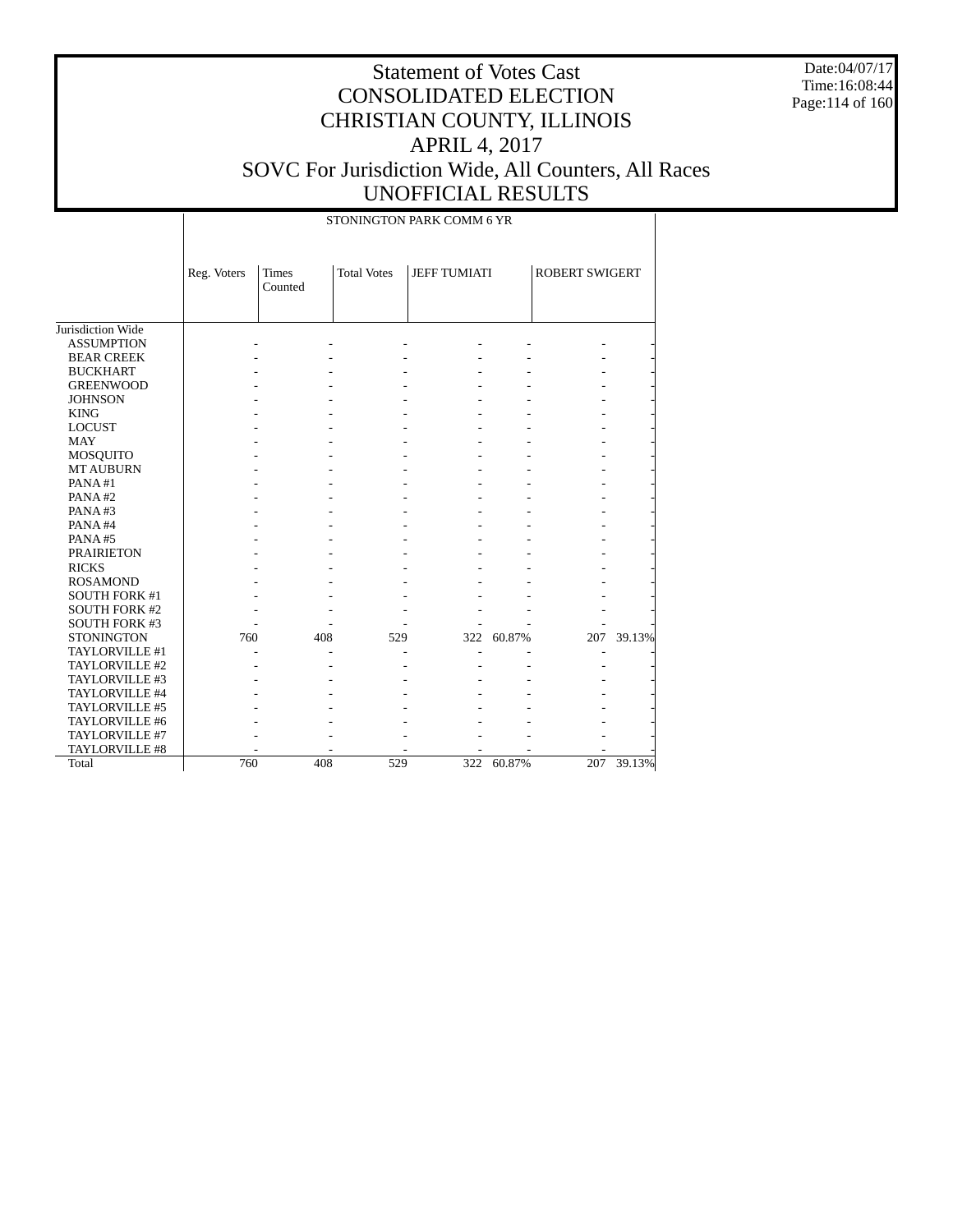# Statement of Votes Cast
# CONSOLIDATED ELECTION
# CHRISTIAN COUNTY, ILLINOIS
# APRIL 4, 2017
# SOVC For Jurisdiction Wide, All Counters, All Races
# UNOFFICIAL RESULTS

Date:04/07/17
Time:16:08:44

| | STONINGTON PARK COMM 6 YR | | | | | | |
|---|---|---|---|---|---|---|---|
| | Reg. Voters | Times Counted | Total Votes | JEFF TUMIATI | | ROBERT SWIGERT | |
| Jurisdiction Wide | | | | | | | |
| ASSUMPTION | - | - | - | - | - | - | - |
| BEAR CREEK | - | - | - | - | - | - | - |
| BUCKHART | - | - | - | - | - | - | - |
| GREENWOOD | - | - | - | - | - | - | - |
| JOHNSON | - | - | - | - | - | - | - |
| KING | - | - | - | - | - | - | - |
| LOCUST | - | - | - | - | - | - | - |
| MAY | - | - | - | - | - | - | - |
| MOSQUITO | - | - | - | - | - | - | - |
| MT AUBURN | - | - | - | - | - | - | - |
| PANA #1 | - | - | - | - | - | - | - |
| PANA #2 | - | - | - | - | - | - | - |
| PANA #3 | - | - | - | - | - | - | - |
| PANA #4 | - | - | - | - | - | - | - |
| PANA #5 | - | - | - | - | - | - | - |
| PRAIRIETON | - | - | - | - | - | - | - |
| RICKS | - | - | - | - | - | - | - |
| ROSAMOND | - | - | - | - | - | - | - |
| SOUTH FORK #1 | - | - | - | - | - | - | - |
| SOUTH FORK #2 | - | - | - | - | - | - | - |
| SOUTH FORK #3 | - | - | - | - | - | - | - |
| STONINGTON | 760 | 408 | 529 | 322 | 60.87% | 207 | 39.13% |
| TAYLORVILLE #1 | - | - | - | - | - | - | - |
| TAYLORVILLE #2 | - | - | - | - | - | - | - |
| TAYLORVILLE #3 | - | - | - | - | - | - | - |
| TAYLORVILLE #4 | - | - | - | - | - | - | - |
| TAYLORVILLE #5 | - | - | - | - | - | - | - |
| TAYLORVILLE #6 | - | - | - | - | - | - | - |
| TAYLORVILLE #7 | - | - | - | - | - | - | - |
| TAYLORVILLE #8 | - | - | - | - | - | - | - |
| Total | 760 | 408 | 529 | 322 | 60.87% | 207 | 39.13% |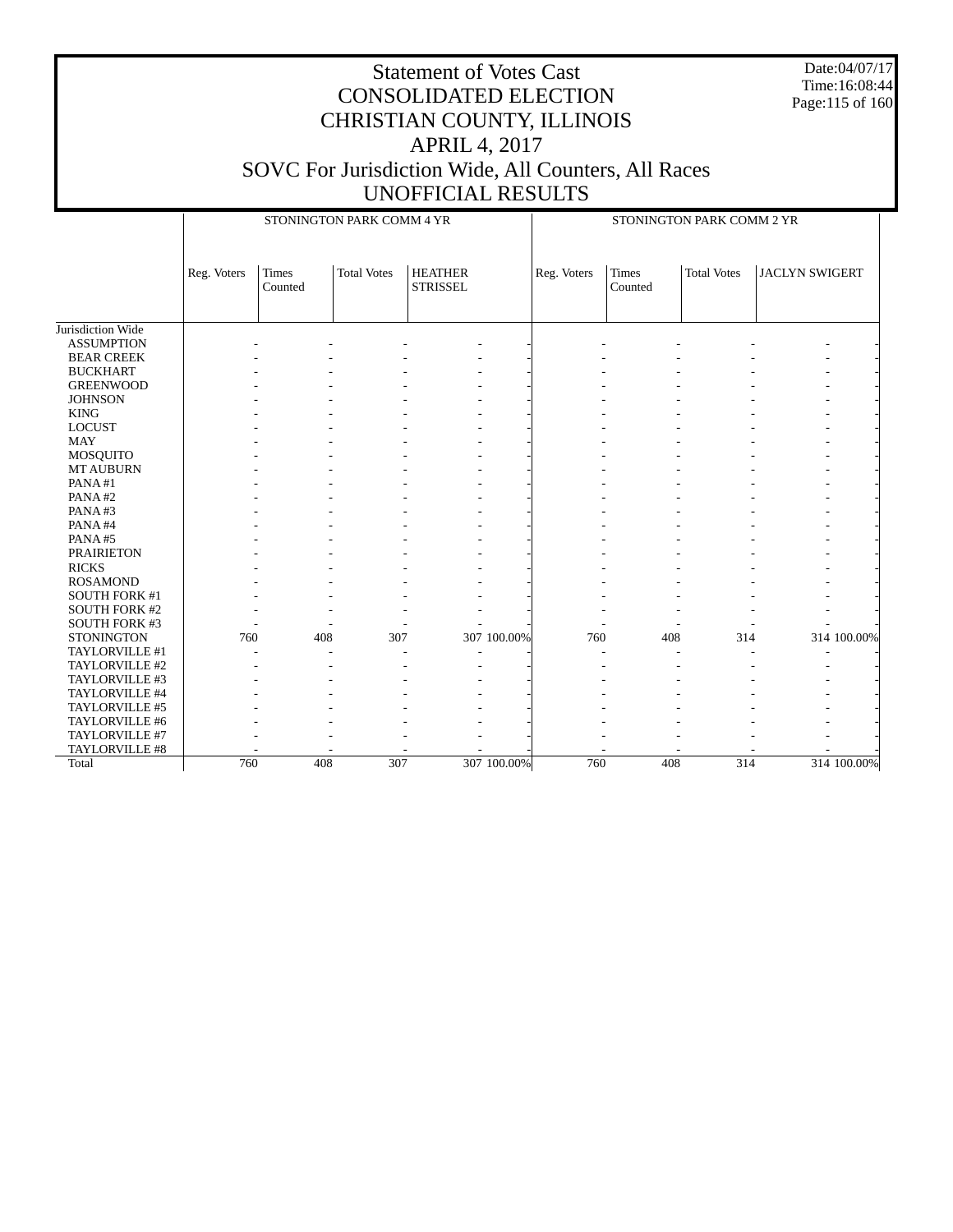# Statement of Votes Cast
## CONSOLIDATED ELECTION
## CHRISTIAN COUNTY, ILLINOIS
## APRIL 4, 2017
## SOVC For Jurisdiction Wide, All Counters, All Races
## UNOFFICIAL RESULTS

Date:04/07/17
Time:16:08:44

| | STONINGTON PARK COMM 4 YR | | | | | STONINGTON PARK COMM 2 YR | | | | |
|---|---|---|---|---|---|---|---|---|---|---|
| | Reg. Voters | Times Counted | Total Votes | HEATHER STRISSEL | | Reg. Voters | Times Counted | Total Votes | JACLYN SWIGERT | |
| Jurisdiction Wide | | | | | | | | | | |
| ASSUMPTION | - | - | - | - | - | - | - | - | - | - |
| BEAR CREEK | - | - | - | - | - | - | - | - | - | - |
| BUCKHART | - | - | - | - | - | - | - | - | - | - |
| GREENWOOD | - | - | - | - | - | - | - | - | - | - |
| JOHNSON | - | - | - | - | - | - | - | - | - | - |
| KING | - | - | - | - | - | - | - | - | - | - |
| LOCUST | - | - | - | - | - | - | - | - | - | - |
| MAY | - | - | - | - | - | - | - | - | - | - |
| MOSQUITO | - | - | - | - | - | - | - | - | - | - |
| MT AUBURN | - | - | - | - | - | - | - | - | - | - |
| PANA #1 | - | - | - | - | - | - | - | - | - | - |
| PANA #2 | - | - | - | - | - | - | - | - | - | - |
| PANA #3 | - | - | - | - | - | - | - | - | - | - |
| PANA #4 | - | - | - | - | - | - | - | - | - | - |
| PANA #5 | - | - | - | - | - | - | - | - | - | - |
| PRAIRIETON | - | - | - | - | - | - | - | - | - | - |
| RICKS | - | - | - | - | - | - | - | - | - | - |
| ROSAMOND | - | - | - | - | - | - | - | - | - | - |
| SOUTH FORK #1 | - | - | - | - | - | - | - | - | - | - |
| SOUTH FORK #2 | - | - | - | - | - | - | - | - | - | - |
| SOUTH FORK #3 | - | - | - | - | - | - | - | - | - | - |
| STONINGTON | 760 | 408 | 307 | 307 | 100.00% | 760 | 408 | 314 | 314 | 100.00% |
| TAYLORVILLE #1 | - | - | - | - | - | - | - | - | - | - |
| TAYLORVILLE #2 | - | - | - | - | - | - | - | - | - | - |
| TAYLORVILLE #3 | - | - | - | - | - | - | - | - | - | - |
| TAYLORVILLE #4 | - | - | - | - | - | - | - | - | - | - |
| TAYLORVILLE #5 | - | - | - | - | - | - | - | - | - | - |
| TAYLORVILLE #6 | - | - | - | - | - | - | - | - | - | - |
| TAYLORVILLE #7 | - | - | - | - | - | - | - | - | - | - |
| TAYLORVILLE #8 | - | - | - | - | - | - | - | - | - | - |
| Total | 760 | 408 | 307 | 307 | 100.00% | 760 | 408 | 314 | 314 | 100.00% |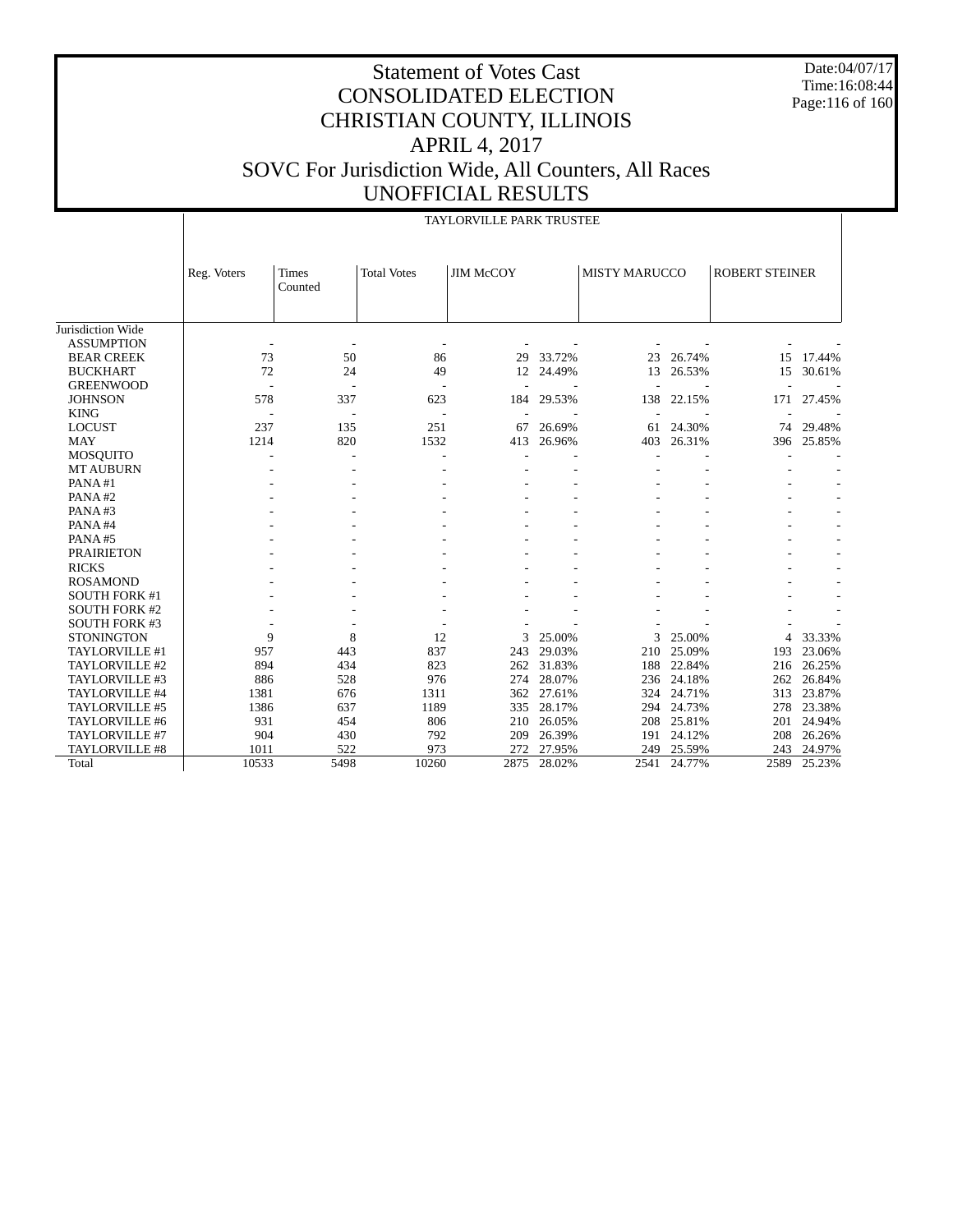# Statement of Votes Cast
# CONSOLIDATED ELECTION
# CHRISTIAN COUNTY, ILLINOIS
# APRIL 4, 2017
# SOVC For Jurisdiction Wide, All Counters, All Races
# UNOFFICIAL RESULTS

Date:04/07/17
Time:16:08:44

TAYLORVILLE PARK TRUSTEE

| | Reg. Voters | Times Counted | Total Votes | JIM McCOY | | MISTY MARUCCO | | ROBERT STEINER | |
|---|---|---|---|---|---|---|---|---|---|
| Jurisdiction Wide | | | | | | | | | |
| ASSUMPTION | - | - | - | - | - | - | - | - | - |
| BEAR CREEK | 73 | 50 | 86 | 29 | 33.72% | 23 | 26.74% | 15 | 17.44% |
| BUCKHART | 72 | 24 | 49 | 12 | 24.49% | 13 | 26.53% | 15 | 30.61% |
| GREENWOOD | - | - | - | - | - | - | - | - | - |
| JOHNSON | 578 | 337 | 623 | 184 | 29.53% | 138 | 22.15% | 171 | 27.45% |
| KING | - | - | - | - | - | - | - | - | - |
| LOCUST | 237 | 135 | 251 | 67 | 26.69% | 61 | 24.30% | 74 | 29.48% |
| MAY | 1214 | 820 | 1532 | 413 | 26.96% | 403 | 26.31% | 396 | 25.85% |
| MOSQUITO | - | - | - | - | - | - | - | - | - |
| MT AUBURN | - | - | - | - | - | - | - | - | - |
| PANA #1 | - | - | - | - | - | - | - | - | - |
| PANA #2 | - | - | - | - | - | - | - | - | - |
| PANA #3 | - | - | - | - | - | - | - | - | - |
| PANA #4 | - | - | - | - | - | - | - | - | - |
| PANA #5 | - | - | - | - | - | - | - | - | - |
| PRAIRIETON | - | - | - | - | - | - | - | - | - |
| RICKS | - | - | - | - | - | - | - | - | - |
| ROSAMOND | - | - | - | - | - | - | - | - | - |
| SOUTH FORK #1 | - | - | - | - | - | - | - | - | - |
| SOUTH FORK #2 | - | - | - | - | - | - | - | - | - |
| SOUTH FORK #3 | - | - | - | - | - | - | - | - | - |
| STONINGTON | 9 | 8 | 12 | 3 | 25.00% | 3 | 25.00% | 4 | 33.33% |
| TAYLORVILLE #1 | 957 | 443 | 837 | 243 | 29.03% | 210 | 25.09% | 193 | 23.06% |
| TAYLORVILLE #2 | 894 | 434 | 823 | 262 | 31.83% | 188 | 22.84% | 216 | 26.25% |
| TAYLORVILLE #3 | 886 | 528 | 976 | 274 | 28.07% | 236 | 24.18% | 262 | 26.84% |
| TAYLORVILLE #4 | 1381 | 676 | 1311 | 362 | 27.61% | 324 | 24.71% | 313 | 23.87% |
| TAYLORVILLE #5 | 1386 | 637 | 1189 | 335 | 28.17% | 294 | 24.73% | 278 | 23.38% |
| TAYLORVILLE #6 | 931 | 454 | 806 | 210 | 26.05% | 208 | 25.81% | 201 | 24.94% |
| TAYLORVILLE #7 | 904 | 430 | 792 | 209 | 26.39% | 191 | 24.12% | 208 | 26.26% |
| TAYLORVILLE #8 | 1011 | 522 | 973 | 272 | 27.95% | 249 | 25.59% | 243 | 24.97% |
| Total | 10533 | 5498 | 10260 | 2875 | 28.02% | 2541 | 24.77% | 2589 | 25.23% |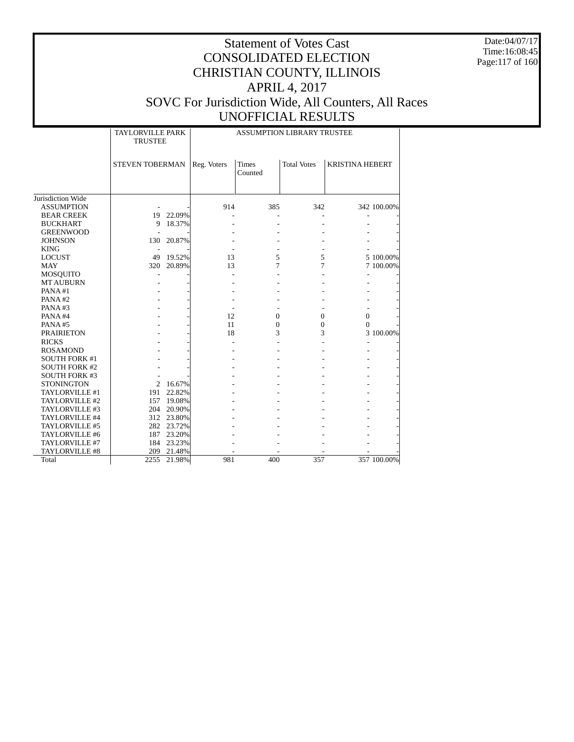# Statement of Votes Cast
# CONSOLIDATED ELECTION
# CHRISTIAN COUNTY, ILLINOIS
# APRIL 4, 2017
# SOVC For Jurisdiction Wide, All Counters, All Races
# UNOFFICIAL RESULTS

Date:04/07/17
Time:16:08:45

| | TAYLORVILLE PARK TRUSTEE | | ASSUMPTION LIBRARY TRUSTEE | | | | |
|---|---|---|---|---|---|---|---|
| | STEVEN TOBERMAN | | Reg. Voters | Times Counted | Total Votes | KRISTINA HEBERT | |
| Jurisdiction Wide | | | | | | | |
| ASSUMPTION | - | - | 914 | 385 | 342 | 342 | 100.00% |
| BEAR CREEK | 19 | 22.09% | - | - | - | - | - |
| BUCKHART | 9 | 18.37% | - | - | - | - | - |
| GREENWOOD | - | - | - | - | - | - | - |
| JOHNSON | 130 | 20.87% | - | - | - | - | - |
| KING | - | - | - | - | - | - | - |
| LOCUST | 49 | 19.52% | 13 | 5 | 5 | 5 | 100.00% |
| MAY | 320 | 20.89% | 13 | 7 | 7 | 7 | 100.00% |
| MOSQUITO | - | - | - | - | - | - | - |
| MT AUBURN | - | - | - | - | - | - | - |
| PANA #1 | - | - | - | - | - | - | - |
| PANA #2 | - | - | - | - | - | - | - |
| PANA #3 | - | - | - | - | - | - | - |
| PANA #4 | - | - | 12 | 0 | 0 | 0 | - |
| PANA #5 | - | - | 11 | 0 | 0 | 0 | - |
| PRAIRIETON | - | - | 18 | 3 | 3 | 3 | 100.00% |
| RICKS | - | - | - | - | - | - | - |
| ROSAMOND | - | - | - | - | - | - | - |
| SOUTH FORK #1 | - | - | - | - | - | - | - |
| SOUTH FORK #2 | - | - | - | - | - | - | - |
| SOUTH FORK #3 | - | - | - | - | - | - | - |
| STONINGTON | 2 | 16.67% | - | - | - | - | - |
| TAYLORVILLE #1 | 191 | 22.82% | - | - | - | - | - |
| TAYLORVILLE #2 | 157 | 19.08% | - | - | - | - | - |
| TAYLORVILLE #3 | 204 | 20.90% | - | - | - | - | - |
| TAYLORVILLE #4 | 312 | 23.80% | - | - | - | - | - |
| TAYLORVILLE #5 | 282 | 23.72% | - | - | - | - | - |
| TAYLORVILLE #6 | 187 | 23.20% | - | - | - | - | - |
| TAYLORVILLE #7 | 184 | 23.23% | - | - | - | - | - |
| TAYLORVILLE #8 | 209 | 21.48% | - | - | - | - | - |
| Total | 2255 | 21.98% | 981 | 400 | 357 | 357 | 100.00% |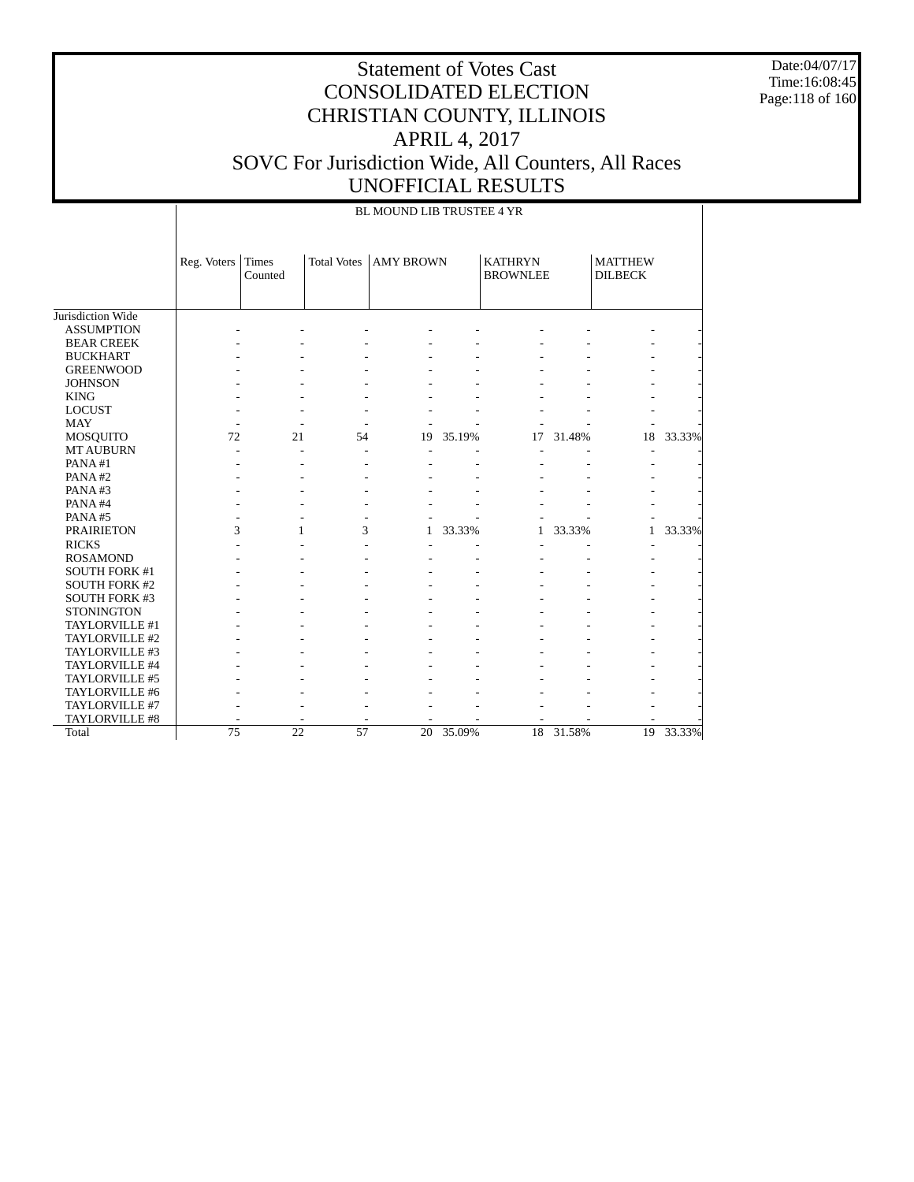# Statement of Votes Cast
# CONSOLIDATED ELECTION
# CHRISTIAN COUNTY, ILLINOIS
# APRIL 4, 2017
# SOVC For Jurisdiction Wide, All Counters, All Races
# UNOFFICIAL RESULTS

Date:04/07/17
Time:16:08:45

BL MOUND LIB TRUSTEE 4 YR

| | Reg. Voters | Times Counted | Total Votes | AMY BROWN | | KATHRYN BROWNLEE | | MATTHEW DILBECK | |
|---|---|---|---|---|---|---|---|---|---|
| Jurisdiction Wide | | | | | | | | | |
| ASSUMPTION | - | - | - | - | - | - | - | - | - |
| BEAR CREEK | - | - | - | - | - | - | - | - | - |
| BUCKHART | - | - | - | - | - | - | - | - | - |
| GREENWOOD | - | - | - | - | - | - | - | - | - |
| JOHNSON | - | - | - | - | - | - | - | - | - |
| KING | - | - | - | - | - | - | - | - | - |
| LOCUST | - | - | - | - | - | - | - | - | - |
| MAY | - | - | - | - | - | - | - | - | - |
| MOSQUITO | 72 | 21 | 54 | 19 | 35.19% | 17 | 31.48% | 18 | 33.33% |
| MT AUBURN | - | - | - | - | - | - | - | - | - |
| PANA #1 | - | - | - | - | - | - | - | - | - |
| PANA #2 | - | - | - | - | - | - | - | - | - |
| PANA #3 | - | - | - | - | - | - | - | - | - |
| PANA #4 | - | - | - | - | - | - | - | - | - |
| PANA #5 | - | - | - | - | - | - | - | - | - |
| PRAIRIETON | 3 | 1 | 3 | 1 | 33.33% | 1 | 33.33% | 1 | 33.33% |
| RICKS | - | - | - | - | - | - | - | - | - |
| ROSAMOND | - | - | - | - | - | - | - | - | - |
| SOUTH FORK #1 | - | - | - | - | - | - | - | - | - |
| SOUTH FORK #2 | - | - | - | - | - | - | - | - | - |
| SOUTH FORK #3 | - | - | - | - | - | - | - | - | - |
| STONINGTON | - | - | - | - | - | - | - | - | - |
| TAYLORVILLE #1 | - | - | - | - | - | - | - | - | - |
| TAYLORVILLE #2 | - | - | - | - | - | - | - | - | - |
| TAYLORVILLE #3 | - | - | - | - | - | - | - | - | - |
| TAYLORVILLE #4 | - | - | - | - | - | - | - | - | - |
| TAYLORVILLE #5 | - | - | - | - | - | - | - | - | - |
| TAYLORVILLE #6 | - | - | - | - | - | - | - | - | - |
| TAYLORVILLE #7 | - | - | - | - | - | - | - | - | - |
| TAYLORVILLE #8 | - | - | - | - | - | - | - | - | - |
| Total | 75 | 22 | 57 | 20 | 35.09% | 18 | 31.58% | 19 | 33.33% |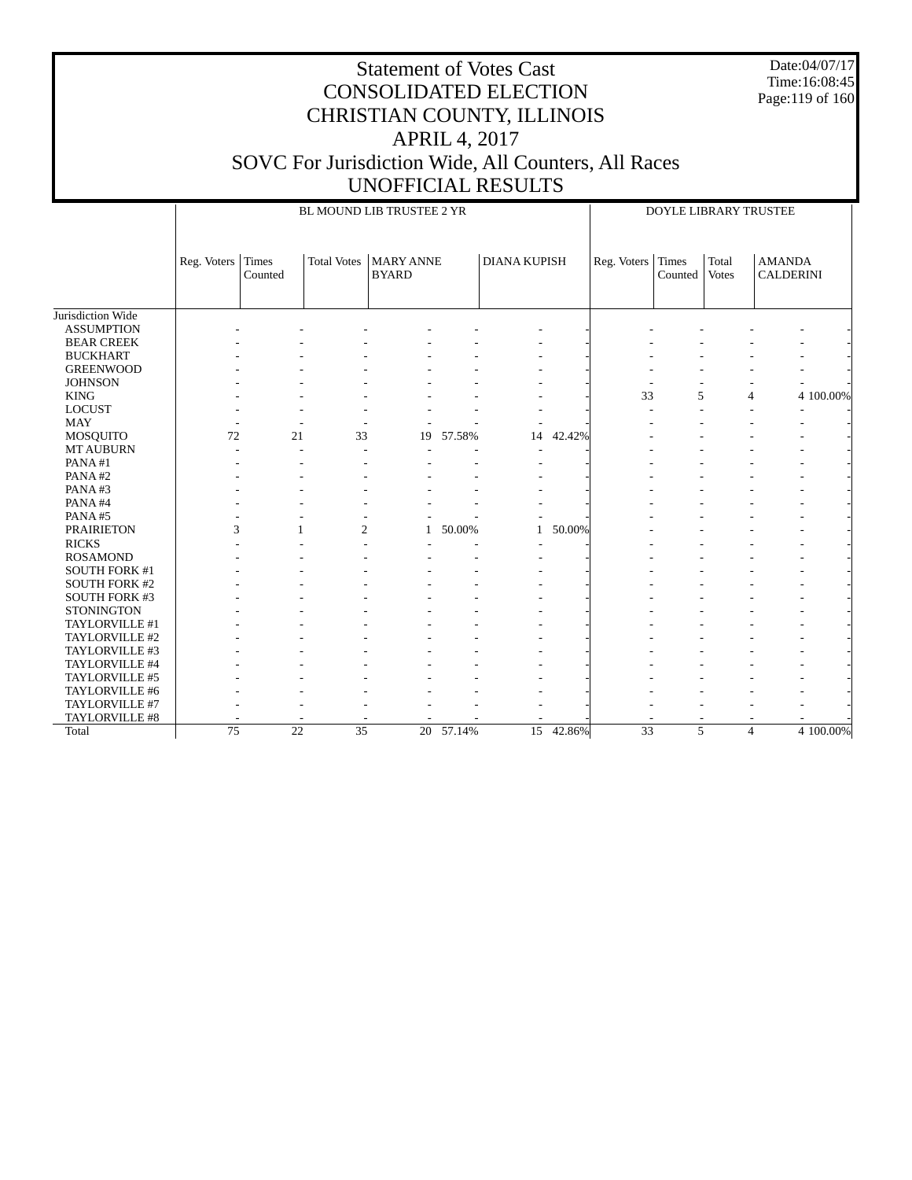# Statement of Votes Cast
## CONSOLIDATED ELECTION
## CHRISTIAN COUNTY, ILLINOIS
## APRIL 4, 2017
## SOVC For Jurisdiction Wide, All Counters, All Races
## UNOFFICIAL RESULTS

Date:04/07/17
Time:16:08:45

| | BL MOUND LIB TRUSTEE 2 YR | | | | | | | DOYLE LIBRARY TRUSTEE | | | | |
|---|---|---|---|---|---|---|---|---|---|---|---|---|
| | Reg. Voters | Times Counted | Total Votes | MARY ANNE BYARD | | DIANA KUPISH | | Reg. Voters | Times Counted | Total Votes | AMANDA CALDERINI | |
| Jurisdiction Wide | | | | | | | | | | | | |
| ASSUMPTION | - | - | - | - | - | - | - | - | - | - | - | - |
| BEAR CREEK | - | - | - | - | - | - | - | - | - | - | - | - |
| BUCKHART | - | - | - | - | - | - | - | - | - | - | - | - |
| GREENWOOD | - | - | - | - | - | - | - | - | - | - | - | - |
| JOHNSON | - | - | - | - | - | - | - | - | - | - | - | - |
| KING | - | - | - | - | - | - | - | 33 | 5 | 4 | 4 | 100.00% |
| LOCUST | - | - | - | - | - | - | - | - | - | - | - | - |
| MAY | - | - | - | - | - | - | - | - | - | - | - | - |
| MOSQUITO | 72 | 21 | 33 | 19 | 57.58% | 14 | 42.42% | - | - | - | - | - |
| MT AUBURN | - | - | - | - | - | - | - | - | - | - | - | - |
| PANA #1 | - | - | - | - | - | - | - | - | - | - | - | - |
| PANA #2 | - | - | - | - | - | - | - | - | - | - | - | - |
| PANA #3 | - | - | - | - | - | - | - | - | - | - | - | - |
| PANA #4 | - | - | - | - | - | - | - | - | - | - | - | - |
| PANA #5 | - | - | - | - | - | - | - | - | - | - | - | - |
| PRAIRIETON | 3 | 1 | 2 | 1 | 50.00% | 1 | 50.00% | - | - | - | - | - |
| RICKS | - | - | - | - | - | - | - | - | - | - | - | - |
| ROSAMOND | - | - | - | - | - | - | - | - | - | - | - | - |
| SOUTH FORK #1 | - | - | - | - | - | - | - | - | - | - | - | - |
| SOUTH FORK #2 | - | - | - | - | - | - | - | - | - | - | - | - |
| SOUTH FORK #3 | - | - | - | - | - | - | - | - | - | - | - | - |
| STONINGTON | - | - | - | - | - | - | - | - | - | - | - | - |
| TAYLORVILLE #1 | - | - | - | - | - | - | - | - | - | - | - | - |
| TAYLORVILLE #2 | - | - | - | - | - | - | - | - | - | - | - | - |
| TAYLORVILLE #3 | - | - | - | - | - | - | - | - | - | - | - | - |
| TAYLORVILLE #4 | - | - | - | - | - | - | - | - | - | - | - | - |
| TAYLORVILLE #5 | - | - | - | - | - | - | - | - | - | - | - | - |
| TAYLORVILLE #6 | - | - | - | - | - | - | - | - | - | - | - | - |
| TAYLORVILLE #7 | - | - | - | - | - | - | - | - | - | - | - | - |
| TAYLORVILLE #8 | - | - | - | - | - | - | - | - | - | - | - | - |
| Total | 75 | 22 | 35 | 20 | 57.14% | 15 | 42.86% | 33 | 5 | 4 | 4 | 100.00% |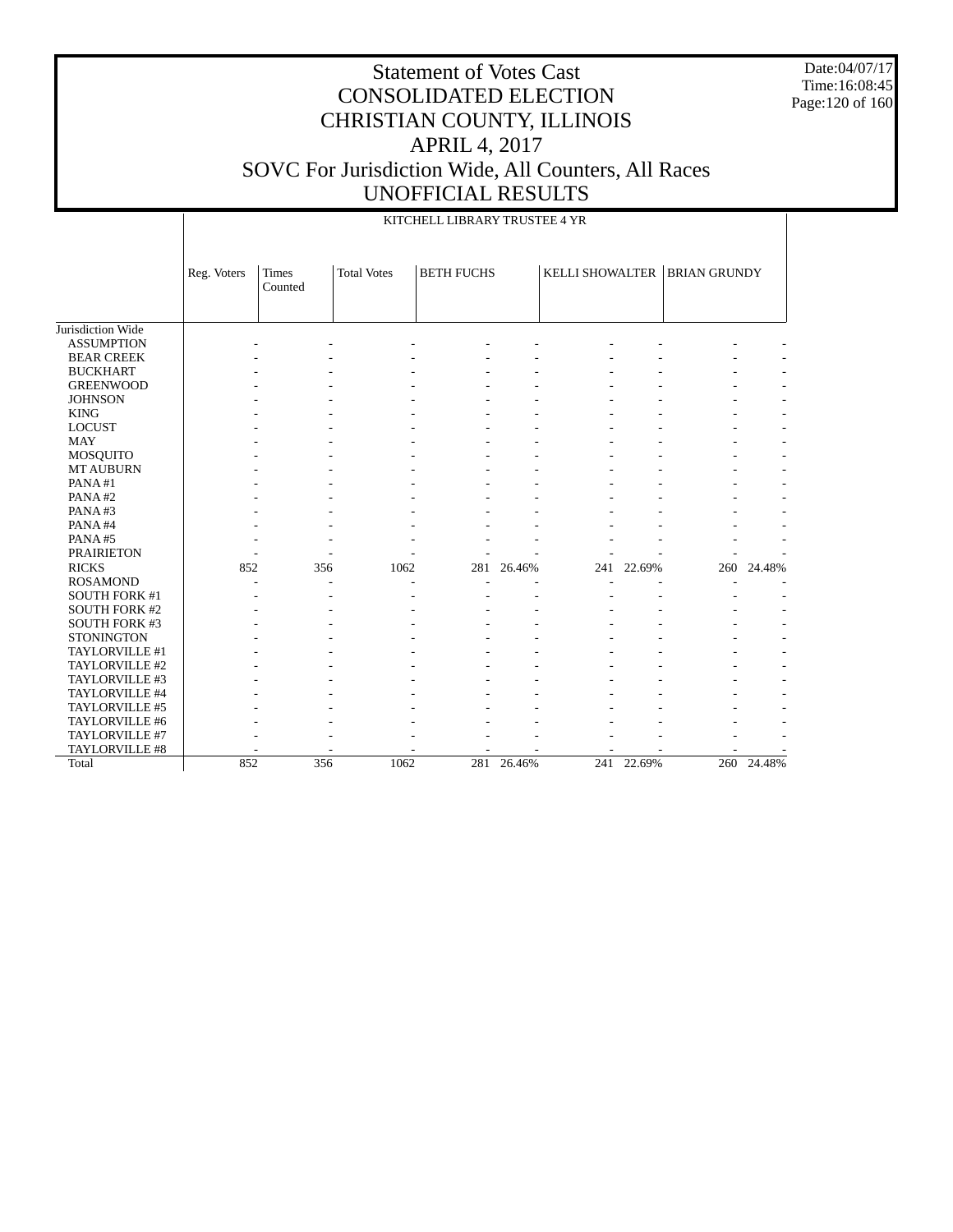# Statement of Votes Cast
# CONSOLIDATED ELECTION
# CHRISTIAN COUNTY, ILLINOIS
# APRIL 4, 2017
# SOVC For Jurisdiction Wide, All Counters, All Races
# UNOFFICIAL RESULTS

Date:04/07/17
Time:16:08:45

KITCHELL LIBRARY TRUSTEE 4 YR

| | Reg. Voters | Times Counted | Total Votes | BETH FUCHS | | KELLI SHOWALTER | | BRIAN GRUNDY | |
|---|---|---|---|---|---|---|---|---|---|
| Jurisdiction Wide | | | | | | | | | |
| ASSUMPTION | - | - | - | - | - | - | - | - | - |
| BEAR CREEK | - | - | - | - | - | - | - | - | - |
| BUCKHART | - | - | - | - | - | - | - | - | - |
| GREENWOOD | - | - | - | - | - | - | - | - | - |
| JOHNSON | - | - | - | - | - | - | - | - | - |
| KING | - | - | - | - | - | - | - | - | - |
| LOCUST | - | - | - | - | - | - | - | - | - |
| MAY | - | - | - | - | - | - | - | - | - |
| MOSQUITO | - | - | - | - | - | - | - | - | - |
| MT AUBURN | - | - | - | - | - | - | - | - | - |
| PANA #1 | - | - | - | - | - | - | - | - | - |
| PANA #2 | - | - | - | - | - | - | - | - | - |
| PANA #3 | - | - | - | - | - | - | - | - | - |
| PANA #4 | - | - | - | - | - | - | - | - | - |
| PANA #5 | - | - | - | - | - | - | - | - | - |
| PRAIRIETON | - | - | - | - | - | - | - | - | - |
| RICKS | 852 | 356 | 1062 | 281 | 26.46% | 241 | 22.69% | 260 | 24.48% |
| ROSAMOND | - | - | - | - | - | - | - | - | - |
| SOUTH FORK #1 | - | - | - | - | - | - | - | - | - |
| SOUTH FORK #2 | - | - | - | - | - | - | - | - | - |
| SOUTH FORK #3 | - | - | - | - | - | - | - | - | - |
| STONINGTON | - | - | - | - | - | - | - | - | - |
| TAYLORVILLE #1 | - | - | - | - | - | - | - | - | - |
| TAYLORVILLE #2 | - | - | - | - | - | - | - | - | - |
| TAYLORVILLE #3 | - | - | - | - | - | - | - | - | - |
| TAYLORVILLE #4 | - | - | - | - | - | - | - | - | - |
| TAYLORVILLE #5 | - | - | - | - | - | - | - | - | - |
| TAYLORVILLE #6 | - | - | - | - | - | - | - | - | - |
| TAYLORVILLE #7 | - | - | - | - | - | - | - | - | - |
| TAYLORVILLE #8 | - | - | - | - | - | - | - | - | - |
| Total | 852 | 356 | 1062 | 281 | 26.46% | 241 | 22.69% | 260 | 24.48% |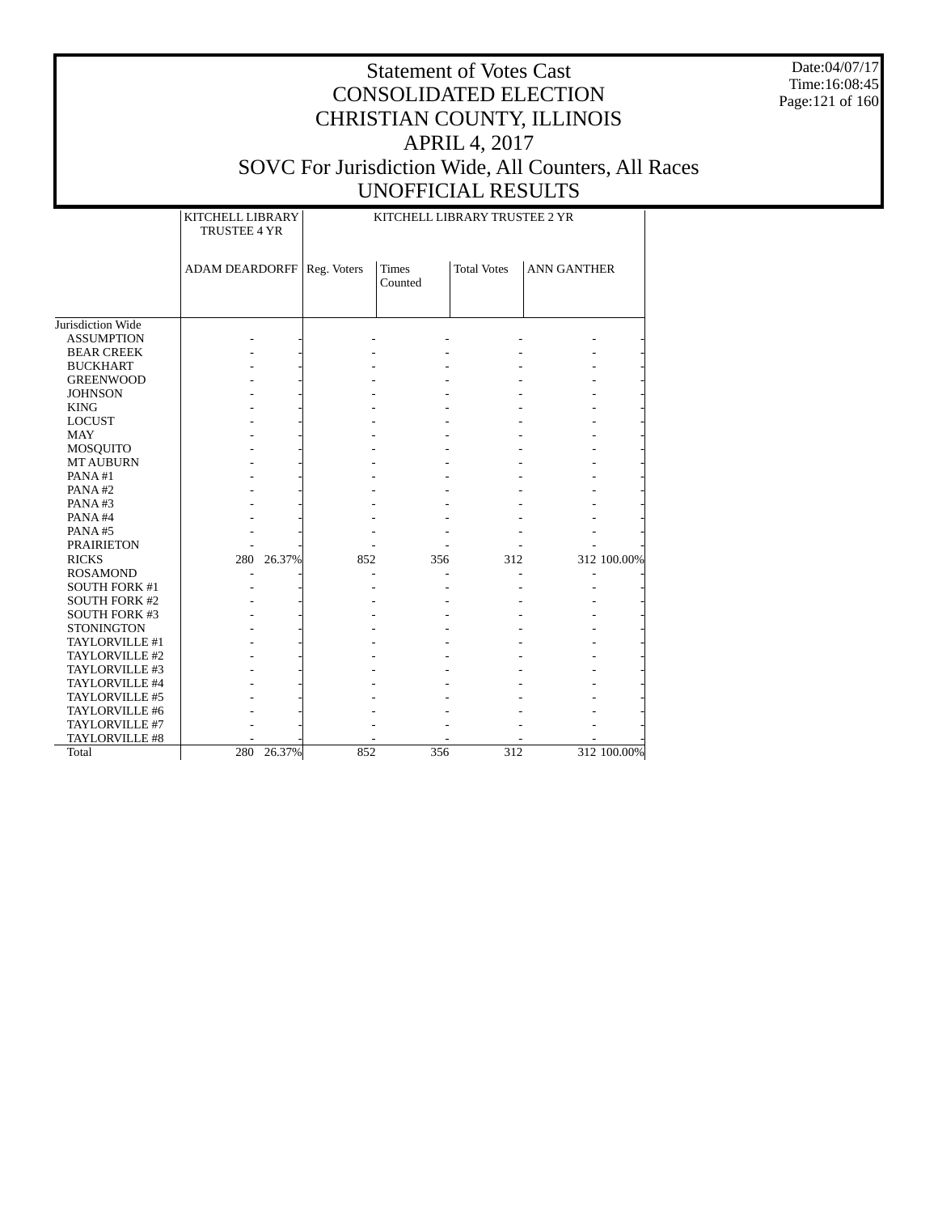# Statement of Votes Cast
# CONSOLIDATED ELECTION
# CHRISTIAN COUNTY, ILLINOIS
# APRIL 4, 2017
# SOVC For Jurisdiction Wide, All Counters, All Races
# UNOFFICIAL RESULTS

Date:04/07/17
Time:16:08:45

| | KITCHELL LIBRARY TRUSTEE 4 YR | | KITCHELL LIBRARY TRUSTEE 2 YR | | | | |
|---|---|---|---|---|---|---|---|
| | ADAM DEARDORFF | | Reg. Voters | Times Counted | Total Votes | ANN GANTHER | |
| Jurisdiction Wide | | | | | | | |
| ASSUMPTION | - | - | - | - | - | - | - |
| BEAR CREEK | - | - | - | - | - | - | - |
| BUCKHART | - | - | - | - | - | - | - |
| GREENWOOD | - | - | - | - | - | - | - |
| JOHNSON | - | - | - | - | - | - | - |
| KING | - | - | - | - | - | - | - |
| LOCUST | - | - | - | - | - | - | - |
| MAY | - | - | - | - | - | - | - |
| MOSQUITO | - | - | - | - | - | - | - |
| MT AUBURN | - | - | - | - | - | - | - |
| PANA #1 | - | - | - | - | - | - | - |
| PANA #2 | - | - | - | - | - | - | - |
| PANA #3 | - | - | - | - | - | - | - |
| PANA #4 | - | - | - | - | - | - | - |
| PANA #5 | - | - | - | - | - | - | - |
| PRAIRIETON | - | - | - | - | - | - | - |
| RICKS | 280 | 26.37% | 852 | 356 | 312 | 312 | 100.00% |
| ROSAMOND | - | - | - | - | - | - | - |
| SOUTH FORK #1 | - | - | - | - | - | - | - |
| SOUTH FORK #2 | - | - | - | - | - | - | - |
| SOUTH FORK #3 | - | - | - | - | - | - | - |
| STONINGTON | - | - | - | - | - | - | - |
| TAYLORVILLE #1 | - | - | - | - | - | - | - |
| TAYLORVILLE #2 | - | - | - | - | - | - | - |
| TAYLORVILLE #3 | - | - | - | - | - | - | - |
| TAYLORVILLE #4 | - | - | - | - | - | - | - |
| TAYLORVILLE #5 | - | - | - | - | - | - | - |
| TAYLORVILLE #6 | - | - | - | - | - | - | - |
| TAYLORVILLE #7 | - | - | - | - | - | - | - |
| TAYLORVILLE #8 | - | - | - | - | - | - | - |
| Total | 280 | 26.37% | 852 | 356 | 312 | 312 | 100.00% |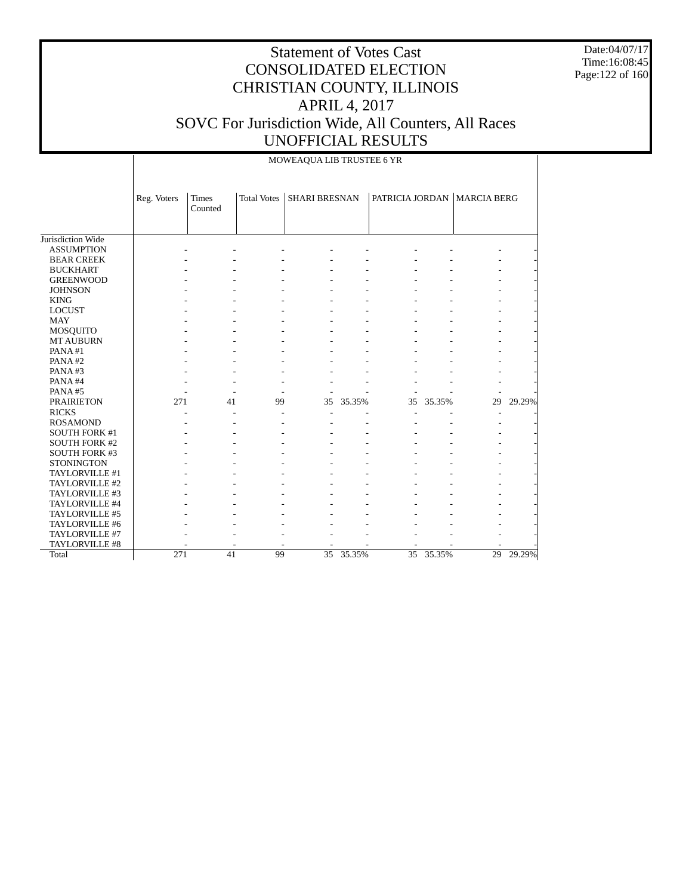# Statement of Votes Cast
# CONSOLIDATED ELECTION
# CHRISTIAN COUNTY, ILLINOIS
# APRIL 4, 2017
# SOVC For Jurisdiction Wide, All Counters, All Races
# UNOFFICIAL RESULTS

Date:04/07/17
Time:16:08:45

MOWEAQUA LIB TRUSTEE 6 YR

| | Reg. Voters | Times Counted | Total Votes | SHARI BRESNAN | | PATRICIA JORDAN | | MARCIA BERG | |
|---|---|---|---|---|---|---|---|---|---|
| Jurisdiction Wide | | | | | | | | | |
| ASSUMPTION | - | - | - | - | - | - | - | - | - |
| BEAR CREEK | - | - | - | - | - | - | - | - | - |
| BUCKHART | - | - | - | - | - | - | - | - | - |
| GREENWOOD | - | - | - | - | - | - | - | - | - |
| JOHNSON | - | - | - | - | - | - | - | - | - |
| KING | - | - | - | - | - | - | - | - | - |
| LOCUST | - | - | - | - | - | - | - | - | - |
| MAY | - | - | - | - | - | - | - | - | - |
| MOSQUITO | - | - | - | - | - | - | - | - | - |
| MT AUBURN | - | - | - | - | - | - | - | - | - |
| PANA #1 | - | - | - | - | - | - | - | - | - |
| PANA #2 | - | - | - | - | - | - | - | - | - |
| PANA #3 | - | - | - | - | - | - | - | - | - |
| PANA #4 | - | - | - | - | - | - | - | - | - |
| PANA #5 | - | - | - | - | - | - | - | - | - |
| PRAIRIETON | 271 | 41 | 99 | 35 | 35.35% | 35 | 35.35% | 29 | 29.29% |
| RICKS | - | - | - | - | - | - | - | - | - |
| ROSAMOND | - | - | - | - | - | - | - | - | - |
| SOUTH FORK #1 | - | - | - | - | - | - | - | - | - |
| SOUTH FORK #2 | - | - | - | - | - | - | - | - | - |
| SOUTH FORK #3 | - | - | - | - | - | - | - | - | - |
| STONINGTON | - | - | - | - | - | - | - | - | - |
| TAYLORVILLE #1 | - | - | - | - | - | - | - | - | - |
| TAYLORVILLE #2 | - | - | - | - | - | - | - | - | - |
| TAYLORVILLE #3 | - | - | - | - | - | - | - | - | - |
| TAYLORVILLE #4 | - | - | - | - | - | - | - | - | - |
| TAYLORVILLE #5 | - | - | - | - | - | - | - | - | - |
| TAYLORVILLE #6 | - | - | - | - | - | - | - | - | - |
| TAYLORVILLE #7 | - | - | - | - | - | - | - | - | - |
| TAYLORVILLE #8 | - | - | - | - | - | - | - | - | - |
| Total | 271 | 41 | 99 | 35 | 35.35% | 35 | 35.35% | 29 | 29.29% |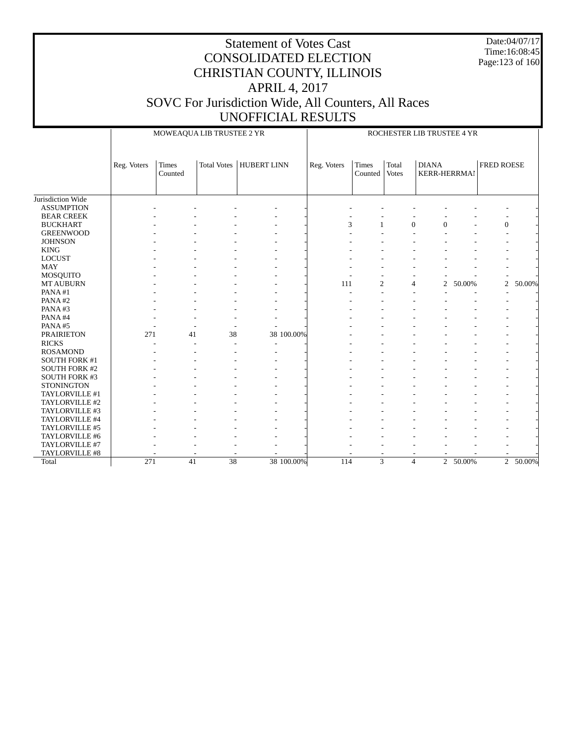# Statement of Votes Cast
# CONSOLIDATED ELECTION
# CHRISTIAN COUNTY, ILLINOIS
# APRIL 4, 2017
# SOVC For Jurisdiction Wide, All Counters, All Races
# UNOFFICIAL RESULTS

Date:04/07/17
Time:16:08:45

| | MOWEAQUA LIB TRUSTEE 2 YR | | | | | ROCHESTER LIB TRUSTEE 4 YR | | | | | | |
|---|---|---|---|---|---|---|---|---|---|---|---|---|
| | Reg. Voters | Times Counted | Total Votes | HUBERT LINN | | Reg. Voters | Times Counted | Total Votes | DIANA KERR-HERRMAN | | FRED ROESE | |
| Jurisdiction Wide | | | | | | | | | | | | |
| ASSUMPTION | - | - | - | - | - | - | - | - | - | - | - | - |
| BEAR CREEK | - | - | - | - | - | - | - | - | - | - | - | - |
| BUCKHART | - | - | - | - | - | 3 | 1 | 0 | 0 | - | 0 | - |
| GREENWOOD | - | - | - | - | - | - | - | - | - | - | - | - |
| JOHNSON | - | - | - | - | - | - | - | - | - | - | - | - |
| KING | - | - | - | - | - | - | - | - | - | - | - | - |
| LOCUST | - | - | - | - | - | - | - | - | - | - | - | - |
| MAY | - | - | - | - | - | - | - | - | - | - | - | - |
| MOSQUITO | - | - | - | - | - | - | - | - | - | - | - | - |
| MT AUBURN | - | - | - | - | - | 111 | 2 | 4 | 2 | 50.00% | 2 | 50.00% |
| PANA #1 | - | - | - | - | - | - | - | - | - | - | - | - |
| PANA #2 | - | - | - | - | - | - | - | - | - | - | - | - |
| PANA #3 | - | - | - | - | - | - | - | - | - | - | - | - |
| PANA #4 | - | - | - | - | - | - | - | - | - | - | - | - |
| PANA #5 | - | - | - | - | - | - | - | - | - | - | - | - |
| PRAIRIETON | 271 | 41 | 38 | 38 | 100.00% | - | - | - | - | - | - | - |
| RICKS | - | - | - | - | - | - | - | - | - | - | - | - |
| ROSAMOND | - | - | - | - | - | - | - | - | - | - | - | - |
| SOUTH FORK #1 | - | - | - | - | - | - | - | - | - | - | - | - |
| SOUTH FORK #2 | - | - | - | - | - | - | - | - | - | - | - | - |
| SOUTH FORK #3 | - | - | - | - | - | - | - | - | - | - | - | - |
| STONINGTON | - | - | - | - | - | - | - | - | - | - | - | - |
| TAYLORVILLE #1 | - | - | - | - | - | - | - | - | - | - | - | - |
| TAYLORVILLE #2 | - | - | - | - | - | - | - | - | - | - | - | - |
| TAYLORVILLE #3 | - | - | - | - | - | - | - | - | - | - | - | - |
| TAYLORVILLE #4 | - | - | - | - | - | - | - | - | - | - | - | - |
| TAYLORVILLE #5 | - | - | - | - | - | - | - | - | - | - | - | - |
| TAYLORVILLE #6 | - | - | - | - | - | - | - | - | - | - | - | - |
| TAYLORVILLE #7 | - | - | - | - | - | - | - | - | - | - | - | - |
| TAYLORVILLE #8 | - | - | - | - | - | - | - | - | - | - | - | - |
| Total | 271 | 41 | 38 | 38 | 100.00% | 114 | 3 | 4 | 2 | 50.00% | 2 | 50.00% |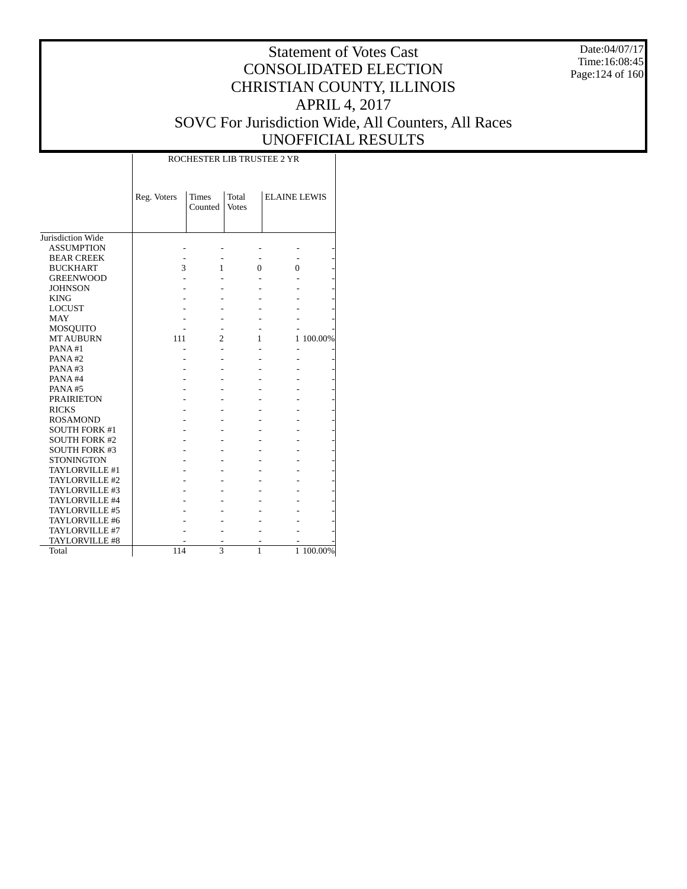# Statement of Votes Cast
# CONSOLIDATED ELECTION
# CHRISTIAN COUNTY, ILLINOIS
# APRIL 4, 2017
# SOVC For Jurisdiction Wide, All Counters, All Races
# UNOFFICIAL RESULTS

Date:04/07/17
Time:16:08:45

| | ROCHESTER LIB TRUSTEE 2 YR | | | | |
|---|---|---|---|---|---|
| | Reg. Voters | Times Counted | Total Votes | ELAINE LEWIS | |
| Jurisdiction Wide | | | | | |
| ASSUMPTION | - | - | - | - | - |
| BEAR CREEK | - | - | - | - | - |
| BUCKHART | 3 | 1 | 0 | 0 | - |
| GREENWOOD | - | - | - | - | - |
| JOHNSON | - | - | - | - | - |
| KING | - | - | - | - | - |
| LOCUST | - | - | - | - | - |
| MAY | - | - | - | - | - |
| MOSQUITO | - | - | - | - | - |
| MT AUBURN | 111 | 2 | 1 | 1 | 100.00% |
| PANA #1 | - | - | - | - | - |
| PANA #2 | - | - | - | - | - |
| PANA #3 | - | - | - | - | - |
| PANA #4 | - | - | - | - | - |
| PANA #5 | - | - | - | - | - |
| PRAIRIETON | - | - | - | - | - |
| RICKS | - | - | - | - | - |
| ROSAMOND | - | - | - | - | - |
| SOUTH FORK #1 | - | - | - | - | - |
| SOUTH FORK #2 | - | - | - | - | - |
| SOUTH FORK #3 | - | - | - | - | - |
| STONINGTON | - | - | - | - | - |
| TAYLORVILLE #1 | - | - | - | - | - |
| TAYLORVILLE #2 | - | - | - | - | - |
| TAYLORVILLE #3 | - | - | - | - | - |
| TAYLORVILLE #4 | - | - | - | - | - |
| TAYLORVILLE #5 | - | - | - | - | - |
| TAYLORVILLE #6 | - | - | - | - | - |
| TAYLORVILLE #7 | - | - | - | - | - |
| TAYLORVILLE #8 | - | - | - | - | - |
| Total | 114 | 3 | 1 | 1 | 100.00% |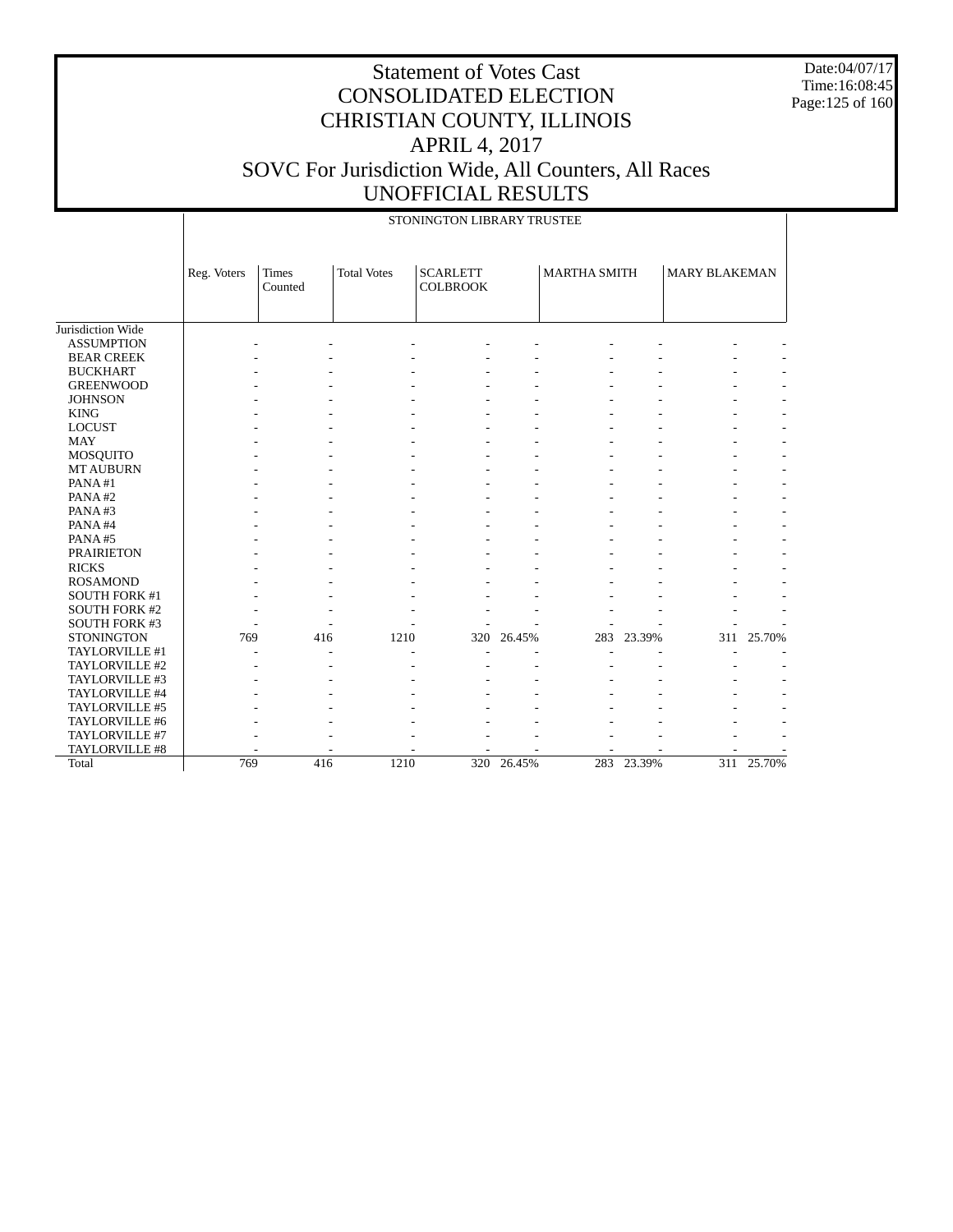# Statement of Votes Cast
# CONSOLIDATED ELECTION
# CHRISTIAN COUNTY, ILLINOIS
# APRIL 4, 2017
# SOVC For Jurisdiction Wide, All Counters, All Races
# UNOFFICIAL RESULTS

Date:04/07/17
Time:16:08:45

| | STONINGTON LIBRARY TRUSTEE | | | | | | | | |
|---|---|---|---|---|---|---|---|---|---|
| | Reg. Voters | Times Counted | Total Votes | SCARLETT COLBROOK | | MARTHA SMITH | | MARY BLAKEMAN | |
| Jurisdiction Wide | | | | | | | | | |
| ASSUMPTION | - | - | - | - | - | - | - | - | - |
| BEAR CREEK | - | - | - | - | - | - | - | - | - |
| BUCKHART | - | - | - | - | - | - | - | - | - |
| GREENWOOD | - | - | - | - | - | - | - | - | - |
| JOHNSON | - | - | - | - | - | - | - | - | - |
| KING | - | - | - | - | - | - | - | - | - |
| LOCUST | - | - | - | - | - | - | - | - | - |
| MAY | - | - | - | - | - | - | - | - | - |
| MOSQUITO | - | - | - | - | - | - | - | - | - |
| MT AUBURN | - | - | - | - | - | - | - | - | - |
| PANA #1 | - | - | - | - | - | - | - | - | - |
| PANA #2 | - | - | - | - | - | - | - | - | - |
| PANA #3 | - | - | - | - | - | - | - | - | - |
| PANA #4 | - | - | - | - | - | - | - | - | - |
| PANA #5 | - | - | - | - | - | - | - | - | - |
| PRAIRIETON | - | - | - | - | - | - | - | - | - |
| RICKS | - | - | - | - | - | - | - | - | - |
| ROSAMOND | - | - | - | - | - | - | - | - | - |
| SOUTH FORK #1 | - | - | - | - | - | - | - | - | - |
| SOUTH FORK #2 | - | - | - | - | - | - | - | - | - |
| SOUTH FORK #3 | - | - | - | - | - | - | - | - | - |
| STONINGTON | 769 | 416 | 1210 | 320 | 26.45% | 283 | 23.39% | 311 | 25.70% |
| TAYLORVILLE #1 | - | - | - | - | - | - | - | - | - |
| TAYLORVILLE #2 | - | - | - | - | - | - | - | - | - |
| TAYLORVILLE #3 | - | - | - | - | - | - | - | - | - |
| TAYLORVILLE #4 | - | - | - | - | - | - | - | - | - |
| TAYLORVILLE #5 | - | - | - | - | - | - | - | - | - |
| TAYLORVILLE #6 | - | - | - | - | - | - | - | - | - |
| TAYLORVILLE #7 | - | - | - | - | - | - | - | - | - |
| TAYLORVILLE #8 | - | - | - | - | - | - | - | - | - |
| Total | 769 | 416 | 1210 | 320 | 26.45% | 283 | 23.39% | 311 | 25.70% |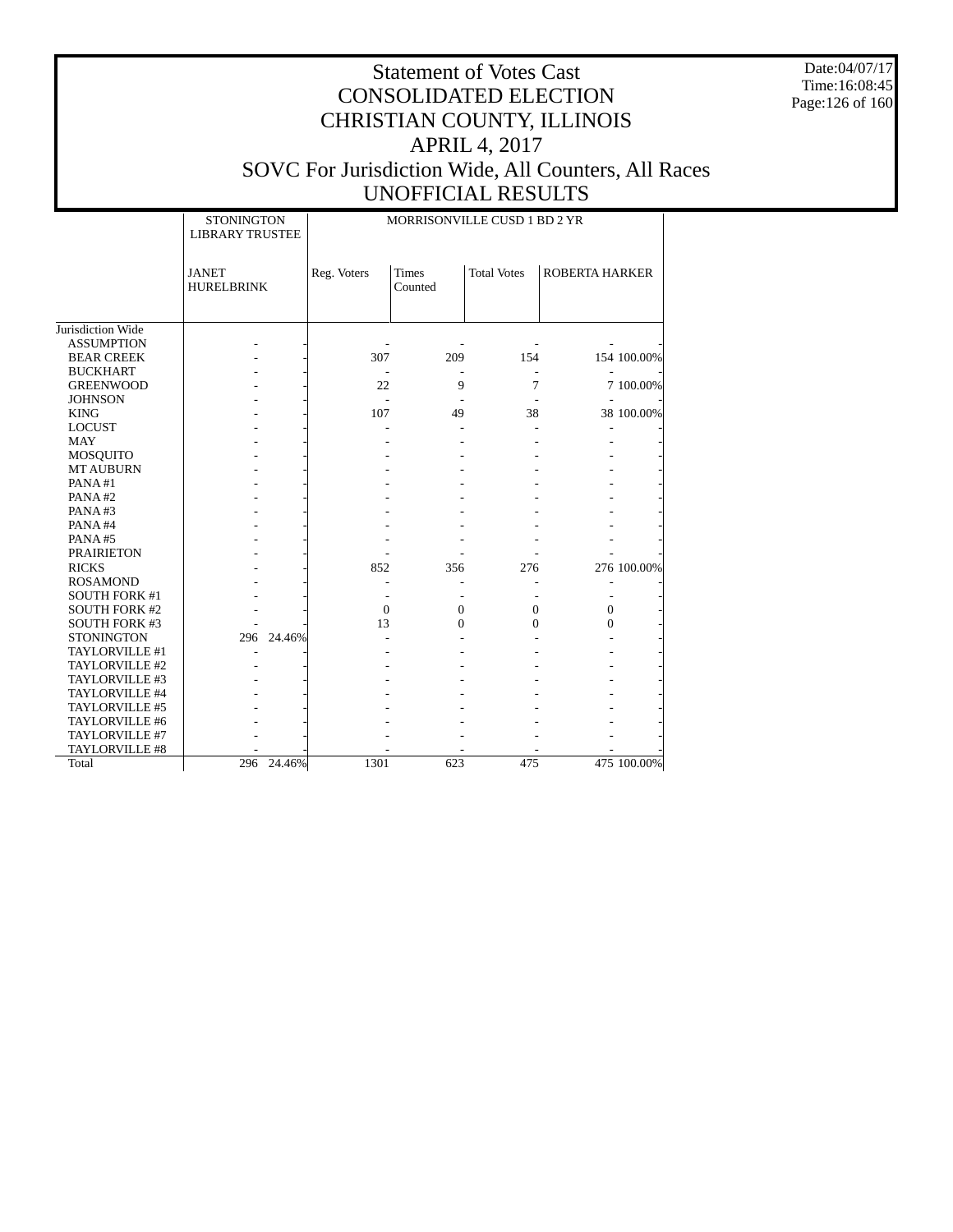# Statement of Votes Cast
# CONSOLIDATED ELECTION
# CHRISTIAN COUNTY, ILLINOIS
# APRIL 4, 2017
# SOVC For Jurisdiction Wide, All Counters, All Races
# UNOFFICIAL RESULTS

Date:04/07/17
Time:16:08:45

| | STONINGTON LIBRARY TRUSTEE | | MORRISONVILLE CUSD 1 BD 2 YR | | | | |
|---|---|---|---|---|---|---|---|
| | JANET HURELBRINK | | Reg. Voters | Times Counted | Total Votes | ROBERTA HARKER | |
| Jurisdiction Wide | | | | | | | |
| ASSUMPTION | - | - | - | - | - | - | - |
| BEAR CREEK | - | - | 307 | 209 | 154 | 154 | 100.00% |
| BUCKHART | - | - | - | - | - | - | - |
| GREENWOOD | - | - | 22 | 9 | 7 | 7 | 100.00% |
| JOHNSON | - | - | - | - | - | - | - |
| KING | - | - | 107 | 49 | 38 | 38 | 100.00% |
| LOCUST | - | - | - | - | - | - | - |
| MAY | - | - | - | - | - | - | - |
| MOSQUITO | - | - | - | - | - | - | - |
| MT AUBURN | - | - | - | - | - | - | - |
| PANA #1 | - | - | - | - | - | - | - |
| PANA #2 | - | - | - | - | - | - | - |
| PANA #3 | - | - | - | - | - | - | - |
| PANA #4 | - | - | - | - | - | - | - |
| PANA #5 | - | - | - | - | - | - | - |
| PRAIRIETON | - | - | - | - | - | - | - |
| RICKS | - | - | 852 | 356 | 276 | 276 | 100.00% |
| ROSAMOND | - | - | - | - | - | - | - |
| SOUTH FORK #1 | - | - | - | - | - | - | - |
| SOUTH FORK #2 | - | - | 0 | 0 | 0 | 0 | - |
| SOUTH FORK #3 | - | - | 13 | 0 | 0 | 0 | - |
| STONINGTON | 296 | 24.46% | - | - | - | - | - |
| TAYLORVILLE #1 | - | - | - | - | - | - | - |
| TAYLORVILLE #2 | - | - | - | - | - | - | - |
| TAYLORVILLE #3 | - | - | - | - | - | - | - |
| TAYLORVILLE #4 | - | - | - | - | - | - | - |
| TAYLORVILLE #5 | - | - | - | - | - | - | - |
| TAYLORVILLE #6 | - | - | - | - | - | - | - |
| TAYLORVILLE #7 | - | - | - | - | - | - | - |
| TAYLORVILLE #8 | - | - | - | - | - | - | - |
| Total | 296 | 24.46% | 1301 | 623 | 475 | 475 | 100.00% |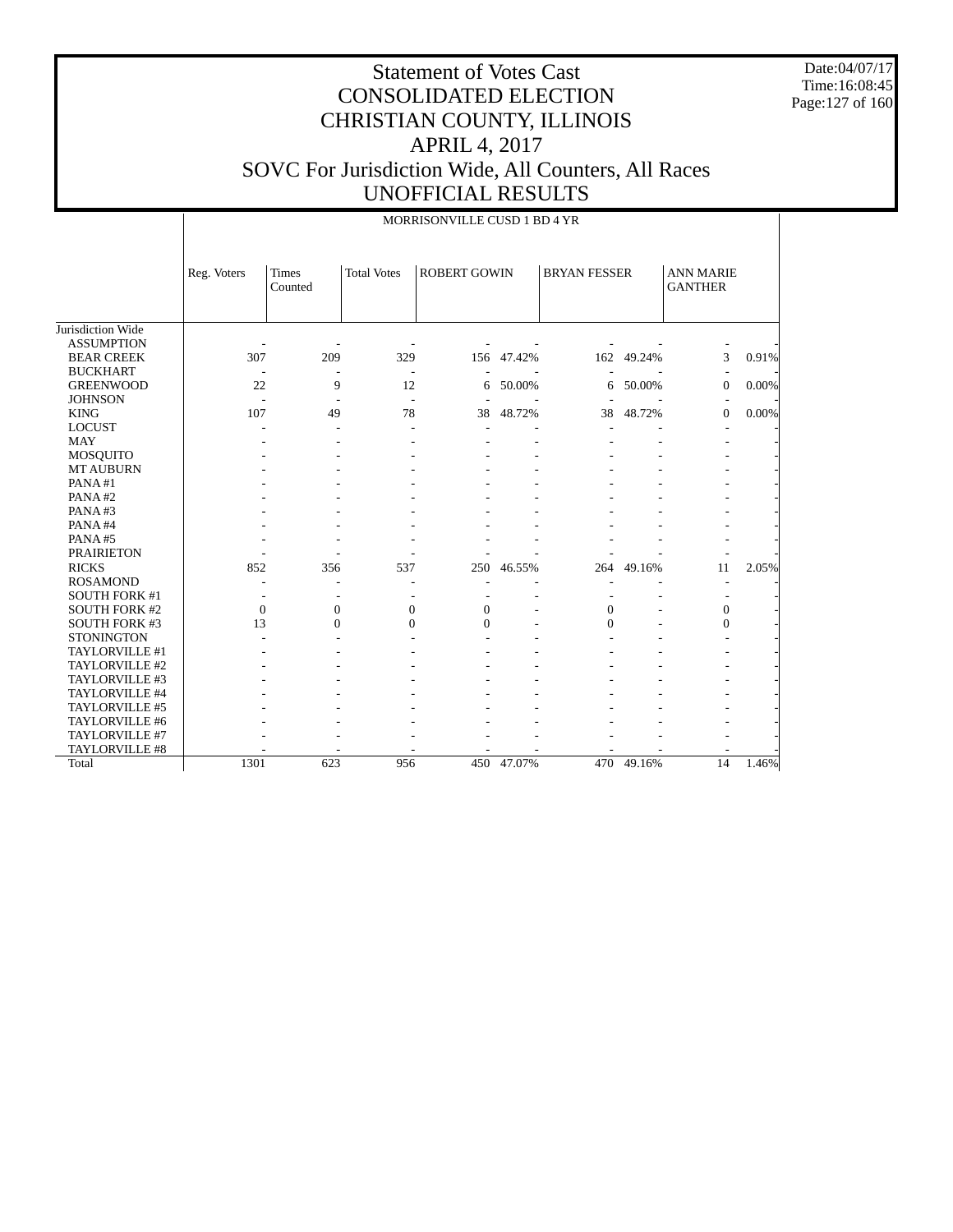# Statement of Votes Cast
# CONSOLIDATED ELECTION
# CHRISTIAN COUNTY, ILLINOIS
# APRIL 4, 2017
# SOVC For Jurisdiction Wide, All Counters, All Races
# UNOFFICIAL RESULTS

Date:04/07/17
Time:16:08:45

MORRISONVILLE CUSD 1 BD 4 YR

| | Reg. Voters | Times Counted | Total Votes | ROBERT GOWIN | | BRYAN FESSER | | ANN MARIE GANTHER | |
|---|---|---|---|---|---|---|---|---|---|
| Jurisdiction Wide | | | | | | | | | |
| ASSUMPTION | - | - | - | - | - | - | - | - | - |
| BEAR CREEK | 307 | 209 | 329 | 156 | 47.42% | 162 | 49.24% | 3 | 0.91% |
| BUCKHART | - | - | - | - | - | - | - | - | - |
| GREENWOOD | 22 | 9 | 12 | 6 | 50.00% | 6 | 50.00% | 0 | 0.00% |
| JOHNSON | - | - | - | - | - | - | - | - | - |
| KING | 107 | 49 | 78 | 38 | 48.72% | 38 | 48.72% | 0 | 0.00% |
| LOCUST | - | - | - | - | - | - | - | - | - |
| MAY | - | - | - | - | - | - | - | - | - |
| MOSQUITO | - | - | - | - | - | - | - | - | - |
| MT AUBURN | - | - | - | - | - | - | - | - | - |
| PANA #1 | - | - | - | - | - | - | - | - | - |
| PANA #2 | - | - | - | - | - | - | - | - | - |
| PANA #3 | - | - | - | - | - | - | - | - | - |
| PANA #4 | - | - | - | - | - | - | - | - | - |
| PANA #5 | - | - | - | - | - | - | - | - | - |
| PRAIRIETON | - | - | - | - | - | - | - | - | - |
| RICKS | 852 | 356 | 537 | 250 | 46.55% | 264 | 49.16% | 11 | 2.05% |
| ROSAMOND | - | - | - | - | - | - | - | - | - |
| SOUTH FORK #1 | - | - | - | - | - | - | - | - | - |
| SOUTH FORK #2 | 0 | 0 | 0 | 0 | - | 0 | - | 0 | - |
| SOUTH FORK #3 | 13 | 0 | 0 | 0 | - | 0 | - | 0 | - |
| STONINGTON | - | - | - | - | - | - | - | - | - |
| TAYLORVILLE #1 | - | - | - | - | - | - | - | - | - |
| TAYLORVILLE #2 | - | - | - | - | - | - | - | - | - |
| TAYLORVILLE #3 | - | - | - | - | - | - | - | - | - |
| TAYLORVILLE #4 | - | - | - | - | - | - | - | - | - |
| TAYLORVILLE #5 | - | - | - | - | - | - | - | - | - |
| TAYLORVILLE #6 | - | - | - | - | - | - | - | - | - |
| TAYLORVILLE #7 | - | - | - | - | - | - | - | - | - |
| TAYLORVILLE #8 | - | - | - | - | - | - | - | - | - |
| Total | 1301 | 623 | 956 | 450 | 47.07% | 470 | 49.16% | 14 | 1.46% |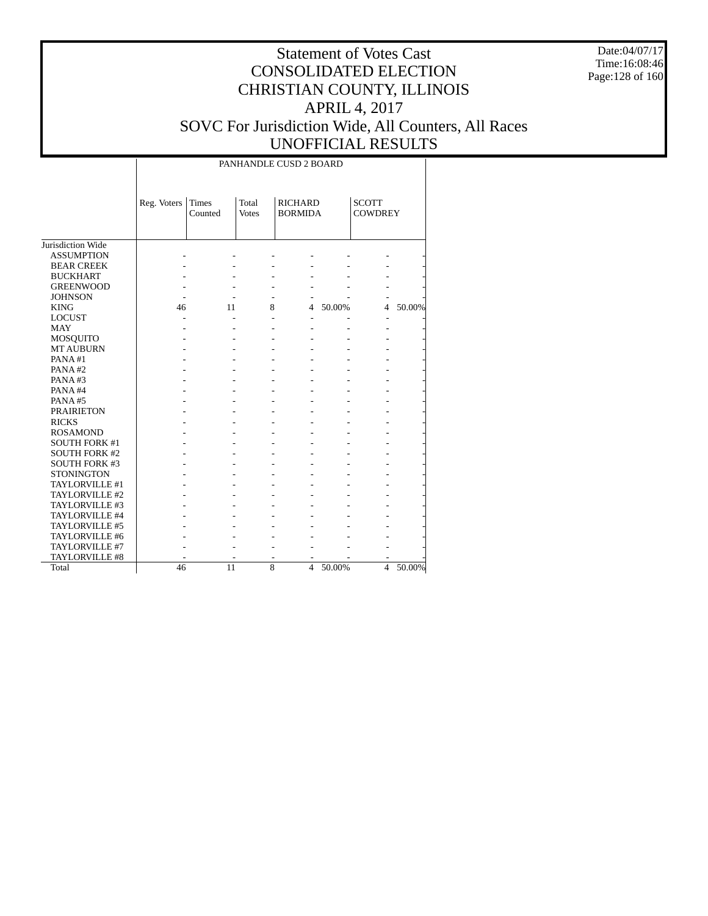# Statement of Votes Cast
# CONSOLIDATED ELECTION
# CHRISTIAN COUNTY, ILLINOIS
# APRIL 4, 2017
# SOVC For Jurisdiction Wide, All Counters, All Races
# UNOFFICIAL RESULTS

Date:04/07/17
Time:16:08:46

PANHANDLE CUSD 2 BOARD

| | Reg. Voters | Times Counted | Total Votes | RICHARD BORMIDA | | SCOTT COWDREY | |
|---|---|---|---|---|---|---|---|
| Jurisdiction Wide | | | | | | | |
| ASSUMPTION | - | - | - | - | - | - | - |
| BEAR CREEK | - | - | - | - | - | - | - |
| BUCKHART | - | - | - | - | - | - | - |
| GREENWOOD | - | - | - | - | - | - | - |
| JOHNSON | - | - | - | - | - | - | - |
| KING | 46 | 11 | 8 | 4 | 50.00% | 4 | 50.00% |
| LOCUST | - | - | - | - | - | - | - |
| MAY | - | - | - | - | - | - | - |
| MOSQUITO | - | - | - | - | - | - | - |
| MT AUBURN | - | - | - | - | - | - | - |
| PANA #1 | - | - | - | - | - | - | - |
| PANA #2 | - | - | - | - | - | - | - |
| PANA #3 | - | - | - | - | - | - | - |
| PANA #4 | - | - | - | - | - | - | - |
| PANA #5 | - | - | - | - | - | - | - |
| PRAIRIETON | - | - | - | - | - | - | - |
| RICKS | - | - | - | - | - | - | - |
| ROSAMOND | - | - | - | - | - | - | - |
| SOUTH FORK #1 | - | - | - | - | - | - | - |
| SOUTH FORK #2 | - | - | - | - | - | - | - |
| SOUTH FORK #3 | - | - | - | - | - | - | - |
| STONINGTON | - | - | - | - | - | - | - |
| TAYLORVILLE #1 | - | - | - | - | - | - | - |
| TAYLORVILLE #2 | - | - | - | - | - | - | - |
| TAYLORVILLE #3 | - | - | - | - | - | - | - |
| TAYLORVILLE #4 | - | - | - | - | - | - | - |
| TAYLORVILLE #5 | - | - | - | - | - | - | - |
| TAYLORVILLE #6 | - | - | - | - | - | - | - |
| TAYLORVILLE #7 | - | - | - | - | - | - | - |
| TAYLORVILLE #8 | - | - | - | - | - | - | - |
| Total | 46 | 11 | 8 | 4 | 50.00% | 4 | 50.00% |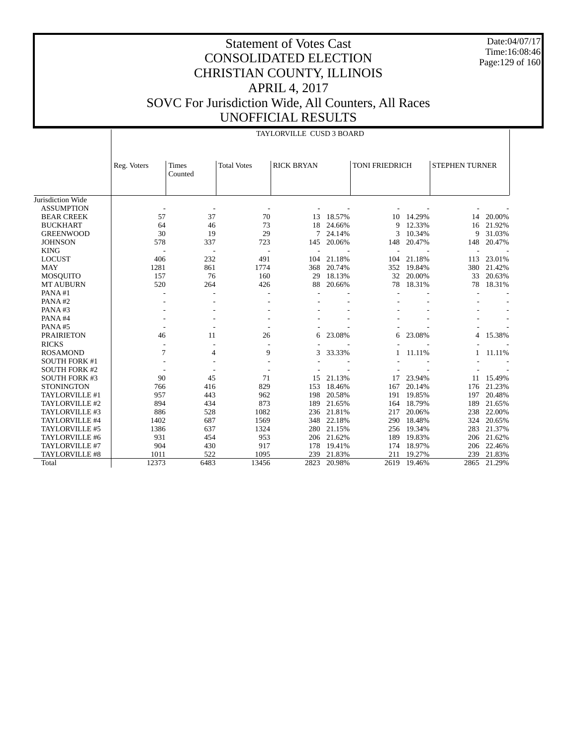# Statement of Votes Cast
# CONSOLIDATED ELECTION
# CHRISTIAN COUNTY, ILLINOIS
# APRIL 4, 2017
# SOVC For Jurisdiction Wide, All Counters, All Races
# UNOFFICIAL RESULTS

Date:04/07/17
Time:16:08:46

## TAYLORVILLE CUSD 3 BOARD

| | Reg. Voters | Times Counted | Total Votes | RICK BRYAN | | TONI FRIEDRICH | | STEPHEN TURNER | |
|---|---|---|---|---|---|---|---|---|---|
| Jurisdiction Wide | | | | | | | | | |
| ASSUMPTION | - | - | - | - | - | - | - | - | - |
| BEAR CREEK | 57 | 37 | 70 | 13 | 18.57% | 10 | 14.29% | 14 | 20.00% |
| BUCKHART | 64 | 46 | 73 | 18 | 24.66% | 9 | 12.33% | 16 | 21.92% |
| GREENWOOD | 30 | 19 | 29 | 7 | 24.14% | 3 | 10.34% | 9 | 31.03% |
| JOHNSON | 578 | 337 | 723 | 145 | 20.06% | 148 | 20.47% | 148 | 20.47% |
| KING | - | - | - | - | - | - | - | - | - |
| LOCUST | 406 | 232 | 491 | 104 | 21.18% | 104 | 21.18% | 113 | 23.01% |
| MAY | 1281 | 861 | 1774 | 368 | 20.74% | 352 | 19.84% | 380 | 21.42% |
| MOSQUITO | 157 | 76 | 160 | 29 | 18.13% | 32 | 20.00% | 33 | 20.63% |
| MT AUBURN | 520 | 264 | 426 | 88 | 20.66% | 78 | 18.31% | 78 | 18.31% |
| PANA #1 | - | - | - | - | - | - | - | - | - |
| PANA #2 | - | - | - | - | - | - | - | - | - |
| PANA #3 | - | - | - | - | - | - | - | - | - |
| PANA #4 | - | - | - | - | - | - | - | - | - |
| PANA #5 | - | - | - | - | - | - | - | - | - |
| PRAIRIETON | 46 | 11 | 26 | 6 | 23.08% | 6 | 23.08% | 4 | 15.38% |
| RICKS | - | - | - | - | - | - | - | - | - |
| ROSAMOND | 7 | 4 | 9 | 3 | 33.33% | 1 | 11.11% | 1 | 11.11% |
| SOUTH FORK #1 | - | - | - | - | - | - | - | - | - |
| SOUTH FORK #2 | - | - | - | - | - | - | - | - | - |
| SOUTH FORK #3 | 90 | 45 | 71 | 15 | 21.13% | 17 | 23.94% | 11 | 15.49% |
| STONINGTON | 766 | 416 | 829 | 153 | 18.46% | 167 | 20.14% | 176 | 21.23% |
| TAYLORVILLE #1 | 957 | 443 | 962 | 198 | 20.58% | 191 | 19.85% | 197 | 20.48% |
| TAYLORVILLE #2 | 894 | 434 | 873 | 189 | 21.65% | 164 | 18.79% | 189 | 21.65% |
| TAYLORVILLE #3 | 886 | 528 | 1082 | 236 | 21.81% | 217 | 20.06% | 238 | 22.00% |
| TAYLORVILLE #4 | 1402 | 687 | 1569 | 348 | 22.18% | 290 | 18.48% | 324 | 20.65% |
| TAYLORVILLE #5 | 1386 | 637 | 1324 | 280 | 21.15% | 256 | 19.34% | 283 | 21.37% |
| TAYLORVILLE #6 | 931 | 454 | 953 | 206 | 21.62% | 189 | 19.83% | 206 | 21.62% |
| TAYLORVILLE #7 | 904 | 430 | 917 | 178 | 19.41% | 174 | 18.97% | 206 | 22.46% |
| TAYLORVILLE #8 | 1011 | 522 | 1095 | 239 | 21.83% | 211 | 19.27% | 239 | 21.83% |
| Total | 12373 | 6483 | 13456 | 2823 | 20.98% | 2619 | 19.46% | 2865 | 21.29% |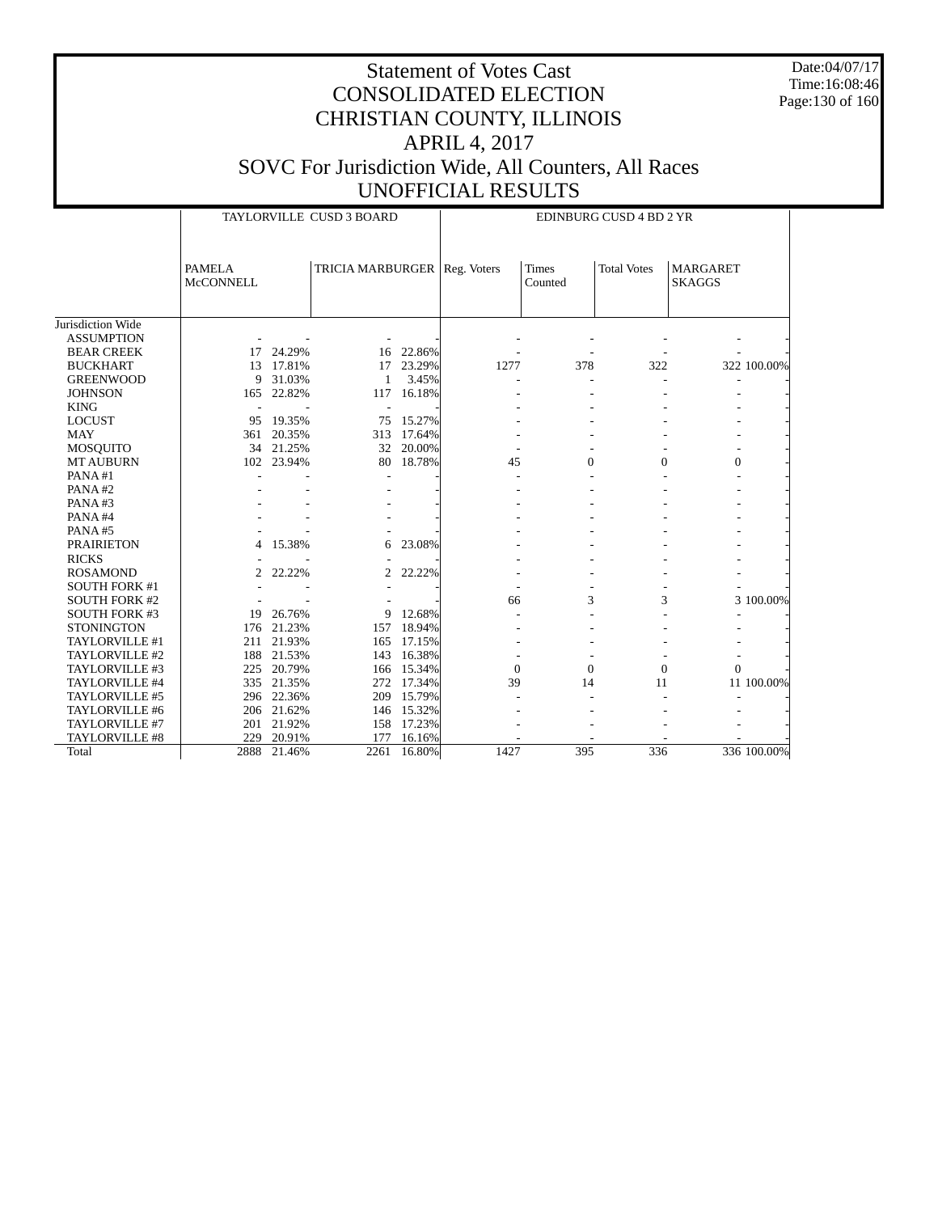# Statement of Votes Cast
# CONSOLIDATED ELECTION
# CHRISTIAN COUNTY, ILLINOIS
# APRIL 4, 2017
# SOVC For Jurisdiction Wide, All Counters, All Races
# UNOFFICIAL RESULTS

Date:04/07/17
Time:16:08:46

| | TAYLORVILLE CUSD 3 BOARD | | | | EDINBURG CUSD 4 BD 2 YR | | | | |
|---|---|---|---|---|---|---|---|---|---|
| | PAMELA McCONNELL | | TRICIA MARBURGER | | Reg. Voters | Times Counted | Total Votes | MARGARET SKAGGS | |
| Jurisdiction Wide | | | | | | | | | |
| ASSUMPTION | - | - | - | - | - | - | - | - | - |
| BEAR CREEK | 17 | 24.29% | 16 | 22.86% | - | - | - | - | - |
| BUCKHART | 13 | 17.81% | 17 | 23.29% | 1277 | 378 | 322 | 322 | 100.00% |
| GREENWOOD | 9 | 31.03% | 1 | 3.45% | - | - | - | - | - |
| JOHNSON | 165 | 22.82% | 117 | 16.18% | - | - | - | - | - |
| KING | - | - | - | - | - | - | - | - | - |
| LOCUST | 95 | 19.35% | 75 | 15.27% | - | - | - | - | - |
| MAY | 361 | 20.35% | 313 | 17.64% | - | - | - | - | - |
| MOSQUITO | 34 | 21.25% | 32 | 20.00% | - | - | - | - | - |
| MT AUBURN | 102 | 23.94% | 80 | 18.78% | 45 | 0 | 0 | 0 | - |
| PANA #1 | - | - | - | - | - | - | - | - | - |
| PANA #2 | - | - | - | - | - | - | - | - | - |
| PANA #3 | - | - | - | - | - | - | - | - | - |
| PANA #4 | - | - | - | - | - | - | - | - | - |
| PANA #5 | - | - | - | - | - | - | - | - | - |
| PRAIRIETON | 4 | 15.38% | 6 | 23.08% | - | - | - | - | - |
| RICKS | - | - | - | - | - | - | - | - | - |
| ROSAMOND | 2 | 22.22% | 2 | 22.22% | - | - | - | - | - |
| SOUTH FORK #1 | - | - | - | - | - | - | - | - | - |
| SOUTH FORK #2 | - | - | - | - | 66 | 3 | 3 | 3 | 100.00% |
| SOUTH FORK #3 | 19 | 26.76% | 9 | 12.68% | - | - | - | - | - |
| STONINGTON | 176 | 21.23% | 157 | 18.94% | - | - | - | - | - |
| TAYLORVILLE #1 | 211 | 21.93% | 165 | 17.15% | - | - | - | - | - |
| TAYLORVILLE #2 | 188 | 21.53% | 143 | 16.38% | - | - | - | - | - |
| TAYLORVILLE #3 | 225 | 20.79% | 166 | 15.34% | 0 | 0 | 0 | 0 | - |
| TAYLORVILLE #4 | 335 | 21.35% | 272 | 17.34% | 39 | 14 | 11 | 11 | 100.00% |
| TAYLORVILLE #5 | 296 | 22.36% | 209 | 15.79% | - | - | - | - | - |
| TAYLORVILLE #6 | 206 | 21.62% | 146 | 15.32% | - | - | - | - | - |
| TAYLORVILLE #7 | 201 | 21.92% | 158 | 17.23% | - | - | - | - | - |
| TAYLORVILLE #8 | 229 | 20.91% | 177 | 16.16% | - | - | - | - | - |
| Total | 2888 | 21.46% | 2261 | 16.80% | 1427 | 395 | 336 | 336 | 100.00% |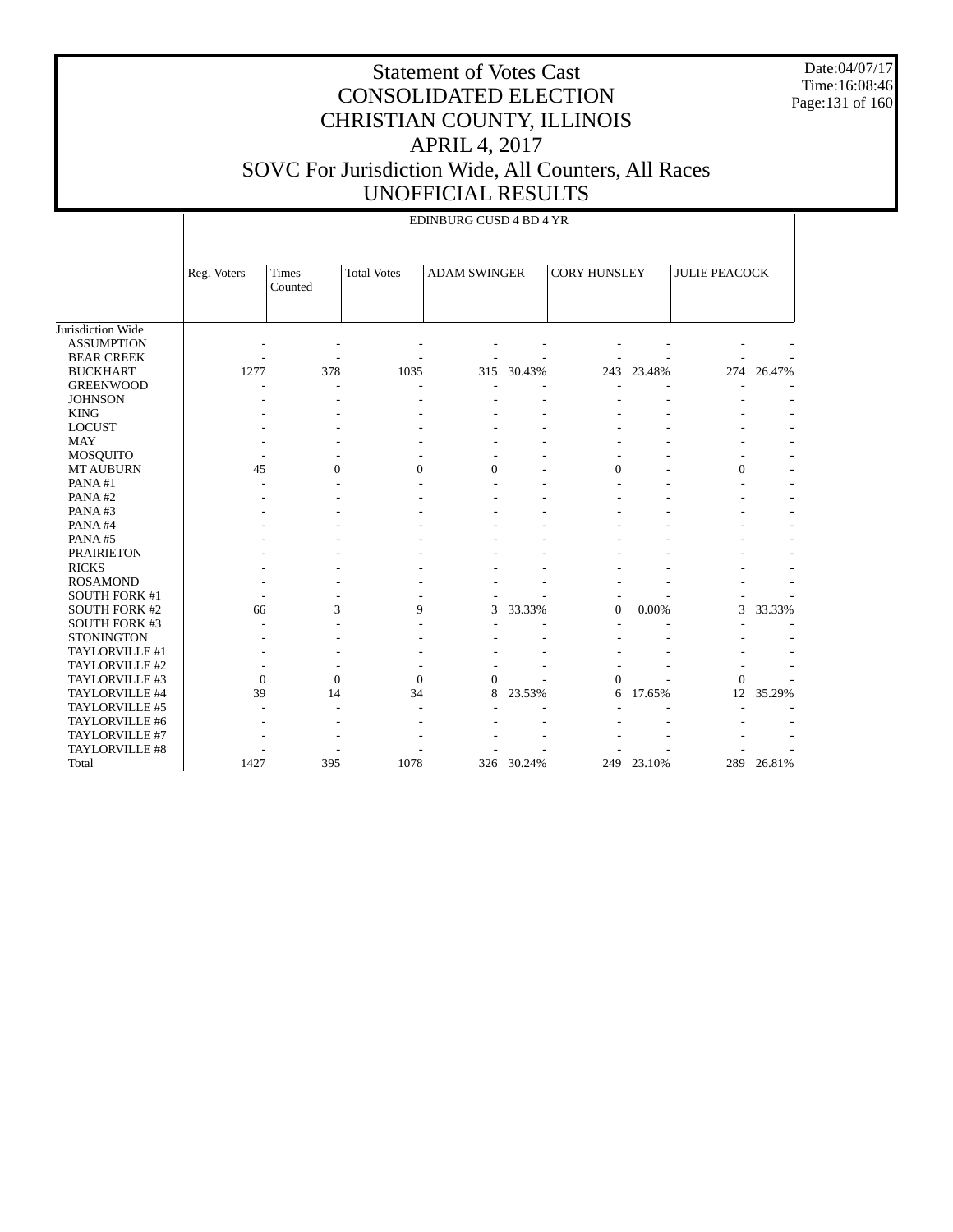# Statement of Votes Cast
# CONSOLIDATED ELECTION
# CHRISTIAN COUNTY, ILLINOIS
# APRIL 4, 2017
# SOVC For Jurisdiction Wide, All Counters, All Races
# UNOFFICIAL RESULTS

Date:04/07/17
Time:16:08:46

EDINBURG CUSD 4 BD 4 YR

| | Reg. Voters | Times Counted | Total Votes | ADAM SWINGER | | CORY HUNSLEY | | JULIE PEACOCK | |
|---|---|---|---|---|---|---|---|---|---|
| Jurisdiction Wide | | | | | | | | | |
| ASSUMPTION | - | - | - | - | - | - | - | - | - |
| BEAR CREEK | - | - | - | - | - | - | - | - | - |
| BUCKHART | 1277 | 378 | 1035 | 315 | 30.43% | 243 | 23.48% | 274 | 26.47% |
| GREENWOOD | - | - | - | - | - | - | - | - | - |
| JOHNSON | - | - | - | - | - | - | - | - | - |
| KING | - | - | - | - | - | - | - | - | - |
| LOCUST | - | - | - | - | - | - | - | - | - |
| MAY | - | - | - | - | - | - | - | - | - |
| MOSQUITO | - | - | - | - | - | - | - | - | - |
| MT AUBURN | 45 | 0 | 0 | 0 | - | 0 | - | 0 | - |
| PANA #1 | - | - | - | - | - | - | - | - | - |
| PANA #2 | - | - | - | - | - | - | - | - | - |
| PANA #3 | - | - | - | - | - | - | - | - | - |
| PANA #4 | - | - | - | - | - | - | - | - | - |
| PANA #5 | - | - | - | - | - | - | - | - | - |
| PRAIRIETON | - | - | - | - | - | - | - | - | - |
| RICKS | - | - | - | - | - | - | - | - | - |
| ROSAMOND | - | - | - | - | - | - | - | - | - |
| SOUTH FORK #1 | - | - | - | - | - | - | - | - | - |
| SOUTH FORK #2 | 66 | 3 | 9 | 3 | 33.33% | 0 | 0.00% | 3 | 33.33% |
| SOUTH FORK #3 | - | - | - | - | - | - | - | - | - |
| STONINGTON | - | - | - | - | - | - | - | - | - |
| TAYLORVILLE #1 | - | - | - | - | - | - | - | - | - |
| TAYLORVILLE #2 | - | - | - | - | - | - | - | - | - |
| TAYLORVILLE #3 | 0 | 0 | 0 | 0 | - | 0 | - | 0 | - |
| TAYLORVILLE #4 | 39 | 14 | 34 | 8 | 23.53% | 6 | 17.65% | 12 | 35.29% |
| TAYLORVILLE #5 | - | - | - | - | - | - | - | - | - |
| TAYLORVILLE #6 | - | - | - | - | - | - | - | - | - |
| TAYLORVILLE #7 | - | - | - | - | - | - | - | - | - |
| TAYLORVILLE #8 | - | - | - | - | - | - | - | - | - |
| Total | 1427 | 395 | 1078 | 326 | 30.24% | 249 | 23.10% | 289 | 26.81% |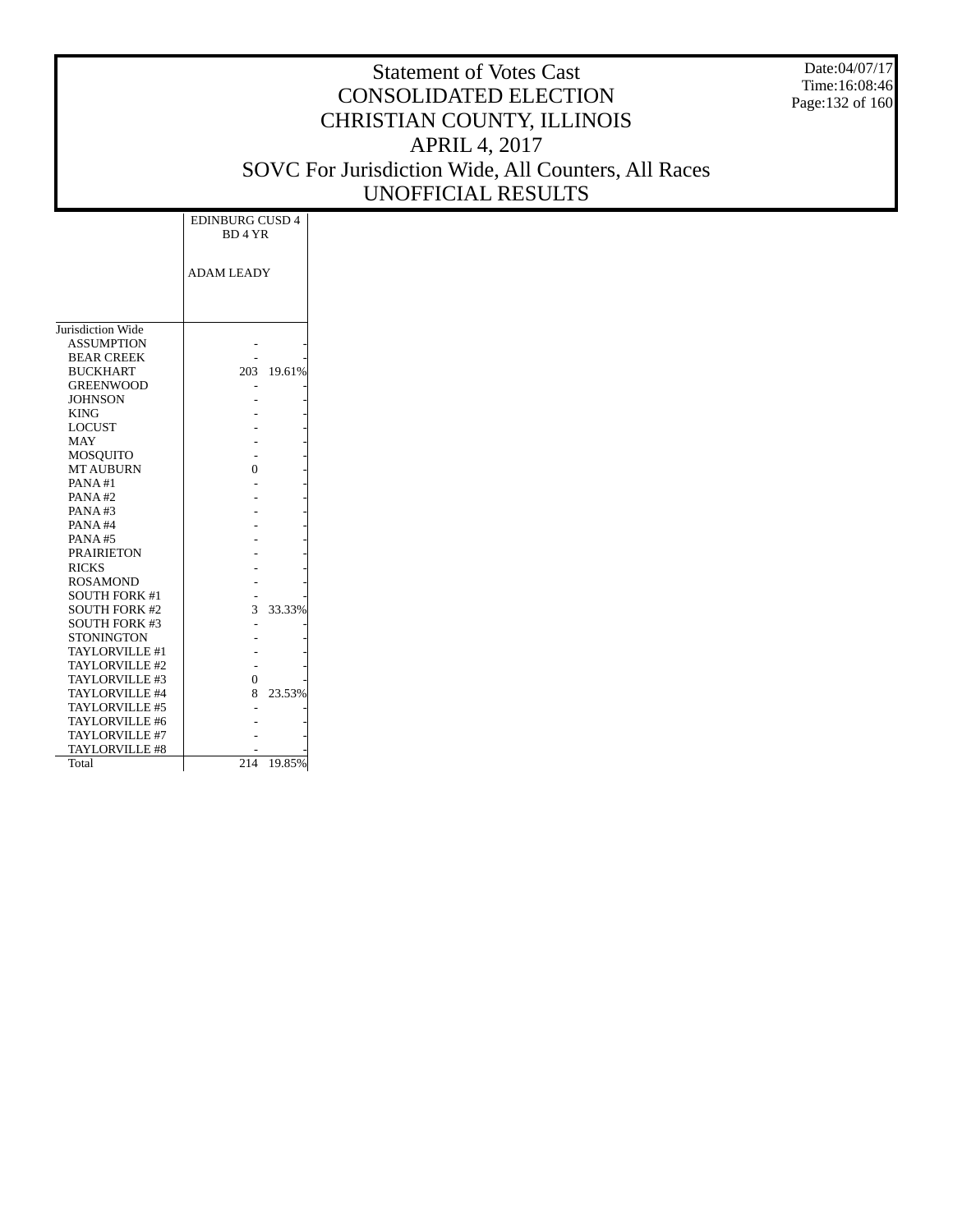# Statement of Votes Cast
# CONSOLIDATED ELECTION
# CHRISTIAN COUNTY, ILLINOIS
# APRIL 4, 2017
# SOVC For Jurisdiction Wide, All Counters, All Races
# UNOFFICIAL RESULTS

Date:04/07/17
Time:16:08:46

| | EDINBURG CUSD 4 BD 4 YR | |
|---|---|---|
| | ADAM LEADY | |
| Jurisdiction Wide | | |
| ASSUMPTION | - | - |
| BEAR CREEK | - | - |
| BUCKHART | 203 | 19.61% |
| GREENWOOD | - | - |
| JOHNSON | - | - |
| KING | - | - |
| LOCUST | - | - |
| MAY | - | - |
| MOSQUITO | - | - |
| MT AUBURN | 0 | - |
| PANA #1 | - | - |
| PANA #2 | - | - |
| PANA #3 | - | - |
| PANA #4 | - | - |
| PANA #5 | - | - |
| PRAIRIETON | - | - |
| RICKS | - | - |
| ROSAMOND | - | - |
| SOUTH FORK #1 | - | - |
| SOUTH FORK #2 | 3 | 33.33% |
| SOUTH FORK #3 | - | - |
| STONINGTON | - | - |
| TAYLORVILLE #1 | - | - |
| TAYLORVILLE #2 | - | - |
| TAYLORVILLE #3 | 0 | - |
| TAYLORVILLE #4 | 8 | 23.53% |
| TAYLORVILLE #5 | - | - |
| TAYLORVILLE #6 | - | - |
| TAYLORVILLE #7 | - | - |
| TAYLORVILLE #8 | - | - |
| Total | 214 | 19.85% |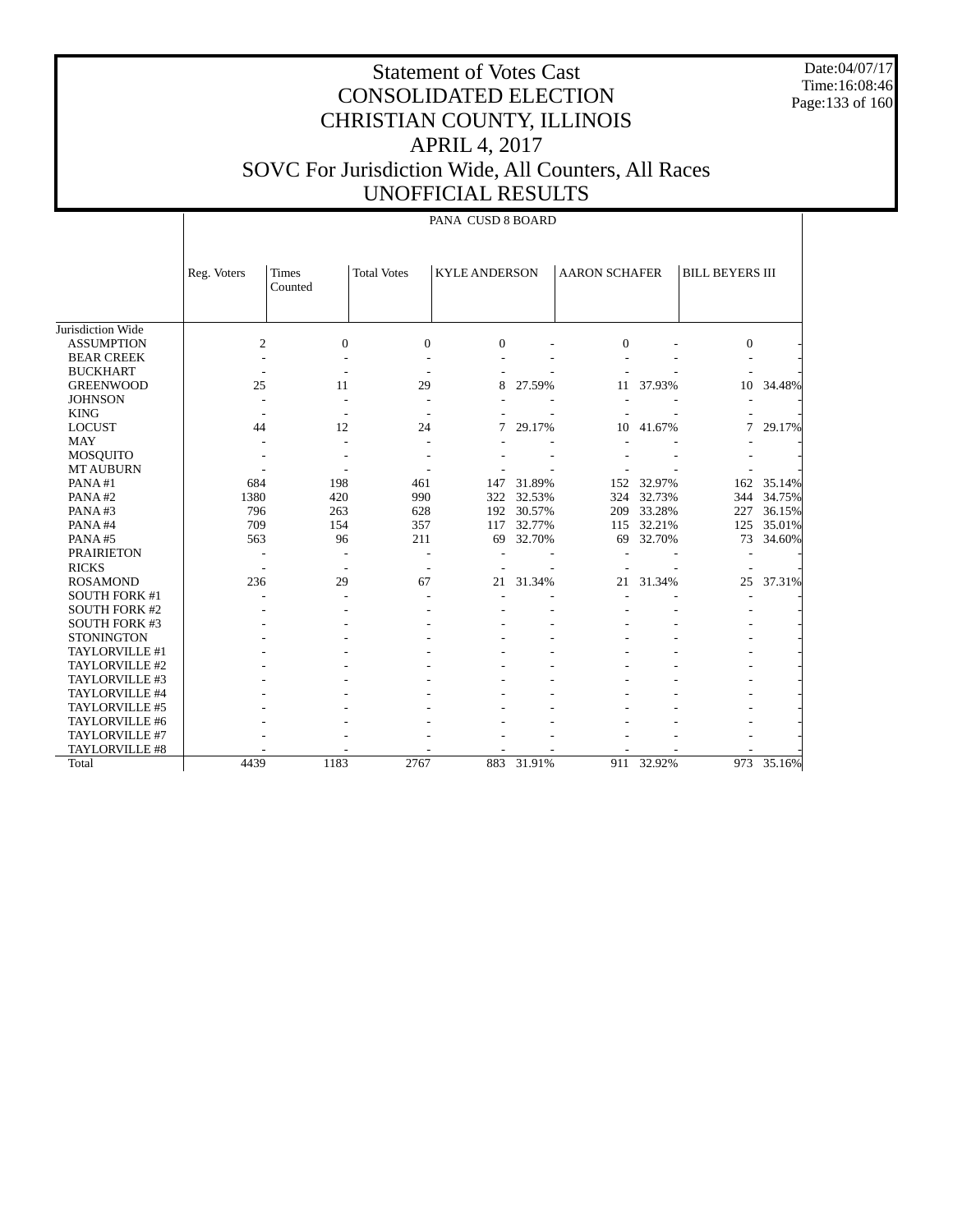# Statement of Votes Cast
# CONSOLIDATED ELECTION
# CHRISTIAN COUNTY, ILLINOIS
# APRIL 4, 2017
# SOVC For Jurisdiction Wide, All Counters, All Races
# UNOFFICIAL RESULTS

Date:04/07/17
Time:16:08:46

PANA CUSD 8 BOARD

| | Reg. Voters | Times Counted | Total Votes | KYLE ANDERSON | | AARON SCHAFER | | BILL BEYERS III | |
|---|---|---|---|---|---|---|---|---|---|
| Jurisdiction Wide | | | | | | | | | |
| ASSUMPTION | 2 | 0 | 0 | 0 | - | 0 | - | 0 | - |
| BEAR CREEK | - | - | - | - | - | - | - | - | - |
| BUCKHART | - | - | - | - | - | - | - | - | - |
| GREENWOOD | 25 | 11 | 29 | 8 | 27.59% | 11 | 37.93% | 10 | 34.48% |
| JOHNSON | - | - | - | - | - | - | - | - | - |
| KING | - | - | - | - | - | - | - | - | - |
| LOCUST | 44 | 12 | 24 | 7 | 29.17% | 10 | 41.67% | 7 | 29.17% |
| MAY | - | - | - | - | - | - | - | - | - |
| MOSQUITO | - | - | - | - | - | - | - | - | - |
| MT AUBURN | - | - | - | - | - | - | - | - | - |
| PANA #1 | 684 | 198 | 461 | 147 | 31.89% | 152 | 32.97% | 162 | 35.14% |
| PANA #2 | 1380 | 420 | 990 | 322 | 32.53% | 324 | 32.73% | 344 | 34.75% |
| PANA #3 | 796 | 263 | 628 | 192 | 30.57% | 209 | 33.28% | 227 | 36.15% |
| PANA #4 | 709 | 154 | 357 | 117 | 32.77% | 115 | 32.21% | 125 | 35.01% |
| PANA #5 | 563 | 96 | 211 | 69 | 32.70% | 69 | 32.70% | 73 | 34.60% |
| PRAIRIETON | - | - | - | - | - | - | - | - | - |
| RICKS | - | - | - | - | - | - | - | - | - |
| ROSAMOND | 236 | 29 | 67 | 21 | 31.34% | 21 | 31.34% | 25 | 37.31% |
| SOUTH FORK #1 | - | - | - | - | - | - | - | - | - |
| SOUTH FORK #2 | - | - | - | - | - | - | - | - | - |
| SOUTH FORK #3 | - | - | - | - | - | - | - | - | - |
| STONINGTON | - | - | - | - | - | - | - | - | - |
| TAYLORVILLE #1 | - | - | - | - | - | - | - | - | - |
| TAYLORVILLE #2 | - | - | - | - | - | - | - | - | - |
| TAYLORVILLE #3 | - | - | - | - | - | - | - | - | - |
| TAYLORVILLE #4 | - | - | - | - | - | - | - | - | - |
| TAYLORVILLE #5 | - | - | - | - | - | - | - | - | - |
| TAYLORVILLE #6 | - | - | - | - | - | - | - | - | - |
| TAYLORVILLE #7 | - | - | - | - | - | - | - | - | - |
| TAYLORVILLE #8 | - | - | - | - | - | - | - | - | - |
| Total | 4439 | 1183 | 2767 | 883 | 31.91% | 911 | 32.92% | 973 | 35.16% |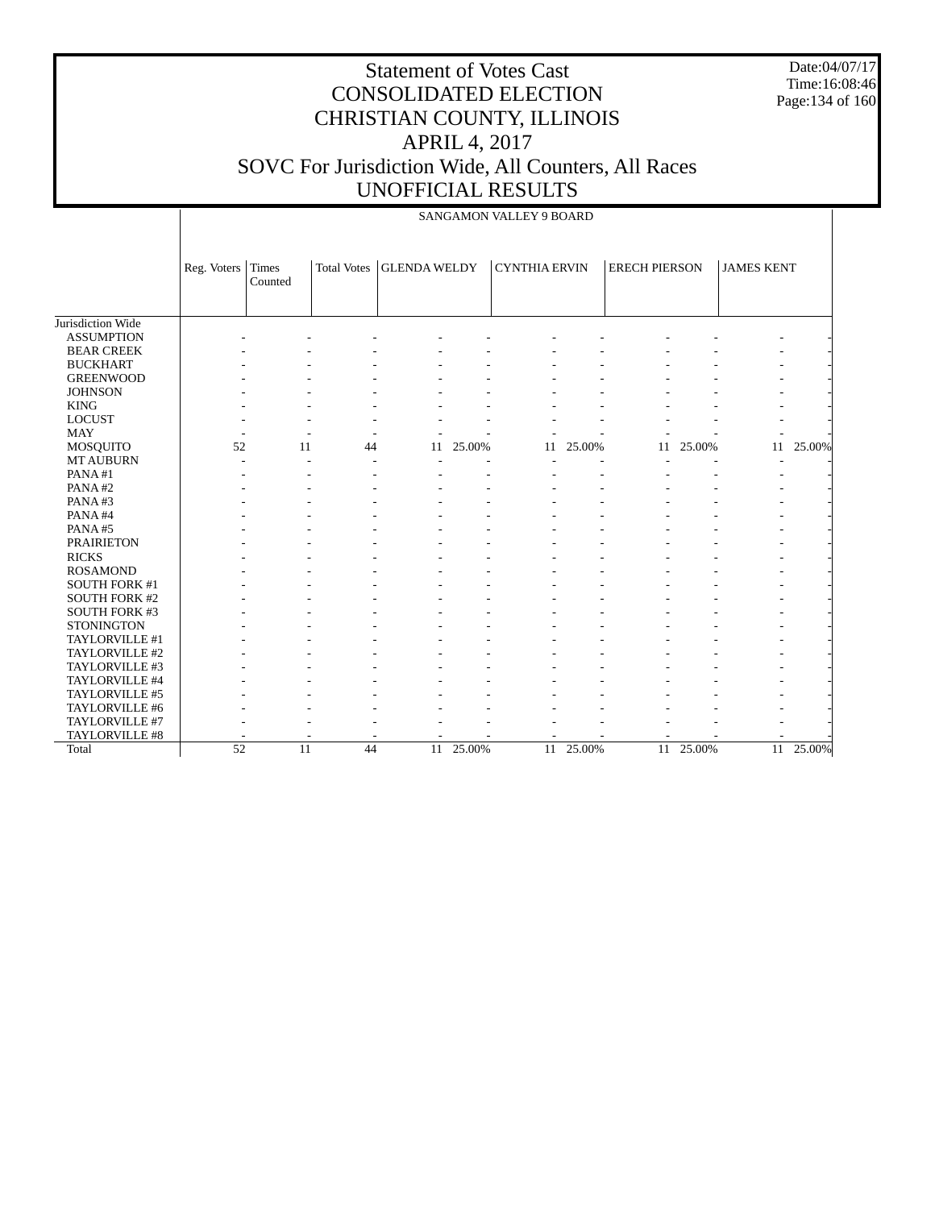# Statement of Votes Cast
## CONSOLIDATED ELECTION
## CHRISTIAN COUNTY, ILLINOIS
## APRIL 4, 2017
## SOVC For Jurisdiction Wide, All Counters, All Races
## UNOFFICIAL RESULTS

Date:04/07/17
Time:16:08:46

SANGAMON VALLEY 9 BOARD

| | Reg. Voters | Times Counted | Total Votes | GLENDA WELDY | | CYNTHIA ERVIN | | ERECH PIERSON | | JAMES KENT | |
|---|---|---|---|---|---|---|---|---|---|---|---|
| Jurisdiction Wide | | | | | | | | | | | |
| ASSUMPTION | - | - | - | - | - | - | - | - | - | - | - |
| BEAR CREEK | - | - | - | - | - | - | - | - | - | - | - |
| BUCKHART | - | - | - | - | - | - | - | - | - | - | - |
| GREENWOOD | - | - | - | - | - | - | - | - | - | - | - |
| JOHNSON | - | - | - | - | - | - | - | - | - | - | - |
| KING | - | - | - | - | - | - | - | - | - | - | - |
| LOCUST | - | - | - | - | - | - | - | - | - | - | - |
| MAY | - | - | - | - | - | - | - | - | - | - | - |
| MOSQUITO | 52 | 11 | 44 | 11 | 25.00% | 11 | 25.00% | 11 | 25.00% | 11 | 25.00% |
| MT AUBURN | - | - | - | - | - | - | - | - | - | - | - |
| PANA #1 | - | - | - | - | - | - | - | - | - | - | - |
| PANA #2 | - | - | - | - | - | - | - | - | - | - | - |
| PANA #3 | - | - | - | - | - | - | - | - | - | - | - |
| PANA #4 | - | - | - | - | - | - | - | - | - | - | - |
| PANA #5 | - | - | - | - | - | - | - | - | - | - | - |
| PRAIRIETON | - | - | - | - | - | - | - | - | - | - | - |
| RICKS | - | - | - | - | - | - | - | - | - | - | - |
| ROSAMOND | - | - | - | - | - | - | - | - | - | - | - |
| SOUTH FORK #1 | - | - | - | - | - | - | - | - | - | - | - |
| SOUTH FORK #2 | - | - | - | - | - | - | - | - | - | - | - |
| SOUTH FORK #3 | - | - | - | - | - | - | - | - | - | - | - |
| STONINGTON | - | - | - | - | - | - | - | - | - | - | - |
| TAYLORVILLE #1 | - | - | - | - | - | - | - | - | - | - | - |
| TAYLORVILLE #2 | - | - | - | - | - | - | - | - | - | - | - |
| TAYLORVILLE #3 | - | - | - | - | - | - | - | - | - | - | - |
| TAYLORVILLE #4 | - | - | - | - | - | - | - | - | - | - | - |
| TAYLORVILLE #5 | - | - | - | - | - | - | - | - | - | - | - |
| TAYLORVILLE #6 | - | - | - | - | - | - | - | - | - | - | - |
| TAYLORVILLE #7 | - | - | - | - | - | - | - | - | - | - | - |
| TAYLORVILLE #8 | - | - | - | - | - | - | - | - | - | - | - |
| Total | 52 | 11 | 44 | 11 | 25.00% | 11 | 25.00% | 11 | 25.00% | 11 | 25.00% |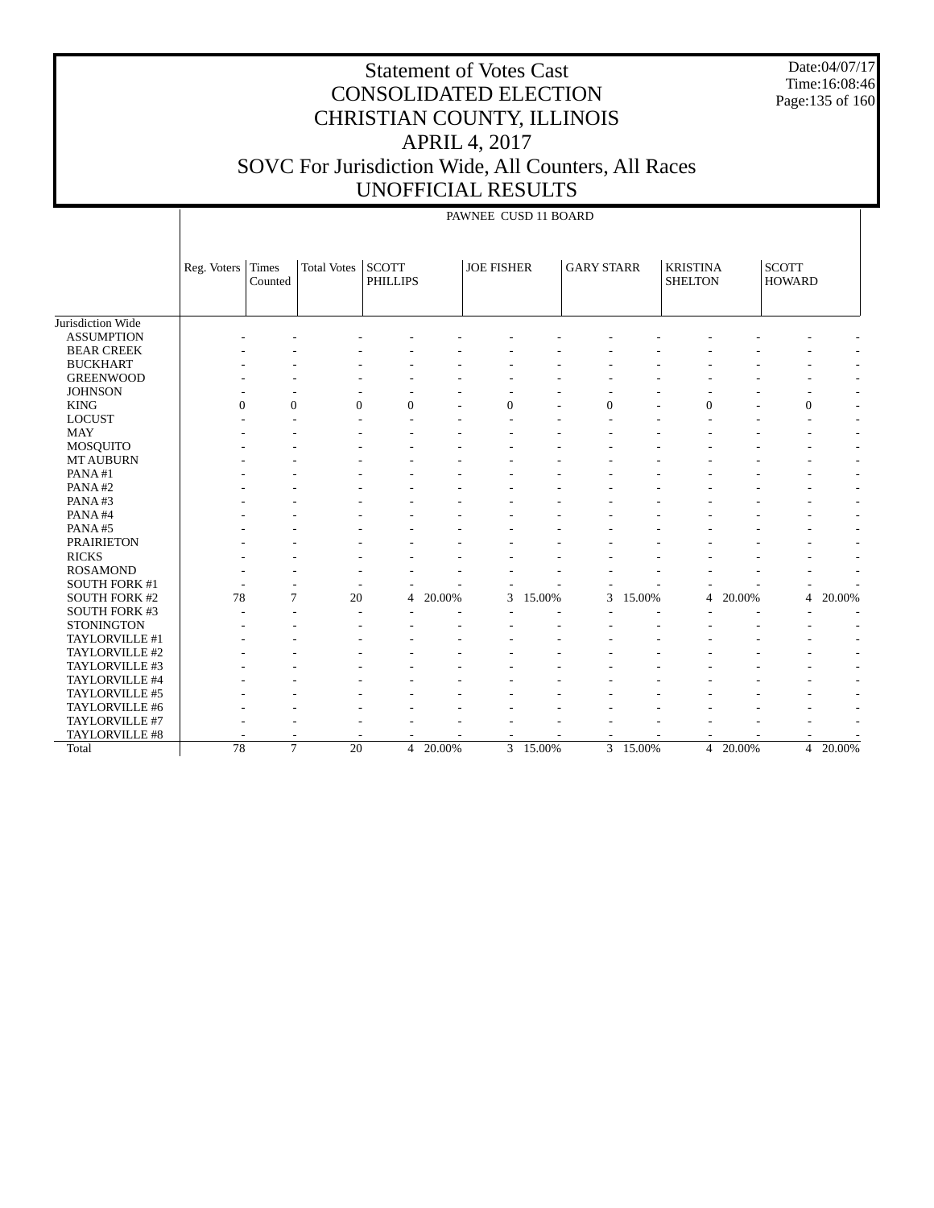# Statement of Votes Cast
# CONSOLIDATED ELECTION
# CHRISTIAN COUNTY, ILLINOIS
# APRIL 4, 2017
# SOVC For Jurisdiction Wide, All Counters, All Races
# UNOFFICIAL RESULTS

Date:04/07/17
Time:16:08:46

## PAWNEE CUSD 11 BOARD

| | Reg. Voters | Times Counted | Total Votes | SCOTT PHILLIPS | | JOE FISHER | | GARY STARR | | KRISTINA SHELTON | | SCOTT HOWARD | |
|---|---|---|---|---|---|---|---|---|---|---|---|---|---|
| Jurisdiction Wide | | | | | | | | | | | | | |
| ASSUMPTION | - | - | - | - | - | - | - | - | - | - | - | - | - |
| BEAR CREEK | - | - | - | - | - | - | - | - | - | - | - | - | - |
| BUCKHART | - | - | - | - | - | - | - | - | - | - | - | - | - |
| GREENWOOD | - | - | - | - | - | - | - | - | - | - | - | - | - |
| JOHNSON | - | - | - | - | - | - | - | - | - | - | - | - | - |
| KING | 0 | 0 | 0 | 0 | - | 0 | - | 0 | - | 0 | - | 0 | - |
| LOCUST | - | - | - | - | - | - | - | - | - | - | - | - | - |
| MAY | - | - | - | - | - | - | - | - | - | - | - | - | - |
| MOSQUITO | - | - | - | - | - | - | - | - | - | - | - | - | - |
| MT AUBURN | - | - | - | - | - | - | - | - | - | - | - | - | - |
| PANA #1 | - | - | - | - | - | - | - | - | - | - | - | - | - |
| PANA #2 | - | - | - | - | - | - | - | - | - | - | - | - | - |
| PANA #3 | - | - | - | - | - | - | - | - | - | - | - | - | - |
| PANA #4 | - | - | - | - | - | - | - | - | - | - | - | - | - |
| PANA #5 | - | - | - | - | - | - | - | - | - | - | - | - | - |
| PRAIRIETON | - | - | - | - | - | - | - | - | - | - | - | - | - |
| RICKS | - | - | - | - | - | - | - | - | - | - | - | - | - |
| ROSAMOND | - | - | - | - | - | - | - | - | - | - | - | - | - |
| SOUTH FORK #1 | - | - | - | - | - | - | - | - | - | - | - | - | - |
| SOUTH FORK #2 | 78 | 7 | 20 | 4 | 20.00% | 3 | 15.00% | 3 | 15.00% | 4 | 20.00% | 4 | 20.00% |
| SOUTH FORK #3 | - | - | - | - | - | - | - | - | - | - | - | - | - |
| STONINGTON | - | - | - | - | - | - | - | - | - | - | - | - | - |
| TAYLORVILLE #1 | - | - | - | - | - | - | - | - | - | - | - | - | - |
| TAYLORVILLE #2 | - | - | - | - | - | - | - | - | - | - | - | - | - |
| TAYLORVILLE #3 | - | - | - | - | - | - | - | - | - | - | - | - | - |
| TAYLORVILLE #4 | - | - | - | - | - | - | - | - | - | - | - | - | - |
| TAYLORVILLE #5 | - | - | - | - | - | - | - | - | - | - | - | - | - |
| TAYLORVILLE #6 | - | - | - | - | - | - | - | - | - | - | - | - | - |
| TAYLORVILLE #7 | - | - | - | - | - | - | - | - | - | - | - | - | - |
| TAYLORVILLE #8 | - | - | - | - | - | - | - | - | - | - | - | - | - |
| Total | 78 | 7 | 20 | 4 | 20.00% | 3 | 15.00% | 3 | 15.00% | 4 | 20.00% | 4 | 20.00% |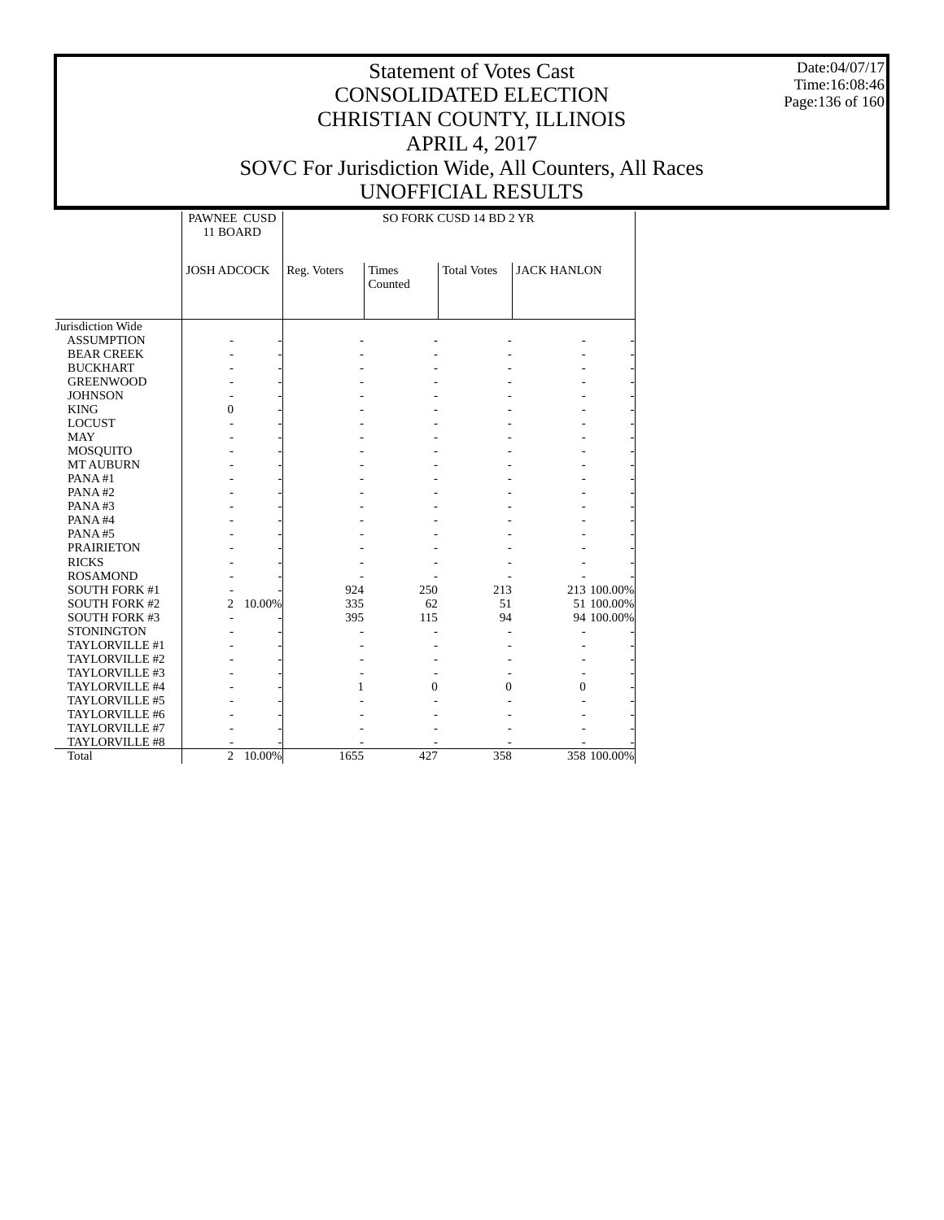# Statement of Votes Cast
# CONSOLIDATED ELECTION
# CHRISTIAN COUNTY, ILLINOIS
# APRIL 4, 2017
# SOVC For Jurisdiction Wide, All Counters, All Races
# UNOFFICIAL RESULTS

Date:04/07/17
Time:16:08:46

| | PAWNEE CUSD 11 BOARD | | SO FORK CUSD 14 BD 2 YR | | | | |
|---|---|---|---|---|---|---|---|
| | JOSH ADCOCK | | Reg. Voters | Times Counted | Total Votes | JACK HANLON | |
| Jurisdiction Wide | | | | | | | |
| ASSUMPTION | - | - | - | - | - | - | - |
| BEAR CREEK | - | - | - | - | - | - | - |
| BUCKHART | - | - | - | - | - | - | - |
| GREENWOOD | - | - | - | - | - | - | - |
| JOHNSON | - | - | - | - | - | - | - |
| KING | 0 | - | - | - | - | - | - |
| LOCUST | - | - | - | - | - | - | - |
| MAY | - | - | - | - | - | - | - |
| MOSQUITO | - | - | - | - | - | - | - |
| MT AUBURN | - | - | - | - | - | - | - |
| PANA #1 | - | - | - | - | - | - | - |
| PANA #2 | - | - | - | - | - | - | - |
| PANA #3 | - | - | - | - | - | - | - |
| PANA #4 | - | - | - | - | - | - | - |
| PANA #5 | - | - | - | - | - | - | - |
| PRAIRIETON | - | - | - | - | - | - | - |
| RICKS | - | - | - | - | - | - | - |
| ROSAMOND | - | - | - | - | - | - | - |
| SOUTH FORK #1 | - | - | 924 | 250 | 213 | 213 | 100.00% |
| SOUTH FORK #2 | 2 | 10.00% | 335 | 62 | 51 | 51 | 100.00% |
| SOUTH FORK #3 | - | - | 395 | 115 | 94 | 94 | 100.00% |
| STONINGTON | - | - | - | - | - | - | - |
| TAYLORVILLE #1 | - | - | - | - | - | - | - |
| TAYLORVILLE #2 | - | - | - | - | - | - | - |
| TAYLORVILLE #3 | - | - | - | - | - | - | - |
| TAYLORVILLE #4 | - | - | 1 | 0 | 0 | 0 | - |
| TAYLORVILLE #5 | - | - | - | - | - | - | - |
| TAYLORVILLE #6 | - | - | - | - | - | - | - |
| TAYLORVILLE #7 | - | - | - | - | - | - | - |
| TAYLORVILLE #8 | - | - | - | - | - | - | - |
| Total | 2 | 10.00% | 1655 | 427 | 358 | 358 | 100.00% |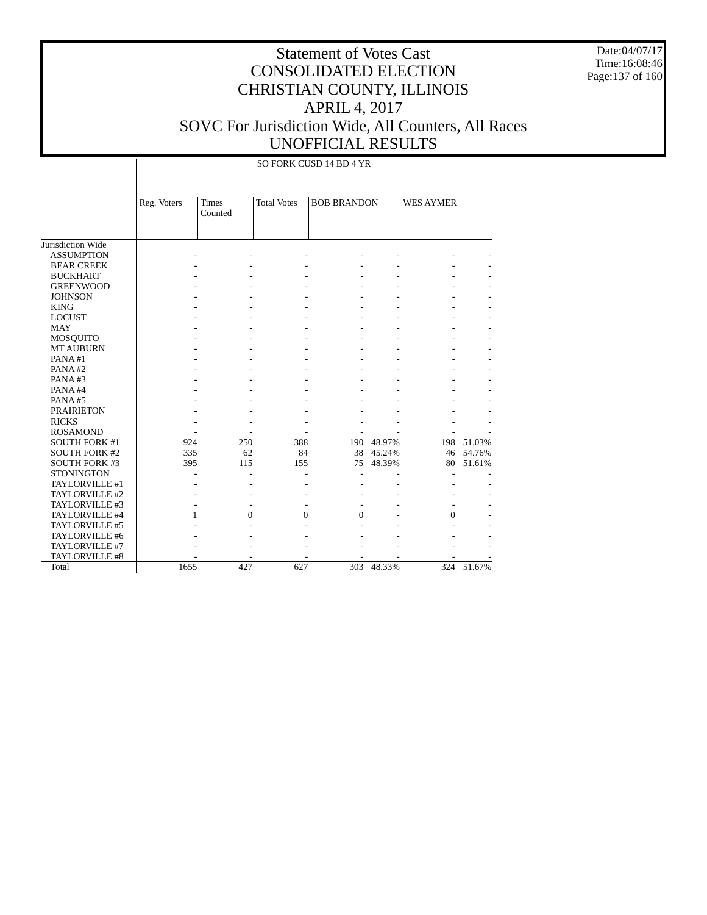# Statement of Votes Cast
# CONSOLIDATED ELECTION
# CHRISTIAN COUNTY, ILLINOIS
# APRIL 4, 2017
# SOVC For Jurisdiction Wide, All Counters, All Races
# UNOFFICIAL RESULTS

Date:04/07/17
Time:16:08:46

| | SO FORK CUSD 14 BD 4 YR | | | | | | |
|---|---|---|---|---|---|---|---|
| | Reg. Voters | Times Counted | Total Votes | BOB BRANDON | | WES AYMER | |
| Jurisdiction Wide | | | | | | | |
| ASSUMPTION | - | - | - | - | - | - | - |
| BEAR CREEK | - | - | - | - | - | - | - |
| BUCKHART | - | - | - | - | - | - | - |
| GREENWOOD | - | - | - | - | - | - | - |
| JOHNSON | - | - | - | - | - | - | - |
| KING | - | - | - | - | - | - | - |
| LOCUST | - | - | - | - | - | - | - |
| MAY | - | - | - | - | - | - | - |
| MOSQUITO | - | - | - | - | - | - | - |
| MT AUBURN | - | - | - | - | - | - | - |
| PANA #1 | - | - | - | - | - | - | - |
| PANA #2 | - | - | - | - | - | - | - |
| PANA #3 | - | - | - | - | - | - | - |
| PANA #4 | - | - | - | - | - | - | - |
| PANA #5 | - | - | - | - | - | - | - |
| PRAIRIETON | - | - | - | - | - | - | - |
| RICKS | - | - | - | - | - | - | - |
| ROSAMOND | - | - | - | - | - | - | - |
| SOUTH FORK #1 | 924 | 250 | 388 | 190 | 48.97% | 198 | 51.03% |
| SOUTH FORK #2 | 335 | 62 | 84 | 38 | 45.24% | 46 | 54.76% |
| SOUTH FORK #3 | 395 | 115 | 155 | 75 | 48.39% | 80 | 51.61% |
| STONINGTON | - | - | - | - | - | - | - |
| TAYLORVILLE #1 | - | - | - | - | - | - | - |
| TAYLORVILLE #2 | - | - | - | - | - | - | - |
| TAYLORVILLE #3 | - | - | - | - | - | - | - |
| TAYLORVILLE #4 | 1 | 0 | 0 | 0 | - | 0 | - |
| TAYLORVILLE #5 | - | - | - | - | - | - | - |
| TAYLORVILLE #6 | - | - | - | - | - | - | - |
| TAYLORVILLE #7 | - | - | - | - | - | - | - |
| TAYLORVILLE #8 | - | - | - | - | - | - | - |
| Total | 1655 | 427 | 627 | 303 | 48.33% | 324 | 51.67% |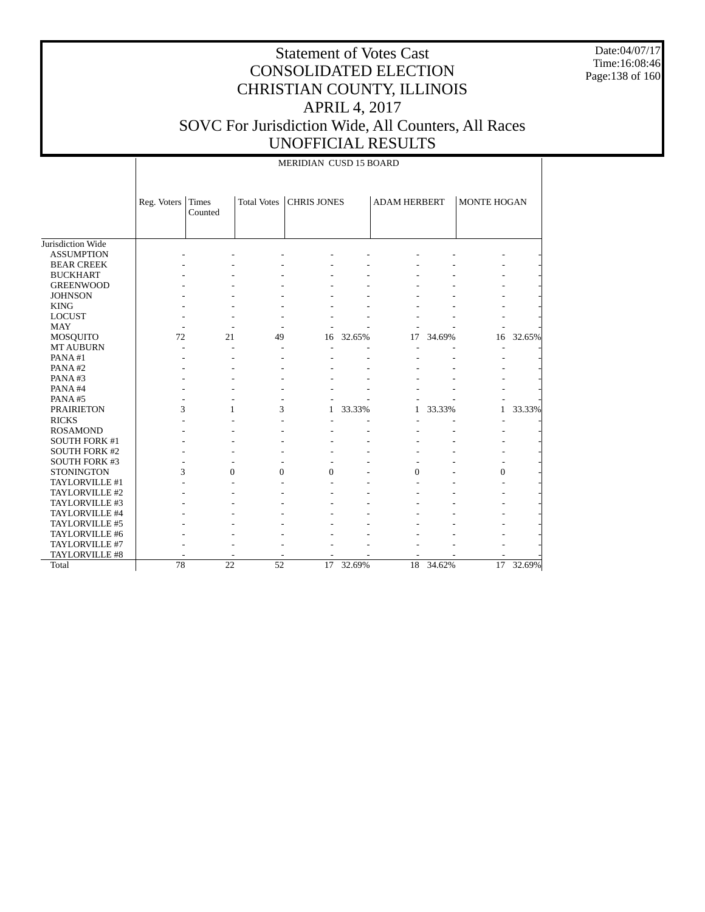# Statement of Votes Cast
# CONSOLIDATED ELECTION
# CHRISTIAN COUNTY, ILLINOIS
# APRIL 4, 2017
# SOVC For Jurisdiction Wide, All Counters, All Races
# UNOFFICIAL RESULTS

Date:04/07/17
Time:16:08:46

MERIDIAN CUSD 15 BOARD

| | Reg. Voters | Times Counted | Total Votes | CHRIS JONES | | ADAM HERBERT | | MONTE HOGAN | |
|---|---|---|---|---|---|---|---|---|---|
| Jurisdiction Wide | | | | | | | | | |
| ASSUMPTION | - | - | - | - | - | - | - | - | - |
| BEAR CREEK | - | - | - | - | - | - | - | - | - |
| BUCKHART | - | - | - | - | - | - | - | - | - |
| GREENWOOD | - | - | - | - | - | - | - | - | - |
| JOHNSON | - | - | - | - | - | - | - | - | - |
| KING | - | - | - | - | - | - | - | - | - |
| LOCUST | - | - | - | - | - | - | - | - | - |
| MAY | - | - | - | - | - | - | - | - | - |
| MOSQUITO | 72 | 21 | 49 | 16 | 32.65% | 17 | 34.69% | 16 | 32.65% |
| MT AUBURN | - | - | - | - | - | - | - | - | - |
| PANA #1 | - | - | - | - | - | - | - | - | - |
| PANA #2 | - | - | - | - | - | - | - | - | - |
| PANA #3 | - | - | - | - | - | - | - | - | - |
| PANA #4 | - | - | - | - | - | - | - | - | - |
| PANA #5 | - | - | - | - | - | - | - | - | - |
| PRAIRIETON | 3 | 1 | 3 | 1 | 33.33% | 1 | 33.33% | 1 | 33.33% |
| RICKS | - | - | - | - | - | - | - | - | - |
| ROSAMOND | - | - | - | - | - | - | - | - | - |
| SOUTH FORK #1 | - | - | - | - | - | - | - | - | - |
| SOUTH FORK #2 | - | - | - | - | - | - | - | - | - |
| SOUTH FORK #3 | - | - | - | - | - | - | - | - | - |
| STONINGTON | 3 | 0 | 0 | 0 | - | 0 | - | 0 | - |
| TAYLORVILLE #1 | - | - | - | - | - | - | - | - | - |
| TAYLORVILLE #2 | - | - | - | - | - | - | - | - | - |
| TAYLORVILLE #3 | - | - | - | - | - | - | - | - | - |
| TAYLORVILLE #4 | - | - | - | - | - | - | - | - | - |
| TAYLORVILLE #5 | - | - | - | - | - | - | - | - | - |
| TAYLORVILLE #6 | - | - | - | - | - | - | - | - | - |
| TAYLORVILLE #7 | - | - | - | - | - | - | - | - | - |
| TAYLORVILLE #8 | - | - | - | - | - | - | - | - | - |
| Total | 78 | 22 | 52 | 17 | 32.69% | 18 | 34.62% | 17 | 32.69% |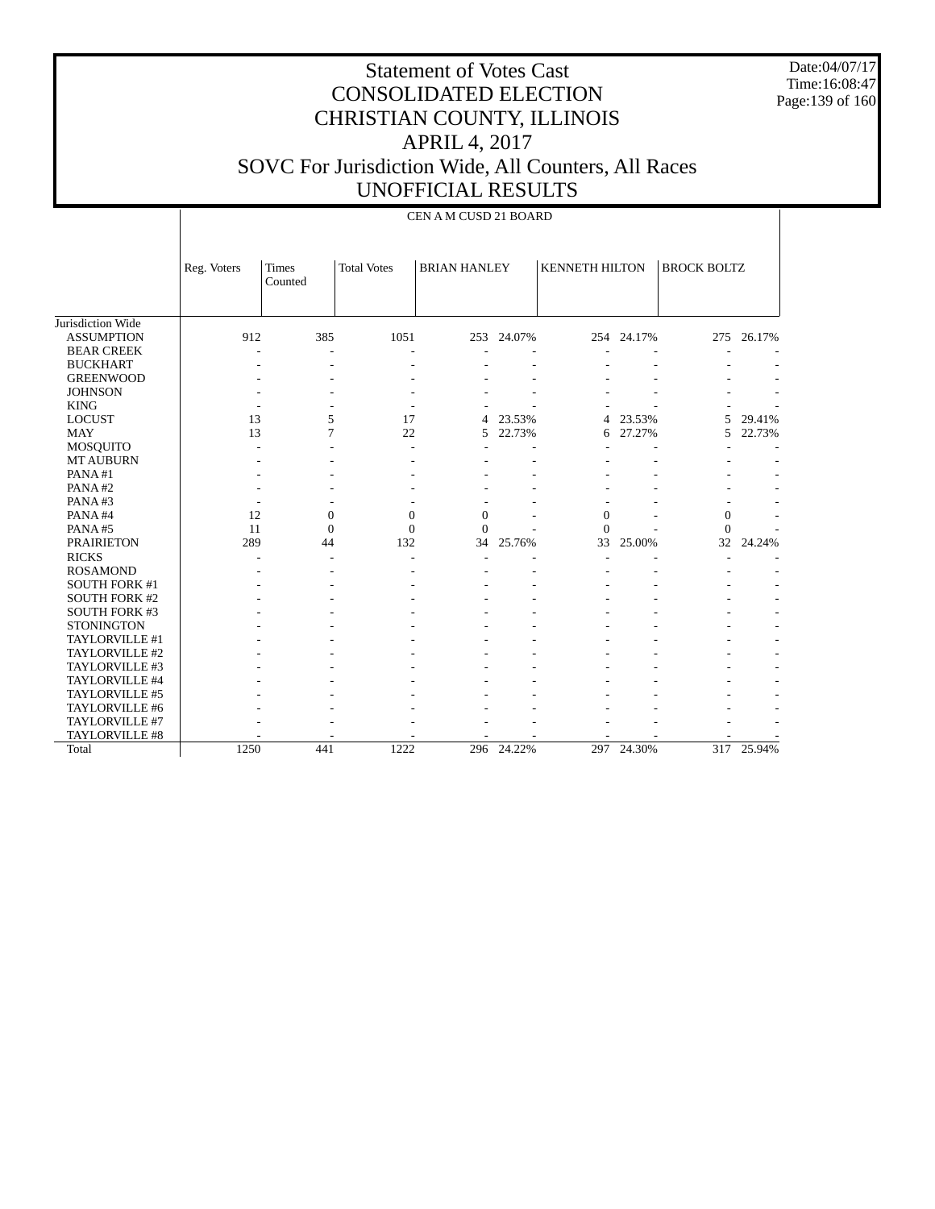# Statement of Votes Cast
# CONSOLIDATED ELECTION
# CHRISTIAN COUNTY, ILLINOIS
# APRIL 4, 2017
# SOVC For Jurisdiction Wide, All Counters, All Races
# UNOFFICIAL RESULTS

Date:04/07/17
Time:16:08:47

CEN A M CUSD 21 BOARD

| | Reg. Voters | Times Counted | Total Votes | BRIAN HANLEY | | KENNETH HILTON | | BROCK BOLTZ | |
|---|---|---|---|---|---|---|---|---|---|
| Jurisdiction Wide | | | | | | | | | |
| ASSUMPTION | 912 | 385 | 1051 | 253 | 24.07% | 254 | 24.17% | 275 | 26.17% |
| BEAR CREEK | - | - | - | - | - | - | - | - | - |
| BUCKHART | - | - | - | - | - | - | - | - | - |
| GREENWOOD | - | - | - | - | - | - | - | - | - |
| JOHNSON | - | - | - | - | - | - | - | - | - |
| KING | - | - | - | - | - | - | - | - | - |
| LOCUST | 13 | 5 | 17 | 4 | 23.53% | 4 | 23.53% | 5 | 29.41% |
| MAY | 13 | 7 | 22 | 5 | 22.73% | 6 | 27.27% | 5 | 22.73% |
| MOSQUITO | - | - | - | - | - | - | - | - | - |
| MT AUBURN | - | - | - | - | - | - | - | - | - |
| PANA #1 | - | - | - | - | - | - | - | - | - |
| PANA #2 | - | - | - | - | - | - | - | - | - |
| PANA #3 | - | - | - | - | - | - | - | - | - |
| PANA #4 | 12 | 0 | 0 | 0 | - | 0 | - | 0 | - |
| PANA #5 | 11 | 0 | 0 | 0 | - | 0 | - | 0 | - |
| PRAIRIETON | 289 | 44 | 132 | 34 | 25.76% | 33 | 25.00% | 32 | 24.24% |
| RICKS | - | - | - | - | - | - | - | - | - |
| ROSAMOND | - | - | - | - | - | - | - | - | - |
| SOUTH FORK #1 | - | - | - | - | - | - | - | - | - |
| SOUTH FORK #2 | - | - | - | - | - | - | - | - | - |
| SOUTH FORK #3 | - | - | - | - | - | - | - | - | - |
| STONINGTON | - | - | - | - | - | - | - | - | - |
| TAYLORVILLE #1 | - | - | - | - | - | - | - | - | - |
| TAYLORVILLE #2 | - | - | - | - | - | - | - | - | - |
| TAYLORVILLE #3 | - | - | - | - | - | - | - | - | - |
| TAYLORVILLE #4 | - | - | - | - | - | - | - | - | - |
| TAYLORVILLE #5 | - | - | - | - | - | - | - | - | - |
| TAYLORVILLE #6 | - | - | - | - | - | - | - | - | - |
| TAYLORVILLE #7 | - | - | - | - | - | - | - | - | - |
| TAYLORVILLE #8 | - | - | - | - | - | - | - | - | - |
| Total | 1250 | 441 | 1222 | 296 | 24.22% | 297 | 24.30% | 317 | 25.94% |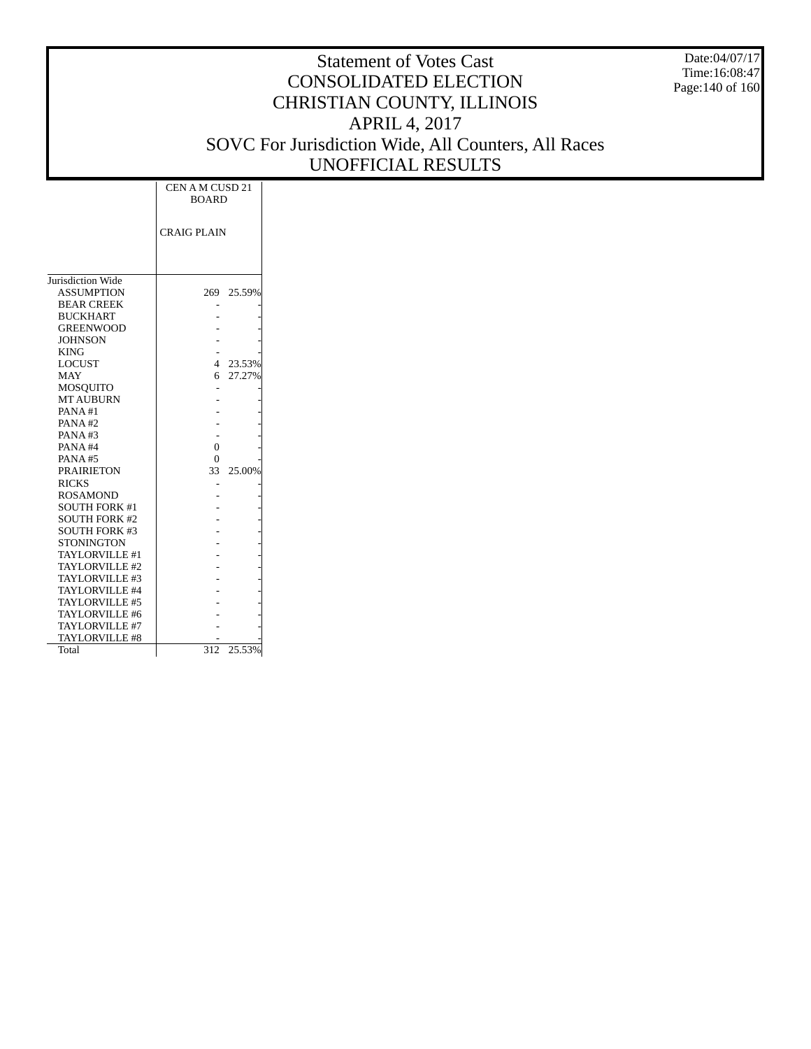# Statement of Votes Cast
# CONSOLIDATED ELECTION
# CHRISTIAN COUNTY, ILLINOIS
# APRIL 4, 2017
# SOVC For Jurisdiction Wide, All Counters, All Races
# UNOFFICIAL RESULTS

Date:04/07/17
Time:16:08:47

| | CEN A M CUSD 21 BOARD | |
|---|---|---|
| | CRAIG PLAIN | |
| Jurisdiction Wide | | |
| ASSUMPTION | 269 | 25.59% |
| BEAR CREEK | - | - |
| BUCKHART | - | - |
| GREENWOOD | - | - |
| JOHNSON | - | - |
| KING | - | - |
| LOCUST | 4 | 23.53% |
| MAY | 6 | 27.27% |
| MOSQUITO | - | - |
| MT AUBURN | - | - |
| PANA #1 | - | - |
| PANA #2 | - | - |
| PANA #3 | - | - |
| PANA #4 | 0 | - |
| PANA #5 | 0 | - |
| PRAIRIETON | 33 | 25.00% |
| RICKS | - | - |
| ROSAMOND | - | - |
| SOUTH FORK #1 | - | - |
| SOUTH FORK #2 | - | - |
| SOUTH FORK #3 | - | - |
| STONINGTON | - | - |
| TAYLORVILLE #1 | - | - |
| TAYLORVILLE #2 | - | - |
| TAYLORVILLE #3 | - | - |
| TAYLORVILLE #4 | - | - |
| TAYLORVILLE #5 | - | - |
| TAYLORVILLE #6 | - | - |
| TAYLORVILLE #7 | - | - |
| TAYLORVILLE #8 | - | - |
| Total | 312 | 25.53% |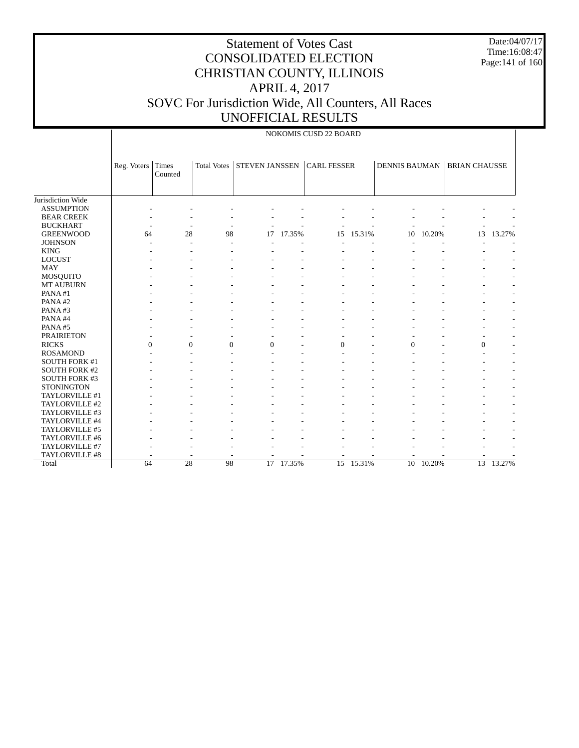# Statement of Votes Cast
# CONSOLIDATED ELECTION
# CHRISTIAN COUNTY, ILLINOIS
# APRIL 4, 2017
# SOVC For Jurisdiction Wide, All Counters, All Races
# UNOFFICIAL RESULTS

Date:04/07/17
Time:16:08:47

NOKOMIS CUSD 22 BOARD

| | Reg. Voters | Times Counted | Total Votes | STEVEN JANSSEN | | CARL FESSER | | DENNIS BAUMAN | | BRIAN CHAUSSE | |
|---|---|---|---|---|---|---|---|---|---|---|---|
| Jurisdiction Wide | | | | | | | | | | | |
| ASSUMPTION | - | - | - | - | - | - | - | - | - | - | - |
| BEAR CREEK | - | - | - | - | - | - | - | - | - | - | - |
| BUCKHART | - | - | - | - | - | - | - | - | - | - | - |
| GREENWOOD | 64 | 28 | 98 | 17 | 17.35% | 15 | 15.31% | 10 | 10.20% | 13 | 13.27% |
| JOHNSON | - | - | - | - | - | - | - | - | - | - | - |
| KING | - | - | - | - | - | - | - | - | - | - | - |
| LOCUST | - | - | - | - | - | - | - | - | - | - | - |
| MAY | - | - | - | - | - | - | - | - | - | - | - |
| MOSQUITO | - | - | - | - | - | - | - | - | - | - | - |
| MT AUBURN | - | - | - | - | - | - | - | - | - | - | - |
| PANA #1 | - | - | - | - | - | - | - | - | - | - | - |
| PANA #2 | - | - | - | - | - | - | - | - | - | - | - |
| PANA #3 | - | - | - | - | - | - | - | - | - | - | - |
| PANA #4 | - | - | - | - | - | - | - | - | - | - | - |
| PANA #5 | - | - | - | - | - | - | - | - | - | - | - |
| PRAIRIETON | - | - | - | - | - | - | - | - | - | - | - |
| RICKS | 0 | 0 | 0 | 0 | - | 0 | - | 0 | - | 0 | - |
| ROSAMOND | - | - | - | - | - | - | - | - | - | - | - |
| SOUTH FORK #1 | - | - | - | - | - | - | - | - | - | - | - |
| SOUTH FORK #2 | - | - | - | - | - | - | - | - | - | - | - |
| SOUTH FORK #3 | - | - | - | - | - | - | - | - | - | - | - |
| STONINGTON | - | - | - | - | - | - | - | - | - | - | - |
| TAYLORVILLE #1 | - | - | - | - | - | - | - | - | - | - | - |
| TAYLORVILLE #2 | - | - | - | - | - | - | - | - | - | - | - |
| TAYLORVILLE #3 | - | - | - | - | - | - | - | - | - | - | - |
| TAYLORVILLE #4 | - | - | - | - | - | - | - | - | - | - | - |
| TAYLORVILLE #5 | - | - | - | - | - | - | - | - | - | - | - |
| TAYLORVILLE #6 | - | - | - | - | - | - | - | - | - | - | - |
| TAYLORVILLE #7 | - | - | - | - | - | - | - | - | - | - | - |
| TAYLORVILLE #8 | - | - | - | - | - | - | - | - | - | - | - |
| Total | 64 | 28 | 98 | 17 | 17.35% | 15 | 15.31% | 10 | 10.20% | 13 | 13.27% |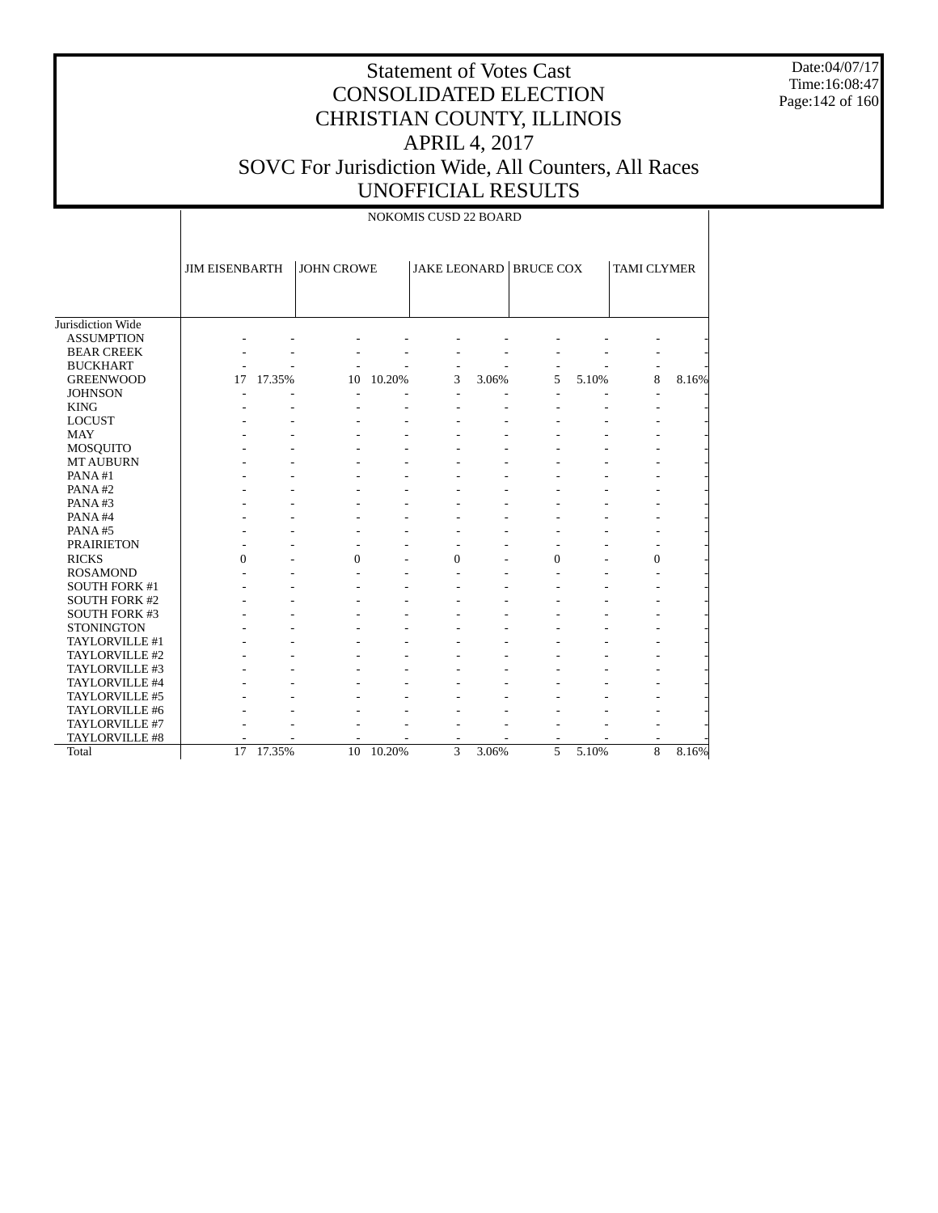# Statement of Votes Cast
# CONSOLIDATED ELECTION
# CHRISTIAN COUNTY, ILLINOIS
# APRIL 4, 2017
# SOVC For Jurisdiction Wide, All Counters, All Races
# UNOFFICIAL RESULTS

Date:04/07/17
Time:16:08:47

NOKOMIS CUSD 22 BOARD

| | JIM EISENBARTH | | JOHN CROWE | | JAKE LEONARD | | BRUCE COX | | TAMI CLYMER | |
|---|---|---|---|---|---|---|---|---|---|---|
| Jurisdiction Wide | | | | | | | | | | |
| ASSUMPTION | - | - | - | - | - | - | - | - | - | - |
| BEAR CREEK | - | - | - | - | - | - | - | - | - | - |
| BUCKHART | - | - | - | - | - | - | - | - | - | - |
| GREENWOOD | 17 | 17.35% | 10 | 10.20% | 3 | 3.06% | 5 | 5.10% | 8 | 8.16% |
| JOHNSON | - | - | - | - | - | - | - | - | - | - |
| KING | - | - | - | - | - | - | - | - | - | - |
| LOCUST | - | - | - | - | - | - | - | - | - | - |
| MAY | - | - | - | - | - | - | - | - | - | - |
| MOSQUITO | - | - | - | - | - | - | - | - | - | - |
| MT AUBURN | - | - | - | - | - | - | - | - | - | - |
| PANA #1 | - | - | - | - | - | - | - | - | - | - |
| PANA #2 | - | - | - | - | - | - | - | - | - | - |
| PANA #3 | - | - | - | - | - | - | - | - | - | - |
| PANA #4 | - | - | - | - | - | - | - | - | - | - |
| PANA #5 | - | - | - | - | - | - | - | - | - | - |
| PRAIRIETON | - | - | - | - | - | - | - | - | - | - |
| RICKS | 0 | - | 0 | - | 0 | - | 0 | - | 0 | - |
| ROSAMOND | - | - | - | - | - | - | - | - | - | - |
| SOUTH FORK #1 | - | - | - | - | - | - | - | - | - | - |
| SOUTH FORK #2 | - | - | - | - | - | - | - | - | - | - |
| SOUTH FORK #3 | - | - | - | - | - | - | - | - | - | - |
| STONINGTON | - | - | - | - | - | - | - | - | - | - |
| TAYLORVILLE #1 | - | - | - | - | - | - | - | - | - | - |
| TAYLORVILLE #2 | - | - | - | - | - | - | - | - | - | - |
| TAYLORVILLE #3 | - | - | - | - | - | - | - | - | - | - |
| TAYLORVILLE #4 | - | - | - | - | - | - | - | - | - | - |
| TAYLORVILLE #5 | - | - | - | - | - | - | - | - | - | - |
| TAYLORVILLE #6 | - | - | - | - | - | - | - | - | - | - |
| TAYLORVILLE #7 | - | - | - | - | - | - | - | - | - | - |
| TAYLORVILLE #8 | - | - | - | - | - | - | - | - | - | - |
| Total | 17 | 17.35% | 10 | 10.20% | 3 | 3.06% | 5 | 5.10% | 8 | 8.16% |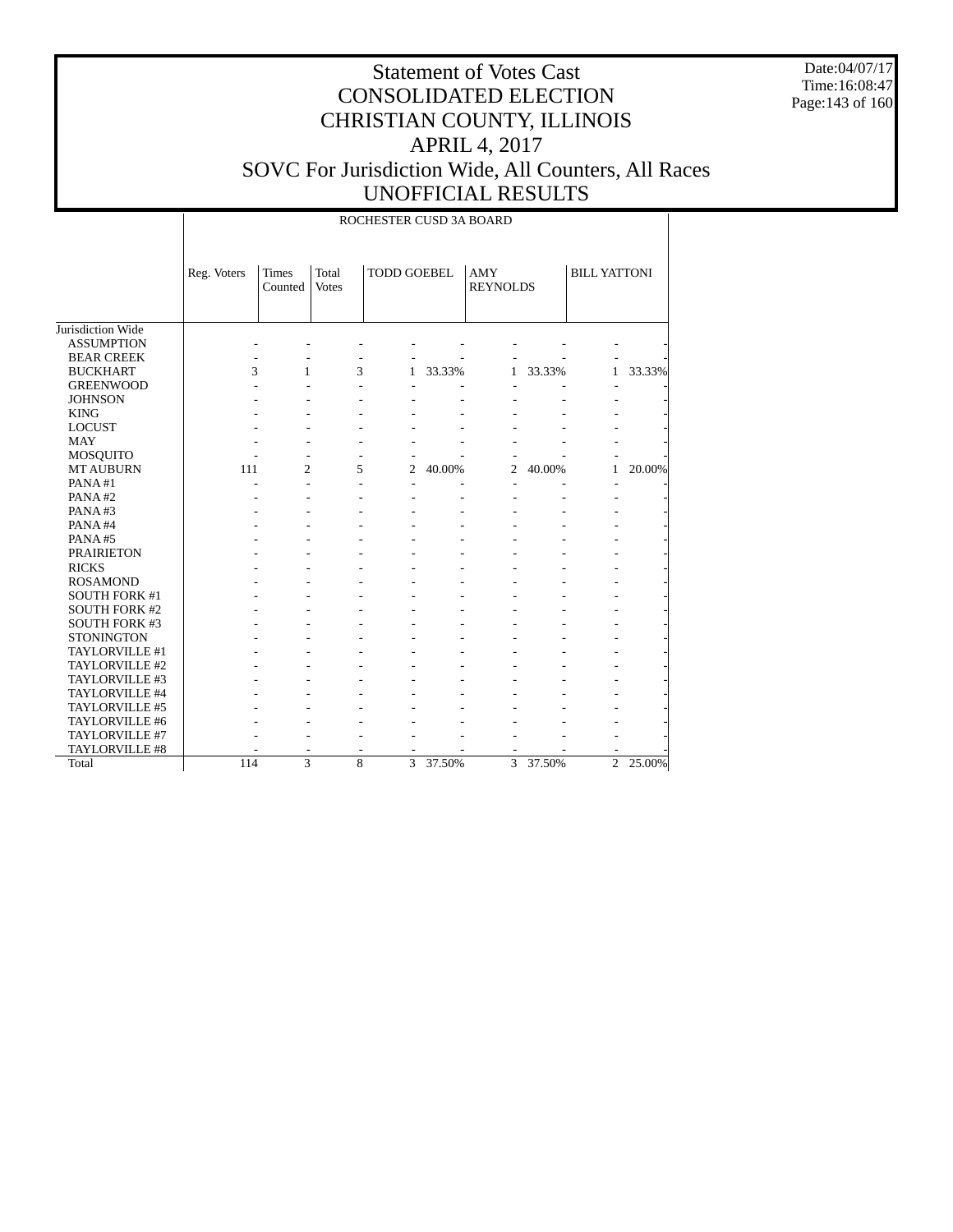# Statement of Votes Cast
# CONSOLIDATED ELECTION
# CHRISTIAN COUNTY, ILLINOIS
# APRIL 4, 2017
# SOVC For Jurisdiction Wide, All Counters, All Races
# UNOFFICIAL RESULTS

Date:04/07/17
Time:16:08:47

ROCHESTER CUSD 3A BOARD

| | Reg. Voters | Times Counted | Total Votes | TODD GOEBEL | | AMY REYNOLDS | | BILL YATTONI | |
|---|---|---|---|---|---|---|---|---|---|
| Jurisdiction Wide | | | | | | | | | |
| ASSUMPTION | - | - | - | - | - | - | - | - | - |
| BEAR CREEK | - | - | - | - | - | - | - | - | - |
| BUCKHART | 3 | 1 | 3 | 1 | 33.33% | 1 | 33.33% | 1 | 33.33% |
| GREENWOOD | - | - | - | - | - | - | - | - | - |
| JOHNSON | - | - | - | - | - | - | - | - | - |
| KING | - | - | - | - | - | - | - | - | - |
| LOCUST | - | - | - | - | - | - | - | - | - |
| MAY | - | - | - | - | - | - | - | - | - |
| MOSQUITO | - | - | - | - | - | - | - | - | - |
| MT AUBURN | 111 | 2 | 5 | 2 | 40.00% | 2 | 40.00% | 1 | 20.00% |
| PANA #1 | - | - | - | - | - | - | - | - | - |
| PANA #2 | - | - | - | - | - | - | - | - | - |
| PANA #3 | - | - | - | - | - | - | - | - | - |
| PANA #4 | - | - | - | - | - | - | - | - | - |
| PANA #5 | - | - | - | - | - | - | - | - | - |
| PRAIRIETON | - | - | - | - | - | - | - | - | - |
| RICKS | - | - | - | - | - | - | - | - | - |
| ROSAMOND | - | - | - | - | - | - | - | - | - |
| SOUTH FORK #1 | - | - | - | - | - | - | - | - | - |
| SOUTH FORK #2 | - | - | - | - | - | - | - | - | - |
| SOUTH FORK #3 | - | - | - | - | - | - | - | - | - |
| STONINGTON | - | - | - | - | - | - | - | - | - |
| TAYLORVILLE #1 | - | - | - | - | - | - | - | - | - |
| TAYLORVILLE #2 | - | - | - | - | - | - | - | - | - |
| TAYLORVILLE #3 | - | - | - | - | - | - | - | - | - |
| TAYLORVILLE #4 | - | - | - | - | - | - | - | - | - |
| TAYLORVILLE #5 | - | - | - | - | - | - | - | - | - |
| TAYLORVILLE #6 | - | - | - | - | - | - | - | - | - |
| TAYLORVILLE #7 | - | - | - | - | - | - | - | - | - |
| TAYLORVILLE #8 | - | - | - | - | - | - | - | - | - |
| Total | 114 | 3 | 8 | 3 | 37.50% | 3 | 37.50% | 2 | 25.00% |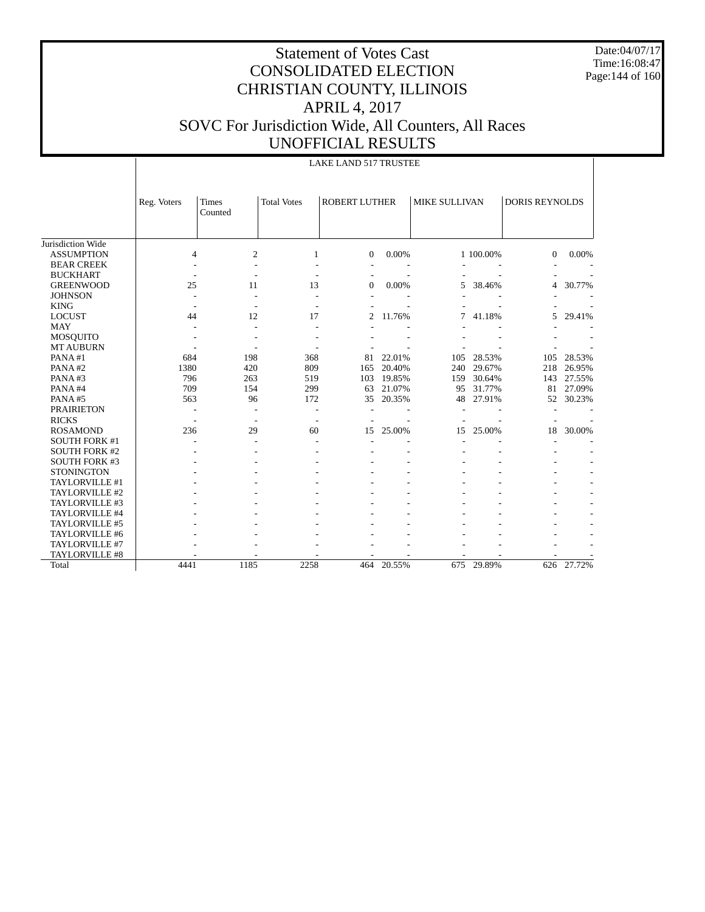# Statement of Votes Cast
# CONSOLIDATED ELECTION
# CHRISTIAN COUNTY, ILLINOIS
# APRIL 4, 2017
# SOVC For Jurisdiction Wide, All Counters, All Races
# UNOFFICIAL RESULTS

Date:04/07/17
Time:16:08:47

LAKE LAND 517 TRUSTEE

| | Reg. Voters | Times Counted | Total Votes | ROBERT LUTHER | | MIKE SULLIVAN | | DORIS REYNOLDS | |
|---|---|---|---|---|---|---|---|---|---|
| Jurisdiction Wide | | | | | | | | | |
| ASSUMPTION | 4 | 2 | 1 | 0 | 0.00% | 1 | 100.00% | 0 | 0.00% |
| BEAR CREEK | - | - | - | - | - | - | - | - | - |
| BUCKHART | - | - | - | - | - | - | - | - | - |
| GREENWOOD | 25 | 11 | 13 | 0 | 0.00% | 5 | 38.46% | 4 | 30.77% |
| JOHNSON | - | - | - | - | - | - | - | - | - |
| KING | - | - | - | - | - | - | - | - | - |
| LOCUST | 44 | 12 | 17 | 2 | 11.76% | 7 | 41.18% | 5 | 29.41% |
| MAY | - | - | - | - | - | - | - | - | - |
| MOSQUITO | - | - | - | - | - | - | - | - | - |
| MT AUBURN | - | - | - | - | - | - | - | - | - |
| PANA #1 | 684 | 198 | 368 | 81 | 22.01% | 105 | 28.53% | 105 | 28.53% |
| PANA #2 | 1380 | 420 | 809 | 165 | 20.40% | 240 | 29.67% | 218 | 26.95% |
| PANA #3 | 796 | 263 | 519 | 103 | 19.85% | 159 | 30.64% | 143 | 27.55% |
| PANA #4 | 709 | 154 | 299 | 63 | 21.07% | 95 | 31.77% | 81 | 27.09% |
| PANA #5 | 563 | 96 | 172 | 35 | 20.35% | 48 | 27.91% | 52 | 30.23% |
| PRAIRIETON | - | - | - | - | - | - | - | - | - |
| RICKS | - | - | - | - | - | - | - | - | - |
| ROSAMOND | 236 | 29 | 60 | 15 | 25.00% | 15 | 25.00% | 18 | 30.00% |
| SOUTH FORK #1 | - | - | - | - | - | - | - | - | - |
| SOUTH FORK #2 | - | - | - | - | - | - | - | - | - |
| SOUTH FORK #3 | - | - | - | - | - | - | - | - | - |
| STONINGTON | - | - | - | - | - | - | - | - | - |
| TAYLORVILLE #1 | - | - | - | - | - | - | - | - | - |
| TAYLORVILLE #2 | - | - | - | - | - | - | - | - | - |
| TAYLORVILLE #3 | - | - | - | - | - | - | - | - | - |
| TAYLORVILLE #4 | - | - | - | - | - | - | - | - | - |
| TAYLORVILLE #5 | - | - | - | - | - | - | - | - | - |
| TAYLORVILLE #6 | - | - | - | - | - | - | - | - | - |
| TAYLORVILLE #7 | - | - | - | - | - | - | - | - | - |
| TAYLORVILLE #8 | - | - | - | - | - | - | - | - | - |
| Total | 4441 | 1185 | 2258 | 464 | 20.55% | 675 | 29.89% | 626 | 27.72% |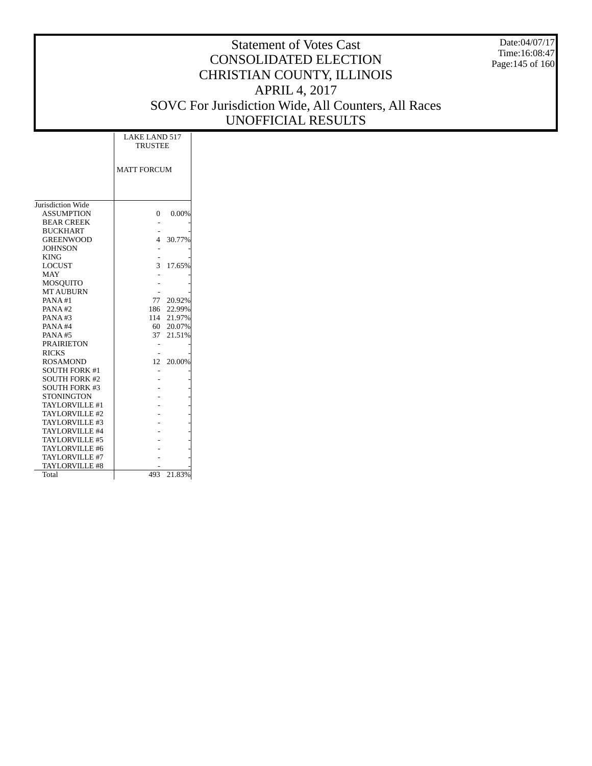# Statement of Votes Cast
# CONSOLIDATED ELECTION
# CHRISTIAN COUNTY, ILLINOIS
# APRIL 4, 2017
# SOVC For Jurisdiction Wide, All Counters, All Races
# UNOFFICIAL RESULTS

Date:04/07/17
Time:16:08:47

| | LAKE LAND 517 TRUSTEE | |
|---|---|---|
| | MATT FORCUM | |
| Jurisdiction Wide | | |
| ASSUMPTION | 0 | 0.00% |
| BEAR CREEK | - | - |
| BUCKHART | - | - |
| GREENWOOD | 4 | 30.77% |
| JOHNSON | - | - |
| KING | - | - |
| LOCUST | 3 | 17.65% |
| MAY | - | - |
| MOSQUITO | - | - |
| MT AUBURN | - | - |
| PANA #1 | 77 | 20.92% |
| PANA #2 | 186 | 22.99% |
| PANA #3 | 114 | 21.97% |
| PANA #4 | 60 | 20.07% |
| PANA #5 | 37 | 21.51% |
| PRAIRIETON | - | - |
| RICKS | - | - |
| ROSAMOND | 12 | 20.00% |
| SOUTH FORK #1 | - | - |
| SOUTH FORK #2 | - | - |
| SOUTH FORK #3 | - | - |
| STONINGTON | - | - |
| TAYLORVILLE #1 | - | - |
| TAYLORVILLE #2 | - | - |
| TAYLORVILLE #3 | - | - |
| TAYLORVILLE #4 | - | - |
| TAYLORVILLE #5 | - | - |
| TAYLORVILLE #6 | - | - |
| TAYLORVILLE #7 | - | - |
| TAYLORVILLE #8 | - | - |
| Total | 493 | 21.83% |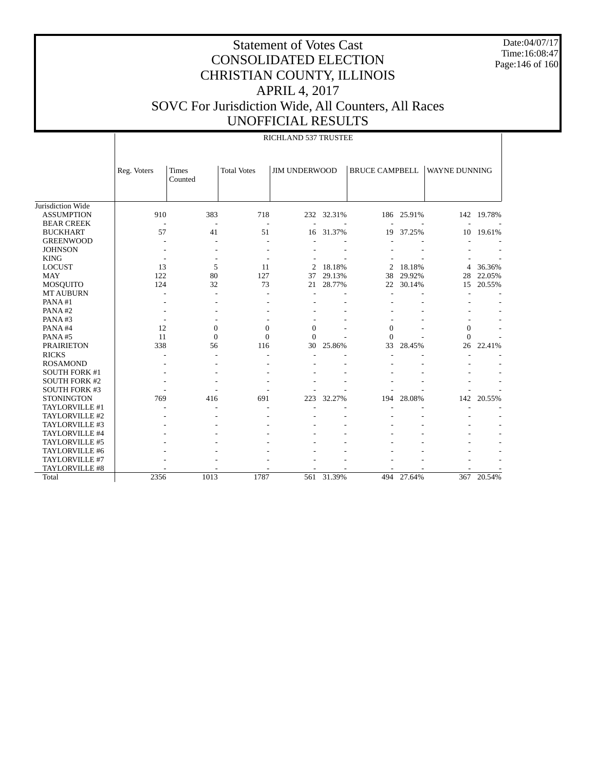# Statement of Votes Cast
# CONSOLIDATED ELECTION
# CHRISTIAN COUNTY, ILLINOIS
# APRIL 4, 2017
# SOVC For Jurisdiction Wide, All Counters, All Races
# UNOFFICIAL RESULTS

Date:04/07/17
Time:16:08:47

RICHLAND 537 TRUSTEE

| | Reg. Voters | Times Counted | Total Votes | JIM UNDERWOOD | | BRUCE CAMPBELL | | WAYNE DUNNING | |
|---|---|---|---|---|---|---|---|---|---|
| Jurisdiction Wide | | | | | | | | | |
| ASSUMPTION | 910 | 383 | 718 | 232 | 32.31% | 186 | 25.91% | 142 | 19.78% |
| BEAR CREEK | - | - | - | - | - | - | - | - | - |
| BUCKHART | 57 | 41 | 51 | 16 | 31.37% | 19 | 37.25% | 10 | 19.61% |
| GREENWOOD | - | - | - | - | - | - | - | - | - |
| JOHNSON | - | - | - | - | - | - | - | - | - |
| KING | - | - | - | - | - | - | - | - | - |
| LOCUST | 13 | 5 | 11 | 2 | 18.18% | 2 | 18.18% | 4 | 36.36% |
| MAY | 122 | 80 | 127 | 37 | 29.13% | 38 | 29.92% | 28 | 22.05% |
| MOSQUITO | 124 | 32 | 73 | 21 | 28.77% | 22 | 30.14% | 15 | 20.55% |
| MT AUBURN | - | - | - | - | - | - | - | - | - |
| PANA #1 | - | - | - | - | - | - | - | - | - |
| PANA #2 | - | - | - | - | - | - | - | - | - |
| PANA #3 | - | - | - | - | - | - | - | - | - |
| PANA #4 | 12 | 0 | 0 | 0 | - | 0 | - | 0 | - |
| PANA #5 | 11 | 0 | 0 | 0 | - | 0 | - | 0 | - |
| PRAIRIETON | 338 | 56 | 116 | 30 | 25.86% | 33 | 28.45% | 26 | 22.41% |
| RICKS | - | - | - | - | - | - | - | - | - |
| ROSAMOND | - | - | - | - | - | - | - | - | - |
| SOUTH FORK #1 | - | - | - | - | - | - | - | - | - |
| SOUTH FORK #2 | - | - | - | - | - | - | - | - | - |
| SOUTH FORK #3 | - | - | - | - | - | - | - | - | - |
| STONINGTON | 769 | 416 | 691 | 223 | 32.27% | 194 | 28.08% | 142 | 20.55% |
| TAYLORVILLE #1 | - | - | - | - | - | - | - | - | - |
| TAYLORVILLE #2 | - | - | - | - | - | - | - | - | - |
| TAYLORVILLE #3 | - | - | - | - | - | - | - | - | - |
| TAYLORVILLE #4 | - | - | - | - | - | - | - | - | - |
| TAYLORVILLE #5 | - | - | - | - | - | - | - | - | - |
| TAYLORVILLE #6 | - | - | - | - | - | - | - | - | - |
| TAYLORVILLE #7 | - | - | - | - | - | - | - | - | - |
| TAYLORVILLE #8 | - | - | - | - | - | - | - | - | - |
| Total | 2356 | 1013 | 1787 | 561 | 31.39% | 494 | 27.64% | 367 | 20.54% |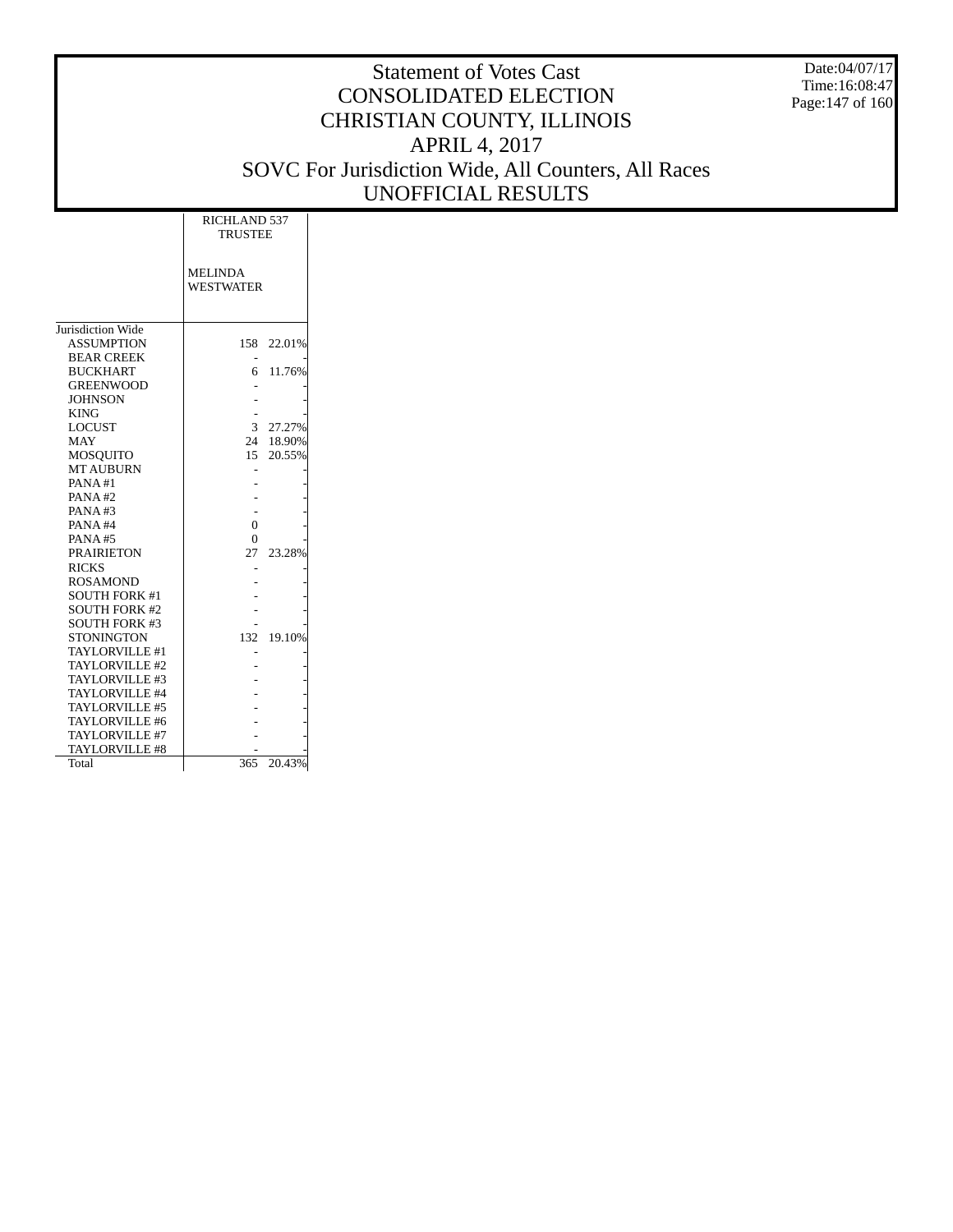# Statement of Votes Cast
# CONSOLIDATED ELECTION
# CHRISTIAN COUNTY, ILLINOIS
# APRIL 4, 2017
# SOVC For Jurisdiction Wide, All Counters, All Races
# UNOFFICIAL RESULTS

Date:04/07/17
Time:16:08:47

| | RICHLAND 537 TRUSTEE | |
|---|---|---|
| | MELINDA WESTWATER | |
| Jurisdiction Wide | | |
| ASSUMPTION | 158 | 22.01% |
| BEAR CREEK | - | - |
| BUCKHART | 6 | 11.76% |
| GREENWOOD | - | - |
| JOHNSON | - | - |
| KING | - | - |
| LOCUST | 3 | 27.27% |
| MAY | 24 | 18.90% |
| MOSQUITO | 15 | 20.55% |
| MT AUBURN | - | - |
| PANA #1 | - | - |
| PANA #2 | - | - |
| PANA #3 | - | - |
| PANA #4 | 0 | - |
| PANA #5 | 0 | - |
| PRAIRIETON | 27 | 23.28% |
| RICKS | - | - |
| ROSAMOND | - | - |
| SOUTH FORK #1 | - | - |
| SOUTH FORK #2 | - | - |
| SOUTH FORK #3 | - | - |
| STONINGTON | 132 | 19.10% |
| TAYLORVILLE #1 | - | - |
| TAYLORVILLE #2 | - | - |
| TAYLORVILLE #3 | - | - |
| TAYLORVILLE #4 | - | - |
| TAYLORVILLE #5 | - | - |
| TAYLORVILLE #6 | - | - |
| TAYLORVILLE #7 | - | - |
| TAYLORVILLE #8 | - | - |
| Total | 365 | 20.43% |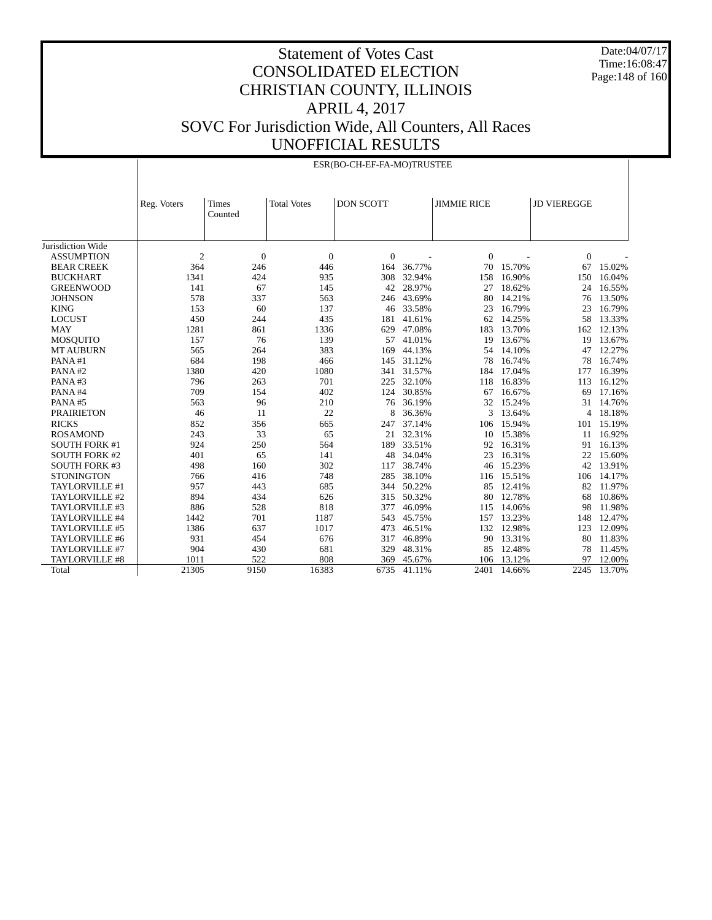# Statement of Votes Cast
# CONSOLIDATED ELECTION
# CHRISTIAN COUNTY, ILLINOIS
# APRIL 4, 2017
# SOVC For Jurisdiction Wide, All Counters, All Races
# UNOFFICIAL RESULTS

Date:04/07/17
Time:16:08:47

## ESR(BO-CH-EF-FA-MO)TRUSTEE

| | Reg. Voters | Times Counted | Total Votes | DON SCOTT | | JIMMIE RICE | | JD VIEREGGE | |
|---|---|---|---|---|---|---|---|---|---|
| Jurisdiction Wide | | | | | | | | | |
| ASSUMPTION | 2 | 0 | 0 | 0 | - | 0 | - | 0 | - |
| BEAR CREEK | 364 | 246 | 446 | 164 | 36.77% | 70 | 15.70% | 67 | 15.02% |
| BUCKHART | 1341 | 424 | 935 | 308 | 32.94% | 158 | 16.90% | 150 | 16.04% |
| GREENWOOD | 141 | 67 | 145 | 42 | 28.97% | 27 | 18.62% | 24 | 16.55% |
| JOHNSON | 578 | 337 | 563 | 246 | 43.69% | 80 | 14.21% | 76 | 13.50% |
| KING | 153 | 60 | 137 | 46 | 33.58% | 23 | 16.79% | 23 | 16.79% |
| LOCUST | 450 | 244 | 435 | 181 | 41.61% | 62 | 14.25% | 58 | 13.33% |
| MAY | 1281 | 861 | 1336 | 629 | 47.08% | 183 | 13.70% | 162 | 12.13% |
| MOSQUITO | 157 | 76 | 139 | 57 | 41.01% | 19 | 13.67% | 19 | 13.67% |
| MT AUBURN | 565 | 264 | 383 | 169 | 44.13% | 54 | 14.10% | 47 | 12.27% |
| PANA #1 | 684 | 198 | 466 | 145 | 31.12% | 78 | 16.74% | 78 | 16.74% |
| PANA #2 | 1380 | 420 | 1080 | 341 | 31.57% | 184 | 17.04% | 177 | 16.39% |
| PANA #3 | 796 | 263 | 701 | 225 | 32.10% | 118 | 16.83% | 113 | 16.12% |
| PANA #4 | 709 | 154 | 402 | 124 | 30.85% | 67 | 16.67% | 69 | 17.16% |
| PANA #5 | 563 | 96 | 210 | 76 | 36.19% | 32 | 15.24% | 31 | 14.76% |
| PRAIRIETON | 46 | 11 | 22 | 8 | 36.36% | 3 | 13.64% | 4 | 18.18% |
| RICKS | 852 | 356 | 665 | 247 | 37.14% | 106 | 15.94% | 101 | 15.19% |
| ROSAMOND | 243 | 33 | 65 | 21 | 32.31% | 10 | 15.38% | 11 | 16.92% |
| SOUTH FORK #1 | 924 | 250 | 564 | 189 | 33.51% | 92 | 16.31% | 91 | 16.13% |
| SOUTH FORK #2 | 401 | 65 | 141 | 48 | 34.04% | 23 | 16.31% | 22 | 15.60% |
| SOUTH FORK #3 | 498 | 160 | 302 | 117 | 38.74% | 46 | 15.23% | 42 | 13.91% |
| STONINGTON | 766 | 416 | 748 | 285 | 38.10% | 116 | 15.51% | 106 | 14.17% |
| TAYLORVILLE #1 | 957 | 443 | 685 | 344 | 50.22% | 85 | 12.41% | 82 | 11.97% |
| TAYLORVILLE #2 | 894 | 434 | 626 | 315 | 50.32% | 80 | 12.78% | 68 | 10.86% |
| TAYLORVILLE #3 | 886 | 528 | 818 | 377 | 46.09% | 115 | 14.06% | 98 | 11.98% |
| TAYLORVILLE #4 | 1442 | 701 | 1187 | 543 | 45.75% | 157 | 13.23% | 148 | 12.47% |
| TAYLORVILLE #5 | 1386 | 637 | 1017 | 473 | 46.51% | 132 | 12.98% | 123 | 12.09% |
| TAYLORVILLE #6 | 931 | 454 | 676 | 317 | 46.89% | 90 | 13.31% | 80 | 11.83% |
| TAYLORVILLE #7 | 904 | 430 | 681 | 329 | 48.31% | 85 | 12.48% | 78 | 11.45% |
| TAYLORVILLE #8 | 1011 | 522 | 808 | 369 | 45.67% | 106 | 13.12% | 97 | 12.00% |
| Total | 21305 | 9150 | 16383 | 6735 | 41.11% | 2401 | 14.66% | 2245 | 13.70% |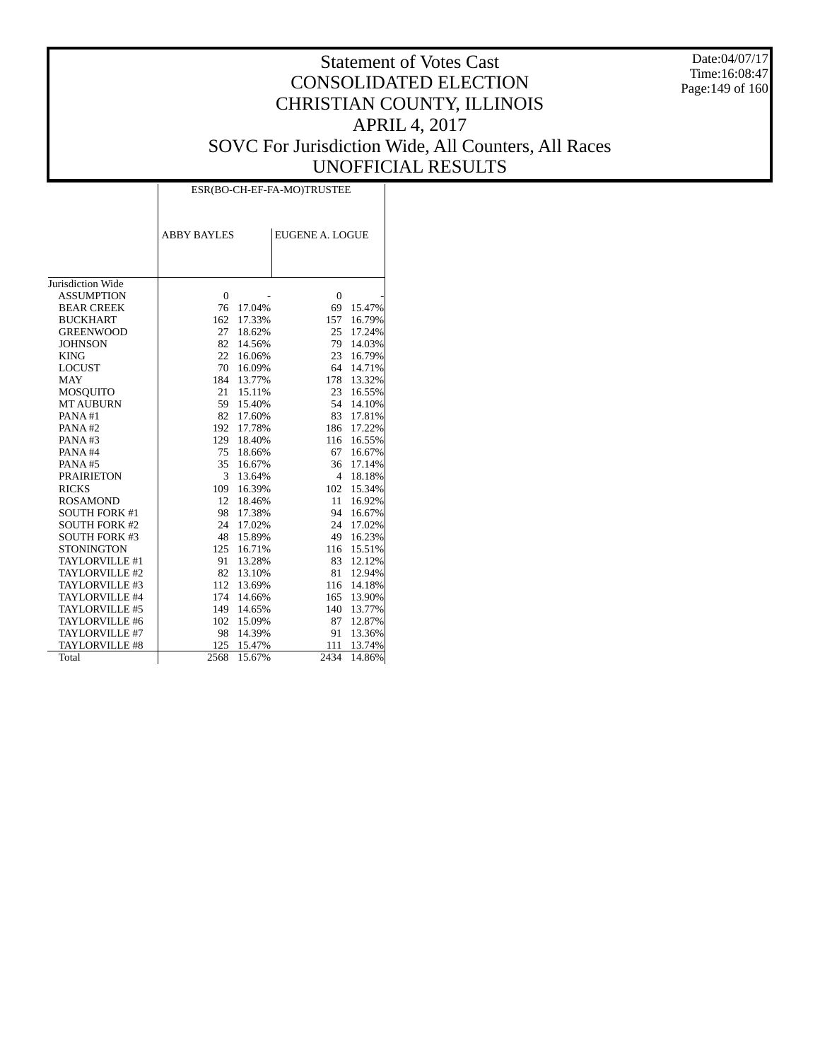# Statement of Votes Cast
# CONSOLIDATED ELECTION
# CHRISTIAN COUNTY, ILLINOIS
# APRIL 4, 2017
# SOVC For Jurisdiction Wide, All Counters, All Races
# UNOFFICIAL RESULTS

Date:04/07/17
Time:16:08:47

| | ESR(BO-CH-EF-FA-MO)TRUSTEE | | | |
|---|---|---|---|---|
| | ABBY BAYLES | | EUGENE A. LOGUE | |
| Jurisdiction Wide | | | | |
| ASSUMPTION | 0 | - | 0 | - |
| BEAR CREEK | 76 | 17.04% | 69 | 15.47% |
| BUCKHART | 162 | 17.33% | 157 | 16.79% |
| GREENWOOD | 27 | 18.62% | 25 | 17.24% |
| JOHNSON | 82 | 14.56% | 79 | 14.03% |
| KING | 22 | 16.06% | 23 | 16.79% |
| LOCUST | 70 | 16.09% | 64 | 14.71% |
| MAY | 184 | 13.77% | 178 | 13.32% |
| MOSQUITO | 21 | 15.11% | 23 | 16.55% |
| MT AUBURN | 59 | 15.40% | 54 | 14.10% |
| PANA #1 | 82 | 17.60% | 83 | 17.81% |
| PANA #2 | 192 | 17.78% | 186 | 17.22% |
| PANA #3 | 129 | 18.40% | 116 | 16.55% |
| PANA #4 | 75 | 18.66% | 67 | 16.67% |
| PANA #5 | 35 | 16.67% | 36 | 17.14% |
| PRAIRIETON | 3 | 13.64% | 4 | 18.18% |
| RICKS | 109 | 16.39% | 102 | 15.34% |
| ROSAMOND | 12 | 18.46% | 11 | 16.92% |
| SOUTH FORK #1 | 98 | 17.38% | 94 | 16.67% |
| SOUTH FORK #2 | 24 | 17.02% | 24 | 17.02% |
| SOUTH FORK #3 | 48 | 15.89% | 49 | 16.23% |
| STONINGTON | 125 | 16.71% | 116 | 15.51% |
| TAYLORVILLE #1 | 91 | 13.28% | 83 | 12.12% |
| TAYLORVILLE #2 | 82 | 13.10% | 81 | 12.94% |
| TAYLORVILLE #3 | 112 | 13.69% | 116 | 14.18% |
| TAYLORVILLE #4 | 174 | 14.66% | 165 | 13.90% |
| TAYLORVILLE #5 | 149 | 14.65% | 140 | 13.77% |
| TAYLORVILLE #6 | 102 | 15.09% | 87 | 12.87% |
| TAYLORVILLE #7 | 98 | 14.39% | 91 | 13.36% |
| TAYLORVILLE #8 | 125 | 15.47% | 111 | 13.74% |
| Total | 2568 | 15.67% | 2434 | 14.86% |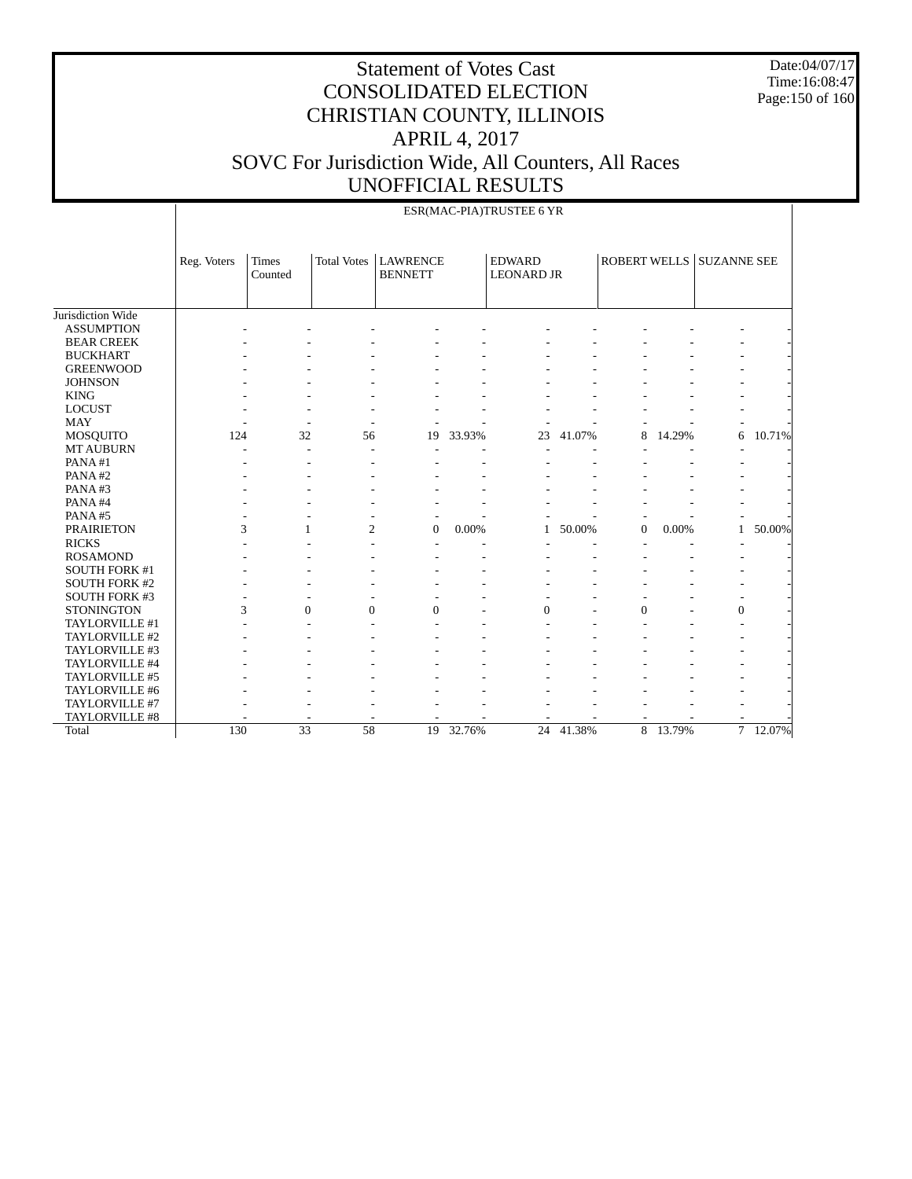# Statement of Votes Cast
# CONSOLIDATED ELECTION
# CHRISTIAN COUNTY, ILLINOIS
# APRIL 4, 2017
# SOVC For Jurisdiction Wide, All Counters, All Races
# UNOFFICIAL RESULTS

Date:04/07/17
Time:16:08:47

ESR(MAC-PIA)TRUSTEE 6 YR

| | Reg. Voters | Times Counted | Total Votes | LAWRENCE BENNETT | | EDWARD LEONARD JR | | ROBERT WELLS | | SUZANNE SEE | |
|---|---|---|---|---|---|---|---|---|---|---|---|
| Jurisdiction Wide | | | | | | | | | | | |
| ASSUMPTION | - | - | - | - | - | - | - | - | - | - | - |
| BEAR CREEK | - | - | - | - | - | - | - | - | - | - | - |
| BUCKHART | - | - | - | - | - | - | - | - | - | - | - |
| GREENWOOD | - | - | - | - | - | - | - | - | - | - | - |
| JOHNSON | - | - | - | - | - | - | - | - | - | - | - |
| KING | - | - | - | - | - | - | - | - | - | - | - |
| LOCUST | - | - | - | - | - | - | - | - | - | - | - |
| MAY | - | - | - | - | - | - | - | - | - | - | - |
| MOSQUITO | 124 | 32 | 56 | 19 | 33.93% | 23 | 41.07% | 8 | 14.29% | 6 | 10.71% |
| MT AUBURN | - | - | - | - | - | - | - | - | - | - | - |
| PANA #1 | - | - | - | - | - | - | - | - | - | - | - |
| PANA #2 | - | - | - | - | - | - | - | - | - | - | - |
| PANA #3 | - | - | - | - | - | - | - | - | - | - | - |
| PANA #4 | - | - | - | - | - | - | - | - | - | - | - |
| PANA #5 | - | - | - | - | - | - | - | - | - | - | - |
| PRAIRIETON | 3 | 1 | 2 | 0 | 0.00% | 1 | 50.00% | 0 | 0.00% | 1 | 50.00% |
| RICKS | - | - | - | - | - | - | - | - | - | - | - |
| ROSAMOND | - | - | - | - | - | - | - | - | - | - | - |
| SOUTH FORK #1 | - | - | - | - | - | - | - | - | - | - | - |
| SOUTH FORK #2 | - | - | - | - | - | - | - | - | - | - | - |
| SOUTH FORK #3 | - | - | - | - | - | - | - | - | - | - | - |
| STONINGTON | 3 | 0 | 0 | 0 | - | 0 | - | 0 | - | 0 | - |
| TAYLORVILLE #1 | - | - | - | - | - | - | - | - | - | - | - |
| TAYLORVILLE #2 | - | - | - | - | - | - | - | - | - | - | - |
| TAYLORVILLE #3 | - | - | - | - | - | - | - | - | - | - | - |
| TAYLORVILLE #4 | - | - | - | - | - | - | - | - | - | - | - |
| TAYLORVILLE #5 | - | - | - | - | - | - | - | - | - | - | - |
| TAYLORVILLE #6 | - | - | - | - | - | - | - | - | - | - | - |
| TAYLORVILLE #7 | - | - | - | - | - | - | - | - | - | - | - |
| TAYLORVILLE #8 | - | - | - | - | - | - | - | - | - | - | - |
| Total | 130 | 33 | 58 | 19 | 32.76% | 24 | 41.38% | 8 | 13.79% | 7 | 12.07% |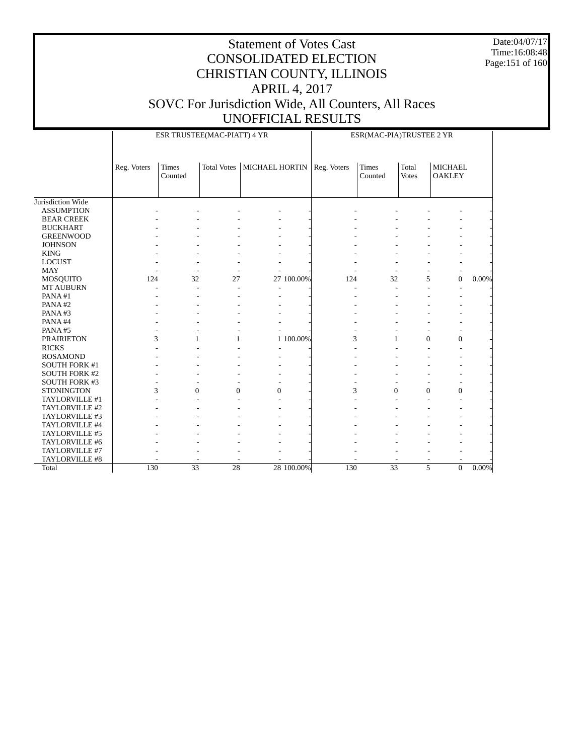# Statement of Votes Cast
# CONSOLIDATED ELECTION
# CHRISTIAN COUNTY, ILLINOIS
# APRIL 4, 2017
# SOVC For Jurisdiction Wide, All Counters, All Races
# UNOFFICIAL RESULTS

Date:04/07/17
Time:16:08:48

| | ESR TRUSTEE(MAC-PIATT) 4 YR | | | | | ESR(MAC-PIA)TRUSTEE 2 YR | | | | |
|---|---|---|---|---|---|---|---|---|---|---|
| | Reg. Voters | Times Counted | Total Votes | MICHAEL HORTIN | | Reg. Voters | Times Counted | Total Votes | MICHAEL OAKLEY | |
| Jurisdiction Wide | | | | | | | | | | |
| ASSUMPTION | - | - | - | - | - | - | - | - | - | - |
| BEAR CREEK | - | - | - | - | - | - | - | - | - | - |
| BUCKHART | - | - | - | - | - | - | - | - | - | - |
| GREENWOOD | - | - | - | - | - | - | - | - | - | - |
| JOHNSON | - | - | - | - | - | - | - | - | - | - |
| KING | - | - | - | - | - | - | - | - | - | - |
| LOCUST | - | - | - | - | - | - | - | - | - | - |
| MAY | - | - | - | - | - | - | - | - | - | - |
| MOSQUITO | 124 | 32 | 27 | 27 | 100.00% | 124 | 32 | 5 | 0 | 0.00% |
| MT AUBURN | - | - | - | - | - | - | - | - | - | - |
| PANA #1 | - | - | - | - | - | - | - | - | - | - |
| PANA #2 | - | - | - | - | - | - | - | - | - | - |
| PANA #3 | - | - | - | - | - | - | - | - | - | - |
| PANA #4 | - | - | - | - | - | - | - | - | - | - |
| PANA #5 | - | - | - | - | - | - | - | - | - | - |
| PRAIRIETON | 3 | 1 | 1 | 1 | 100.00% | 3 | 1 | 0 | 0 | - |
| RICKS | - | - | - | - | - | - | - | - | - | - |
| ROSAMOND | - | - | - | - | - | - | - | - | - | - |
| SOUTH FORK #1 | - | - | - | - | - | - | - | - | - | - |
| SOUTH FORK #2 | - | - | - | - | - | - | - | - | - | - |
| SOUTH FORK #3 | - | - | - | - | - | - | - | - | - | - |
| STONINGTON | 3 | 0 | 0 | 0 | - | 3 | 0 | 0 | 0 | - |
| TAYLORVILLE #1 | - | - | - | - | - | - | - | - | - | - |
| TAYLORVILLE #2 | - | - | - | - | - | - | - | - | - | - |
| TAYLORVILLE #3 | - | - | - | - | - | - | - | - | - | - |
| TAYLORVILLE #4 | - | - | - | - | - | - | - | - | - | - |
| TAYLORVILLE #5 | - | - | - | - | - | - | - | - | - | - |
| TAYLORVILLE #6 | - | - | - | - | - | - | - | - | - | - |
| TAYLORVILLE #7 | - | - | - | - | - | - | - | - | - | - |
| TAYLORVILLE #8 | - | - | - | - | - | - | - | - | - | - |
| Total | 130 | 33 | 28 | 28 | 100.00% | 130 | 33 | 5 | 0 | 0.00% |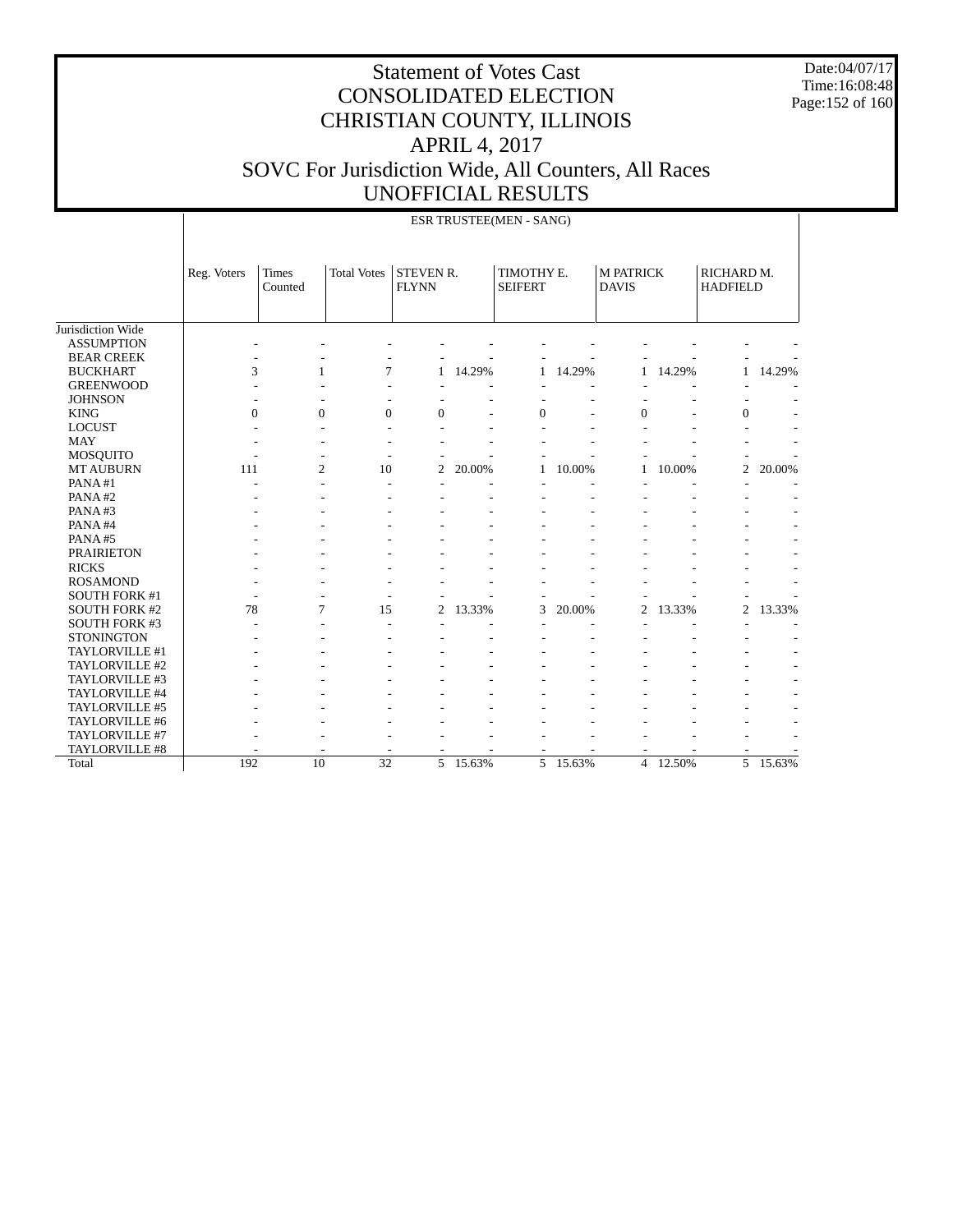# Statement of Votes Cast
# CONSOLIDATED ELECTION
# CHRISTIAN COUNTY, ILLINOIS
# APRIL 4, 2017
# SOVC For Jurisdiction Wide, All Counters, All Races
# UNOFFICIAL RESULTS

Date:04/07/17
Time:16:08:48

ESR TRUSTEE(MEN - SANG)

| | Reg. Voters | Times Counted | Total Votes | STEVEN R. FLYNN | | TIMOTHY E. SEIFERT | | M PATRICK DAVIS | | RICHARD M. HADFIELD | |
|---|---|---|---|---|---|---|---|---|---|---|---|
| Jurisdiction Wide | | | | | | | | | | | |
| ASSUMPTION | - | - | - | - | - | - | - | - | - | - | - |
| BEAR CREEK | - | - | - | - | - | - | - | - | - | - | - |
| BUCKHART | 3 | 1 | 7 | 1 | 14.29% | 1 | 14.29% | 1 | 14.29% | 1 | 14.29% |
| GREENWOOD | - | - | - | - | - | - | - | - | - | - | - |
| JOHNSON | - | - | - | - | - | - | - | - | - | - | - |
| KING | 0 | 0 | 0 | 0 | - | 0 | - | 0 | - | 0 | - |
| LOCUST | - | - | - | - | - | - | - | - | - | - | - |
| MAY | - | - | - | - | - | - | - | - | - | - | - |
| MOSQUITO | - | - | - | - | - | - | - | - | - | - | - |
| MT AUBURN | 111 | 2 | 10 | 2 | 20.00% | 1 | 10.00% | 1 | 10.00% | 2 | 20.00% |
| PANA #1 | - | - | - | - | - | - | - | - | - | - | - |
| PANA #2 | - | - | - | - | - | - | - | - | - | - | - |
| PANA #3 | - | - | - | - | - | - | - | - | - | - | - |
| PANA #4 | - | - | - | - | - | - | - | - | - | - | - |
| PANA #5 | - | - | - | - | - | - | - | - | - | - | - |
| PRAIRIETON | - | - | - | - | - | - | - | - | - | - | - |
| RICKS | - | - | - | - | - | - | - | - | - | - | - |
| ROSAMOND | - | - | - | - | - | - | - | - | - | - | - |
| SOUTH FORK #1 | - | - | - | - | - | - | - | - | - | - | - |
| SOUTH FORK #2 | 78 | 7 | 15 | 2 | 13.33% | 3 | 20.00% | 2 | 13.33% | 2 | 13.33% |
| SOUTH FORK #3 | - | - | - | - | - | - | - | - | - | - | - |
| STONINGTON | - | - | - | - | - | - | - | - | - | - | - |
| TAYLORVILLE #1 | - | - | - | - | - | - | - | - | - | - | - |
| TAYLORVILLE #2 | - | - | - | - | - | - | - | - | - | - | - |
| TAYLORVILLE #3 | - | - | - | - | - | - | - | - | - | - | - |
| TAYLORVILLE #4 | - | - | - | - | - | - | - | - | - | - | - |
| TAYLORVILLE #5 | - | - | - | - | - | - | - | - | - | - | - |
| TAYLORVILLE #6 | - | - | - | - | - | - | - | - | - | - | - |
| TAYLORVILLE #7 | - | - | - | - | - | - | - | - | - | - | - |
| TAYLORVILLE #8 | - | - | - | - | - | - | - | - | - | - | - |
| Total | 192 | 10 | 32 | 5 | 15.63% | 5 | 15.63% | 4 | 12.50% | 5 | 15.63% |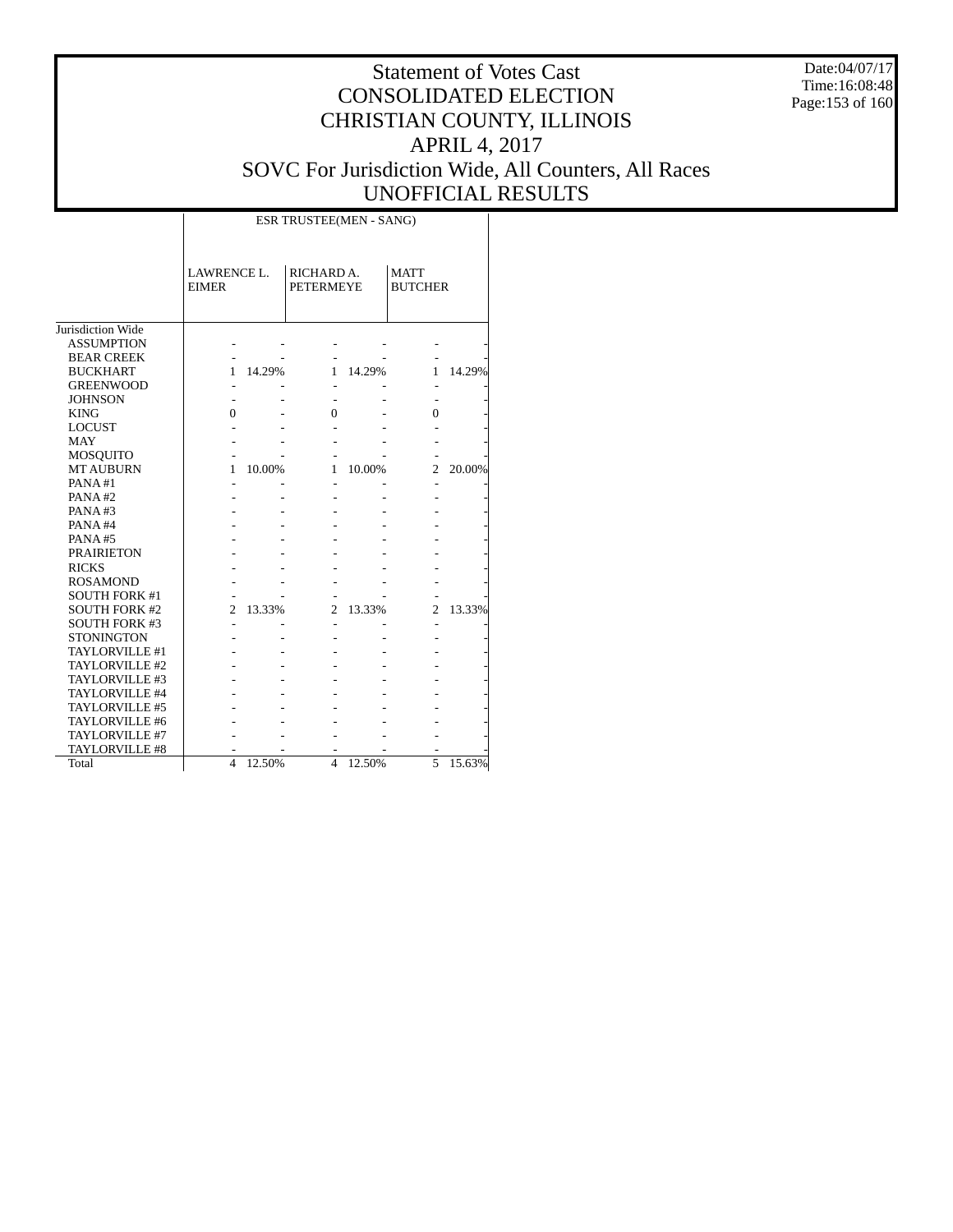# Statement of Votes Cast
# CONSOLIDATED ELECTION
# CHRISTIAN COUNTY, ILLINOIS
# APRIL 4, 2017
# SOVC For Jurisdiction Wide, All Counters, All Races
# UNOFFICIAL RESULTS

Date:04/07/17
Time:16:08:48

| | ESR TRUSTEE(MEN - SANG) | | | | | |
|---|---|---|---|---|---|---|
| | LAWRENCE L. EIMER | | RICHARD A. PETERMEYE | | MATT BUTCHER | |
| Jurisdiction Wide | | | | | | |
| ASSUMPTION | - | - | - | - | - | - |
| BEAR CREEK | - | - | - | - | - | - |
| BUCKHART | 1 | 14.29% | 1 | 14.29% | 1 | 14.29% |
| GREENWOOD | - | - | - | - | - | - |
| JOHNSON | - | - | - | - | - | - |
| KING | 0 | - | 0 | - | 0 | - |
| LOCUST | - | - | - | - | - | - |
| MAY | - | - | - | - | - | - |
| MOSQUITO | - | - | - | - | - | - |
| MT AUBURN | 1 | 10.00% | 1 | 10.00% | 2 | 20.00% |
| PANA #1 | - | - | - | - | - | - |
| PANA #2 | - | - | - | - | - | - |
| PANA #3 | - | - | - | - | - | - |
| PANA #4 | - | - | - | - | - | - |
| PANA #5 | - | - | - | - | - | - |
| PRAIRIETON | - | - | - | - | - | - |
| RICKS | - | - | - | - | - | - |
| ROSAMOND | - | - | - | - | - | - |
| SOUTH FORK #1 | - | - | - | - | - | - |
| SOUTH FORK #2 | 2 | 13.33% | 2 | 13.33% | 2 | 13.33% |
| SOUTH FORK #3 | - | - | - | - | - | - |
| STONINGTON | - | - | - | - | - | - |
| TAYLORVILLE #1 | - | - | - | - | - | - |
| TAYLORVILLE #2 | - | - | - | - | - | - |
| TAYLORVILLE #3 | - | - | - | - | - | - |
| TAYLORVILLE #4 | - | - | - | - | - | - |
| TAYLORVILLE #5 | - | - | - | - | - | - |
| TAYLORVILLE #6 | - | - | - | - | - | - |
| TAYLORVILLE #7 | - | - | - | - | - | - |
| TAYLORVILLE #8 | - | - | - | - | - | - |
| Total | 4 | 12.50% | 4 | 12.50% | 5 | 15.63% |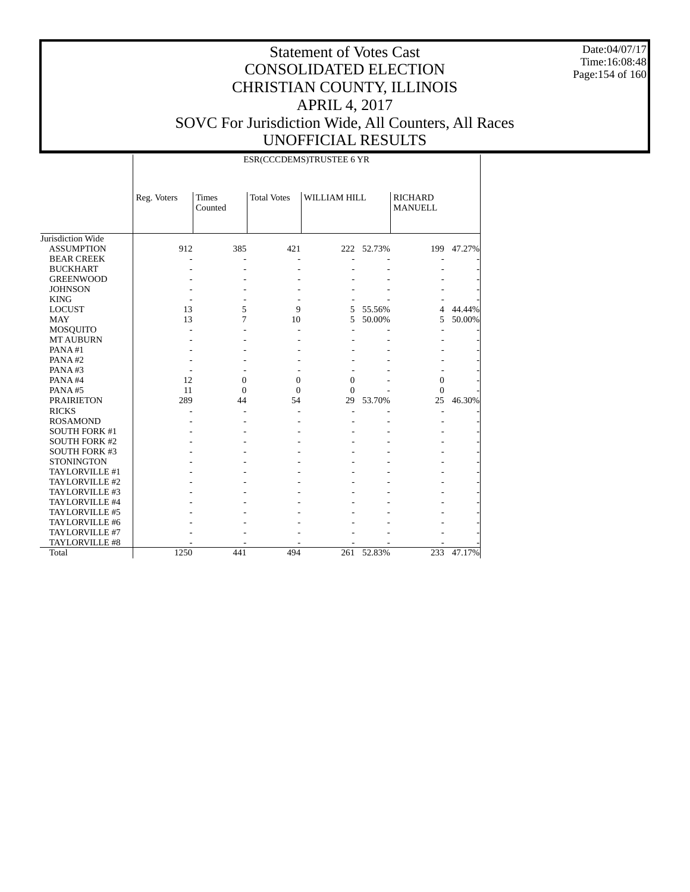# Statement of Votes Cast
# CONSOLIDATED ELECTION
# CHRISTIAN COUNTY, ILLINOIS
# APRIL 4, 2017
# SOVC For Jurisdiction Wide, All Counters, All Races
# UNOFFICIAL RESULTS

Date:04/07/17
Time:16:08:48

| | ESR(CCCDEMS)TRUSTEE 6 YR | | | | | | |
|---|---|---|---|---|---|---|---|
| | Reg. Voters | Times Counted | Total Votes | WILLIAM HILL | | RICHARD MANUELL | |
| Jurisdiction Wide | | | | | | | |
| ASSUMPTION | 912 | 385 | 421 | 222 | 52.73% | 199 | 47.27% |
| BEAR CREEK | - | - | - | - | - | - | - |
| BUCKHART | - | - | - | - | - | - | - |
| GREENWOOD | - | - | - | - | - | - | - |
| JOHNSON | - | - | - | - | - | - | - |
| KING | - | - | - | - | - | - | - |
| LOCUST | 13 | 5 | 9 | 5 | 55.56% | 4 | 44.44% |
| MAY | 13 | 7 | 10 | 5 | 50.00% | 5 | 50.00% |
| MOSQUITO | - | - | - | - | - | - | - |
| MT AUBURN | - | - | - | - | - | - | - |
| PANA #1 | - | - | - | - | - | - | - |
| PANA #2 | - | - | - | - | - | - | - |
| PANA #3 | - | - | - | - | - | - | - |
| PANA #4 | 12 | 0 | 0 | 0 | - | 0 | - |
| PANA #5 | 11 | 0 | 0 | 0 | - | 0 | - |
| PRAIRIETON | 289 | 44 | 54 | 29 | 53.70% | 25 | 46.30% |
| RICKS | - | - | - | - | - | - | - |
| ROSAMOND | - | - | - | - | - | - | - |
| SOUTH FORK #1 | - | - | - | - | - | - | - |
| SOUTH FORK #2 | - | - | - | - | - | - | - |
| SOUTH FORK #3 | - | - | - | - | - | - | - |
| STONINGTON | - | - | - | - | - | - | - |
| TAYLORVILLE #1 | - | - | - | - | - | - | - |
| TAYLORVILLE #2 | - | - | - | - | - | - | - |
| TAYLORVILLE #3 | - | - | - | - | - | - | - |
| TAYLORVILLE #4 | - | - | - | - | - | - | - |
| TAYLORVILLE #5 | - | - | - | - | - | - | - |
| TAYLORVILLE #6 | - | - | - | - | - | - | - |
| TAYLORVILLE #7 | - | - | - | - | - | - | - |
| TAYLORVILLE #8 | - | - | - | - | - | - | - |
| Total | 1250 | 441 | 494 | 261 | 52.83% | 233 | 47.17% |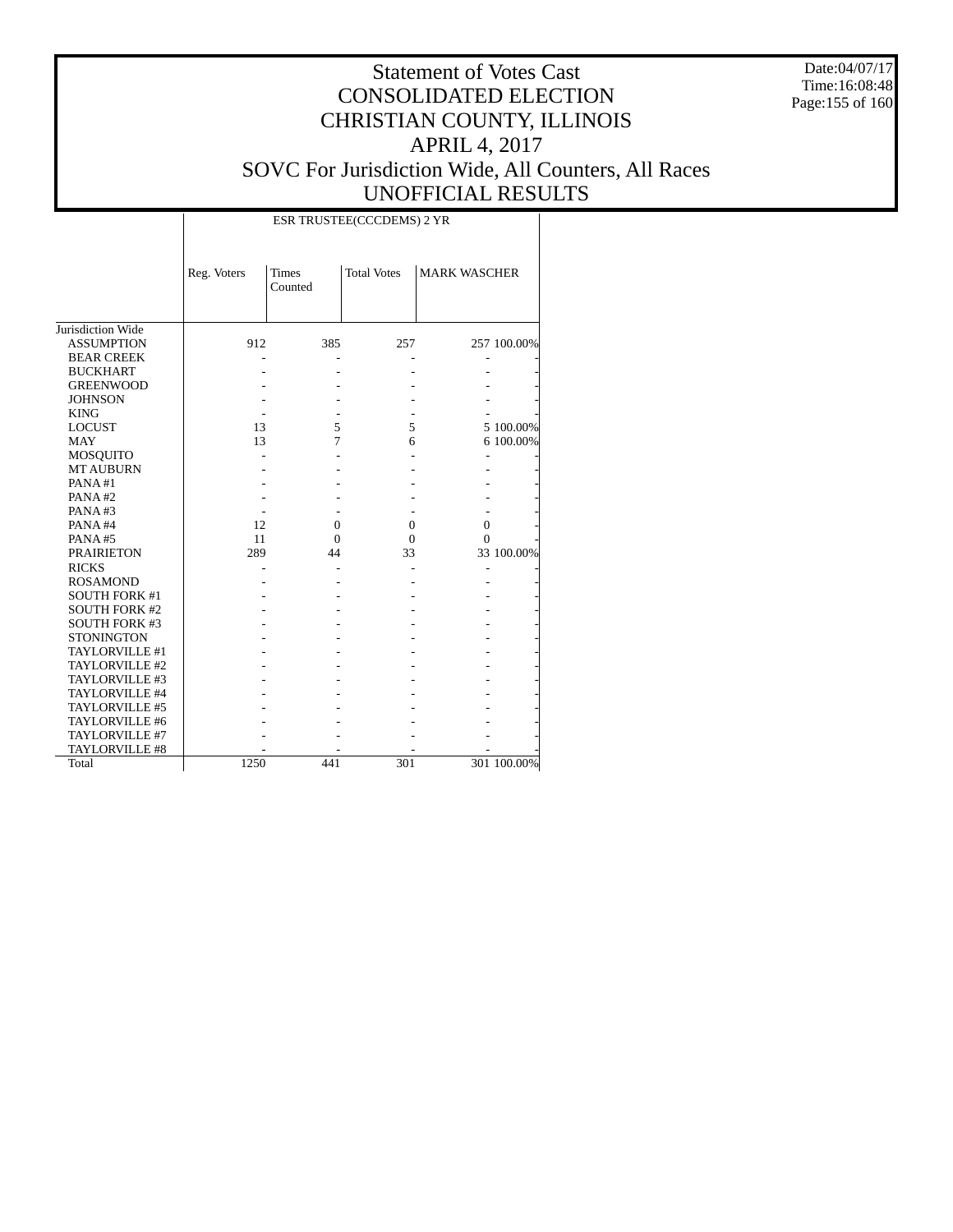# Statement of Votes Cast
# CONSOLIDATED ELECTION
# CHRISTIAN COUNTY, ILLINOIS
# APRIL 4, 2017
# SOVC For Jurisdiction Wide, All Counters, All Races
# UNOFFICIAL RESULTS

Date:04/07/17
Time:16:08:48

| | ESR TRUSTEE(CCCDEMS) 2 YR | | | | |
|---|---|---|---|---|---|
| | Reg. Voters | Times Counted | Total Votes | MARK WASCHER | |
| Jurisdiction Wide | | | | | |
| ASSUMPTION | 912 | 385 | 257 | 257 | 100.00% |
| BEAR CREEK | - | - | - | - | - |
| BUCKHART | - | - | - | - | - |
| GREENWOOD | - | - | - | - | - |
| JOHNSON | - | - | - | - | - |
| KING | - | - | - | - | - |
| LOCUST | 13 | 5 | 5 | 5 | 100.00% |
| MAY | 13 | 7 | 6 | 6 | 100.00% |
| MOSQUITO | - | - | - | - | - |
| MT AUBURN | - | - | - | - | - |
| PANA #1 | - | - | - | - | - |
| PANA #2 | - | - | - | - | - |
| PANA #3 | - | - | - | - | - |
| PANA #4 | 12 | 0 | 0 | 0 | - |
| PANA #5 | 11 | 0 | 0 | 0 | - |
| PRAIRIETON | 289 | 44 | 33 | 33 | 100.00% |
| RICKS | - | - | - | - | - |
| ROSAMOND | - | - | - | - | - |
| SOUTH FORK #1 | - | - | - | - | - |
| SOUTH FORK #2 | - | - | - | - | - |
| SOUTH FORK #3 | - | - | - | - | - |
| STONINGTON | - | - | - | - | - |
| TAYLORVILLE #1 | - | - | - | - | - |
| TAYLORVILLE #2 | - | - | - | - | - |
| TAYLORVILLE #3 | - | - | - | - | - |
| TAYLORVILLE #4 | - | - | - | - | - |
| TAYLORVILLE #5 | - | - | - | - | - |
| TAYLORVILLE #6 | - | - | - | - | - |
| TAYLORVILLE #7 | - | - | - | - | - |
| TAYLORVILLE #8 | - | - | - | - | - |
| Total | 1250 | 441 | 301 | 301 | 100.00% |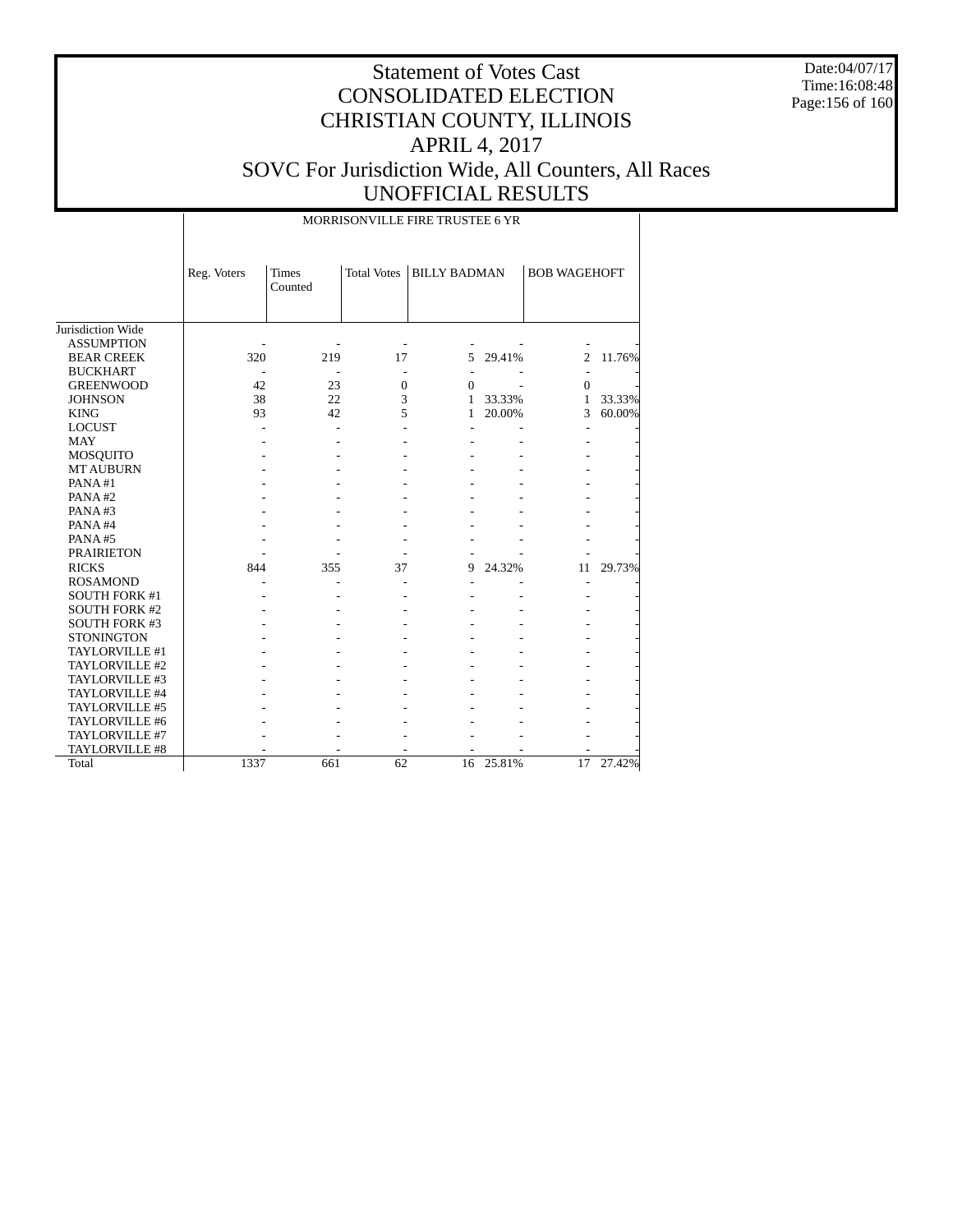# Statement of Votes Cast
# CONSOLIDATED ELECTION
# CHRISTIAN COUNTY, ILLINOIS
# APRIL 4, 2017
# SOVC For Jurisdiction Wide, All Counters, All Races
# UNOFFICIAL RESULTS

Date:04/07/17
Time:16:08:48

| | MORRISONVILLE FIRE TRUSTEE 6 YR | | | | | | |
|---|---|---|---|---|---|---|---|
| | Reg. Voters | Times Counted | Total Votes | BILLY BADMAN | | BOB WAGEHOFT | |
| Jurisdiction Wide | | | | | | | |
| ASSUMPTION | - | - | - | - | - | - | - |
| BEAR CREEK | 320 | 219 | 17 | 5 | 29.41% | 2 | 11.76% |
| BUCKHART | - | - | - | - | - | - | - |
| GREENWOOD | 42 | 23 | 0 | 0 | - | 0 | - |
| JOHNSON | 38 | 22 | 3 | 1 | 33.33% | 1 | 33.33% |
| KING | 93 | 42 | 5 | 1 | 20.00% | 3 | 60.00% |
| LOCUST | - | - | - | - | - | - | - |
| MAY | - | - | - | - | - | - | - |
| MOSQUITO | - | - | - | - | - | - | - |
| MT AUBURN | - | - | - | - | - | - | - |
| PANA #1 | - | - | - | - | - | - | - |
| PANA #2 | - | - | - | - | - | - | - |
| PANA #3 | - | - | - | - | - | - | - |
| PANA #4 | - | - | - | - | - | - | - |
| PANA #5 | - | - | - | - | - | - | - |
| PRAIRIETON | - | - | - | - | - | - | - |
| RICKS | 844 | 355 | 37 | 9 | 24.32% | 11 | 29.73% |
| ROSAMOND | - | - | - | - | - | - | - |
| SOUTH FORK #1 | - | - | - | - | - | - | - |
| SOUTH FORK #2 | - | - | - | - | - | - | - |
| SOUTH FORK #3 | - | - | - | - | - | - | - |
| STONINGTON | - | - | - | - | - | - | - |
| TAYLORVILLE #1 | - | - | - | - | - | - | - |
| TAYLORVILLE #2 | - | - | - | - | - | - | - |
| TAYLORVILLE #3 | - | - | - | - | - | - | - |
| TAYLORVILLE #4 | - | - | - | - | - | - | - |
| TAYLORVILLE #5 | - | - | - | - | - | - | - |
| TAYLORVILLE #6 | - | - | - | - | - | - | - |
| TAYLORVILLE #7 | - | - | - | - | - | - | - |
| TAYLORVILLE #8 | - | - | - | - | - | - | - |
| Total | 1337 | 661 | 62 | 16 | 25.81% | 17 | 27.42% |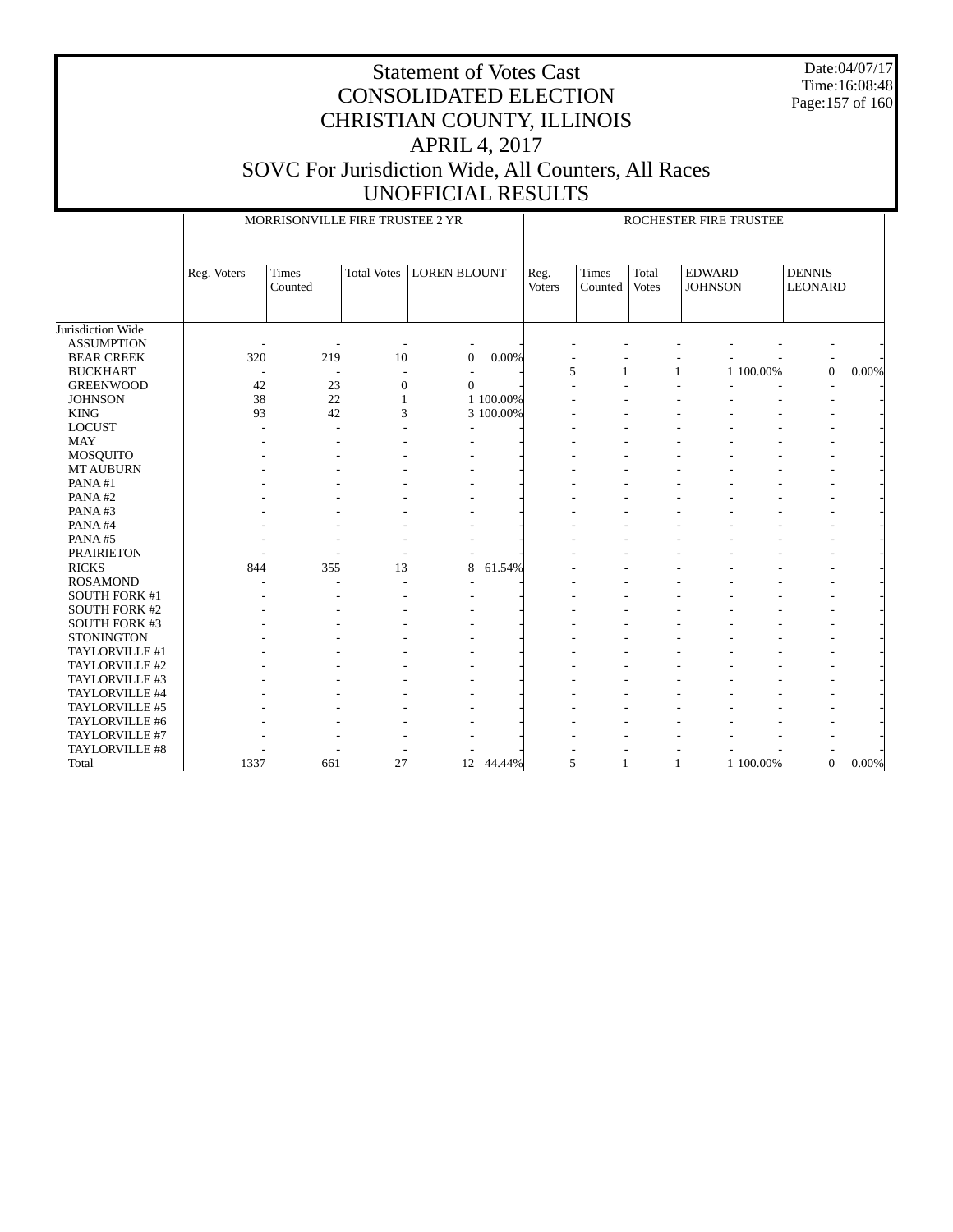# Statement of Votes Cast
## CONSOLIDATED ELECTION
## CHRISTIAN COUNTY, ILLINOIS
## APRIL 4, 2017
## SOVC For Jurisdiction Wide, All Counters, All Races
## UNOFFICIAL RESULTS

Date:04/07/17
Time:16:08:48

| | MORRISONVILLE FIRE TRUSTEE 2 YR | | | | | ROCHESTER FIRE TRUSTEE | | | | | | |
|---|---|---|---|---|---|---|---|---|---|---|---|---|
| | Reg. Voters | Times Counted | Total Votes | LOREN BLOUNT | | Reg. Voters | Times Counted | Total Votes | EDWARD JOHNSON | | DENNIS LEONARD | |
| Jurisdiction Wide | | | | | | | | | | | | |
| ASSUMPTION | - | - | - | - | - | - | - | - | - | - | - | - |
| BEAR CREEK | 320 | 219 | 10 | 0 | 0.00% | - | - | - | - | - | - | - |
| BUCKHART | - | - | - | - | - | 5 | 1 | 1 | 1 | 100.00% | 0 | 0.00% |
| GREENWOOD | 42 | 23 | 0 | 0 | - | - | - | - | - | - | - | - |
| JOHNSON | 38 | 22 | 1 | 1 | 100.00% | - | - | - | - | - | - | - |
| KING | 93 | 42 | 3 | 3 | 100.00% | - | - | - | - | - | - | - |
| LOCUST | - | - | - | - | - | - | - | - | - | - | - | - |
| MAY | - | - | - | - | - | - | - | - | - | - | - | - |
| MOSQUITO | - | - | - | - | - | - | - | - | - | - | - | - |
| MT AUBURN | - | - | - | - | - | - | - | - | - | - | - | - |
| PANA #1 | - | - | - | - | - | - | - | - | - | - | - | - |
| PANA #2 | - | - | - | - | - | - | - | - | - | - | - | - |
| PANA #3 | - | - | - | - | - | - | - | - | - | - | - | - |
| PANA #4 | - | - | - | - | - | - | - | - | - | - | - | - |
| PANA #5 | - | - | - | - | - | - | - | - | - | - | - | - |
| PRAIRIETON | - | - | - | - | - | - | - | - | - | - | - | - |
| RICKS | 844 | 355 | 13 | 8 | 61.54% | - | - | - | - | - | - | - |
| ROSAMOND | - | - | - | - | - | - | - | - | - | - | - | - |
| SOUTH FORK #1 | - | - | - | - | - | - | - | - | - | - | - | - |
| SOUTH FORK #2 | - | - | - | - | - | - | - | - | - | - | - | - |
| SOUTH FORK #3 | - | - | - | - | - | - | - | - | - | - | - | - |
| STONINGTON | - | - | - | - | - | - | - | - | - | - | - | - |
| TAYLORVILLE #1 | - | - | - | - | - | - | - | - | - | - | - | - |
| TAYLORVILLE #2 | - | - | - | - | - | - | - | - | - | - | - | - |
| TAYLORVILLE #3 | - | - | - | - | - | - | - | - | - | - | - | - |
| TAYLORVILLE #4 | - | - | - | - | - | - | - | - | - | - | - | - |
| TAYLORVILLE #5 | - | - | - | - | - | - | - | - | - | - | - | - |
| TAYLORVILLE #6 | - | - | - | - | - | - | - | - | - | - | - | - |
| TAYLORVILLE #7 | - | - | - | - | - | - | - | - | - | - | - | - |
| TAYLORVILLE #8 | - | - | - | - | - | - | - | - | - | - | - | - |
| Total | 1337 | 661 | 27 | 12 | 44.44% | 5 | 1 | 1 | 1 | 100.00% | 0 | 0.00% |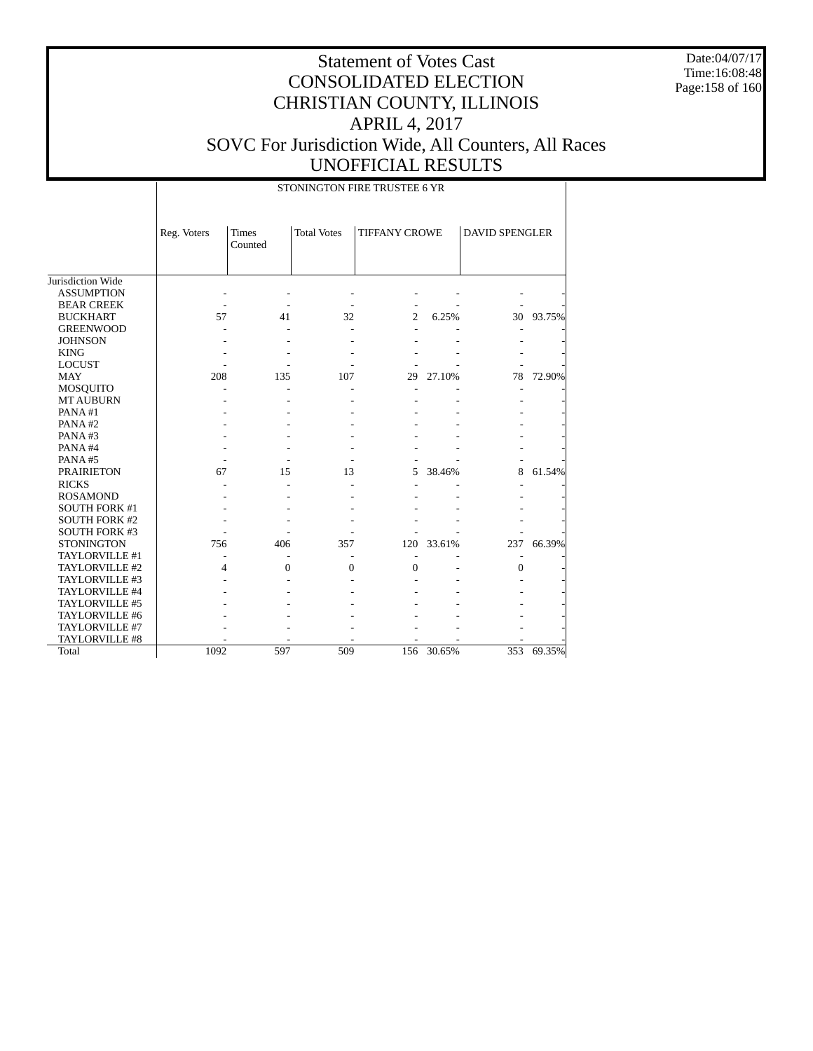# Statement of Votes Cast
# CONSOLIDATED ELECTION
# CHRISTIAN COUNTY, ILLINOIS
# APRIL 4, 2017
# SOVC For Jurisdiction Wide, All Counters, All Races
# UNOFFICIAL RESULTS

Date:04/07/17
Time:16:08:48

| | STONINGTON FIRE TRUSTEE 6 YR | | | | | | |
|---|---|---|---|---|---|---|---|
| | Reg. Voters | Times Counted | Total Votes | TIFFANY CROWE | | DAVID SPENGLER | |
| Jurisdiction Wide | | | | | | | |
| ASSUMPTION | - | - | - | - | - | - | - |
| BEAR CREEK | - | - | - | - | - | - | - |
| BUCKHART | 57 | 41 | 32 | 2 | 6.25% | 30 | 93.75% |
| GREENWOOD | - | - | - | - | - | - | - |
| JOHNSON | - | - | - | - | - | - | - |
| KING | - | - | - | - | - | - | - |
| LOCUST | - | - | - | - | - | - | - |
| MAY | 208 | 135 | 107 | 29 | 27.10% | 78 | 72.90% |
| MOSQUITO | - | - | - | - | - | - | - |
| MT AUBURN | - | - | - | - | - | - | - |
| PANA #1 | - | - | - | - | - | - | - |
| PANA #2 | - | - | - | - | - | - | - |
| PANA #3 | - | - | - | - | - | - | - |
| PANA #4 | - | - | - | - | - | - | - |
| PANA #5 | - | - | - | - | - | - | - |
| PRAIRIETON | 67 | 15 | 13 | 5 | 38.46% | 8 | 61.54% |
| RICKS | - | - | - | - | - | - | - |
| ROSAMOND | - | - | - | - | - | - | - |
| SOUTH FORK #1 | - | - | - | - | - | - | - |
| SOUTH FORK #2 | - | - | - | - | - | - | - |
| SOUTH FORK #3 | - | - | - | - | - | - | - |
| STONINGTON | 756 | 406 | 357 | 120 | 33.61% | 237 | 66.39% |
| TAYLORVILLE #1 | - | - | - | - | - | - | - |
| TAYLORVILLE #2 | 4 | 0 | 0 | 0 | - | 0 | - |
| TAYLORVILLE #3 | - | - | - | - | - | - | - |
| TAYLORVILLE #4 | - | - | - | - | - | - | - |
| TAYLORVILLE #5 | - | - | - | - | - | - | - |
| TAYLORVILLE #6 | - | - | - | - | - | - | - |
| TAYLORVILLE #7 | - | - | - | - | - | - | - |
| TAYLORVILLE #8 | - | - | - | - | - | - | - |
| Total | 1092 | 597 | 509 | 156 | 30.65% | 353 | 69.35% |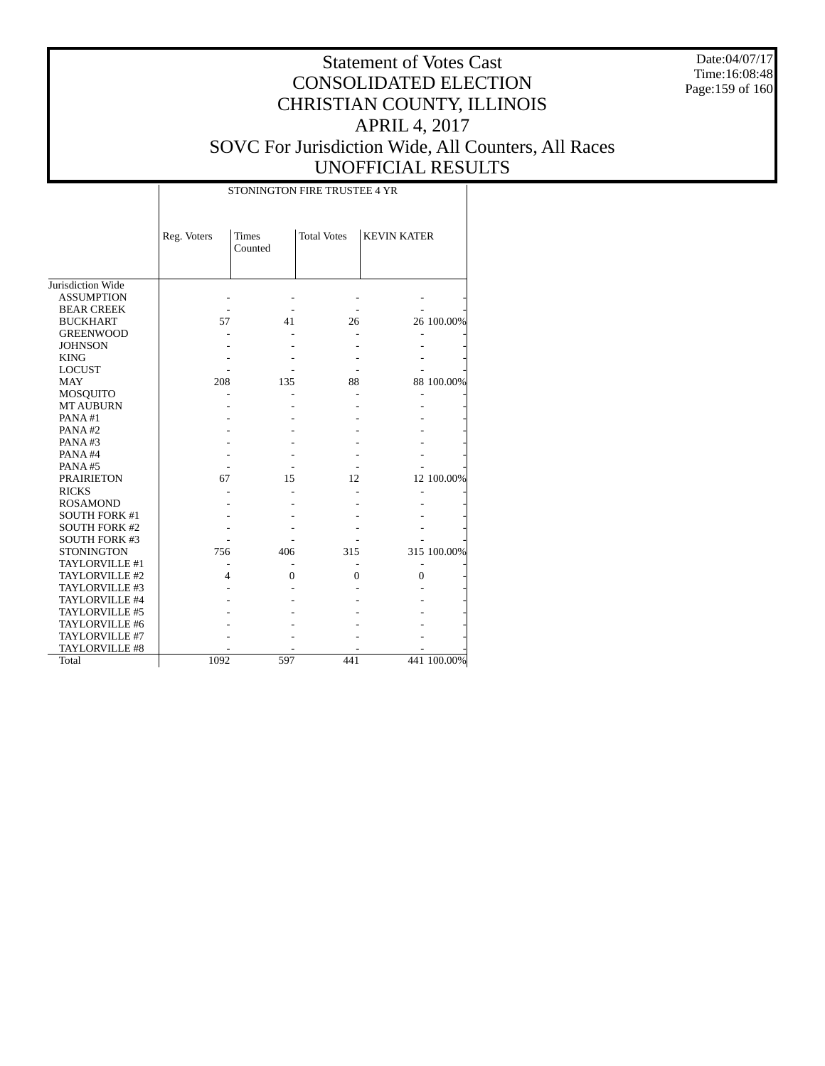# Statement of Votes Cast
# CONSOLIDATED ELECTION
# CHRISTIAN COUNTY, ILLINOIS
# APRIL 4, 2017
# SOVC For Jurisdiction Wide, All Counters, All Races
# UNOFFICIAL RESULTS

Date:04/07/17
Time:16:08:48

| | STONINGTON FIRE TRUSTEE 4 YR | | | | |
|---|---|---|---|---|---|
| | Reg. Voters | Times Counted | Total Votes | KEVIN KATER | |
| Jurisdiction Wide | | | | | |
| ASSUMPTION | - | - | - | - | - |
| BEAR CREEK | - | - | - | - | - |
| BUCKHART | 57 | 41 | 26 | 26 | 100.00% |
| GREENWOOD | - | - | - | - | - |
| JOHNSON | - | - | - | - | - |
| KING | - | - | - | - | - |
| LOCUST | - | - | - | - | - |
| MAY | 208 | 135 | 88 | 88 | 100.00% |
| MOSQUITO | - | - | - | - | - |
| MT AUBURN | - | - | - | - | - |
| PANA #1 | - | - | - | - | - |
| PANA #2 | - | - | - | - | - |
| PANA #3 | - | - | - | - | - |
| PANA #4 | - | - | - | - | - |
| PANA #5 | - | - | - | - | - |
| PRAIRIETON | 67 | 15 | 12 | 12 | 100.00% |
| RICKS | - | - | - | - | - |
| ROSAMOND | - | - | - | - | - |
| SOUTH FORK #1 | - | - | - | - | - |
| SOUTH FORK #2 | - | - | - | - | - |
| SOUTH FORK #3 | - | - | - | - | - |
| STONINGTON | 756 | 406 | 315 | 315 | 100.00% |
| TAYLORVILLE #1 | - | - | - | - | - |
| TAYLORVILLE #2 | 4 | 0 | 0 | 0 | - |
| TAYLORVILLE #3 | - | - | - | - | - |
| TAYLORVILLE #4 | - | - | - | - | - |
| TAYLORVILLE #5 | - | - | - | - | - |
| TAYLORVILLE #6 | - | - | - | - | - |
| TAYLORVILLE #7 | - | - | - | - | - |
| TAYLORVILLE #8 | - | - | - | - | - |
| Total | 1092 | 597 | 441 | 441 | 100.00% |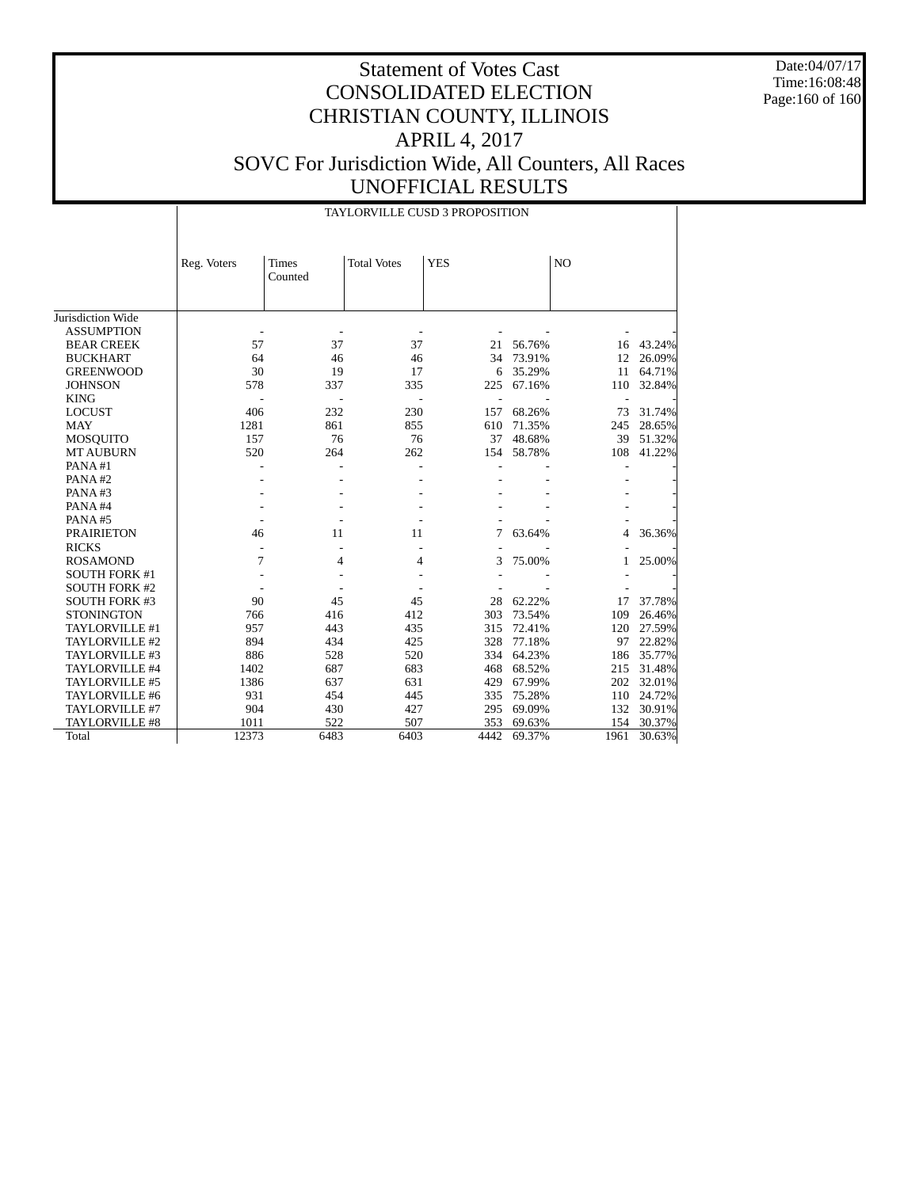# Statement of Votes Cast
# CONSOLIDATED ELECTION
# CHRISTIAN COUNTY, ILLINOIS
# APRIL 4, 2017
# SOVC For Jurisdiction Wide, All Counters, All Races
# UNOFFICIAL RESULTS

Date:04/07/17
Time:16:08:48

TAYLORVILLE CUSD 3 PROPOSITION

| | Reg. Voters | Times Counted | Total Votes | YES | | NO | |
|---|---|---|---|---|---|---|---|
| Jurisdiction Wide | | | | | | | |
| ASSUMPTION | - | - | - | - | - | - | - |
| BEAR CREEK | 57 | 37 | 37 | 21 | 56.76% | 16 | 43.24% |
| BUCKHART | 64 | 46 | 46 | 34 | 73.91% | 12 | 26.09% |
| GREENWOOD | 30 | 19 | 17 | 6 | 35.29% | 11 | 64.71% |
| JOHNSON | 578 | 337 | 335 | 225 | 67.16% | 110 | 32.84% |
| KING | - | - | - | - | - | - | - |
| LOCUST | 406 | 232 | 230 | 157 | 68.26% | 73 | 31.74% |
| MAY | 1281 | 861 | 855 | 610 | 71.35% | 245 | 28.65% |
| MOSQUITO | 157 | 76 | 76 | 37 | 48.68% | 39 | 51.32% |
| MT AUBURN | 520 | 264 | 262 | 154 | 58.78% | 108 | 41.22% |
| PANA #1 | - | - | - | - | - | - | - |
| PANA #2 | - | - | - | - | - | - | - |
| PANA #3 | - | - | - | - | - | - | - |
| PANA #4 | - | - | - | - | - | - | - |
| PANA #5 | - | - | - | - | - | - | - |
| PRAIRIETON | 46 | 11 | 11 | 7 | 63.64% | 4 | 36.36% |
| RICKS | - | - | - | - | - | - | - |
| ROSAMOND | 7 | 4 | 4 | 3 | 75.00% | 1 | 25.00% |
| SOUTH FORK #1 | - | - | - | - | - | - | - |
| SOUTH FORK #2 | - | - | - | - | - | - | - |
| SOUTH FORK #3 | 90 | 45 | 45 | 28 | 62.22% | 17 | 37.78% |
| STONINGTON | 766 | 416 | 412 | 303 | 73.54% | 109 | 26.46% |
| TAYLORVILLE #1 | 957 | 443 | 435 | 315 | 72.41% | 120 | 27.59% |
| TAYLORVILLE #2 | 894 | 434 | 425 | 328 | 77.18% | 97 | 22.82% |
| TAYLORVILLE #3 | 886 | 528 | 520 | 334 | 64.23% | 186 | 35.77% |
| TAYLORVILLE #4 | 1402 | 687 | 683 | 468 | 68.52% | 215 | 31.48% |
| TAYLORVILLE #5 | 1386 | 637 | 631 | 429 | 67.99% | 202 | 32.01% |
| TAYLORVILLE #6 | 931 | 454 | 445 | 335 | 75.28% | 110 | 24.72% |
| TAYLORVILLE #7 | 904 | 430 | 427 | 295 | 69.09% | 132 | 30.91% |
| TAYLORVILLE #8 | 1011 | 522 | 507 | 353 | 69.63% | 154 | 30.37% |
| Total | 12373 | 6483 | 6403 | 4442 | 69.37% | 1961 | 30.63% |